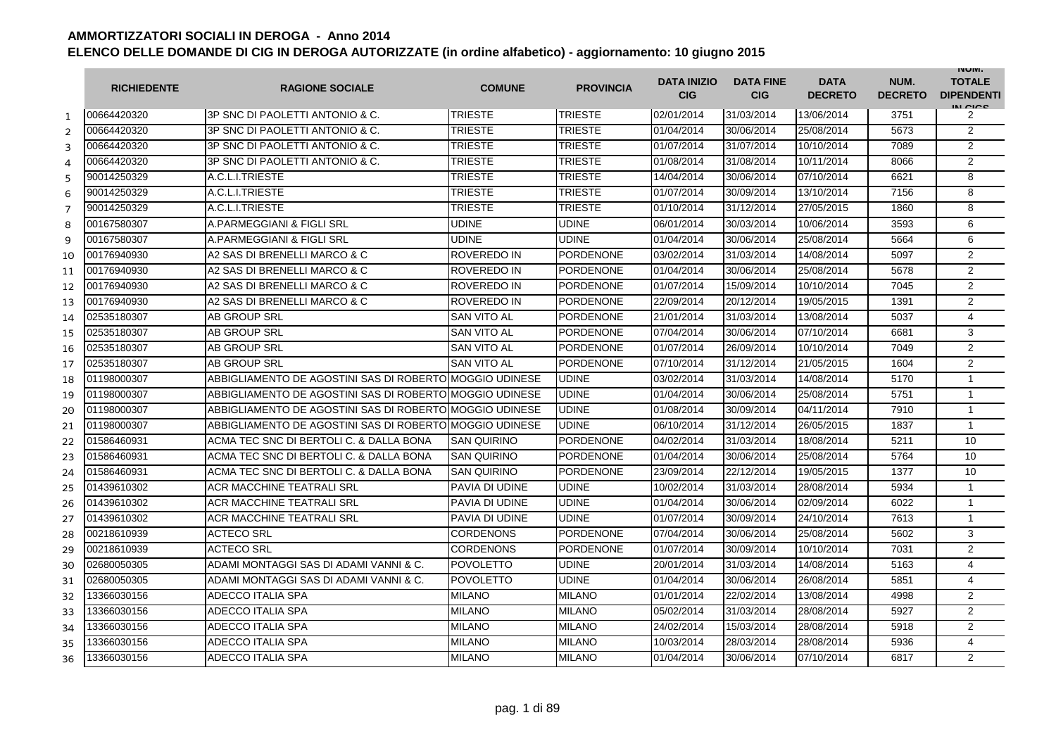# AMMORTIZZATORI SOCIALI IN DEROGA - Anno 2014

## ELENCO DELLE DOMANDE DI CIG IN DEROGA AUTORIZZATE (in ordine alfabetico) - aggiornamento: 10 giugno 2015

| | RICHIEDENTE | RAGIONE SOCIALE | COMUNE | PROVINCIA | DATA INIZIO CIG | DATA FINE CIG | DATA DECRETO | NUM. DECRETO | NUM. TOTALE DIPENDENTI IN CIGS |
|---|---|---|---|---|---|---|---|---|---|
| 1 | 00664420320 | 3P SNC DI PAOLETTI ANTONIO & C. | TRIESTE | TRIESTE | 02/01/2014 | 31/03/2014 | 13/06/2014 | 3751 | 2 |
| 2 | 00664420320 | 3P SNC DI PAOLETTI ANTONIO & C. | TRIESTE | TRIESTE | 01/04/2014 | 30/06/2014 | 25/08/2014 | 5673 | 2 |
| 3 | 00664420320 | 3P SNC DI PAOLETTI ANTONIO & C. | TRIESTE | TRIESTE | 01/07/2014 | 31/07/2014 | 10/10/2014 | 7089 | 2 |
| 4 | 00664420320 | 3P SNC DI PAOLETTI ANTONIO & C. | TRIESTE | TRIESTE | 01/08/2014 | 31/08/2014 | 10/11/2014 | 8066 | 2 |
| 5 | 90014250329 | A.C.L.I.TRIESTE | TRIESTE | TRIESTE | 14/04/2014 | 30/06/2014 | 07/10/2014 | 6621 | 8 |
| 6 | 90014250329 | A.C.L.I.TRIESTE | TRIESTE | TRIESTE | 01/07/2014 | 30/09/2014 | 13/10/2014 | 7156 | 8 |
| 7 | 90014250329 | A.C.L.I.TRIESTE | TRIESTE | TRIESTE | 01/10/2014 | 31/12/2014 | 27/05/2015 | 1860 | 8 |
| 8 | 00167580307 | A.PARMEGGIANI & FIGLI SRL | UDINE | UDINE | 06/01/2014 | 30/03/2014 | 10/06/2014 | 3593 | 6 |
| 9 | 00167580307 | A.PARMEGGIANI & FIGLI SRL | UDINE | UDINE | 01/04/2014 | 30/06/2014 | 25/08/2014 | 5664 | 6 |
| 10 | 00176940930 | A2 SAS DI BRENELLI MARCO & C | ROVEREDO IN | PORDENONE | 03/02/2014 | 31/03/2014 | 14/08/2014 | 5097 | 2 |
| 11 | 00176940930 | A2 SAS DI BRENELLI MARCO & C | ROVEREDO IN | PORDENONE | 01/04/2014 | 30/06/2014 | 25/08/2014 | 5678 | 2 |
| 12 | 00176940930 | A2 SAS DI BRENELLI MARCO & C | ROVEREDO IN | PORDENONE | 01/07/2014 | 15/09/2014 | 10/10/2014 | 7045 | 2 |
| 13 | 00176940930 | A2 SAS DI BRENELLI MARCO & C | ROVEREDO IN | PORDENONE | 22/09/2014 | 20/12/2014 | 19/05/2015 | 1391 | 2 |
| 14 | 02535180307 | AB GROUP SRL | SAN VITO AL | PORDENONE | 21/01/2014 | 31/03/2014 | 13/08/2014 | 5037 | 4 |
| 15 | 02535180307 | AB GROUP SRL | SAN VITO AL | PORDENONE | 07/04/2014 | 30/06/2014 | 07/10/2014 | 6681 | 3 |
| 16 | 02535180307 | AB GROUP SRL | SAN VITO AL | PORDENONE | 01/07/2014 | 26/09/2014 | 10/10/2014 | 7049 | 2 |
| 17 | 02535180307 | AB GROUP SRL | SAN VITO AL | PORDENONE | 07/10/2014 | 31/12/2014 | 21/05/2015 | 1604 | 2 |
| 18 | 01198000307 | ABBIGLIAMENTO DE AGOSTINI SAS DI ROBERTO | MOGGIO UDINESE | UDINE | 03/02/2014 | 31/03/2014 | 14/08/2014 | 5170 | 1 |
| 19 | 01198000307 | ABBIGLIAMENTO DE AGOSTINI SAS DI ROBERTO | MOGGIO UDINESE | UDINE | 01/04/2014 | 30/06/2014 | 25/08/2014 | 5751 | 1 |
| 20 | 01198000307 | ABBIGLIAMENTO DE AGOSTINI SAS DI ROBERTO | MOGGIO UDINESE | UDINE | 01/08/2014 | 30/09/2014 | 04/11/2014 | 7910 | 1 |
| 21 | 01198000307 | ABBIGLIAMENTO DE AGOSTINI SAS DI ROBERTO | MOGGIO UDINESE | UDINE | 06/10/2014 | 31/12/2014 | 26/05/2015 | 1837 | 1 |
| 22 | 01586460931 | ACMA TEC SNC DI BERTOLI C. & DALLA BONA | SAN QUIRINO | PORDENONE | 04/02/2014 | 31/03/2014 | 18/08/2014 | 5211 | 10 |
| 23 | 01586460931 | ACMA TEC SNC DI BERTOLI C. & DALLA BONA | SAN QUIRINO | PORDENONE | 01/04/2014 | 30/06/2014 | 25/08/2014 | 5764 | 10 |
| 24 | 01586460931 | ACMA TEC SNC DI BERTOLI C. & DALLA BONA | SAN QUIRINO | PORDENONE | 23/09/2014 | 22/12/2014 | 19/05/2015 | 1377 | 10 |
| 25 | 01439610302 | ACR MACCHINE TEATRALI SRL | PAVIA DI UDINE | UDINE | 10/02/2014 | 31/03/2014 | 28/08/2014 | 5934 | 1 |
| 26 | 01439610302 | ACR MACCHINE TEATRALI SRL | PAVIA DI UDINE | UDINE | 01/04/2014 | 30/06/2014 | 02/09/2014 | 6022 | 1 |
| 27 | 01439610302 | ACR MACCHINE TEATRALI SRL | PAVIA DI UDINE | UDINE | 01/07/2014 | 30/09/2014 | 24/10/2014 | 7613 | 1 |
| 28 | 00218610939 | ACTECO SRL | CORDENONS | PORDENONE | 07/04/2014 | 30/06/2014 | 25/08/2014 | 5602 | 3 |
| 29 | 00218610939 | ACTECO SRL | CORDENONS | PORDENONE | 01/07/2014 | 30/09/2014 | 10/10/2014 | 7031 | 2 |
| 30 | 02680050305 | ADAMI MONTAGGI SAS DI ADAMI VANNI & C. | POVOLETTO | UDINE | 20/01/2014 | 31/03/2014 | 14/08/2014 | 5163 | 4 |
| 31 | 02680050305 | ADAMI MONTAGGI SAS DI ADAMI VANNI & C. | POVOLETTO | UDINE | 01/04/2014 | 30/06/2014 | 26/08/2014 | 5851 | 4 |
| 32 | 13366030156 | ADECCO ITALIA SPA | MILANO | MILANO | 01/01/2014 | 22/02/2014 | 13/08/2014 | 4998 | 2 |
| 33 | 13366030156 | ADECCO ITALIA SPA | MILANO | MILANO | 05/02/2014 | 31/03/2014 | 28/08/2014 | 5927 | 2 |
| 34 | 13366030156 | ADECCO ITALIA SPA | MILANO | MILANO | 24/02/2014 | 15/03/2014 | 28/08/2014 | 5918 | 2 |
| 35 | 13366030156 | ADECCO ITALIA SPA | MILANO | MILANO | 10/03/2014 | 28/03/2014 | 28/08/2014 | 5936 | 4 |
| 36 | 13366030156 | ADECCO ITALIA SPA | MILANO | MILANO | 01/04/2014 | 30/06/2014 | 07/10/2014 | 6817 | 2 |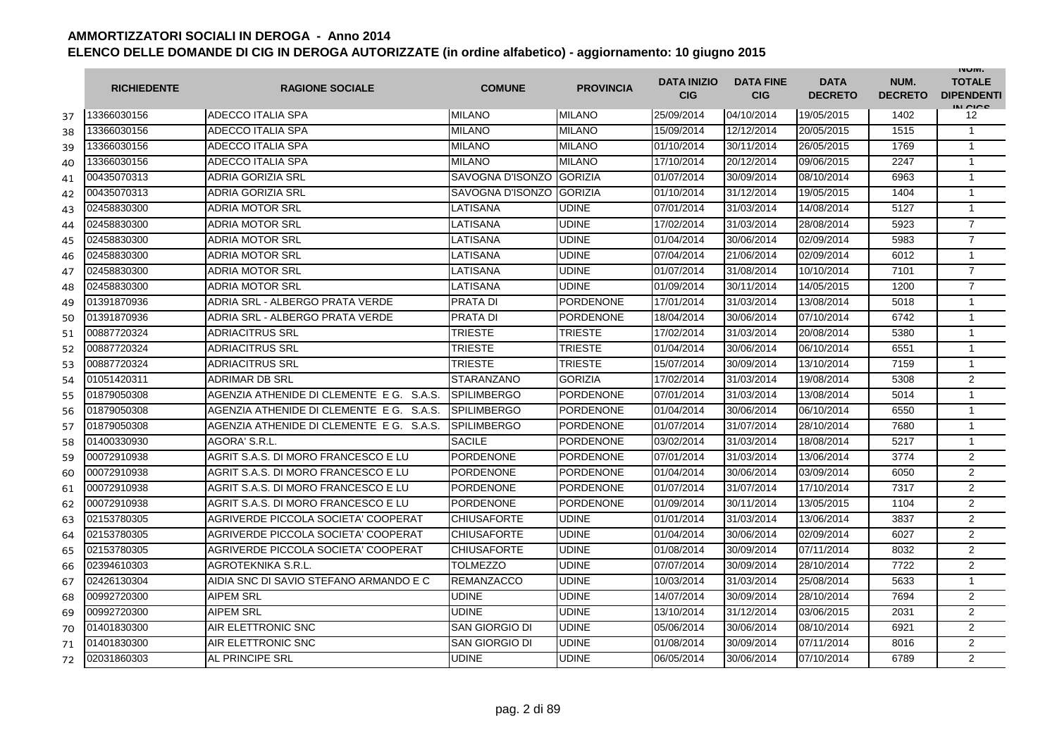# AMMORTIZZATORI SOCIALI IN DEROGA - Anno 2014

## ELENCO DELLE DOMANDE DI CIG IN DEROGA AUTORIZZATE (in ordine alfabetico) - aggiornamento: 10 giugno 2015

| | RICHIEDENTE | RAGIONE SOCIALE | COMUNE | PROVINCIA | DATA INIZIO CIG | DATA FINE CIG | DATA DECRETO | NUM. DECRETO | NUM. TOTALE DIPENDENTI IN CIGS |
|---|---|---|---|---|---|---|---|---|---|
| 37 | 13366030156 | ADECCO ITALIA SPA | MILANO | MILANO | 25/09/2014 | 04/10/2014 | 19/05/2015 | 1402 | 12 |
| 38 | 13366030156 | ADECCO ITALIA SPA | MILANO | MILANO | 15/09/2014 | 12/12/2014 | 20/05/2015 | 1515 | 1 |
| 39 | 13366030156 | ADECCO ITALIA SPA | MILANO | MILANO | 01/10/2014 | 30/11/2014 | 26/05/2015 | 1769 | 1 |
| 40 | 13366030156 | ADECCO ITALIA SPA | MILANO | MILANO | 17/10/2014 | 20/12/2014 | 09/06/2015 | 2247 | 1 |
| 41 | 00435070313 | ADRIA GORIZIA SRL | SAVOGNA D'ISONZO | GORIZIA | 01/07/2014 | 30/09/2014 | 08/10/2014 | 6963 | 1 |
| 42 | 00435070313 | ADRIA GORIZIA SRL | SAVOGNA D'ISONZO | GORIZIA | 01/10/2014 | 31/12/2014 | 19/05/2015 | 1404 | 1 |
| 43 | 02458830300 | ADRIA MOTOR SRL | LATISANA | UDINE | 07/01/2014 | 31/03/2014 | 14/08/2014 | 5127 | 1 |
| 44 | 02458830300 | ADRIA MOTOR SRL | LATISANA | UDINE | 17/02/2014 | 31/03/2014 | 28/08/2014 | 5923 | 7 |
| 45 | 02458830300 | ADRIA MOTOR SRL | LATISANA | UDINE | 01/04/2014 | 30/06/2014 | 02/09/2014 | 5983 | 7 |
| 46 | 02458830300 | ADRIA MOTOR SRL | LATISANA | UDINE | 07/04/2014 | 21/06/2014 | 02/09/2014 | 6012 | 1 |
| 47 | 02458830300 | ADRIA MOTOR SRL | LATISANA | UDINE | 01/07/2014 | 31/08/2014 | 10/10/2014 | 7101 | 7 |
| 48 | 02458830300 | ADRIA MOTOR SRL | LATISANA | UDINE | 01/09/2014 | 30/11/2014 | 14/05/2015 | 1200 | 7 |
| 49 | 01391870936 | ADRIA SRL - ALBERGO PRATA VERDE | PRATA DI | PORDENONE | 17/01/2014 | 31/03/2014 | 13/08/2014 | 5018 | 1 |
| 50 | 01391870936 | ADRIA SRL - ALBERGO PRATA VERDE | PRATA DI | PORDENONE | 18/04/2014 | 30/06/2014 | 07/10/2014 | 6742 | 1 |
| 51 | 00887720324 | ADRIACITRUS SRL | TRIESTE | TRIESTE | 17/02/2014 | 31/03/2014 | 20/08/2014 | 5380 | 1 |
| 52 | 00887720324 | ADRIACITRUS SRL | TRIESTE | TRIESTE | 01/04/2014 | 30/06/2014 | 06/10/2014 | 6551 | 1 |
| 53 | 00887720324 | ADRIACITRUS SRL | TRIESTE | TRIESTE | 15/07/2014 | 30/09/2014 | 13/10/2014 | 7159 | 1 |
| 54 | 01051420311 | ADRIMAR DB SRL | STARANZANO | GORIZIA | 17/02/2014 | 31/03/2014 | 19/08/2014 | 5308 | 2 |
| 55 | 01879050308 | AGENZIA ATHENIDE DI CLEMENTE E G. S.A.S. | SPILIMBERGO | PORDENONE | 07/01/2014 | 31/03/2014 | 13/08/2014 | 5014 | 1 |
| 56 | 01879050308 | AGENZIA ATHENIDE DI CLEMENTE E G. S.A.S. | SPILIMBERGO | PORDENONE | 01/04/2014 | 30/06/2014 | 06/10/2014 | 6550 | 1 |
| 57 | 01879050308 | AGENZIA ATHENIDE DI CLEMENTE E G. S.A.S. | SPILIMBERGO | PORDENONE | 01/07/2014 | 31/07/2014 | 28/10/2014 | 7680 | 1 |
| 58 | 01400330930 | AGORA' S.R.L. | SACILE | PORDENONE | 03/02/2014 | 31/03/2014 | 18/08/2014 | 5217 | 1 |
| 59 | 00072910938 | AGRIT S.A.S. DI MORO FRANCESCO E LU | PORDENONE | PORDENONE | 07/01/2014 | 31/03/2014 | 13/06/2014 | 3774 | 2 |
| 60 | 00072910938 | AGRIT S.A.S. DI MORO FRANCESCO E LU | PORDENONE | PORDENONE | 01/04/2014 | 30/06/2014 | 03/09/2014 | 6050 | 2 |
| 61 | 00072910938 | AGRIT S.A.S. DI MORO FRANCESCO E LU | PORDENONE | PORDENONE | 01/07/2014 | 31/07/2014 | 17/10/2014 | 7317 | 2 |
| 62 | 00072910938 | AGRIT S.A.S. DI MORO FRANCESCO E LU | PORDENONE | PORDENONE | 01/09/2014 | 30/11/2014 | 13/05/2015 | 1104 | 2 |
| 63 | 02153780305 | AGRIVERDE PICCOLA SOCIETA' COOPERAT | CHIUSAFORTE | UDINE | 01/01/2014 | 31/03/2014 | 13/06/2014 | 3837 | 2 |
| 64 | 02153780305 | AGRIVERDE PICCOLA SOCIETA' COOPERAT | CHIUSAFORTE | UDINE | 01/04/2014 | 30/06/2014 | 02/09/2014 | 6027 | 2 |
| 65 | 02153780305 | AGRIVERDE PICCOLA SOCIETA' COOPERAT | CHIUSAFORTE | UDINE | 01/08/2014 | 30/09/2014 | 07/11/2014 | 8032 | 2 |
| 66 | 02394610303 | AGROTEKNIKA S.R.L. | TOLMEZZO | UDINE | 07/07/2014 | 30/09/2014 | 28/10/2014 | 7722 | 2 |
| 67 | 02426130304 | AIDIA SNC DI SAVIO STEFANO ARMANDO E C | REMANZACCO | UDINE | 10/03/2014 | 31/03/2014 | 25/08/2014 | 5633 | 1 |
| 68 | 00992720300 | AIPEM SRL | UDINE | UDINE | 14/07/2014 | 30/09/2014 | 28/10/2014 | 7694 | 2 |
| 69 | 00992720300 | AIPEM SRL | UDINE | UDINE | 13/10/2014 | 31/12/2014 | 03/06/2015 | 2031 | 2 |
| 70 | 01401830300 | AIR ELETTRONIC SNC | SAN GIORGIO DI | UDINE | 05/06/2014 | 30/06/2014 | 08/10/2014 | 6921 | 2 |
| 71 | 01401830300 | AIR ELETTRONIC SNC | SAN GIORGIO DI | UDINE | 01/08/2014 | 30/09/2014 | 07/11/2014 | 8016 | 2 |
| 72 | 02031860303 | AL PRINCIPE SRL | UDINE | UDINE | 06/05/2014 | 30/06/2014 | 07/10/2014 | 6789 | 2 |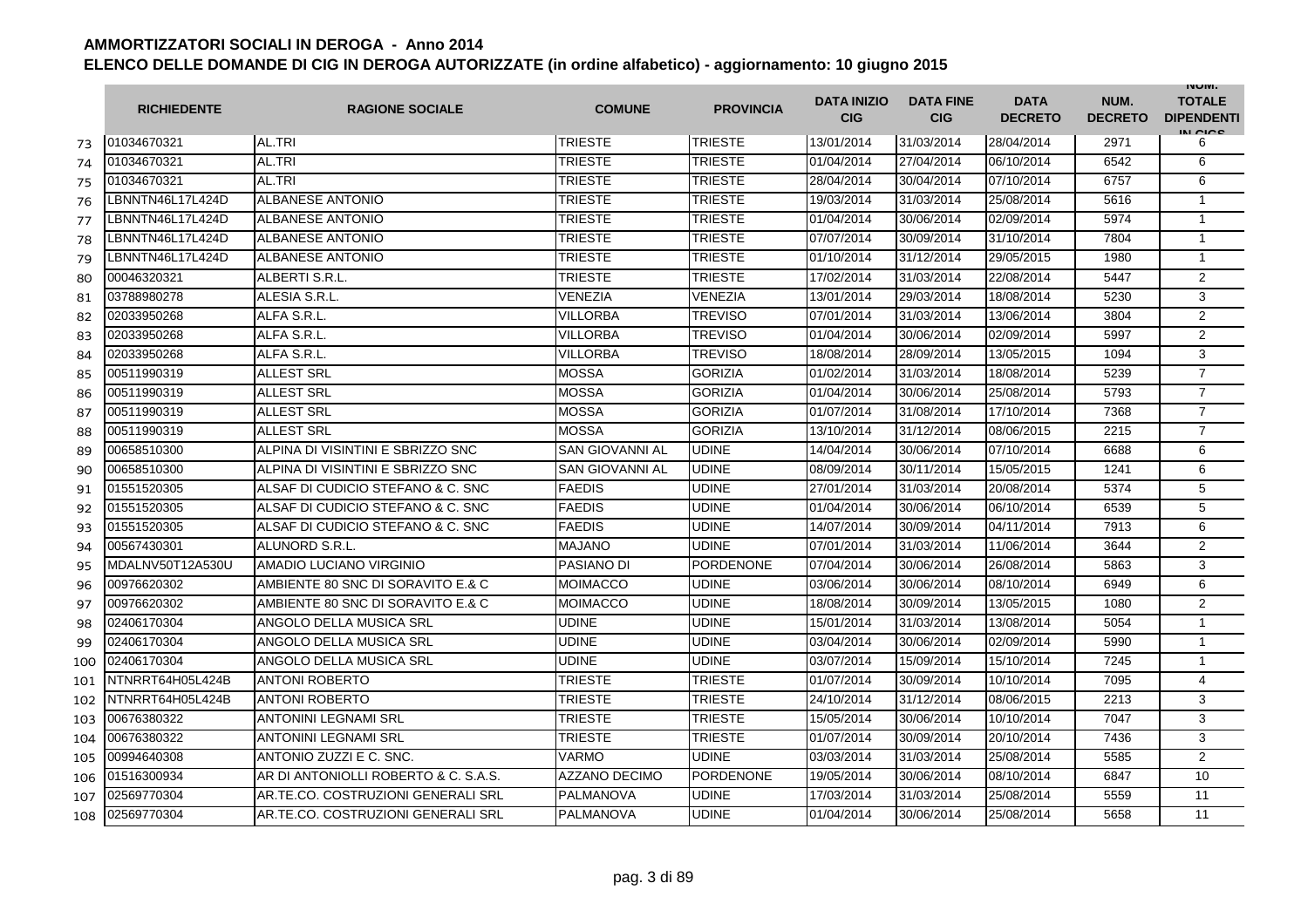## AMMORTIZZATORI SOCIALI IN DEROGA - Anno 2014

### ELENCO DELLE DOMANDE DI CIG IN DEROGA AUTORIZZATE (in ordine alfabetico) - aggiornamento: 10 giugno 2015

| | RICHIEDENTE | RAGIONE SOCIALE | COMUNE | PROVINCIA | DATA INIZIO CIG | DATA FINE CIG | DATA DECRETO | NUM. DECRETO | NUM. TOTALE DIPENDENTI IN CIGS |
|---|---|---|---|---|---|---|---|---|---|
| 73 | 01034670321 | AL.TRI | TRIESTE | TRIESTE | 13/01/2014 | 31/03/2014 | 28/04/2014 | 2971 | 6 |
| 74 | 01034670321 | AL.TRI | TRIESTE | TRIESTE | 01/04/2014 | 27/04/2014 | 06/10/2014 | 6542 | 6 |
| 75 | 01034670321 | AL.TRI | TRIESTE | TRIESTE | 28/04/2014 | 30/04/2014 | 07/10/2014 | 6757 | 6 |
| 76 | LBNNTN46L17L424D | ALBANESE ANTONIO | TRIESTE | TRIESTE | 19/03/2014 | 31/03/2014 | 25/08/2014 | 5616 | 1 |
| 77 | LBNNTN46L17L424D | ALBANESE ANTONIO | TRIESTE | TRIESTE | 01/04/2014 | 30/06/2014 | 02/09/2014 | 5974 | 1 |
| 78 | LBNNTN46L17L424D | ALBANESE ANTONIO | TRIESTE | TRIESTE | 07/07/2014 | 30/09/2014 | 31/10/2014 | 7804 | 1 |
| 79 | LBNNTN46L17L424D | ALBANESE ANTONIO | TRIESTE | TRIESTE | 01/10/2014 | 31/12/2014 | 29/05/2015 | 1980 | 1 |
| 80 | 00046320321 | ALBERTI S.R.L. | TRIESTE | TRIESTE | 17/02/2014 | 31/03/2014 | 22/08/2014 | 5447 | 2 |
| 81 | 03788980278 | ALESIA S.R.L. | VENEZIA | VENEZIA | 13/01/2014 | 29/03/2014 | 18/08/2014 | 5230 | 3 |
| 82 | 02033950268 | ALFA S.R.L. | VILLORBA | TREVISO | 07/01/2014 | 31/03/2014 | 13/06/2014 | 3804 | 2 |
| 83 | 02033950268 | ALFA S.R.L. | VILLORBA | TREVISO | 01/04/2014 | 30/06/2014 | 02/09/2014 | 5997 | 2 |
| 84 | 02033950268 | ALFA S.R.L. | VILLORBA | TREVISO | 18/08/2014 | 28/09/2014 | 13/05/2015 | 1094 | 3 |
| 85 | 00511990319 | ALLEST SRL | MOSSA | GORIZIA | 01/02/2014 | 31/03/2014 | 18/08/2014 | 5239 | 7 |
| 86 | 00511990319 | ALLEST SRL | MOSSA | GORIZIA | 01/04/2014 | 30/06/2014 | 25/08/2014 | 5793 | 7 |
| 87 | 00511990319 | ALLEST SRL | MOSSA | GORIZIA | 01/07/2014 | 31/08/2014 | 17/10/2014 | 7368 | 7 |
| 88 | 00511990319 | ALLEST SRL | MOSSA | GORIZIA | 13/10/2014 | 31/12/2014 | 08/06/2015 | 2215 | 7 |
| 89 | 00658510300 | ALPINA DI VISINTINI E SBRIZZO SNC | SAN GIOVANNI AL | UDINE | 14/04/2014 | 30/06/2014 | 07/10/2014 | 6688 | 6 |
| 90 | 00658510300 | ALPINA DI VISINTINI E SBRIZZO SNC | SAN GIOVANNI AL | UDINE | 08/09/2014 | 30/11/2014 | 15/05/2015 | 1241 | 6 |
| 91 | 01551520305 | ALSAF DI CUDICIO STEFANO & C. SNC | FAEDIS | UDINE | 27/01/2014 | 31/03/2014 | 20/08/2014 | 5374 | 5 |
| 92 | 01551520305 | ALSAF DI CUDICIO STEFANO & C. SNC | FAEDIS | UDINE | 01/04/2014 | 30/06/2014 | 06/10/2014 | 6539 | 5 |
| 93 | 01551520305 | ALSAF DI CUDICIO STEFANO & C. SNC | FAEDIS | UDINE | 14/07/2014 | 30/09/2014 | 04/11/2014 | 7913 | 6 |
| 94 | 00567430301 | ALUNORD S.R.L. | MAJANO | UDINE | 07/01/2014 | 31/03/2014 | 11/06/2014 | 3644 | 2 |
| 95 | MDALNV50T12A530U | AMADIO LUCIANO VIRGINIO | PASIANO DI | PORDENONE | 07/04/2014 | 30/06/2014 | 26/08/2014 | 5863 | 3 |
| 96 | 00976620302 | AMBIENTE 80 SNC DI SORAVITO E.& C | MOIMACCO | UDINE | 03/06/2014 | 30/06/2014 | 08/10/2014 | 6949 | 6 |
| 97 | 00976620302 | AMBIENTE 80 SNC DI SORAVITO E.& C | MOIMACCO | UDINE | 18/08/2014 | 30/09/2014 | 13/05/2015 | 1080 | 2 |
| 98 | 02406170304 | ANGOLO DELLA MUSICA SRL | UDINE | UDINE | 15/01/2014 | 31/03/2014 | 13/08/2014 | 5054 | 1 |
| 99 | 02406170304 | ANGOLO DELLA MUSICA SRL | UDINE | UDINE | 03/04/2014 | 30/06/2014 | 02/09/2014 | 5990 | 1 |
| 100 | 02406170304 | ANGOLO DELLA MUSICA SRL | UDINE | UDINE | 03/07/2014 | 15/09/2014 | 15/10/2014 | 7245 | 1 |
| 101 | NTNRRT64H05L424B | ANTONI ROBERTO | TRIESTE | TRIESTE | 01/07/2014 | 30/09/2014 | 10/10/2014 | 7095 | 4 |
| 102 | NTNRRT64H05L424B | ANTONI ROBERTO | TRIESTE | TRIESTE | 24/10/2014 | 31/12/2014 | 08/06/2015 | 2213 | 3 |
| 103 | 00676380322 | ANTONINI LEGNAMI SRL | TRIESTE | TRIESTE | 15/05/2014 | 30/06/2014 | 10/10/2014 | 7047 | 3 |
| 104 | 00676380322 | ANTONINI LEGNAMI SRL | TRIESTE | TRIESTE | 01/07/2014 | 30/09/2014 | 20/10/2014 | 7436 | 3 |
| 105 | 00994640308 | ANTONIO ZUZZI E C. SNC. | VARMO | UDINE | 03/03/2014 | 31/03/2014 | 25/08/2014 | 5585 | 2 |
| 106 | 01516300934 | AR DI ANTONIOLLI ROBERTO & C. S.A.S. | AZZANO DECIMO | PORDENONE | 19/05/2014 | 30/06/2014 | 08/10/2014 | 6847 | 10 |
| 107 | 02569770304 | AR.TE.CO. COSTRUZIONI GENERALI SRL | PALMANOVA | UDINE | 17/03/2014 | 31/03/2014 | 25/08/2014 | 5559 | 11 |
| 108 | 02569770304 | AR.TE.CO. COSTRUZIONI GENERALI SRL | PALMANOVA | UDINE | 01/04/2014 | 30/06/2014 | 25/08/2014 | 5658 | 11 |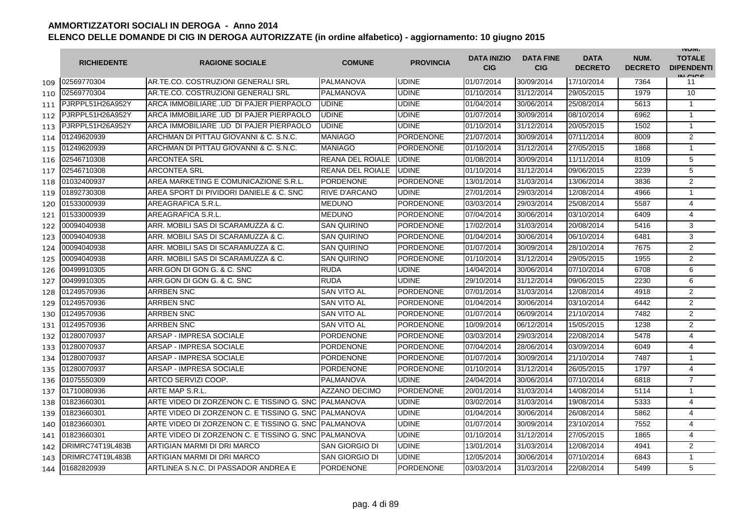# AMMORTIZZATORI SOCIALI IN DEROGA - Anno 2014

## ELENCO DELLE DOMANDE DI CIG IN DEROGA AUTORIZZATE (in ordine alfabetico) - aggiornamento: 10 giugno 2015

| | RICHIEDENTE | RAGIONE SOCIALE | COMUNE | PROVINCIA | DATA INIZIO CIG | DATA FINE CIG | DATA DECRETO | NUM. DECRETO | NUM. TOTALE DIPENDENTI IN CIGS |
|---|---|---|---|---|---|---|---|---|---|
| 109 | 02569770304 | AR.TE.CO. COSTRUZIONI GENERALI SRL | PALMANOVA | UDINE | 01/07/2014 | 30/09/2014 | 17/10/2014 | 7364 | 11 |
| 110 | 02569770304 | AR.TE.CO. COSTRUZIONI GENERALI SRL | PALMANOVA | UDINE | 01/10/2014 | 31/12/2014 | 29/05/2015 | 1979 | 10 |
| 111 | PJRPPL51H26A952Y | ARCA IMMOBILIARE .UD DI PAJER PIERPAOLO | UDINE | UDINE | 01/04/2014 | 30/06/2014 | 25/08/2014 | 5613 | 1 |
| 112 | PJRPPL51H26A952Y | ARCA IMMOBILIARE .UD DI PAJER PIERPAOLO | UDINE | UDINE | 01/07/2014 | 30/09/2014 | 08/10/2014 | 6962 | 1 |
| 113 | PJRPPL51H26A952Y | ARCA IMMOBILIARE .UD DI PAJER PIERPAOLO | UDINE | UDINE | 01/10/2014 | 31/12/2014 | 20/05/2015 | 1502 | 1 |
| 114 | 01249620939 | ARCHMAN DI PITTAU GIOVANNI & C. S.N.C. | MANIAGO | PORDENONE | 21/07/2014 | 30/09/2014 | 07/11/2014 | 8009 | 2 |
| 115 | 01249620939 | ARCHMAN DI PITTAU GIOVANNI & C. S.N.C. | MANIAGO | PORDENONE | 01/10/2014 | 31/12/2014 | 27/05/2015 | 1868 | 1 |
| 116 | 02546710308 | ARCONTEA SRL | REANA DEL ROIALE | UDINE | 01/08/2014 | 30/09/2014 | 11/11/2014 | 8109 | 5 |
| 117 | 02546710308 | ARCONTEA SRL | REANA DEL ROIALE | UDINE | 01/10/2014 | 31/12/2014 | 09/06/2015 | 2239 | 5 |
| 118 | 01032400937 | AREA MARKETING E COMUNICAZIONE S.R.L. | PORDENONE | PORDENONE | 13/01/2014 | 31/03/2014 | 13/06/2014 | 3836 | 2 |
| 119 | 01892730308 | AREA SPORT DI PIVIDORI DANIELE & C. SNC | RIVE D'ARCANO | UDINE | 27/01/2014 | 29/03/2014 | 12/08/2014 | 4966 | 1 |
| 120 | 01533000939 | AREAGRAFICA S.R.L. | MEDUNO | PORDENONE | 03/03/2014 | 29/03/2014 | 25/08/2014 | 5587 | 4 |
| 121 | 01533000939 | AREAGRAFICA S.R.L. | MEDUNO | PORDENONE | 07/04/2014 | 30/06/2014 | 03/10/2014 | 6409 | 4 |
| 122 | 00094040938 | ARR. MOBILI SAS DI SCARAMUZZA & C. | SAN QUIRINO | PORDENONE | 17/02/2014 | 31/03/2014 | 20/08/2014 | 5416 | 3 |
| 123 | 00094040938 | ARR. MOBILI SAS DI SCARAMUZZA & C. | SAN QUIRINO | PORDENONE | 01/04/2014 | 30/06/2014 | 06/10/2014 | 6481 | 3 |
| 124 | 00094040938 | ARR. MOBILI SAS DI SCARAMUZZA & C. | SAN QUIRINO | PORDENONE | 01/07/2014 | 30/09/2014 | 28/10/2014 | 7675 | 2 |
| 125 | 00094040938 | ARR. MOBILI SAS DI SCARAMUZZA & C. | SAN QUIRINO | PORDENONE | 01/10/2014 | 31/12/2014 | 29/05/2015 | 1955 | 2 |
| 126 | 00499910305 | ARR.GON DI GON G. & C. SNC | RUDA | UDINE | 14/04/2014 | 30/06/2014 | 07/10/2014 | 6708 | 6 |
| 127 | 00499910305 | ARR.GON DI GON G. & C. SNC | RUDA | UDINE | 29/10/2014 | 31/12/2014 | 09/06/2015 | 2230 | 6 |
| 128 | 01249570936 | ARRBEN SNC | SAN VITO AL | PORDENONE | 07/01/2014 | 31/03/2014 | 12/08/2014 | 4918 | 2 |
| 129 | 01249570936 | ARRBEN SNC | SAN VITO AL | PORDENONE | 01/04/2014 | 30/06/2014 | 03/10/2014 | 6442 | 2 |
| 130 | 01249570936 | ARRBEN SNC | SAN VITO AL | PORDENONE | 01/07/2014 | 06/09/2014 | 21/10/2014 | 7482 | 2 |
| 131 | 01249570936 | ARRBEN SNC | SAN VITO AL | PORDENONE | 10/09/2014 | 06/12/2014 | 15/05/2015 | 1238 | 2 |
| 132 | 01280070937 | ARSAP - IMPRESA SOCIALE | PORDENONE | PORDENONE | 03/03/2014 | 29/03/2014 | 22/08/2014 | 5478 | 4 |
| 133 | 01280070937 | ARSAP - IMPRESA SOCIALE | PORDENONE | PORDENONE | 07/04/2014 | 28/06/2014 | 03/09/2014 | 6049 | 4 |
| 134 | 01280070937 | ARSAP - IMPRESA SOCIALE | PORDENONE | PORDENONE | 01/07/2014 | 30/09/2014 | 21/10/2014 | 7487 | 1 |
| 135 | 01280070937 | ARSAP - IMPRESA SOCIALE | PORDENONE | PORDENONE | 01/10/2014 | 31/12/2014 | 26/05/2015 | 1797 | 4 |
| 136 | 01075550309 | ARTCO SERVIZI COOP. | PALMANOVA | UDINE | 24/04/2014 | 30/06/2014 | 07/10/2014 | 6818 | 7 |
| 137 | 01710080936 | ARTE MAP S.R.L. | AZZANO DECIMO | PORDENONE | 20/01/2014 | 31/03/2014 | 14/08/2014 | 5114 | 1 |
| 138 | 01823660301 | ARTE VIDEO DI ZORZENON C. E TISSINO G. SNC | PALMANOVA | UDINE | 03/02/2014 | 31/03/2014 | 19/08/2014 | 5333 | 4 |
| 139 | 01823660301 | ARTE VIDEO DI ZORZENON C. E TISSINO G. SNC | PALMANOVA | UDINE | 01/04/2014 | 30/06/2014 | 26/08/2014 | 5862 | 4 |
| 140 | 01823660301 | ARTE VIDEO DI ZORZENON C. E TISSINO G. SNC | PALMANOVA | UDINE | 01/07/2014 | 30/09/2014 | 23/10/2014 | 7552 | 4 |
| 141 | 01823660301 | ARTE VIDEO DI ZORZENON C. E TISSINO G. SNC | PALMANOVA | UDINE | 01/10/2014 | 31/12/2014 | 27/05/2015 | 1865 | 4 |
| 142 | DRIMRC74T19L483B | ARTIGIAN MARMI DI DRI MARCO | SAN GIORGIO DI | UDINE | 13/01/2014 | 31/03/2014 | 12/08/2014 | 4941 | 2 |
| 143 | DRIMRC74T19L483B | ARTIGIAN MARMI DI DRI MARCO | SAN GIORGIO DI | UDINE | 12/05/2014 | 30/06/2014 | 07/10/2014 | 6843 | 1 |
| 144 | 01682820939 | ARTLINEA S.N.C. DI PASSADOR ANDREA E | PORDENONE | PORDENONE | 03/03/2014 | 31/03/2014 | 22/08/2014 | 5499 | 5 |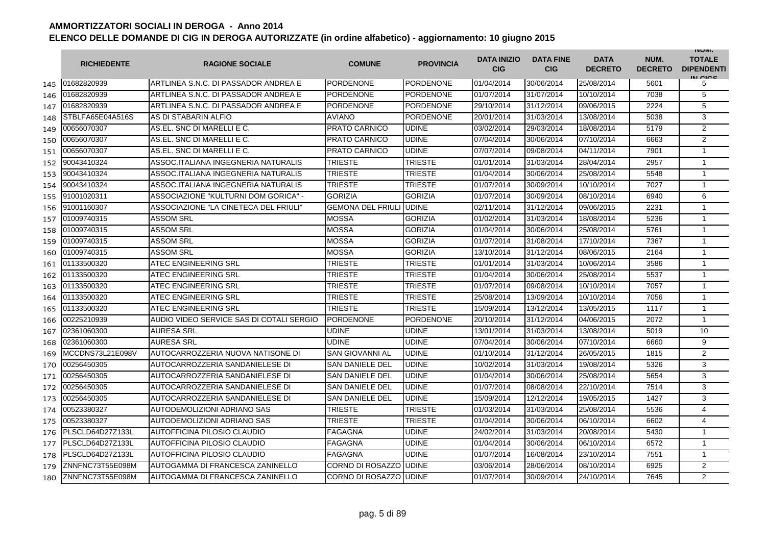# AMMORTIZZATORI SOCIALI IN DEROGA - Anno 2014

## ELENCO DELLE DOMANDE DI CIG IN DEROGA AUTORIZZATE (in ordine alfabetico) - aggiornamento: 10 giugno 2015

| | RICHIEDENTE | RAGIONE SOCIALE | COMUNE | PROVINCIA | DATA INIZIO CIG | DATA FINE CIG | DATA DECRETO | NUM. DECRETO | NUM. TOTALE DIPENDENTI IN CIGS |
|---|---|---|---|---|---|---|---|---|---|
| 145 | 01682820939 | ARTLINEA S.N.C. DI PASSADOR ANDREA E | PORDENONE | PORDENONE | 01/04/2014 | 30/06/2014 | 25/08/2014 | 5601 | 5 |
| 146 | 01682820939 | ARTLINEA S.N.C. DI PASSADOR ANDREA E | PORDENONE | PORDENONE | 01/07/2014 | 31/07/2014 | 10/10/2014 | 7038 | 5 |
| 147 | 01682820939 | ARTLINEA S.N.C. DI PASSADOR ANDREA E | PORDENONE | PORDENONE | 29/10/2014 | 31/12/2014 | 09/06/2015 | 2224 | 5 |
| 148 | STBLFA65E04A516S | AS DI STABARIN ALFIO | AVIANO | PORDENONE | 20/01/2014 | 31/03/2014 | 13/08/2014 | 5038 | 3 |
| 149 | 00656070307 | AS.EL. SNC DI MARELLI E C. | PRATO CARNICO | UDINE | 03/02/2014 | 29/03/2014 | 18/08/2014 | 5179 | 2 |
| 150 | 00656070307 | AS.EL. SNC DI MARELLI E C. | PRATO CARNICO | UDINE | 07/04/2014 | 30/06/2014 | 07/10/2014 | 6663 | 2 |
| 151 | 00656070307 | AS.EL. SNC DI MARELLI E C. | PRATO CARNICO | UDINE | 07/07/2014 | 09/08/2014 | 04/11/2014 | 7901 | 1 |
| 152 | 90043410324 | ASSOC.ITALIANA INGEGNERIA NATURALIS | TRIESTE | TRIESTE | 01/01/2014 | 31/03/2014 | 28/04/2014 | 2957 | 1 |
| 153 | 90043410324 | ASSOC.ITALIANA INGEGNERIA NATURALIS | TRIESTE | TRIESTE | 01/04/2014 | 30/06/2014 | 25/08/2014 | 5548 | 1 |
| 154 | 90043410324 | ASSOC.ITALIANA INGEGNERIA NATURALIS | TRIESTE | TRIESTE | 01/07/2014 | 30/09/2014 | 10/10/2014 | 7027 | 1 |
| 155 | 91001020311 | ASSOCIAZIONE "KULTURNI DOM GORICA" - | GORIZIA | GORIZIA | 01/07/2014 | 30/09/2014 | 08/10/2014 | 6940 | 6 |
| 156 | 91001160307 | ASSOCIAZIONE "LA CINETECA DEL FRIULI" | GEMONA DEL FRIULI | UDINE | 02/11/2014 | 31/12/2014 | 09/06/2015 | 2231 | 1 |
| 157 | 01009740315 | ASSOM SRL | MOSSA | GORIZIA | 01/02/2014 | 31/03/2014 | 18/08/2014 | 5236 | 1 |
| 158 | 01009740315 | ASSOM SRL | MOSSA | GORIZIA | 01/04/2014 | 30/06/2014 | 25/08/2014 | 5761 | 1 |
| 159 | 01009740315 | ASSOM SRL | MOSSA | GORIZIA | 01/07/2014 | 31/08/2014 | 17/10/2014 | 7367 | 1 |
| 160 | 01009740315 | ASSOM SRL | MOSSA | GORIZIA | 13/10/2014 | 31/12/2014 | 08/06/2015 | 2164 | 1 |
| 161 | 01133500320 | ATEC ENGINEERING SRL | TRIESTE | TRIESTE | 01/01/2014 | 31/03/2014 | 10/06/2014 | 3586 | 1 |
| 162 | 01133500320 | ATEC ENGINEERING SRL | TRIESTE | TRIESTE | 01/04/2014 | 30/06/2014 | 25/08/2014 | 5537 | 1 |
| 163 | 01133500320 | ATEC ENGINEERING SRL | TRIESTE | TRIESTE | 01/07/2014 | 09/08/2014 | 10/10/2014 | 7057 | 1 |
| 164 | 01133500320 | ATEC ENGINEERING SRL | TRIESTE | TRIESTE | 25/08/2014 | 13/09/2014 | 10/10/2014 | 7056 | 1 |
| 165 | 01133500320 | ATEC ENGINEERING SRL | TRIESTE | TRIESTE | 15/09/2014 | 13/12/2014 | 13/05/2015 | 1117 | 1 |
| 166 | 00225210939 | AUDIO VIDEO SERVICE SAS DI COTALI SERGIO | PORDENONE | PORDENONE | 20/10/2014 | 31/12/2014 | 04/06/2015 | 2072 | 1 |
| 167 | 02361060300 | AURESA SRL | UDINE | UDINE | 13/01/2014 | 31/03/2014 | 13/08/2014 | 5019 | 10 |
| 168 | 02361060300 | AURESA SRL | UDINE | UDINE | 07/04/2014 | 30/06/2014 | 07/10/2014 | 6660 | 9 |
| 169 | MCCDNS73L21E098V | AUTOCARROZZERIA NUOVA NATISONE DI | SAN GIOVANNI AL | UDINE | 01/10/2014 | 31/12/2014 | 26/05/2015 | 1815 | 2 |
| 170 | 00256450305 | AUTOCARROZZERIA SANDANIELESE DI | SAN DANIELE DEL | UDINE | 10/02/2014 | 31/03/2014 | 19/08/2014 | 5326 | 3 |
| 171 | 00256450305 | AUTOCARROZZERIA SANDANIELESE DI | SAN DANIELE DEL | UDINE | 01/04/2014 | 30/06/2014 | 25/08/2014 | 5654 | 3 |
| 172 | 00256450305 | AUTOCARROZZERIA SANDANIELESE DI | SAN DANIELE DEL | UDINE | 01/07/2014 | 08/08/2014 | 22/10/2014 | 7514 | 3 |
| 173 | 00256450305 | AUTOCARROZZERIA SANDANIELESE DI | SAN DANIELE DEL | UDINE | 15/09/2014 | 12/12/2014 | 19/05/2015 | 1427 | 3 |
| 174 | 00523380327 | AUTODEMOLIZIONI ADRIANO SAS | TRIESTE | TRIESTE | 01/03/2014 | 31/03/2014 | 25/08/2014 | 5536 | 4 |
| 175 | 00523380327 | AUTODEMOLIZIONI ADRIANO SAS | TRIESTE | TRIESTE | 01/04/2014 | 30/06/2014 | 06/10/2014 | 6602 | 4 |
| 176 | PLSCLD64D27Z133L | AUTOFFICINA PILOSIO CLAUDIO | FAGAGNA | UDINE | 24/02/2014 | 31/03/2014 | 20/08/2014 | 5430 | 1 |
| 177 | PLSCLD64D27Z133L | AUTOFFICINA PILOSIO CLAUDIO | FAGAGNA | UDINE | 01/04/2014 | 30/06/2014 | 06/10/2014 | 6572 | 1 |
| 178 | PLSCLD64D27Z133L | AUTOFFICINA PILOSIO CLAUDIO | FAGAGNA | UDINE | 01/07/2014 | 16/08/2014 | 23/10/2014 | 7551 | 1 |
| 179 | ZNNFNC73T55E098M | AUTOGAMMA DI FRANCESCA ZANINELLO | CORNO DI ROSAZZO | UDINE | 03/06/2014 | 28/06/2014 | 08/10/2014 | 6925 | 2 |
| 180 | ZNNFNC73T55E098M | AUTOGAMMA DI FRANCESCA ZANINELLO | CORNO DI ROSAZZO | UDINE | 01/07/2014 | 30/09/2014 | 24/10/2014 | 7645 | 2 |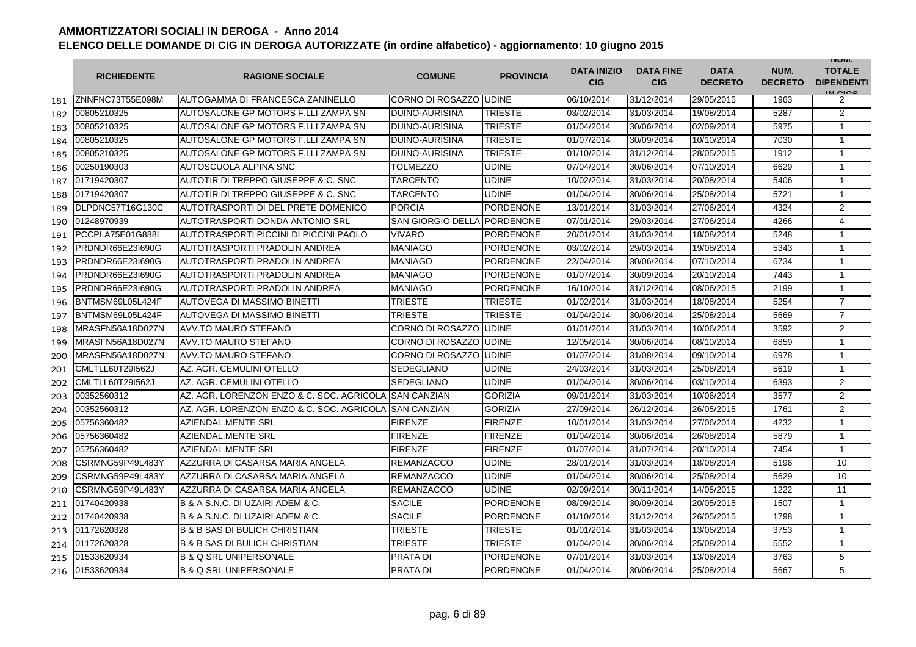**AMMORTIZZATORI SOCIALI IN DEROGA - Anno 2014**

**ELENCO DELLE DOMANDE DI CIG IN DEROGA AUTORIZZATE (in ordine alfabetico) - aggiornamento: 10 giugno 2015**

| | RICHIEDENTE | RAGIONE SOCIALE | COMUNE | PROVINCIA | DATA INIZIO CIG | DATA FINE CIG | DATA DECRETO | NUM. DECRETO | NUM. TOTALE DIPENDENTI IN CIGS |
|---|---|---|---|---|---|---|---|---|---|
| 181 | ZNNFNC73T55E098M | AUTOGAMMA DI FRANCESCA ZANINELLO | CORNO DI ROSAZZO | UDINE | 06/10/2014 | 31/12/2014 | 29/05/2015 | 1963 | 2 |
| 182 | 00805210325 | AUTOSALONE GP MOTORS F.LLI ZAMPA SN | DUINO-AURISINA | TRIESTE | 03/02/2014 | 31/03/2014 | 19/08/2014 | 5287 | 2 |
| 183 | 00805210325 | AUTOSALONE GP MOTORS F.LLI ZAMPA SN | DUINO-AURISINA | TRIESTE | 01/04/2014 | 30/06/2014 | 02/09/2014 | 5975 | 1 |
| 184 | 00805210325 | AUTOSALONE GP MOTORS F.LLI ZAMPA SN | DUINO-AURISINA | TRIESTE | 01/07/2014 | 30/09/2014 | 10/10/2014 | 7030 | 1 |
| 185 | 00805210325 | AUTOSALONE GP MOTORS F.LLI ZAMPA SN | DUINO-AURISINA | TRIESTE | 01/10/2014 | 31/12/2014 | 28/05/2015 | 1912 | 1 |
| 186 | 00250190303 | AUTOSCUOLA ALPINA SNC | TOLMEZZO | UDINE | 07/04/2014 | 30/06/2014 | 07/10/2014 | 6629 | 1 |
| 187 | 01719420307 | AUTOTIR DI TREPPO GIUSEPPE & C. SNC | TARCENTO | UDINE | 10/02/2014 | 31/03/2014 | 20/08/2014 | 5406 | 1 |
| 188 | 01719420307 | AUTOTIR DI TREPPO GIUSEPPE & C. SNC | TARCENTO | UDINE | 01/04/2014 | 30/06/2014 | 25/08/2014 | 5721 | 1 |
| 189 | DLPDNC57T16G130C | AUTOTRASPORTI DI DEL PRETE DOMENICO | PORCIA | PORDENONE | 13/01/2014 | 31/03/2014 | 27/06/2014 | 4324 | 2 |
| 190 | 01248970939 | AUTOTRASPORTI DONDA ANTONIO SRL | SAN GIORGIO DELLA | PORDENONE | 07/01/2014 | 29/03/2014 | 27/06/2014 | 4266 | 4 |
| 191 | PCCPLA75E01G888I | AUTOTRASPORTI PICCINI DI PICCINI PAOLO | VIVARO | PORDENONE | 20/01/2014 | 31/03/2014 | 18/08/2014 | 5248 | 1 |
| 192 | PRDNDR66E23I690G | AUTOTRASPORTI PRADOLIN ANDREA | MANIAGO | PORDENONE | 03/02/2014 | 29/03/2014 | 19/08/2014 | 5343 | 1 |
| 193 | PRDNDR66E23I690G | AUTOTRASPORTI PRADOLIN ANDREA | MANIAGO | PORDENONE | 22/04/2014 | 30/06/2014 | 07/10/2014 | 6734 | 1 |
| 194 | PRDNDR66E23I690G | AUTOTRASPORTI PRADOLIN ANDREA | MANIAGO | PORDENONE | 01/07/2014 | 30/09/2014 | 20/10/2014 | 7443 | 1 |
| 195 | PRDNDR66E23I690G | AUTOTRASPORTI PRADOLIN ANDREA | MANIAGO | PORDENONE | 16/10/2014 | 31/12/2014 | 08/06/2015 | 2199 | 1 |
| 196 | BNTMSM69L05L424F | AUTOVEGA DI MASSIMO BINETTI | TRIESTE | TRIESTE | 01/02/2014 | 31/03/2014 | 18/08/2014 | 5254 | 7 |
| 197 | BNTMSM69L05L424F | AUTOVEGA DI MASSIMO BINETTI | TRIESTE | TRIESTE | 01/04/2014 | 30/06/2014 | 25/08/2014 | 5669 | 7 |
| 198 | MRASFN56A18D027N | AVV.TO MAURO STEFANO | CORNO DI ROSAZZO | UDINE | 01/01/2014 | 31/03/2014 | 10/06/2014 | 3592 | 2 |
| 199 | MRASFN56A18D027N | AVV.TO MAURO STEFANO | CORNO DI ROSAZZO | UDINE | 12/05/2014 | 30/06/2014 | 08/10/2014 | 6859 | 1 |
| 200 | MRASFN56A18D027N | AVV.TO MAURO STEFANO | CORNO DI ROSAZZO | UDINE | 01/07/2014 | 31/08/2014 | 09/10/2014 | 6978 | 1 |
| 201 | CMLTLL60T29I562J | AZ. AGR. CEMULINI OTELLO | SEDEGLIANO | UDINE | 24/03/2014 | 31/03/2014 | 25/08/2014 | 5619 | 1 |
| 202 | CMLTLL60T29I562J | AZ. AGR. CEMULINI OTELLO | SEDEGLIANO | UDINE | 01/04/2014 | 30/06/2014 | 03/10/2014 | 6393 | 2 |
| 203 | 00352560312 | AZ. AGR. LORENZON ENZO & C. SOC. AGRICOLA | SAN CANZIAN | GORIZIA | 09/01/2014 | 31/03/2014 | 10/06/2014 | 3577 | 2 |
| 204 | 00352560312 | AZ. AGR. LORENZON ENZO & C. SOC. AGRICOLA | SAN CANZIAN | GORIZIA | 27/09/2014 | 26/12/2014 | 26/05/2015 | 1761 | 2 |
| 205 | 05756360482 | AZIENDAL.MENTE SRL | FIRENZE | FIRENZE | 10/01/2014 | 31/03/2014 | 27/06/2014 | 4232 | 1 |
| 206 | 05756360482 | AZIENDAL.MENTE SRL | FIRENZE | FIRENZE | 01/04/2014 | 30/06/2014 | 26/08/2014 | 5879 | 1 |
| 207 | 05756360482 | AZIENDAL.MENTE SRL | FIRENZE | FIRENZE | 01/07/2014 | 31/07/2014 | 20/10/2014 | 7454 | 1 |
| 208 | CSRMNG59P49L483Y | AZZURRA DI CASARSA MARIA ANGELA | REMANZACCO | UDINE | 28/01/2014 | 31/03/2014 | 18/08/2014 | 5196 | 10 |
| 209 | CSRMNG59P49L483Y | AZZURRA DI CASARSA MARIA ANGELA | REMANZACCO | UDINE | 01/04/2014 | 30/06/2014 | 25/08/2014 | 5629 | 10 |
| 210 | CSRMNG59P49L483Y | AZZURRA DI CASARSA MARIA ANGELA | REMANZACCO | UDINE | 02/09/2014 | 30/11/2014 | 14/05/2015 | 1222 | 11 |
| 211 | 01740420938 | B & A S.N.C. DI UZAIRI ADEM & C. | SACILE | PORDENONE | 08/09/2014 | 30/09/2014 | 20/05/2015 | 1507 | 1 |
| 212 | 01740420938 | B & A S.N.C. DI UZAIRI ADEM & C. | SACILE | PORDENONE | 01/10/2014 | 31/12/2014 | 26/05/2015 | 1798 | 1 |
| 213 | 01172620328 | B & B SAS DI BULICH CHRISTIAN | TRIESTE | TRIESTE | 01/01/2014 | 31/03/2014 | 13/06/2014 | 3753 | 1 |
| 214 | 01172620328 | B & B SAS DI BULICH CHRISTIAN | TRIESTE | TRIESTE | 01/04/2014 | 30/06/2014 | 25/08/2014 | 5552 | 1 |
| 215 | 01533620934 | B & Q SRL UNIPERSONALE | PRATA DI | PORDENONE | 07/01/2014 | 31/03/2014 | 13/06/2014 | 3763 | 5 |
| 216 | 01533620934 | B & Q SRL UNIPERSONALE | PRATA DI | PORDENONE | 01/04/2014 | 30/06/2014 | 25/08/2014 | 5667 | 5 |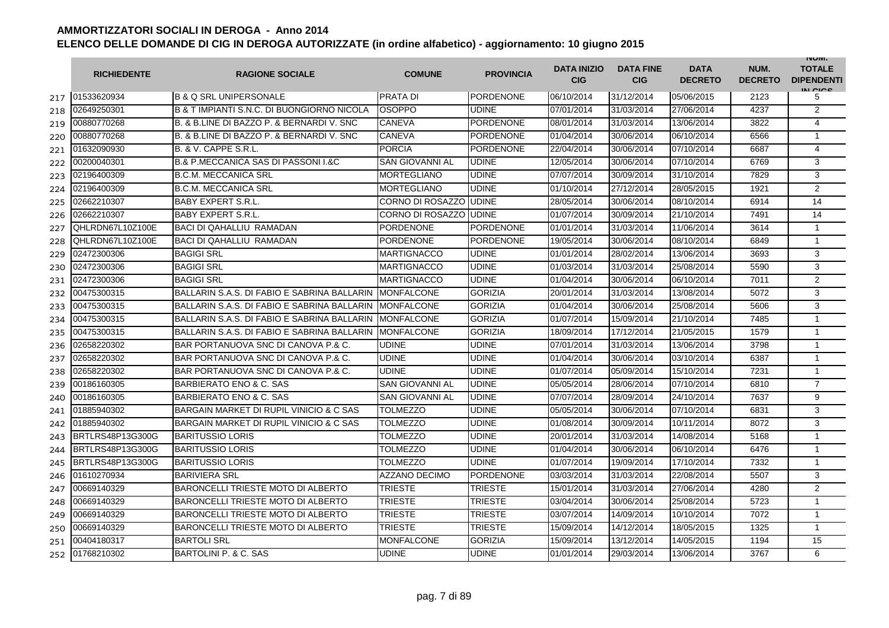## AMMORTIZZATORI SOCIALI IN DEROGA - Anno 2014
## ELENCO DELLE DOMANDE DI CIG IN DEROGA AUTORIZZATE (in ordine alfabetico) - aggiornamento: 10 giugno 2015

| | RICHIEDENTE | RAGIONE SOCIALE | COMUNE | PROVINCIA | DATA INIZIO CIG | DATA FINE CIG | DATA DECRETO | NUM. DECRETO | NUM. TOTALE DIPENDENTI IN CIGS |
|---|---|---|---|---|---|---|---|---|---|
| 217 | 01533620934 | B & Q SRL UNIPERSONALE | PRATA DI | PORDENONE | 06/10/2014 | 31/12/2014 | 05/06/2015 | 2123 | 5 |
| 218 | 02649250301 | B & T IMPIANTI S.N.C. DI BUONGIORNO NICOLA | OSOPPO | UDINE | 07/01/2014 | 31/03/2014 | 27/06/2014 | 4237 | 2 |
| 219 | 00880770268 | B. & B.LINE DI BAZZO P. & BERNARDI V. SNC | CANEVA | PORDENONE | 08/01/2014 | 31/03/2014 | 13/06/2014 | 3822 | 4 |
| 220 | 00880770268 | B. & B.LINE DI BAZZO P. & BERNARDI V. SNC | CANEVA | PORDENONE | 01/04/2014 | 30/06/2014 | 06/10/2014 | 6566 | 1 |
| 221 | 01632090930 | B. & V. CAPPE S.R.L. | PORCIA | PORDENONE | 22/04/2014 | 30/06/2014 | 07/10/2014 | 6687 | 4 |
| 222 | 00200040301 | B.& P.MECCANICA SAS DI PASSONI I.&C | SAN GIOVANNI AL | UDINE | 12/05/2014 | 30/06/2014 | 07/10/2014 | 6769 | 3 |
| 223 | 02196400309 | B.C.M. MECCANICA SRL | MORTEGLIANO | UDINE | 07/07/2014 | 30/09/2014 | 31/10/2014 | 7829 | 3 |
| 224 | 02196400309 | B.C.M. MECCANICA SRL | MORTEGLIANO | UDINE | 01/10/2014 | 27/12/2014 | 28/05/2015 | 1921 | 2 |
| 225 | 02662210307 | BABY EXPERT S.R.L. | CORNO DI ROSAZZO | UDINE | 28/05/2014 | 30/06/2014 | 08/10/2014 | 6914 | 14 |
| 226 | 02662210307 | BABY EXPERT S.R.L. | CORNO DI ROSAZZO | UDINE | 01/07/2014 | 30/09/2014 | 21/10/2014 | 7491 | 14 |
| 227 | QHLRDN67L10Z100E | BACI DI QAHALLIU RAMADAN | PORDENONE | PORDENONE | 01/01/2014 | 31/03/2014 | 11/06/2014 | 3614 | 1 |
| 228 | QHLRDN67L10Z100E | BACI DI QAHALLIU RAMADAN | PORDENONE | PORDENONE | 19/05/2014 | 30/06/2014 | 08/10/2014 | 6849 | 1 |
| 229 | 02472300306 | BAGIGI SRL | MARTIGNACCO | UDINE | 01/01/2014 | 28/02/2014 | 13/06/2014 | 3693 | 3 |
| 230 | 02472300306 | BAGIGI SRL | MARTIGNACCO | UDINE | 01/03/2014 | 31/03/2014 | 25/08/2014 | 5590 | 3 |
| 231 | 02472300306 | BAGIGI SRL | MARTIGNACCO | UDINE | 01/04/2014 | 30/06/2014 | 06/10/2014 | 7011 | 2 |
| 232 | 00475300315 | BALLARIN S.A.S. DI FABIO E SABRINA BALLARIN | MONFALCONE | GORIZIA | 20/01/2014 | 31/03/2014 | 13/08/2014 | 5072 | 3 |
| 233 | 00475300315 | BALLARIN S.A.S. DI FABIO E SABRINA BALLARIN | MONFALCONE | GORIZIA | 01/04/2014 | 30/06/2014 | 25/08/2014 | 5606 | 3 |
| 234 | 00475300315 | BALLARIN S.A.S. DI FABIO E SABRINA BALLARIN | MONFALCONE | GORIZIA | 01/07/2014 | 15/09/2014 | 21/10/2014 | 7485 | 1 |
| 235 | 00475300315 | BALLARIN S.A.S. DI FABIO E SABRINA BALLARIN | MONFALCONE | GORIZIA | 18/09/2014 | 17/12/2014 | 21/05/2015 | 1579 | 1 |
| 236 | 02658220302 | BAR PORTANUOVA SNC DI CANOVA P.& C. | UDINE | UDINE | 07/01/2014 | 31/03/2014 | 13/06/2014 | 3798 | 1 |
| 237 | 02658220302 | BAR PORTANUOVA SNC DI CANOVA P.& C. | UDINE | UDINE | 01/04/2014 | 30/06/2014 | 03/10/2014 | 6387 | 1 |
| 238 | 02658220302 | BAR PORTANUOVA SNC DI CANOVA P.& C. | UDINE | UDINE | 01/07/2014 | 05/09/2014 | 15/10/2014 | 7231 | 1 |
| 239 | 00186160305 | BARBIERATO ENO & C. SAS | SAN GIOVANNI AL | UDINE | 05/05/2014 | 28/06/2014 | 07/10/2014 | 6810 | 7 |
| 240 | 00186160305 | BARBIERATO ENO & C. SAS | SAN GIOVANNI AL | UDINE | 07/07/2014 | 28/09/2014 | 24/10/2014 | 7637 | 9 |
| 241 | 01885940302 | BARGAIN MARKET DI RUPIL VINICIO & C SAS | TOLMEZZO | UDINE | 05/05/2014 | 30/06/2014 | 07/10/2014 | 6831 | 3 |
| 242 | 01885940302 | BARGAIN MARKET DI RUPIL VINICIO & C SAS | TOLMEZZO | UDINE | 01/08/2014 | 30/09/2014 | 10/11/2014 | 8072 | 3 |
| 243 | BRTLRS48P13G300G | BARITUSSIO LORIS | TOLMEZZO | UDINE | 20/01/2014 | 31/03/2014 | 14/08/2014 | 5168 | 1 |
| 244 | BRTLRS48P13G300G | BARITUSSIO LORIS | TOLMEZZO | UDINE | 01/04/2014 | 30/06/2014 | 06/10/2014 | 6476 | 1 |
| 245 | BRTLRS48P13G300G | BARITUSSIO LORIS | TOLMEZZO | UDINE | 01/07/2014 | 19/09/2014 | 17/10/2014 | 7332 | 1 |
| 246 | 01610270934 | BARIVIERA SRL | AZZANO DECIMO | PORDENONE | 03/03/2014 | 31/03/2014 | 22/08/2014 | 5507 | 3 |
| 247 | 00669140329 | BARONCELLI TRIESTE MOTO DI ALBERTO | TRIESTE | TRIESTE | 15/01/2014 | 31/03/2014 | 27/06/2014 | 4280 | 2 |
| 248 | 00669140329 | BARONCELLI TRIESTE MOTO DI ALBERTO | TRIESTE | TRIESTE | 03/04/2014 | 30/06/2014 | 25/08/2014 | 5723 | 1 |
| 249 | 00669140329 | BARONCELLI TRIESTE MOTO DI ALBERTO | TRIESTE | TRIESTE | 03/07/2014 | 14/09/2014 | 10/10/2014 | 7072 | 1 |
| 250 | 00669140329 | BARONCELLI TRIESTE MOTO DI ALBERTO | TRIESTE | TRIESTE | 15/09/2014 | 14/12/2014 | 18/05/2015 | 1325 | 1 |
| 251 | 00404180317 | BARTOLI SRL | MONFALCONE | GORIZIA | 15/09/2014 | 13/12/2014 | 14/05/2015 | 1194 | 15 |
| 252 | 01768210302 | BARTOLINI P. & C. SAS | UDINE | UDINE | 01/01/2014 | 29/03/2014 | 13/06/2014 | 3767 | 6 |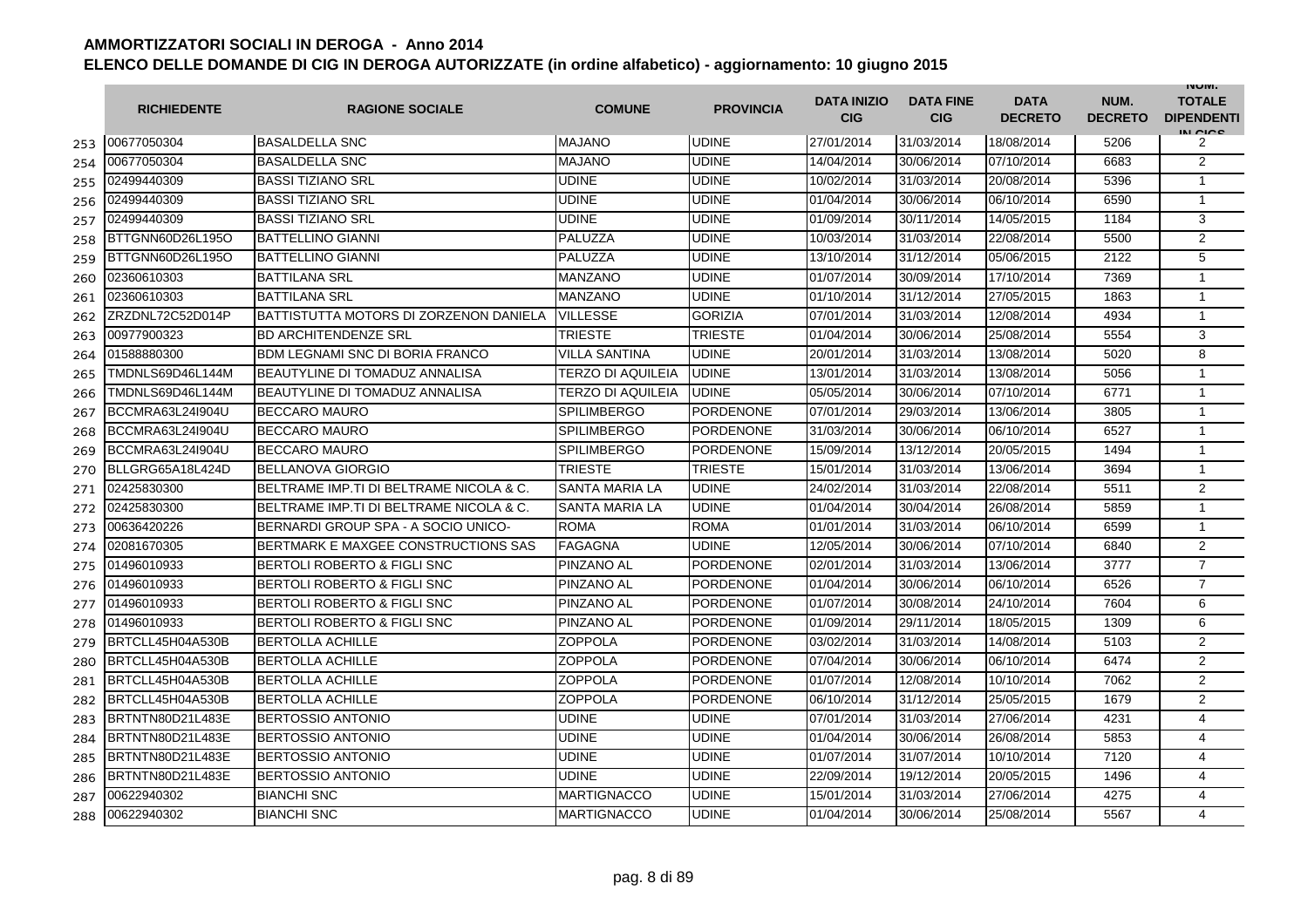# AMMORTIZZATORI SOCIALI IN DEROGA - Anno 2014

## ELENCO DELLE DOMANDE DI CIG IN DEROGA AUTORIZZATE (in ordine alfabetico) - aggiornamento: 10 giugno 2015

| | RICHIEDENTE | RAGIONE SOCIALE | COMUNE | PROVINCIA | DATA INIZIO CIG | DATA FINE CIG | DATA DECRETO | NUM. DECRETO | NUM. TOTALE DIPENDENTI IN CIGS |
|---|---|---|---|---|---|---|---|---|---|
| 253 | 00677050304 | BASALDELLA SNC | MAJANO | UDINE | 27/01/2014 | 31/03/2014 | 18/08/2014 | 5206 | 2 |
| 254 | 00677050304 | BASALDELLA SNC | MAJANO | UDINE | 14/04/2014 | 30/06/2014 | 07/10/2014 | 6683 | 2 |
| 255 | 02499440309 | BASSI TIZIANO SRL | UDINE | UDINE | 10/02/2014 | 31/03/2014 | 20/08/2014 | 5396 | 1 |
| 256 | 02499440309 | BASSI TIZIANO SRL | UDINE | UDINE | 01/04/2014 | 30/06/2014 | 06/10/2014 | 6590 | 1 |
| 257 | 02499440309 | BASSI TIZIANO SRL | UDINE | UDINE | 01/09/2014 | 30/11/2014 | 14/05/2015 | 1184 | 3 |
| 258 | BTTGNN60D26L195O | BATTELLINO GIANNI | PALUZZA | UDINE | 10/03/2014 | 31/03/2014 | 22/08/2014 | 5500 | 2 |
| 259 | BTTGNN60D26L195O | BATTELLINO GIANNI | PALUZZA | UDINE | 13/10/2014 | 31/12/2014 | 05/06/2015 | 2122 | 5 |
| 260 | 02360610303 | BATTILANA SRL | MANZANO | UDINE | 01/07/2014 | 30/09/2014 | 17/10/2014 | 7369 | 1 |
| 261 | 02360610303 | BATTILANA SRL | MANZANO | UDINE | 01/10/2014 | 31/12/2014 | 27/05/2015 | 1863 | 1 |
| 262 | ZRZDNL72C52D014P | BATTISTUTTA MOTORS DI ZORZENON DANIELA | VILLESSE | GORIZIA | 07/01/2014 | 31/03/2014 | 12/08/2014 | 4934 | 1 |
| 263 | 00977900323 | BD ARCHITENDENZE SRL | TRIESTE | TRIESTE | 01/04/2014 | 30/06/2014 | 25/08/2014 | 5554 | 3 |
| 264 | 01588880300 | BDM LEGNAMI SNC DI BORIA FRANCO | VILLA SANTINA | UDINE | 20/01/2014 | 31/03/2014 | 13/08/2014 | 5020 | 8 |
| 265 | TMDNLS69D46L144M | BEAUTYLINE DI TOMADUZ ANNALISA | TERZO DI AQUILEIA | UDINE | 13/01/2014 | 31/03/2014 | 13/08/2014 | 5056 | 1 |
| 266 | TMDNLS69D46L144M | BEAUTYLINE DI TOMADUZ ANNALISA | TERZO DI AQUILEIA | UDINE | 05/05/2014 | 30/06/2014 | 07/10/2014 | 6771 | 1 |
| 267 | BCCMRA63L24I904U | BECCARO MAURO | SPILIMBERGO | PORDENONE | 07/01/2014 | 29/03/2014 | 13/06/2014 | 3805 | 1 |
| 268 | BCCMRA63L24I904U | BECCARO MAURO | SPILIMBERGO | PORDENONE | 31/03/2014 | 30/06/2014 | 06/10/2014 | 6527 | 1 |
| 269 | BCCMRA63L24I904U | BECCARO MAURO | SPILIMBERGO | PORDENONE | 15/09/2014 | 13/12/2014 | 20/05/2015 | 1494 | 1 |
| 270 | BLLGRG65A18L424D | BELLANOVA GIORGIO | TRIESTE | TRIESTE | 15/01/2014 | 31/03/2014 | 13/06/2014 | 3694 | 1 |
| 271 | 02425830300 | BELTRAME IMP.TI DI BELTRAME NICOLA & C. | SANTA MARIA LA | UDINE | 24/02/2014 | 31/03/2014 | 22/08/2014 | 5511 | 2 |
| 272 | 02425830300 | BELTRAME IMP.TI DI BELTRAME NICOLA & C. | SANTA MARIA LA | UDINE | 01/04/2014 | 30/04/2014 | 26/08/2014 | 5859 | 1 |
| 273 | 00636420226 | BERNARDI GROUP SPA - A SOCIO UNICO- | ROMA | ROMA | 01/01/2014 | 31/03/2014 | 06/10/2014 | 6599 | 1 |
| 274 | 02081670305 | BERTMARK E MAXGEE CONSTRUCTIONS SAS | FAGAGNA | UDINE | 12/05/2014 | 30/06/2014 | 07/10/2014 | 6840 | 2 |
| 275 | 01496010933 | BERTOLI ROBERTO & FIGLI SNC | PINZANO AL | PORDENONE | 02/01/2014 | 31/03/2014 | 13/06/2014 | 3777 | 7 |
| 276 | 01496010933 | BERTOLI ROBERTO & FIGLI SNC | PINZANO AL | PORDENONE | 01/04/2014 | 30/06/2014 | 06/10/2014 | 6526 | 7 |
| 277 | 01496010933 | BERTOLI ROBERTO & FIGLI SNC | PINZANO AL | PORDENONE | 01/07/2014 | 30/08/2014 | 24/10/2014 | 7604 | 6 |
| 278 | 01496010933 | BERTOLI ROBERTO & FIGLI SNC | PINZANO AL | PORDENONE | 01/09/2014 | 29/11/2014 | 18/05/2015 | 1309 | 6 |
| 279 | BRTCLL45H04A530B | BERTOLLA ACHILLE | ZOPPOLA | PORDENONE | 03/02/2014 | 31/03/2014 | 14/08/2014 | 5103 | 2 |
| 280 | BRTCLL45H04A530B | BERTOLLA ACHILLE | ZOPPOLA | PORDENONE | 07/04/2014 | 30/06/2014 | 06/10/2014 | 6474 | 2 |
| 281 | BRTCLL45H04A530B | BERTOLLA ACHILLE | ZOPPOLA | PORDENONE | 01/07/2014 | 12/08/2014 | 10/10/2014 | 7062 | 2 |
| 282 | BRTCLL45H04A530B | BERTOLLA ACHILLE | ZOPPOLA | PORDENONE | 06/10/2014 | 31/12/2014 | 25/05/2015 | 1679 | 2 |
| 283 | BRTNTN80D21L483E | BERTOSSIO ANTONIO | UDINE | UDINE | 07/01/2014 | 31/03/2014 | 27/06/2014 | 4231 | 4 |
| 284 | BRTNTN80D21L483E | BERTOSSIO ANTONIO | UDINE | UDINE | 01/04/2014 | 30/06/2014 | 26/08/2014 | 5853 | 4 |
| 285 | BRTNTN80D21L483E | BERTOSSIO ANTONIO | UDINE | UDINE | 01/07/2014 | 31/07/2014 | 10/10/2014 | 7120 | 4 |
| 286 | BRTNTN80D21L483E | BERTOSSIO ANTONIO | UDINE | UDINE | 22/09/2014 | 19/12/2014 | 20/05/2015 | 1496 | 4 |
| 287 | 00622940302 | BIANCHI SNC | MARTIGNACCO | UDINE | 15/01/2014 | 31/03/2014 | 27/06/2014 | 4275 | 4 |
| 288 | 00622940302 | BIANCHI SNC | MARTIGNACCO | UDINE | 01/04/2014 | 30/06/2014 | 25/08/2014 | 5567 | 4 |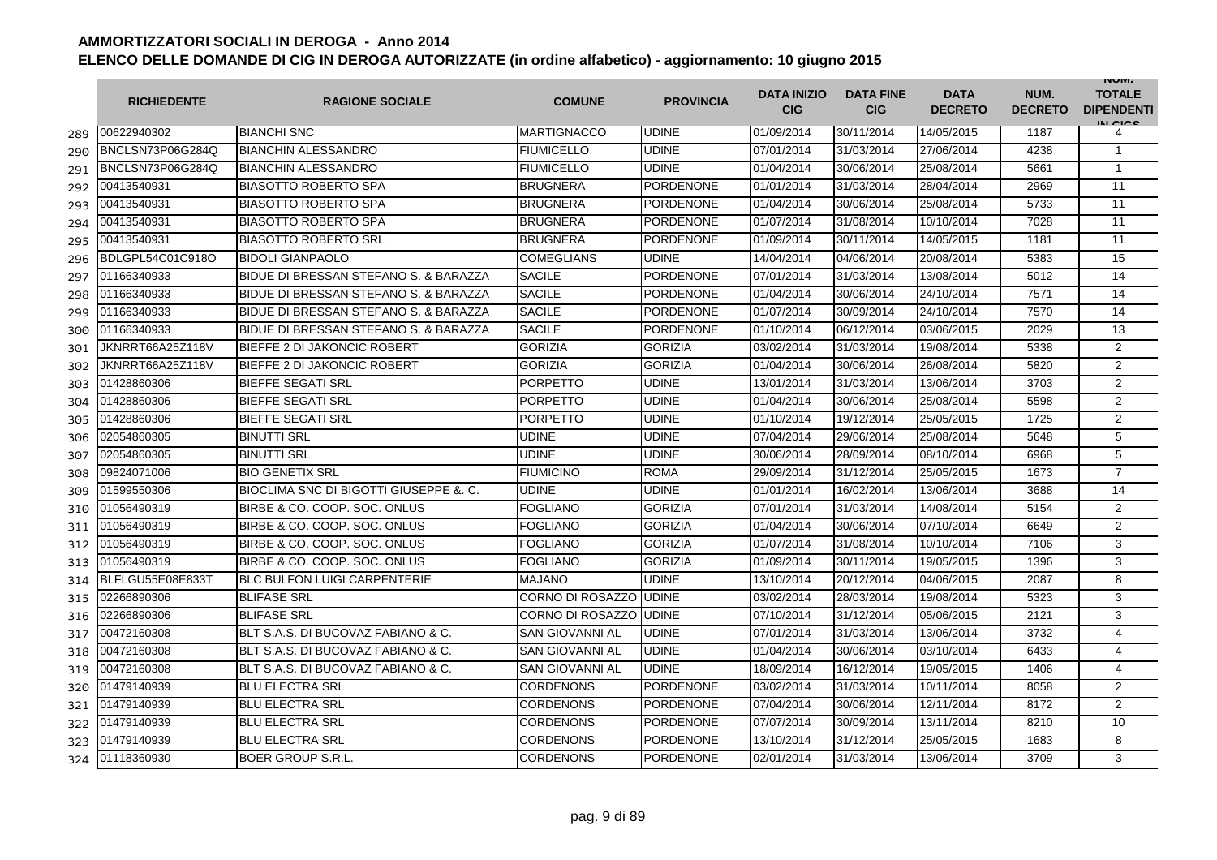# AMMORTIZZATORI SOCIALI IN DEROGA - Anno 2014

## ELENCO DELLE DOMANDE DI CIG IN DEROGA AUTORIZZATE (in ordine alfabetico) - aggiornamento: 10 giugno 2015

| | RICHIEDENTE | RAGIONE SOCIALE | COMUNE | PROVINCIA | DATA INIZIO CIG | DATA FINE CIG | DATA DECRETO | NUM. DECRETO | NUM. TOTALE DIPENDENTI IN CIGS |
|---|---|---|---|---|---|---|---|---|---|
| 289 | 00622940302 | BIANCHI SNC | MARTIGNACCO | UDINE | 01/09/2014 | 30/11/2014 | 14/05/2015 | 1187 | 4 |
| 290 | BNCLSN73P06G284Q | BIANCHIN ALESSANDRO | FIUMICELLO | UDINE | 07/01/2014 | 31/03/2014 | 27/06/2014 | 4238 | 1 |
| 291 | BNCLSN73P06G284Q | BIANCHIN ALESSANDRO | FIUMICELLO | UDINE | 01/04/2014 | 30/06/2014 | 25/08/2014 | 5661 | 1 |
| 292 | 00413540931 | BIASOTTO ROBERTO SPA | BRUGNERA | PORDENONE | 01/01/2014 | 31/03/2014 | 28/04/2014 | 2969 | 11 |
| 293 | 00413540931 | BIASOTTO ROBERTO SPA | BRUGNERA | PORDENONE | 01/04/2014 | 30/06/2014 | 25/08/2014 | 5733 | 11 |
| 294 | 00413540931 | BIASOTTO ROBERTO SPA | BRUGNERA | PORDENONE | 01/07/2014 | 31/08/2014 | 10/10/2014 | 7028 | 11 |
| 295 | 00413540931 | BIASOTTO ROBERTO SRL | BRUGNERA | PORDENONE | 01/09/2014 | 30/11/2014 | 14/05/2015 | 1181 | 11 |
| 296 | BDLGPL54C01C918O | BIDOLI GIANPAOLO | COMEGLIANS | UDINE | 14/04/2014 | 04/06/2014 | 20/08/2014 | 5383 | 15 |
| 297 | 01166340933 | BIDUE DI BRESSAN STEFANO S. & BARAZZA | SACILE | PORDENONE | 07/01/2014 | 31/03/2014 | 13/08/2014 | 5012 | 14 |
| 298 | 01166340933 | BIDUE DI BRESSAN STEFANO S. & BARAZZA | SACILE | PORDENONE | 01/04/2014 | 30/06/2014 | 24/10/2014 | 7571 | 14 |
| 299 | 01166340933 | BIDUE DI BRESSAN STEFANO S. & BARAZZA | SACILE | PORDENONE | 01/07/2014 | 30/09/2014 | 24/10/2014 | 7570 | 14 |
| 300 | 01166340933 | BIDUE DI BRESSAN STEFANO S. & BARAZZA | SACILE | PORDENONE | 01/10/2014 | 06/12/2014 | 03/06/2015 | 2029 | 13 |
| 301 | JKNRRT66A25Z118V | BIEFFE 2 DI JAKONCIC ROBERT | GORIZIA | GORIZIA | 03/02/2014 | 31/03/2014 | 19/08/2014 | 5338 | 2 |
| 302 | JKNRRT66A25Z118V | BIEFFE 2 DI JAKONCIC ROBERT | GORIZIA | GORIZIA | 01/04/2014 | 30/06/2014 | 26/08/2014 | 5820 | 2 |
| 303 | 01428860306 | BIEFFE SEGATI SRL | PORPETTO | UDINE | 13/01/2014 | 31/03/2014 | 13/06/2014 | 3703 | 2 |
| 304 | 01428860306 | BIEFFE SEGATI SRL | PORPETTO | UDINE | 01/04/2014 | 30/06/2014 | 25/08/2014 | 5598 | 2 |
| 305 | 01428860306 | BIEFFE SEGATI SRL | PORPETTO | UDINE | 01/10/2014 | 19/12/2014 | 25/05/2015 | 1725 | 2 |
| 306 | 02054860305 | BINUTTI SRL | UDINE | UDINE | 07/04/2014 | 29/06/2014 | 25/08/2014 | 5648 | 5 |
| 307 | 02054860305 | BINUTTI SRL | UDINE | UDINE | 30/06/2014 | 28/09/2014 | 08/10/2014 | 6968 | 5 |
| 308 | 09824071006 | BIO GENETIX SRL | FIUMICINO | ROMA | 29/09/2014 | 31/12/2014 | 25/05/2015 | 1673 | 7 |
| 309 | 01599550306 | BIOCLIMA SNC DI BIGOTTI GIUSEPPE &. C. | UDINE | UDINE | 01/01/2014 | 16/02/2014 | 13/06/2014 | 3688 | 14 |
| 310 | 01056490319 | BIRBE & CO. COOP. SOC. ONLUS | FOGLIANO | GORIZIA | 07/01/2014 | 31/03/2014 | 14/08/2014 | 5154 | 2 |
| 311 | 01056490319 | BIRBE & CO. COOP. SOC. ONLUS | FOGLIANO | GORIZIA | 01/04/2014 | 30/06/2014 | 07/10/2014 | 6649 | 2 |
| 312 | 01056490319 | BIRBE & CO. COOP. SOC. ONLUS | FOGLIANO | GORIZIA | 01/07/2014 | 31/08/2014 | 10/10/2014 | 7106 | 3 |
| 313 | 01056490319 | BIRBE & CO. COOP. SOC. ONLUS | FOGLIANO | GORIZIA | 01/09/2014 | 30/11/2014 | 19/05/2015 | 1396 | 3 |
| 314 | BLFLGU55E08E833T | BLC BULFON LUIGI CARPENTERIE | MAJANO | UDINE | 13/10/2014 | 20/12/2014 | 04/06/2015 | 2087 | 8 |
| 315 | 02266890306 | BLIFASE SRL | CORNO DI ROSAZZO | UDINE | 03/02/2014 | 28/03/2014 | 19/08/2014 | 5323 | 3 |
| 316 | 02266890306 | BLIFASE SRL | CORNO DI ROSAZZO | UDINE | 07/10/2014 | 31/12/2014 | 05/06/2015 | 2121 | 3 |
| 317 | 00472160308 | BLT S.A.S. DI BUCOVAZ FABIANO & C. | SAN GIOVANNI AL | UDINE | 07/01/2014 | 31/03/2014 | 13/06/2014 | 3732 | 4 |
| 318 | 00472160308 | BLT S.A.S. DI BUCOVAZ FABIANO & C. | SAN GIOVANNI AL | UDINE | 01/04/2014 | 30/06/2014 | 03/10/2014 | 6433 | 4 |
| 319 | 00472160308 | BLT S.A.S. DI BUCOVAZ FABIANO & C. | SAN GIOVANNI AL | UDINE | 18/09/2014 | 16/12/2014 | 19/05/2015 | 1406 | 4 |
| 320 | 01479140939 | BLU ELECTRA SRL | CORDENONS | PORDENONE | 03/02/2014 | 31/03/2014 | 10/11/2014 | 8058 | 2 |
| 321 | 01479140939 | BLU ELECTRA SRL | CORDENONS | PORDENONE | 07/04/2014 | 30/06/2014 | 12/11/2014 | 8172 | 2 |
| 322 | 01479140939 | BLU ELECTRA SRL | CORDENONS | PORDENONE | 07/07/2014 | 30/09/2014 | 13/11/2014 | 8210 | 10 |
| 323 | 01479140939 | BLU ELECTRA SRL | CORDENONS | PORDENONE | 13/10/2014 | 31/12/2014 | 25/05/2015 | 1683 | 8 |
| 324 | 01118360930 | BOER GROUP S.R.L. | CORDENONS | PORDENONE | 02/01/2014 | 31/03/2014 | 13/06/2014 | 3709 | 3 |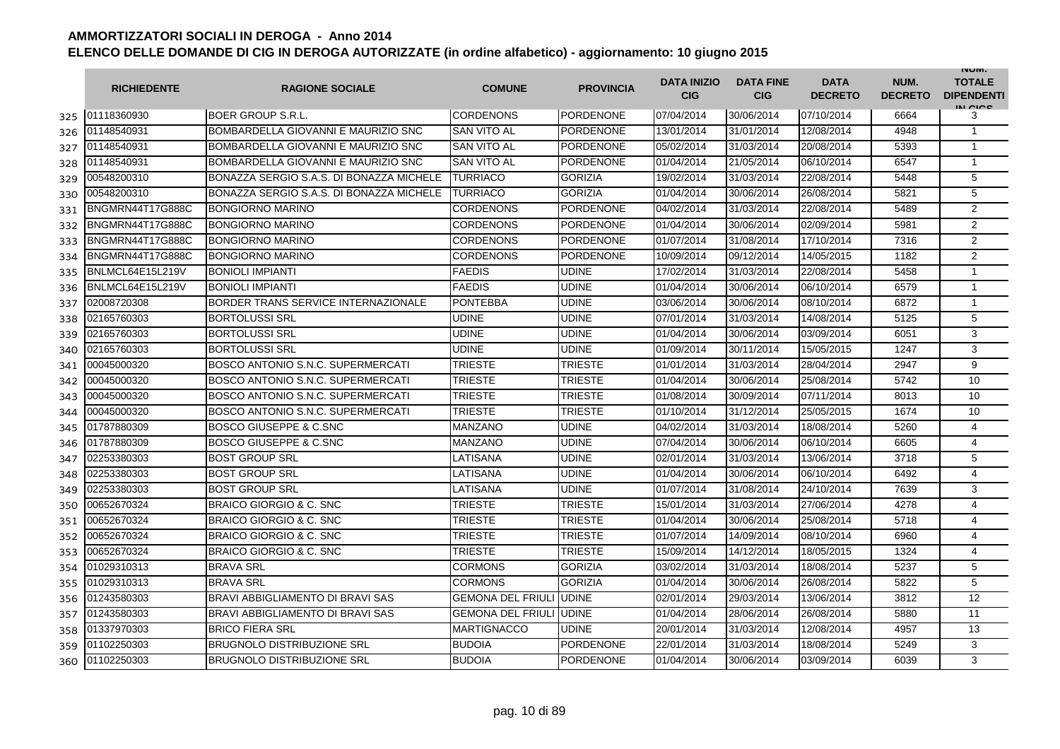## AMMORTIZZATORI SOCIALI IN DEROGA - Anno 2014

## ELENCO DELLE DOMANDE DI CIG IN DEROGA AUTORIZZATE (in ordine alfabetico) - aggiornamento: 10 giugno 2015

| | RICHIEDENTE | RAGIONE SOCIALE | COMUNE | PROVINCIA | DATA INIZIO CIG | DATA FINE CIG | DATA DECRETO | NUM. DECRETO | NUM. TOTALE DIPENDENTI IN CIGS |
|---|---|---|---|---|---|---|---|---|---|
| 325 | 01118360930 | BOER GROUP S.R.L. | CORDENONS | PORDENONE | 07/04/2014 | 30/06/2014 | 07/10/2014 | 6664 | 3 |
| 326 | 01148540931 | BOMBARDELLA GIOVANNI E MAURIZIO SNC | SAN VITO AL | PORDENONE | 13/01/2014 | 31/01/2014 | 12/08/2014 | 4948 | 1 |
| 327 | 01148540931 | BOMBARDELLA GIOVANNI E MAURIZIO SNC | SAN VITO AL | PORDENONE | 05/02/2014 | 31/03/2014 | 20/08/2014 | 5393 | 1 |
| 328 | 01148540931 | BOMBARDELLA GIOVANNI E MAURIZIO SNC | SAN VITO AL | PORDENONE | 01/04/2014 | 21/05/2014 | 06/10/2014 | 6547 | 1 |
| 329 | 00548200310 | BONAZZA SERGIO S.A.S. DI BONAZZA MICHELE | TURRIACO | GORIZIA | 19/02/2014 | 31/03/2014 | 22/08/2014 | 5448 | 5 |
| 330 | 00548200310 | BONAZZA SERGIO S.A.S. DI BONAZZA MICHELE | TURRIACO | GORIZIA | 01/04/2014 | 30/06/2014 | 26/08/2014 | 5821 | 5 |
| 331 | BNGMRN44T17G888C | BONGIORNO MARINO | CORDENONS | PORDENONE | 04/02/2014 | 31/03/2014 | 22/08/2014 | 5489 | 2 |
| 332 | BNGMRN44T17G888C | BONGIORNO MARINO | CORDENONS | PORDENONE | 01/04/2014 | 30/06/2014 | 02/09/2014 | 5981 | 2 |
| 333 | BNGMRN44T17G888C | BONGIORNO MARINO | CORDENONS | PORDENONE | 01/07/2014 | 31/08/2014 | 17/10/2014 | 7316 | 2 |
| 334 | BNGMRN44T17G888C | BONGIORNO MARINO | CORDENONS | PORDENONE | 10/09/2014 | 09/12/2014 | 14/05/2015 | 1182 | 2 |
| 335 | BNLMCL64E15L219V | BONIOLI IMPIANTI | FAEDIS | UDINE | 17/02/2014 | 31/03/2014 | 22/08/2014 | 5458 | 1 |
| 336 | BNLMCL64E15L219V | BONIOLI IMPIANTI | FAEDIS | UDINE | 01/04/2014 | 30/06/2014 | 06/10/2014 | 6579 | 1 |
| 337 | 02008720308 | BORDER TRANS SERVICE INTERNAZIONALE | PONTEBBA | UDINE | 03/06/2014 | 30/06/2014 | 08/10/2014 | 6872 | 1 |
| 338 | 02165760303 | BORTOLUSSI SRL | UDINE | UDINE | 07/01/2014 | 31/03/2014 | 14/08/2014 | 5125 | 5 |
| 339 | 02165760303 | BORTOLUSSI SRL | UDINE | UDINE | 01/04/2014 | 30/06/2014 | 03/09/2014 | 6051 | 3 |
| 340 | 02165760303 | BORTOLUSSI SRL | UDINE | UDINE | 01/09/2014 | 30/11/2014 | 15/05/2015 | 1247 | 3 |
| 341 | 00045000320 | BOSCO ANTONIO S.N.C. SUPERMERCATI | TRIESTE | TRIESTE | 01/01/2014 | 31/03/2014 | 28/04/2014 | 2947 | 9 |
| 342 | 00045000320 | BOSCO ANTONIO S.N.C. SUPERMERCATI | TRIESTE | TRIESTE | 01/04/2014 | 30/06/2014 | 25/08/2014 | 5742 | 10 |
| 343 | 00045000320 | BOSCO ANTONIO S.N.C. SUPERMERCATI | TRIESTE | TRIESTE | 01/08/2014 | 30/09/2014 | 07/11/2014 | 8013 | 10 |
| 344 | 00045000320 | BOSCO ANTONIO S.N.C. SUPERMERCATI | TRIESTE | TRIESTE | 01/10/2014 | 31/12/2014 | 25/05/2015 | 1674 | 10 |
| 345 | 01787880309 | BOSCO GIUSEPPE & C.SNC | MANZANO | UDINE | 04/02/2014 | 31/03/2014 | 18/08/2014 | 5260 | 4 |
| 346 | 01787880309 | BOSCO GIUSEPPE & C.SNC | MANZANO | UDINE | 07/04/2014 | 30/06/2014 | 06/10/2014 | 6605 | 4 |
| 347 | 02253380303 | BOST GROUP SRL | LATISANA | UDINE | 02/01/2014 | 31/03/2014 | 13/06/2014 | 3718 | 5 |
| 348 | 02253380303 | BOST GROUP SRL | LATISANA | UDINE | 01/04/2014 | 30/06/2014 | 06/10/2014 | 6492 | 4 |
| 349 | 02253380303 | BOST GROUP SRL | LATISANA | UDINE | 01/07/2014 | 31/08/2014 | 24/10/2014 | 7639 | 3 |
| 350 | 00652670324 | BRAICO GIORGIO & C. SNC | TRIESTE | TRIESTE | 15/01/2014 | 31/03/2014 | 27/06/2014 | 4278 | 4 |
| 351 | 00652670324 | BRAICO GIORGIO & C. SNC | TRIESTE | TRIESTE | 01/04/2014 | 30/06/2014 | 25/08/2014 | 5718 | 4 |
| 352 | 00652670324 | BRAICO GIORGIO & C. SNC | TRIESTE | TRIESTE | 01/07/2014 | 14/09/2014 | 08/10/2014 | 6960 | 4 |
| 353 | 00652670324 | BRAICO GIORGIO & C. SNC | TRIESTE | TRIESTE | 15/09/2014 | 14/12/2014 | 18/05/2015 | 1324 | 4 |
| 354 | 01029310313 | BRAVA SRL | CORMONS | GORIZIA | 03/02/2014 | 31/03/2014 | 18/08/2014 | 5237 | 5 |
| 355 | 01029310313 | BRAVA SRL | CORMONS | GORIZIA | 01/04/2014 | 30/06/2014 | 26/08/2014 | 5822 | 5 |
| 356 | 01243580303 | BRAVI ABBIGLIAMENTO DI BRAVI SAS | GEMONA DEL FRIULI | UDINE | 02/01/2014 | 29/03/2014 | 13/06/2014 | 3812 | 12 |
| 357 | 01243580303 | BRAVI ABBIGLIAMENTO DI BRAVI SAS | GEMONA DEL FRIULI | UDINE | 01/04/2014 | 28/06/2014 | 26/08/2014 | 5880 | 11 |
| 358 | 01337970303 | BRICO FIERA SRL | MARTIGNACCO | UDINE | 20/01/2014 | 31/03/2014 | 12/08/2014 | 4957 | 13 |
| 359 | 01102250303 | BRUGNOLO DISTRIBUZIONE SRL | BUDOIA | PORDENONE | 22/01/2014 | 31/03/2014 | 18/08/2014 | 5249 | 3 |
| 360 | 01102250303 | BRUGNOLO DISTRIBUZIONE SRL | BUDOIA | PORDENONE | 01/04/2014 | 30/06/2014 | 03/09/2014 | 6039 | 3 |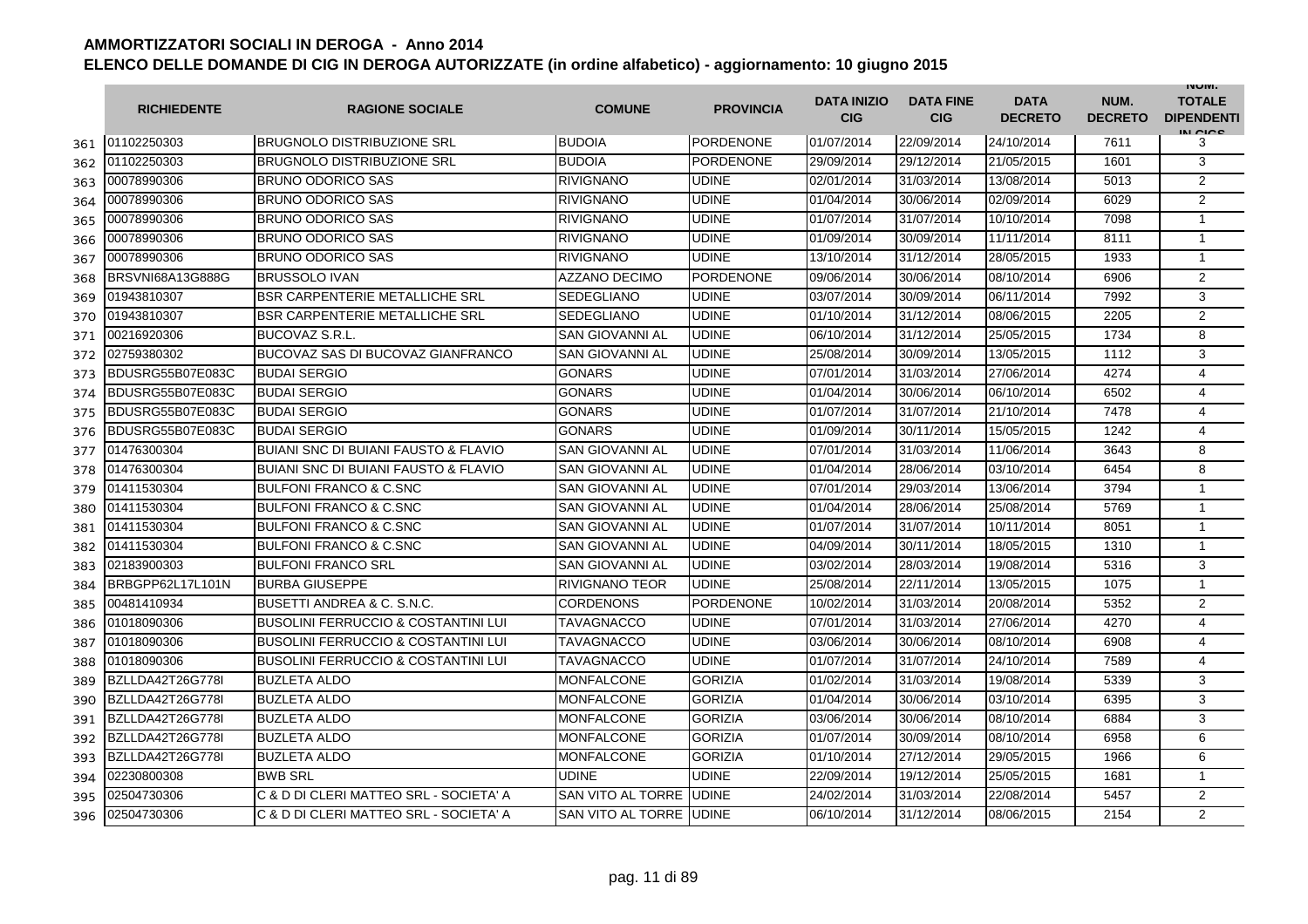# AMMORTIZZATORI SOCIALI IN DEROGA - Anno 2014

## ELENCO DELLE DOMANDE DI CIG IN DEROGA AUTORIZZATE (in ordine alfabetico) - aggiornamento: 10 giugno 2015

| | RICHIEDENTE | RAGIONE SOCIALE | COMUNE | PROVINCIA | DATA INIZIO CIG | DATA FINE CIG | DATA DECRETO | NUM. DECRETO | NUM. TOTALE DIPENDENTI IN CIGS |
|---|---|---|---|---|---|---|---|---|---|
| 361 | 01102250303 | BRUGNOLO DISTRIBUZIONE SRL | BUDOIA | PORDENONE | 01/07/2014 | 22/09/2014 | 24/10/2014 | 7611 | 3 |
| 362 | 01102250303 | BRUGNOLO DISTRIBUZIONE SRL | BUDOIA | PORDENONE | 29/09/2014 | 29/12/2014 | 21/05/2015 | 1601 | 3 |
| 363 | 00078990306 | BRUNO ODORICO SAS | RIVIGNANO | UDINE | 02/01/2014 | 31/03/2014 | 13/08/2014 | 5013 | 2 |
| 364 | 00078990306 | BRUNO ODORICO SAS | RIVIGNANO | UDINE | 01/04/2014 | 30/06/2014 | 02/09/2014 | 6029 | 2 |
| 365 | 00078990306 | BRUNO ODORICO SAS | RIVIGNANO | UDINE | 01/07/2014 | 31/07/2014 | 10/10/2014 | 7098 | 1 |
| 366 | 00078990306 | BRUNO ODORICO SAS | RIVIGNANO | UDINE | 01/09/2014 | 30/09/2014 | 11/11/2014 | 8111 | 1 |
| 367 | 00078990306 | BRUNO ODORICO SAS | RIVIGNANO | UDINE | 13/10/2014 | 31/12/2014 | 28/05/2015 | 1933 | 1 |
| 368 | BRSVNI68A13G888G | BRUSSOLO IVAN | AZZANO DECIMO | PORDENONE | 09/06/2014 | 30/06/2014 | 08/10/2014 | 6906 | 2 |
| 369 | 01943810307 | BSR CARPENTERIE METALLICHE SRL | SEDEGLIANO | UDINE | 03/07/2014 | 30/09/2014 | 06/11/2014 | 7992 | 3 |
| 370 | 01943810307 | BSR CARPENTERIE METALLICHE SRL | SEDEGLIANO | UDINE | 01/10/2014 | 31/12/2014 | 08/06/2015 | 2205 | 2 |
| 371 | 00216920306 | BUCOVAZ S.R.L. | SAN GIOVANNI AL | UDINE | 06/10/2014 | 31/12/2014 | 25/05/2015 | 1734 | 8 |
| 372 | 02759380302 | BUCOVAZ SAS DI BUCOVAZ GIANFRANCO | SAN GIOVANNI AL | UDINE | 25/08/2014 | 30/09/2014 | 13/05/2015 | 1112 | 3 |
| 373 | BDUSRG55B07E083C | BUDAI SERGIO | GONARS | UDINE | 07/01/2014 | 31/03/2014 | 27/06/2014 | 4274 | 4 |
| 374 | BDUSRG55B07E083C | BUDAI SERGIO | GONARS | UDINE | 01/04/2014 | 30/06/2014 | 06/10/2014 | 6502 | 4 |
| 375 | BDUSRG55B07E083C | BUDAI SERGIO | GONARS | UDINE | 01/07/2014 | 31/07/2014 | 21/10/2014 | 7478 | 4 |
| 376 | BDUSRG55B07E083C | BUDAI SERGIO | GONARS | UDINE | 01/09/2014 | 30/11/2014 | 15/05/2015 | 1242 | 4 |
| 377 | 01476300304 | BUIANI SNC DI BUIANI FAUSTO & FLAVIO | SAN GIOVANNI AL | UDINE | 07/01/2014 | 31/03/2014 | 11/06/2014 | 3643 | 8 |
| 378 | 01476300304 | BUIANI SNC DI BUIANI FAUSTO & FLAVIO | SAN GIOVANNI AL | UDINE | 01/04/2014 | 28/06/2014 | 03/10/2014 | 6454 | 8 |
| 379 | 01411530304 | BULFONI FRANCO & C.SNC | SAN GIOVANNI AL | UDINE | 07/01/2014 | 29/03/2014 | 13/06/2014 | 3794 | 1 |
| 380 | 01411530304 | BULFONI FRANCO & C.SNC | SAN GIOVANNI AL | UDINE | 01/04/2014 | 28/06/2014 | 25/08/2014 | 5769 | 1 |
| 381 | 01411530304 | BULFONI FRANCO & C.SNC | SAN GIOVANNI AL | UDINE | 01/07/2014 | 31/07/2014 | 10/11/2014 | 8051 | 1 |
| 382 | 01411530304 | BULFONI FRANCO & C.SNC | SAN GIOVANNI AL | UDINE | 04/09/2014 | 30/11/2014 | 18/05/2015 | 1310 | 1 |
| 383 | 02183900303 | BULFONI FRANCO SRL | SAN GIOVANNI AL | UDINE | 03/02/2014 | 28/03/2014 | 19/08/2014 | 5316 | 3 |
| 384 | BRBGPP62L17L101N | BURBA GIUSEPPE | RIVIGNANO TEOR | UDINE | 25/08/2014 | 22/11/2014 | 13/05/2015 | 1075 | 1 |
| 385 | 00481410934 | BUSETTI ANDREA & C. S.N.C. | CORDENONS | PORDENONE | 10/02/2014 | 31/03/2014 | 20/08/2014 | 5352 | 2 |
| 386 | 01018090306 | BUSOLINI FERRUCCIO & COSTANTINI LUI | TAVAGNACCO | UDINE | 07/01/2014 | 31/03/2014 | 27/06/2014 | 4270 | 4 |
| 387 | 01018090306 | BUSOLINI FERRUCCIO & COSTANTINI LUI | TAVAGNACCO | UDINE | 03/06/2014 | 30/06/2014 | 08/10/2014 | 6908 | 4 |
| 388 | 01018090306 | BUSOLINI FERRUCCIO & COSTANTINI LUI | TAVAGNACCO | UDINE | 01/07/2014 | 31/07/2014 | 24/10/2014 | 7589 | 4 |
| 389 | BZLLDA42T26G778I | BUZLETA ALDO | MONFALCONE | GORIZIA | 01/02/2014 | 31/03/2014 | 19/08/2014 | 5339 | 3 |
| 390 | BZLLDA42T26G778I | BUZLETA ALDO | MONFALCONE | GORIZIA | 01/04/2014 | 30/06/2014 | 03/10/2014 | 6395 | 3 |
| 391 | BZLLDA42T26G778I | BUZLETA ALDO | MONFALCONE | GORIZIA | 03/06/2014 | 30/06/2014 | 08/10/2014 | 6884 | 3 |
| 392 | BZLLDA42T26G778I | BUZLETA ALDO | MONFALCONE | GORIZIA | 01/07/2014 | 30/09/2014 | 08/10/2014 | 6958 | 6 |
| 393 | BZLLDA42T26G778I | BUZLETA ALDO | MONFALCONE | GORIZIA | 01/10/2014 | 27/12/2014 | 29/05/2015 | 1966 | 6 |
| 394 | 02230800308 | BWB SRL | UDINE | UDINE | 22/09/2014 | 19/12/2014 | 25/05/2015 | 1681 | 1 |
| 395 | 02504730306 | C & D DI CLERI MATTEO SRL - SOCIETA' A | SAN VITO AL TORRE | UDINE | 24/02/2014 | 31/03/2014 | 22/08/2014 | 5457 | 2 |
| 396 | 02504730306 | C & D DI CLERI MATTEO SRL - SOCIETA' A | SAN VITO AL TORRE | UDINE | 06/10/2014 | 31/12/2014 | 08/06/2015 | 2154 | 2 |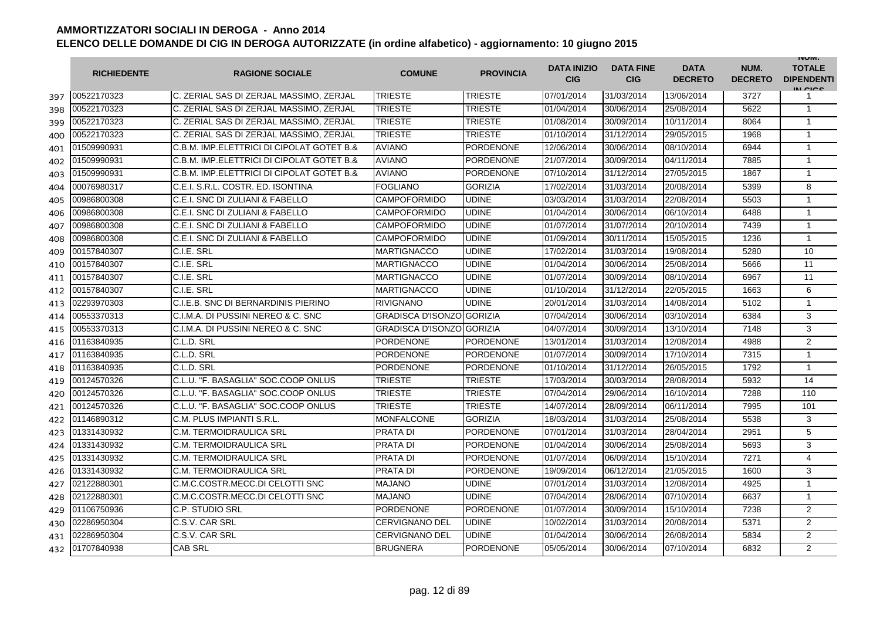# AMMORTIZZATORI SOCIALI IN DEROGA - Anno 2014

## ELENCO DELLE DOMANDE DI CIG IN DEROGA AUTORIZZATE (in ordine alfabetico) - aggiornamento: 10 giugno 2015

| | RICHIEDENTE | RAGIONE SOCIALE | COMUNE | PROVINCIA | DATA INIZIO CIG | DATA FINE CIG | DATA DECRETO | NUM. DECRETO | NUM. TOTALE DIPENDENTI IN CIGS |
|---|---|---|---|---|---|---|---|---|---|
| 397 | 00522170323 | C. ZERIAL SAS DI ZERJAL MASSIMO, ZERJAL | TRIESTE | TRIESTE | 07/01/2014 | 31/03/2014 | 13/06/2014 | 3727 | 1 |
| 398 | 00522170323 | C. ZERIAL SAS DI ZERJAL MASSIMO, ZERJAL | TRIESTE | TRIESTE | 01/04/2014 | 30/06/2014 | 25/08/2014 | 5622 | 1 |
| 399 | 00522170323 | C. ZERIAL SAS DI ZERJAL MASSIMO, ZERJAL | TRIESTE | TRIESTE | 01/08/2014 | 30/09/2014 | 10/11/2014 | 8064 | 1 |
| 400 | 00522170323 | C. ZERIAL SAS DI ZERJAL MASSIMO, ZERJAL | TRIESTE | TRIESTE | 01/10/2014 | 31/12/2014 | 29/05/2015 | 1968 | 1 |
| 401 | 01509990931 | C.B.M. IMP.ELETTRICI DI CIPOLAT GOTET B.& | AVIANO | PORDENONE | 12/06/2014 | 30/06/2014 | 08/10/2014 | 6944 | 1 |
| 402 | 01509990931 | C.B.M. IMP.ELETTRICI DI CIPOLAT GOTET B.& | AVIANO | PORDENONE | 21/07/2014 | 30/09/2014 | 04/11/2014 | 7885 | 1 |
| 403 | 01509990931 | C.B.M. IMP.ELETTRICI DI CIPOLAT GOTET B.& | AVIANO | PORDENONE | 07/10/2014 | 31/12/2014 | 27/05/2015 | 1867 | 1 |
| 404 | 00076980317 | C.E.I. S.R.L. COSTR. ED. ISONTINA | FOGLIANO | GORIZIA | 17/02/2014 | 31/03/2014 | 20/08/2014 | 5399 | 8 |
| 405 | 00986800308 | C.E.I. SNC DI ZULIANI & FABELLO | CAMPOFORMIDO | UDINE | 03/03/2014 | 31/03/2014 | 22/08/2014 | 5503 | 1 |
| 406 | 00986800308 | C.E.I. SNC DI ZULIANI & FABELLO | CAMPOFORMIDO | UDINE | 01/04/2014 | 30/06/2014 | 06/10/2014 | 6488 | 1 |
| 407 | 00986800308 | C.E.I. SNC DI ZULIANI & FABELLO | CAMPOFORMIDO | UDINE | 01/07/2014 | 31/07/2014 | 20/10/2014 | 7439 | 1 |
| 408 | 00986800308 | C.E.I. SNC DI ZULIANI & FABELLO | CAMPOFORMIDO | UDINE | 01/09/2014 | 30/11/2014 | 15/05/2015 | 1236 | 1 |
| 409 | 00157840307 | C.I.E. SRL | MARTIGNACCO | UDINE | 17/02/2014 | 31/03/2014 | 19/08/2014 | 5280 | 10 |
| 410 | 00157840307 | C.I.E. SRL | MARTIGNACCO | UDINE | 01/04/2014 | 30/06/2014 | 25/08/2014 | 5666 | 11 |
| 411 | 00157840307 | C.I.E. SRL | MARTIGNACCO | UDINE | 01/07/2014 | 30/09/2014 | 08/10/2014 | 6967 | 11 |
| 412 | 00157840307 | C.I.E. SRL | MARTIGNACCO | UDINE | 01/10/2014 | 31/12/2014 | 22/05/2015 | 1663 | 6 |
| 413 | 02293970303 | C.I.E.B. SNC DI BERNARDINIS PIERINO | RIVIGNANO | UDINE | 20/01/2014 | 31/03/2014 | 14/08/2014 | 5102 | 1 |
| 414 | 00553370313 | C.I.M.A. DI PUSSINI NEREO & C. SNC | GRADISCA D'ISONZO | GORIZIA | 07/04/2014 | 30/06/2014 | 03/10/2014 | 6384 | 3 |
| 415 | 00553370313 | C.I.M.A. DI PUSSINI NEREO & C. SNC | GRADISCA D'ISONZO | GORIZIA | 04/07/2014 | 30/09/2014 | 13/10/2014 | 7148 | 3 |
| 416 | 01163840935 | C.L.D. SRL | PORDENONE | PORDENONE | 13/01/2014 | 31/03/2014 | 12/08/2014 | 4988 | 2 |
| 417 | 01163840935 | C.L.D. SRL | PORDENONE | PORDENONE | 01/07/2014 | 30/09/2014 | 17/10/2014 | 7315 | 1 |
| 418 | 01163840935 | C.L.D. SRL | PORDENONE | PORDENONE | 01/10/2014 | 31/12/2014 | 26/05/2015 | 1792 | 1 |
| 419 | 00124570326 | C.L.U. "F. BASAGLIA" SOC.COOP ONLUS | TRIESTE | TRIESTE | 17/03/2014 | 30/03/2014 | 28/08/2014 | 5932 | 14 |
| 420 | 00124570326 | C.L.U. "F. BASAGLIA" SOC.COOP ONLUS | TRIESTE | TRIESTE | 07/04/2014 | 29/06/2014 | 16/10/2014 | 7288 | 110 |
| 421 | 00124570326 | C.L.U. "F. BASAGLIA" SOC.COOP ONLUS | TRIESTE | TRIESTE | 14/07/2014 | 28/09/2014 | 06/11/2014 | 7995 | 101 |
| 422 | 01146890312 | C.M. PLUS IMPIANTI S.R.L. | MONFALCONE | GORIZIA | 18/03/2014 | 31/03/2014 | 25/08/2014 | 5538 | 3 |
| 423 | 01331430932 | C.M. TERMOIDRAULICA SRL | PRATA DI | PORDENONE | 07/01/2014 | 31/03/2014 | 28/04/2014 | 2951 | 5 |
| 424 | 01331430932 | C.M. TERMOIDRAULICA SRL | PRATA DI | PORDENONE | 01/04/2014 | 30/06/2014 | 25/08/2014 | 5693 | 3 |
| 425 | 01331430932 | C.M. TERMOIDRAULICA SRL | PRATA DI | PORDENONE | 01/07/2014 | 06/09/2014 | 15/10/2014 | 7271 | 4 |
| 426 | 01331430932 | C.M. TERMOIDRAULICA SRL | PRATA DI | PORDENONE | 19/09/2014 | 06/12/2014 | 21/05/2015 | 1600 | 3 |
| 427 | 02122880301 | C.M.C.COSTR.MECC.DI CELOTTI SNC | MAJANO | UDINE | 07/01/2014 | 31/03/2014 | 12/08/2014 | 4925 | 1 |
| 428 | 02122880301 | C.M.C.COSTR.MECC.DI CELOTTI SNC | MAJANO | UDINE | 07/04/2014 | 28/06/2014 | 07/10/2014 | 6637 | 1 |
| 429 | 01106750936 | C.P. STUDIO SRL | PORDENONE | PORDENONE | 01/07/2014 | 30/09/2014 | 15/10/2014 | 7238 | 2 |
| 430 | 02286950304 | C.S.V. CAR SRL | CERVIGNANO DEL | UDINE | 10/02/2014 | 31/03/2014 | 20/08/2014 | 5371 | 2 |
| 431 | 02286950304 | C.S.V. CAR SRL | CERVIGNANO DEL | UDINE | 01/04/2014 | 30/06/2014 | 26/08/2014 | 5834 | 2 |
| 432 | 01707840938 | CAB SRL | BRUGNERA | PORDENONE | 05/05/2014 | 30/06/2014 | 07/10/2014 | 6832 | 2 |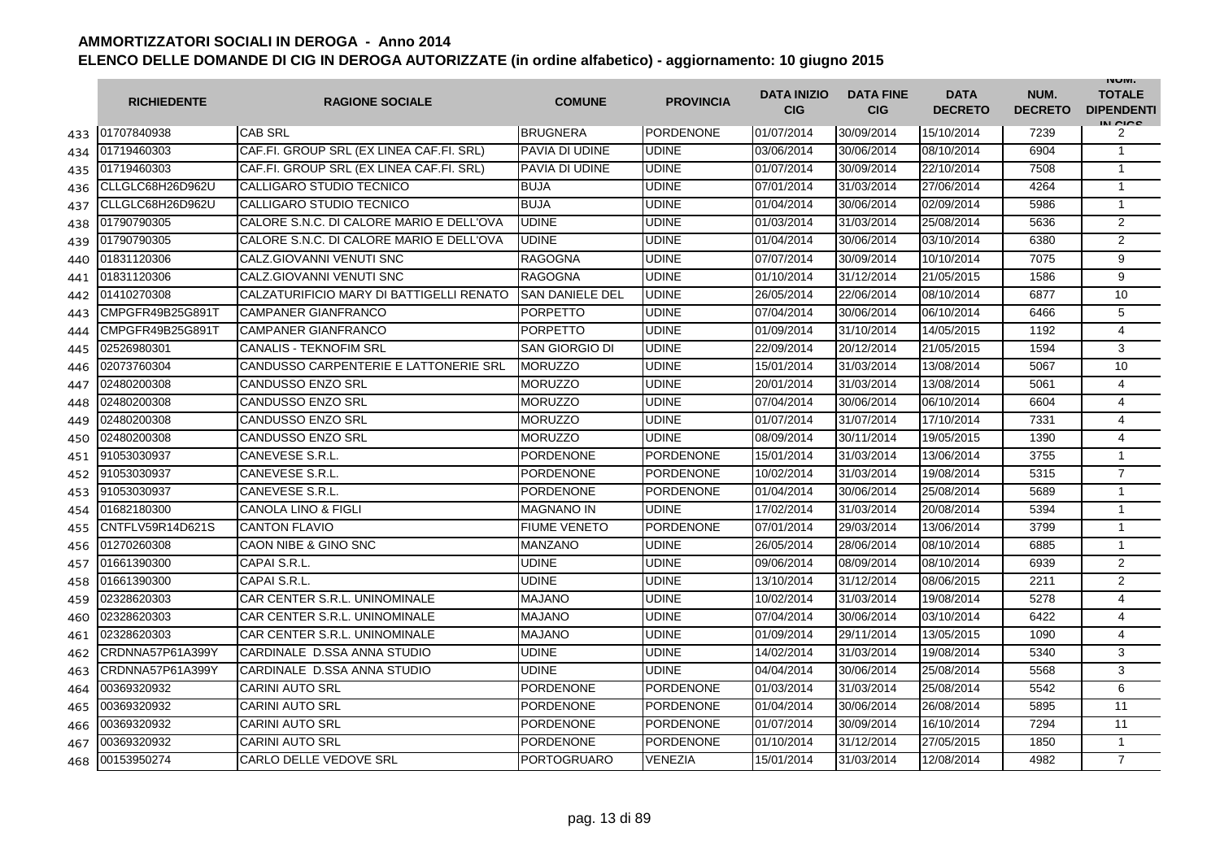# AMMORTIZZATORI SOCIALI IN DEROGA - Anno 2014

## ELENCO DELLE DOMANDE DI CIG IN DEROGA AUTORIZZATE (in ordine alfabetico) - aggiornamento: 10 giugno 2015

| | RICHIEDENTE | RAGIONE SOCIALE | COMUNE | PROVINCIA | DATA INIZIO CIG | DATA FINE CIG | DATA DECRETO | NUM. DECRETO | NUM. TOTALE DIPENDENTI IN CIGS |
|---|---|---|---|---|---|---|---|---|---|
| 433 | 01707840938 | CAB SRL | BRUGNERA | PORDENONE | 01/07/2014 | 30/09/2014 | 15/10/2014 | 7239 | 2 |
| 434 | 01719460303 | CAF.FI. GROUP SRL (EX LINEA CAF.FI. SRL) | PAVIA DI UDINE | UDINE | 03/06/2014 | 30/06/2014 | 08/10/2014 | 6904 | 1 |
| 435 | 01719460303 | CAF.FI. GROUP SRL (EX LINEA CAF.FI. SRL) | PAVIA DI UDINE | UDINE | 01/07/2014 | 30/09/2014 | 22/10/2014 | 7508 | 1 |
| 436 | CLLGLC68H26D962U | CALLIGARO STUDIO TECNICO | BUJA | UDINE | 07/01/2014 | 31/03/2014 | 27/06/2014 | 4264 | 1 |
| 437 | CLLGLC68H26D962U | CALLIGARO STUDIO TECNICO | BUJA | UDINE | 01/04/2014 | 30/06/2014 | 02/09/2014 | 5986 | 1 |
| 438 | 01790790305 | CALORE S.N.C. DI CALORE MARIO E DELL'OVA | UDINE | UDINE | 01/03/2014 | 31/03/2014 | 25/08/2014 | 5636 | 2 |
| 439 | 01790790305 | CALORE S.N.C. DI CALORE MARIO E DELL'OVA | UDINE | UDINE | 01/04/2014 | 30/06/2014 | 03/10/2014 | 6380 | 2 |
| 440 | 01831120306 | CALZ.GIOVANNI VENUTI SNC | RAGOGNA | UDINE | 07/07/2014 | 30/09/2014 | 10/10/2014 | 7075 | 9 |
| 441 | 01831120306 | CALZ.GIOVANNI VENUTI SNC | RAGOGNA | UDINE | 01/10/2014 | 31/12/2014 | 21/05/2015 | 1586 | 9 |
| 442 | 01410270308 | CALZATURIFICIO MARY DI BATTIGELLI RENATO | SAN DANIELE DEL | UDINE | 26/05/2014 | 22/06/2014 | 08/10/2014 | 6877 | 10 |
| 443 | CMPGFR49B25G891T | CAMPANER GIANFRANCO | PORPETTO | UDINE | 07/04/2014 | 30/06/2014 | 06/10/2014 | 6466 | 5 |
| 444 | CMPGFR49B25G891T | CAMPANER GIANFRANCO | PORPETTO | UDINE | 01/09/2014 | 31/10/2014 | 14/05/2015 | 1192 | 4 |
| 445 | 02526980301 | CANALIS - TEKNOFIM SRL | SAN GIORGIO DI | UDINE | 22/09/2014 | 20/12/2014 | 21/05/2015 | 1594 | 3 |
| 446 | 02073760304 | CANDUSSO CARPENTERIE E LATTONERIE SRL | MORUZZO | UDINE | 15/01/2014 | 31/03/2014 | 13/08/2014 | 5067 | 10 |
| 447 | 02480200308 | CANDUSSO ENZO SRL | MORUZZO | UDINE | 20/01/2014 | 31/03/2014 | 13/08/2014 | 5061 | 4 |
| 448 | 02480200308 | CANDUSSO ENZO SRL | MORUZZO | UDINE | 07/04/2014 | 30/06/2014 | 06/10/2014 | 6604 | 4 |
| 449 | 02480200308 | CANDUSSO ENZO SRL | MORUZZO | UDINE | 01/07/2014 | 31/07/2014 | 17/10/2014 | 7331 | 4 |
| 450 | 02480200308 | CANDUSSO ENZO SRL | MORUZZO | UDINE | 08/09/2014 | 30/11/2014 | 19/05/2015 | 1390 | 4 |
| 451 | 91053030937 | CANEVESE S.R.L. | PORDENONE | PORDENONE | 15/01/2014 | 31/03/2014 | 13/06/2014 | 3755 | 1 |
| 452 | 91053030937 | CANEVESE S.R.L. | PORDENONE | PORDENONE | 10/02/2014 | 31/03/2014 | 19/08/2014 | 5315 | 7 |
| 453 | 91053030937 | CANEVESE S.R.L. | PORDENONE | PORDENONE | 01/04/2014 | 30/06/2014 | 25/08/2014 | 5689 | 1 |
| 454 | 01682180300 | CANOLA LINO & FIGLI | MAGNANO IN | UDINE | 17/02/2014 | 31/03/2014 | 20/08/2014 | 5394 | 1 |
| 455 | CNTFLV59R14D621S | CANTON FLAVIO | FIUME VENETO | PORDENONE | 07/01/2014 | 29/03/2014 | 13/06/2014 | 3799 | 1 |
| 456 | 01270260308 | CAON NIBE & GINO SNC | MANZANO | UDINE | 26/05/2014 | 28/06/2014 | 08/10/2014 | 6885 | 1 |
| 457 | 01661390300 | CAPAI S.R.L. | UDINE | UDINE | 09/06/2014 | 08/09/2014 | 08/10/2014 | 6939 | 2 |
| 458 | 01661390300 | CAPAI S.R.L. | UDINE | UDINE | 13/10/2014 | 31/12/2014 | 08/06/2015 | 2211 | 2 |
| 459 | 02328620303 | CAR CENTER S.R.L. UNINOMINALE | MAJANO | UDINE | 10/02/2014 | 31/03/2014 | 19/08/2014 | 5278 | 4 |
| 460 | 02328620303 | CAR CENTER S.R.L. UNINOMINALE | MAJANO | UDINE | 07/04/2014 | 30/06/2014 | 03/10/2014 | 6422 | 4 |
| 461 | 02328620303 | CAR CENTER S.R.L. UNINOMINALE | MAJANO | UDINE | 01/09/2014 | 29/11/2014 | 13/05/2015 | 1090 | 4 |
| 462 | CRDNNA57P61A399Y | CARDINALE D.SSA ANNA STUDIO | UDINE | UDINE | 14/02/2014 | 31/03/2014 | 19/08/2014 | 5340 | 3 |
| 463 | CRDNNA57P61A399Y | CARDINALE D.SSA ANNA STUDIO | UDINE | UDINE | 04/04/2014 | 30/06/2014 | 25/08/2014 | 5568 | 3 |
| 464 | 00369320932 | CARINI AUTO SRL | PORDENONE | PORDENONE | 01/03/2014 | 31/03/2014 | 25/08/2014 | 5542 | 6 |
| 465 | 00369320932 | CARINI AUTO SRL | PORDENONE | PORDENONE | 01/04/2014 | 30/06/2014 | 26/08/2014 | 5895 | 11 |
| 466 | 00369320932 | CARINI AUTO SRL | PORDENONE | PORDENONE | 01/07/2014 | 30/09/2014 | 16/10/2014 | 7294 | 11 |
| 467 | 00369320932 | CARINI AUTO SRL | PORDENONE | PORDENONE | 01/10/2014 | 31/12/2014 | 27/05/2015 | 1850 | 1 |
| 468 | 00153950274 | CARLO DELLE VEDOVE SRL | PORTOGRUARO | VENEZIA | 15/01/2014 | 31/03/2014 | 12/08/2014 | 4982 | 7 |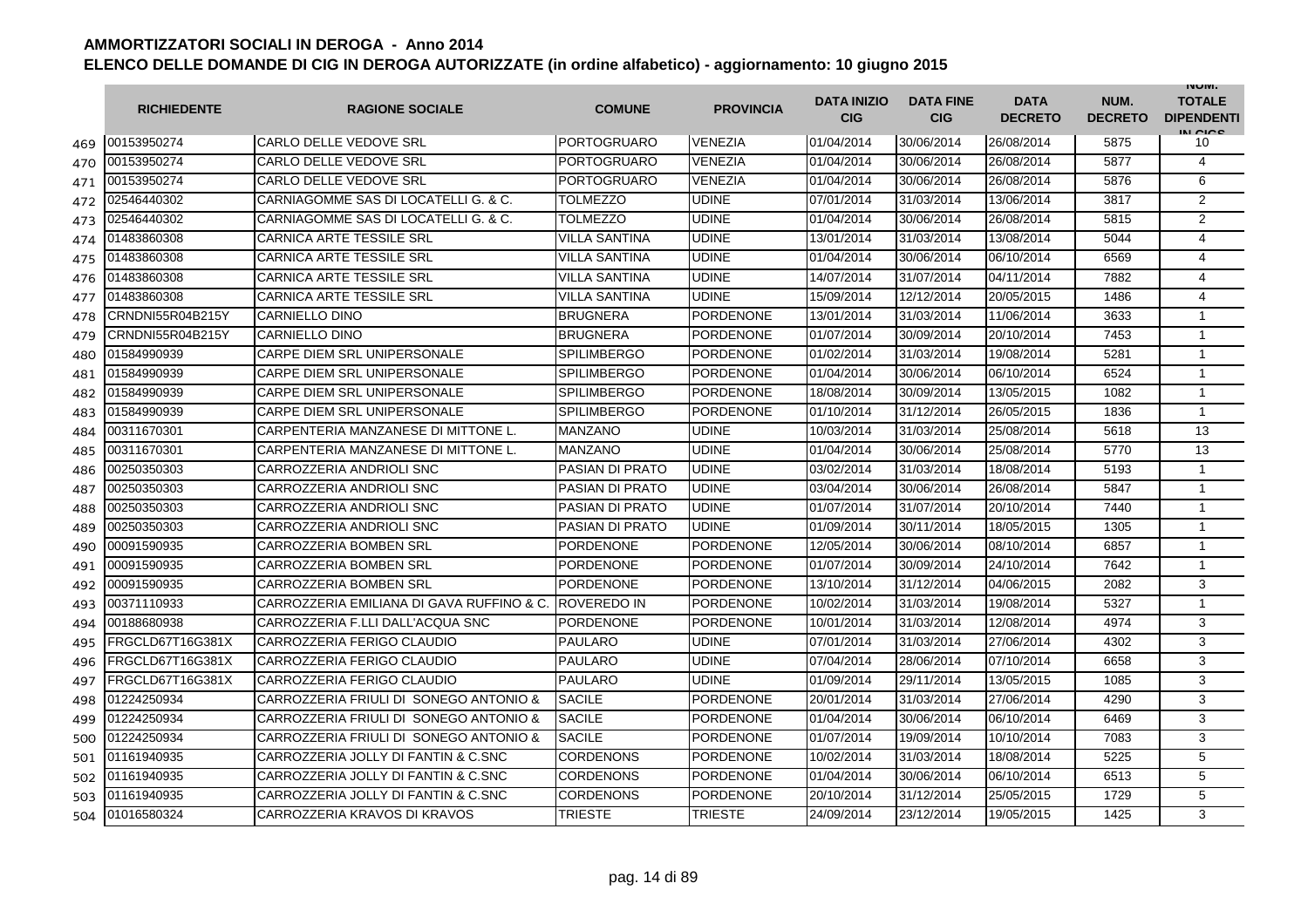# AMMORTIZZATORI SOCIALI IN DEROGA - Anno 2014

## ELENCO DELLE DOMANDE DI CIG IN DEROGA AUTORIZZATE (in ordine alfabetico) - aggiornamento: 10 giugno 2015

| | RICHIEDENTE | RAGIONE SOCIALE | COMUNE | PROVINCIA | DATA INIZIO CIG | DATA FINE CIG | DATA DECRETO | NUM. DECRETO | NUM. TOTALE DIPENDENTI IN CIGS |
|---|---|---|---|---|---|---|---|---|---|
| 469 | 00153950274 | CARLO DELLE VEDOVE SRL | PORTOGRUARO | VENEZIA | 01/04/2014 | 30/06/2014 | 26/08/2014 | 5875 | 10 |
| 470 | 00153950274 | CARLO DELLE VEDOVE SRL | PORTOGRUARO | VENEZIA | 01/04/2014 | 30/06/2014 | 26/08/2014 | 5877 | 4 |
| 471 | 00153950274 | CARLO DELLE VEDOVE SRL | PORTOGRUARO | VENEZIA | 01/04/2014 | 30/06/2014 | 26/08/2014 | 5876 | 6 |
| 472 | 02546440302 | CARNIAGOMME SAS DI LOCATELLI G. & C. | TOLMEZZO | UDINE | 07/01/2014 | 31/03/2014 | 13/06/2014 | 3817 | 2 |
| 473 | 02546440302 | CARNIAGOMME SAS DI LOCATELLI G. & C. | TOLMEZZO | UDINE | 01/04/2014 | 30/06/2014 | 26/08/2014 | 5815 | 2 |
| 474 | 01483860308 | CARNICA ARTE TESSILE SRL | VILLA SANTINA | UDINE | 13/01/2014 | 31/03/2014 | 13/08/2014 | 5044 | 4 |
| 475 | 01483860308 | CARNICA ARTE TESSILE SRL | VILLA SANTINA | UDINE | 01/04/2014 | 30/06/2014 | 06/10/2014 | 6569 | 4 |
| 476 | 01483860308 | CARNICA ARTE TESSILE SRL | VILLA SANTINA | UDINE | 14/07/2014 | 31/07/2014 | 04/11/2014 | 7882 | 4 |
| 477 | 01483860308 | CARNICA ARTE TESSILE SRL | VILLA SANTINA | UDINE | 15/09/2014 | 12/12/2014 | 20/05/2015 | 1486 | 4 |
| 478 | CRNDNI55R04B215Y | CARNIELLO DINO | BRUGNERA | PORDENONE | 13/01/2014 | 31/03/2014 | 11/06/2014 | 3633 | 1 |
| 479 | CRNDNI55R04B215Y | CARNIELLO DINO | BRUGNERA | PORDENONE | 01/07/2014 | 30/09/2014 | 20/10/2014 | 7453 | 1 |
| 480 | 01584990939 | CARPE DIEM SRL UNIPERSONALE | SPILIMBERGO | PORDENONE | 01/02/2014 | 31/03/2014 | 19/08/2014 | 5281 | 1 |
| 481 | 01584990939 | CARPE DIEM SRL UNIPERSONALE | SPILIMBERGO | PORDENONE | 01/04/2014 | 30/06/2014 | 06/10/2014 | 6524 | 1 |
| 482 | 01584990939 | CARPE DIEM SRL UNIPERSONALE | SPILIMBERGO | PORDENONE | 18/08/2014 | 30/09/2014 | 13/05/2015 | 1082 | 1 |
| 483 | 01584990939 | CARPE DIEM SRL UNIPERSONALE | SPILIMBERGO | PORDENONE | 01/10/2014 | 31/12/2014 | 26/05/2015 | 1836 | 1 |
| 484 | 00311670301 | CARPENTERIA MANZANESE DI MITTONE L. | MANZANO | UDINE | 10/03/2014 | 31/03/2014 | 25/08/2014 | 5618 | 13 |
| 485 | 00311670301 | CARPENTERIA MANZANESE DI MITTONE L. | MANZANO | UDINE | 01/04/2014 | 30/06/2014 | 25/08/2014 | 5770 | 13 |
| 486 | 00250350303 | CARROZZERIA ANDRIOLI SNC | PASIAN DI PRATO | UDINE | 03/02/2014 | 31/03/2014 | 18/08/2014 | 5193 | 1 |
| 487 | 00250350303 | CARROZZERIA ANDRIOLI SNC | PASIAN DI PRATO | UDINE | 03/04/2014 | 30/06/2014 | 26/08/2014 | 5847 | 1 |
| 488 | 00250350303 | CARROZZERIA ANDRIOLI SNC | PASIAN DI PRATO | UDINE | 01/07/2014 | 31/07/2014 | 20/10/2014 | 7440 | 1 |
| 489 | 00250350303 | CARROZZERIA ANDRIOLI SNC | PASIAN DI PRATO | UDINE | 01/09/2014 | 30/11/2014 | 18/05/2015 | 1305 | 1 |
| 490 | 00091590935 | CARROZZERIA BOMBEN SRL | PORDENONE | PORDENONE | 12/05/2014 | 30/06/2014 | 08/10/2014 | 6857 | 1 |
| 491 | 00091590935 | CARROZZERIA BOMBEN SRL | PORDENONE | PORDENONE | 01/07/2014 | 30/09/2014 | 24/10/2014 | 7642 | 1 |
| 492 | 00091590935 | CARROZZERIA BOMBEN SRL | PORDENONE | PORDENONE | 13/10/2014 | 31/12/2014 | 04/06/2015 | 2082 | 3 |
| 493 | 00371110933 | CARROZZERIA EMILIANA DI GAVA RUFFINO & C. | ROVEREDO IN | PORDENONE | 10/02/2014 | 31/03/2014 | 19/08/2014 | 5327 | 1 |
| 494 | 00188680938 | CARROZZERIA F.LLI DALL'ACQUA SNC | PORDENONE | PORDENONE | 10/01/2014 | 31/03/2014 | 12/08/2014 | 4974 | 3 |
| 495 | FRGCLD67T16G381X | CARROZZERIA FERIGO CLAUDIO | PAULARO | UDINE | 07/01/2014 | 31/03/2014 | 27/06/2014 | 4302 | 3 |
| 496 | FRGCLD67T16G381X | CARROZZERIA FERIGO CLAUDIO | PAULARO | UDINE | 07/04/2014 | 28/06/2014 | 07/10/2014 | 6658 | 3 |
| 497 | FRGCLD67T16G381X | CARROZZERIA FERIGO CLAUDIO | PAULARO | UDINE | 01/09/2014 | 29/11/2014 | 13/05/2015 | 1085 | 3 |
| 498 | 01224250934 | CARROZZERIA FRIULI DI SONEGO ANTONIO & | SACILE | PORDENONE | 20/01/2014 | 31/03/2014 | 27/06/2014 | 4290 | 3 |
| 499 | 01224250934 | CARROZZERIA FRIULI DI SONEGO ANTONIO & | SACILE | PORDENONE | 01/04/2014 | 30/06/2014 | 06/10/2014 | 6469 | 3 |
| 500 | 01224250934 | CARROZZERIA FRIULI DI SONEGO ANTONIO & | SACILE | PORDENONE | 01/07/2014 | 19/09/2014 | 10/10/2014 | 7083 | 3 |
| 501 | 01161940935 | CARROZZERIA JOLLY DI FANTIN & C.SNC | CORDENONS | PORDENONE | 10/02/2014 | 31/03/2014 | 18/08/2014 | 5225 | 5 |
| 502 | 01161940935 | CARROZZERIA JOLLY DI FANTIN & C.SNC | CORDENONS | PORDENONE | 01/04/2014 | 30/06/2014 | 06/10/2014 | 6513 | 5 |
| 503 | 01161940935 | CARROZZERIA JOLLY DI FANTIN & C.SNC | CORDENONS | PORDENONE | 20/10/2014 | 31/12/2014 | 25/05/2015 | 1729 | 5 |
| 504 | 01016580324 | CARROZZERIA KRAVOS DI KRAVOS | TRIESTE | TRIESTE | 24/09/2014 | 23/12/2014 | 19/05/2015 | 1425 | 3 |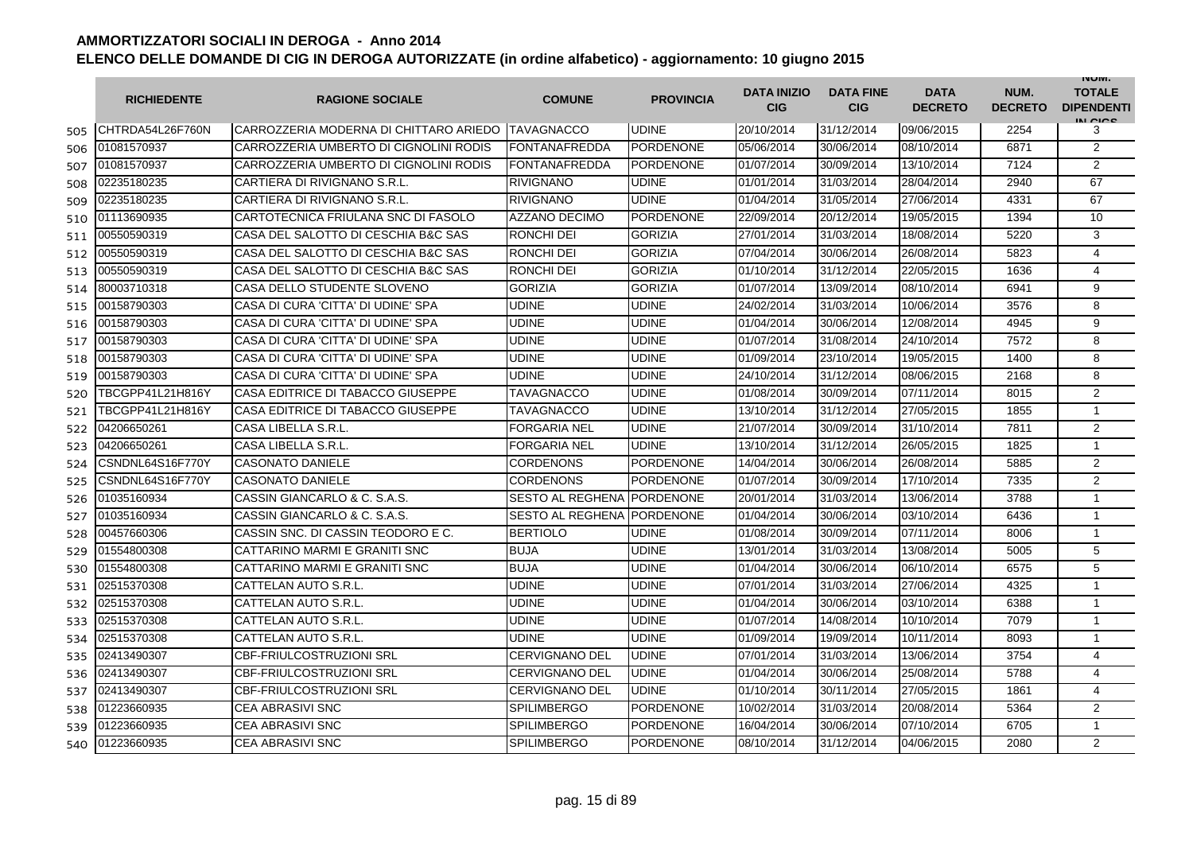# AMMORTIZZATORI SOCIALI IN DEROGA - Anno 2014

## ELENCO DELLE DOMANDE DI CIG IN DEROGA AUTORIZZATE (in ordine alfabetico) - aggiornamento: 10 giugno 2015

| | RICHIEDENTE | RAGIONE SOCIALE | COMUNE | PROVINCIA | DATA INIZIO CIG | DATA FINE CIG | DATA DECRETO | NUM. DECRETO | NUM. TOTALE DIPENDENTI IN CIGS |
|---|---|---|---|---|---|---|---|---|---|
| 505 | CHTRDA54L26F760N | CARROZZERIA MODERNA DI CHITTARO ARIEDO | TAVAGNACCO | UDINE | 20/10/2014 | 31/12/2014 | 09/06/2015 | 2254 | 3 |
| 506 | 01081570937 | CARROZZERIA UMBERTO DI CIGNOLINI RODIS | FONTANAFREDDA | PORDENONE | 05/06/2014 | 30/06/2014 | 08/10/2014 | 6871 | 2 |
| 507 | 01081570937 | CARROZZERIA UMBERTO DI CIGNOLINI RODIS | FONTANAFREDDA | PORDENONE | 01/07/2014 | 30/09/2014 | 13/10/2014 | 7124 | 2 |
| 508 | 02235180235 | CARTIERA DI RIVIGNANO S.R.L. | RIVIGNANO | UDINE | 01/01/2014 | 31/03/2014 | 28/04/2014 | 2940 | 67 |
| 509 | 02235180235 | CARTIERA DI RIVIGNANO S.R.L. | RIVIGNANO | UDINE | 01/04/2014 | 31/05/2014 | 27/06/2014 | 4331 | 67 |
| 510 | 01113690935 | CARTOTECNICA FRIULANA SNC DI FASOLO | AZZANO DECIMO | PORDENONE | 22/09/2014 | 20/12/2014 | 19/05/2015 | 1394 | 10 |
| 511 | 00550590319 | CASA DEL SALOTTO DI CESCHIA B&C SAS | RONCHI DEI | GORIZIA | 27/01/2014 | 31/03/2014 | 18/08/2014 | 5220 | 3 |
| 512 | 00550590319 | CASA DEL SALOTTO DI CESCHIA B&C SAS | RONCHI DEI | GORIZIA | 07/04/2014 | 30/06/2014 | 26/08/2014 | 5823 | 4 |
| 513 | 00550590319 | CASA DEL SALOTTO DI CESCHIA B&C SAS | RONCHI DEI | GORIZIA | 01/10/2014 | 31/12/2014 | 22/05/2015 | 1636 | 4 |
| 514 | 80003710318 | CASA DELLO STUDENTE SLOVENO | GORIZIA | GORIZIA | 01/07/2014 | 13/09/2014 | 08/10/2014 | 6941 | 9 |
| 515 | 00158790303 | CASA DI CURA 'CITTA' DI UDINE' SPA | UDINE | UDINE | 24/02/2014 | 31/03/2014 | 10/06/2014 | 3576 | 8 |
| 516 | 00158790303 | CASA DI CURA 'CITTA' DI UDINE' SPA | UDINE | UDINE | 01/04/2014 | 30/06/2014 | 12/08/2014 | 4945 | 9 |
| 517 | 00158790303 | CASA DI CURA 'CITTA' DI UDINE' SPA | UDINE | UDINE | 01/07/2014 | 31/08/2014 | 24/10/2014 | 7572 | 8 |
| 518 | 00158790303 | CASA DI CURA 'CITTA' DI UDINE' SPA | UDINE | UDINE | 01/09/2014 | 23/10/2014 | 19/05/2015 | 1400 | 8 |
| 519 | 00158790303 | CASA DI CURA 'CITTA' DI UDINE' SPA | UDINE | UDINE | 24/10/2014 | 31/12/2014 | 08/06/2015 | 2168 | 8 |
| 520 | TBCGPP41L21H816Y | CASA EDITRICE DI TABACCO GIUSEPPE | TAVAGNACCO | UDINE | 01/08/2014 | 30/09/2014 | 07/11/2014 | 8015 | 2 |
| 521 | TBCGPP41L21H816Y | CASA EDITRICE DI TABACCO GIUSEPPE | TAVAGNACCO | UDINE | 13/10/2014 | 31/12/2014 | 27/05/2015 | 1855 | 1 |
| 522 | 04206650261 | CASA LIBELLA S.R.L. | FORGARIA NEL | UDINE | 21/07/2014 | 30/09/2014 | 31/10/2014 | 7811 | 2 |
| 523 | 04206650261 | CASA LIBELLA S.R.L. | FORGARIA NEL | UDINE | 13/10/2014 | 31/12/2014 | 26/05/2015 | 1825 | 1 |
| 524 | CSNDNL64S16F770Y | CASONATO DANIELE | CORDENONS | PORDENONE | 14/04/2014 | 30/06/2014 | 26/08/2014 | 5885 | 2 |
| 525 | CSNDNL64S16F770Y | CASONATO DANIELE | CORDENONS | PORDENONE | 01/07/2014 | 30/09/2014 | 17/10/2014 | 7335 | 2 |
| 526 | 01035160934 | CASSIN GIANCARLO & C. S.A.S. | SESTO AL REGHENA | PORDENONE | 20/01/2014 | 31/03/2014 | 13/06/2014 | 3788 | 1 |
| 527 | 01035160934 | CASSIN GIANCARLO & C. S.A.S. | SESTO AL REGHENA | PORDENONE | 01/04/2014 | 30/06/2014 | 03/10/2014 | 6436 | 1 |
| 528 | 00457660306 | CASSIN SNC. DI CASSIN TEODORO E C. | BERTIOLO | UDINE | 01/08/2014 | 30/09/2014 | 07/11/2014 | 8006 | 1 |
| 529 | 01554800308 | CATTARINO MARMI E GRANITI SNC | BUJA | UDINE | 13/01/2014 | 31/03/2014 | 13/08/2014 | 5005 | 5 |
| 530 | 01554800308 | CATTARINO MARMI E GRANITI SNC | BUJA | UDINE | 01/04/2014 | 30/06/2014 | 06/10/2014 | 6575 | 5 |
| 531 | 02515370308 | CATTELAN AUTO S.R.L. | UDINE | UDINE | 07/01/2014 | 31/03/2014 | 27/06/2014 | 4325 | 1 |
| 532 | 02515370308 | CATTELAN AUTO S.R.L. | UDINE | UDINE | 01/04/2014 | 30/06/2014 | 03/10/2014 | 6388 | 1 |
| 533 | 02515370308 | CATTELAN AUTO S.R.L. | UDINE | UDINE | 01/07/2014 | 14/08/2014 | 10/10/2014 | 7079 | 1 |
| 534 | 02515370308 | CATTELAN AUTO S.R.L. | UDINE | UDINE | 01/09/2014 | 19/09/2014 | 10/11/2014 | 8093 | 1 |
| 535 | 02413490307 | CBF-FRIULCOSTRUZIONI SRL | CERVIGNANO DEL | UDINE | 07/01/2014 | 31/03/2014 | 13/06/2014 | 3754 | 4 |
| 536 | 02413490307 | CBF-FRIULCOSTRUZIONI SRL | CERVIGNANO DEL | UDINE | 01/04/2014 | 30/06/2014 | 25/08/2014 | 5788 | 4 |
| 537 | 02413490307 | CBF-FRIULCOSTRUZIONI SRL | CERVIGNANO DEL | UDINE | 01/10/2014 | 30/11/2014 | 27/05/2015 | 1861 | 4 |
| 538 | 01223660935 | CEA ABRASIVI SNC | SPILIMBERGO | PORDENONE | 10/02/2014 | 31/03/2014 | 20/08/2014 | 5364 | 2 |
| 539 | 01223660935 | CEA ABRASIVI SNC | SPILIMBERGO | PORDENONE | 16/04/2014 | 30/06/2014 | 07/10/2014 | 6705 | 1 |
| 540 | 01223660935 | CEA ABRASIVI SNC | SPILIMBERGO | PORDENONE | 08/10/2014 | 31/12/2014 | 04/06/2015 | 2080 | 2 |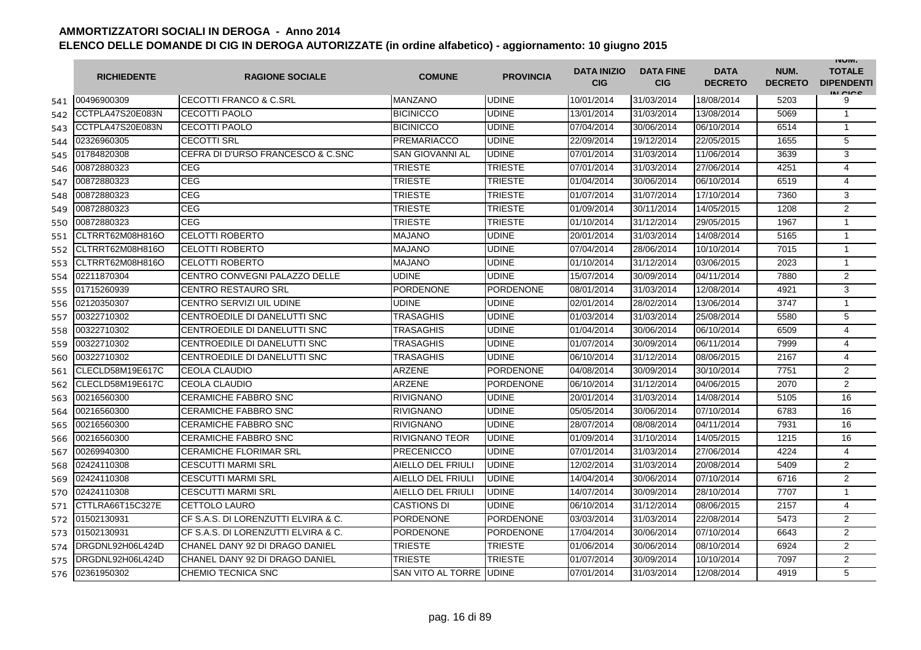# AMMORTIZZATORI SOCIALI IN DEROGA - Anno 2014

## ELENCO DELLE DOMANDE DI CIG IN DEROGA AUTORIZZATE (in ordine alfabetico) - aggiornamento: 10 giugno 2015

| | RICHIEDENTE | RAGIONE SOCIALE | COMUNE | PROVINCIA | DATA INIZIO CIG | DATA FINE CIG | DATA DECRETO | NUM. DECRETO | NUM. TOTALE DIPENDENTI IN CIGS |
|---|---|---|---|---|---|---|---|---|---|
| 541 | 00496900309 | CECOTTI FRANCO & C.SRL | MANZANO | UDINE | 10/01/2014 | 31/03/2014 | 18/08/2014 | 5203 | 9 |
| 542 | CCTPLA47S20E083N | CECOTTI PAOLO | BICINICCO | UDINE | 13/01/2014 | 31/03/2014 | 13/08/2014 | 5069 | 1 |
| 543 | CCTPLA47S20E083N | CECOTTI PAOLO | BICINICCO | UDINE | 07/04/2014 | 30/06/2014 | 06/10/2014 | 6514 | 1 |
| 544 | 02326960305 | CECOTTI SRL | PREMARIACCO | UDINE | 22/09/2014 | 19/12/2014 | 22/05/2015 | 1655 | 5 |
| 545 | 01784820308 | CEFRA DI D'URSO FRANCESCO & C.SNC | SAN GIOVANNI AL | UDINE | 07/01/2014 | 31/03/2014 | 11/06/2014 | 3639 | 3 |
| 546 | 00872880323 | CEG | TRIESTE | TRIESTE | 07/01/2014 | 31/03/2014 | 27/06/2014 | 4251 | 4 |
| 547 | 00872880323 | CEG | TRIESTE | TRIESTE | 01/04/2014 | 30/06/2014 | 06/10/2014 | 6519 | 4 |
| 548 | 00872880323 | CEG | TRIESTE | TRIESTE | 01/07/2014 | 31/07/2014 | 17/10/2014 | 7360 | 3 |
| 549 | 00872880323 | CEG | TRIESTE | TRIESTE | 01/09/2014 | 30/11/2014 | 14/05/2015 | 1208 | 2 |
| 550 | 00872880323 | CEG | TRIESTE | TRIESTE | 01/10/2014 | 31/12/2014 | 29/05/2015 | 1967 | 1 |
| 551 | CLTRRT62M08H816O | CELOTTI ROBERTO | MAJANO | UDINE | 20/01/2014 | 31/03/2014 | 14/08/2014 | 5165 | 1 |
| 552 | CLTRRT62M08H816O | CELOTTI ROBERTO | MAJANO | UDINE | 07/04/2014 | 28/06/2014 | 10/10/2014 | 7015 | 1 |
| 553 | CLTRRT62M08H816O | CELOTTI ROBERTO | MAJANO | UDINE | 01/10/2014 | 31/12/2014 | 03/06/2015 | 2023 | 1 |
| 554 | 02211870304 | CENTRO CONVEGNI PALAZZO DELLE | UDINE | UDINE | 15/07/2014 | 30/09/2014 | 04/11/2014 | 7880 | 2 |
| 555 | 01715260939 | CENTRO RESTAURO SRL | PORDENONE | PORDENONE | 08/01/2014 | 31/03/2014 | 12/08/2014 | 4921 | 3 |
| 556 | 02120350307 | CENTRO SERVIZI UIL UDINE | UDINE | UDINE | 02/01/2014 | 28/02/2014 | 13/06/2014 | 3747 | 1 |
| 557 | 00322710302 | CENTROEDILE DI DANELUTTI SNC | TRASAGHIS | UDINE | 01/03/2014 | 31/03/2014 | 25/08/2014 | 5580 | 5 |
| 558 | 00322710302 | CENTROEDILE DI DANELUTTI SNC | TRASAGHIS | UDINE | 01/04/2014 | 30/06/2014 | 06/10/2014 | 6509 | 4 |
| 559 | 00322710302 | CENTROEDILE DI DANELUTTI SNC | TRASAGHIS | UDINE | 01/07/2014 | 30/09/2014 | 06/11/2014 | 7999 | 4 |
| 560 | 00322710302 | CENTROEDILE DI DANELUTTI SNC | TRASAGHIS | UDINE | 06/10/2014 | 31/12/2014 | 08/06/2015 | 2167 | 4 |
| 561 | CLECLD58M19E617C | CEOLA CLAUDIO | ARZENE | PORDENONE | 04/08/2014 | 30/09/2014 | 30/10/2014 | 7751 | 2 |
| 562 | CLECLD58M19E617C | CEOLA CLAUDIO | ARZENE | PORDENONE | 06/10/2014 | 31/12/2014 | 04/06/2015 | 2070 | 2 |
| 563 | 00216560300 | CERAMICHE FABBRO SNC | RIVIGNANO | UDINE | 20/01/2014 | 31/03/2014 | 14/08/2014 | 5105 | 16 |
| 564 | 00216560300 | CERAMICHE FABBRO SNC | RIVIGNANO | UDINE | 05/05/2014 | 30/06/2014 | 07/10/2014 | 6783 | 16 |
| 565 | 00216560300 | CERAMICHE FABBRO SNC | RIVIGNANO | UDINE | 28/07/2014 | 08/08/2014 | 04/11/2014 | 7931 | 16 |
| 566 | 00216560300 | CERAMICHE FABBRO SNC | RIVIGNANO TEOR | UDINE | 01/09/2014 | 31/10/2014 | 14/05/2015 | 1215 | 16 |
| 567 | 00269940300 | CERAMICHE FLORIMAR SRL | PRECENICCO | UDINE | 07/01/2014 | 31/03/2014 | 27/06/2014 | 4224 | 4 |
| 568 | 02424110308 | CESCUTTI MARMI SRL | AIELLO DEL FRIULI | UDINE | 12/02/2014 | 31/03/2014 | 20/08/2014 | 5409 | 2 |
| 569 | 02424110308 | CESCUTTI MARMI SRL | AIELLO DEL FRIULI | UDINE | 14/04/2014 | 30/06/2014 | 07/10/2014 | 6716 | 2 |
| 570 | 02424110308 | CESCUTTI MARMI SRL | AIELLO DEL FRIULI | UDINE | 14/07/2014 | 30/09/2014 | 28/10/2014 | 7707 | 1 |
| 571 | CTTLRA66T15C327E | CETTOLO LAURO | CASTIONS DI | UDINE | 06/10/2014 | 31/12/2014 | 08/06/2015 | 2157 | 4 |
| 572 | 01502130931 | CF S.A.S. DI LORENZUTTI ELVIRA & C. | PORDENONE | PORDENONE | 03/03/2014 | 31/03/2014 | 22/08/2014 | 5473 | 2 |
| 573 | 01502130931 | CF S.A.S. DI LORENZUTTI ELVIRA & C. | PORDENONE | PORDENONE | 17/04/2014 | 30/06/2014 | 07/10/2014 | 6643 | 2 |
| 574 | DRGDNL92H06L424D | CHANEL DANY 92 DI DRAGO DANIEL | TRIESTE | TRIESTE | 01/06/2014 | 30/06/2014 | 08/10/2014 | 6924 | 2 |
| 575 | DRGDNL92H06L424D | CHANEL DANY 92 DI DRAGO DANIEL | TRIESTE | TRIESTE | 01/07/2014 | 30/09/2014 | 10/10/2014 | 7097 | 2 |
| 576 | 02361950302 | CHEMIO TECNICA SNC | SAN VITO AL TORRE | UDINE | 07/01/2014 | 31/03/2014 | 12/08/2014 | 4919 | 5 |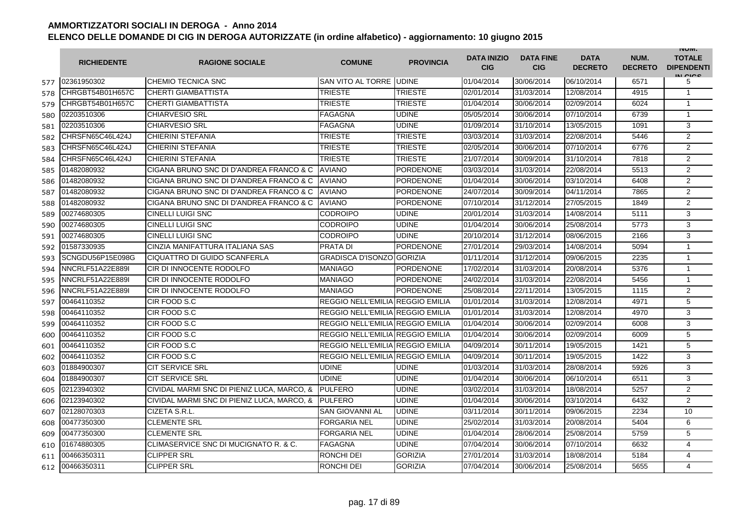# AMMORTIZZATORI SOCIALI IN DEROGA - Anno 2014

## ELENCO DELLE DOMANDE DI CIG IN DEROGA AUTORIZZATE (in ordine alfabetico) - aggiornamento: 10 giugno 2015

| | RICHIEDENTE | RAGIONE SOCIALE | COMUNE | PROVINCIA | DATA INIZIO CIG | DATA FINE CIG | DATA DECRETO | NUM. DECRETO | NUM. TOTALE DIPENDENTI IN CIGS |
|---|---|---|---|---|---|---|---|---|---|
| 577 | 02361950302 | CHEMIO TECNICA SNC | SAN VITO AL TORRE | UDINE | 01/04/2014 | 30/06/2014 | 06/10/2014 | 6571 | 5 |
| 578 | CHRGBT54B01H657C | CHERTI GIAMBATTISTA | TRIESTE | TRIESTE | 02/01/2014 | 31/03/2014 | 12/08/2014 | 4915 | 1 |
| 579 | CHRGBT54B01H657C | CHERTI GIAMBATTISTA | TRIESTE | TRIESTE | 01/04/2014 | 30/06/2014 | 02/09/2014 | 6024 | 1 |
| 580 | 02203510306 | CHIARVESIO SRL | FAGAGNA | UDINE | 05/05/2014 | 30/06/2014 | 07/10/2014 | 6739 | 1 |
| 581 | 02203510306 | CHIARVESIO SRL | FAGAGNA | UDINE | 01/09/2014 | 31/10/2014 | 13/05/2015 | 1091 | 3 |
| 582 | CHRSFN65C46L424J | CHIERINI STEFANIA | TRIESTE | TRIESTE | 03/03/2014 | 31/03/2014 | 22/08/2014 | 5446 | 2 |
| 583 | CHRSFN65C46L424J | CHIERINI STEFANIA | TRIESTE | TRIESTE | 02/05/2014 | 30/06/2014 | 07/10/2014 | 6776 | 2 |
| 584 | CHRSFN65C46L424J | CHIERINI STEFANIA | TRIESTE | TRIESTE | 21/07/2014 | 30/09/2014 | 31/10/2014 | 7818 | 2 |
| 585 | 01482080932 | CIGANA BRUNO SNC DI D'ANDREA FRANCO & C | AVIANO | PORDENONE | 03/03/2014 | 31/03/2014 | 22/08/2014 | 5513 | 2 |
| 586 | 01482080932 | CIGANA BRUNO SNC DI D'ANDREA FRANCO & C | AVIANO | PORDENONE | 01/04/2014 | 30/06/2014 | 03/10/2014 | 6408 | 2 |
| 587 | 01482080932 | CIGANA BRUNO SNC DI D'ANDREA FRANCO & C | AVIANO | PORDENONE | 24/07/2014 | 30/09/2014 | 04/11/2014 | 7865 | 2 |
| 588 | 01482080932 | CIGANA BRUNO SNC DI D'ANDREA FRANCO & C | AVIANO | PORDENONE | 07/10/2014 | 31/12/2014 | 27/05/2015 | 1849 | 2 |
| 589 | 00274680305 | CINELLI LUIGI SNC | CODROIPO | UDINE | 20/01/2014 | 31/03/2014 | 14/08/2014 | 5111 | 3 |
| 590 | 00274680305 | CINELLI LUIGI SNC | CODROIPO | UDINE | 01/04/2014 | 30/06/2014 | 25/08/2014 | 5773 | 3 |
| 591 | 00274680305 | CINELLI LUIGI SNC | CODROIPO | UDINE | 20/10/2014 | 31/12/2014 | 08/06/2015 | 2166 | 3 |
| 592 | 01587330935 | CINZIA MANIFATTURA ITALIANA SAS | PRATA DI | PORDENONE | 27/01/2014 | 29/03/2014 | 14/08/2014 | 5094 | 1 |
| 593 | SCNGDU56P15E098G | CIQUATTRO DI GUIDO SCANFERLA | GRADISCA D'ISONZO | GORIZIA | 01/11/2014 | 31/12/2014 | 09/06/2015 | 2235 | 1 |
| 594 | NNCRLF51A22E889I | CIR DI INNOCENTE RODOLFO | MANIAGO | PORDENONE | 17/02/2014 | 31/03/2014 | 20/08/2014 | 5376 | 1 |
| 595 | NNCRLF51A22E889I | CIR DI INNOCENTE RODOLFO | MANIAGO | PORDENONE | 24/02/2014 | 31/03/2014 | 22/08/2014 | 5456 | 1 |
| 596 | NNCRLF51A22E889I | CIR DI INNOCENTE RODOLFO | MANIAGO | PORDENONE | 25/08/2014 | 22/11/2014 | 13/05/2015 | 1115 | 2 |
| 597 | 00464110352 | CIR FOOD S.C | REGGIO NELL'EMILIA | REGGIO EMILIA | 01/01/2014 | 31/03/2014 | 12/08/2014 | 4971 | 5 |
| 598 | 00464110352 | CIR FOOD S.C | REGGIO NELL'EMILIA | REGGIO EMILIA | 01/01/2014 | 31/03/2014 | 12/08/2014 | 4970 | 3 |
| 599 | 00464110352 | CIR FOOD S.C | REGGIO NELL'EMILIA | REGGIO EMILIA | 01/04/2014 | 30/06/2014 | 02/09/2014 | 6008 | 3 |
| 600 | 00464110352 | CIR FOOD S.C | REGGIO NELL'EMILIA | REGGIO EMILIA | 01/04/2014 | 30/06/2014 | 02/09/2014 | 6009 | 5 |
| 601 | 00464110352 | CIR FOOD S.C | REGGIO NELL'EMILIA | REGGIO EMILIA | 04/09/2014 | 30/11/2014 | 19/05/2015 | 1421 | 5 |
| 602 | 00464110352 | CIR FOOD S.C | REGGIO NELL'EMILIA | REGGIO EMILIA | 04/09/2014 | 30/11/2014 | 19/05/2015 | 1422 | 3 |
| 603 | 01884900307 | CIT SERVICE SRL | UDINE | UDINE | 01/03/2014 | 31/03/2014 | 28/08/2014 | 5926 | 3 |
| 604 | 01884900307 | CIT SERVICE SRL | UDINE | UDINE | 01/04/2014 | 30/06/2014 | 06/10/2014 | 6511 | 3 |
| 605 | 02123940302 | CIVIDAL MARMI SNC DI PIENIZ LUCA, MARCO, & | PULFERO | UDINE | 03/02/2014 | 31/03/2014 | 18/08/2014 | 5257 | 2 |
| 606 | 02123940302 | CIVIDAL MARMI SNC DI PIENIZ LUCA, MARCO, & | PULFERO | UDINE | 01/04/2014 | 30/06/2014 | 03/10/2014 | 6432 | 2 |
| 607 | 02128070303 | CIZETA S.R.L. | SAN GIOVANNI AL | UDINE | 03/11/2014 | 30/11/2014 | 09/06/2015 | 2234 | 10 |
| 608 | 00477350300 | CLEMENTE SRL | FORGARIA NEL | UDINE | 25/02/2014 | 31/03/2014 | 20/08/2014 | 5404 | 6 |
| 609 | 00477350300 | CLEMENTE SRL | FORGARIA NEL | UDINE | 01/04/2014 | 28/06/2014 | 25/08/2014 | 5759 | 5 |
| 610 | 01674880305 | CLIMASERVICE SNC DI MUCIGNATO R. & C. | FAGAGNA | UDINE | 07/04/2014 | 30/06/2014 | 07/10/2014 | 6632 | 4 |
| 611 | 00466350311 | CLIPPER SRL | RONCHI DEI | GORIZIA | 27/01/2014 | 31/03/2014 | 18/08/2014 | 5184 | 4 |
| 612 | 00466350311 | CLIPPER SRL | RONCHI DEI | GORIZIA | 07/04/2014 | 30/06/2014 | 25/08/2014 | 5655 | 4 |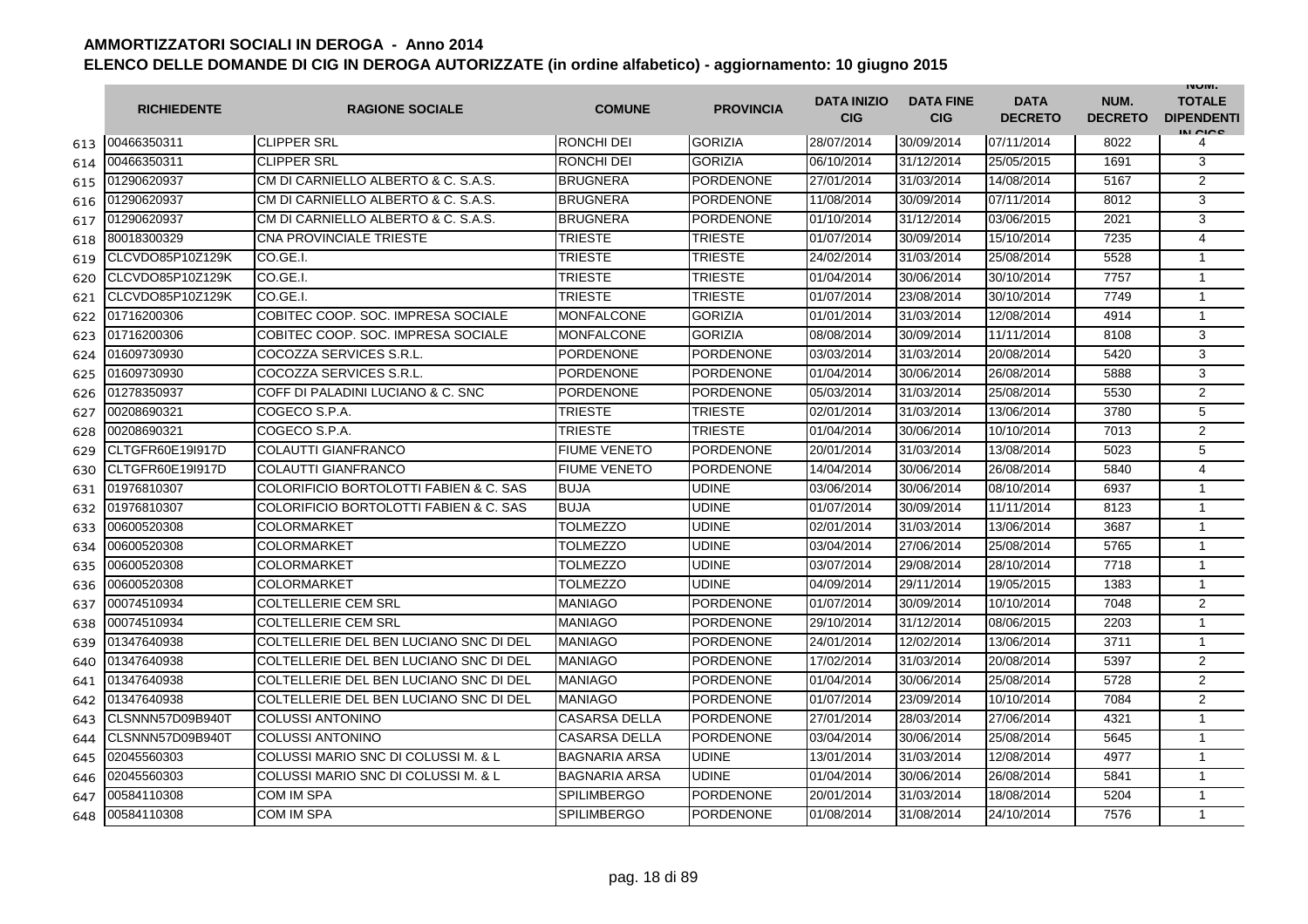# AMMORTIZZATORI SOCIALI IN DEROGA - Anno 2014

## ELENCO DELLE DOMANDE DI CIG IN DEROGA AUTORIZZATE (in ordine alfabetico) - aggiornamento: 10 giugno 2015

| | RICHIEDENTE | RAGIONE SOCIALE | COMUNE | PROVINCIA | DATA INIZIO CIG | DATA FINE CIG | DATA DECRETO | NUM. DECRETO | NUM. TOTALE DIPENDENTI IN CIGS |
|---|---|---|---|---|---|---|---|---|---|
| 613 | 00466350311 | CLIPPER SRL | RONCHI DEI | GORIZIA | 28/07/2014 | 30/09/2014 | 07/11/2014 | 8022 | 4 |
| 614 | 00466350311 | CLIPPER SRL | RONCHI DEI | GORIZIA | 06/10/2014 | 31/12/2014 | 25/05/2015 | 1691 | 3 |
| 615 | 01290620937 | CM DI CARNIELLO ALBERTO & C. S.A.S. | BRUGNERA | PORDENONE | 27/01/2014 | 31/03/2014 | 14/08/2014 | 5167 | 2 |
| 616 | 01290620937 | CM DI CARNIELLO ALBERTO & C. S.A.S. | BRUGNERA | PORDENONE | 11/08/2014 | 30/09/2014 | 07/11/2014 | 8012 | 3 |
| 617 | 01290620937 | CM DI CARNIELLO ALBERTO & C. S.A.S. | BRUGNERA | PORDENONE | 01/10/2014 | 31/12/2014 | 03/06/2015 | 2021 | 3 |
| 618 | 80018300329 | CNA PROVINCIALE TRIESTE | TRIESTE | TRIESTE | 01/07/2014 | 30/09/2014 | 15/10/2014 | 7235 | 4 |
| 619 | CLCVDO85P10Z129K | CO.GE.I. | TRIESTE | TRIESTE | 24/02/2014 | 31/03/2014 | 25/08/2014 | 5528 | 1 |
| 620 | CLCVDO85P10Z129K | CO.GE.I. | TRIESTE | TRIESTE | 01/04/2014 | 30/06/2014 | 30/10/2014 | 7757 | 1 |
| 621 | CLCVDO85P10Z129K | CO.GE.I. | TRIESTE | TRIESTE | 01/07/2014 | 23/08/2014 | 30/10/2014 | 7749 | 1 |
| 622 | 01716200306 | COBITEC COOP. SOC. IMPRESA SOCIALE | MONFALCONE | GORIZIA | 01/01/2014 | 31/03/2014 | 12/08/2014 | 4914 | 1 |
| 623 | 01716200306 | COBITEC COOP. SOC. IMPRESA SOCIALE | MONFALCONE | GORIZIA | 08/08/2014 | 30/09/2014 | 11/11/2014 | 8108 | 3 |
| 624 | 01609730930 | COCOZZA SERVICES S.R.L. | PORDENONE | PORDENONE | 03/03/2014 | 31/03/2014 | 20/08/2014 | 5420 | 3 |
| 625 | 01609730930 | COCOZZA SERVICES S.R.L. | PORDENONE | PORDENONE | 01/04/2014 | 30/06/2014 | 26/08/2014 | 5888 | 3 |
| 626 | 01278350937 | COFF DI PALADINI LUCIANO & C. SNC | PORDENONE | PORDENONE | 05/03/2014 | 31/03/2014 | 25/08/2014 | 5530 | 2 |
| 627 | 00208690321 | COGECO S.P.A. | TRIESTE | TRIESTE | 02/01/2014 | 31/03/2014 | 13/06/2014 | 3780 | 5 |
| 628 | 00208690321 | COGECO S.P.A. | TRIESTE | TRIESTE | 01/04/2014 | 30/06/2014 | 10/10/2014 | 7013 | 2 |
| 629 | CLTGFR60E19I917D | COLAUTTI GIANFRANCO | FIUME VENETO | PORDENONE | 20/01/2014 | 31/03/2014 | 13/08/2014 | 5023 | 5 |
| 630 | CLTGFR60E19I917D | COLAUTTI GIANFRANCO | FIUME VENETO | PORDENONE | 14/04/2014 | 30/06/2014 | 26/08/2014 | 5840 | 4 |
| 631 | 01976810307 | COLORIFICIO BORTOLOTTI FABIEN & C. SAS | BUJA | UDINE | 03/06/2014 | 30/06/2014 | 08/10/2014 | 6937 | 1 |
| 632 | 01976810307 | COLORIFICIO BORTOLOTTI FABIEN & C. SAS | BUJA | UDINE | 01/07/2014 | 30/09/2014 | 11/11/2014 | 8123 | 1 |
| 633 | 00600520308 | COLORMARKET | TOLMEZZO | UDINE | 02/01/2014 | 31/03/2014 | 13/06/2014 | 3687 | 1 |
| 634 | 00600520308 | COLORMARKET | TOLMEZZO | UDINE | 03/04/2014 | 27/06/2014 | 25/08/2014 | 5765 | 1 |
| 635 | 00600520308 | COLORMARKET | TOLMEZZO | UDINE | 03/07/2014 | 29/08/2014 | 28/10/2014 | 7718 | 1 |
| 636 | 00600520308 | COLORMARKET | TOLMEZZO | UDINE | 04/09/2014 | 29/11/2014 | 19/05/2015 | 1383 | 1 |
| 637 | 00074510934 | COLTELLERIE CEM SRL | MANIAGO | PORDENONE | 01/07/2014 | 30/09/2014 | 10/10/2014 | 7048 | 2 |
| 638 | 00074510934 | COLTELLERIE CEM SRL | MANIAGO | PORDENONE | 29/10/2014 | 31/12/2014 | 08/06/2015 | 2203 | 1 |
| 639 | 01347640938 | COLTELLERIE DEL BEN LUCIANO SNC DI DEL | MANIAGO | PORDENONE | 24/01/2014 | 12/02/2014 | 13/06/2014 | 3711 | 1 |
| 640 | 01347640938 | COLTELLERIE DEL BEN LUCIANO SNC DI DEL | MANIAGO | PORDENONE | 17/02/2014 | 31/03/2014 | 20/08/2014 | 5397 | 2 |
| 641 | 01347640938 | COLTELLERIE DEL BEN LUCIANO SNC DI DEL | MANIAGO | PORDENONE | 01/04/2014 | 30/06/2014 | 25/08/2014 | 5728 | 2 |
| 642 | 01347640938 | COLTELLERIE DEL BEN LUCIANO SNC DI DEL | MANIAGO | PORDENONE | 01/07/2014 | 23/09/2014 | 10/10/2014 | 7084 | 2 |
| 643 | CLSNNN57D09B940T | COLUSSI ANTONINO | CASARSA DELLA | PORDENONE | 27/01/2014 | 28/03/2014 | 27/06/2014 | 4321 | 1 |
| 644 | CLSNNN57D09B940T | COLUSSI ANTONINO | CASARSA DELLA | PORDENONE | 03/04/2014 | 30/06/2014 | 25/08/2014 | 5645 | 1 |
| 645 | 02045560303 | COLUSSI MARIO SNC DI COLUSSI M. & L | BAGNARIA ARSA | UDINE | 13/01/2014 | 31/03/2014 | 12/08/2014 | 4977 | 1 |
| 646 | 02045560303 | COLUSSI MARIO SNC DI COLUSSI M. & L | BAGNARIA ARSA | UDINE | 01/04/2014 | 30/06/2014 | 26/08/2014 | 5841 | 1 |
| 647 | 00584110308 | COM IM SPA | SPILIMBERGO | PORDENONE | 20/01/2014 | 31/03/2014 | 18/08/2014 | 5204 | 1 |
| 648 | 00584110308 | COM IM SPA | SPILIMBERGO | PORDENONE | 01/08/2014 | 31/08/2014 | 24/10/2014 | 7576 | 1 |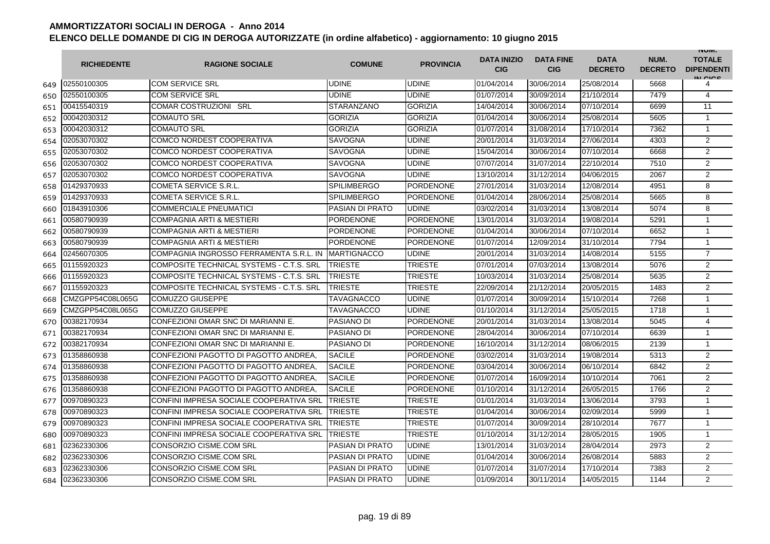## AMMORTIZZATORI SOCIALI IN DEROGA - Anno 2014

### ELENCO DELLE DOMANDE DI CIG IN DEROGA AUTORIZZATE (in ordine alfabetico) - aggiornamento: 10 giugno 2015

| | RICHIEDENTE | RAGIONE SOCIALE | COMUNE | PROVINCIA | DATA INIZIO CIG | DATA FINE CIG | DATA DECRETO | NUM. DECRETO | NUM. TOTALE DIPENDENTI IN CIGS |
|---|---|---|---|---|---|---|---|---|---|
| 649 | 02550100305 | COM SERVICE SRL | UDINE | UDINE | 01/04/2014 | 30/06/2014 | 25/08/2014 | 5668 | 4 |
| 650 | 02550100305 | COM SERVICE SRL | UDINE | UDINE | 01/07/2014 | 30/09/2014 | 21/10/2014 | 7479 | 4 |
| 651 | 00415540319 | COMAR COSTRUZIONI SRL | STARANZANO | GORIZIA | 14/04/2014 | 30/06/2014 | 07/10/2014 | 6699 | 11 |
| 652 | 00042030312 | COMAUTO SRL | GORIZIA | GORIZIA | 01/04/2014 | 30/06/2014 | 25/08/2014 | 5605 | 1 |
| 653 | 00042030312 | COMAUTO SRL | GORIZIA | GORIZIA | 01/07/2014 | 31/08/2014 | 17/10/2014 | 7362 | 1 |
| 654 | 02053070302 | COMCO NORDEST COOPERATIVA | SAVOGNA | UDINE | 20/01/2014 | 31/03/2014 | 27/06/2014 | 4303 | 2 |
| 655 | 02053070302 | COMCO NORDEST COOPERATIVA | SAVOGNA | UDINE | 15/04/2014 | 30/06/2014 | 07/10/2014 | 6668 | 2 |
| 656 | 02053070302 | COMCO NORDEST COOPERATIVA | SAVOGNA | UDINE | 07/07/2014 | 31/07/2014 | 22/10/2014 | 7510 | 2 |
| 657 | 02053070302 | COMCO NORDEST COOPERATIVA | SAVOGNA | UDINE | 13/10/2014 | 31/12/2014 | 04/06/2015 | 2067 | 2 |
| 658 | 01429370933 | COMETA SERVICE S.R.L. | SPILIMBERGO | PORDENONE | 27/01/2014 | 31/03/2014 | 12/08/2014 | 4951 | 8 |
| 659 | 01429370933 | COMETA SERVICE S.R.L. | SPILIMBERGO | PORDENONE | 01/04/2014 | 28/06/2014 | 25/08/2014 | 5665 | 8 |
| 660 | 01843910306 | COMMERCIALE PNEUMATICI | PASIAN DI PRATO | UDINE | 03/02/2014 | 31/03/2014 | 13/08/2014 | 5074 | 8 |
| 661 | 00580790939 | COMPAGNIA ARTI & MESTIERI | PORDENONE | PORDENONE | 13/01/2014 | 31/03/2014 | 19/08/2014 | 5291 | 1 |
| 662 | 00580790939 | COMPAGNIA ARTI & MESTIERI | PORDENONE | PORDENONE | 01/04/2014 | 30/06/2014 | 07/10/2014 | 6652 | 1 |
| 663 | 00580790939 | COMPAGNIA ARTI & MESTIERI | PORDENONE | PORDENONE | 01/07/2014 | 12/09/2014 | 31/10/2014 | 7794 | 1 |
| 664 | 02456070305 | COMPAGNIA INGROSSO FERRAMENTA S.R.L. IN | MARTIGNACCO | UDINE | 20/01/2014 | 31/03/2014 | 14/08/2014 | 5155 | 7 |
| 665 | 01155920323 | COMPOSITE TECHNICAL SYSTEMS - C.T.S. SRL | TRIESTE | TRIESTE | 07/01/2014 | 07/03/2014 | 13/08/2014 | 5076 | 2 |
| 666 | 01155920323 | COMPOSITE TECHNICAL SYSTEMS - C.T.S. SRL | TRIESTE | TRIESTE | 10/03/2014 | 31/03/2014 | 25/08/2014 | 5635 | 2 |
| 667 | 01155920323 | COMPOSITE TECHNICAL SYSTEMS - C.T.S. SRL | TRIESTE | TRIESTE | 22/09/2014 | 21/12/2014 | 20/05/2015 | 1483 | 2 |
| 668 | CMZGPP54C08L065G | COMUZZO GIUSEPPE | TAVAGNACCO | UDINE | 01/07/2014 | 30/09/2014 | 15/10/2014 | 7268 | 1 |
| 669 | CMZGPP54C08L065G | COMUZZO GIUSEPPE | TAVAGNACCO | UDINE | 01/10/2014 | 31/12/2014 | 25/05/2015 | 1718 | 1 |
| 670 | 00382170934 | CONFEZIONI OMAR SNC DI MARIANNI E. | PASIANO DI | PORDENONE | 20/01/2014 | 31/03/2014 | 13/08/2014 | 5045 | 4 |
| 671 | 00382170934 | CONFEZIONI OMAR SNC DI MARIANNI E. | PASIANO DI | PORDENONE | 28/04/2014 | 30/06/2014 | 07/10/2014 | 6639 | 1 |
| 672 | 00382170934 | CONFEZIONI OMAR SNC DI MARIANNI E. | PASIANO DI | PORDENONE | 16/10/2014 | 31/12/2014 | 08/06/2015 | 2139 | 1 |
| 673 | 01358860938 | CONFEZIONI PAGOTTO DI PAGOTTO ANDREA, | SACILE | PORDENONE | 03/02/2014 | 31/03/2014 | 19/08/2014 | 5313 | 2 |
| 674 | 01358860938 | CONFEZIONI PAGOTTO DI PAGOTTO ANDREA, | SACILE | PORDENONE | 03/04/2014 | 30/06/2014 | 06/10/2014 | 6842 | 2 |
| 675 | 01358860938 | CONFEZIONI PAGOTTO DI PAGOTTO ANDREA, | SACILE | PORDENONE | 01/07/2014 | 16/09/2014 | 10/10/2014 | 7061 | 2 |
| 676 | 01358860938 | CONFEZIONI PAGOTTO DI PAGOTTO ANDREA, | SACILE | PORDENONE | 01/10/2014 | 31/12/2014 | 26/05/2015 | 1766 | 2 |
| 677 | 00970890323 | CONFINI IMPRESA SOCIALE COOPERATIVA SRL | TRIESTE | TRIESTE | 01/01/2014 | 31/03/2014 | 13/06/2014 | 3793 | 1 |
| 678 | 00970890323 | CONFINI IMPRESA SOCIALE COOPERATIVA SRL | TRIESTE | TRIESTE | 01/04/2014 | 30/06/2014 | 02/09/2014 | 5999 | 1 |
| 679 | 00970890323 | CONFINI IMPRESA SOCIALE COOPERATIVA SRL | TRIESTE | TRIESTE | 01/07/2014 | 30/09/2014 | 28/10/2014 | 7677 | 1 |
| 680 | 00970890323 | CONFINI IMPRESA SOCIALE COOPERATIVA SRL | TRIESTE | TRIESTE | 01/10/2014 | 31/12/2014 | 28/05/2015 | 1905 | 1 |
| 681 | 02362330306 | CONSORZIO CISME.COM SRL | PASIAN DI PRATO | UDINE | 13/01/2014 | 31/03/2014 | 28/04/2014 | 2973 | 2 |
| 682 | 02362330306 | CONSORZIO CISME.COM SRL | PASIAN DI PRATO | UDINE | 01/04/2014 | 30/06/2014 | 26/08/2014 | 5883 | 2 |
| 683 | 02362330306 | CONSORZIO CISME.COM SRL | PASIAN DI PRATO | UDINE | 01/07/2014 | 31/07/2014 | 17/10/2014 | 7383 | 2 |
| 684 | 02362330306 | CONSORZIO CISME.COM SRL | PASIAN DI PRATO | UDINE | 01/09/2014 | 30/11/2014 | 14/05/2015 | 1144 | 2 |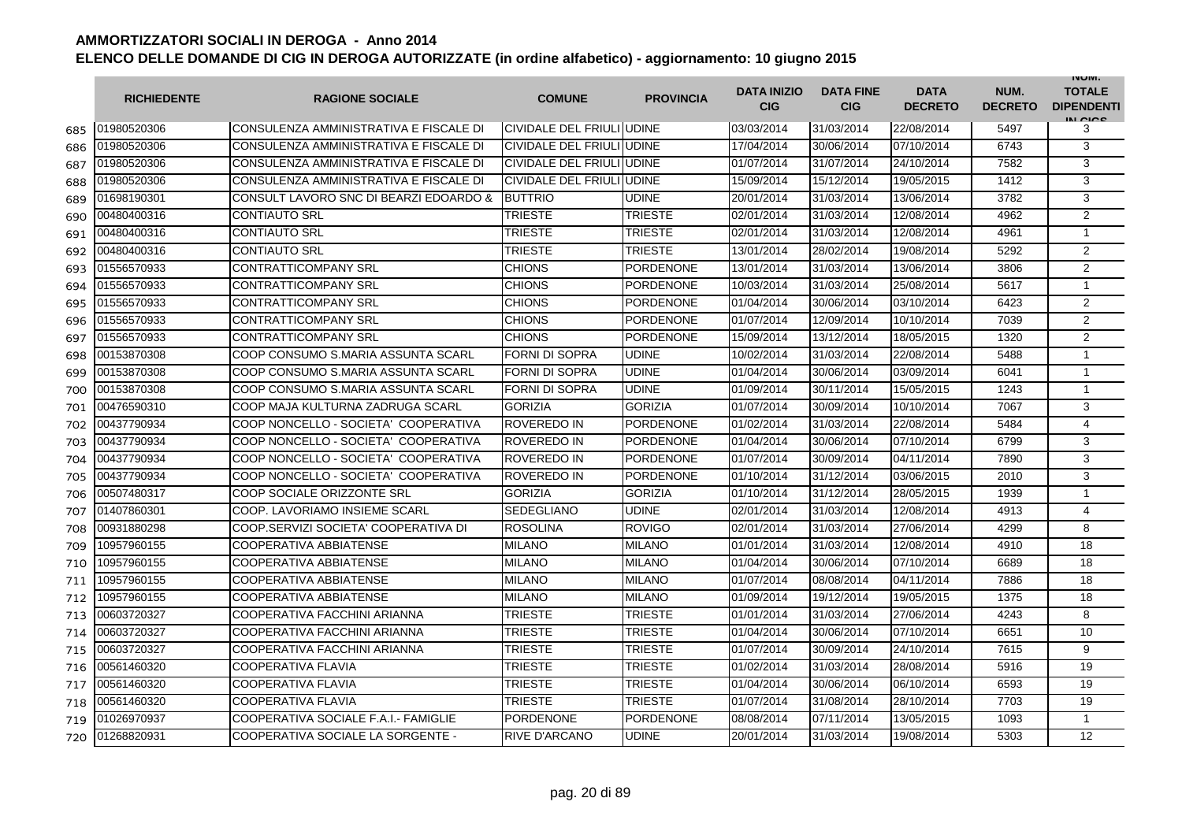# AMMORTIZZATORI SOCIALI IN DEROGA - Anno 2014

## ELENCO DELLE DOMANDE DI CIG IN DEROGA AUTORIZZATE (in ordine alfabetico) - aggiornamento: 10 giugno 2015

| | RICHIEDENTE | RAGIONE SOCIALE | COMUNE | PROVINCIA | DATA INIZIO CIG | DATA FINE CIG | DATA DECRETO | NUM. DECRETO | NUM. TOTALE DIPENDENTI IN CIGS |
|---|---|---|---|---|---|---|---|---|---|
| 685 | 01980520306 | CONSULENZA AMMINISTRATIVA E FISCALE DI | CIVIDALE DEL FRIULI | UDINE | 03/03/2014 | 31/03/2014 | 22/08/2014 | 5497 | 3 |
| 686 | 01980520306 | CONSULENZA AMMINISTRATIVA E FISCALE DI | CIVIDALE DEL FRIULI | UDINE | 17/04/2014 | 30/06/2014 | 07/10/2014 | 6743 | 3 |
| 687 | 01980520306 | CONSULENZA AMMINISTRATIVA E FISCALE DI | CIVIDALE DEL FRIULI | UDINE | 01/07/2014 | 31/07/2014 | 24/10/2014 | 7582 | 3 |
| 688 | 01980520306 | CONSULENZA AMMINISTRATIVA E FISCALE DI | CIVIDALE DEL FRIULI | UDINE | 15/09/2014 | 15/12/2014 | 19/05/2015 | 1412 | 3 |
| 689 | 01698190301 | CONSULT LAVORO SNC DI BEARZI EDOARDO & | BUTTRIO | UDINE | 20/01/2014 | 31/03/2014 | 13/06/2014 | 3782 | 3 |
| 690 | 00480400316 | CONTIAUTO SRL | TRIESTE | TRIESTE | 02/01/2014 | 31/03/2014 | 12/08/2014 | 4962 | 2 |
| 691 | 00480400316 | CONTIAUTO SRL | TRIESTE | TRIESTE | 02/01/2014 | 31/03/2014 | 12/08/2014 | 4961 | 1 |
| 692 | 00480400316 | CONTIAUTO SRL | TRIESTE | TRIESTE | 13/01/2014 | 28/02/2014 | 19/08/2014 | 5292 | 2 |
| 693 | 01556570933 | CONTRATTICOMPANY SRL | CHIONS | PORDENONE | 13/01/2014 | 31/03/2014 | 13/06/2014 | 3806 | 2 |
| 694 | 01556570933 | CONTRATTICOMPANY SRL | CHIONS | PORDENONE | 10/03/2014 | 31/03/2014 | 25/08/2014 | 5617 | 1 |
| 695 | 01556570933 | CONTRATTICOMPANY SRL | CHIONS | PORDENONE | 01/04/2014 | 30/06/2014 | 03/10/2014 | 6423 | 2 |
| 696 | 01556570933 | CONTRATTICOMPANY SRL | CHIONS | PORDENONE | 01/07/2014 | 12/09/2014 | 10/10/2014 | 7039 | 2 |
| 697 | 01556570933 | CONTRATTICOMPANY SRL | CHIONS | PORDENONE | 15/09/2014 | 13/12/2014 | 18/05/2015 | 1320 | 2 |
| 698 | 00153870308 | COOP CONSUMO S.MARIA ASSUNTA SCARL | FORNI DI SOPRA | UDINE | 10/02/2014 | 31/03/2014 | 22/08/2014 | 5488 | 1 |
| 699 | 00153870308 | COOP CONSUMO S.MARIA ASSUNTA SCARL | FORNI DI SOPRA | UDINE | 01/04/2014 | 30/06/2014 | 03/09/2014 | 6041 | 1 |
| 700 | 00153870308 | COOP CONSUMO S.MARIA ASSUNTA SCARL | FORNI DI SOPRA | UDINE | 01/09/2014 | 30/11/2014 | 15/05/2015 | 1243 | 1 |
| 701 | 00476590310 | COOP MAJA KULTURNA ZADRUGA SCARL | GORIZIA | GORIZIA | 01/07/2014 | 30/09/2014 | 10/10/2014 | 7067 | 3 |
| 702 | 00437790934 | COOP NONCELLO - SOCIETA' COOPERATIVA | ROVEREDO IN | PORDENONE | 01/02/2014 | 31/03/2014 | 22/08/2014 | 5484 | 4 |
| 703 | 00437790934 | COOP NONCELLO - SOCIETA' COOPERATIVA | ROVEREDO IN | PORDENONE | 01/04/2014 | 30/06/2014 | 07/10/2014 | 6799 | 3 |
| 704 | 00437790934 | COOP NONCELLO - SOCIETA' COOPERATIVA | ROVEREDO IN | PORDENONE | 01/07/2014 | 30/09/2014 | 04/11/2014 | 7890 | 3 |
| 705 | 00437790934 | COOP NONCELLO - SOCIETA' COOPERATIVA | ROVEREDO IN | PORDENONE | 01/10/2014 | 31/12/2014 | 03/06/2015 | 2010 | 3 |
| 706 | 00507480317 | COOP SOCIALE ORIZZONTE SRL | GORIZIA | GORIZIA | 01/10/2014 | 31/12/2014 | 28/05/2015 | 1939 | 1 |
| 707 | 01407860301 | COOP. LAVORIAMO INSIEME SCARL | SEDEGLIANO | UDINE | 02/01/2014 | 31/03/2014 | 12/08/2014 | 4913 | 4 |
| 708 | 00931880298 | COOP.SERVIZI SOCIETA' COOPERATIVA DI | ROSOLINA | ROVIGO | 02/01/2014 | 31/03/2014 | 27/06/2014 | 4299 | 8 |
| 709 | 10957960155 | COOPERATIVA ABBIATENSE | MILANO | MILANO | 01/01/2014 | 31/03/2014 | 12/08/2014 | 4910 | 18 |
| 710 | 10957960155 | COOPERATIVA ABBIATENSE | MILANO | MILANO | 01/04/2014 | 30/06/2014 | 07/10/2014 | 6689 | 18 |
| 711 | 10957960155 | COOPERATIVA ABBIATENSE | MILANO | MILANO | 01/07/2014 | 08/08/2014 | 04/11/2014 | 7886 | 18 |
| 712 | 10957960155 | COOPERATIVA ABBIATENSE | MILANO | MILANO | 01/09/2014 | 19/12/2014 | 19/05/2015 | 1375 | 18 |
| 713 | 00603720327 | COOPERATIVA FACCHINI ARIANNA | TRIESTE | TRIESTE | 01/01/2014 | 31/03/2014 | 27/06/2014 | 4243 | 8 |
| 714 | 00603720327 | COOPERATIVA FACCHINI ARIANNA | TRIESTE | TRIESTE | 01/04/2014 | 30/06/2014 | 07/10/2014 | 6651 | 10 |
| 715 | 00603720327 | COOPERATIVA FACCHINI ARIANNA | TRIESTE | TRIESTE | 01/07/2014 | 30/09/2014 | 24/10/2014 | 7615 | 9 |
| 716 | 00561460320 | COOPERATIVA FLAVIA | TRIESTE | TRIESTE | 01/02/2014 | 31/03/2014 | 28/08/2014 | 5916 | 19 |
| 717 | 00561460320 | COOPERATIVA FLAVIA | TRIESTE | TRIESTE | 01/04/2014 | 30/06/2014 | 06/10/2014 | 6593 | 19 |
| 718 | 00561460320 | COOPERATIVA FLAVIA | TRIESTE | TRIESTE | 01/07/2014 | 31/08/2014 | 28/10/2014 | 7703 | 19 |
| 719 | 01026970937 | COOPERATIVA SOCIALE F.A.I.- FAMIGLIE | PORDENONE | PORDENONE | 08/08/2014 | 07/11/2014 | 13/05/2015 | 1093 | 1 |
| 720 | 01268820931 | COOPERATIVA SOCIALE LA SORGENTE - | RIVE D'ARCANO | UDINE | 20/01/2014 | 31/03/2014 | 19/08/2014 | 5303 | 12 |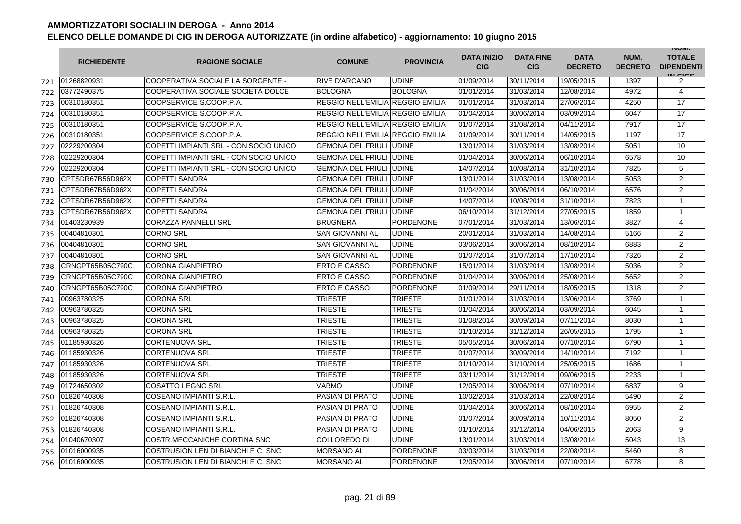## AMMORTIZZATORI SOCIALI IN DEROGA - Anno 2014

### ELENCO DELLE DOMANDE DI CIG IN DEROGA AUTORIZZATE (in ordine alfabetico) - aggiornamento: 10 giugno 2015

| | RICHIEDENTE | RAGIONE SOCIALE | COMUNE | PROVINCIA | DATA INIZIO CIG | DATA FINE CIG | DATA DECRETO | NUM. DECRETO | NUM. TOTALE DIPENDENTI IN CIGS |
|---|---|---|---|---|---|---|---|---|---|
| 721 | 01268820931 | COOPERATIVA SOCIALE LA SORGENTE - | RIVE D'ARCANO | UDINE | 01/09/2014 | 30/11/2014 | 19/05/2015 | 1397 | 2 |
| 722 | 03772490375 | COOPERATIVA SOCIALE SOCIETÀ DOLCE | BOLOGNA | BOLOGNA | 01/01/2014 | 31/03/2014 | 12/08/2014 | 4972 | 4 |
| 723 | 00310180351 | COOPSERVICE S.COOP.P.A. | REGGIO NELL'EMILIA | REGGIO EMILIA | 01/01/2014 | 31/03/2014 | 27/06/2014 | 4250 | 17 |
| 724 | 00310180351 | COOPSERVICE S.COOP.P.A. | REGGIO NELL'EMILIA | REGGIO EMILIA | 01/04/2014 | 30/06/2014 | 03/09/2014 | 6047 | 17 |
| 725 | 00310180351 | COOPSERVICE S.COOP.P.A. | REGGIO NELL'EMILIA | REGGIO EMILIA | 01/07/2014 | 31/08/2014 | 04/11/2014 | 7917 | 17 |
| 726 | 00310180351 | COOPSERVICE S.COOP.P.A. | REGGIO NELL'EMILIA | REGGIO EMILIA | 01/09/2014 | 30/11/2014 | 14/05/2015 | 1197 | 17 |
| 727 | 02229200304 | COPETTI IMPIANTI SRL - CON SOCIO UNICO | GEMONA DEL FRIULI | UDINE | 13/01/2014 | 31/03/2014 | 13/08/2014 | 5051 | 10 |
| 728 | 02229200304 | COPETTI IMPIANTI SRL - CON SOCIO UNICO | GEMONA DEL FRIULI | UDINE | 01/04/2014 | 30/06/2014 | 06/10/2014 | 6578 | 10 |
| 729 | 02229200304 | COPETTI IMPIANTI SRL - CON SOCIO UNICO | GEMONA DEL FRIULI | UDINE | 14/07/2014 | 10/08/2014 | 31/10/2014 | 7825 | 5 |
| 730 | CPTSDR67B56D962X | COPETTI SANDRA | GEMONA DEL FRIULI | UDINE | 13/01/2014 | 31/03/2014 | 13/08/2014 | 5053 | 2 |
| 731 | CPTSDR67B56D962X | COPETTI SANDRA | GEMONA DEL FRIULI | UDINE | 01/04/2014 | 30/06/2014 | 06/10/2014 | 6576 | 2 |
| 732 | CPTSDR67B56D962X | COPETTI SANDRA | GEMONA DEL FRIULI | UDINE | 14/07/2014 | 10/08/2014 | 31/10/2014 | 7823 | 1 |
| 733 | CPTSDR67B56D962X | COPETTI SANDRA | GEMONA DEL FRIULI | UDINE | 06/10/2014 | 31/12/2014 | 27/05/2015 | 1859 | 1 |
| 734 | 01403230939 | CORAZZA PANNELLI SRL | BRUGNERA | PORDENONE | 07/01/2014 | 31/03/2014 | 13/06/2014 | 3827 | 4 |
| 735 | 00404810301 | CORNO SRL | SAN GIOVANNI AL | UDINE | 20/01/2014 | 31/03/2014 | 14/08/2014 | 5166 | 2 |
| 736 | 00404810301 | CORNO SRL | SAN GIOVANNI AL | UDINE | 03/06/2014 | 30/06/2014 | 08/10/2014 | 6883 | 2 |
| 737 | 00404810301 | CORNO SRL | SAN GIOVANNI AL | UDINE | 01/07/2014 | 31/07/2014 | 17/10/2014 | 7326 | 2 |
| 738 | CRNGPT65B05C790C | CORONA GIANPIETRO | ERTO E CASSO | PORDENONE | 15/01/2014 | 31/03/2014 | 13/08/2014 | 5036 | 2 |
| 739 | CRNGPT65B05C790C | CORONA GIANPIETRO | ERTO E CASSO | PORDENONE | 01/04/2014 | 30/06/2014 | 25/08/2014 | 5652 | 2 |
| 740 | CRNGPT65B05C790C | CORONA GIANPIETRO | ERTO E CASSO | PORDENONE | 01/09/2014 | 29/11/2014 | 18/05/2015 | 1318 | 2 |
| 741 | 00963780325 | CORONA SRL | TRIESTE | TRIESTE | 01/01/2014 | 31/03/2014 | 13/06/2014 | 3769 | 1 |
| 742 | 00963780325 | CORONA SRL | TRIESTE | TRIESTE | 01/04/2014 | 30/06/2014 | 03/09/2014 | 6045 | 1 |
| 743 | 00963780325 | CORONA SRL | TRIESTE | TRIESTE | 01/08/2014 | 30/09/2014 | 07/11/2014 | 8030 | 1 |
| 744 | 00963780325 | CORONA SRL | TRIESTE | TRIESTE | 01/10/2014 | 31/12/2014 | 26/05/2015 | 1795 | 1 |
| 745 | 01185930326 | CORTENUOVA SRL | TRIESTE | TRIESTE | 05/05/2014 | 30/06/2014 | 07/10/2014 | 6790 | 1 |
| 746 | 01185930326 | CORTENUOVA SRL | TRIESTE | TRIESTE | 01/07/2014 | 30/09/2014 | 14/10/2014 | 7192 | 1 |
| 747 | 01185930326 | CORTENUOVA SRL | TRIESTE | TRIESTE | 01/10/2014 | 31/10/2014 | 25/05/2015 | 1686 | 1 |
| 748 | 01185930326 | CORTENUOVA SRL | TRIESTE | TRIESTE | 03/11/2014 | 31/12/2014 | 09/06/2015 | 2233 | 1 |
| 749 | 01724650302 | COSATTO LEGNO SRL | VARMO | UDINE | 12/05/2014 | 30/06/2014 | 07/10/2014 | 6837 | 9 |
| 750 | 01826740308 | COSEANO IMPIANTI S.R.L. | PASIAN DI PRATO | UDINE | 10/02/2014 | 31/03/2014 | 22/08/2014 | 5490 | 2 |
| 751 | 01826740308 | COSEANO IMPIANTI S.R.L. | PASIAN DI PRATO | UDINE | 01/04/2014 | 30/06/2014 | 08/10/2014 | 6955 | 2 |
| 752 | 01826740308 | COSEANO IMPIANTI S.R.L. | PASIAN DI PRATO | UDINE | 01/07/2014 | 30/09/2014 | 10/11/2014 | 8050 | 2 |
| 753 | 01826740308 | COSEANO IMPIANTI S.R.L. | PASIAN DI PRATO | UDINE | 01/10/2014 | 31/12/2014 | 04/06/2015 | 2063 | 9 |
| 754 | 01040670307 | COSTR.MECCANICHE CORTINA SNC | COLLOREDO DI | UDINE | 13/01/2014 | 31/03/2014 | 13/08/2014 | 5043 | 13 |
| 755 | 01016000935 | COSTRUSION LEN DI BIANCHI E C. SNC | MORSANO AL | PORDENONE | 03/03/2014 | 31/03/2014 | 22/08/2014 | 5460 | 8 |
| 756 | 01016000935 | COSTRUSION LEN DI BIANCHI E C. SNC | MORSANO AL | PORDENONE | 12/05/2014 | 30/06/2014 | 07/10/2014 | 6778 | 8 |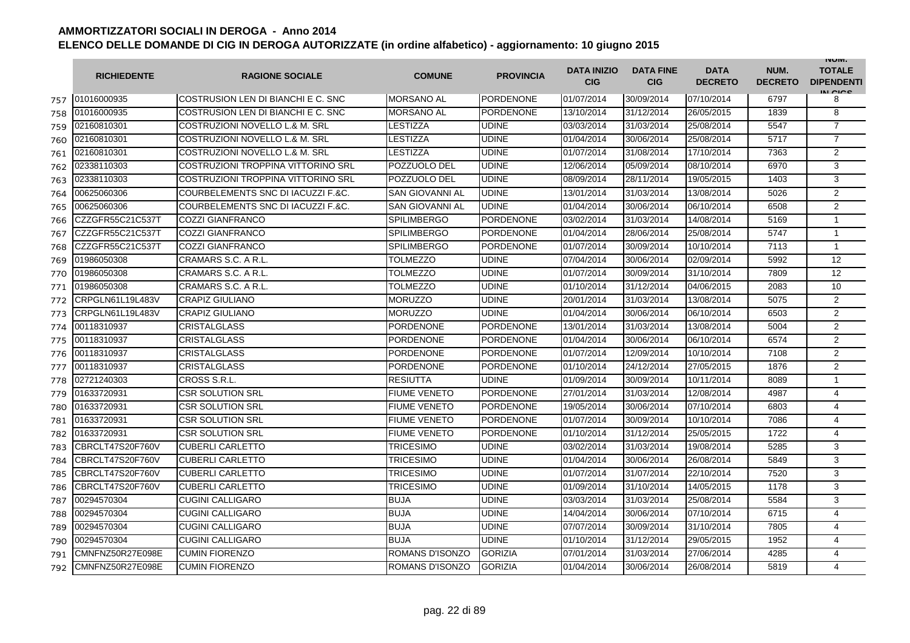# AMMORTIZZATORI SOCIALI IN DEROGA - Anno 2014

## ELENCO DELLE DOMANDE DI CIG IN DEROGA AUTORIZZATE (in ordine alfabetico) - aggiornamento: 10 giugno 2015

| | RICHIEDENTE | RAGIONE SOCIALE | COMUNE | PROVINCIA | DATA INIZIO CIG | DATA FINE CIG | DATA DECRETO | NUM. DECRETO | NUM. TOTALE DIPENDENTI IN CIGS |
|---|---|---|---|---|---|---|---|---|---|
| 757 | 01016000935 | COSTRUSION LEN DI BIANCHI E C. SNC | MORSANO AL | PORDENONE | 01/07/2014 | 30/09/2014 | 07/10/2014 | 6797 | 8 |
| 758 | 01016000935 | COSTRUSION LEN DI BIANCHI E C. SNC | MORSANO AL | PORDENONE | 13/10/2014 | 31/12/2014 | 26/05/2015 | 1839 | 8 |
| 759 | 02160810301 | COSTRUZIONI NOVELLO L.& M. SRL | LESTIZZA | UDINE | 03/03/2014 | 31/03/2014 | 25/08/2014 | 5547 | 7 |
| 760 | 02160810301 | COSTRUZIONI NOVELLO L.& M. SRL | LESTIZZA | UDINE | 01/04/2014 | 30/06/2014 | 25/08/2014 | 5717 | 7 |
| 761 | 02160810301 | COSTRUZIONI NOVELLO L.& M. SRL | LESTIZZA | UDINE | 01/07/2014 | 31/08/2014 | 17/10/2014 | 7363 | 2 |
| 762 | 02338110303 | COSTRUZIONI TROPPINA VITTORINO SRL | POZZUOLO DEL | UDINE | 12/06/2014 | 05/09/2014 | 08/10/2014 | 6970 | 3 |
| 763 | 02338110303 | COSTRUZIONI TROPPINA VITTORINO SRL | POZZUOLO DEL | UDINE | 08/09/2014 | 28/11/2014 | 19/05/2015 | 1403 | 3 |
| 764 | 00625060306 | COURBELEMENTS SNC DI IACUZZI F.&C. | SAN GIOVANNI AL | UDINE | 13/01/2014 | 31/03/2014 | 13/08/2014 | 5026 | 2 |
| 765 | 00625060306 | COURBELEMENTS SNC DI IACUZZI F.&C. | SAN GIOVANNI AL | UDINE | 01/04/2014 | 30/06/2014 | 06/10/2014 | 6508 | 2 |
| 766 | CZZGFR55C21C537T | COZZI GIANFRANCO | SPILIMBERGO | PORDENONE | 03/02/2014 | 31/03/2014 | 14/08/2014 | 5169 | 1 |
| 767 | CZZGFR55C21C537T | COZZI GIANFRANCO | SPILIMBERGO | PORDENONE | 01/04/2014 | 28/06/2014 | 25/08/2014 | 5747 | 1 |
| 768 | CZZGFR55C21C537T | COZZI GIANFRANCO | SPILIMBERGO | PORDENONE | 01/07/2014 | 30/09/2014 | 10/10/2014 | 7113 | 1 |
| 769 | 01986050308 | CRAMARS S.C. A R.L. | TOLMEZZO | UDINE | 07/04/2014 | 30/06/2014 | 02/09/2014 | 5992 | 12 |
| 770 | 01986050308 | CRAMARS S.C. A R.L. | TOLMEZZO | UDINE | 01/07/2014 | 30/09/2014 | 31/10/2014 | 7809 | 12 |
| 771 | 01986050308 | CRAMARS S.C. A R.L. | TOLMEZZO | UDINE | 01/10/2014 | 31/12/2014 | 04/06/2015 | 2083 | 10 |
| 772 | CRPGLN61L19L483V | CRAPIZ GIULIANO | MORUZZO | UDINE | 20/01/2014 | 31/03/2014 | 13/08/2014 | 5075 | 2 |
| 773 | CRPGLN61L19L483V | CRAPIZ GIULIANO | MORUZZO | UDINE | 01/04/2014 | 30/06/2014 | 06/10/2014 | 6503 | 2 |
| 774 | 00118310937 | CRISTALGLASS | PORDENONE | PORDENONE | 13/01/2014 | 31/03/2014 | 13/08/2014 | 5004 | 2 |
| 775 | 00118310937 | CRISTALGLASS | PORDENONE | PORDENONE | 01/04/2014 | 30/06/2014 | 06/10/2014 | 6574 | 2 |
| 776 | 00118310937 | CRISTALGLASS | PORDENONE | PORDENONE | 01/07/2014 | 12/09/2014 | 10/10/2014 | 7108 | 2 |
| 777 | 00118310937 | CRISTALGLASS | PORDENONE | PORDENONE | 01/10/2014 | 24/12/2014 | 27/05/2015 | 1876 | 2 |
| 778 | 02721240303 | CROSS S.R.L. | RESIUTTA | UDINE | 01/09/2014 | 30/09/2014 | 10/11/2014 | 8089 | 1 |
| 779 | 01633720931 | CSR SOLUTION SRL | FIUME VENETO | PORDENONE | 27/01/2014 | 31/03/2014 | 12/08/2014 | 4987 | 4 |
| 780 | 01633720931 | CSR SOLUTION SRL | FIUME VENETO | PORDENONE | 19/05/2014 | 30/06/2014 | 07/10/2014 | 6803 | 4 |
| 781 | 01633720931 | CSR SOLUTION SRL | FIUME VENETO | PORDENONE | 01/07/2014 | 30/09/2014 | 10/10/2014 | 7086 | 4 |
| 782 | 01633720931 | CSR SOLUTION SRL | FIUME VENETO | PORDENONE | 01/10/2014 | 31/12/2014 | 25/05/2015 | 1722 | 4 |
| 783 | CBRCLT47S20F760V | CUBERLI CARLETTO | TRICESIMO | UDINE | 03/02/2014 | 31/03/2014 | 19/08/2014 | 5285 | 3 |
| 784 | CBRCLT47S20F760V | CUBERLI CARLETTO | TRICESIMO | UDINE | 01/04/2014 | 30/06/2014 | 26/08/2014 | 5849 | 3 |
| 785 | CBRCLT47S20F760V | CUBERLI CARLETTO | TRICESIMO | UDINE | 01/07/2014 | 31/07/2014 | 22/10/2014 | 7520 | 3 |
| 786 | CBRCLT47S20F760V | CUBERLI CARLETTO | TRICESIMO | UDINE | 01/09/2014 | 31/10/2014 | 14/05/2015 | 1178 | 3 |
| 787 | 00294570304 | CUGINI CALLIGARO | BUJA | UDINE | 03/03/2014 | 31/03/2014 | 25/08/2014 | 5584 | 3 |
| 788 | 00294570304 | CUGINI CALLIGARO | BUJA | UDINE | 14/04/2014 | 30/06/2014 | 07/10/2014 | 6715 | 4 |
| 789 | 00294570304 | CUGINI CALLIGARO | BUJA | UDINE | 07/07/2014 | 30/09/2014 | 31/10/2014 | 7805 | 4 |
| 790 | 00294570304 | CUGINI CALLIGARO | BUJA | UDINE | 01/10/2014 | 31/12/2014 | 29/05/2015 | 1952 | 4 |
| 791 | CMNFNZ50R27E098E | CUMIN FIORENZO | ROMANS D'ISONZO | GORIZIA | 07/01/2014 | 31/03/2014 | 27/06/2014 | 4285 | 4 |
| 792 | CMNFNZ50R27E098E | CUMIN FIORENZO | ROMANS D'ISONZO | GORIZIA | 01/04/2014 | 30/06/2014 | 26/08/2014 | 5819 | 4 |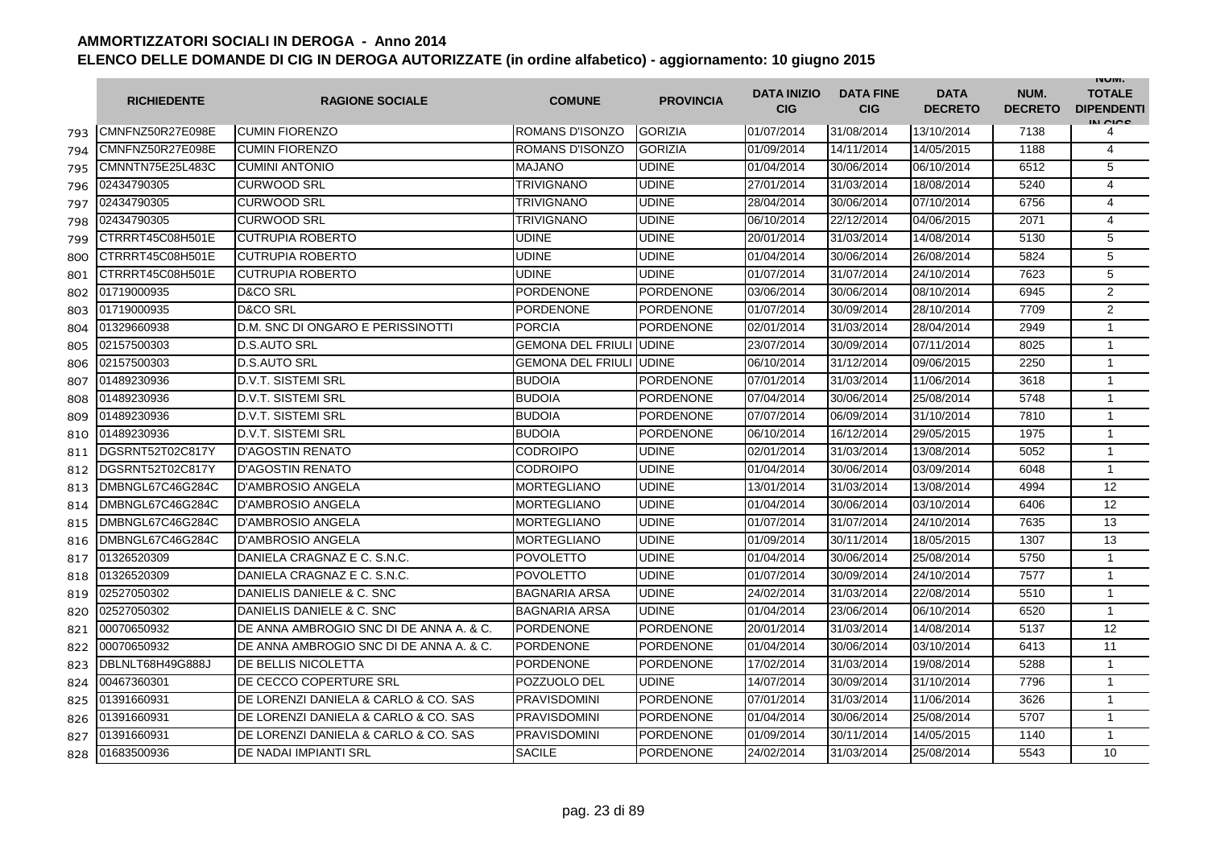## AMMORTIZZATORI SOCIALI IN DEROGA - Anno 2014

### ELENCO DELLE DOMANDE DI CIG IN DEROGA AUTORIZZATE (in ordine alfabetico) - aggiornamento: 10 giugno 2015

| | RICHIEDENTE | RAGIONE SOCIALE | COMUNE | PROVINCIA | DATA INIZIO CIG | DATA FINE CIG | DATA DECRETO | NUM. DECRETO | NUM. TOTALE DIPENDENTI IN CIGS |
|---|---|---|---|---|---|---|---|---|---|
| 793 | CMNFNZ50R27E098E | CUMIN FIORENZO | ROMANS D'ISONZO | GORIZIA | 01/07/2014 | 31/08/2014 | 13/10/2014 | 7138 | 4 |
| 794 | CMNFNZ50R27E098E | CUMIN FIORENZO | ROMANS D'ISONZO | GORIZIA | 01/09/2014 | 14/11/2014 | 14/05/2015 | 1188 | 4 |
| 795 | CMNNTN75E25L483C | CUMINI ANTONIO | MAJANO | UDINE | 01/04/2014 | 30/06/2014 | 06/10/2014 | 6512 | 5 |
| 796 | 02434790305 | CURWOOD SRL | TRIVIGNANO | UDINE | 27/01/2014 | 31/03/2014 | 18/08/2014 | 5240 | 4 |
| 797 | 02434790305 | CURWOOD SRL | TRIVIGNANO | UDINE | 28/04/2014 | 30/06/2014 | 07/10/2014 | 6756 | 4 |
| 798 | 02434790305 | CURWOOD SRL | TRIVIGNANO | UDINE | 06/10/2014 | 22/12/2014 | 04/06/2015 | 2071 | 4 |
| 799 | CTRRRT45C08H501E | CUTRUPIA ROBERTO | UDINE | UDINE | 20/01/2014 | 31/03/2014 | 14/08/2014 | 5130 | 5 |
| 800 | CTRRRT45C08H501E | CUTRUPIA ROBERTO | UDINE | UDINE | 01/04/2014 | 30/06/2014 | 26/08/2014 | 5824 | 5 |
| 801 | CTRRRT45C08H501E | CUTRUPIA ROBERTO | UDINE | UDINE | 01/07/2014 | 31/07/2014 | 24/10/2014 | 7623 | 5 |
| 802 | 01719000935 | D&CO SRL | PORDENONE | PORDENONE | 03/06/2014 | 30/06/2014 | 08/10/2014 | 6945 | 2 |
| 803 | 01719000935 | D&CO SRL | PORDENONE | PORDENONE | 01/07/2014 | 30/09/2014 | 28/10/2014 | 7709 | 2 |
| 804 | 01329660938 | D.M. SNC DI ONGARO E PERISSINOTTI | PORCIA | PORDENONE | 02/01/2014 | 31/03/2014 | 28/04/2014 | 2949 | 1 |
| 805 | 02157500303 | D.S.AUTO SRL | GEMONA DEL FRIULI | UDINE | 23/07/2014 | 30/09/2014 | 07/11/2014 | 8025 | 1 |
| 806 | 02157500303 | D.S.AUTO SRL | GEMONA DEL FRIULI | UDINE | 06/10/2014 | 31/12/2014 | 09/06/2015 | 2250 | 1 |
| 807 | 01489230936 | D.V.T. SISTEMI SRL | BUDOIA | PORDENONE | 07/01/2014 | 31/03/2014 | 11/06/2014 | 3618 | 1 |
| 808 | 01489230936 | D.V.T. SISTEMI SRL | BUDOIA | PORDENONE | 07/04/2014 | 30/06/2014 | 25/08/2014 | 5748 | 1 |
| 809 | 01489230936 | D.V.T. SISTEMI SRL | BUDOIA | PORDENONE | 07/07/2014 | 06/09/2014 | 31/10/2014 | 7810 | 1 |
| 810 | 01489230936 | D.V.T. SISTEMI SRL | BUDOIA | PORDENONE | 06/10/2014 | 16/12/2014 | 29/05/2015 | 1975 | 1 |
| 811 | DGSRNT52T02C817Y | D'AGOSTIN RENATO | CODROIPO | UDINE | 02/01/2014 | 31/03/2014 | 13/08/2014 | 5052 | 1 |
| 812 | DGSRNT52T02C817Y | D'AGOSTIN RENATO | CODROIPO | UDINE | 01/04/2014 | 30/06/2014 | 03/09/2014 | 6048 | 1 |
| 813 | DMBNGL67C46G284C | D'AMBROSIO ANGELA | MORTEGLIANO | UDINE | 13/01/2014 | 31/03/2014 | 13/08/2014 | 4994 | 12 |
| 814 | DMBNGL67C46G284C | D'AMBROSIO ANGELA | MORTEGLIANO | UDINE | 01/04/2014 | 30/06/2014 | 03/10/2014 | 6406 | 12 |
| 815 | DMBNGL67C46G284C | D'AMBROSIO ANGELA | MORTEGLIANO | UDINE | 01/07/2014 | 31/07/2014 | 24/10/2014 | 7635 | 13 |
| 816 | DMBNGL67C46G284C | D'AMBROSIO ANGELA | MORTEGLIANO | UDINE | 01/09/2014 | 30/11/2014 | 18/05/2015 | 1307 | 13 |
| 817 | 01326520309 | DANIELA CRAGNAZ E C. S.N.C. | POVOLETTO | UDINE | 01/04/2014 | 30/06/2014 | 25/08/2014 | 5750 | 1 |
| 818 | 01326520309 | DANIELA CRAGNAZ E C. S.N.C. | POVOLETTO | UDINE | 01/07/2014 | 30/09/2014 | 24/10/2014 | 7577 | 1 |
| 819 | 02527050302 | DANIELIS DANIELE & C. SNC | BAGNARIA ARSA | UDINE | 24/02/2014 | 31/03/2014 | 22/08/2014 | 5510 | 1 |
| 820 | 02527050302 | DANIELIS DANIELE & C. SNC | BAGNARIA ARSA | UDINE | 01/04/2014 | 23/06/2014 | 06/10/2014 | 6520 | 1 |
| 821 | 00070650932 | DE ANNA AMBROGIO SNC DI DE ANNA A. & C. | PORDENONE | PORDENONE | 20/01/2014 | 31/03/2014 | 14/08/2014 | 5137 | 12 |
| 822 | 00070650932 | DE ANNA AMBROGIO SNC DI DE ANNA A. & C. | PORDENONE | PORDENONE | 01/04/2014 | 30/06/2014 | 03/10/2014 | 6413 | 11 |
| 823 | DBLNLT68H49G888J | DE BELLIS NICOLETTA | PORDENONE | PORDENONE | 17/02/2014 | 31/03/2014 | 19/08/2014 | 5288 | 1 |
| 824 | 00467360301 | DE CECCO COPERTURE SRL | POZZUOLO DEL | UDINE | 14/07/2014 | 30/09/2014 | 31/10/2014 | 7796 | 1 |
| 825 | 01391660931 | DE LORENZI DANIELA & CARLO & CO. SAS | PRAVISDOMINI | PORDENONE | 07/01/2014 | 31/03/2014 | 11/06/2014 | 3626 | 1 |
| 826 | 01391660931 | DE LORENZI DANIELA & CARLO & CO. SAS | PRAVISDOMINI | PORDENONE | 01/04/2014 | 30/06/2014 | 25/08/2014 | 5707 | 1 |
| 827 | 01391660931 | DE LORENZI DANIELA & CARLO & CO. SAS | PRAVISDOMINI | PORDENONE | 01/09/2014 | 30/11/2014 | 14/05/2015 | 1140 | 1 |
| 828 | 01683500936 | DE NADAI IMPIANTI SRL | SACILE | PORDENONE | 24/02/2014 | 31/03/2014 | 25/08/2014 | 5543 | 10 |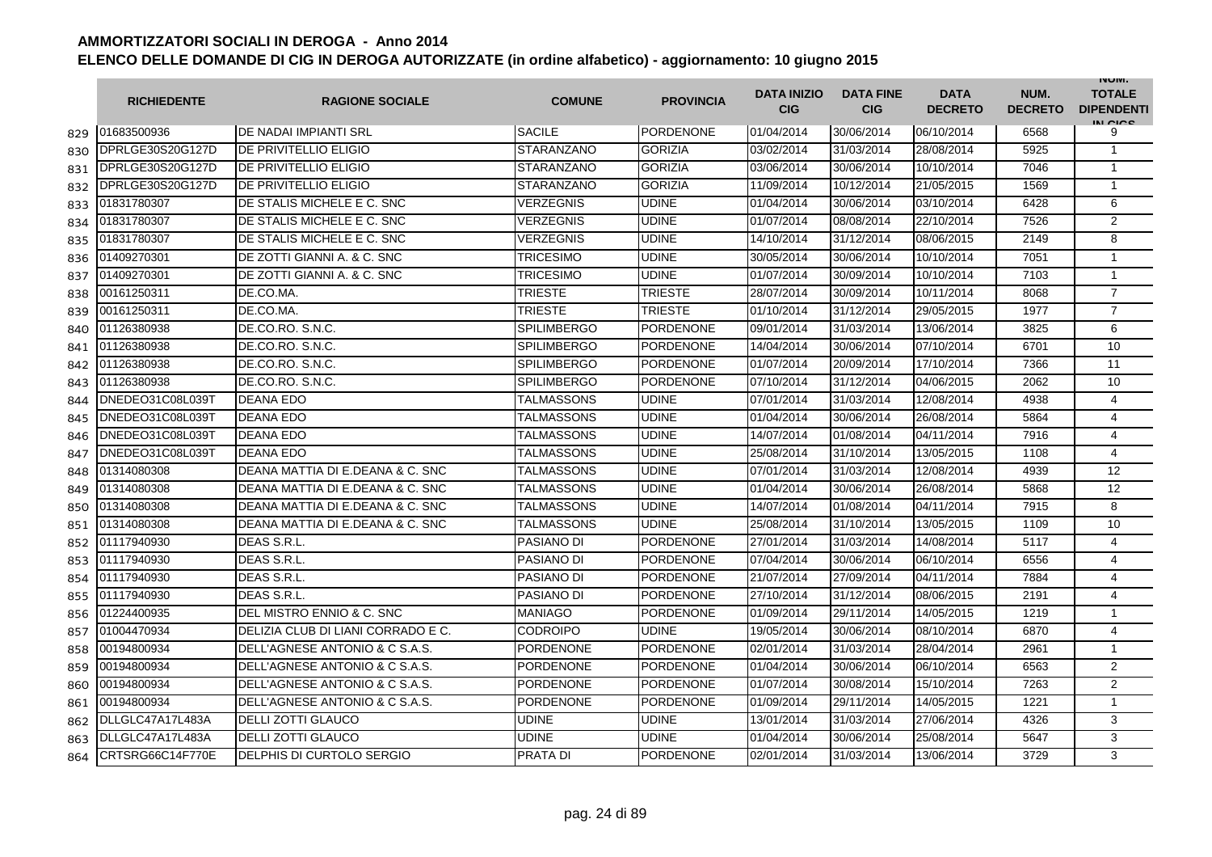## AMMORTIZZATORI SOCIALI IN DEROGA - Anno 2014

## ELENCO DELLE DOMANDE DI CIG IN DEROGA AUTORIZZATE (in ordine alfabetico) - aggiornamento: 10 giugno 2015

| | RICHIEDENTE | RAGIONE SOCIALE | COMUNE | PROVINCIA | DATA INIZIO CIG | DATA FINE CIG | DATA DECRETO | NUM. DECRETO | NUM. TOTALE DIPENDENTI IN CIGS |
|---|---|---|---|---|---|---|---|---|---|
| 829 | 01683500936 | DE NADAI IMPIANTI SRL | SACILE | PORDENONE | 01/04/2014 | 30/06/2014 | 06/10/2014 | 6568 | 9 |
| 830 | DPRLGE30S20G127D | DE PRIVITELLIO ELIGIO | STARANZANO | GORIZIA | 03/02/2014 | 31/03/2014 | 28/08/2014 | 5925 | 1 |
| 831 | DPRLGE30S20G127D | DE PRIVITELLIO ELIGIO | STARANZANO | GORIZIA | 03/06/2014 | 30/06/2014 | 10/10/2014 | 7046 | 1 |
| 832 | DPRLGE30S20G127D | DE PRIVITELLIO ELIGIO | STARANZANO | GORIZIA | 11/09/2014 | 10/12/2014 | 21/05/2015 | 1569 | 1 |
| 833 | 01831780307 | DE STALIS MICHELE E C. SNC | VERZEGNIS | UDINE | 01/04/2014 | 30/06/2014 | 03/10/2014 | 6428 | 6 |
| 834 | 01831780307 | DE STALIS MICHELE E C. SNC | VERZEGNIS | UDINE | 01/07/2014 | 08/08/2014 | 22/10/2014 | 7526 | 2 |
| 835 | 01831780307 | DE STALIS MICHELE E C. SNC | VERZEGNIS | UDINE | 14/10/2014 | 31/12/2014 | 08/06/2015 | 2149 | 8 |
| 836 | 01409270301 | DE ZOTTI GIANNI A. & C. SNC | TRICESIMO | UDINE | 30/05/2014 | 30/06/2014 | 10/10/2014 | 7051 | 1 |
| 837 | 01409270301 | DE ZOTTI GIANNI A. & C. SNC | TRICESIMO | UDINE | 01/07/2014 | 30/09/2014 | 10/10/2014 | 7103 | 1 |
| 838 | 00161250311 | DE.CO.MA. | TRIESTE | TRIESTE | 28/07/2014 | 30/09/2014 | 10/11/2014 | 8068 | 7 |
| 839 | 00161250311 | DE.CO.MA. | TRIESTE | TRIESTE | 01/10/2014 | 31/12/2014 | 29/05/2015 | 1977 | 7 |
| 840 | 01126380938 | DE.CO.RO. S.N.C. | SPILIMBERGO | PORDENONE | 09/01/2014 | 31/03/2014 | 13/06/2014 | 3825 | 6 |
| 841 | 01126380938 | DE.CO.RO. S.N.C. | SPILIMBERGO | PORDENONE | 14/04/2014 | 30/06/2014 | 07/10/2014 | 6701 | 10 |
| 842 | 01126380938 | DE.CO.RO. S.N.C. | SPILIMBERGO | PORDENONE | 01/07/2014 | 20/09/2014 | 17/10/2014 | 7366 | 11 |
| 843 | 01126380938 | DE.CO.RO. S.N.C. | SPILIMBERGO | PORDENONE | 07/10/2014 | 31/12/2014 | 04/06/2015 | 2062 | 10 |
| 844 | DNEDEO31C08L039T | DEANA EDO | TALMASSONS | UDINE | 07/01/2014 | 31/03/2014 | 12/08/2014 | 4938 | 4 |
| 845 | DNEDEO31C08L039T | DEANA EDO | TALMASSONS | UDINE | 01/04/2014 | 30/06/2014 | 26/08/2014 | 5864 | 4 |
| 846 | DNEDEO31C08L039T | DEANA EDO | TALMASSONS | UDINE | 14/07/2014 | 01/08/2014 | 04/11/2014 | 7916 | 4 |
| 847 | DNEDEO31C08L039T | DEANA EDO | TALMASSONS | UDINE | 25/08/2014 | 31/10/2014 | 13/05/2015 | 1108 | 4 |
| 848 | 01314080308 | DEANA MATTIA DI E.DEANA & C. SNC | TALMASSONS | UDINE | 07/01/2014 | 31/03/2014 | 12/08/2014 | 4939 | 12 |
| 849 | 01314080308 | DEANA MATTIA DI E.DEANA & C. SNC | TALMASSONS | UDINE | 01/04/2014 | 30/06/2014 | 26/08/2014 | 5868 | 12 |
| 850 | 01314080308 | DEANA MATTIA DI E.DEANA & C. SNC | TALMASSONS | UDINE | 14/07/2014 | 01/08/2014 | 04/11/2014 | 7915 | 8 |
| 851 | 01314080308 | DEANA MATTIA DI E.DEANA & C. SNC | TALMASSONS | UDINE | 25/08/2014 | 31/10/2014 | 13/05/2015 | 1109 | 10 |
| 852 | 01117940930 | DEAS S.R.L. | PASIANO DI | PORDENONE | 27/01/2014 | 31/03/2014 | 14/08/2014 | 5117 | 4 |
| 853 | 01117940930 | DEAS S.R.L. | PASIANO DI | PORDENONE | 07/04/2014 | 30/06/2014 | 06/10/2014 | 6556 | 4 |
| 854 | 01117940930 | DEAS S.R.L. | PASIANO DI | PORDENONE | 21/07/2014 | 27/09/2014 | 04/11/2014 | 7884 | 4 |
| 855 | 01117940930 | DEAS S.R.L. | PASIANO DI | PORDENONE | 27/10/2014 | 31/12/2014 | 08/06/2015 | 2191 | 4 |
| 856 | 01224400935 | DEL MISTRO ENNIO & C. SNC | MANIAGO | PORDENONE | 01/09/2014 | 29/11/2014 | 14/05/2015 | 1219 | 1 |
| 857 | 01004470934 | DELIZIA CLUB DI LIANI CORRADO E C. | CODROIPO | UDINE | 19/05/2014 | 30/06/2014 | 08/10/2014 | 6870 | 4 |
| 858 | 00194800934 | DELL'AGNESE ANTONIO & C S.A.S. | PORDENONE | PORDENONE | 02/01/2014 | 31/03/2014 | 28/04/2014 | 2961 | 1 |
| 859 | 00194800934 | DELL'AGNESE ANTONIO & C S.A.S. | PORDENONE | PORDENONE | 01/04/2014 | 30/06/2014 | 06/10/2014 | 6563 | 2 |
| 860 | 00194800934 | DELL'AGNESE ANTONIO & C S.A.S. | PORDENONE | PORDENONE | 01/07/2014 | 30/08/2014 | 15/10/2014 | 7263 | 2 |
| 861 | 00194800934 | DELL'AGNESE ANTONIO & C S.A.S. | PORDENONE | PORDENONE | 01/09/2014 | 29/11/2014 | 14/05/2015 | 1221 | 1 |
| 862 | DLLGLC47A17L483A | DELLI ZOTTI GLAUCO | UDINE | UDINE | 13/01/2014 | 31/03/2014 | 27/06/2014 | 4326 | 3 |
| 863 | DLLGLC47A17L483A | DELLI ZOTTI GLAUCO | UDINE | UDINE | 01/04/2014 | 30/06/2014 | 25/08/2014 | 5647 | 3 |
| 864 | CRTSRG66C14F770E | DELPHIS DI CURTOLO SERGIO | PRATA DI | PORDENONE | 02/01/2014 | 31/03/2014 | 13/06/2014 | 3729 | 3 |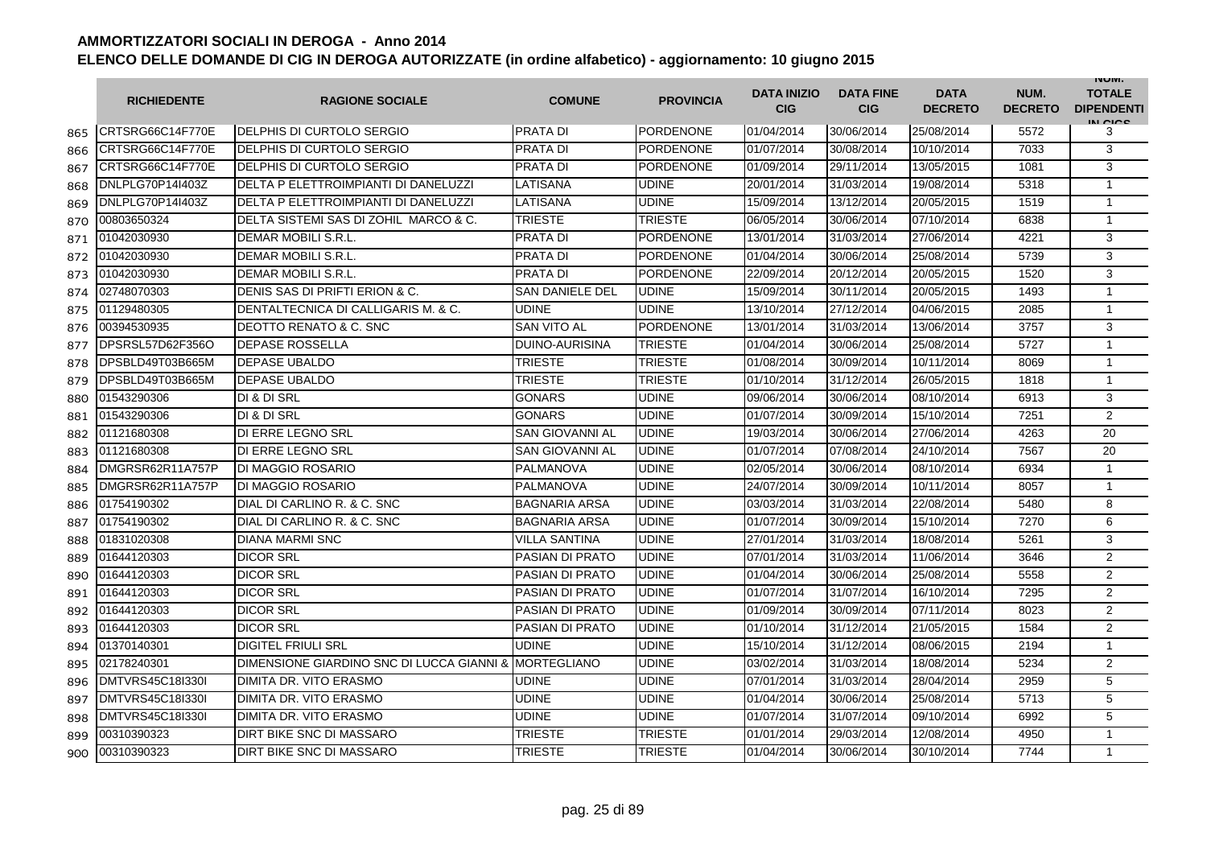# AMMORTIZZATORI SOCIALI IN DEROGA - Anno 2014

## ELENCO DELLE DOMANDE DI CIG IN DEROGA AUTORIZZATE (in ordine alfabetico) - aggiornamento: 10 giugno 2015

| | RICHIEDENTE | RAGIONE SOCIALE | COMUNE | PROVINCIA | DATA INIZIO CIG | DATA FINE CIG | DATA DECRETO | NUM. DECRETO | NUM. TOTALE DIPENDENTI IN CIGS |
|---|---|---|---|---|---|---|---|---|---|
| 865 | CRTSRG66C14F770E | DELPHIS DI CURTOLO SERGIO | PRATA DI | PORDENONE | 01/04/2014 | 30/06/2014 | 25/08/2014 | 5572 | 3 |
| 866 | CRTSRG66C14F770E | DELPHIS DI CURTOLO SERGIO | PRATA DI | PORDENONE | 01/07/2014 | 30/08/2014 | 10/10/2014 | 7033 | 3 |
| 867 | CRTSRG66C14F770E | DELPHIS DI CURTOLO SERGIO | PRATA DI | PORDENONE | 01/09/2014 | 29/11/2014 | 13/05/2015 | 1081 | 3 |
| 868 | DNLPLG70P14I403Z | DELTA P ELETTROIMPIANTI DI DANELUZZI | LATISANA | UDINE | 20/01/2014 | 31/03/2014 | 19/08/2014 | 5318 | 1 |
| 869 | DNLPLG70P14I403Z | DELTA P ELETTROIMPIANTI DI DANELUZZI | LATISANA | UDINE | 15/09/2014 | 13/12/2014 | 20/05/2015 | 1519 | 1 |
| 870 | 00803650324 | DELTA SISTEMI SAS DI ZOHIL MARCO & C. | TRIESTE | TRIESTE | 06/05/2014 | 30/06/2014 | 07/10/2014 | 6838 | 1 |
| 871 | 01042030930 | DEMAR MOBILI S.R.L. | PRATA DI | PORDENONE | 13/01/2014 | 31/03/2014 | 27/06/2014 | 4221 | 3 |
| 872 | 01042030930 | DEMAR MOBILI S.R.L. | PRATA DI | PORDENONE | 01/04/2014 | 30/06/2014 | 25/08/2014 | 5739 | 3 |
| 873 | 01042030930 | DEMAR MOBILI S.R.L. | PRATA DI | PORDENONE | 22/09/2014 | 20/12/2014 | 20/05/2015 | 1520 | 3 |
| 874 | 02748070303 | DENIS SAS DI PRIFTI ERION & C. | SAN DANIELE DEL | UDINE | 15/09/2014 | 30/11/2014 | 20/05/2015 | 1493 | 1 |
| 875 | 01129480305 | DENTALTECNICA DI CALLIGARIS M. & C. | UDINE | UDINE | 13/10/2014 | 27/12/2014 | 04/06/2015 | 2085 | 1 |
| 876 | 00394530935 | DEOTTO RENATO & C. SNC | SAN VITO AL | PORDENONE | 13/01/2014 | 31/03/2014 | 13/06/2014 | 3757 | 3 |
| 877 | DPSRSL57D62F356O | DEPASE ROSSELLA | DUINO-AURISINA | TRIESTE | 01/04/2014 | 30/06/2014 | 25/08/2014 | 5727 | 1 |
| 878 | DPSBLD49T03B665M | DEPASE UBALDO | TRIESTE | TRIESTE | 01/08/2014 | 30/09/2014 | 10/11/2014 | 8069 | 1 |
| 879 | DPSBLD49T03B665M | DEPASE UBALDO | TRIESTE | TRIESTE | 01/10/2014 | 31/12/2014 | 26/05/2015 | 1818 | 1 |
| 880 | 01543290306 | DI & DI SRL | GONARS | UDINE | 09/06/2014 | 30/06/2014 | 08/10/2014 | 6913 | 3 |
| 881 | 01543290306 | DI & DI SRL | GONARS | UDINE | 01/07/2014 | 30/09/2014 | 15/10/2014 | 7251 | 2 |
| 882 | 01121680308 | DI ERRE LEGNO SRL | SAN GIOVANNI AL | UDINE | 19/03/2014 | 30/06/2014 | 27/06/2014 | 4263 | 20 |
| 883 | 01121680308 | DI ERRE LEGNO SRL | SAN GIOVANNI AL | UDINE | 01/07/2014 | 07/08/2014 | 24/10/2014 | 7567 | 20 |
| 884 | DMGRSR62R11A757P | DI MAGGIO ROSARIO | PALMANOVA | UDINE | 02/05/2014 | 30/06/2014 | 08/10/2014 | 6934 | 1 |
| 885 | DMGRSR62R11A757P | DI MAGGIO ROSARIO | PALMANOVA | UDINE | 24/07/2014 | 30/09/2014 | 10/11/2014 | 8057 | 1 |
| 886 | 01754190302 | DIAL DI CARLINO R. & C. SNC | BAGNARIA ARSA | UDINE | 03/03/2014 | 31/03/2014 | 22/08/2014 | 5480 | 8 |
| 887 | 01754190302 | DIAL DI CARLINO R. & C. SNC | BAGNARIA ARSA | UDINE | 01/07/2014 | 30/09/2014 | 15/10/2014 | 7270 | 6 |
| 888 | 01831020308 | DIANA MARMI SNC | VILLA SANTINA | UDINE | 27/01/2014 | 31/03/2014 | 18/08/2014 | 5261 | 3 |
| 889 | 01644120303 | DICOR SRL | PASIAN DI PRATO | UDINE | 07/01/2014 | 31/03/2014 | 11/06/2014 | 3646 | 2 |
| 890 | 01644120303 | DICOR SRL | PASIAN DI PRATO | UDINE | 01/04/2014 | 30/06/2014 | 25/08/2014 | 5558 | 2 |
| 891 | 01644120303 | DICOR SRL | PASIAN DI PRATO | UDINE | 01/07/2014 | 31/07/2014 | 16/10/2014 | 7295 | 2 |
| 892 | 01644120303 | DICOR SRL | PASIAN DI PRATO | UDINE | 01/09/2014 | 30/09/2014 | 07/11/2014 | 8023 | 2 |
| 893 | 01644120303 | DICOR SRL | PASIAN DI PRATO | UDINE | 01/10/2014 | 31/12/2014 | 21/05/2015 | 1584 | 2 |
| 894 | 01370140301 | DIGITEL FRIULI SRL | UDINE | UDINE | 15/10/2014 | 31/12/2014 | 08/06/2015 | 2194 | 1 |
| 895 | 02178240301 | DIMENSIONE GIARDINO SNC DI LUCCA GIANNI & | MORTEGLIANO | UDINE | 03/02/2014 | 31/03/2014 | 18/08/2014 | 5234 | 2 |
| 896 | DMTVRS45C18I330I | DIMITA DR. VITO ERASMO | UDINE | UDINE | 07/01/2014 | 31/03/2014 | 28/04/2014 | 2959 | 5 |
| 897 | DMTVRS45C18I330I | DIMITA DR. VITO ERASMO | UDINE | UDINE | 01/04/2014 | 30/06/2014 | 25/08/2014 | 5713 | 5 |
| 898 | DMTVRS45C18I330I | DIMITA DR. VITO ERASMO | UDINE | UDINE | 01/07/2014 | 31/07/2014 | 09/10/2014 | 6992 | 5 |
| 899 | 00310390323 | DIRT BIKE SNC DI MASSARO | TRIESTE | TRIESTE | 01/01/2014 | 29/03/2014 | 12/08/2014 | 4950 | 1 |
| 900 | 00310390323 | DIRT BIKE SNC DI MASSARO | TRIESTE | TRIESTE | 01/04/2014 | 30/06/2014 | 30/10/2014 | 7744 | 1 |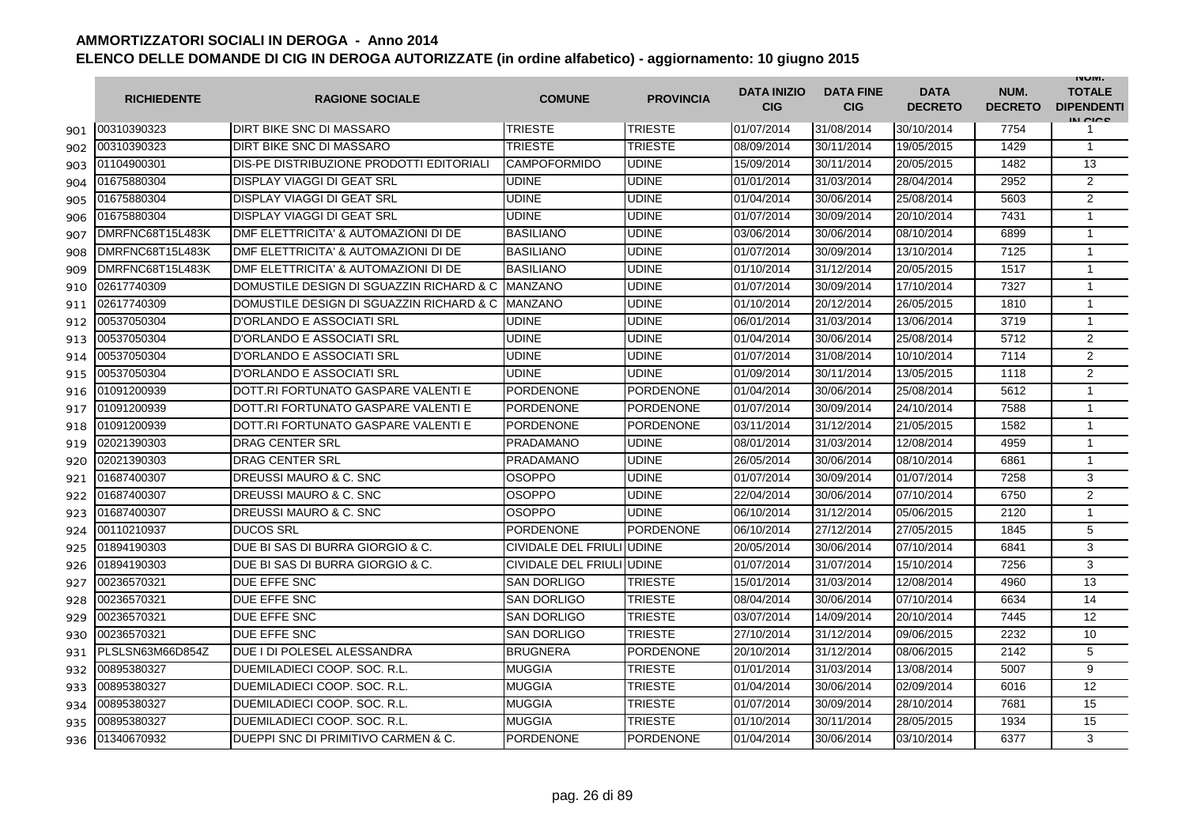# AMMORTIZZATORI SOCIALI IN DEROGA - Anno 2014

## ELENCO DELLE DOMANDE DI CIG IN DEROGA AUTORIZZATE (in ordine alfabetico) - aggiornamento: 10 giugno 2015

| | RICHIEDENTE | RAGIONE SOCIALE | COMUNE | PROVINCIA | DATA INIZIO CIG | DATA FINE CIG | DATA DECRETO | NUM. DECRETO | NUM. TOTALE DIPENDENTI IN CIGS |
|---|---|---|---|---|---|---|---|---|---|
| 901 | 00310390323 | DIRT BIKE SNC DI MASSARO | TRIESTE | TRIESTE | 01/07/2014 | 31/08/2014 | 30/10/2014 | 7754 | 1 |
| 902 | 00310390323 | DIRT BIKE SNC DI MASSARO | TRIESTE | TRIESTE | 08/09/2014 | 30/11/2014 | 19/05/2015 | 1429 | 1 |
| 903 | 01104900301 | DIS-PE DISTRIBUZIONE PRODOTTI EDITORIALI | CAMPOFORMIDO | UDINE | 15/09/2014 | 30/11/2014 | 20/05/2015 | 1482 | 13 |
| 904 | 01675880304 | DISPLAY VIAGGI DI GEAT SRL | UDINE | UDINE | 01/01/2014 | 31/03/2014 | 28/04/2014 | 2952 | 2 |
| 905 | 01675880304 | DISPLAY VIAGGI DI GEAT SRL | UDINE | UDINE | 01/04/2014 | 30/06/2014 | 25/08/2014 | 5603 | 2 |
| 906 | 01675880304 | DISPLAY VIAGGI DI GEAT SRL | UDINE | UDINE | 01/07/2014 | 30/09/2014 | 20/10/2014 | 7431 | 1 |
| 907 | DMRFNC68T15L483K | DMF ELETTRICITA' & AUTOMAZIONI DI DE | BASILIANO | UDINE | 03/06/2014 | 30/06/2014 | 08/10/2014 | 6899 | 1 |
| 908 | DMRFNC68T15L483K | DMF ELETTRICITA' & AUTOMAZIONI DI DE | BASILIANO | UDINE | 01/07/2014 | 30/09/2014 | 13/10/2014 | 7125 | 1 |
| 909 | DMRFNC68T15L483K | DMF ELETTRICITA' & AUTOMAZIONI DI DE | BASILIANO | UDINE | 01/10/2014 | 31/12/2014 | 20/05/2015 | 1517 | 1 |
| 910 | 02617740309 | DOMUSTILE DESIGN DI SGUAZZIN RICHARD & C | MANZANO | UDINE | 01/07/2014 | 30/09/2014 | 17/10/2014 | 7327 | 1 |
| 911 | 02617740309 | DOMUSTILE DESIGN DI SGUAZZIN RICHARD & C | MANZANO | UDINE | 01/10/2014 | 20/12/2014 | 26/05/2015 | 1810 | 1 |
| 912 | 00537050304 | D'ORLANDO E ASSOCIATI SRL | UDINE | UDINE | 06/01/2014 | 31/03/2014 | 13/06/2014 | 3719 | 1 |
| 913 | 00537050304 | D'ORLANDO E ASSOCIATI SRL | UDINE | UDINE | 01/04/2014 | 30/06/2014 | 25/08/2014 | 5712 | 2 |
| 914 | 00537050304 | D'ORLANDO E ASSOCIATI SRL | UDINE | UDINE | 01/07/2014 | 31/08/2014 | 10/10/2014 | 7114 | 2 |
| 915 | 00537050304 | D'ORLANDO E ASSOCIATI SRL | UDINE | UDINE | 01/09/2014 | 30/11/2014 | 13/05/2015 | 1118 | 2 |
| 916 | 01091200939 | DOTT.RI FORTUNATO GASPARE VALENTI E | PORDENONE | PORDENONE | 01/04/2014 | 30/06/2014 | 25/08/2014 | 5612 | 1 |
| 917 | 01091200939 | DOTT.RI FORTUNATO GASPARE VALENTI E | PORDENONE | PORDENONE | 01/07/2014 | 30/09/2014 | 24/10/2014 | 7588 | 1 |
| 918 | 01091200939 | DOTT.RI FORTUNATO GASPARE VALENTI E | PORDENONE | PORDENONE | 03/11/2014 | 31/12/2014 | 21/05/2015 | 1582 | 1 |
| 919 | 02021390303 | DRAG CENTER SRL | PRADAMANO | UDINE | 08/01/2014 | 31/03/2014 | 12/08/2014 | 4959 | 1 |
| 920 | 02021390303 | DRAG CENTER SRL | PRADAMANO | UDINE | 26/05/2014 | 30/06/2014 | 08/10/2014 | 6861 | 1 |
| 921 | 01687400307 | DREUSSI MAURO & C. SNC | OSOPPO | UDINE | 01/07/2014 | 30/09/2014 | 01/07/2014 | 7258 | 3 |
| 922 | 01687400307 | DREUSSI MAURO & C. SNC | OSOPPO | UDINE | 22/04/2014 | 30/06/2014 | 07/10/2014 | 6750 | 2 |
| 923 | 01687400307 | DREUSSI MAURO & C. SNC | OSOPPO | UDINE | 06/10/2014 | 31/12/2014 | 05/06/2015 | 2120 | 1 |
| 924 | 00110210937 | DUCOS SRL | PORDENONE | PORDENONE | 06/10/2014 | 27/12/2014 | 27/05/2015 | 1845 | 5 |
| 925 | 01894190303 | DUE BI SAS DI BURRA GIORGIO & C. | CIVIDALE DEL FRIULI | UDINE | 20/05/2014 | 30/06/2014 | 07/10/2014 | 6841 | 3 |
| 926 | 01894190303 | DUE BI SAS DI BURRA GIORGIO & C. | CIVIDALE DEL FRIULI | UDINE | 01/07/2014 | 31/07/2014 | 15/10/2014 | 7256 | 3 |
| 927 | 00236570321 | DUE EFFE SNC | SAN DORLIGO | TRIESTE | 15/01/2014 | 31/03/2014 | 12/08/2014 | 4960 | 13 |
| 928 | 00236570321 | DUE EFFE SNC | SAN DORLIGO | TRIESTE | 08/04/2014 | 30/06/2014 | 07/10/2014 | 6634 | 14 |
| 929 | 00236570321 | DUE EFFE SNC | SAN DORLIGO | TRIESTE | 03/07/2014 | 14/09/2014 | 20/10/2014 | 7445 | 12 |
| 930 | 00236570321 | DUE EFFE SNC | SAN DORLIGO | TRIESTE | 27/10/2014 | 31/12/2014 | 09/06/2015 | 2232 | 10 |
| 931 | PLSLSN63M66D854Z | DUE I DI POLESEL ALESSANDRA | BRUGNERA | PORDENONE | 20/10/2014 | 31/12/2014 | 08/06/2015 | 2142 | 5 |
| 932 | 00895380327 | DUEMILADIECI COOP. SOC. R.L. | MUGGIA | TRIESTE | 01/01/2014 | 31/03/2014 | 13/08/2014 | 5007 | 9 |
| 933 | 00895380327 | DUEMILADIECI COOP. SOC. R.L. | MUGGIA | TRIESTE | 01/04/2014 | 30/06/2014 | 02/09/2014 | 6016 | 12 |
| 934 | 00895380327 | DUEMILADIECI COOP. SOC. R.L. | MUGGIA | TRIESTE | 01/07/2014 | 30/09/2014 | 28/10/2014 | 7681 | 15 |
| 935 | 00895380327 | DUEMILADIECI COOP. SOC. R.L. | MUGGIA | TRIESTE | 01/10/2014 | 30/11/2014 | 28/05/2015 | 1934 | 15 |
| 936 | 01340670932 | DUEPPI SNC DI PRIMITIVO CARMEN & C. | PORDENONE | PORDENONE | 01/04/2014 | 30/06/2014 | 03/10/2014 | 6377 | 3 |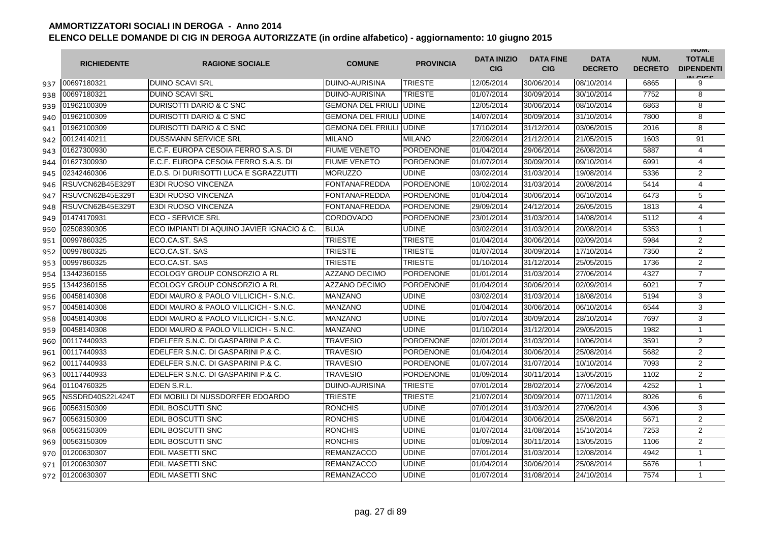# AMMORTIZZATORI SOCIALI IN DEROGA - Anno 2014

## ELENCO DELLE DOMANDE DI CIG IN DEROGA AUTORIZZATE (in ordine alfabetico) - aggiornamento: 10 giugno 2015

| | RICHIEDENTE | RAGIONE SOCIALE | COMUNE | PROVINCIA | DATA INIZIO CIG | DATA FINE CIG | DATA DECRETO | NUM. DECRETO | NUM. TOTALE DIPENDENTI IN CIGS |
|---|---|---|---|---|---|---|---|---|---|
| 937 | 00697180321 | DUINO SCAVI SRL | DUINO-AURISINA | TRIESTE | 12/05/2014 | 30/06/2014 | 08/10/2014 | 6865 | 9 |
| 938 | 00697180321 | DUINO SCAVI SRL | DUINO-AURISINA | TRIESTE | 01/07/2014 | 30/09/2014 | 30/10/2014 | 7752 | 8 |
| 939 | 01962100309 | DURISOTTI DARIO & C SNC | GEMONA DEL FRIULI | UDINE | 12/05/2014 | 30/06/2014 | 08/10/2014 | 6863 | 8 |
| 940 | 01962100309 | DURISOTTI DARIO & C SNC | GEMONA DEL FRIULI | UDINE | 14/07/2014 | 30/09/2014 | 31/10/2014 | 7800 | 8 |
| 941 | 01962100309 | DURISOTTI DARIO & C SNC | GEMONA DEL FRIULI | UDINE | 17/10/2014 | 31/12/2014 | 03/06/2015 | 2016 | 8 |
| 942 | 00124140211 | DUSSMANN SERVICE SRL | MILANO | MILANO | 22/09/2014 | 21/12/2014 | 21/05/2015 | 1603 | 91 |
| 943 | 01627300930 | E.C.F. EUROPA CESOIA FERRO S.A.S. DI | FIUME VENETO | PORDENONE | 01/04/2014 | 29/06/2014 | 26/08/2014 | 5887 | 4 |
| 944 | 01627300930 | E.C.F. EUROPA CESOIA FERRO S.A.S. DI | FIUME VENETO | PORDENONE | 01/07/2014 | 30/09/2014 | 09/10/2014 | 6991 | 4 |
| 945 | 02342460306 | E.D.S. DI DURISOTTI LUCA E SGRAZZUTTI | MORUZZO | UDINE | 03/02/2014 | 31/03/2014 | 19/08/2014 | 5336 | 2 |
| 946 | RSUVCN62B45E329T | E3DI RUOSO VINCENZA | FONTANAFREDDA | PORDENONE | 10/02/2014 | 31/03/2014 | 20/08/2014 | 5414 | 4 |
| 947 | RSUVCN62B45E329T | E3DI RUOSO VINCENZA | FONTANAFREDDA | PORDENONE | 01/04/2014 | 30/06/2014 | 06/10/2014 | 6473 | 5 |
| 948 | RSUVCN62B45E329T | E3DI RUOSO VINCENZA | FONTANAFREDDA | PORDENONE | 29/09/2014 | 24/12/2014 | 26/05/2015 | 1813 | 4 |
| 949 | 01474170931 | ECO - SERVICE SRL | CORDOVADO | PORDENONE | 23/01/2014 | 31/03/2014 | 14/08/2014 | 5112 | 4 |
| 950 | 02508390305 | ECO IMPIANTI DI AQUINO JAVIER IGNACIO & C. | BUJA | UDINE | 03/02/2014 | 31/03/2014 | 20/08/2014 | 5353 | 1 |
| 951 | 00997860325 | ECO.CA.ST. SAS | TRIESTE | TRIESTE | 01/04/2014 | 30/06/2014 | 02/09/2014 | 5984 | 2 |
| 952 | 00997860325 | ECO.CA.ST. SAS | TRIESTE | TRIESTE | 01/07/2014 | 30/09/2014 | 17/10/2014 | 7350 | 2 |
| 953 | 00997860325 | ECO.CA.ST. SAS | TRIESTE | TRIESTE | 01/10/2014 | 31/12/2014 | 25/05/2015 | 1736 | 2 |
| 954 | 13442360155 | ECOLOGY GROUP CONSORZIO A RL | AZZANO DECIMO | PORDENONE | 01/01/2014 | 31/03/2014 | 27/06/2014 | 4327 | 7 |
| 955 | 13442360155 | ECOLOGY GROUP CONSORZIO A RL | AZZANO DECIMO | PORDENONE | 01/04/2014 | 30/06/2014 | 02/09/2014 | 6021 | 7 |
| 956 | 00458140308 | EDDI MAURO & PAOLO VILLICICH - S.N.C. | MANZANO | UDINE | 03/02/2014 | 31/03/2014 | 18/08/2014 | 5194 | 3 |
| 957 | 00458140308 | EDDI MAURO & PAOLO VILLICICH - S.N.C. | MANZANO | UDINE | 01/04/2014 | 30/06/2014 | 06/10/2014 | 6544 | 3 |
| 958 | 00458140308 | EDDI MAURO & PAOLO VILLICICH - S.N.C. | MANZANO | UDINE | 01/07/2014 | 30/09/2014 | 28/10/2014 | 7697 | 3 |
| 959 | 00458140308 | EDDI MAURO & PAOLO VILLICICH - S.N.C. | MANZANO | UDINE | 01/10/2014 | 31/12/2014 | 29/05/2015 | 1982 | 1 |
| 960 | 00117440933 | EDELFER S.N.C. DI GASPARINI P.& C. | TRAVESIO | PORDENONE | 02/01/2014 | 31/03/2014 | 10/06/2014 | 3591 | 2 |
| 961 | 00117440933 | EDELFER S.N.C. DI GASPARINI P.& C. | TRAVESIO | PORDENONE | 01/04/2014 | 30/06/2014 | 25/08/2014 | 5682 | 2 |
| 962 | 00117440933 | EDELFER S.N.C. DI GASPARINI P.& C. | TRAVESIO | PORDENONE | 01/07/2014 | 31/07/2014 | 10/10/2014 | 7093 | 2 |
| 963 | 00117440933 | EDELFER S.N.C. DI GASPARINI P.& C. | TRAVESIO | PORDENONE | 01/09/2014 | 30/11/2014 | 13/05/2015 | 1102 | 2 |
| 964 | 01104760325 | EDEN S.R.L. | DUINO-AURISINA | TRIESTE | 07/01/2014 | 28/02/2014 | 27/06/2014 | 4252 | 1 |
| 965 | NSSDRD40S22L424T | EDI MOBILI DI NUSSDORFER EDOARDO | TRIESTE | TRIESTE | 21/07/2014 | 30/09/2014 | 07/11/2014 | 8026 | 6 |
| 966 | 00563150309 | EDIL BOSCUTTI SNC | RONCHIS | UDINE | 07/01/2014 | 31/03/2014 | 27/06/2014 | 4306 | 3 |
| 967 | 00563150309 | EDIL BOSCUTTI SNC | RONCHIS | UDINE | 01/04/2014 | 30/06/2014 | 25/08/2014 | 5671 | 2 |
| 968 | 00563150309 | EDIL BOSCUTTI SNC | RONCHIS | UDINE | 01/07/2014 | 31/08/2014 | 15/10/2014 | 7253 | 2 |
| 969 | 00563150309 | EDIL BOSCUTTI SNC | RONCHIS | UDINE | 01/09/2014 | 30/11/2014 | 13/05/2015 | 1106 | 2 |
| 970 | 01200630307 | EDIL MASETTI SNC | REMANZACCO | UDINE | 07/01/2014 | 31/03/2014 | 12/08/2014 | 4942 | 1 |
| 971 | 01200630307 | EDIL MASETTI SNC | REMANZACCO | UDINE | 01/04/2014 | 30/06/2014 | 25/08/2014 | 5676 | 1 |
| 972 | 01200630307 | EDIL MASETTI SNC | REMANZACCO | UDINE | 01/07/2014 | 31/08/2014 | 24/10/2014 | 7574 | 1 |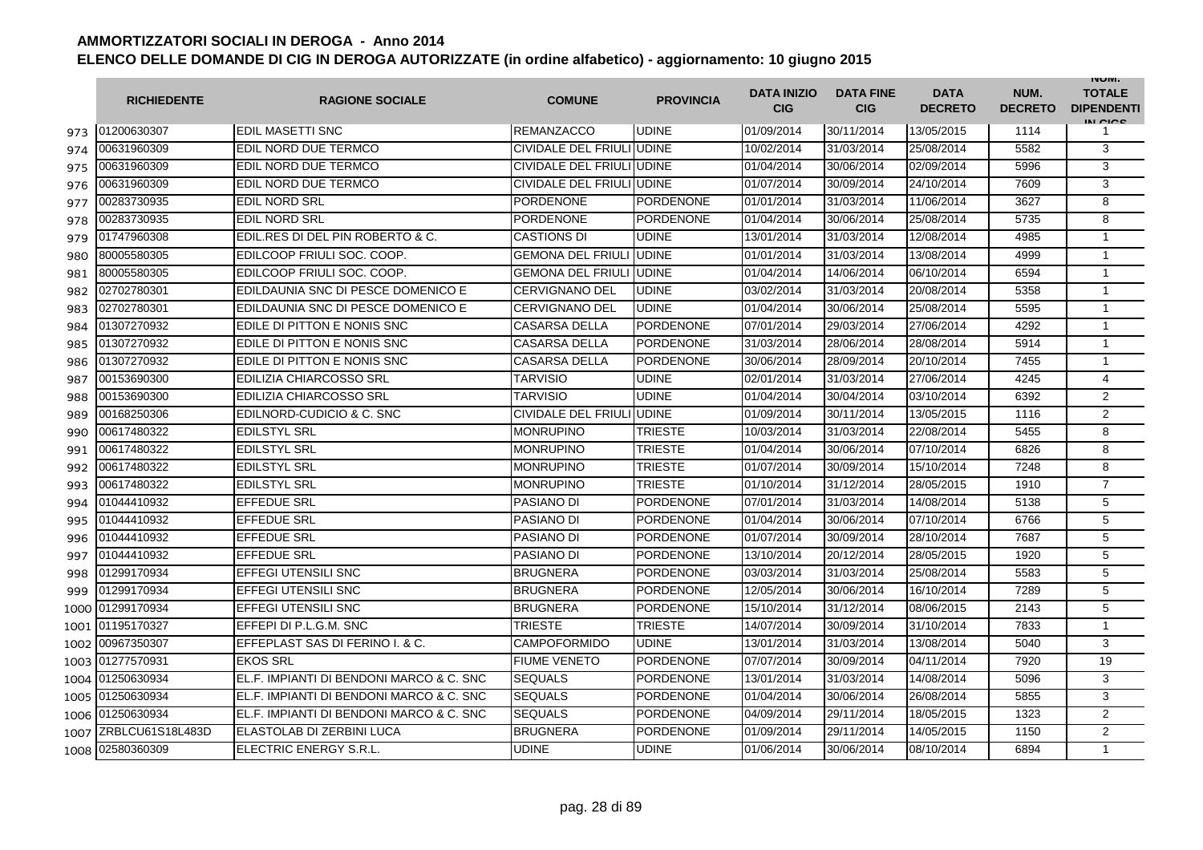# AMMORTIZZATORI SOCIALI IN DEROGA - Anno 2014

## ELENCO DELLE DOMANDE DI CIG IN DEROGA AUTORIZZATE (in ordine alfabetico) - aggiornamento: 10 giugno 2015

| | RICHIEDENTE | RAGIONE SOCIALE | COMUNE | PROVINCIA | DATA INIZIO CIG | DATA FINE CIG | DATA DECRETO | NUM. DECRETO | NUM. TOTALE DIPENDENTI IN CIGS |
|---|---|---|---|---|---|---|---|---|---|
| 973 | 01200630307 | EDIL MASETTI SNC | REMANZACCO | UDINE | 01/09/2014 | 30/11/2014 | 13/05/2015 | 1114 | 1 |
| 974 | 00631960309 | EDIL NORD DUE TERMCO | CIVIDALE DEL FRIULI | UDINE | 10/02/2014 | 31/03/2014 | 25/08/2014 | 5582 | 3 |
| 975 | 00631960309 | EDIL NORD DUE TERMCO | CIVIDALE DEL FRIULI | UDINE | 01/04/2014 | 30/06/2014 | 02/09/2014 | 5996 | 3 |
| 976 | 00631960309 | EDIL NORD DUE TERMCO | CIVIDALE DEL FRIULI | UDINE | 01/07/2014 | 30/09/2014 | 24/10/2014 | 7609 | 3 |
| 977 | 00283730935 | EDIL NORD SRL | PORDENONE | PORDENONE | 01/01/2014 | 31/03/2014 | 11/06/2014 | 3627 | 8 |
| 978 | 00283730935 | EDIL NORD SRL | PORDENONE | PORDENONE | 01/04/2014 | 30/06/2014 | 25/08/2014 | 5735 | 8 |
| 979 | 01747960308 | EDIL.RES DI DEL PIN ROBERTO & C. | CASTIONS DI | UDINE | 13/01/2014 | 31/03/2014 | 12/08/2014 | 4985 | 1 |
| 980 | 80005580305 | EDILCOOP FRIULI SOC. COOP. | GEMONA DEL FRIULI | UDINE | 01/01/2014 | 31/03/2014 | 13/08/2014 | 4999 | 1 |
| 981 | 80005580305 | EDILCOOP FRIULI SOC. COOP. | GEMONA DEL FRIULI | UDINE | 01/04/2014 | 14/06/2014 | 06/10/2014 | 6594 | 1 |
| 982 | 02702780301 | EDILDAUNIA SNC DI PESCE DOMENICO E | CERVIGNANO DEL | UDINE | 03/02/2014 | 31/03/2014 | 20/08/2014 | 5358 | 1 |
| 983 | 02702780301 | EDILDAUNIA SNC DI PESCE DOMENICO E | CERVIGNANO DEL | UDINE | 01/04/2014 | 30/06/2014 | 25/08/2014 | 5595 | 1 |
| 984 | 01307270932 | EDILE DI PITTON E NONIS SNC | CASARSA DELLA | PORDENONE | 07/01/2014 | 29/03/2014 | 27/06/2014 | 4292 | 1 |
| 985 | 01307270932 | EDILE DI PITTON E NONIS SNC | CASARSA DELLA | PORDENONE | 31/03/2014 | 28/06/2014 | 28/08/2014 | 5914 | 1 |
| 986 | 01307270932 | EDILE DI PITTON E NONIS SNC | CASARSA DELLA | PORDENONE | 30/06/2014 | 28/09/2014 | 20/10/2014 | 7455 | 1 |
| 987 | 00153690300 | EDILIZIA CHIARCOSSO SRL | TARVISIO | UDINE | 02/01/2014 | 31/03/2014 | 27/06/2014 | 4245 | 4 |
| 988 | 00153690300 | EDILIZIA CHIARCOSSO SRL | TARVISIO | UDINE | 01/04/2014 | 30/04/2014 | 03/10/2014 | 6392 | 2 |
| 989 | 00168250306 | EDILNORD-CUDICIO & C. SNC | CIVIDALE DEL FRIULI | UDINE | 01/09/2014 | 30/11/2014 | 13/05/2015 | 1116 | 2 |
| 990 | 00617480322 | EDILSTYL SRL | MONRUPINO | TRIESTE | 10/03/2014 | 31/03/2014 | 22/08/2014 | 5455 | 8 |
| 991 | 00617480322 | EDILSTYL SRL | MONRUPINO | TRIESTE | 01/04/2014 | 30/06/2014 | 07/10/2014 | 6826 | 8 |
| 992 | 00617480322 | EDILSTYL SRL | MONRUPINO | TRIESTE | 01/07/2014 | 30/09/2014 | 15/10/2014 | 7248 | 8 |
| 993 | 00617480322 | EDILSTYL SRL | MONRUPINO | TRIESTE | 01/10/2014 | 31/12/2014 | 28/05/2015 | 1910 | 7 |
| 994 | 01044410932 | EFFEDUE SRL | PASIANO DI | PORDENONE | 07/01/2014 | 31/03/2014 | 14/08/2014 | 5138 | 5 |
| 995 | 01044410932 | EFFEDUE SRL | PASIANO DI | PORDENONE | 01/04/2014 | 30/06/2014 | 07/10/2014 | 6766 | 5 |
| 996 | 01044410932 | EFFEDUE SRL | PASIANO DI | PORDENONE | 01/07/2014 | 30/09/2014 | 28/10/2014 | 7687 | 5 |
| 997 | 01044410932 | EFFEDUE SRL | PASIANO DI | PORDENONE | 13/10/2014 | 20/12/2014 | 28/05/2015 | 1920 | 5 |
| 998 | 01299170934 | EFFEGI UTENSILI SNC | BRUGNERA | PORDENONE | 03/03/2014 | 31/03/2014 | 25/08/2014 | 5583 | 5 |
| 999 | 01299170934 | EFFEGI UTENSILI SNC | BRUGNERA | PORDENONE | 12/05/2014 | 30/06/2014 | 16/10/2014 | 7289 | 5 |
| 1000 | 01299170934 | EFFEGI UTENSILI SNC | BRUGNERA | PORDENONE | 15/10/2014 | 31/12/2014 | 08/06/2015 | 2143 | 5 |
| 1001 | 01195170327 | EFFEPI DI P.L.G.M. SNC | TRIESTE | TRIESTE | 14/07/2014 | 30/09/2014 | 31/10/2014 | 7833 | 1 |
| 1002 | 00967350307 | EFFEPLAST SAS DI FERINO I. & C. | CAMPOFORMIDO | UDINE | 13/01/2014 | 31/03/2014 | 13/08/2014 | 5040 | 3 |
| 1003 | 01277570931 | EKOS SRL | FIUME VENETO | PORDENONE | 07/07/2014 | 30/09/2014 | 04/11/2014 | 7920 | 19 |
| 1004 | 01250630934 | EL.F. IMPIANTI DI BENDONI MARCO & C. SNC | SEQUALS | PORDENONE | 13/01/2014 | 31/03/2014 | 14/08/2014 | 5096 | 3 |
| 1005 | 01250630934 | EL.F. IMPIANTI DI BENDONI MARCO & C. SNC | SEQUALS | PORDENONE | 01/04/2014 | 30/06/2014 | 26/08/2014 | 5855 | 3 |
| 1006 | 01250630934 | EL.F. IMPIANTI DI BENDONI MARCO & C. SNC | SEQUALS | PORDENONE | 04/09/2014 | 29/11/2014 | 18/05/2015 | 1323 | 2 |
| 1007 | ZRBLCU61S18L483D | ELASTOLAB DI ZERBINI LUCA | BRUGNERA | PORDENONE | 01/09/2014 | 29/11/2014 | 14/05/2015 | 1150 | 2 |
| 1008 | 02580360309 | ELECTRIC ENERGY S.R.L. | UDINE | UDINE | 01/06/2014 | 30/06/2014 | 08/10/2014 | 6894 | 1 |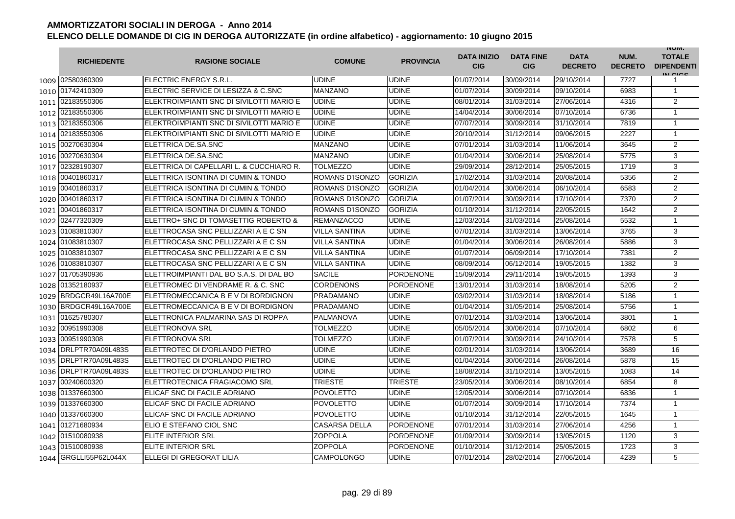# AMMORTIZZATORI SOCIALI IN DEROGA - Anno 2014

## ELENCO DELLE DOMANDE DI CIG IN DEROGA AUTORIZZATE (in ordine alfabetico) - aggiornamento: 10 giugno 2015

| | RICHIEDENTE | RAGIONE SOCIALE | COMUNE | PROVINCIA | DATA INIZIO CIG | DATA FINE CIG | DATA DECRETO | NUM. DECRETO | NUM. TOTALE DIPENDENTI IN CIGS |
|---|---|---|---|---|---|---|---|---|---|
| 1009 | 02580360309 | ELECTRIC ENERGY S.R.L. | UDINE | UDINE | 01/07/2014 | 30/09/2014 | 29/10/2014 | 7727 | 1 |
| 1010 | 01742410309 | ELECTRIC SERVICE DI LESIZZA & C.SNC | MANZANO | UDINE | 01/07/2014 | 30/09/2014 | 09/10/2014 | 6983 | 1 |
| 1011 | 02183550306 | ELEKTROIMPIANTI SNC DI SIVILOTTI MARIO E | UDINE | UDINE | 08/01/2014 | 31/03/2014 | 27/06/2014 | 4316 | 2 |
| 1012 | 02183550306 | ELEKTROIMPIANTI SNC DI SIVILOTTI MARIO E | UDINE | UDINE | 14/04/2014 | 30/06/2014 | 07/10/2014 | 6736 | 1 |
| 1013 | 02183550306 | ELEKTROIMPIANTI SNC DI SIVILOTTI MARIO E | UDINE | UDINE | 07/07/2014 | 30/09/2014 | 31/10/2014 | 7819 | 1 |
| 1014 | 02183550306 | ELEKTROIMPIANTI SNC DI SIVILOTTI MARIO E | UDINE | UDINE | 20/10/2014 | 31/12/2014 | 09/06/2015 | 2227 | 1 |
| 1015 | 00270630304 | ELETTRICA DE.SA.SNC | MANZANO | UDINE | 07/01/2014 | 31/03/2014 | 11/06/2014 | 3645 | 2 |
| 1016 | 00270630304 | ELETTRICA DE.SA.SNC | MANZANO | UDINE | 01/04/2014 | 30/06/2014 | 25/08/2014 | 5775 | 3 |
| 1017 | 02328190307 | ELETTRICA DI CAPELLARI L. & CUCCHIARO R. | TOLMEZZO | UDINE | 29/09/2014 | 28/12/2014 | 25/05/2015 | 1719 | 3 |
| 1018 | 00401860317 | ELETTRICA ISONTINA DI CUMIN & TONDO | ROMANS D'ISONZO | GORIZIA | 17/02/2014 | 31/03/2014 | 20/08/2014 | 5356 | 2 |
| 1019 | 00401860317 | ELETTRICA ISONTINA DI CUMIN & TONDO | ROMANS D'ISONZO | GORIZIA | 01/04/2014 | 30/06/2014 | 06/10/2014 | 6583 | 2 |
| 1020 | 00401860317 | ELETTRICA ISONTINA DI CUMIN & TONDO | ROMANS D'ISONZO | GORIZIA | 01/07/2014 | 30/09/2014 | 17/10/2014 | 7370 | 2 |
| 1021 | 00401860317 | ELETTRICA ISONTINA DI CUMIN & TONDO | ROMANS D'ISONZO | GORIZIA | 01/10/2014 | 31/12/2014 | 22/05/2015 | 1642 | 2 |
| 1022 | 02477320309 | ELETTRO+ SNC DI TOMASETTIG ROBERTO & | REMANZACCO | UDINE | 12/03/2014 | 31/03/2014 | 25/08/2014 | 5532 | 1 |
| 1023 | 01083810307 | ELETTROCASA SNC PELLIZZARI A E C SN | VILLA SANTINA | UDINE | 07/01/2014 | 31/03/2014 | 13/06/2014 | 3765 | 3 |
| 1024 | 01083810307 | ELETTROCASA SNC PELLIZZARI A E C SN | VILLA SANTINA | UDINE | 01/04/2014 | 30/06/2014 | 26/08/2014 | 5886 | 3 |
| 1025 | 01083810307 | ELETTROCASA SNC PELLIZZARI A E C SN | VILLA SANTINA | UDINE | 01/07/2014 | 06/09/2014 | 17/10/2014 | 7381 | 2 |
| 1026 | 01083810307 | ELETTROCASA SNC PELLIZZARI A E C SN | VILLA SANTINA | UDINE | 08/09/2014 | 06/12/2014 | 19/05/2015 | 1382 | 3 |
| 1027 | 01705390936 | ELETTROIMPIANTI DAL BO S.A.S. DI DAL BO | SACILE | PORDENONE | 15/09/2014 | 29/11/2014 | 19/05/2015 | 1393 | 3 |
| 1028 | 01352180937 | ELETTROMEC DI VENDRAME R. & C. SNC | CORDENONS | PORDENONE | 13/01/2014 | 31/03/2014 | 18/08/2014 | 5205 | 2 |
| 1029 | BRDGCR49L16A700E | ELETTROMECCANICA B E V DI BORDIGNON | PRADAMANO | UDINE | 03/02/2014 | 31/03/2014 | 18/08/2014 | 5186 | 1 |
| 1030 | BRDGCR49L16A700E | ELETTROMECCANICA B E V DI BORDIGNON | PRADAMANO | UDINE | 01/04/2014 | 31/05/2014 | 25/08/2014 | 5756 | 1 |
| 1031 | 01625780307 | ELETTRONICA PALMARINA SAS DI ROPPA | PALMANOVA | UDINE | 07/01/2014 | 31/03/2014 | 13/06/2014 | 3801 | 1 |
| 1032 | 00951990308 | ELETTRONOVA SRL | TOLMEZZO | UDINE | 05/05/2014 | 30/06/2014 | 07/10/2014 | 6802 | 6 |
| 1033 | 00951990308 | ELETTRONOVA SRL | TOLMEZZO | UDINE | 01/07/2014 | 30/09/2014 | 24/10/2014 | 7578 | 5 |
| 1034 | DRLPTR70A09L483S | ELETTROTEC DI D'ORLANDO PIETRO | UDINE | UDINE | 02/01/2014 | 31/03/2014 | 13/06/2014 | 3689 | 16 |
| 1035 | DRLPTR70A09L483S | ELETTROTEC DI D'ORLANDO PIETRO | UDINE | UDINE | 01/04/2014 | 30/06/2014 | 26/08/2014 | 5878 | 15 |
| 1036 | DRLPTR70A09L483S | ELETTROTEC DI D'ORLANDO PIETRO | UDINE | UDINE | 18/08/2014 | 31/10/2014 | 13/05/2015 | 1083 | 14 |
| 1037 | 00240600320 | ELETTROTECNICA FRAGIACOMO SRL | TRIESTE | TRIESTE | 23/05/2014 | 30/06/2014 | 08/10/2014 | 6854 | 8 |
| 1038 | 01337660300 | ELICAF SNC DI FACILE ADRIANO | POVOLETTO | UDINE | 12/05/2014 | 30/06/2014 | 07/10/2014 | 6836 | 1 |
| 1039 | 01337660300 | ELICAF SNC DI FACILE ADRIANO | POVOLETTO | UDINE | 01/07/2014 | 30/09/2014 | 17/10/2014 | 7374 | 1 |
| 1040 | 01337660300 | ELICAF SNC DI FACILE ADRIANO | POVOLETTO | UDINE | 01/10/2014 | 31/12/2014 | 22/05/2015 | 1645 | 1 |
| 1041 | 01271680934 | ELIO E STEFANO CIOL SNC | CASARSA DELLA | PORDENONE | 07/01/2014 | 31/03/2014 | 27/06/2014 | 4256 | 1 |
| 1042 | 01510080938 | ELITE INTERIOR SRL | ZOPPOLA | PORDENONE | 01/09/2014 | 30/09/2014 | 13/05/2015 | 1120 | 3 |
| 1043 | 01510080938 | ELITE INTERIOR SRL | ZOPPOLA | PORDENONE | 01/10/2014 | 31/12/2014 | 25/05/2015 | 1723 | 3 |
| 1044 | GRGLLI55P62L044X | ELLEGI DI GREGORAT LILIA | CAMPOLONGO | UDINE | 07/01/2014 | 28/02/2014 | 27/06/2014 | 4239 | 5 |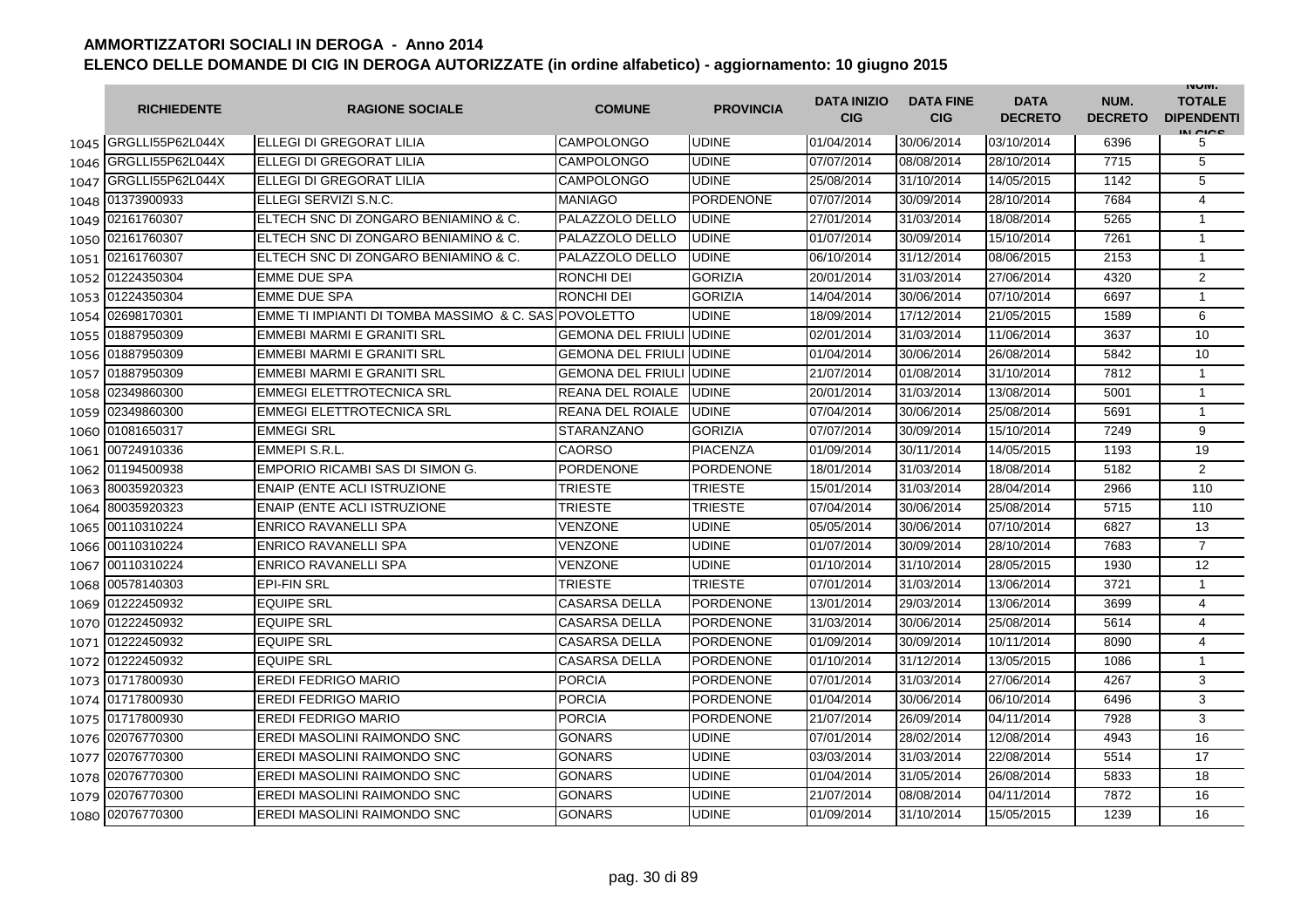# AMMORTIZZATORI SOCIALI IN DEROGA - Anno 2014

## ELENCO DELLE DOMANDE DI CIG IN DEROGA AUTORIZZATE (in ordine alfabetico) - aggiornamento: 10 giugno 2015

| | RICHIEDENTE | RAGIONE SOCIALE | COMUNE | PROVINCIA | DATA INIZIO CIG | DATA FINE CIG | DATA DECRETO | NUM. DECRETO | NUM. TOTALE DIPENDENTI IN CIGS |
|---|---|---|---|---|---|---|---|---|---|
| 1045 | GRGLLI55P62L044X | ELLEGI DI GREGORAT LILIA | CAMPOLONGO | UDINE | 01/04/2014 | 30/06/2014 | 03/10/2014 | 6396 | 5 |
| 1046 | GRGLLI55P62L044X | ELLEGI DI GREGORAT LILIA | CAMPOLONGO | UDINE | 07/07/2014 | 08/08/2014 | 28/10/2014 | 7715 | 5 |
| 1047 | GRGLLI55P62L044X | ELLEGI DI GREGORAT LILIA | CAMPOLONGO | UDINE | 25/08/2014 | 31/10/2014 | 14/05/2015 | 1142 | 5 |
| 1048 | 01373900933 | ELLEGI SERVIZI S.N.C. | MANIAGO | PORDENONE | 07/07/2014 | 30/09/2014 | 28/10/2014 | 7684 | 4 |
| 1049 | 02161760307 | ELTECH SNC DI ZONGARO BENIAMINO & C. | PALAZZOLO DELLO | UDINE | 27/01/2014 | 31/03/2014 | 18/08/2014 | 5265 | 1 |
| 1050 | 02161760307 | ELTECH SNC DI ZONGARO BENIAMINO & C. | PALAZZOLO DELLO | UDINE | 01/07/2014 | 30/09/2014 | 15/10/2014 | 7261 | 1 |
| 1051 | 02161760307 | ELTECH SNC DI ZONGARO BENIAMINO & C. | PALAZZOLO DELLO | UDINE | 06/10/2014 | 31/12/2014 | 08/06/2015 | 2153 | 1 |
| 1052 | 01224350304 | EMME DUE SPA | RONCHI DEI | GORIZIA | 20/01/2014 | 31/03/2014 | 27/06/2014 | 4320 | 2 |
| 1053 | 01224350304 | EMME DUE SPA | RONCHI DEI | GORIZIA | 14/04/2014 | 30/06/2014 | 07/10/2014 | 6697 | 1 |
| 1054 | 02698170301 | EMME TI IMPIANTI DI TOMBA MASSIMO & C. SAS | POVOLETTO | UDINE | 18/09/2014 | 17/12/2014 | 21/05/2015 | 1589 | 6 |
| 1055 | 01887950309 | EMMEBI MARMI E GRANITI SRL | GEMONA DEL FRIULI | UDINE | 02/01/2014 | 31/03/2014 | 11/06/2014 | 3637 | 10 |
| 1056 | 01887950309 | EMMEBI MARMI E GRANITI SRL | GEMONA DEL FRIULI | UDINE | 01/04/2014 | 30/06/2014 | 26/08/2014 | 5842 | 10 |
| 1057 | 01887950309 | EMMEBI MARMI E GRANITI SRL | GEMONA DEL FRIULI | UDINE | 21/07/2014 | 01/08/2014 | 31/10/2014 | 7812 | 1 |
| 1058 | 02349860300 | EMMEGI ELETTROTECNICA SRL | REANA DEL ROIALE | UDINE | 20/01/2014 | 31/03/2014 | 13/08/2014 | 5001 | 1 |
| 1059 | 02349860300 | EMMEGI ELETTROTECNICA SRL | REANA DEL ROIALE | UDINE | 07/04/2014 | 30/06/2014 | 25/08/2014 | 5691 | 1 |
| 1060 | 01081650317 | EMMEGI SRL | STARANZANO | GORIZIA | 07/07/2014 | 30/09/2014 | 15/10/2014 | 7249 | 9 |
| 1061 | 00724910336 | EMMEPI S.R.L. | CAORSO | PIACENZA | 01/09/2014 | 30/11/2014 | 14/05/2015 | 1193 | 19 |
| 1062 | 01194500938 | EMPORIO RICAMBI SAS DI SIMON G. | PORDENONE | PORDENONE | 18/01/2014 | 31/03/2014 | 18/08/2014 | 5182 | 2 |
| 1063 | 80035920323 | ENAIP (ENTE ACLI ISTRUZIONE | TRIESTE | TRIESTE | 15/01/2014 | 31/03/2014 | 28/04/2014 | 2966 | 110 |
| 1064 | 80035920323 | ENAIP (ENTE ACLI ISTRUZIONE | TRIESTE | TRIESTE | 07/04/2014 | 30/06/2014 | 25/08/2014 | 5715 | 110 |
| 1065 | 00110310224 | ENRICO RAVANELLI SPA | VENZONE | UDINE | 05/05/2014 | 30/06/2014 | 07/10/2014 | 6827 | 13 |
| 1066 | 00110310224 | ENRICO RAVANELLI SPA | VENZONE | UDINE | 01/07/2014 | 30/09/2014 | 28/10/2014 | 7683 | 7 |
| 1067 | 00110310224 | ENRICO RAVANELLI SPA | VENZONE | UDINE | 01/10/2014 | 31/10/2014 | 28/05/2015 | 1930 | 12 |
| 1068 | 00578140303 | EPI-FIN SRL | TRIESTE | TRIESTE | 07/01/2014 | 31/03/2014 | 13/06/2014 | 3721 | 1 |
| 1069 | 01222450932 | EQUIPE SRL | CASARSA DELLA | PORDENONE | 13/01/2014 | 29/03/2014 | 13/06/2014 | 3699 | 4 |
| 1070 | 01222450932 | EQUIPE SRL | CASARSA DELLA | PORDENONE | 31/03/2014 | 30/06/2014 | 25/08/2014 | 5614 | 4 |
| 1071 | 01222450932 | EQUIPE SRL | CASARSA DELLA | PORDENONE | 01/09/2014 | 30/09/2014 | 10/11/2014 | 8090 | 4 |
| 1072 | 01222450932 | EQUIPE SRL | CASARSA DELLA | PORDENONE | 01/10/2014 | 31/12/2014 | 13/05/2015 | 1086 | 1 |
| 1073 | 01717800930 | EREDI FEDRIGO MARIO | PORCIA | PORDENONE | 07/01/2014 | 31/03/2014 | 27/06/2014 | 4267 | 3 |
| 1074 | 01717800930 | EREDI FEDRIGO MARIO | PORCIA | PORDENONE | 01/04/2014 | 30/06/2014 | 06/10/2014 | 6496 | 3 |
| 1075 | 01717800930 | EREDI FEDRIGO MARIO | PORCIA | PORDENONE | 21/07/2014 | 26/09/2014 | 04/11/2014 | 7928 | 3 |
| 1076 | 02076770300 | EREDI MASOLINI RAIMONDO SNC | GONARS | UDINE | 07/01/2014 | 28/02/2014 | 12/08/2014 | 4943 | 16 |
| 1077 | 02076770300 | EREDI MASOLINI RAIMONDO SNC | GONARS | UDINE | 03/03/2014 | 31/03/2014 | 22/08/2014 | 5514 | 17 |
| 1078 | 02076770300 | EREDI MASOLINI RAIMONDO SNC | GONARS | UDINE | 01/04/2014 | 31/05/2014 | 26/08/2014 | 5833 | 18 |
| 1079 | 02076770300 | EREDI MASOLINI RAIMONDO SNC | GONARS | UDINE | 21/07/2014 | 08/08/2014 | 04/11/2014 | 7872 | 16 |
| 1080 | 02076770300 | EREDI MASOLINI RAIMONDO SNC | GONARS | UDINE | 01/09/2014 | 31/10/2014 | 15/05/2015 | 1239 | 16 |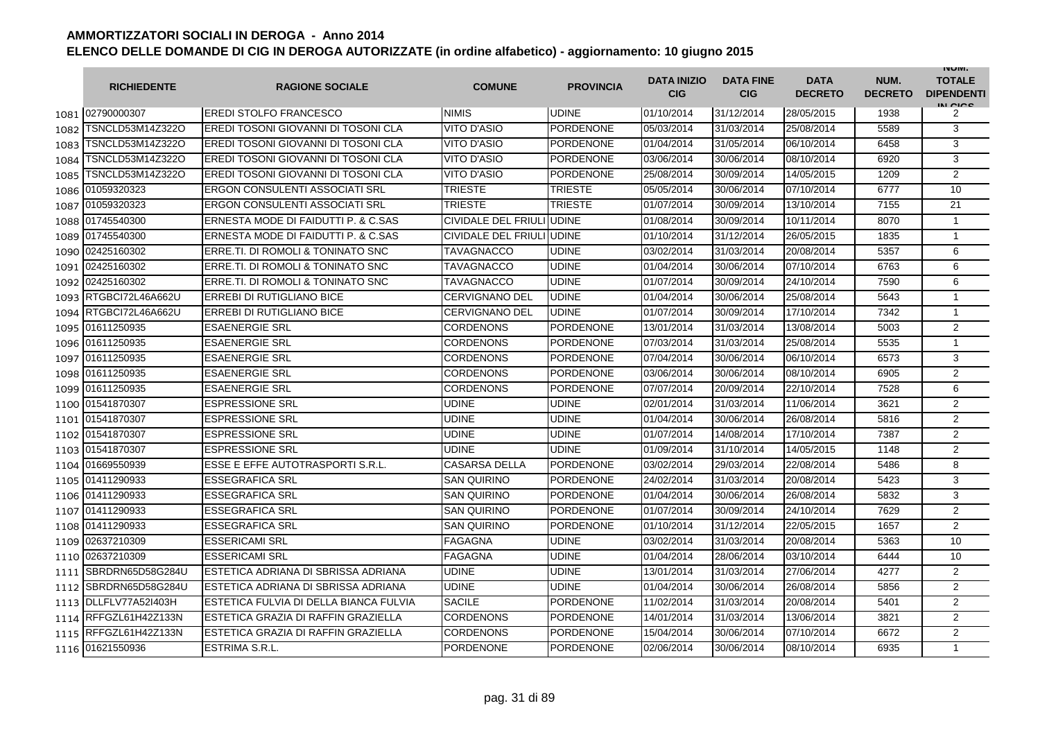# AMMORTIZZATORI SOCIALI IN DEROGA - Anno 2014

## ELENCO DELLE DOMANDE DI CIG IN DEROGA AUTORIZZATE (in ordine alfabetico) - aggiornamento: 10 giugno 2015

| | RICHIEDENTE | RAGIONE SOCIALE | COMUNE | PROVINCIA | DATA INIZIO CIG | DATA FINE CIG | DATA DECRETO | NUM. DECRETO | NUM. TOTALE DIPENDENTI IN CIGS |
|---|---|---|---|---|---|---|---|---|---|
| 1081 | 02790000307 | EREDI STOLFO FRANCESCO | NIMIS | UDINE | 01/10/2014 | 31/12/2014 | 28/05/2015 | 1938 | 2 |
| 1082 | TSNCLD53M14Z322O | EREDI TOSONI GIOVANNI DI TOSONI CLA | VITO D'ASIO | PORDENONE | 05/03/2014 | 31/03/2014 | 25/08/2014 | 5589 | 3 |
| 1083 | TSNCLD53M14Z322O | EREDI TOSONI GIOVANNI DI TOSONI CLA | VITO D'ASIO | PORDENONE | 01/04/2014 | 31/05/2014 | 06/10/2014 | 6458 | 3 |
| 1084 | TSNCLD53M14Z322O | EREDI TOSONI GIOVANNI DI TOSONI CLA | VITO D'ASIO | PORDENONE | 03/06/2014 | 30/06/2014 | 08/10/2014 | 6920 | 3 |
| 1085 | TSNCLD53M14Z322O | EREDI TOSONI GIOVANNI DI TOSONI CLA | VITO D'ASIO | PORDENONE | 25/08/2014 | 30/09/2014 | 14/05/2015 | 1209 | 2 |
| 1086 | 01059320323 | ERGON CONSULENTI ASSOCIATI SRL | TRIESTE | TRIESTE | 05/05/2014 | 30/06/2014 | 07/10/2014 | 6777 | 10 |
| 1087 | 01059320323 | ERGON CONSULENTI ASSOCIATI SRL | TRIESTE | TRIESTE | 01/07/2014 | 30/09/2014 | 13/10/2014 | 7155 | 21 |
| 1088 | 01745540300 | ERNESTA MODE DI FAIDUTTI P. & C.SAS | CIVIDALE DEL FRIULI | UDINE | 01/08/2014 | 30/09/2014 | 10/11/2014 | 8070 | 1 |
| 1089 | 01745540300 | ERNESTA MODE DI FAIDUTTI P. & C.SAS | CIVIDALE DEL FRIULI | UDINE | 01/10/2014 | 31/12/2014 | 26/05/2015 | 1835 | 1 |
| 1090 | 02425160302 | ERRE.TI. DI ROMOLI & TONINATO SNC | TAVAGNACCO | UDINE | 03/02/2014 | 31/03/2014 | 20/08/2014 | 5357 | 6 |
| 1091 | 02425160302 | ERRE.TI. DI ROMOLI & TONINATO SNC | TAVAGNACCO | UDINE | 01/04/2014 | 30/06/2014 | 07/10/2014 | 6763 | 6 |
| 1092 | 02425160302 | ERRE.TI. DI ROMOLI & TONINATO SNC | TAVAGNACCO | UDINE | 01/07/2014 | 30/09/2014 | 24/10/2014 | 7590 | 6 |
| 1093 | RTGBCI72L46A662U | ERREBI DI RUTIGLIANO BICE | CERVIGNANO DEL | UDINE | 01/04/2014 | 30/06/2014 | 25/08/2014 | 5643 | 1 |
| 1094 | RTGBCI72L46A662U | ERREBI DI RUTIGLIANO BICE | CERVIGNANO DEL | UDINE | 01/07/2014 | 30/09/2014 | 17/10/2014 | 7342 | 1 |
| 1095 | 01611250935 | ESAENERGIE SRL | CORDENONS | PORDENONE | 13/01/2014 | 31/03/2014 | 13/08/2014 | 5003 | 2 |
| 1096 | 01611250935 | ESAENERGIE SRL | CORDENONS | PORDENONE | 07/03/2014 | 31/03/2014 | 25/08/2014 | 5535 | 1 |
| 1097 | 01611250935 | ESAENERGIE SRL | CORDENONS | PORDENONE | 07/04/2014 | 30/06/2014 | 06/10/2014 | 6573 | 3 |
| 1098 | 01611250935 | ESAENERGIE SRL | CORDENONS | PORDENONE | 03/06/2014 | 30/06/2014 | 08/10/2014 | 6905 | 2 |
| 1099 | 01611250935 | ESAENERGIE SRL | CORDENONS | PORDENONE | 07/07/2014 | 20/09/2014 | 22/10/2014 | 7528 | 6 |
| 1100 | 01541870307 | ESPRESSIONE SRL | UDINE | UDINE | 02/01/2014 | 31/03/2014 | 11/06/2014 | 3621 | 2 |
| 1101 | 01541870307 | ESPRESSIONE SRL | UDINE | UDINE | 01/04/2014 | 30/06/2014 | 26/08/2014 | 5816 | 2 |
| 1102 | 01541870307 | ESPRESSIONE SRL | UDINE | UDINE | 01/07/2014 | 14/08/2014 | 17/10/2014 | 7387 | 2 |
| 1103 | 01541870307 | ESPRESSIONE SRL | UDINE | UDINE | 01/09/2014 | 31/10/2014 | 14/05/2015 | 1148 | 2 |
| 1104 | 01669550939 | ESSE E EFFE AUTOTRASPORTI S.R.L. | CASARSA DELLA | PORDENONE | 03/02/2014 | 29/03/2014 | 22/08/2014 | 5486 | 8 |
| 1105 | 01411290933 | ESSEGRAFICA SRL | SAN QUIRINO | PORDENONE | 24/02/2014 | 31/03/2014 | 20/08/2014 | 5423 | 3 |
| 1106 | 01411290933 | ESSEGRAFICA SRL | SAN QUIRINO | PORDENONE | 01/04/2014 | 30/06/2014 | 26/08/2014 | 5832 | 3 |
| 1107 | 01411290933 | ESSEGRAFICA SRL | SAN QUIRINO | PORDENONE | 01/07/2014 | 30/09/2014 | 24/10/2014 | 7629 | 2 |
| 1108 | 01411290933 | ESSEGRAFICA SRL | SAN QUIRINO | PORDENONE | 01/10/2014 | 31/12/2014 | 22/05/2015 | 1657 | 2 |
| 1109 | 02637210309 | ESSERICAMI SRL | FAGAGNA | UDINE | 03/02/2014 | 31/03/2014 | 20/08/2014 | 5363 | 10 |
| 1110 | 02637210309 | ESSERICAMI SRL | FAGAGNA | UDINE | 01/04/2014 | 28/06/2014 | 03/10/2014 | 6444 | 10 |
| 1111 | SBRDRN65D58G284U | ESTETICA ADRIANA DI SBRISSA ADRIANA | UDINE | UDINE | 13/01/2014 | 31/03/2014 | 27/06/2014 | 4277 | 2 |
| 1112 | SBRDRN65D58G284U | ESTETICA ADRIANA DI SBRISSA ADRIANA | UDINE | UDINE | 01/04/2014 | 30/06/2014 | 26/08/2014 | 5856 | 2 |
| 1113 | DLLFLV77A52I403H | ESTETICA FULVIA DI DELLA BIANCA FULVIA | SACILE | PORDENONE | 11/02/2014 | 31/03/2014 | 20/08/2014 | 5401 | 2 |
| 1114 | RFFGZL61H42Z133N | ESTETICA GRAZIA DI RAFFIN GRAZIELLA | CORDENONS | PORDENONE | 14/01/2014 | 31/03/2014 | 13/06/2014 | 3821 | 2 |
| 1115 | RFFGZL61H42Z133N | ESTETICA GRAZIA DI RAFFIN GRAZIELLA | CORDENONS | PORDENONE | 15/04/2014 | 30/06/2014 | 07/10/2014 | 6672 | 2 |
| 1116 | 01621550936 | ESTRIMA S.R.L. | PORDENONE | PORDENONE | 02/06/2014 | 30/06/2014 | 08/10/2014 | 6935 | 1 |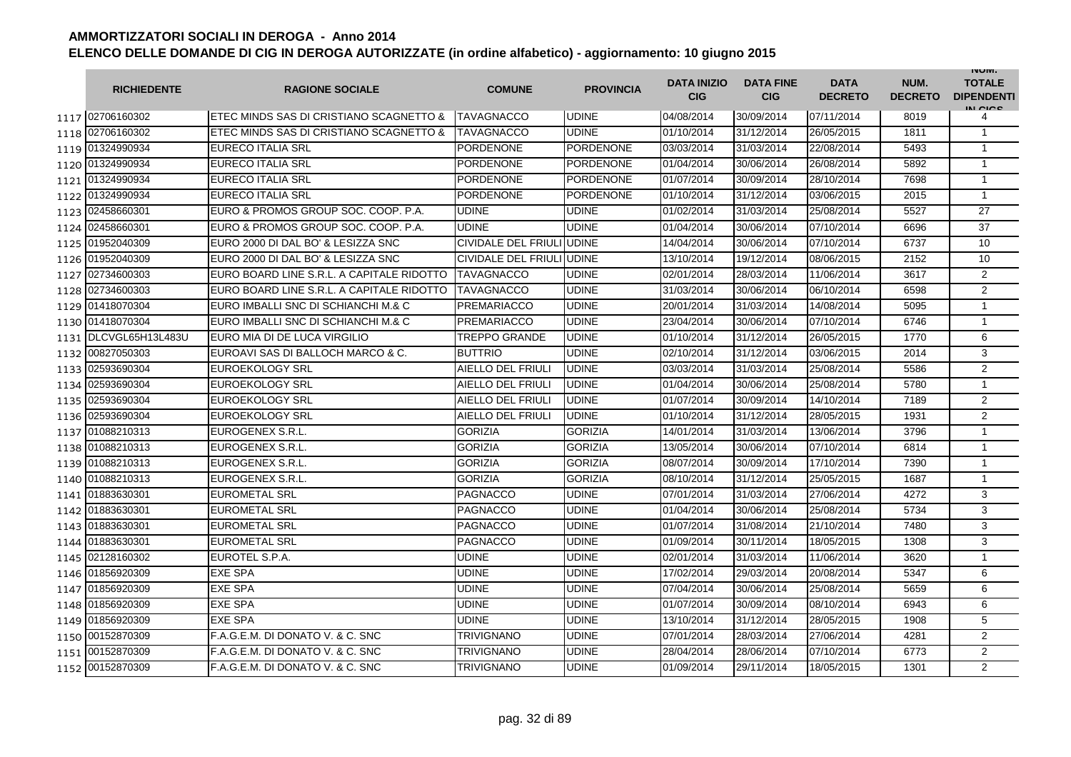# AMMORTIZZATORI SOCIALI IN DEROGA - Anno 2014

## ELENCO DELLE DOMANDE DI CIG IN DEROGA AUTORIZZATE (in ordine alfabetico) - aggiornamento: 10 giugno 2015

| | RICHIEDENTE | RAGIONE SOCIALE | COMUNE | PROVINCIA | DATA INIZIO CIG | DATA FINE CIG | DATA DECRETO | NUM. DECRETO | NUM. TOTALE DIPENDENTI IN CIGS |
|---|---|---|---|---|---|---|---|---|---|
| 1117 | 02706160302 | ETEC MINDS SAS DI CRISTIANO SCAGNETTO & | TAVAGNACCO | UDINE | 04/08/2014 | 30/09/2014 | 07/11/2014 | 8019 | 4 |
| 1118 | 02706160302 | ETEC MINDS SAS DI CRISTIANO SCAGNETTO & | TAVAGNACCO | UDINE | 01/10/2014 | 31/12/2014 | 26/05/2015 | 1811 | 1 |
| 1119 | 01324990934 | EURECO ITALIA SRL | PORDENONE | PORDENONE | 03/03/2014 | 31/03/2014 | 22/08/2014 | 5493 | 1 |
| 1120 | 01324990934 | EURECO ITALIA SRL | PORDENONE | PORDENONE | 01/04/2014 | 30/06/2014 | 26/08/2014 | 5892 | 1 |
| 1121 | 01324990934 | EURECO ITALIA SRL | PORDENONE | PORDENONE | 01/07/2014 | 30/09/2014 | 28/10/2014 | 7698 | 1 |
| 1122 | 01324990934 | EURECO ITALIA SRL | PORDENONE | PORDENONE | 01/10/2014 | 31/12/2014 | 03/06/2015 | 2015 | 1 |
| 1123 | 02458660301 | EURO & PROMOS GROUP SOC. COOP. P.A. | UDINE | UDINE | 01/02/2014 | 31/03/2014 | 25/08/2014 | 5527 | 27 |
| 1124 | 02458660301 | EURO & PROMOS GROUP SOC. COOP. P.A. | UDINE | UDINE | 01/04/2014 | 30/06/2014 | 07/10/2014 | 6696 | 37 |
| 1125 | 01952040309 | EURO 2000 DI DAL BO' & LESIZZA SNC | CIVIDALE DEL FRIULI | UDINE | 14/04/2014 | 30/06/2014 | 07/10/2014 | 6737 | 10 |
| 1126 | 01952040309 | EURO 2000 DI DAL BO' & LESIZZA SNC | CIVIDALE DEL FRIULI | UDINE | 13/10/2014 | 19/12/2014 | 08/06/2015 | 2152 | 10 |
| 1127 | 02734600303 | EURO BOARD LINE S.R.L. A CAPITALE RIDOTTO | TAVAGNACCO | UDINE | 02/01/2014 | 28/03/2014 | 11/06/2014 | 3617 | 2 |
| 1128 | 02734600303 | EURO BOARD LINE S.R.L. A CAPITALE RIDOTTO | TAVAGNACCO | UDINE | 31/03/2014 | 30/06/2014 | 06/10/2014 | 6598 | 2 |
| 1129 | 01418070304 | EURO IMBALLI SNC DI SCHIANCHI M.& C | PREMARIACCO | UDINE | 20/01/2014 | 31/03/2014 | 14/08/2014 | 5095 | 1 |
| 1130 | 01418070304 | EURO IMBALLI SNC DI SCHIANCHI M.& C | PREMARIACCO | UDINE | 23/04/2014 | 30/06/2014 | 07/10/2014 | 6746 | 1 |
| 1131 | DLCVGL65H13L483U | EURO MIA DI DE LUCA VIRGILIO | TREPPO GRANDE | UDINE | 01/10/2014 | 31/12/2014 | 26/05/2015 | 1770 | 6 |
| 1132 | 00827050303 | EUROAVI SAS DI BALLOCH MARCO & C. | BUTTRIO | UDINE | 02/10/2014 | 31/12/2014 | 03/06/2015 | 2014 | 3 |
| 1133 | 02593690304 | EUROEKOLOGY SRL | AIELLO DEL FRIULI | UDINE | 03/03/2014 | 31/03/2014 | 25/08/2014 | 5586 | 2 |
| 1134 | 02593690304 | EUROEKOLOGY SRL | AIELLO DEL FRIULI | UDINE | 01/04/2014 | 30/06/2014 | 25/08/2014 | 5780 | 1 |
| 1135 | 02593690304 | EUROEKOLOGY SRL | AIELLO DEL FRIULI | UDINE | 01/07/2014 | 30/09/2014 | 14/10/2014 | 7189 | 2 |
| 1136 | 02593690304 | EUROEKOLOGY SRL | AIELLO DEL FRIULI | UDINE | 01/10/2014 | 31/12/2014 | 28/05/2015 | 1931 | 2 |
| 1137 | 01088210313 | EUROGENEX S.R.L. | GORIZIA | GORIZIA | 14/01/2014 | 31/03/2014 | 13/06/2014 | 3796 | 1 |
| 1138 | 01088210313 | EUROGENEX S.R.L. | GORIZIA | GORIZIA | 13/05/2014 | 30/06/2014 | 07/10/2014 | 6814 | 1 |
| 1139 | 01088210313 | EUROGENEX S.R.L. | GORIZIA | GORIZIA | 08/07/2014 | 30/09/2014 | 17/10/2014 | 7390 | 1 |
| 1140 | 01088210313 | EUROGENEX S.R.L. | GORIZIA | GORIZIA | 08/10/2014 | 31/12/2014 | 25/05/2015 | 1687 | 1 |
| 1141 | 01883630301 | EUROMETAL SRL | PAGNACCO | UDINE | 07/01/2014 | 31/03/2014 | 27/06/2014 | 4272 | 3 |
| 1142 | 01883630301 | EUROMETAL SRL | PAGNACCO | UDINE | 01/04/2014 | 30/06/2014 | 25/08/2014 | 5734 | 3 |
| 1143 | 01883630301 | EUROMETAL SRL | PAGNACCO | UDINE | 01/07/2014 | 31/08/2014 | 21/10/2014 | 7480 | 3 |
| 1144 | 01883630301 | EUROMETAL SRL | PAGNACCO | UDINE | 01/09/2014 | 30/11/2014 | 18/05/2015 | 1308 | 3 |
| 1145 | 02128160302 | EUROTEL S.P.A. | UDINE | UDINE | 02/01/2014 | 31/03/2014 | 11/06/2014 | 3620 | 1 |
| 1146 | 01856920309 | EXE SPA | UDINE | UDINE | 17/02/2014 | 29/03/2014 | 20/08/2014 | 5347 | 6 |
| 1147 | 01856920309 | EXE SPA | UDINE | UDINE | 07/04/2014 | 30/06/2014 | 25/08/2014 | 5659 | 6 |
| 1148 | 01856920309 | EXE SPA | UDINE | UDINE | 01/07/2014 | 30/09/2014 | 08/10/2014 | 6943 | 6 |
| 1149 | 01856920309 | EXE SPA | UDINE | UDINE | 13/10/2014 | 31/12/2014 | 28/05/2015 | 1908 | 5 |
| 1150 | 00152870309 | F.A.G.E.M. DI DONATO V. & C. SNC | TRIVIGNANO | UDINE | 07/01/2014 | 28/03/2014 | 27/06/2014 | 4281 | 2 |
| 1151 | 00152870309 | F.A.G.E.M. DI DONATO V. & C. SNC | TRIVIGNANO | UDINE | 28/04/2014 | 28/06/2014 | 07/10/2014 | 6773 | 2 |
| 1152 | 00152870309 | F.A.G.E.M. DI DONATO V. & C. SNC | TRIVIGNANO | UDINE | 01/09/2014 | 29/11/2014 | 18/05/2015 | 1301 | 2 |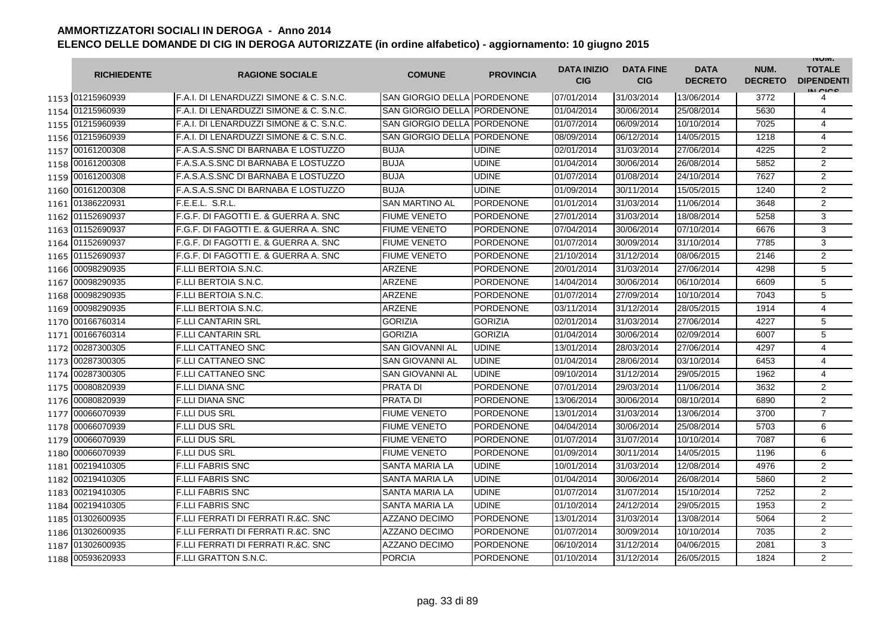# AMMORTIZZATORI SOCIALI IN DEROGA - Anno 2014

## ELENCO DELLE DOMANDE DI CIG IN DEROGA AUTORIZZATE (in ordine alfabetico) - aggiornamento: 10 giugno 2015

| | RICHIEDENTE | RAGIONE SOCIALE | COMUNE | PROVINCIA | DATA INIZIO CIG | DATA FINE CIG | DATA DECRETO | NUM. DECRETO | NUM. TOTALE DIPENDENTI IN CIGS |
|---|---|---|---|---|---|---|---|---|---|
| 1153 | 01215960939 | F.A.I. DI LENARDUZZI SIMONE & C. S.N.C. | SAN GIORGIO DELLA | PORDENONE | 07/01/2014 | 31/03/2014 | 13/06/2014 | 3772 | 4 |
| 1154 | 01215960939 | F.A.I. DI LENARDUZZI SIMONE & C. S.N.C. | SAN GIORGIO DELLA | PORDENONE | 01/04/2014 | 30/06/2014 | 25/08/2014 | 5630 | 4 |
| 1155 | 01215960939 | F.A.I. DI LENARDUZZI SIMONE & C. S.N.C. | SAN GIORGIO DELLA | PORDENONE | 01/07/2014 | 06/09/2014 | 10/10/2014 | 7025 | 4 |
| 1156 | 01215960939 | F.A.I. DI LENARDUZZI SIMONE & C. S.N.C. | SAN GIORGIO DELLA | PORDENONE | 08/09/2014 | 06/12/2014 | 14/05/2015 | 1218 | 4 |
| 1157 | 00161200308 | F.A.S.A.S.SNC DI BARNABA E LOSTUZZO | BUJA | UDINE | 02/01/2014 | 31/03/2014 | 27/06/2014 | 4225 | 2 |
| 1158 | 00161200308 | F.A.S.A.S.SNC DI BARNABA E LOSTUZZO | BUJA | UDINE | 01/04/2014 | 30/06/2014 | 26/08/2014 | 5852 | 2 |
| 1159 | 00161200308 | F.A.S.A.S.SNC DI BARNABA E LOSTUZZO | BUJA | UDINE | 01/07/2014 | 01/08/2014 | 24/10/2014 | 7627 | 2 |
| 1160 | 00161200308 | F.A.S.A.S.SNC DI BARNABA E LOSTUZZO | BUJA | UDINE | 01/09/2014 | 30/11/2014 | 15/05/2015 | 1240 | 2 |
| 1161 | 01386220931 | F.E.E.L. S.R.L. | SAN MARTINO AL | PORDENONE | 01/01/2014 | 31/03/2014 | 11/06/2014 | 3648 | 2 |
| 1162 | 01152690937 | F.G.F. DI FAGOTTI E. & GUERRA A. SNC | FIUME VENETO | PORDENONE | 27/01/2014 | 31/03/2014 | 18/08/2014 | 5258 | 3 |
| 1163 | 01152690937 | F.G.F. DI FAGOTTI E. & GUERRA A. SNC | FIUME VENETO | PORDENONE | 07/04/2014 | 30/06/2014 | 07/10/2014 | 6676 | 3 |
| 1164 | 01152690937 | F.G.F. DI FAGOTTI E. & GUERRA A. SNC | FIUME VENETO | PORDENONE | 01/07/2014 | 30/09/2014 | 31/10/2014 | 7785 | 3 |
| 1165 | 01152690937 | F.G.F. DI FAGOTTI E. & GUERRA A. SNC | FIUME VENETO | PORDENONE | 21/10/2014 | 31/12/2014 | 08/06/2015 | 2146 | 2 |
| 1166 | 00098290935 | F.LLI BERTOIA S.N.C. | ARZENE | PORDENONE | 20/01/2014 | 31/03/2014 | 27/06/2014 | 4298 | 5 |
| 1167 | 00098290935 | F.LLI BERTOIA S.N.C. | ARZENE | PORDENONE | 14/04/2014 | 30/06/2014 | 06/10/2014 | 6609 | 5 |
| 1168 | 00098290935 | F.LLI BERTOIA S.N.C. | ARZENE | PORDENONE | 01/07/2014 | 27/09/2014 | 10/10/2014 | 7043 | 5 |
| 1169 | 00098290935 | F.LLI BERTOIA S.N.C. | ARZENE | PORDENONE | 03/11/2014 | 31/12/2014 | 28/05/2015 | 1914 | 4 |
| 1170 | 00166760314 | F.LLI CANTARIN SRL | GORIZIA | GORIZIA | 02/01/2014 | 31/03/2014 | 27/06/2014 | 4227 | 5 |
| 1171 | 00166760314 | F.LLI CANTARIN SRL | GORIZIA | GORIZIA | 01/04/2014 | 30/06/2014 | 02/09/2014 | 6007 | 5 |
| 1172 | 00287300305 | F.LLI CATTANEO SNC | SAN GIOVANNI AL | UDINE | 13/01/2014 | 28/03/2014 | 27/06/2014 | 4297 | 4 |
| 1173 | 00287300305 | F.LLI CATTANEO SNC | SAN GIOVANNI AL | UDINE | 01/04/2014 | 28/06/2014 | 03/10/2014 | 6453 | 4 |
| 1174 | 00287300305 | F.LLI CATTANEO SNC | SAN GIOVANNI AL | UDINE | 09/10/2014 | 31/12/2014 | 29/05/2015 | 1962 | 4 |
| 1175 | 00080820939 | F.LLI DIANA SNC | PRATA DI | PORDENONE | 07/01/2014 | 29/03/2014 | 11/06/2014 | 3632 | 2 |
| 1176 | 00080820939 | F.LLI DIANA SNC | PRATA DI | PORDENONE | 13/06/2014 | 30/06/2014 | 08/10/2014 | 6890 | 2 |
| 1177 | 00066070939 | F.LLI DUS SRL | FIUME VENETO | PORDENONE | 13/01/2014 | 31/03/2014 | 13/06/2014 | 3700 | 7 |
| 1178 | 00066070939 | F.LLI DUS SRL | FIUME VENETO | PORDENONE | 04/04/2014 | 30/06/2014 | 25/08/2014 | 5703 | 6 |
| 1179 | 00066070939 | F.LLI DUS SRL | FIUME VENETO | PORDENONE | 01/07/2014 | 31/07/2014 | 10/10/2014 | 7087 | 6 |
| 1180 | 00066070939 | F.LLI DUS SRL | FIUME VENETO | PORDENONE | 01/09/2014 | 30/11/2014 | 14/05/2015 | 1196 | 6 |
| 1181 | 00219410305 | F.LLI FABRIS SNC | SANTA MARIA LA | UDINE | 10/01/2014 | 31/03/2014 | 12/08/2014 | 4976 | 2 |
| 1182 | 00219410305 | F.LLI FABRIS SNC | SANTA MARIA LA | UDINE | 01/04/2014 | 30/06/2014 | 26/08/2014 | 5860 | 2 |
| 1183 | 00219410305 | F.LLI FABRIS SNC | SANTA MARIA LA | UDINE | 01/07/2014 | 31/07/2014 | 15/10/2014 | 7252 | 2 |
| 1184 | 00219410305 | F.LLI FABRIS SNC | SANTA MARIA LA | UDINE | 01/10/2014 | 24/12/2014 | 29/05/2015 | 1953 | 2 |
| 1185 | 01302600935 | F.LLI FERRATI DI FERRATI R.&C. SNC | AZZANO DECIMO | PORDENONE | 13/01/2014 | 31/03/2014 | 13/08/2014 | 5064 | 2 |
| 1186 | 01302600935 | F.LLI FERRATI DI FERRATI R.&C. SNC | AZZANO DECIMO | PORDENONE | 01/07/2014 | 30/09/2014 | 10/10/2014 | 7035 | 2 |
| 1187 | 01302600935 | F.LLI FERRATI DI FERRATI R.&C. SNC | AZZANO DECIMO | PORDENONE | 06/10/2014 | 31/12/2014 | 04/06/2015 | 2081 | 3 |
| 1188 | 00593620933 | F.LLI GRATTON S.N.C. | PORCIA | PORDENONE | 01/10/2014 | 31/12/2014 | 26/05/2015 | 1824 | 2 |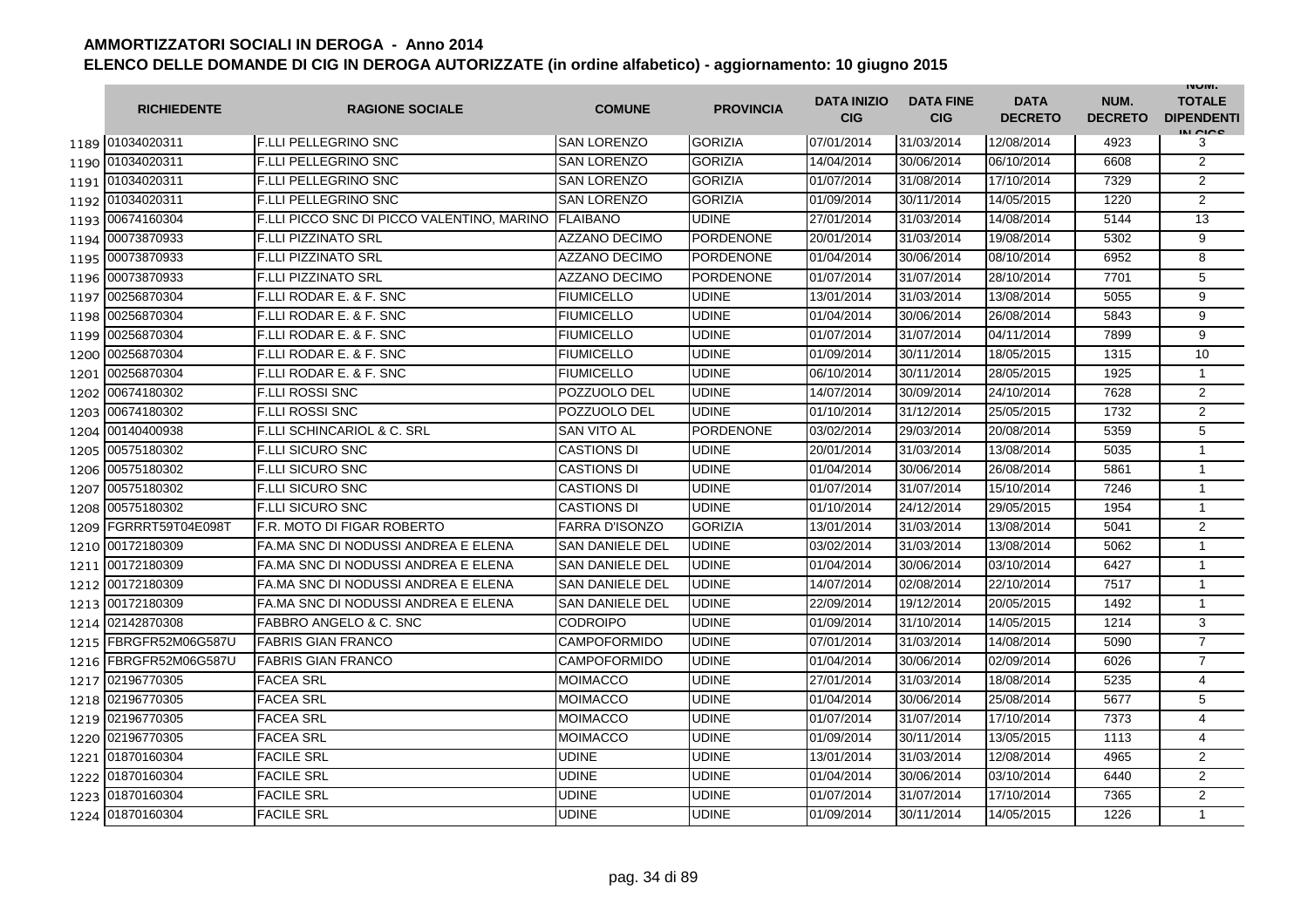# AMMORTIZZATORI SOCIALI IN DEROGA - Anno 2014

## ELENCO DELLE DOMANDE DI CIG IN DEROGA AUTORIZZATE (in ordine alfabetico) - aggiornamento: 10 giugno 2015

| | RICHIEDENTE | RAGIONE SOCIALE | COMUNE | PROVINCIA | DATA INIZIO CIG | DATA FINE CIG | DATA DECRETO | NUM. DECRETO | NUM. TOTALE DIPENDENTI IN CIGS |
|---|---|---|---|---|---|---|---|---|---|
| 1189 | 01034020311 | F.LLI PELLEGRINO SNC | SAN LORENZO | GORIZIA | 07/01/2014 | 31/03/2014 | 12/08/2014 | 4923 | 3 |
| 1190 | 01034020311 | F.LLI PELLEGRINO SNC | SAN LORENZO | GORIZIA | 14/04/2014 | 30/06/2014 | 06/10/2014 | 6608 | 2 |
| 1191 | 01034020311 | F.LLI PELLEGRINO SNC | SAN LORENZO | GORIZIA | 01/07/2014 | 31/08/2014 | 17/10/2014 | 7329 | 2 |
| 1192 | 01034020311 | F.LLI PELLEGRINO SNC | SAN LORENZO | GORIZIA | 01/09/2014 | 30/11/2014 | 14/05/2015 | 1220 | 2 |
| 1193 | 00674160304 | F.LLI PICCO SNC DI PICCO VALENTINO, MARINO | FLAIBANO | UDINE | 27/01/2014 | 31/03/2014 | 14/08/2014 | 5144 | 13 |
| 1194 | 00073870933 | F.LLI PIZZINATO SRL | AZZANO DECIMO | PORDENONE | 20/01/2014 | 31/03/2014 | 19/08/2014 | 5302 | 9 |
| 1195 | 00073870933 | F.LLI PIZZINATO SRL | AZZANO DECIMO | PORDENONE | 01/04/2014 | 30/06/2014 | 08/10/2014 | 6952 | 8 |
| 1196 | 00073870933 | F.LLI PIZZINATO SRL | AZZANO DECIMO | PORDENONE | 01/07/2014 | 31/07/2014 | 28/10/2014 | 7701 | 5 |
| 1197 | 00256870304 | F.LLI RODAR E. & F. SNC | FIUMICELLO | UDINE | 13/01/2014 | 31/03/2014 | 13/08/2014 | 5055 | 9 |
| 1198 | 00256870304 | F.LLI RODAR E. & F. SNC | FIUMICELLO | UDINE | 01/04/2014 | 30/06/2014 | 26/08/2014 | 5843 | 9 |
| 1199 | 00256870304 | F.LLI RODAR E. & F. SNC | FIUMICELLO | UDINE | 01/07/2014 | 31/07/2014 | 04/11/2014 | 7899 | 9 |
| 1200 | 00256870304 | F.LLI RODAR E. & F. SNC | FIUMICELLO | UDINE | 01/09/2014 | 30/11/2014 | 18/05/2015 | 1315 | 10 |
| 1201 | 00256870304 | F.LLI RODAR E. & F. SNC | FIUMICELLO | UDINE | 06/10/2014 | 30/11/2014 | 28/05/2015 | 1925 | 1 |
| 1202 | 00674180302 | F.LLI ROSSI SNC | POZZUOLO DEL | UDINE | 14/07/2014 | 30/09/2014 | 24/10/2014 | 7628 | 2 |
| 1203 | 00674180302 | F.LLI ROSSI SNC | POZZUOLO DEL | UDINE | 01/10/2014 | 31/12/2014 | 25/05/2015 | 1732 | 2 |
| 1204 | 00140400938 | F.LLI SCHINCARIOL & C. SRL | SAN VITO AL | PORDENONE | 03/02/2014 | 29/03/2014 | 20/08/2014 | 5359 | 5 |
| 1205 | 00575180302 | F.LLI SICURO SNC | CASTIONS DI | UDINE | 20/01/2014 | 31/03/2014 | 13/08/2014 | 5035 | 1 |
| 1206 | 00575180302 | F.LLI SICURO SNC | CASTIONS DI | UDINE | 01/04/2014 | 30/06/2014 | 26/08/2014 | 5861 | 1 |
| 1207 | 00575180302 | F.LLI SICURO SNC | CASTIONS DI | UDINE | 01/07/2014 | 31/07/2014 | 15/10/2014 | 7246 | 1 |
| 1208 | 00575180302 | F.LLI SICURO SNC | CASTIONS DI | UDINE | 01/10/2014 | 24/12/2014 | 29/05/2015 | 1954 | 1 |
| 1209 | FGRRRT59T04E098T | F.R. MOTO DI FIGAR ROBERTO | FARRA D'ISONZO | GORIZIA | 13/01/2014 | 31/03/2014 | 13/08/2014 | 5041 | 2 |
| 1210 | 00172180309 | FA.MA SNC DI NODUSSI ANDREA E ELENA | SAN DANIELE DEL | UDINE | 03/02/2014 | 31/03/2014 | 13/08/2014 | 5062 | 1 |
| 1211 | 00172180309 | FA.MA SNC DI NODUSSI ANDREA E ELENA | SAN DANIELE DEL | UDINE | 01/04/2014 | 30/06/2014 | 03/10/2014 | 6427 | 1 |
| 1212 | 00172180309 | FA.MA SNC DI NODUSSI ANDREA E ELENA | SAN DANIELE DEL | UDINE | 14/07/2014 | 02/08/2014 | 22/10/2014 | 7517 | 1 |
| 1213 | 00172180309 | FA.MA SNC DI NODUSSI ANDREA E ELENA | SAN DANIELE DEL | UDINE | 22/09/2014 | 19/12/2014 | 20/05/2015 | 1492 | 1 |
| 1214 | 02142870308 | FABBRO ANGELO & C. SNC | CODROIPO | UDINE | 01/09/2014 | 31/10/2014 | 14/05/2015 | 1214 | 3 |
| 1215 | FBRGFR52M06G587U | FABRIS GIAN FRANCO | CAMPOFORMIDO | UDINE | 07/01/2014 | 31/03/2014 | 14/08/2014 | 5090 | 7 |
| 1216 | FBRGFR52M06G587U | FABRIS GIAN FRANCO | CAMPOFORMIDO | UDINE | 01/04/2014 | 30/06/2014 | 02/09/2014 | 6026 | 7 |
| 1217 | 02196770305 | FACEA SRL | MOIMACCO | UDINE | 27/01/2014 | 31/03/2014 | 18/08/2014 | 5235 | 4 |
| 1218 | 02196770305 | FACEA SRL | MOIMACCO | UDINE | 01/04/2014 | 30/06/2014 | 25/08/2014 | 5677 | 5 |
| 1219 | 02196770305 | FACEA SRL | MOIMACCO | UDINE | 01/07/2014 | 31/07/2014 | 17/10/2014 | 7373 | 4 |
| 1220 | 02196770305 | FACEA SRL | MOIMACCO | UDINE | 01/09/2014 | 30/11/2014 | 13/05/2015 | 1113 | 4 |
| 1221 | 01870160304 | FACILE SRL | UDINE | UDINE | 13/01/2014 | 31/03/2014 | 12/08/2014 | 4965 | 2 |
| 1222 | 01870160304 | FACILE SRL | UDINE | UDINE | 01/04/2014 | 30/06/2014 | 03/10/2014 | 6440 | 2 |
| 1223 | 01870160304 | FACILE SRL | UDINE | UDINE | 01/07/2014 | 31/07/2014 | 17/10/2014 | 7365 | 2 |
| 1224 | 01870160304 | FACILE SRL | UDINE | UDINE | 01/09/2014 | 30/11/2014 | 14/05/2015 | 1226 | 1 |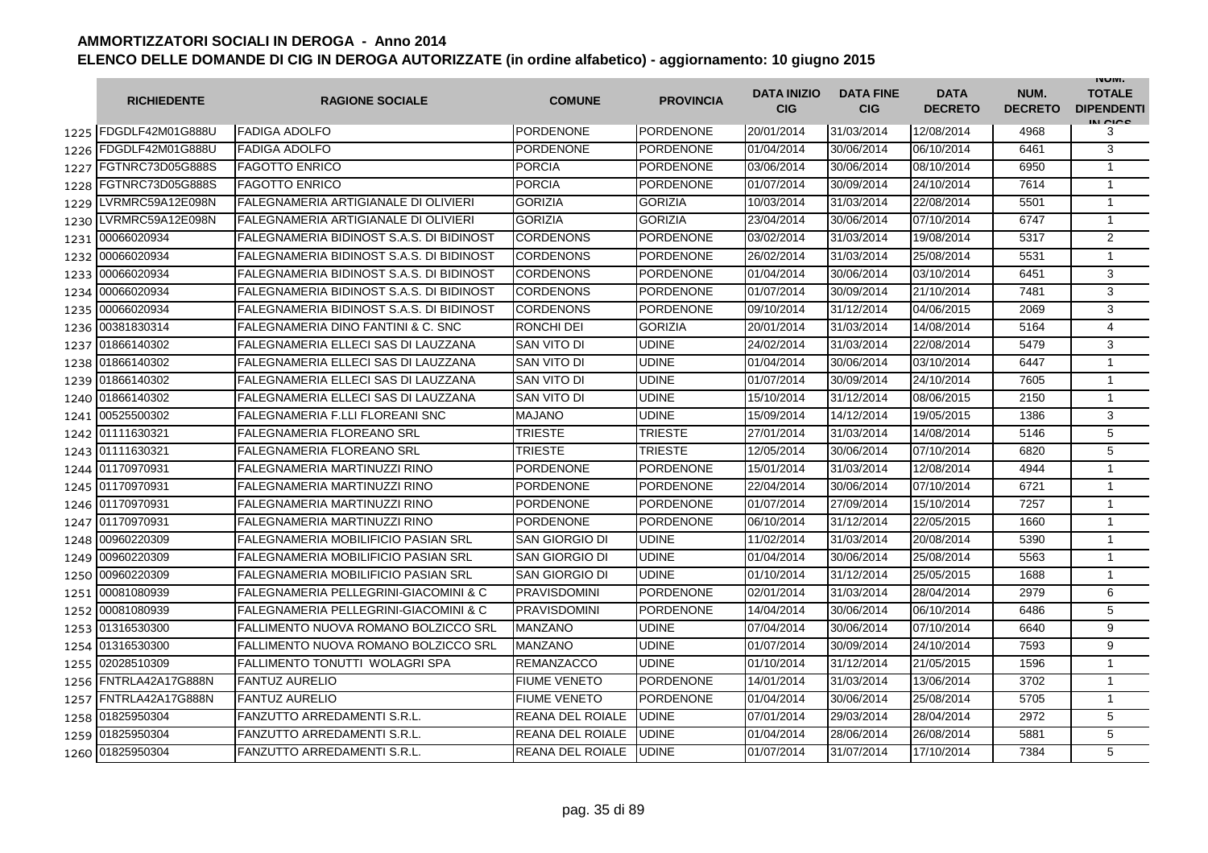## AMMORTIZZATORI SOCIALI IN DEROGA - Anno 2014
## ELENCO DELLE DOMANDE DI CIG IN DEROGA AUTORIZZATE (in ordine alfabetico) - aggiornamento: 10 giugno 2015

| | RICHIEDENTE | RAGIONE SOCIALE | COMUNE | PROVINCIA | DATA INIZIO CIG | DATA FINE CIG | DATA DECRETO | NUM. DECRETO | NUM. TOTALE DIPENDENTI IN CIGS |
|---|---|---|---|---|---|---|---|---|---|
| 1225 | FDGDLF42M01G888U | FADIGA ADOLFO | PORDENONE | PORDENONE | 20/01/2014 | 31/03/2014 | 12/08/2014 | 4968 | 3 |
| 1226 | FDGDLF42M01G888U | FADIGA ADOLFO | PORDENONE | PORDENONE | 01/04/2014 | 30/06/2014 | 06/10/2014 | 6461 | 3 |
| 1227 | FGTNRC73D05G888S | FAGOTTO ENRICO | PORCIA | PORDENONE | 03/06/2014 | 30/06/2014 | 08/10/2014 | 6950 | 1 |
| 1228 | FGTNRC73D05G888S | FAGOTTO ENRICO | PORCIA | PORDENONE | 01/07/2014 | 30/09/2014 | 24/10/2014 | 7614 | 1 |
| 1229 | LVRMRC59A12E098N | FALEGNAMERIA ARTIGIANALE DI OLIVIERI | GORIZIA | GORIZIA | 10/03/2014 | 31/03/2014 | 22/08/2014 | 5501 | 1 |
| 1230 | LVRMRC59A12E098N | FALEGNAMERIA ARTIGIANALE DI OLIVIERI | GORIZIA | GORIZIA | 23/04/2014 | 30/06/2014 | 07/10/2014 | 6747 | 1 |
| 1231 | 00066020934 | FALEGNAMERIA BIDINOST S.A.S. DI BIDINOST | CORDENONS | PORDENONE | 03/02/2014 | 31/03/2014 | 19/08/2014 | 5317 | 2 |
| 1232 | 00066020934 | FALEGNAMERIA BIDINOST S.A.S. DI BIDINOST | CORDENONS | PORDENONE | 26/02/2014 | 31/03/2014 | 25/08/2014 | 5531 | 1 |
| 1233 | 00066020934 | FALEGNAMERIA BIDINOST S.A.S. DI BIDINOST | CORDENONS | PORDENONE | 01/04/2014 | 30/06/2014 | 03/10/2014 | 6451 | 3 |
| 1234 | 00066020934 | FALEGNAMERIA BIDINOST S.A.S. DI BIDINOST | CORDENONS | PORDENONE | 01/07/2014 | 30/09/2014 | 21/10/2014 | 7481 | 3 |
| 1235 | 00066020934 | FALEGNAMERIA BIDINOST S.A.S. DI BIDINOST | CORDENONS | PORDENONE | 09/10/2014 | 31/12/2014 | 04/06/2015 | 2069 | 3 |
| 1236 | 00381830314 | FALEGNAMERIA DINO FANTINI & C. SNC | RONCHI DEI | GORIZIA | 20/01/2014 | 31/03/2014 | 14/08/2014 | 5164 | 4 |
| 1237 | 01866140302 | FALEGNAMERIA ELLECI SAS DI LAUZZANA | SAN VITO DI | UDINE | 24/02/2014 | 31/03/2014 | 22/08/2014 | 5479 | 3 |
| 1238 | 01866140302 | FALEGNAMERIA ELLECI SAS DI LAUZZANA | SAN VITO DI | UDINE | 01/04/2014 | 30/06/2014 | 03/10/2014 | 6447 | 1 |
| 1239 | 01866140302 | FALEGNAMERIA ELLECI SAS DI LAUZZANA | SAN VITO DI | UDINE | 01/07/2014 | 30/09/2014 | 24/10/2014 | 7605 | 1 |
| 1240 | 01866140302 | FALEGNAMERIA ELLECI SAS DI LAUZZANA | SAN VITO DI | UDINE | 15/10/2014 | 31/12/2014 | 08/06/2015 | 2150 | 1 |
| 1241 | 00525500302 | FALEGNAMERIA F.LLI FLOREANI SNC | MAJANO | UDINE | 15/09/2014 | 14/12/2014 | 19/05/2015 | 1386 | 3 |
| 1242 | 01111630321 | FALEGNAMERIA FLOREANO SRL | TRIESTE | TRIESTE | 27/01/2014 | 31/03/2014 | 14/08/2014 | 5146 | 5 |
| 1243 | 01111630321 | FALEGNAMERIA FLOREANO SRL | TRIESTE | TRIESTE | 12/05/2014 | 30/06/2014 | 07/10/2014 | 6820 | 5 |
| 1244 | 01170970931 | FALEGNAMERIA MARTINUZZI RINO | PORDENONE | PORDENONE | 15/01/2014 | 31/03/2014 | 12/08/2014 | 4944 | 1 |
| 1245 | 01170970931 | FALEGNAMERIA MARTINUZZI RINO | PORDENONE | PORDENONE | 22/04/2014 | 30/06/2014 | 07/10/2014 | 6721 | 1 |
| 1246 | 01170970931 | FALEGNAMERIA MARTINUZZI RINO | PORDENONE | PORDENONE | 01/07/2014 | 27/09/2014 | 15/10/2014 | 7257 | 1 |
| 1247 | 01170970931 | FALEGNAMERIA MARTINUZZI RINO | PORDENONE | PORDENONE | 06/10/2014 | 31/12/2014 | 22/05/2015 | 1660 | 1 |
| 1248 | 00960220309 | FALEGNAMERIA MOBILIFICIO PASIAN SRL | SAN GIORGIO DI | UDINE | 11/02/2014 | 31/03/2014 | 20/08/2014 | 5390 | 1 |
| 1249 | 00960220309 | FALEGNAMERIA MOBILIFICIO PASIAN SRL | SAN GIORGIO DI | UDINE | 01/04/2014 | 30/06/2014 | 25/08/2014 | 5563 | 1 |
| 1250 | 00960220309 | FALEGNAMERIA MOBILIFICIO PASIAN SRL | SAN GIORGIO DI | UDINE | 01/10/2014 | 31/12/2014 | 25/05/2015 | 1688 | 1 |
| 1251 | 00081080939 | FALEGNAMERIA PELLEGRINI-GIACOMINI & C | PRAVISDOMINI | PORDENONE | 02/01/2014 | 31/03/2014 | 28/04/2014 | 2979 | 6 |
| 1252 | 00081080939 | FALEGNAMERIA PELLEGRINI-GIACOMINI & C | PRAVISDOMINI | PORDENONE | 14/04/2014 | 30/06/2014 | 06/10/2014 | 6486 | 5 |
| 1253 | 01316530300 | FALLIMENTO NUOVA ROMANO BOLZICCO SRL | MANZANO | UDINE | 07/04/2014 | 30/06/2014 | 07/10/2014 | 6640 | 9 |
| 1254 | 01316530300 | FALLIMENTO NUOVA ROMANO BOLZICCO SRL | MANZANO | UDINE | 01/07/2014 | 30/09/2014 | 24/10/2014 | 7593 | 9 |
| 1255 | 02028510309 | FALLIMENTO TONUTTI WOLAGRI SPA | REMANZACCO | UDINE | 01/10/2014 | 31/12/2014 | 21/05/2015 | 1596 | 1 |
| 1256 | FNTRLA42A17G888N | FANTUZ AURELIO | FIUME VENETO | PORDENONE | 14/01/2014 | 31/03/2014 | 13/06/2014 | 3702 | 1 |
| 1257 | FNTRLA42A17G888N | FANTUZ AURELIO | FIUME VENETO | PORDENONE | 01/04/2014 | 30/06/2014 | 25/08/2014 | 5705 | 1 |
| 1258 | 01825950304 | FANZUTTO ARREDAMENTI S.R.L. | REANA DEL ROIALE | UDINE | 07/01/2014 | 29/03/2014 | 28/04/2014 | 2972 | 5 |
| 1259 | 01825950304 | FANZUTTO ARREDAMENTI S.R.L. | REANA DEL ROIALE | UDINE | 01/04/2014 | 28/06/2014 | 26/08/2014 | 5881 | 5 |
| 1260 | 01825950304 | FANZUTTO ARREDAMENTI S.R.L. | REANA DEL ROIALE | UDINE | 01/07/2014 | 31/07/2014 | 17/10/2014 | 7384 | 5 |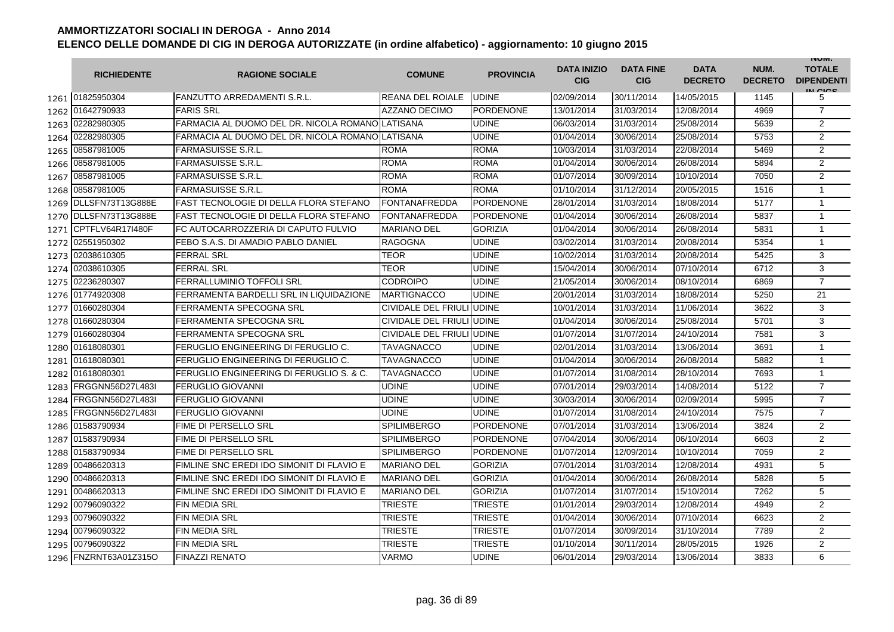# AMMORTIZZATORI SOCIALI IN DEROGA - Anno 2014

## ELENCO DELLE DOMANDE DI CIG IN DEROGA AUTORIZZATE (in ordine alfabetico) - aggiornamento: 10 giugno 2015

| | RICHIEDENTE | RAGIONE SOCIALE | COMUNE | PROVINCIA | DATA INIZIO CIG | DATA FINE CIG | DATA DECRETO | NUM. DECRETO | NUM. TOTALE DIPENDENTI IN CIGS |
|---|---|---|---|---|---|---|---|---|---|
| 1261 | 01825950304 | FANZUTTO ARREDAMENTI S.R.L. | REANA DEL ROIALE | UDINE | 02/09/2014 | 30/11/2014 | 14/05/2015 | 1145 | 5 |
| 1262 | 01642790933 | FARIS SRL | AZZANO DECIMO | PORDENONE | 13/01/2014 | 31/03/2014 | 12/08/2014 | 4969 | 7 |
| 1263 | 02282980305 | FARMACIA AL DUOMO DEL DR. NICOLA ROMANO | LATISANA | UDINE | 06/03/2014 | 31/03/2014 | 25/08/2014 | 5639 | 2 |
| 1264 | 02282980305 | FARMACIA AL DUOMO DEL DR. NICOLA ROMANO | LATISANA | UDINE | 01/04/2014 | 30/06/2014 | 25/08/2014 | 5753 | 2 |
| 1265 | 08587981005 | FARMASUISSE S.R.L. | ROMA | ROMA | 10/03/2014 | 31/03/2014 | 22/08/2014 | 5469 | 2 |
| 1266 | 08587981005 | FARMASUISSE S.R.L. | ROMA | ROMA | 01/04/2014 | 30/06/2014 | 26/08/2014 | 5894 | 2 |
| 1267 | 08587981005 | FARMASUISSE S.R.L. | ROMA | ROMA | 01/07/2014 | 30/09/2014 | 10/10/2014 | 7050 | 2 |
| 1268 | 08587981005 | FARMASUISSE S.R.L. | ROMA | ROMA | 01/10/2014 | 31/12/2014 | 20/05/2015 | 1516 | 1 |
| 1269 | DLLSFN73T13G888E | FAST TECNOLOGIE DI DELLA FLORA STEFANO | FONTANAFREDDA | PORDENONE | 28/01/2014 | 31/03/2014 | 18/08/2014 | 5177 | 1 |
| 1270 | DLLSFN73T13G888E | FAST TECNOLOGIE DI DELLA FLORA STEFANO | FONTANAFREDDA | PORDENONE | 01/04/2014 | 30/06/2014 | 26/08/2014 | 5837 | 1 |
| 1271 | CPTFLV64R17I480F | FC AUTOCARROZZERIA DI CAPUTO FULVIO | MARIANO DEL | GORIZIA | 01/04/2014 | 30/06/2014 | 26/08/2014 | 5831 | 1 |
| 1272 | 02551950302 | FEBO S.A.S. DI AMADIO PABLO DANIEL | RAGOGNA | UDINE | 03/02/2014 | 31/03/2014 | 20/08/2014 | 5354 | 1 |
| 1273 | 02038610305 | FERRAL SRL | TEOR | UDINE | 10/02/2014 | 31/03/2014 | 20/08/2014 | 5425 | 3 |
| 1274 | 02038610305 | FERRAL SRL | TEOR | UDINE | 15/04/2014 | 30/06/2014 | 07/10/2014 | 6712 | 3 |
| 1275 | 02236280307 | FERRALLUMINIO TOFFOLI SRL | CODROIPO | UDINE | 21/05/2014 | 30/06/2014 | 08/10/2014 | 6869 | 7 |
| 1276 | 01774920308 | FERRAMENTA BARDELLI SRL IN LIQUIDAZIONE | MARTIGNACCO | UDINE | 20/01/2014 | 31/03/2014 | 18/08/2014 | 5250 | 21 |
| 1277 | 01660280304 | FERRAMENTA SPECOGNA SRL | CIVIDALE DEL FRIULI | UDINE | 10/01/2014 | 31/03/2014 | 11/06/2014 | 3622 | 3 |
| 1278 | 01660280304 | FERRAMENTA SPECOGNA SRL | CIVIDALE DEL FRIULI | UDINE | 01/04/2014 | 30/06/2014 | 25/08/2014 | 5701 | 3 |
| 1279 | 01660280304 | FERRAMENTA SPECOGNA SRL | CIVIDALE DEL FRIULI | UDINE | 01/07/2014 | 31/07/2014 | 24/10/2014 | 7581 | 3 |
| 1280 | 01618080301 | FERUGLIO ENGINEERING DI FERUGLIO C. | TAVAGNACCO | UDINE | 02/01/2014 | 31/03/2014 | 13/06/2014 | 3691 | 1 |
| 1281 | 01618080301 | FERUGLIO ENGINEERING DI FERUGLIO C. | TAVAGNACCO | UDINE | 01/04/2014 | 30/06/2014 | 26/08/2014 | 5882 | 1 |
| 1282 | 01618080301 | FERUGLIO ENGINEERING DI FERUGLIO S. & C. | TAVAGNACCO | UDINE | 01/07/2014 | 31/08/2014 | 28/10/2014 | 7693 | 1 |
| 1283 | FRGGNN56D27L483I | FERUGLIO GIOVANNI | UDINE | UDINE | 07/01/2014 | 29/03/2014 | 14/08/2014 | 5122 | 7 |
| 1284 | FRGGNN56D27L483I | FERUGLIO GIOVANNI | UDINE | UDINE | 30/03/2014 | 30/06/2014 | 02/09/2014 | 5995 | 7 |
| 1285 | FRGGNN56D27L483I | FERUGLIO GIOVANNI | UDINE | UDINE | 01/07/2014 | 31/08/2014 | 24/10/2014 | 7575 | 7 |
| 1286 | 01583790934 | FIME DI PERSELLO SRL | SPILIMBERGO | PORDENONE | 07/01/2014 | 31/03/2014 | 13/06/2014 | 3824 | 2 |
| 1287 | 01583790934 | FIME DI PERSELLO SRL | SPILIMBERGO | PORDENONE | 07/04/2014 | 30/06/2014 | 06/10/2014 | 6603 | 2 |
| 1288 | 01583790934 | FIME DI PERSELLO SRL | SPILIMBERGO | PORDENONE | 01/07/2014 | 12/09/2014 | 10/10/2014 | 7059 | 2 |
| 1289 | 00486620313 | FIMLINE SNC EREDI IDO SIMONIT DI FLAVIO E | MARIANO DEL | GORIZIA | 07/01/2014 | 31/03/2014 | 12/08/2014 | 4931 | 5 |
| 1290 | 00486620313 | FIMLINE SNC EREDI IDO SIMONIT DI FLAVIO E | MARIANO DEL | GORIZIA | 01/04/2014 | 30/06/2014 | 26/08/2014 | 5828 | 5 |
| 1291 | 00486620313 | FIMLINE SNC EREDI IDO SIMONIT DI FLAVIO E | MARIANO DEL | GORIZIA | 01/07/2014 | 31/07/2014 | 15/10/2014 | 7262 | 5 |
| 1292 | 00796090322 | FIN MEDIA SRL | TRIESTE | TRIESTE | 01/01/2014 | 29/03/2014 | 12/08/2014 | 4949 | 2 |
| 1293 | 00796090322 | FIN MEDIA SRL | TRIESTE | TRIESTE | 01/04/2014 | 30/06/2014 | 07/10/2014 | 6623 | 2 |
| 1294 | 00796090322 | FIN MEDIA SRL | TRIESTE | TRIESTE | 01/07/2014 | 30/09/2014 | 31/10/2014 | 7789 | 2 |
| 1295 | 00796090322 | FIN MEDIA SRL | TRIESTE | TRIESTE | 01/10/2014 | 30/11/2014 | 28/05/2015 | 1926 | 2 |
| 1296 | FNZRNT63A01Z315O | FINAZZI RENATO | VARMO | UDINE | 06/01/2014 | 29/03/2014 | 13/06/2014 | 3833 | 6 |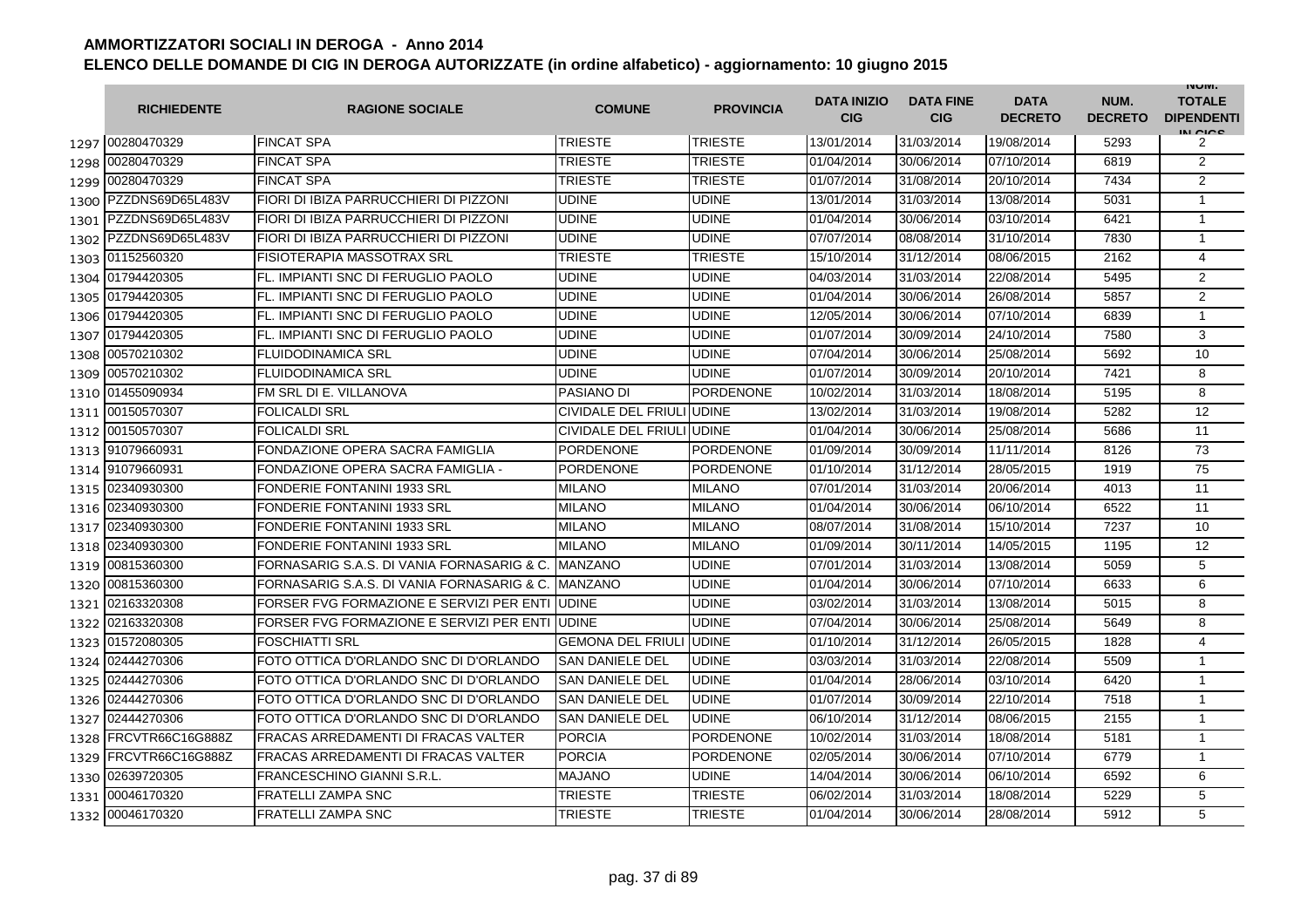# AMMORTIZZATORI SOCIALI IN DEROGA - Anno 2014

## ELENCO DELLE DOMANDE DI CIG IN DEROGA AUTORIZZATE (in ordine alfabetico) - aggiornamento: 10 giugno 2015

| | RICHIEDENTE | RAGIONE SOCIALE | COMUNE | PROVINCIA | DATA INIZIO CIG | DATA FINE CIG | DATA DECRETO | NUM. DECRETO | NUM. TOTALE DIPENDENTI IN CIGS |
|---|---|---|---|---|---|---|---|---|---|
| 1297 | 00280470329 | FINCAT SPA | TRIESTE | TRIESTE | 13/01/2014 | 31/03/2014 | 19/08/2014 | 5293 | 2 |
| 1298 | 00280470329 | FINCAT SPA | TRIESTE | TRIESTE | 01/04/2014 | 30/06/2014 | 07/10/2014 | 6819 | 2 |
| 1299 | 00280470329 | FINCAT SPA | TRIESTE | TRIESTE | 01/07/2014 | 31/08/2014 | 20/10/2014 | 7434 | 2 |
| 1300 | PZZDNS69D65L483V | FIORI DI IBIZA PARRUCCHIERI DI PIZZONI | UDINE | UDINE | 13/01/2014 | 31/03/2014 | 13/08/2014 | 5031 | 1 |
| 1301 | PZZDNS69D65L483V | FIORI DI IBIZA PARRUCCHIERI DI PIZZONI | UDINE | UDINE | 01/04/2014 | 30/06/2014 | 03/10/2014 | 6421 | 1 |
| 1302 | PZZDNS69D65L483V | FIORI DI IBIZA PARRUCCHIERI DI PIZZONI | UDINE | UDINE | 07/07/2014 | 08/08/2014 | 31/10/2014 | 7830 | 1 |
| 1303 | 01152560320 | FISIOTERAPIA MASSOTRAX SRL | TRIESTE | TRIESTE | 15/10/2014 | 31/12/2014 | 08/06/2015 | 2162 | 4 |
| 1304 | 01794420305 | FL. IMPIANTI SNC DI FERUGLIO PAOLO | UDINE | UDINE | 04/03/2014 | 31/03/2014 | 22/08/2014 | 5495 | 2 |
| 1305 | 01794420305 | FL. IMPIANTI SNC DI FERUGLIO PAOLO | UDINE | UDINE | 01/04/2014 | 30/06/2014 | 26/08/2014 | 5857 | 2 |
| 1306 | 01794420305 | FL. IMPIANTI SNC DI FERUGLIO PAOLO | UDINE | UDINE | 12/05/2014 | 30/06/2014 | 07/10/2014 | 6839 | 1 |
| 1307 | 01794420305 | FL. IMPIANTI SNC DI FERUGLIO PAOLO | UDINE | UDINE | 01/07/2014 | 30/09/2014 | 24/10/2014 | 7580 | 3 |
| 1308 | 00570210302 | FLUIDODINAMICA SRL | UDINE | UDINE | 07/04/2014 | 30/06/2014 | 25/08/2014 | 5692 | 10 |
| 1309 | 00570210302 | FLUIDODINAMICA SRL | UDINE | UDINE | 01/07/2014 | 30/09/2014 | 20/10/2014 | 7421 | 8 |
| 1310 | 01455090934 | FM SRL DI E. VILLANOVA | PASIANO DI | PORDENONE | 10/02/2014 | 31/03/2014 | 18/08/2014 | 5195 | 8 |
| 1311 | 00150570307 | FOLICALDI SRL | CIVIDALE DEL FRIULI | UDINE | 13/02/2014 | 31/03/2014 | 19/08/2014 | 5282 | 12 |
| 1312 | 00150570307 | FOLICALDI SRL | CIVIDALE DEL FRIULI | UDINE | 01/04/2014 | 30/06/2014 | 25/08/2014 | 5686 | 11 |
| 1313 | 91079660931 | FONDAZIONE OPERA SACRA FAMIGLIA | PORDENONE | PORDENONE | 01/09/2014 | 30/09/2014 | 11/11/2014 | 8126 | 73 |
| 1314 | 91079660931 | FONDAZIONE OPERA SACRA FAMIGLIA - | PORDENONE | PORDENONE | 01/10/2014 | 31/12/2014 | 28/05/2015 | 1919 | 75 |
| 1315 | 02340930300 | FONDERIE FONTANINI 1933 SRL | MILANO | MILANO | 07/01/2014 | 31/03/2014 | 20/06/2014 | 4013 | 11 |
| 1316 | 02340930300 | FONDERIE FONTANINI 1933 SRL | MILANO | MILANO | 01/04/2014 | 30/06/2014 | 06/10/2014 | 6522 | 11 |
| 1317 | 02340930300 | FONDERIE FONTANINI 1933 SRL | MILANO | MILANO | 08/07/2014 | 31/08/2014 | 15/10/2014 | 7237 | 10 |
| 1318 | 02340930300 | FONDERIE FONTANINI 1933 SRL | MILANO | MILANO | 01/09/2014 | 30/11/2014 | 14/05/2015 | 1195 | 12 |
| 1319 | 00815360300 | FORNASARIG S.A.S. DI VANIA FORNASARIG & C. | MANZANO | UDINE | 07/01/2014 | 31/03/2014 | 13/08/2014 | 5059 | 5 |
| 1320 | 00815360300 | FORNASARIG S.A.S. DI VANIA FORNASARIG & C. | MANZANO | UDINE | 01/04/2014 | 30/06/2014 | 07/10/2014 | 6633 | 6 |
| 1321 | 02163320308 | FORSER FVG FORMAZIONE E SERVIZI PER ENTI | UDINE | UDINE | 03/02/2014 | 31/03/2014 | 13/08/2014 | 5015 | 8 |
| 1322 | 02163320308 | FORSER FVG FORMAZIONE E SERVIZI PER ENTI | UDINE | UDINE | 07/04/2014 | 30/06/2014 | 25/08/2014 | 5649 | 8 |
| 1323 | 01572080305 | FOSCHIATTI SRL | GEMONA DEL FRIULI | UDINE | 01/10/2014 | 31/12/2014 | 26/05/2015 | 1828 | 4 |
| 1324 | 02444270306 | FOTO OTTICA D'ORLANDO SNC DI D'ORLANDO | SAN DANIELE DEL | UDINE | 03/03/2014 | 31/03/2014 | 22/08/2014 | 5509 | 1 |
| 1325 | 02444270306 | FOTO OTTICA D'ORLANDO SNC DI D'ORLANDO | SAN DANIELE DEL | UDINE | 01/04/2014 | 28/06/2014 | 03/10/2014 | 6420 | 1 |
| 1326 | 02444270306 | FOTO OTTICA D'ORLANDO SNC DI D'ORLANDO | SAN DANIELE DEL | UDINE | 01/07/2014 | 30/09/2014 | 22/10/2014 | 7518 | 1 |
| 1327 | 02444270306 | FOTO OTTICA D'ORLANDO SNC DI D'ORLANDO | SAN DANIELE DEL | UDINE | 06/10/2014 | 31/12/2014 | 08/06/2015 | 2155 | 1 |
| 1328 | FRCVTR66C16G888Z | FRACAS ARREDAMENTI DI FRACAS VALTER | PORCIA | PORDENONE | 10/02/2014 | 31/03/2014 | 18/08/2014 | 5181 | 1 |
| 1329 | FRCVTR66C16G888Z | FRACAS ARREDAMENTI DI FRACAS VALTER | PORCIA | PORDENONE | 02/05/2014 | 30/06/2014 | 07/10/2014 | 6779 | 1 |
| 1330 | 02639720305 | FRANCESCHINO GIANNI S.R.L. | MAJANO | UDINE | 14/04/2014 | 30/06/2014 | 06/10/2014 | 6592 | 6 |
| 1331 | 00046170320 | FRATELLI ZAMPA SNC | TRIESTE | TRIESTE | 06/02/2014 | 31/03/2014 | 18/08/2014 | 5229 | 5 |
| 1332 | 00046170320 | FRATELLI ZAMPA SNC | TRIESTE | TRIESTE | 01/04/2014 | 30/06/2014 | 28/08/2014 | 5912 | 5 |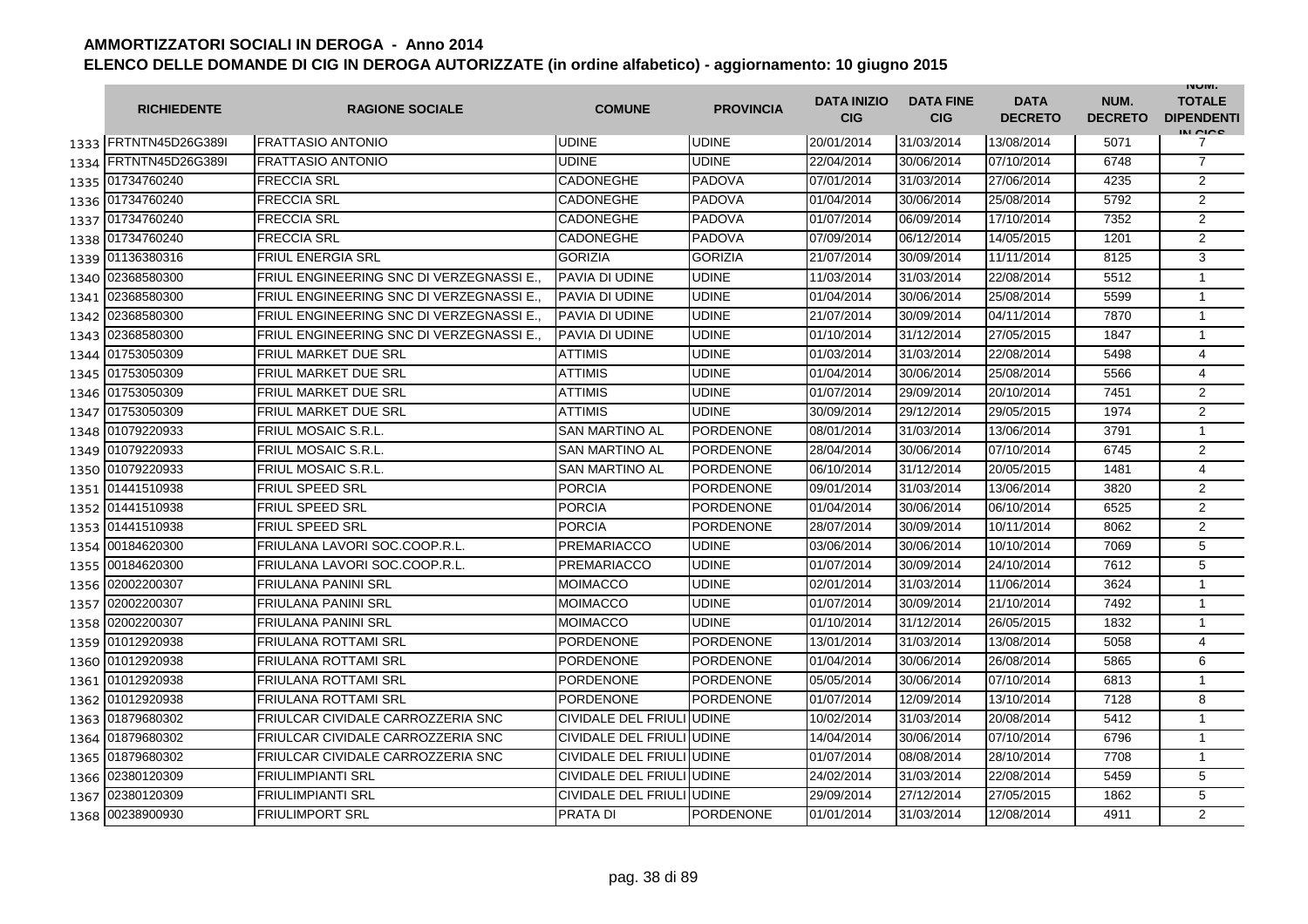# AMMORTIZZATORI SOCIALI IN DEROGA - Anno 2014

## ELENCO DELLE DOMANDE DI CIG IN DEROGA AUTORIZZATE (in ordine alfabetico) - aggiornamento: 10 giugno 2015

| | RICHIEDENTE | RAGIONE SOCIALE | COMUNE | PROVINCIA | DATA INIZIO CIG | DATA FINE CIG | DATA DECRETO | NUM. DECRETO | NUM. TOTALE DIPENDENTI IN CIGS |
|---|---|---|---|---|---|---|---|---|---|
| 1333 | FRTNTN45D26G389I | FRATTASIO ANTONIO | UDINE | UDINE | 20/01/2014 | 31/03/2014 | 13/08/2014 | 5071 | 7 |
| 1334 | FRTNTN45D26G389I | FRATTASIO ANTONIO | UDINE | UDINE | 22/04/2014 | 30/06/2014 | 07/10/2014 | 6748 | 7 |
| 1335 | 01734760240 | FRECCIA SRL | CADONEGHE | PADOVA | 07/01/2014 | 31/03/2014 | 27/06/2014 | 4235 | 2 |
| 1336 | 01734760240 | FRECCIA SRL | CADONEGHE | PADOVA | 01/04/2014 | 30/06/2014 | 25/08/2014 | 5792 | 2 |
| 1337 | 01734760240 | FRECCIA SRL | CADONEGHE | PADOVA | 01/07/2014 | 06/09/2014 | 17/10/2014 | 7352 | 2 |
| 1338 | 01734760240 | FRECCIA SRL | CADONEGHE | PADOVA | 07/09/2014 | 06/12/2014 | 14/05/2015 | 1201 | 2 |
| 1339 | 01136380316 | FRIUL ENERGIA SRL | GORIZIA | GORIZIA | 21/07/2014 | 30/09/2014 | 11/11/2014 | 8125 | 3 |
| 1340 | 02368580300 | FRIUL ENGINEERING SNC DI VERZEGNASSI E., | PAVIA DI UDINE | UDINE | 11/03/2014 | 31/03/2014 | 22/08/2014 | 5512 | 1 |
| 1341 | 02368580300 | FRIUL ENGINEERING SNC DI VERZEGNASSI E., | PAVIA DI UDINE | UDINE | 01/04/2014 | 30/06/2014 | 25/08/2014 | 5599 | 1 |
| 1342 | 02368580300 | FRIUL ENGINEERING SNC DI VERZEGNASSI E., | PAVIA DI UDINE | UDINE | 21/07/2014 | 30/09/2014 | 04/11/2014 | 7870 | 1 |
| 1343 | 02368580300 | FRIUL ENGINEERING SNC DI VERZEGNASSI E., | PAVIA DI UDINE | UDINE | 01/10/2014 | 31/12/2014 | 27/05/2015 | 1847 | 1 |
| 1344 | 01753050309 | FRIUL MARKET DUE SRL | ATTIMIS | UDINE | 01/03/2014 | 31/03/2014 | 22/08/2014 | 5498 | 4 |
| 1345 | 01753050309 | FRIUL MARKET DUE SRL | ATTIMIS | UDINE | 01/04/2014 | 30/06/2014 | 25/08/2014 | 5566 | 4 |
| 1346 | 01753050309 | FRIUL MARKET DUE SRL | ATTIMIS | UDINE | 01/07/2014 | 29/09/2014 | 20/10/2014 | 7451 | 2 |
| 1347 | 01753050309 | FRIUL MARKET DUE SRL | ATTIMIS | UDINE | 30/09/2014 | 29/12/2014 | 29/05/2015 | 1974 | 2 |
| 1348 | 01079220933 | FRIUL MOSAIC S.R.L. | SAN MARTINO AL | PORDENONE | 08/01/2014 | 31/03/2014 | 13/06/2014 | 3791 | 1 |
| 1349 | 01079220933 | FRIUL MOSAIC S.R.L. | SAN MARTINO AL | PORDENONE | 28/04/2014 | 30/06/2014 | 07/10/2014 | 6745 | 2 |
| 1350 | 01079220933 | FRIUL MOSAIC S.R.L. | SAN MARTINO AL | PORDENONE | 06/10/2014 | 31/12/2014 | 20/05/2015 | 1481 | 4 |
| 1351 | 01441510938 | FRIUL SPEED SRL | PORCIA | PORDENONE | 09/01/2014 | 31/03/2014 | 13/06/2014 | 3820 | 2 |
| 1352 | 01441510938 | FRIUL SPEED SRL | PORCIA | PORDENONE | 01/04/2014 | 30/06/2014 | 06/10/2014 | 6525 | 2 |
| 1353 | 01441510938 | FRIUL SPEED SRL | PORCIA | PORDENONE | 28/07/2014 | 30/09/2014 | 10/11/2014 | 8062 | 2 |
| 1354 | 00184620300 | FRIULANA LAVORI SOC.COOP.R.L. | PREMARIACCO | UDINE | 03/06/2014 | 30/06/2014 | 10/10/2014 | 7069 | 5 |
| 1355 | 00184620300 | FRIULANA LAVORI SOC.COOP.R.L. | PREMARIACCO | UDINE | 01/07/2014 | 30/09/2014 | 24/10/2014 | 7612 | 5 |
| 1356 | 02002200307 | FRIULANA PANINI SRL | MOIMACCO | UDINE | 02/01/2014 | 31/03/2014 | 11/06/2014 | 3624 | 1 |
| 1357 | 02002200307 | FRIULANA PANINI SRL | MOIMACCO | UDINE | 01/07/2014 | 30/09/2014 | 21/10/2014 | 7492 | 1 |
| 1358 | 02002200307 | FRIULANA PANINI SRL | MOIMACCO | UDINE | 01/10/2014 | 31/12/2014 | 26/05/2015 | 1832 | 1 |
| 1359 | 01012920938 | FRIULANA ROTTAMI SRL | PORDENONE | PORDENONE | 13/01/2014 | 31/03/2014 | 13/08/2014 | 5058 | 4 |
| 1360 | 01012920938 | FRIULANA ROTTAMI SRL | PORDENONE | PORDENONE | 01/04/2014 | 30/06/2014 | 26/08/2014 | 5865 | 6 |
| 1361 | 01012920938 | FRIULANA ROTTAMI SRL | PORDENONE | PORDENONE | 05/05/2014 | 30/06/2014 | 07/10/2014 | 6813 | 1 |
| 1362 | 01012920938 | FRIULANA ROTTAMI SRL | PORDENONE | PORDENONE | 01/07/2014 | 12/09/2014 | 13/10/2014 | 7128 | 8 |
| 1363 | 01879680302 | FRIULCAR CIVIDALE CARROZZERIA SNC | CIVIDALE DEL FRIULI | UDINE | 10/02/2014 | 31/03/2014 | 20/08/2014 | 5412 | 1 |
| 1364 | 01879680302 | FRIULCAR CIVIDALE CARROZZERIA SNC | CIVIDALE DEL FRIULI | UDINE | 14/04/2014 | 30/06/2014 | 07/10/2014 | 6796 | 1 |
| 1365 | 01879680302 | FRIULCAR CIVIDALE CARROZZERIA SNC | CIVIDALE DEL FRIULI | UDINE | 01/07/2014 | 08/08/2014 | 28/10/2014 | 7708 | 1 |
| 1366 | 02380120309 | FRIULIMPIANTI SRL | CIVIDALE DEL FRIULI | UDINE | 24/02/2014 | 31/03/2014 | 22/08/2014 | 5459 | 5 |
| 1367 | 02380120309 | FRIULIMPIANTI SRL | CIVIDALE DEL FRIULI | UDINE | 29/09/2014 | 27/12/2014 | 27/05/2015 | 1862 | 5 |
| 1368 | 00238900930 | FRIULIMPORT SRL | PRATA DI | PORDENONE | 01/01/2014 | 31/03/2014 | 12/08/2014 | 4911 | 2 |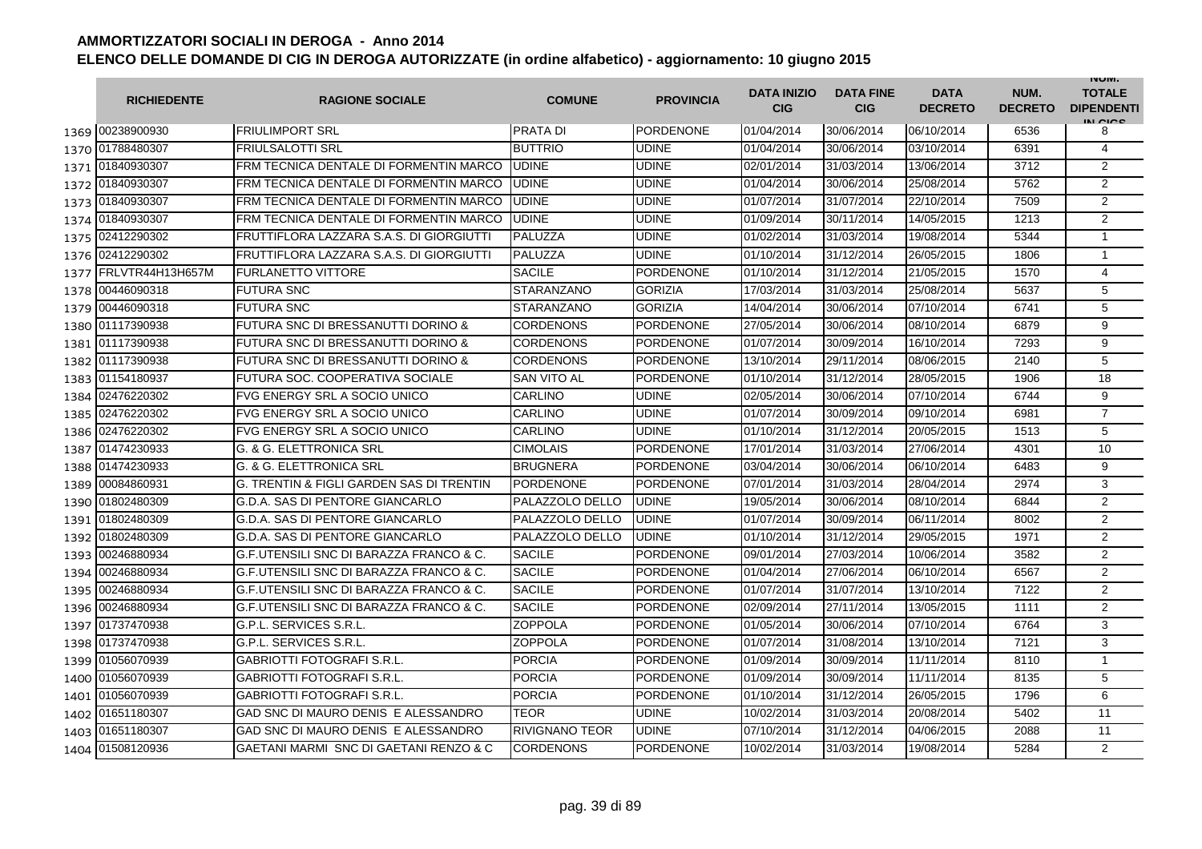**AMMORTIZZATORI SOCIALI IN DEROGA - Anno 2014**

**ELENCO DELLE DOMANDE DI CIG IN DEROGA AUTORIZZATE (in ordine alfabetico) - aggiornamento: 10 giugno 2015**

| | RICHIEDENTE | RAGIONE SOCIALE | COMUNE | PROVINCIA | DATA INIZIO CIG | DATA FINE CIG | DATA DECRETO | NUM. DECRETO | NUM. TOTALE DIPENDENTI IN CIGS |
|---|---|---|---|---|---|---|---|---|---|
| 1369 | 00238900930 | FRIULIMPORT SRL | PRATA DI | PORDENONE | 01/04/2014 | 30/06/2014 | 06/10/2014 | 6536 | 8 |
| 1370 | 01788480307 | FRIULSALOTTI SRL | BUTTRIO | UDINE | 01/04/2014 | 30/06/2014 | 03/10/2014 | 6391 | 4 |
| 1371 | 01840930307 | FRM TECNICA DENTALE DI FORMENTIN MARCO | UDINE | UDINE | 02/01/2014 | 31/03/2014 | 13/06/2014 | 3712 | 2 |
| 1372 | 01840930307 | FRM TECNICA DENTALE DI FORMENTIN MARCO | UDINE | UDINE | 01/04/2014 | 30/06/2014 | 25/08/2014 | 5762 | 2 |
| 1373 | 01840930307 | FRM TECNICA DENTALE DI FORMENTIN MARCO | UDINE | UDINE | 01/07/2014 | 31/07/2014 | 22/10/2014 | 7509 | 2 |
| 1374 | 01840930307 | FRM TECNICA DENTALE DI FORMENTIN MARCO | UDINE | UDINE | 01/09/2014 | 30/11/2014 | 14/05/2015 | 1213 | 2 |
| 1375 | 02412290302 | FRUTTIFLORA LAZZARA S.A.S. DI GIORGIUTTI | PALUZZA | UDINE | 01/02/2014 | 31/03/2014 | 19/08/2014 | 5344 | 1 |
| 1376 | 02412290302 | FRUTTIFLORA LAZZARA S.A.S. DI GIORGIUTTI | PALUZZA | UDINE | 01/10/2014 | 31/12/2014 | 26/05/2015 | 1806 | 1 |
| 1377 | FRLVTR44H13H657M | FURLANETTO VITTORE | SACILE | PORDENONE | 01/10/2014 | 31/12/2014 | 21/05/2015 | 1570 | 4 |
| 1378 | 00446090318 | FUTURA SNC | STARANZANO | GORIZIA | 17/03/2014 | 31/03/2014 | 25/08/2014 | 5637 | 5 |
| 1379 | 00446090318 | FUTURA SNC | STARANZANO | GORIZIA | 14/04/2014 | 30/06/2014 | 07/10/2014 | 6741 | 5 |
| 1380 | 01117390938 | FUTURA SNC DI BRESSANUTTI DORINO & | CORDENONS | PORDENONE | 27/05/2014 | 30/06/2014 | 08/10/2014 | 6879 | 9 |
| 1381 | 01117390938 | FUTURA SNC DI BRESSANUTTI DORINO & | CORDENONS | PORDENONE | 01/07/2014 | 30/09/2014 | 16/10/2014 | 7293 | 9 |
| 1382 | 01117390938 | FUTURA SNC DI BRESSANUTTI DORINO & | CORDENONS | PORDENONE | 13/10/2014 | 29/11/2014 | 08/06/2015 | 2140 | 5 |
| 1383 | 01154180937 | FUTURA SOC. COOPERATIVA SOCIALE | SAN VITO AL | PORDENONE | 01/10/2014 | 31/12/2014 | 28/05/2015 | 1906 | 18 |
| 1384 | 02476220302 | FVG ENERGY SRL A SOCIO UNICO | CARLINO | UDINE | 02/05/2014 | 30/06/2014 | 07/10/2014 | 6744 | 9 |
| 1385 | 02476220302 | FVG ENERGY SRL A SOCIO UNICO | CARLINO | UDINE | 01/07/2014 | 30/09/2014 | 09/10/2014 | 6981 | 7 |
| 1386 | 02476220302 | FVG ENERGY SRL A SOCIO UNICO | CARLINO | UDINE | 01/10/2014 | 31/12/2014 | 20/05/2015 | 1513 | 5 |
| 1387 | 01474230933 | G. & G. ELETTRONICA SRL | CIMOLAIS | PORDENONE | 17/01/2014 | 31/03/2014 | 27/06/2014 | 4301 | 10 |
| 1388 | 01474230933 | G. & G. ELETTRONICA SRL | BRUGNERA | PORDENONE | 03/04/2014 | 30/06/2014 | 06/10/2014 | 6483 | 9 |
| 1389 | 00084860931 | G. TRENTIN & FIGLI GARDEN SAS DI TRENTIN | PORDENONE | PORDENONE | 07/01/2014 | 31/03/2014 | 28/04/2014 | 2974 | 3 |
| 1390 | 01802480309 | G.D.A. SAS DI PENTORE GIANCARLO | PALAZZOLO DELLO | UDINE | 19/05/2014 | 30/06/2014 | 08/10/2014 | 6844 | 2 |
| 1391 | 01802480309 | G.D.A. SAS DI PENTORE GIANCARLO | PALAZZOLO DELLO | UDINE | 01/07/2014 | 30/09/2014 | 06/11/2014 | 8002 | 2 |
| 1392 | 01802480309 | G.D.A. SAS DI PENTORE GIANCARLO | PALAZZOLO DELLO | UDINE | 01/10/2014 | 31/12/2014 | 29/05/2015 | 1971 | 2 |
| 1393 | 00246880934 | G.F.UTENSILI SNC DI BARAZZA FRANCO & C. | SACILE | PORDENONE | 09/01/2014 | 27/03/2014 | 10/06/2014 | 3582 | 2 |
| 1394 | 00246880934 | G.F.UTENSILI SNC DI BARAZZA FRANCO & C. | SACILE | PORDENONE | 01/04/2014 | 27/06/2014 | 06/10/2014 | 6567 | 2 |
| 1395 | 00246880934 | G.F.UTENSILI SNC DI BARAZZA FRANCO & C. | SACILE | PORDENONE | 01/07/2014 | 31/07/2014 | 13/10/2014 | 7122 | 2 |
| 1396 | 00246880934 | G.F.UTENSILI SNC DI BARAZZA FRANCO & C. | SACILE | PORDENONE | 02/09/2014 | 27/11/2014 | 13/05/2015 | 1111 | 2 |
| 1397 | 01737470938 | G.P.L. SERVICES S.R.L. | ZOPPOLA | PORDENONE | 01/05/2014 | 30/06/2014 | 07/10/2014 | 6764 | 3 |
| 1398 | 01737470938 | G.P.L. SERVICES S.R.L. | ZOPPOLA | PORDENONE | 01/07/2014 | 31/08/2014 | 13/10/2014 | 7121 | 3 |
| 1399 | 01056070939 | GABRIOTTI FOTOGRAFI S.R.L. | PORCIA | PORDENONE | 01/09/2014 | 30/09/2014 | 11/11/2014 | 8110 | 1 |
| 1400 | 01056070939 | GABRIOTTI FOTOGRAFI S.R.L. | PORCIA | PORDENONE | 01/09/2014 | 30/09/2014 | 11/11/2014 | 8135 | 5 |
| 1401 | 01056070939 | GABRIOTTI FOTOGRAFI S.R.L. | PORCIA | PORDENONE | 01/10/2014 | 31/12/2014 | 26/05/2015 | 1796 | 6 |
| 1402 | 01651180307 | GAD SNC DI MAURO DENIS E ALESSANDRO | TEOR | UDINE | 10/02/2014 | 31/03/2014 | 20/08/2014 | 5402 | 11 |
| 1403 | 01651180307 | GAD SNC DI MAURO DENIS E ALESSANDRO | RIVIGNANO TEOR | UDINE | 07/10/2014 | 31/12/2014 | 04/06/2015 | 2088 | 11 |
| 1404 | 01508120936 | GAETANI MARMI SNC DI GAETANI RENZO & C | CORDENONS | PORDENONE | 10/02/2014 | 31/03/2014 | 19/08/2014 | 5284 | 2 |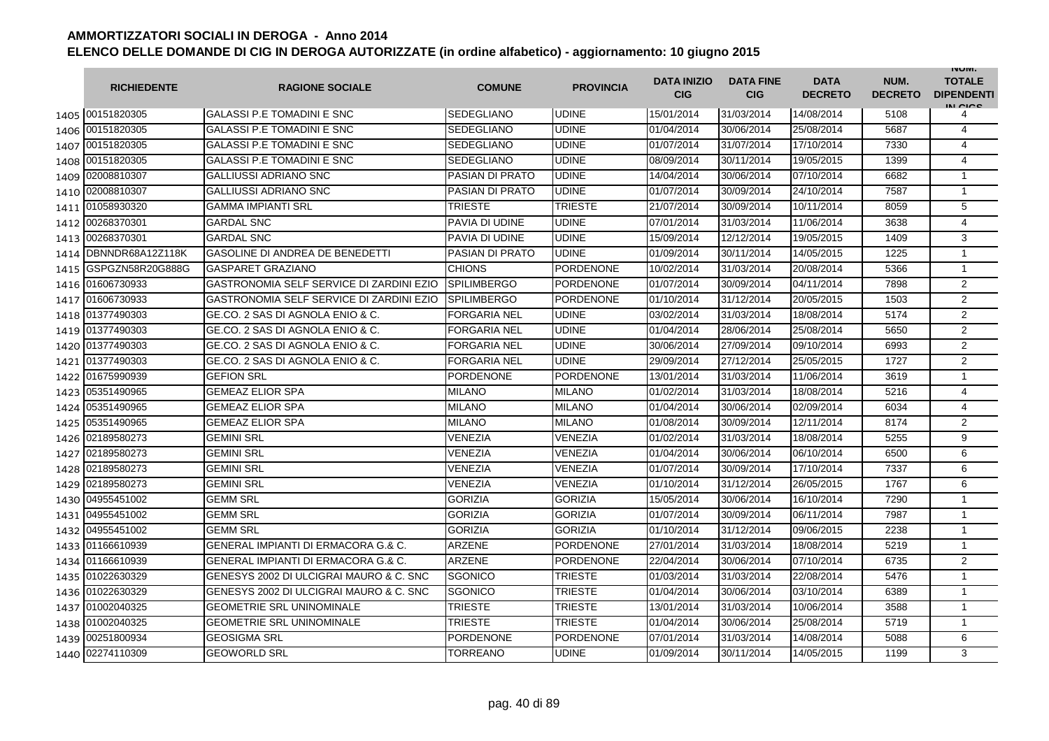# AMMORTIZZATORI SOCIALI IN DEROGA - Anno 2014

## ELENCO DELLE DOMANDE DI CIG IN DEROGA AUTORIZZATE (in ordine alfabetico) - aggiornamento: 10 giugno 2015

| | RICHIEDENTE | RAGIONE SOCIALE | COMUNE | PROVINCIA | DATA INIZIO CIG | DATA FINE CIG | DATA DECRETO | NUM. DECRETO | NUM. TOTALE DIPENDENTI IN CIGS |
|---|---|---|---|---|---|---|---|---|---|
| 1405 | 00151820305 | GALASSI P.E TOMADINI E SNC | SEDEGLIANO | UDINE | 15/01/2014 | 31/03/2014 | 14/08/2014 | 5108 | 4 |
| 1406 | 00151820305 | GALASSI P.E TOMADINI E SNC | SEDEGLIANO | UDINE | 01/04/2014 | 30/06/2014 | 25/08/2014 | 5687 | 4 |
| 1407 | 00151820305 | GALASSI P.E TOMADINI E SNC | SEDEGLIANO | UDINE | 01/07/2014 | 31/07/2014 | 17/10/2014 | 7330 | 4 |
| 1408 | 00151820305 | GALASSI P.E TOMADINI E SNC | SEDEGLIANO | UDINE | 08/09/2014 | 30/11/2014 | 19/05/2015 | 1399 | 4 |
| 1409 | 02008810307 | GALLIUSSI ADRIANO SNC | PASIAN DI PRATO | UDINE | 14/04/2014 | 30/06/2014 | 07/10/2014 | 6682 | 1 |
| 1410 | 02008810307 | GALLIUSSI ADRIANO SNC | PASIAN DI PRATO | UDINE | 01/07/2014 | 30/09/2014 | 24/10/2014 | 7587 | 1 |
| 1411 | 01058930320 | GAMMA IMPIANTI SRL | TRIESTE | TRIESTE | 21/07/2014 | 30/09/2014 | 10/11/2014 | 8059 | 5 |
| 1412 | 00268370301 | GARDAL SNC | PAVIA DI UDINE | UDINE | 07/01/2014 | 31/03/2014 | 11/06/2014 | 3638 | 4 |
| 1413 | 00268370301 | GARDAL SNC | PAVIA DI UDINE | UDINE | 15/09/2014 | 12/12/2014 | 19/05/2015 | 1409 | 3 |
| 1414 | DBNNDR68A12Z118K | GASOLINE DI ANDREA DE BENEDETTI | PASIAN DI PRATO | UDINE | 01/09/2014 | 30/11/2014 | 14/05/2015 | 1225 | 1 |
| 1415 | GSPGZN58R20G888G | GASPARET GRAZIANO | CHIONS | PORDENONE | 10/02/2014 | 31/03/2014 | 20/08/2014 | 5366 | 1 |
| 1416 | 01606730933 | GASTRONOMIA SELF SERVICE DI ZARDINI EZIO | SPILIMBERGO | PORDENONE | 01/07/2014 | 30/09/2014 | 04/11/2014 | 7898 | 2 |
| 1417 | 01606730933 | GASTRONOMIA SELF SERVICE DI ZARDINI EZIO | SPILIMBERGO | PORDENONE | 01/10/2014 | 31/12/2014 | 20/05/2015 | 1503 | 2 |
| 1418 | 01377490303 | GE.CO. 2 SAS DI AGNOLA ENIO & C. | FORGARIA NEL | UDINE | 03/02/2014 | 31/03/2014 | 18/08/2014 | 5174 | 2 |
| 1419 | 01377490303 | GE.CO. 2 SAS DI AGNOLA ENIO & C. | FORGARIA NEL | UDINE | 01/04/2014 | 28/06/2014 | 25/08/2014 | 5650 | 2 |
| 1420 | 01377490303 | GE.CO. 2 SAS DI AGNOLA ENIO & C. | FORGARIA NEL | UDINE | 30/06/2014 | 27/09/2014 | 09/10/2014 | 6993 | 2 |
| 1421 | 01377490303 | GE.CO. 2 SAS DI AGNOLA ENIO & C. | FORGARIA NEL | UDINE | 29/09/2014 | 27/12/2014 | 25/05/2015 | 1727 | 2 |
| 1422 | 01675990939 | GEFION SRL | PORDENONE | PORDENONE | 13/01/2014 | 31/03/2014 | 11/06/2014 | 3619 | 1 |
| 1423 | 05351490965 | GEMEAZ ELIOR SPA | MILANO | MILANO | 01/02/2014 | 31/03/2014 | 18/08/2014 | 5216 | 4 |
| 1424 | 05351490965 | GEMEAZ ELIOR SPA | MILANO | MILANO | 01/04/2014 | 30/06/2014 | 02/09/2014 | 6034 | 4 |
| 1425 | 05351490965 | GEMEAZ ELIOR SPA | MILANO | MILANO | 01/08/2014 | 30/09/2014 | 12/11/2014 | 8174 | 2 |
| 1426 | 02189580273 | GEMINI SRL | VENEZIA | VENEZIA | 01/02/2014 | 31/03/2014 | 18/08/2014 | 5255 | 9 |
| 1427 | 02189580273 | GEMINI SRL | VENEZIA | VENEZIA | 01/04/2014 | 30/06/2014 | 06/10/2014 | 6500 | 6 |
| 1428 | 02189580273 | GEMINI SRL | VENEZIA | VENEZIA | 01/07/2014 | 30/09/2014 | 17/10/2014 | 7337 | 6 |
| 1429 | 02189580273 | GEMINI SRL | VENEZIA | VENEZIA | 01/10/2014 | 31/12/2014 | 26/05/2015 | 1767 | 6 |
| 1430 | 04955451002 | GEMM SRL | GORIZIA | GORIZIA | 15/05/2014 | 30/06/2014 | 16/10/2014 | 7290 | 1 |
| 1431 | 04955451002 | GEMM SRL | GORIZIA | GORIZIA | 01/07/2014 | 30/09/2014 | 06/11/2014 | 7987 | 1 |
| 1432 | 04955451002 | GEMM SRL | GORIZIA | GORIZIA | 01/10/2014 | 31/12/2014 | 09/06/2015 | 2238 | 1 |
| 1433 | 01166610939 | GENERAL IMPIANTI DI ERMACORA G.& C. | ARZENE | PORDENONE | 27/01/2014 | 31/03/2014 | 18/08/2014 | 5219 | 1 |
| 1434 | 01166610939 | GENERAL IMPIANTI DI ERMACORA G.& C. | ARZENE | PORDENONE | 22/04/2014 | 30/06/2014 | 07/10/2014 | 6735 | 2 |
| 1435 | 01022630329 | GENESYS 2002 DI ULCIGRAI MAURO & C. SNC | SGONICO | TRIESTE | 01/03/2014 | 31/03/2014 | 22/08/2014 | 5476 | 1 |
| 1436 | 01022630329 | GENESYS 2002 DI ULCIGRAI MAURO & C. SNC | SGONICO | TRIESTE | 01/04/2014 | 30/06/2014 | 03/10/2014 | 6389 | 1 |
| 1437 | 01002040325 | GEOMETRIE SRL UNINOMINALE | TRIESTE | TRIESTE | 13/01/2014 | 31/03/2014 | 10/06/2014 | 3588 | 1 |
| 1438 | 01002040325 | GEOMETRIE SRL UNINOMINALE | TRIESTE | TRIESTE | 01/04/2014 | 30/06/2014 | 25/08/2014 | 5719 | 1 |
| 1439 | 00251800934 | GEOSIGMA SRL | PORDENONE | PORDENONE | 07/01/2014 | 31/03/2014 | 14/08/2014 | 5088 | 6 |
| 1440 | 02274110309 | GEOWORLD SRL | TORREANO | UDINE | 01/09/2014 | 30/11/2014 | 14/05/2015 | 1199 | 3 |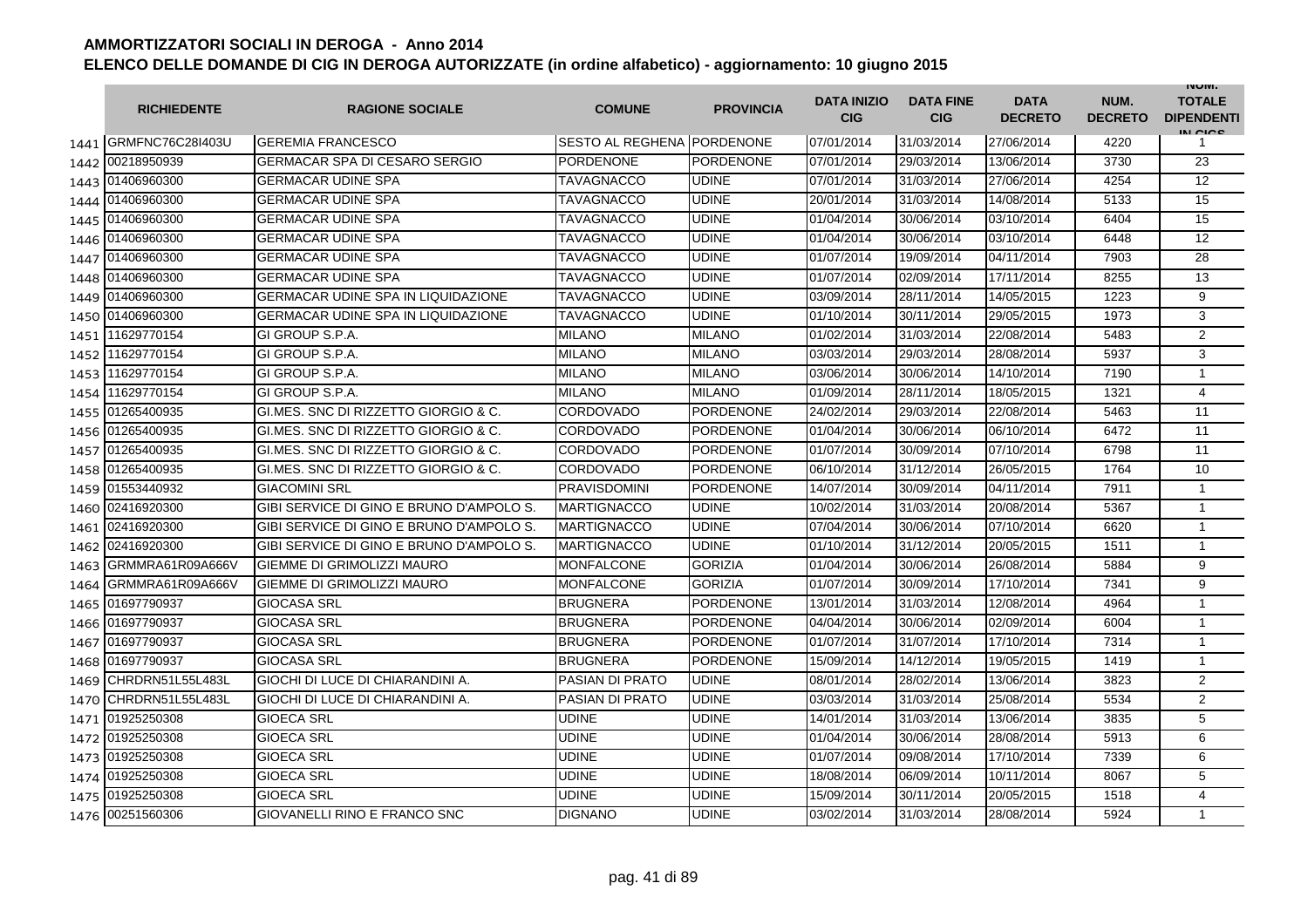# AMMORTIZZATORI SOCIALI IN DEROGA - Anno 2014

## ELENCO DELLE DOMANDE DI CIG IN DEROGA AUTORIZZATE (in ordine alfabetico) - aggiornamento: 10 giugno 2015

| | RICHIEDENTE | RAGIONE SOCIALE | COMUNE | PROVINCIA | DATA INIZIO CIG | DATA FINE CIG | DATA DECRETO | NUM. DECRETO | NUM. TOTALE DIPENDENTI IN CIGS |
|---|---|---|---|---|---|---|---|---|---|
| 1441 | GRMFNC76C28I403U | GEREMIA FRANCESCO | SESTO AL REGHENA | PORDENONE | 07/01/2014 | 31/03/2014 | 27/06/2014 | 4220 | 1 |
| 1442 | 00218950939 | GERMACAR SPA DI CESARO SERGIO | PORDENONE | PORDENONE | 07/01/2014 | 29/03/2014 | 13/06/2014 | 3730 | 23 |
| 1443 | 01406960300 | GERMACAR UDINE SPA | TAVAGNACCO | UDINE | 07/01/2014 | 31/03/2014 | 27/06/2014 | 4254 | 12 |
| 1444 | 01406960300 | GERMACAR UDINE SPA | TAVAGNACCO | UDINE | 20/01/2014 | 31/03/2014 | 14/08/2014 | 5133 | 15 |
| 1445 | 01406960300 | GERMACAR UDINE SPA | TAVAGNACCO | UDINE | 01/04/2014 | 30/06/2014 | 03/10/2014 | 6404 | 15 |
| 1446 | 01406960300 | GERMACAR UDINE SPA | TAVAGNACCO | UDINE | 01/04/2014 | 30/06/2014 | 03/10/2014 | 6448 | 12 |
| 1447 | 01406960300 | GERMACAR UDINE SPA | TAVAGNACCO | UDINE | 01/07/2014 | 19/09/2014 | 04/11/2014 | 7903 | 28 |
| 1448 | 01406960300 | GERMACAR UDINE SPA | TAVAGNACCO | UDINE | 01/07/2014 | 02/09/2014 | 17/11/2014 | 8255 | 13 |
| 1449 | 01406960300 | GERMACAR UDINE SPA IN LIQUIDAZIONE | TAVAGNACCO | UDINE | 03/09/2014 | 28/11/2014 | 14/05/2015 | 1223 | 9 |
| 1450 | 01406960300 | GERMACAR UDINE SPA IN LIQUIDAZIONE | TAVAGNACCO | UDINE | 01/10/2014 | 30/11/2014 | 29/05/2015 | 1973 | 3 |
| 1451 | 11629770154 | GI GROUP S.P.A. | MILANO | MILANO | 01/02/2014 | 31/03/2014 | 22/08/2014 | 5483 | 2 |
| 1452 | 11629770154 | GI GROUP S.P.A. | MILANO | MILANO | 03/03/2014 | 29/03/2014 | 28/08/2014 | 5937 | 3 |
| 1453 | 11629770154 | GI GROUP S.P.A. | MILANO | MILANO | 03/06/2014 | 30/06/2014 | 14/10/2014 | 7190 | 1 |
| 1454 | 11629770154 | GI GROUP S.P.A. | MILANO | MILANO | 01/09/2014 | 28/11/2014 | 18/05/2015 | 1321 | 4 |
| 1455 | 01265400935 | GI.MES. SNC DI RIZZETTO GIORGIO & C. | CORDOVADO | PORDENONE | 24/02/2014 | 29/03/2014 | 22/08/2014 | 5463 | 11 |
| 1456 | 01265400935 | GI.MES. SNC DI RIZZETTO GIORGIO & C. | CORDOVADO | PORDENONE | 01/04/2014 | 30/06/2014 | 06/10/2014 | 6472 | 11 |
| 1457 | 01265400935 | GI.MES. SNC DI RIZZETTO GIORGIO & C. | CORDOVADO | PORDENONE | 01/07/2014 | 30/09/2014 | 07/10/2014 | 6798 | 11 |
| 1458 | 01265400935 | GI.MES. SNC DI RIZZETTO GIORGIO & C. | CORDOVADO | PORDENONE | 06/10/2014 | 31/12/2014 | 26/05/2015 | 1764 | 10 |
| 1459 | 01553440932 | GIACOMINI SRL | PRAVISDOMINI | PORDENONE | 14/07/2014 | 30/09/2014 | 04/11/2014 | 7911 | 1 |
| 1460 | 02416920300 | GIBI SERVICE DI GINO E BRUNO D'AMPOLO S. | MARTIGNACCO | UDINE | 10/02/2014 | 31/03/2014 | 20/08/2014 | 5367 | 1 |
| 1461 | 02416920300 | GIBI SERVICE DI GINO E BRUNO D'AMPOLO S. | MARTIGNACCO | UDINE | 07/04/2014 | 30/06/2014 | 07/10/2014 | 6620 | 1 |
| 1462 | 02416920300 | GIBI SERVICE DI GINO E BRUNO D'AMPOLO S. | MARTIGNACCO | UDINE | 01/10/2014 | 31/12/2014 | 20/05/2015 | 1511 | 1 |
| 1463 | GRMMRA61R09A666V | GIEMME DI GRIMOLIZZI MAURO | MONFALCONE | GORIZIA | 01/04/2014 | 30/06/2014 | 26/08/2014 | 5884 | 9 |
| 1464 | GRMMRA61R09A666V | GIEMME DI GRIMOLIZZI MAURO | MONFALCONE | GORIZIA | 01/07/2014 | 30/09/2014 | 17/10/2014 | 7341 | 9 |
| 1465 | 01697790937 | GIOCASA SRL | BRUGNERA | PORDENONE | 13/01/2014 | 31/03/2014 | 12/08/2014 | 4964 | 1 |
| 1466 | 01697790937 | GIOCASA SRL | BRUGNERA | PORDENONE | 04/04/2014 | 30/06/2014 | 02/09/2014 | 6004 | 1 |
| 1467 | 01697790937 | GIOCASA SRL | BRUGNERA | PORDENONE | 01/07/2014 | 31/07/2014 | 17/10/2014 | 7314 | 1 |
| 1468 | 01697790937 | GIOCASA SRL | BRUGNERA | PORDENONE | 15/09/2014 | 14/12/2014 | 19/05/2015 | 1419 | 1 |
| 1469 | CHRDRN51L55L483L | GIOCHI DI LUCE DI CHIARANDINI A. | PASIAN DI PRATO | UDINE | 08/01/2014 | 28/02/2014 | 13/06/2014 | 3823 | 2 |
| 1470 | CHRDRN51L55L483L | GIOCHI DI LUCE DI CHIARANDINI A. | PASIAN DI PRATO | UDINE | 03/03/2014 | 31/03/2014 | 25/08/2014 | 5534 | 2 |
| 1471 | 01925250308 | GIOECA SRL | UDINE | UDINE | 14/01/2014 | 31/03/2014 | 13/06/2014 | 3835 | 5 |
| 1472 | 01925250308 | GIOECA SRL | UDINE | UDINE | 01/04/2014 | 30/06/2014 | 28/08/2014 | 5913 | 6 |
| 1473 | 01925250308 | GIOECA SRL | UDINE | UDINE | 01/07/2014 | 09/08/2014 | 17/10/2014 | 7339 | 6 |
| 1474 | 01925250308 | GIOECA SRL | UDINE | UDINE | 18/08/2014 | 06/09/2014 | 10/11/2014 | 8067 | 5 |
| 1475 | 01925250308 | GIOECA SRL | UDINE | UDINE | 15/09/2014 | 30/11/2014 | 20/05/2015 | 1518 | 4 |
| 1476 | 00251560306 | GIOVANELLI RINO E FRANCO SNC | DIGNANO | UDINE | 03/02/2014 | 31/03/2014 | 28/08/2014 | 5924 | 1 |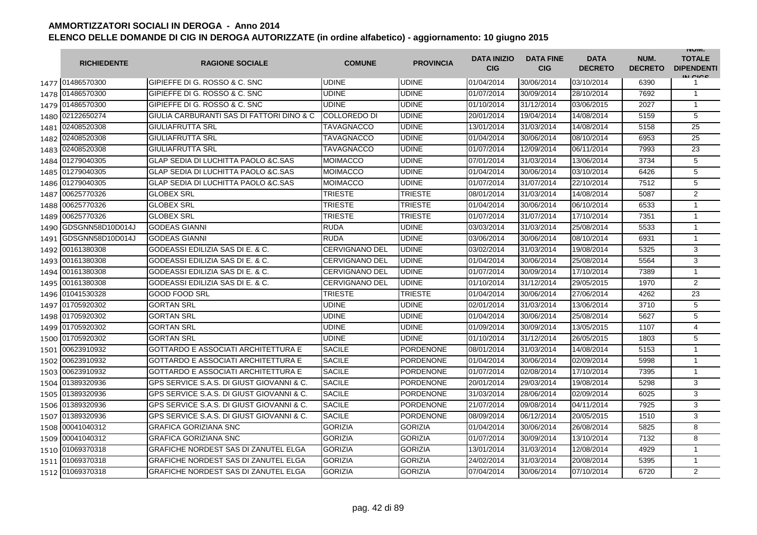# AMMORTIZZATORI SOCIALI IN DEROGA - Anno 2014

## ELENCO DELLE DOMANDE DI CIG IN DEROGA AUTORIZZATE (in ordine alfabetico) - aggiornamento: 10 giugno 2015

| | RICHIEDENTE | RAGIONE SOCIALE | COMUNE | PROVINCIA | DATA INIZIO CIG | DATA FINE CIG | DATA DECRETO | NUM. DECRETO | NUM. TOTALE DIPENDENTI IN CIGS |
|---|---|---|---|---|---|---|---|---|---|
| 1477 | 01486570300 | GIPIEFFE DI G. ROSSO & C. SNC | UDINE | UDINE | 01/04/2014 | 30/06/2014 | 03/10/2014 | 6390 | 1 |
| 1478 | 01486570300 | GIPIEFFE DI G. ROSSO & C. SNC | UDINE | UDINE | 01/07/2014 | 30/09/2014 | 28/10/2014 | 7692 | 1 |
| 1479 | 01486570300 | GIPIEFFE DI G. ROSSO & C. SNC | UDINE | UDINE | 01/10/2014 | 31/12/2014 | 03/06/2015 | 2027 | 1 |
| 1480 | 02122650274 | GIULIA CARBURANTI SAS DI FATTORI DINO & C | COLLOREDO DI | UDINE | 20/01/2014 | 19/04/2014 | 14/08/2014 | 5159 | 5 |
| 1481 | 02408520308 | GIULIAFRUTTA SRL | TAVAGNACCO | UDINE | 13/01/2014 | 31/03/2014 | 14/08/2014 | 5158 | 25 |
| 1482 | 02408520308 | GIULIAFRUTTA SRL | TAVAGNACCO | UDINE | 01/04/2014 | 30/06/2014 | 08/10/2014 | 6953 | 25 |
| 1483 | 02408520308 | GIULIAFRUTTA SRL | TAVAGNACCO | UDINE | 01/07/2014 | 12/09/2014 | 06/11/2014 | 7993 | 23 |
| 1484 | 01279040305 | GLAP SEDIA DI LUCHITTA PAOLO &C.SAS | MOIMACCO | UDINE | 07/01/2014 | 31/03/2014 | 13/06/2014 | 3734 | 5 |
| 1485 | 01279040305 | GLAP SEDIA DI LUCHITTA PAOLO &C.SAS | MOIMACCO | UDINE | 01/04/2014 | 30/06/2014 | 03/10/2014 | 6426 | 5 |
| 1486 | 01279040305 | GLAP SEDIA DI LUCHITTA PAOLO &C.SAS | MOIMACCO | UDINE | 01/07/2014 | 31/07/2014 | 22/10/2014 | 7512 | 5 |
| 1487 | 00625770326 | GLOBEX SRL | TRIESTE | TRIESTE | 08/01/2014 | 31/03/2014 | 14/08/2014 | 5087 | 2 |
| 1488 | 00625770326 | GLOBEX SRL | TRIESTE | TRIESTE | 01/04/2014 | 30/06/2014 | 06/10/2014 | 6533 | 1 |
| 1489 | 00625770326 | GLOBEX SRL | TRIESTE | TRIESTE | 01/07/2014 | 31/07/2014 | 17/10/2014 | 7351 | 1 |
| 1490 | GDSGNN58D10D014J | GODEAS GIANNI | RUDA | UDINE | 03/03/2014 | 31/03/2014 | 25/08/2014 | 5533 | 1 |
| 1491 | GDSGNN58D10D014J | GODEAS GIANNI | RUDA | UDINE | 03/06/2014 | 30/06/2014 | 08/10/2014 | 6931 | 1 |
| 1492 | 00161380308 | GODEASSI EDILIZIA SAS DI E. & C. | CERVIGNANO DEL | UDINE | 03/02/2014 | 31/03/2014 | 19/08/2014 | 5325 | 3 |
| 1493 | 00161380308 | GODEASSI EDILIZIA SAS DI E. & C. | CERVIGNANO DEL | UDINE | 01/04/2014 | 30/06/2014 | 25/08/2014 | 5564 | 3 |
| 1494 | 00161380308 | GODEASSI EDILIZIA SAS DI E. & C. | CERVIGNANO DEL | UDINE | 01/07/2014 | 30/09/2014 | 17/10/2014 | 7389 | 1 |
| 1495 | 00161380308 | GODEASSI EDILIZIA SAS DI E. & C. | CERVIGNANO DEL | UDINE | 01/10/2014 | 31/12/2014 | 29/05/2015 | 1970 | 2 |
| 1496 | 01041530328 | GOOD FOOD SRL | TRIESTE | TRIESTE | 01/04/2014 | 30/06/2014 | 27/06/2014 | 4262 | 23 |
| 1497 | 01705920302 | GORTAN SRL | UDINE | UDINE | 02/01/2014 | 31/03/2014 | 13/06/2014 | 3710 | 5 |
| 1498 | 01705920302 | GORTAN SRL | UDINE | UDINE | 01/04/2014 | 30/06/2014 | 25/08/2014 | 5627 | 5 |
| 1499 | 01705920302 | GORTAN SRL | UDINE | UDINE | 01/09/2014 | 30/09/2014 | 13/05/2015 | 1107 | 4 |
| 1500 | 01705920302 | GORTAN SRL | UDINE | UDINE | 01/10/2014 | 31/12/2014 | 26/05/2015 | 1803 | 5 |
| 1501 | 00623910932 | GOTTARDO E ASSOCIATI ARCHITETTURA E | SACILE | PORDENONE | 08/01/2014 | 31/03/2014 | 14/08/2014 | 5153 | 1 |
| 1502 | 00623910932 | GOTTARDO E ASSOCIATI ARCHITETTURA E | SACILE | PORDENONE | 01/04/2014 | 30/06/2014 | 02/09/2014 | 5998 | 1 |
| 1503 | 00623910932 | GOTTARDO E ASSOCIATI ARCHITETTURA E | SACILE | PORDENONE | 01/07/2014 | 02/08/2014 | 17/10/2014 | 7395 | 1 |
| 1504 | 01389320936 | GPS SERVICE S.A.S. DI GIUST GIOVANNI & C. | SACILE | PORDENONE | 20/01/2014 | 29/03/2014 | 19/08/2014 | 5298 | 3 |
| 1505 | 01389320936 | GPS SERVICE S.A.S. DI GIUST GIOVANNI & C. | SACILE | PORDENONE | 31/03/2014 | 28/06/2014 | 02/09/2014 | 6025 | 3 |
| 1506 | 01389320936 | GPS SERVICE S.A.S. DI GIUST GIOVANNI & C. | SACILE | PORDENONE | 21/07/2014 | 09/08/2014 | 04/11/2014 | 7925 | 3 |
| 1507 | 01389320936 | GPS SERVICE S.A.S. DI GIUST GIOVANNI & C. | SACILE | PORDENONE | 08/09/2014 | 06/12/2014 | 20/05/2015 | 1510 | 3 |
| 1508 | 00041040312 | GRAFICA GORIZIANA SNC | GORIZIA | GORIZIA | 01/04/2014 | 30/06/2014 | 26/08/2014 | 5825 | 8 |
| 1509 | 00041040312 | GRAFICA GORIZIANA SNC | GORIZIA | GORIZIA | 01/07/2014 | 30/09/2014 | 13/10/2014 | 7132 | 8 |
| 1510 | 01069370318 | GRAFICHE NORDEST SAS DI ZANUTEL ELGA | GORIZIA | GORIZIA | 13/01/2014 | 31/03/2014 | 12/08/2014 | 4929 | 1 |
| 1511 | 01069370318 | GRAFICHE NORDEST SAS DI ZANUTEL ELGA | GORIZIA | GORIZIA | 24/02/2014 | 31/03/2014 | 20/08/2014 | 5395 | 1 |
| 1512 | 01069370318 | GRAFICHE NORDEST SAS DI ZANUTEL ELGA | GORIZIA | GORIZIA | 07/04/2014 | 30/06/2014 | 07/10/2014 | 6720 | 2 |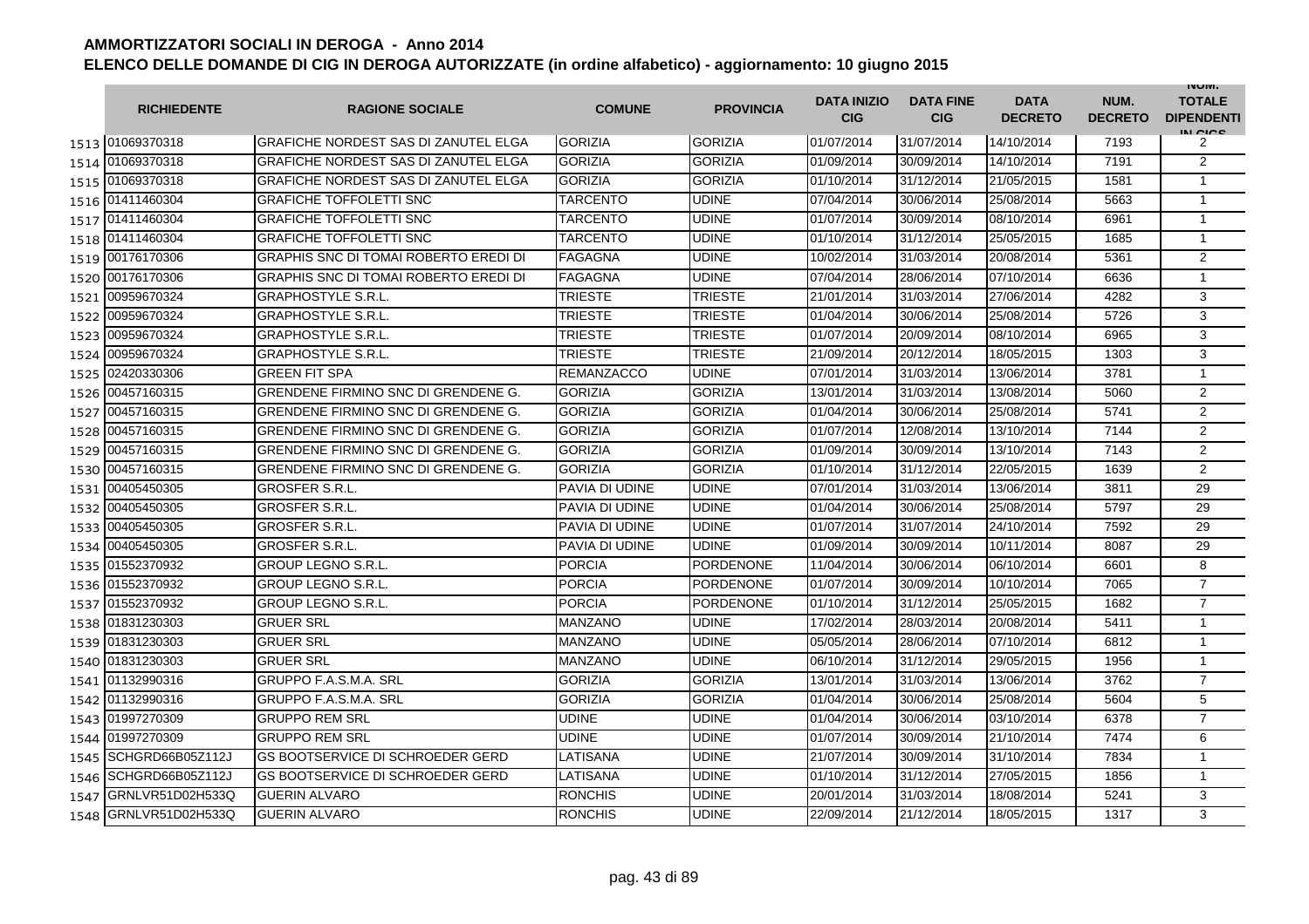# AMMORTIZZATORI SOCIALI IN DEROGA - Anno 2014

## ELENCO DELLE DOMANDE DI CIG IN DEROGA AUTORIZZATE (in ordine alfabetico) - aggiornamento: 10 giugno 2015

| | RICHIEDENTE | RAGIONE SOCIALE | COMUNE | PROVINCIA | DATA INIZIO CIG | DATA FINE CIG | DATA DECRETO | NUM. DECRETO | NUM. TOTALE DIPENDENTI IN CIGS |
|---|---|---|---|---|---|---|---|---|---|
| 1513 | 01069370318 | GRAFICHE NORDEST SAS DI ZANUTEL ELGA | GORIZIA | GORIZIA | 01/07/2014 | 31/07/2014 | 14/10/2014 | 7193 | 2 |
| 1514 | 01069370318 | GRAFICHE NORDEST SAS DI ZANUTEL ELGA | GORIZIA | GORIZIA | 01/09/2014 | 30/09/2014 | 14/10/2014 | 7191 | 2 |
| 1515 | 01069370318 | GRAFICHE NORDEST SAS DI ZANUTEL ELGA | GORIZIA | GORIZIA | 01/10/2014 | 31/12/2014 | 21/05/2015 | 1581 | 1 |
| 1516 | 01411460304 | GRAFICHE TOFFOLETTI SNC | TARCENTO | UDINE | 07/04/2014 | 30/06/2014 | 25/08/2014 | 5663 | 1 |
| 1517 | 01411460304 | GRAFICHE TOFFOLETTI SNC | TARCENTO | UDINE | 01/07/2014 | 30/09/2014 | 08/10/2014 | 6961 | 1 |
| 1518 | 01411460304 | GRAFICHE TOFFOLETTI SNC | TARCENTO | UDINE | 01/10/2014 | 31/12/2014 | 25/05/2015 | 1685 | 1 |
| 1519 | 00176170306 | GRAPHIS SNC DI TOMAI ROBERTO EREDI DI | FAGAGNA | UDINE | 10/02/2014 | 31/03/2014 | 20/08/2014 | 5361 | 2 |
| 1520 | 00176170306 | GRAPHIS SNC DI TOMAI ROBERTO EREDI DI | FAGAGNA | UDINE | 07/04/2014 | 28/06/2014 | 07/10/2014 | 6636 | 1 |
| 1521 | 00959670324 | GRAPHOSTYLE S.R.L. | TRIESTE | TRIESTE | 21/01/2014 | 31/03/2014 | 27/06/2014 | 4282 | 3 |
| 1522 | 00959670324 | GRAPHOSTYLE S.R.L. | TRIESTE | TRIESTE | 01/04/2014 | 30/06/2014 | 25/08/2014 | 5726 | 3 |
| 1523 | 00959670324 | GRAPHOSTYLE S.R.L. | TRIESTE | TRIESTE | 01/07/2014 | 20/09/2014 | 08/10/2014 | 6965 | 3 |
| 1524 | 00959670324 | GRAPHOSTYLE S.R.L. | TRIESTE | TRIESTE | 21/09/2014 | 20/12/2014 | 18/05/2015 | 1303 | 3 |
| 1525 | 02420330306 | GREEN FIT SPA | REMANZACCO | UDINE | 07/01/2014 | 31/03/2014 | 13/06/2014 | 3781 | 1 |
| 1526 | 00457160315 | GRENDENE FIRMINO SNC DI GRENDENE G. | GORIZIA | GORIZIA | 13/01/2014 | 31/03/2014 | 13/08/2014 | 5060 | 2 |
| 1527 | 00457160315 | GRENDENE FIRMINO SNC DI GRENDENE G. | GORIZIA | GORIZIA | 01/04/2014 | 30/06/2014 | 25/08/2014 | 5741 | 2 |
| 1528 | 00457160315 | GRENDENE FIRMINO SNC DI GRENDENE G. | GORIZIA | GORIZIA | 01/07/2014 | 12/08/2014 | 13/10/2014 | 7144 | 2 |
| 1529 | 00457160315 | GRENDENE FIRMINO SNC DI GRENDENE G. | GORIZIA | GORIZIA | 01/09/2014 | 30/09/2014 | 13/10/2014 | 7143 | 2 |
| 1530 | 00457160315 | GRENDENE FIRMINO SNC DI GRENDENE G. | GORIZIA | GORIZIA | 01/10/2014 | 31/12/2014 | 22/05/2015 | 1639 | 2 |
| 1531 | 00405450305 | GROSFER S.R.L. | PAVIA DI UDINE | UDINE | 07/01/2014 | 31/03/2014 | 13/06/2014 | 3811 | 29 |
| 1532 | 00405450305 | GROSFER S.R.L. | PAVIA DI UDINE | UDINE | 01/04/2014 | 30/06/2014 | 25/08/2014 | 5797 | 29 |
| 1533 | 00405450305 | GROSFER S.R.L. | PAVIA DI UDINE | UDINE | 01/07/2014 | 31/07/2014 | 24/10/2014 | 7592 | 29 |
| 1534 | 00405450305 | GROSFER S.R.L. | PAVIA DI UDINE | UDINE | 01/09/2014 | 30/09/2014 | 10/11/2014 | 8087 | 29 |
| 1535 | 01552370932 | GROUP LEGNO S.R.L. | PORCIA | PORDENONE | 11/04/2014 | 30/06/2014 | 06/10/2014 | 6601 | 8 |
| 1536 | 01552370932 | GROUP LEGNO S.R.L. | PORCIA | PORDENONE | 01/07/2014 | 30/09/2014 | 10/10/2014 | 7065 | 7 |
| 1537 | 01552370932 | GROUP LEGNO S.R.L. | PORCIA | PORDENONE | 01/10/2014 | 31/12/2014 | 25/05/2015 | 1682 | 7 |
| 1538 | 01831230303 | GRUER SRL | MANZANO | UDINE | 17/02/2014 | 28/03/2014 | 20/08/2014 | 5411 | 1 |
| 1539 | 01831230303 | GRUER SRL | MANZANO | UDINE | 05/05/2014 | 28/06/2014 | 07/10/2014 | 6812 | 1 |
| 1540 | 01831230303 | GRUER SRL | MANZANO | UDINE | 06/10/2014 | 31/12/2014 | 29/05/2015 | 1956 | 1 |
| 1541 | 01132990316 | GRUPPO F.A.S.M.A. SRL | GORIZIA | GORIZIA | 13/01/2014 | 31/03/2014 | 13/06/2014 | 3762 | 7 |
| 1542 | 01132990316 | GRUPPO F.A.S.M.A. SRL | GORIZIA | GORIZIA | 01/04/2014 | 30/06/2014 | 25/08/2014 | 5604 | 5 |
| 1543 | 01997270309 | GRUPPO REM SRL | UDINE | UDINE | 01/04/2014 | 30/06/2014 | 03/10/2014 | 6378 | 7 |
| 1544 | 01997270309 | GRUPPO REM SRL | UDINE | UDINE | 01/07/2014 | 30/09/2014 | 21/10/2014 | 7474 | 6 |
| 1545 | SCHGRD66B05Z112J | GS BOOTSERVICE DI SCHROEDER GERD | LATISANA | UDINE | 21/07/2014 | 30/09/2014 | 31/10/2014 | 7834 | 1 |
| 1546 | SCHGRD66B05Z112J | GS BOOTSERVICE DI SCHROEDER GERD | LATISANA | UDINE | 01/10/2014 | 31/12/2014 | 27/05/2015 | 1856 | 1 |
| 1547 | GRNLVR51D02H533Q | GUERIN ALVARO | RONCHIS | UDINE | 20/01/2014 | 31/03/2014 | 18/08/2014 | 5241 | 3 |
| 1548 | GRNLVR51D02H533Q | GUERIN ALVARO | RONCHIS | UDINE | 22/09/2014 | 21/12/2014 | 18/05/2015 | 1317 | 3 |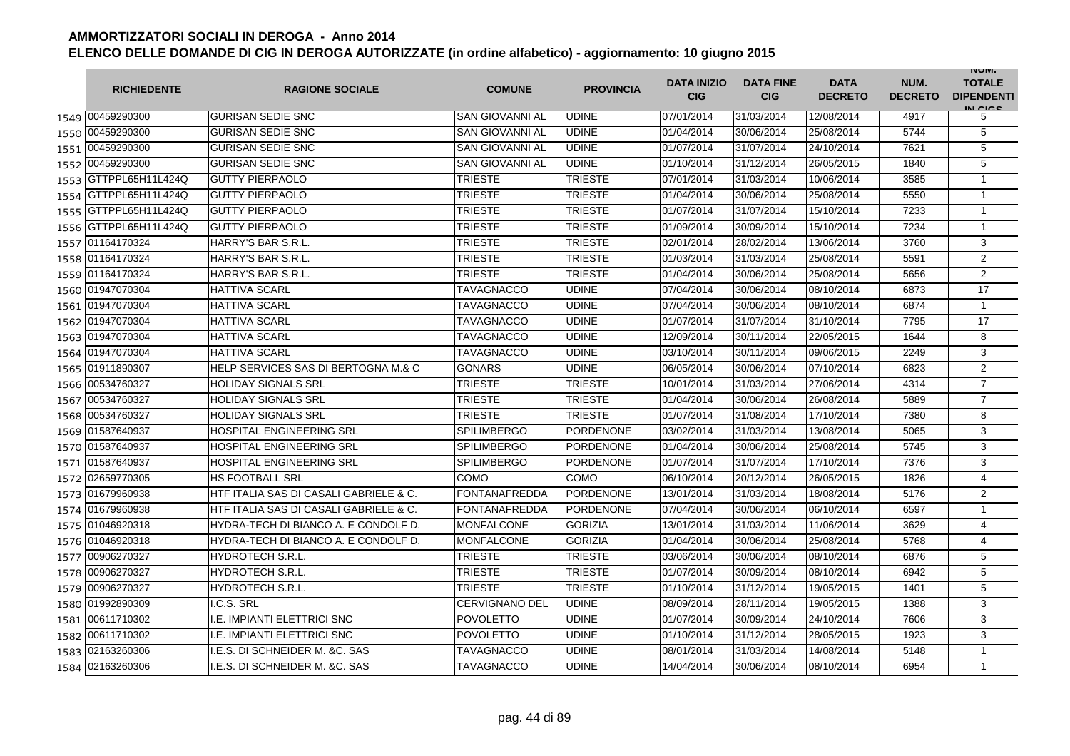# AMMORTIZZATORI SOCIALI IN DEROGA - Anno 2014

## ELENCO DELLE DOMANDE DI CIG IN DEROGA AUTORIZZATE (in ordine alfabetico) - aggiornamento: 10 giugno 2015

| | RICHIEDENTE | RAGIONE SOCIALE | COMUNE | PROVINCIA | DATA INIZIO CIG | DATA FINE CIG | DATA DECRETO | NUM. DECRETO | NUM. TOTALE DIPENDENTI IN CIGS |
|---|---|---|---|---|---|---|---|---|---|
| 1549 | 00459290300 | GURISAN SEDIE SNC | SAN GIOVANNI AL | UDINE | 07/01/2014 | 31/03/2014 | 12/08/2014 | 4917 | 5 |
| 1550 | 00459290300 | GURISAN SEDIE SNC | SAN GIOVANNI AL | UDINE | 01/04/2014 | 30/06/2014 | 25/08/2014 | 5744 | 5 |
| 1551 | 00459290300 | GURISAN SEDIE SNC | SAN GIOVANNI AL | UDINE | 01/07/2014 | 31/07/2014 | 24/10/2014 | 7621 | 5 |
| 1552 | 00459290300 | GURISAN SEDIE SNC | SAN GIOVANNI AL | UDINE | 01/10/2014 | 31/12/2014 | 26/05/2015 | 1840 | 5 |
| 1553 | GTTPPL65H11L424Q | GUTTY PIERPAOLO | TRIESTE | TRIESTE | 07/01/2014 | 31/03/2014 | 10/06/2014 | 3585 | 1 |
| 1554 | GTTPPL65H11L424Q | GUTTY PIERPAOLO | TRIESTE | TRIESTE | 01/04/2014 | 30/06/2014 | 25/08/2014 | 5550 | 1 |
| 1555 | GTTPPL65H11L424Q | GUTTY PIERPAOLO | TRIESTE | TRIESTE | 01/07/2014 | 31/07/2014 | 15/10/2014 | 7233 | 1 |
| 1556 | GTTPPL65H11L424Q | GUTTY PIERPAOLO | TRIESTE | TRIESTE | 01/09/2014 | 30/09/2014 | 15/10/2014 | 7234 | 1 |
| 1557 | 01164170324 | HARRY'S BAR S.R.L. | TRIESTE | TRIESTE | 02/01/2014 | 28/02/2014 | 13/06/2014 | 3760 | 3 |
| 1558 | 01164170324 | HARRY'S BAR S.R.L. | TRIESTE | TRIESTE | 01/03/2014 | 31/03/2014 | 25/08/2014 | 5591 | 2 |
| 1559 | 01164170324 | HARRY'S BAR S.R.L. | TRIESTE | TRIESTE | 01/04/2014 | 30/06/2014 | 25/08/2014 | 5656 | 2 |
| 1560 | 01947070304 | HATTIVA SCARL | TAVAGNACCO | UDINE | 07/04/2014 | 30/06/2014 | 08/10/2014 | 6873 | 17 |
| 1561 | 01947070304 | HATTIVA SCARL | TAVAGNACCO | UDINE | 07/04/2014 | 30/06/2014 | 08/10/2014 | 6874 | 1 |
| 1562 | 01947070304 | HATTIVA SCARL | TAVAGNACCO | UDINE | 01/07/2014 | 31/07/2014 | 31/10/2014 | 7795 | 17 |
| 1563 | 01947070304 | HATTIVA SCARL | TAVAGNACCO | UDINE | 12/09/2014 | 30/11/2014 | 22/05/2015 | 1644 | 8 |
| 1564 | 01947070304 | HATTIVA SCARL | TAVAGNACCO | UDINE | 03/10/2014 | 30/11/2014 | 09/06/2015 | 2249 | 3 |
| 1565 | 01911890307 | HELP SERVICES SAS DI BERTOGNA M.& C | GONARS | UDINE | 06/05/2014 | 30/06/2014 | 07/10/2014 | 6823 | 2 |
| 1566 | 00534760327 | HOLIDAY SIGNALS SRL | TRIESTE | TRIESTE | 10/01/2014 | 31/03/2014 | 27/06/2014 | 4314 | 7 |
| 1567 | 00534760327 | HOLIDAY SIGNALS SRL | TRIESTE | TRIESTE | 01/04/2014 | 30/06/2014 | 26/08/2014 | 5889 | 7 |
| 1568 | 00534760327 | HOLIDAY SIGNALS SRL | TRIESTE | TRIESTE | 01/07/2014 | 31/08/2014 | 17/10/2014 | 7380 | 8 |
| 1569 | 01587640937 | HOSPITAL ENGINEERING SRL | SPILIMBERGO | PORDENONE | 03/02/2014 | 31/03/2014 | 13/08/2014 | 5065 | 3 |
| 1570 | 01587640937 | HOSPITAL ENGINEERING SRL | SPILIMBERGO | PORDENONE | 01/04/2014 | 30/06/2014 | 25/08/2014 | 5745 | 3 |
| 1571 | 01587640937 | HOSPITAL ENGINEERING SRL | SPILIMBERGO | PORDENONE | 01/07/2014 | 31/07/2014 | 17/10/2014 | 7376 | 3 |
| 1572 | 02659770305 | HS FOOTBALL SRL | COMO | COMO | 06/10/2014 | 20/12/2014 | 26/05/2015 | 1826 | 4 |
| 1573 | 01679960938 | HTF ITALIA SAS DI CASALI GABRIELE & C. | FONTANAFREDDA | PORDENONE | 13/01/2014 | 31/03/2014 | 18/08/2014 | 5176 | 2 |
| 1574 | 01679960938 | HTF ITALIA SAS DI CASALI GABRIELE & C. | FONTANAFREDDA | PORDENONE | 07/04/2014 | 30/06/2014 | 06/10/2014 | 6597 | 1 |
| 1575 | 01046920318 | HYDRA-TECH DI BIANCO A. E CONDOLF D. | MONFALCONE | GORIZIA | 13/01/2014 | 31/03/2014 | 11/06/2014 | 3629 | 4 |
| 1576 | 01046920318 | HYDRA-TECH DI BIANCO A. E CONDOLF D. | MONFALCONE | GORIZIA | 01/04/2014 | 30/06/2014 | 25/08/2014 | 5768 | 4 |
| 1577 | 00906270327 | HYDROTECH S.R.L. | TRIESTE | TRIESTE | 03/06/2014 | 30/06/2014 | 08/10/2014 | 6876 | 5 |
| 1578 | 00906270327 | HYDROTECH S.R.L. | TRIESTE | TRIESTE | 01/07/2014 | 30/09/2014 | 08/10/2014 | 6942 | 5 |
| 1579 | 00906270327 | HYDROTECH S.R.L. | TRIESTE | TRIESTE | 01/10/2014 | 31/12/2014 | 19/05/2015 | 1401 | 5 |
| 1580 | 01992890309 | I.C.S. SRL | CERVIGNANO DEL | UDINE | 08/09/2014 | 28/11/2014 | 19/05/2015 | 1388 | 3 |
| 1581 | 00611710302 | I.E. IMPIANTI ELETTRICI SNC | POVOLETTO | UDINE | 01/07/2014 | 30/09/2014 | 24/10/2014 | 7606 | 3 |
| 1582 | 00611710302 | I.E. IMPIANTI ELETTRICI SNC | POVOLETTO | UDINE | 01/10/2014 | 31/12/2014 | 28/05/2015 | 1923 | 3 |
| 1583 | 02163260306 | I.E.S. DI SCHNEIDER M. &C. SAS | TAVAGNACCO | UDINE | 08/01/2014 | 31/03/2014 | 14/08/2014 | 5148 | 1 |
| 1584 | 02163260306 | I.E.S. DI SCHNEIDER M. &C. SAS | TAVAGNACCO | UDINE | 14/04/2014 | 30/06/2014 | 08/10/2014 | 6954 | 1 |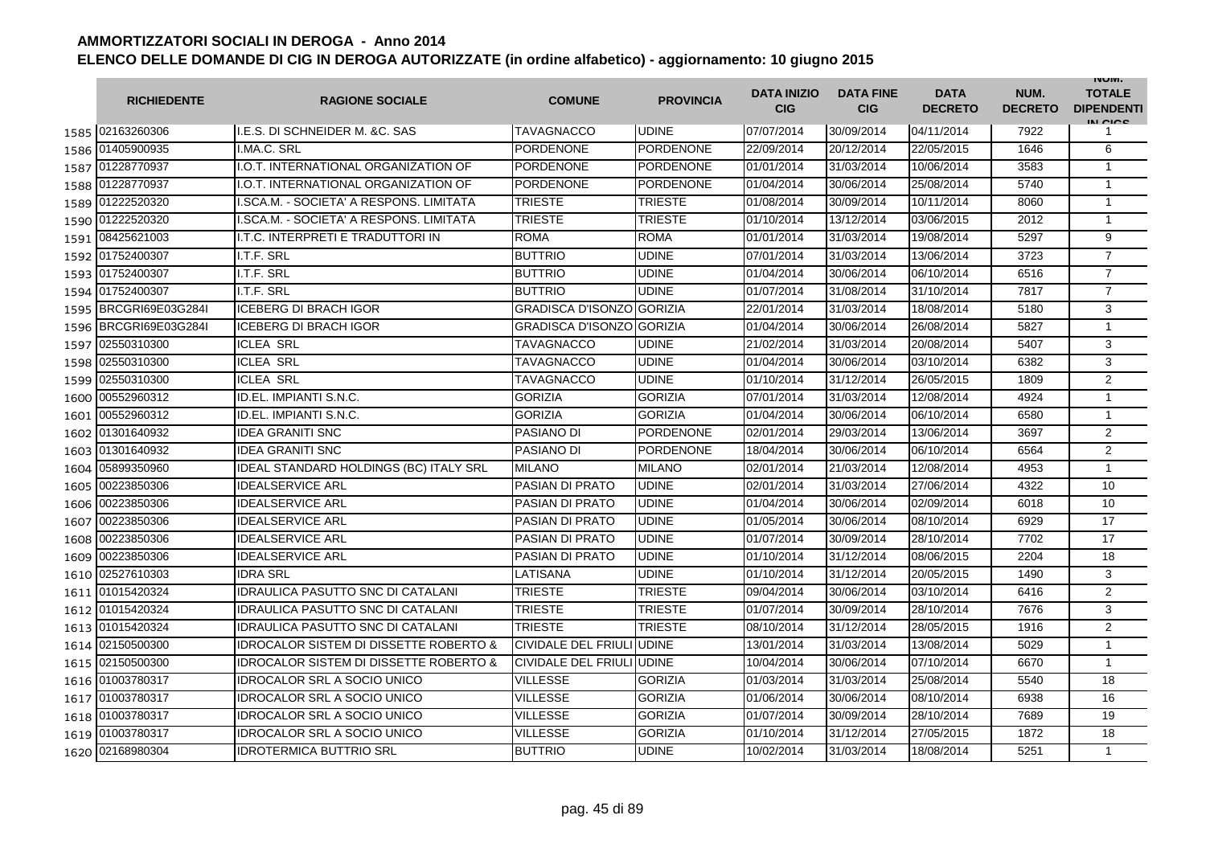# AMMORTIZZATORI SOCIALI IN DEROGA - Anno 2014

## ELENCO DELLE DOMANDE DI CIG IN DEROGA AUTORIZZATE (in ordine alfabetico) - aggiornamento: 10 giugno 2015

| | RICHIEDENTE | RAGIONE SOCIALE | COMUNE | PROVINCIA | DATA INIZIO CIG | DATA FINE CIG | DATA DECRETO | NUM. DECRETO | NUM. TOTALE DIPENDENTI IN CIGS |
|---|---|---|---|---|---|---|---|---|---|
| 1585 | 02163260306 | I.E.S. DI SCHNEIDER M. &C. SAS | TAVAGNACCO | UDINE | 07/07/2014 | 30/09/2014 | 04/11/2014 | 7922 | 1 |
| 1586 | 01405900935 | I.MA.C. SRL | PORDENONE | PORDENONE | 22/09/2014 | 20/12/2014 | 22/05/2015 | 1646 | 6 |
| 1587 | 01228770937 | I.O.T. INTERNATIONAL ORGANIZATION OF | PORDENONE | PORDENONE | 01/01/2014 | 31/03/2014 | 10/06/2014 | 3583 | 1 |
| 1588 | 01228770937 | I.O.T. INTERNATIONAL ORGANIZATION OF | PORDENONE | PORDENONE | 01/04/2014 | 30/06/2014 | 25/08/2014 | 5740 | 1 |
| 1589 | 01222520320 | I.SCA.M. - SOCIETA' A RESPONS. LIMITATA | TRIESTE | TRIESTE | 01/08/2014 | 30/09/2014 | 10/11/2014 | 8060 | 1 |
| 1590 | 01222520320 | I.SCA.M. - SOCIETA' A RESPONS. LIMITATA | TRIESTE | TRIESTE | 01/10/2014 | 13/12/2014 | 03/06/2015 | 2012 | 1 |
| 1591 | 08425621003 | I.T.C. INTERPRETI E TRADUTTORI IN | ROMA | ROMA | 01/01/2014 | 31/03/2014 | 19/08/2014 | 5297 | 9 |
| 1592 | 01752400307 | I.T.F. SRL | BUTTRIO | UDINE | 07/01/2014 | 31/03/2014 | 13/06/2014 | 3723 | 7 |
| 1593 | 01752400307 | I.T.F. SRL | BUTTRIO | UDINE | 01/04/2014 | 30/06/2014 | 06/10/2014 | 6516 | 7 |
| 1594 | 01752400307 | I.T.F. SRL | BUTTRIO | UDINE | 01/07/2014 | 31/08/2014 | 31/10/2014 | 7817 | 7 |
| 1595 | BRCGRI69E03G284I | ICEBERG DI BRACH IGOR | GRADISCA D'ISONZO | GORIZIA | 22/01/2014 | 31/03/2014 | 18/08/2014 | 5180 | 3 |
| 1596 | BRCGRI69E03G284I | ICEBERG DI BRACH IGOR | GRADISCA D'ISONZO | GORIZIA | 01/04/2014 | 30/06/2014 | 26/08/2014 | 5827 | 1 |
| 1597 | 02550310300 | ICLEA SRL | TAVAGNACCO | UDINE | 21/02/2014 | 31/03/2014 | 20/08/2014 | 5407 | 3 |
| 1598 | 02550310300 | ICLEA SRL | TAVAGNACCO | UDINE | 01/04/2014 | 30/06/2014 | 03/10/2014 | 6382 | 3 |
| 1599 | 02550310300 | ICLEA SRL | TAVAGNACCO | UDINE | 01/10/2014 | 31/12/2014 | 26/05/2015 | 1809 | 2 |
| 1600 | 00552960312 | ID.EL. IMPIANTI S.N.C. | GORIZIA | GORIZIA | 07/01/2014 | 31/03/2014 | 12/08/2014 | 4924 | 1 |
| 1601 | 00552960312 | ID.EL. IMPIANTI S.N.C. | GORIZIA | GORIZIA | 01/04/2014 | 30/06/2014 | 06/10/2014 | 6580 | 1 |
| 1602 | 01301640932 | IDEA GRANITI SNC | PASIANO DI | PORDENONE | 02/01/2014 | 29/03/2014 | 13/06/2014 | 3697 | 2 |
| 1603 | 01301640932 | IDEA GRANITI SNC | PASIANO DI | PORDENONE | 18/04/2014 | 30/06/2014 | 06/10/2014 | 6564 | 2 |
| 1604 | 05899350960 | IDEAL STANDARD HOLDINGS (BC) ITALY SRL | MILANO | MILANO | 02/01/2014 | 21/03/2014 | 12/08/2014 | 4953 | 1 |
| 1605 | 00223850306 | IDEALSERVICE ARL | PASIAN DI PRATO | UDINE | 02/01/2014 | 31/03/2014 | 27/06/2014 | 4322 | 10 |
| 1606 | 00223850306 | IDEALSERVICE ARL | PASIAN DI PRATO | UDINE | 01/04/2014 | 30/06/2014 | 02/09/2014 | 6018 | 10 |
| 1607 | 00223850306 | IDEALSERVICE ARL | PASIAN DI PRATO | UDINE | 01/05/2014 | 30/06/2014 | 08/10/2014 | 6929 | 17 |
| 1608 | 00223850306 | IDEALSERVICE ARL | PASIAN DI PRATO | UDINE | 01/07/2014 | 30/09/2014 | 28/10/2014 | 7702 | 17 |
| 1609 | 00223850306 | IDEALSERVICE ARL | PASIAN DI PRATO | UDINE | 01/10/2014 | 31/12/2014 | 08/06/2015 | 2204 | 18 |
| 1610 | 02527610303 | IDRA SRL | LATISANA | UDINE | 01/10/2014 | 31/12/2014 | 20/05/2015 | 1490 | 3 |
| 1611 | 01015420324 | IDRAULICA PASUTTO SNC DI CATALANI | TRIESTE | TRIESTE | 09/04/2014 | 30/06/2014 | 03/10/2014 | 6416 | 2 |
| 1612 | 01015420324 | IDRAULICA PASUTTO SNC DI CATALANI | TRIESTE | TRIESTE | 01/07/2014 | 30/09/2014 | 28/10/2014 | 7676 | 3 |
| 1613 | 01015420324 | IDRAULICA PASUTTO SNC DI CATALANI | TRIESTE | TRIESTE | 08/10/2014 | 31/12/2014 | 28/05/2015 | 1916 | 2 |
| 1614 | 02150500300 | IDROCALOR SISTEM DI DISSETTE ROBERTO & | CIVIDALE DEL FRIULI | UDINE | 13/01/2014 | 31/03/2014 | 13/08/2014 | 5029 | 1 |
| 1615 | 02150500300 | IDROCALOR SISTEM DI DISSETTE ROBERTO & | CIVIDALE DEL FRIULI | UDINE | 10/04/2014 | 30/06/2014 | 07/10/2014 | 6670 | 1 |
| 1616 | 01003780317 | IDROCALOR SRL A SOCIO UNICO | VILLESSE | GORIZIA | 01/03/2014 | 31/03/2014 | 25/08/2014 | 5540 | 18 |
| 1617 | 01003780317 | IDROCALOR SRL A SOCIO UNICO | VILLESSE | GORIZIA | 01/06/2014 | 30/06/2014 | 08/10/2014 | 6938 | 16 |
| 1618 | 01003780317 | IDROCALOR SRL A SOCIO UNICO | VILLESSE | GORIZIA | 01/07/2014 | 30/09/2014 | 28/10/2014 | 7689 | 19 |
| 1619 | 01003780317 | IDROCALOR SRL A SOCIO UNICO | VILLESSE | GORIZIA | 01/10/2014 | 31/12/2014 | 27/05/2015 | 1872 | 18 |
| 1620 | 02168980304 | IDROTERMICA BUTTRIO SRL | BUTTRIO | UDINE | 10/02/2014 | 31/03/2014 | 18/08/2014 | 5251 | 1 |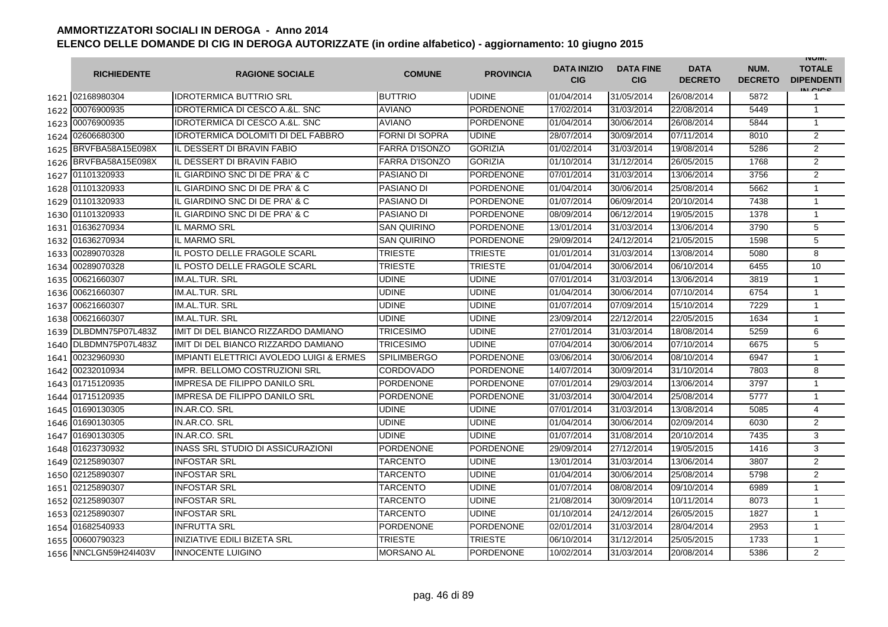# AMMORTIZZATORI SOCIALI IN DEROGA - Anno 2014

## ELENCO DELLE DOMANDE DI CIG IN DEROGA AUTORIZZATE (in ordine alfabetico) - aggiornamento: 10 giugno 2015

| | RICHIEDENTE | RAGIONE SOCIALE | COMUNE | PROVINCIA | DATA INIZIO CIG | DATA FINE CIG | DATA DECRETO | NUM. DECRETO | NUM. TOTALE DIPENDENTI IN CIGS |
|---|---|---|---|---|---|---|---|---|---|
| 1621 | 02168980304 | IDROTERMICA BUTTRIO SRL | BUTTRIO | UDINE | 01/04/2014 | 31/05/2014 | 26/08/2014 | 5872 | 1 |
| 1622 | 00076900935 | IDROTERMICA DI CESCO A.&L. SNC | AVIANO | PORDENONE | 17/02/2014 | 31/03/2014 | 22/08/2014 | 5449 | 1 |
| 1623 | 00076900935 | IDROTERMICA DI CESCO A.&L. SNC | AVIANO | PORDENONE | 01/04/2014 | 30/06/2014 | 26/08/2014 | 5844 | 1 |
| 1624 | 02606680300 | IDROTERMICA DOLOMITI DI DEL FABBRO | FORNI DI SOPRA | UDINE | 28/07/2014 | 30/09/2014 | 07/11/2014 | 8010 | 2 |
| 1625 | BRVFBA58A15E098X | IL DESSERT DI BRAVIN FABIO | FARRA D'ISONZO | GORIZIA | 01/02/2014 | 31/03/2014 | 19/08/2014 | 5286 | 2 |
| 1626 | BRVFBA58A15E098X | IL DESSERT DI BRAVIN FABIO | FARRA D'ISONZO | GORIZIA | 01/10/2014 | 31/12/2014 | 26/05/2015 | 1768 | 2 |
| 1627 | 01101320933 | IL GIARDINO SNC DI DE PRA' & C | PASIANO DI | PORDENONE | 07/01/2014 | 31/03/2014 | 13/06/2014 | 3756 | 2 |
| 1628 | 01101320933 | IL GIARDINO SNC DI DE PRA' & C | PASIANO DI | PORDENONE | 01/04/2014 | 30/06/2014 | 25/08/2014 | 5662 | 1 |
| 1629 | 01101320933 | IL GIARDINO SNC DI DE PRA' & C | PASIANO DI | PORDENONE | 01/07/2014 | 06/09/2014 | 20/10/2014 | 7438 | 1 |
| 1630 | 01101320933 | IL GIARDINO SNC DI DE PRA' & C | PASIANO DI | PORDENONE | 08/09/2014 | 06/12/2014 | 19/05/2015 | 1378 | 1 |
| 1631 | 01636270934 | IL MARMO SRL | SAN QUIRINO | PORDENONE | 13/01/2014 | 31/03/2014 | 13/06/2014 | 3790 | 5 |
| 1632 | 01636270934 | IL MARMO SRL | SAN QUIRINO | PORDENONE | 29/09/2014 | 24/12/2014 | 21/05/2015 | 1598 | 5 |
| 1633 | 00289070328 | IL POSTO DELLE FRAGOLE SCARL | TRIESTE | TRIESTE | 01/01/2014 | 31/03/2014 | 13/08/2014 | 5080 | 8 |
| 1634 | 00289070328 | IL POSTO DELLE FRAGOLE SCARL | TRIESTE | TRIESTE | 01/04/2014 | 30/06/2014 | 06/10/2014 | 6455 | 10 |
| 1635 | 00621660307 | IM.AL.TUR. SRL | UDINE | UDINE | 07/01/2014 | 31/03/2014 | 13/06/2014 | 3819 | 1 |
| 1636 | 00621660307 | IM.AL.TUR. SRL | UDINE | UDINE | 01/04/2014 | 30/06/2014 | 07/10/2014 | 6754 | 1 |
| 1637 | 00621660307 | IM.AL.TUR. SRL | UDINE | UDINE | 01/07/2014 | 07/09/2014 | 15/10/2014 | 7229 | 1 |
| 1638 | 00621660307 | IM.AL.TUR. SRL | UDINE | UDINE | 23/09/2014 | 22/12/2014 | 22/05/2015 | 1634 | 1 |
| 1639 | DLBDMN75P07L483Z | IMIT DI DEL BIANCO RIZZARDO DAMIANO | TRICESIMO | UDINE | 27/01/2014 | 31/03/2014 | 18/08/2014 | 5259 | 6 |
| 1640 | DLBDMN75P07L483Z | IMIT DI DEL BIANCO RIZZARDO DAMIANO | TRICESIMO | UDINE | 07/04/2014 | 30/06/2014 | 07/10/2014 | 6675 | 5 |
| 1641 | 00232960930 | IMPIANTI ELETTRICI AVOLEDO LUIGI & ERMES | SPILIMBERGO | PORDENONE | 03/06/2014 | 30/06/2014 | 08/10/2014 | 6947 | 1 |
| 1642 | 00232010934 | IMPR. BELLOMO COSTRUZIONI SRL | CORDOVADO | PORDENONE | 14/07/2014 | 30/09/2014 | 31/10/2014 | 7803 | 8 |
| 1643 | 01715120935 | IMPRESA DE FILIPPO DANILO SRL | PORDENONE | PORDENONE | 07/01/2014 | 29/03/2014 | 13/06/2014 | 3797 | 1 |
| 1644 | 01715120935 | IMPRESA DE FILIPPO DANILO SRL | PORDENONE | PORDENONE | 31/03/2014 | 30/04/2014 | 25/08/2014 | 5777 | 1 |
| 1645 | 01690130305 | IN.AR.CO. SRL | UDINE | UDINE | 07/01/2014 | 31/03/2014 | 13/08/2014 | 5085 | 4 |
| 1646 | 01690130305 | IN.AR.CO. SRL | UDINE | UDINE | 01/04/2014 | 30/06/2014 | 02/09/2014 | 6030 | 2 |
| 1647 | 01690130305 | IN.AR.CO. SRL | UDINE | UDINE | 01/07/2014 | 31/08/2014 | 20/10/2014 | 7435 | 3 |
| 1648 | 01623730932 | INASS SRL STUDIO DI ASSICURAZIONI | PORDENONE | PORDENONE | 29/09/2014 | 27/12/2014 | 19/05/2015 | 1416 | 3 |
| 1649 | 02125890307 | INFOSTAR SRL | TARCENTO | UDINE | 13/01/2014 | 31/03/2014 | 13/06/2014 | 3807 | 2 |
| 1650 | 02125890307 | INFOSTAR SRL | TARCENTO | UDINE | 01/04/2014 | 30/06/2014 | 25/08/2014 | 5798 | 2 |
| 1651 | 02125890307 | INFOSTAR SRL | TARCENTO | UDINE | 01/07/2014 | 08/08/2014 | 09/10/2014 | 6989 | 1 |
| 1652 | 02125890307 | INFOSTAR SRL | TARCENTO | UDINE | 21/08/2014 | 30/09/2014 | 10/11/2014 | 8073 | 1 |
| 1653 | 02125890307 | INFOSTAR SRL | TARCENTO | UDINE | 01/10/2014 | 24/12/2014 | 26/05/2015 | 1827 | 1 |
| 1654 | 01682540933 | INFRUTTA SRL | PORDENONE | PORDENONE | 02/01/2014 | 31/03/2014 | 28/04/2014 | 2953 | 1 |
| 1655 | 00600790323 | INIZIATIVE EDILI BIZETA SRL | TRIESTE | TRIESTE | 06/10/2014 | 31/12/2014 | 25/05/2015 | 1733 | 1 |
| 1656 | NNCLGN59H24I403V | INNOCENTE LUIGINO | MORSANO AL | PORDENONE | 10/02/2014 | 31/03/2014 | 20/08/2014 | 5386 | 2 |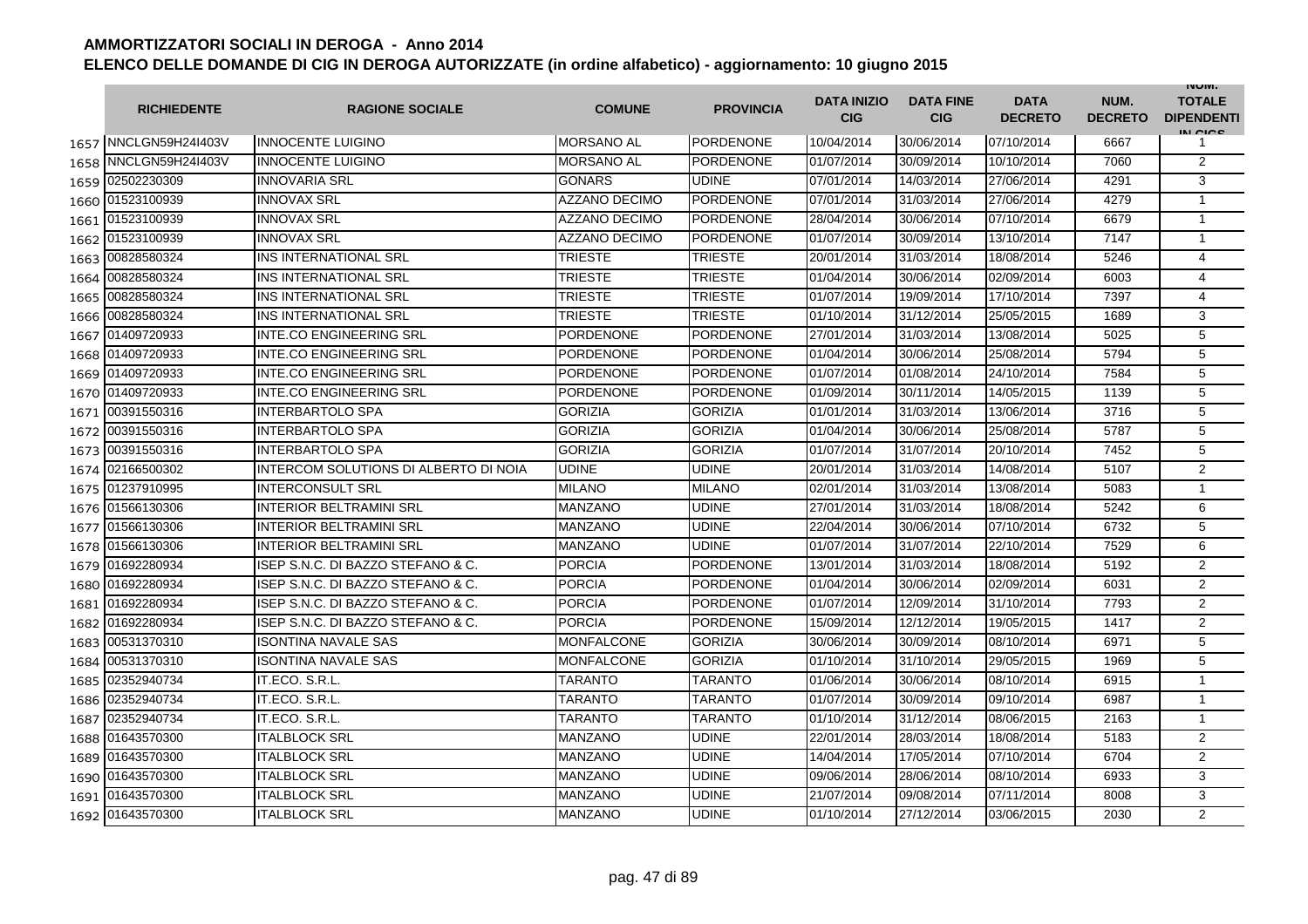# AMMORTIZZATORI SOCIALI IN DEROGA - Anno 2014

## ELENCO DELLE DOMANDE DI CIG IN DEROGA AUTORIZZATE (in ordine alfabetico) - aggiornamento: 10 giugno 2015

| | RICHIEDENTE | RAGIONE SOCIALE | COMUNE | PROVINCIA | DATA INIZIO CIG | DATA FINE CIG | DATA DECRETO | NUM. DECRETO | NUM. TOTALE DIPENDENTI IN CIGS |
|---|---|---|---|---|---|---|---|---|---|
| 1657 | NNCLGN59H24I403V | INNOCENTE LUIGINO | MORSANO AL | PORDENONE | 10/04/2014 | 30/06/2014 | 07/10/2014 | 6667 | 1 |
| 1658 | NNCLGN59H24I403V | INNOCENTE LUIGINO | MORSANO AL | PORDENONE | 01/07/2014 | 30/09/2014 | 10/10/2014 | 7060 | 2 |
| 1659 | 02502230309 | INNOVARIA SRL | GONARS | UDINE | 07/01/2014 | 14/03/2014 | 27/06/2014 | 4291 | 3 |
| 1660 | 01523100939 | INNOVAX SRL | AZZANO DECIMO | PORDENONE | 07/01/2014 | 31/03/2014 | 27/06/2014 | 4279 | 1 |
| 1661 | 01523100939 | INNOVAX SRL | AZZANO DECIMO | PORDENONE | 28/04/2014 | 30/06/2014 | 07/10/2014 | 6679 | 1 |
| 1662 | 01523100939 | INNOVAX SRL | AZZANO DECIMO | PORDENONE | 01/07/2014 | 30/09/2014 | 13/10/2014 | 7147 | 1 |
| 1663 | 00828580324 | INS INTERNATIONAL SRL | TRIESTE | TRIESTE | 20/01/2014 | 31/03/2014 | 18/08/2014 | 5246 | 4 |
| 1664 | 00828580324 | INS INTERNATIONAL SRL | TRIESTE | TRIESTE | 01/04/2014 | 30/06/2014 | 02/09/2014 | 6003 | 4 |
| 1665 | 00828580324 | INS INTERNATIONAL SRL | TRIESTE | TRIESTE | 01/07/2014 | 19/09/2014 | 17/10/2014 | 7397 | 4 |
| 1666 | 00828580324 | INS INTERNATIONAL SRL | TRIESTE | TRIESTE | 01/10/2014 | 31/12/2014 | 25/05/2015 | 1689 | 3 |
| 1667 | 01409720933 | INTE.CO ENGINEERING SRL | PORDENONE | PORDENONE | 27/01/2014 | 31/03/2014 | 13/08/2014 | 5025 | 5 |
| 1668 | 01409720933 | INTE.CO ENGINEERING SRL | PORDENONE | PORDENONE | 01/04/2014 | 30/06/2014 | 25/08/2014 | 5794 | 5 |
| 1669 | 01409720933 | INTE.CO ENGINEERING SRL | PORDENONE | PORDENONE | 01/07/2014 | 01/08/2014 | 24/10/2014 | 7584 | 5 |
| 1670 | 01409720933 | INTE.CO ENGINEERING SRL | PORDENONE | PORDENONE | 01/09/2014 | 30/11/2014 | 14/05/2015 | 1139 | 5 |
| 1671 | 00391550316 | INTERBARTOLO SPA | GORIZIA | GORIZIA | 01/01/2014 | 31/03/2014 | 13/06/2014 | 3716 | 5 |
| 1672 | 00391550316 | INTERBARTOLO SPA | GORIZIA | GORIZIA | 01/04/2014 | 30/06/2014 | 25/08/2014 | 5787 | 5 |
| 1673 | 00391550316 | INTERBARTOLO SPA | GORIZIA | GORIZIA | 01/07/2014 | 31/07/2014 | 20/10/2014 | 7452 | 5 |
| 1674 | 02166500302 | INTERCOM SOLUTIONS DI ALBERTO DI NOIA | UDINE | UDINE | 20/01/2014 | 31/03/2014 | 14/08/2014 | 5107 | 2 |
| 1675 | 01237910995 | INTERCONSULT SRL | MILANO | MILANO | 02/01/2014 | 31/03/2014 | 13/08/2014 | 5083 | 1 |
| 1676 | 01566130306 | INTERIOR BELTRAMINI SRL | MANZANO | UDINE | 27/01/2014 | 31/03/2014 | 18/08/2014 | 5242 | 6 |
| 1677 | 01566130306 | INTERIOR BELTRAMINI SRL | MANZANO | UDINE | 22/04/2014 | 30/06/2014 | 07/10/2014 | 6732 | 5 |
| 1678 | 01566130306 | INTERIOR BELTRAMINI SRL | MANZANO | UDINE | 01/07/2014 | 31/07/2014 | 22/10/2014 | 7529 | 6 |
| 1679 | 01692280934 | ISEP S.N.C. DI BAZZO STEFANO & C. | PORCIA | PORDENONE | 13/01/2014 | 31/03/2014 | 18/08/2014 | 5192 | 2 |
| 1680 | 01692280934 | ISEP S.N.C. DI BAZZO STEFANO & C. | PORCIA | PORDENONE | 01/04/2014 | 30/06/2014 | 02/09/2014 | 6031 | 2 |
| 1681 | 01692280934 | ISEP S.N.C. DI BAZZO STEFANO & C. | PORCIA | PORDENONE | 01/07/2014 | 12/09/2014 | 31/10/2014 | 7793 | 2 |
| 1682 | 01692280934 | ISEP S.N.C. DI BAZZO STEFANO & C. | PORCIA | PORDENONE | 15/09/2014 | 12/12/2014 | 19/05/2015 | 1417 | 2 |
| 1683 | 00531370310 | ISONTINA NAVALE SAS | MONFALCONE | GORIZIA | 30/06/2014 | 30/09/2014 | 08/10/2014 | 6971 | 5 |
| 1684 | 00531370310 | ISONTINA NAVALE SAS | MONFALCONE | GORIZIA | 01/10/2014 | 31/10/2014 | 29/05/2015 | 1969 | 5 |
| 1685 | 02352940734 | IT.ECO. S.R.L. | TARANTO | TARANTO | 01/06/2014 | 30/06/2014 | 08/10/2014 | 6915 | 1 |
| 1686 | 02352940734 | IT.ECO. S.R.L. | TARANTO | TARANTO | 01/07/2014 | 30/09/2014 | 09/10/2014 | 6987 | 1 |
| 1687 | 02352940734 | IT.ECO. S.R.L. | TARANTO | TARANTO | 01/10/2014 | 31/12/2014 | 08/06/2015 | 2163 | 1 |
| 1688 | 01643570300 | ITALBLOCK SRL | MANZANO | UDINE | 22/01/2014 | 28/03/2014 | 18/08/2014 | 5183 | 2 |
| 1689 | 01643570300 | ITALBLOCK SRL | MANZANO | UDINE | 14/04/2014 | 17/05/2014 | 07/10/2014 | 6704 | 2 |
| 1690 | 01643570300 | ITALBLOCK SRL | MANZANO | UDINE | 09/06/2014 | 28/06/2014 | 08/10/2014 | 6933 | 3 |
| 1691 | 01643570300 | ITALBLOCK SRL | MANZANO | UDINE | 21/07/2014 | 09/08/2014 | 07/11/2014 | 8008 | 3 |
| 1692 | 01643570300 | ITALBLOCK SRL | MANZANO | UDINE | 01/10/2014 | 27/12/2014 | 03/06/2015 | 2030 | 2 |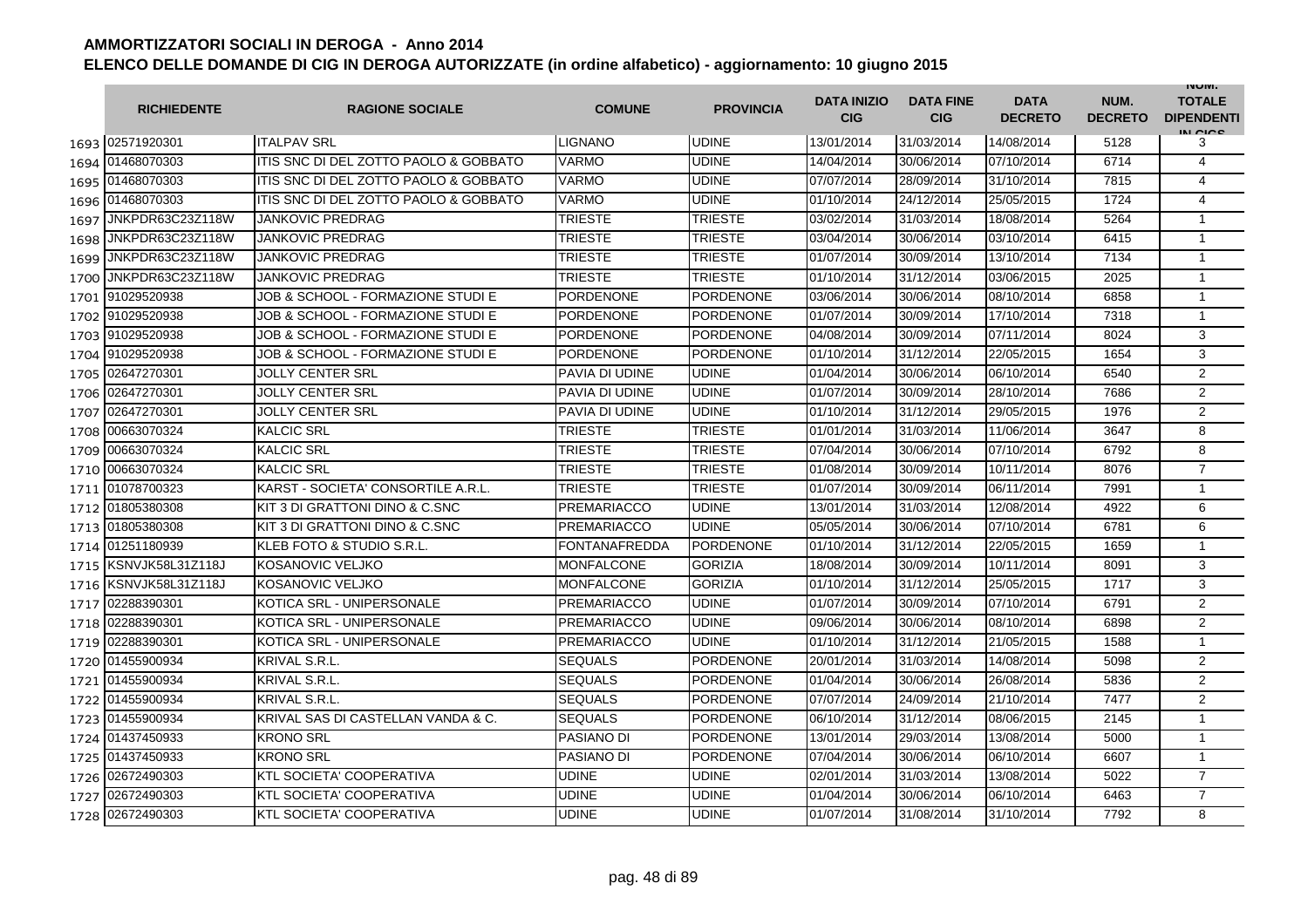## AMMORTIZZATORI SOCIALI IN DEROGA - Anno 2014

## ELENCO DELLE DOMANDE DI CIG IN DEROGA AUTORIZZATE (in ordine alfabetico) - aggiornamento: 10 giugno 2015

| | RICHIEDENTE | RAGIONE SOCIALE | COMUNE | PROVINCIA | DATA INIZIO CIG | DATA FINE CIG | DATA DECRETO | NUM. DECRETO | NUM. TOTALE DIPENDENTI IN CIGS |
|---|---|---|---|---|---|---|---|---|---|
| 1693 | 02571920301 | ITALPAV SRL | LIGNANO | UDINE | 13/01/2014 | 31/03/2014 | 14/08/2014 | 5128 | 3 |
| 1694 | 01468070303 | ITIS SNC DI DEL ZOTTO PAOLO & GOBBATO | VARMO | UDINE | 14/04/2014 | 30/06/2014 | 07/10/2014 | 6714 | 4 |
| 1695 | 01468070303 | ITIS SNC DI DEL ZOTTO PAOLO & GOBBATO | VARMO | UDINE | 07/07/2014 | 28/09/2014 | 31/10/2014 | 7815 | 4 |
| 1696 | 01468070303 | ITIS SNC DI DEL ZOTTO PAOLO & GOBBATO | VARMO | UDINE | 01/10/2014 | 24/12/2014 | 25/05/2015 | 1724 | 4 |
| 1697 | JNKPDR63C23Z118W | JANKOVIC PREDRAG | TRIESTE | TRIESTE | 03/02/2014 | 31/03/2014 | 18/08/2014 | 5264 | 1 |
| 1698 | JNKPDR63C23Z118W | JANKOVIC PREDRAG | TRIESTE | TRIESTE | 03/04/2014 | 30/06/2014 | 03/10/2014 | 6415 | 1 |
| 1699 | JNKPDR63C23Z118W | JANKOVIC PREDRAG | TRIESTE | TRIESTE | 01/07/2014 | 30/09/2014 | 13/10/2014 | 7134 | 1 |
| 1700 | JNKPDR63C23Z118W | JANKOVIC PREDRAG | TRIESTE | TRIESTE | 01/10/2014 | 31/12/2014 | 03/06/2015 | 2025 | 1 |
| 1701 | 91029520938 | JOB & SCHOOL - FORMAZIONE STUDI E | PORDENONE | PORDENONE | 03/06/2014 | 30/06/2014 | 08/10/2014 | 6858 | 1 |
| 1702 | 91029520938 | JOB & SCHOOL - FORMAZIONE STUDI E | PORDENONE | PORDENONE | 01/07/2014 | 30/09/2014 | 17/10/2014 | 7318 | 1 |
| 1703 | 91029520938 | JOB & SCHOOL - FORMAZIONE STUDI E | PORDENONE | PORDENONE | 04/08/2014 | 30/09/2014 | 07/11/2014 | 8024 | 3 |
| 1704 | 91029520938 | JOB & SCHOOL - FORMAZIONE STUDI E | PORDENONE | PORDENONE | 01/10/2014 | 31/12/2014 | 22/05/2015 | 1654 | 3 |
| 1705 | 02647270301 | JOLLY CENTER SRL | PAVIA DI UDINE | UDINE | 01/04/2014 | 30/06/2014 | 06/10/2014 | 6540 | 2 |
| 1706 | 02647270301 | JOLLY CENTER SRL | PAVIA DI UDINE | UDINE | 01/07/2014 | 30/09/2014 | 28/10/2014 | 7686 | 2 |
| 1707 | 02647270301 | JOLLY CENTER SRL | PAVIA DI UDINE | UDINE | 01/10/2014 | 31/12/2014 | 29/05/2015 | 1976 | 2 |
| 1708 | 00663070324 | KALCIC SRL | TRIESTE | TRIESTE | 01/01/2014 | 31/03/2014 | 11/06/2014 | 3647 | 8 |
| 1709 | 00663070324 | KALCIC SRL | TRIESTE | TRIESTE | 07/04/2014 | 30/06/2014 | 07/10/2014 | 6792 | 8 |
| 1710 | 00663070324 | KALCIC SRL | TRIESTE | TRIESTE | 01/08/2014 | 30/09/2014 | 10/11/2014 | 8076 | 7 |
| 1711 | 01078700323 | KARST - SOCIETA' CONSORTILE A.R.L. | TRIESTE | TRIESTE | 01/07/2014 | 30/09/2014 | 06/11/2014 | 7991 | 1 |
| 1712 | 01805380308 | KIT 3 DI GRATTONI DINO & C.SNC | PREMARIACCO | UDINE | 13/01/2014 | 31/03/2014 | 12/08/2014 | 4922 | 6 |
| 1713 | 01805380308 | KIT 3 DI GRATTONI DINO & C.SNC | PREMARIACCO | UDINE | 05/05/2014 | 30/06/2014 | 07/10/2014 | 6781 | 6 |
| 1714 | 01251180939 | KLEB FOTO & STUDIO S.R.L. | FONTANAFREDDA | PORDENONE | 01/10/2014 | 31/12/2014 | 22/05/2015 | 1659 | 1 |
| 1715 | KSNVJK58L31Z118J | KOSANOVIC VELJKO | MONFALCONE | GORIZIA | 18/08/2014 | 30/09/2014 | 10/11/2014 | 8091 | 3 |
| 1716 | KSNVJK58L31Z118J | KOSANOVIC VELJKO | MONFALCONE | GORIZIA | 01/10/2014 | 31/12/2014 | 25/05/2015 | 1717 | 3 |
| 1717 | 02288390301 | KOTICA SRL - UNIPERSONALE | PREMARIACCO | UDINE | 01/07/2014 | 30/09/2014 | 07/10/2014 | 6791 | 2 |
| 1718 | 02288390301 | KOTICA SRL - UNIPERSONALE | PREMARIACCO | UDINE | 09/06/2014 | 30/06/2014 | 08/10/2014 | 6898 | 2 |
| 1719 | 02288390301 | KOTICA SRL - UNIPERSONALE | PREMARIACCO | UDINE | 01/10/2014 | 31/12/2014 | 21/05/2015 | 1588 | 1 |
| 1720 | 01455900934 | KRIVAL S.R.L. | SEQUALS | PORDENONE | 20/01/2014 | 31/03/2014 | 14/08/2014 | 5098 | 2 |
| 1721 | 01455900934 | KRIVAL S.R.L. | SEQUALS | PORDENONE | 01/04/2014 | 30/06/2014 | 26/08/2014 | 5836 | 2 |
| 1722 | 01455900934 | KRIVAL S.R.L. | SEQUALS | PORDENONE | 07/07/2014 | 24/09/2014 | 21/10/2014 | 7477 | 2 |
| 1723 | 01455900934 | KRIVAL SAS DI CASTELLAN VANDA & C. | SEQUALS | PORDENONE | 06/10/2014 | 31/12/2014 | 08/06/2015 | 2145 | 1 |
| 1724 | 01437450933 | KRONO SRL | PASIANO DI | PORDENONE | 13/01/2014 | 29/03/2014 | 13/08/2014 | 5000 | 1 |
| 1725 | 01437450933 | KRONO SRL | PASIANO DI | PORDENONE | 07/04/2014 | 30/06/2014 | 06/10/2014 | 6607 | 1 |
| 1726 | 02672490303 | KTL SOCIETA' COOPERATIVA | UDINE | UDINE | 02/01/2014 | 31/03/2014 | 13/08/2014 | 5022 | 7 |
| 1727 | 02672490303 | KTL SOCIETA' COOPERATIVA | UDINE | UDINE | 01/04/2014 | 30/06/2014 | 06/10/2014 | 6463 | 7 |
| 1728 | 02672490303 | KTL SOCIETA' COOPERATIVA | UDINE | UDINE | 01/07/2014 | 31/08/2014 | 31/10/2014 | 7792 | 8 |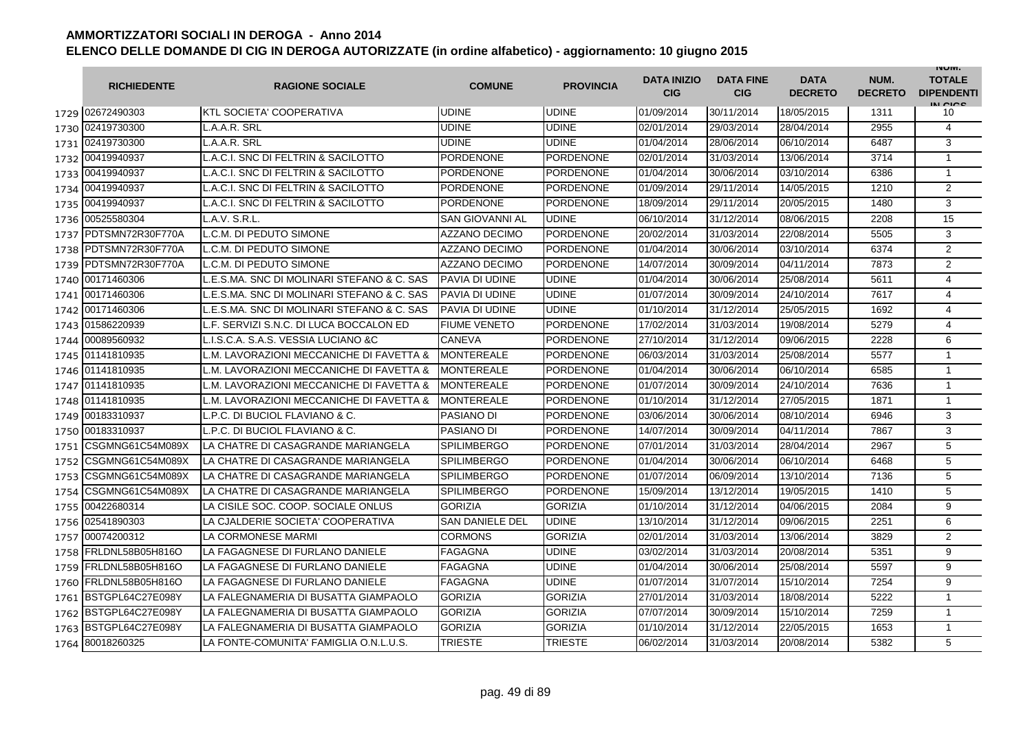# AMMORTIZZATORI SOCIALI IN DEROGA - Anno 2014

## ELENCO DELLE DOMANDE DI CIG IN DEROGA AUTORIZZATE (in ordine alfabetico) - aggiornamento: 10 giugno 2015

| | RICHIEDENTE | RAGIONE SOCIALE | COMUNE | PROVINCIA | DATA INIZIO CIG | DATA FINE CIG | DATA DECRETO | NUM. DECRETO | NUM. TOTALE DIPENDENTI IN CIGS |
|---|---|---|---|---|---|---|---|---|---|
| 1729 | 02672490303 | KTL SOCIETA' COOPERATIVA | UDINE | UDINE | 01/09/2014 | 30/11/2014 | 18/05/2015 | 1311 | 10 |
| 1730 | 02419730300 | L.A.A.R. SRL | UDINE | UDINE | 02/01/2014 | 29/03/2014 | 28/04/2014 | 2955 | 4 |
| 1731 | 02419730300 | L.A.A.R. SRL | UDINE | UDINE | 01/04/2014 | 28/06/2014 | 06/10/2014 | 6487 | 3 |
| 1732 | 00419940937 | L.A.C.I. SNC DI FELTRIN & SACILOTTO | PORDENONE | PORDENONE | 02/01/2014 | 31/03/2014 | 13/06/2014 | 3714 | 1 |
| 1733 | 00419940937 | L.A.C.I. SNC DI FELTRIN & SACILOTTO | PORDENONE | PORDENONE | 01/04/2014 | 30/06/2014 | 03/10/2014 | 6386 | 1 |
| 1734 | 00419940937 | L.A.C.I. SNC DI FELTRIN & SACILOTTO | PORDENONE | PORDENONE | 01/09/2014 | 29/11/2014 | 14/05/2015 | 1210 | 2 |
| 1735 | 00419940937 | L.A.C.I. SNC DI FELTRIN & SACILOTTO | PORDENONE | PORDENONE | 18/09/2014 | 29/11/2014 | 20/05/2015 | 1480 | 3 |
| 1736 | 00525580304 | L.A.V. S.R.L. | SAN GIOVANNI AL | UDINE | 06/10/2014 | 31/12/2014 | 08/06/2015 | 2208 | 15 |
| 1737 | PDTSMN72R30F770A | L.C.M. DI PEDUTO SIMONE | AZZANO DECIMO | PORDENONE | 20/02/2014 | 31/03/2014 | 22/08/2014 | 5505 | 3 |
| 1738 | PDTSMN72R30F770A | L.C.M. DI PEDUTO SIMONE | AZZANO DECIMO | PORDENONE | 01/04/2014 | 30/06/2014 | 03/10/2014 | 6374 | 2 |
| 1739 | PDTSMN72R30F770A | L.C.M. DI PEDUTO SIMONE | AZZANO DECIMO | PORDENONE | 14/07/2014 | 30/09/2014 | 04/11/2014 | 7873 | 2 |
| 1740 | 00171460306 | L.E.S.MA. SNC DI MOLINARI STEFANO & C. SAS | PAVIA DI UDINE | UDINE | 01/04/2014 | 30/06/2014 | 25/08/2014 | 5611 | 4 |
| 1741 | 00171460306 | L.E.S.MA. SNC DI MOLINARI STEFANO & C. SAS | PAVIA DI UDINE | UDINE | 01/07/2014 | 30/09/2014 | 24/10/2014 | 7617 | 4 |
| 1742 | 00171460306 | L.E.S.MA. SNC DI MOLINARI STEFANO & C. SAS | PAVIA DI UDINE | UDINE | 01/10/2014 | 31/12/2014 | 25/05/2015 | 1692 | 4 |
| 1743 | 01586220939 | L.F. SERVIZI S.N.C. DI LUCA BOCCALON ED | FIUME VENETO | PORDENONE | 17/02/2014 | 31/03/2014 | 19/08/2014 | 5279 | 4 |
| 1744 | 00089560932 | L.I.S.C.A. S.A.S. VESSIA LUCIANO &C | CANEVA | PORDENONE | 27/10/2014 | 31/12/2014 | 09/06/2015 | 2228 | 6 |
| 1745 | 01141810935 | L.M. LAVORAZIONI MECCANICHE DI FAVETTA & | MONTEREALE | PORDENONE | 06/03/2014 | 31/03/2014 | 25/08/2014 | 5577 | 1 |
| 1746 | 01141810935 | L.M. LAVORAZIONI MECCANICHE DI FAVETTA & | MONTEREALE | PORDENONE | 01/04/2014 | 30/06/2014 | 06/10/2014 | 6585 | 1 |
| 1747 | 01141810935 | L.M. LAVORAZIONI MECCANICHE DI FAVETTA & | MONTEREALE | PORDENONE | 01/07/2014 | 30/09/2014 | 24/10/2014 | 7636 | 1 |
| 1748 | 01141810935 | L.M. LAVORAZIONI MECCANICHE DI FAVETTA & | MONTEREALE | PORDENONE | 01/10/2014 | 31/12/2014 | 27/05/2015 | 1871 | 1 |
| 1749 | 00183310937 | L.P.C. DI BUCIOL FLAVIANO & C. | PASIANO DI | PORDENONE | 03/06/2014 | 30/06/2014 | 08/10/2014 | 6946 | 3 |
| 1750 | 00183310937 | L.P.C. DI BUCIOL FLAVIANO & C. | PASIANO DI | PORDENONE | 14/07/2014 | 30/09/2014 | 04/11/2014 | 7867 | 3 |
| 1751 | CSGMNG61C54M089X | LA CHATRE DI CASAGRANDE MARIANGELA | SPILIMBERGO | PORDENONE | 07/01/2014 | 31/03/2014 | 28/04/2014 | 2967 | 5 |
| 1752 | CSGMNG61C54M089X | LA CHATRE DI CASAGRANDE MARIANGELA | SPILIMBERGO | PORDENONE | 01/04/2014 | 30/06/2014 | 06/10/2014 | 6468 | 5 |
| 1753 | CSGMNG61C54M089X | LA CHATRE DI CASAGRANDE MARIANGELA | SPILIMBERGO | PORDENONE | 01/07/2014 | 06/09/2014 | 13/10/2014 | 7136 | 5 |
| 1754 | CSGMNG61C54M089X | LA CHATRE DI CASAGRANDE MARIANGELA | SPILIMBERGO | PORDENONE | 15/09/2014 | 13/12/2014 | 19/05/2015 | 1410 | 5 |
| 1755 | 00422680314 | LA CISILE SOC. COOP. SOCIALE ONLUS | GORIZIA | GORIZIA | 01/10/2014 | 31/12/2014 | 04/06/2015 | 2084 | 9 |
| 1756 | 02541890303 | LA CJALDERIE SOCIETA' COOPERATIVA | SAN DANIELE DEL | UDINE | 13/10/2014 | 31/12/2014 | 09/06/2015 | 2251 | 6 |
| 1757 | 00074200312 | LA CORMONESE MARMI | CORMONS | GORIZIA | 02/01/2014 | 31/03/2014 | 13/06/2014 | 3829 | 2 |
| 1758 | FRLDNL58B05H816O | LA FAGAGNESE DI FURLANO DANIELE | FAGAGNA | UDINE | 03/02/2014 | 31/03/2014 | 20/08/2014 | 5351 | 9 |
| 1759 | FRLDNL58B05H816O | LA FAGAGNESE DI FURLANO DANIELE | FAGAGNA | UDINE | 01/04/2014 | 30/06/2014 | 25/08/2014 | 5597 | 9 |
| 1760 | FRLDNL58B05H816O | LA FAGAGNESE DI FURLANO DANIELE | FAGAGNA | UDINE | 01/07/2014 | 31/07/2014 | 15/10/2014 | 7254 | 9 |
| 1761 | BSTGPL64C27E098Y | LA FALEGNAMERIA DI BUSATTA GIAMPAOLO | GORIZIA | GORIZIA | 27/01/2014 | 31/03/2014 | 18/08/2014 | 5222 | 1 |
| 1762 | BSTGPL64C27E098Y | LA FALEGNAMERIA DI BUSATTA GIAMPAOLO | GORIZIA | GORIZIA | 07/07/2014 | 30/09/2014 | 15/10/2014 | 7259 | 1 |
| 1763 | BSTGPL64C27E098Y | LA FALEGNAMERIA DI BUSATTA GIAMPAOLO | GORIZIA | GORIZIA | 01/10/2014 | 31/12/2014 | 22/05/2015 | 1653 | 1 |
| 1764 | 80018260325 | LA FONTE-COMUNITA' FAMIGLIA O.N.L.U.S. | TRIESTE | TRIESTE | 06/02/2014 | 31/03/2014 | 20/08/2014 | 5382 | 5 |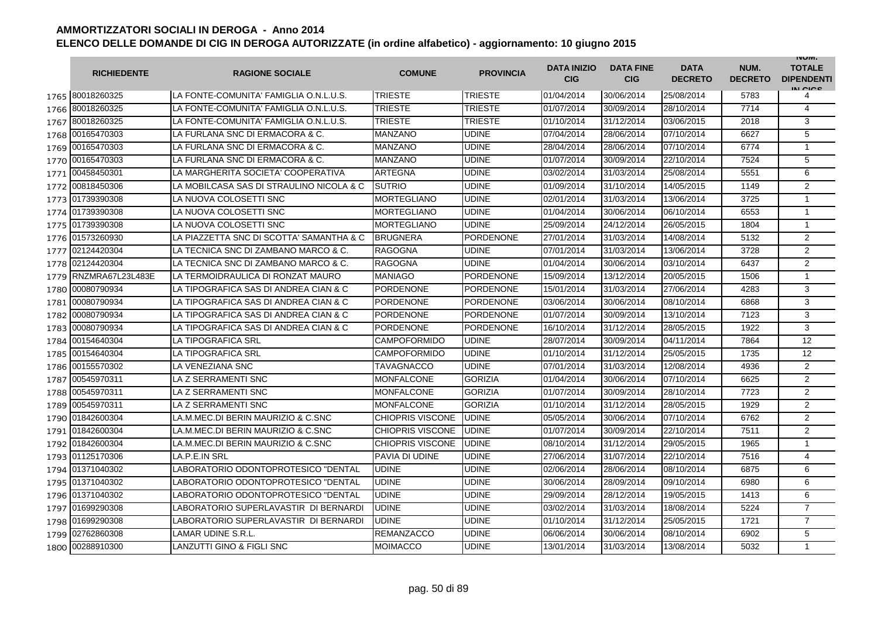# AMMORTIZZATORI SOCIALI IN DEROGA - Anno 2014

## ELENCO DELLE DOMANDE DI CIG IN DEROGA AUTORIZZATE (in ordine alfabetico) - aggiornamento: 10 giugno 2015

| | RICHIEDENTE | RAGIONE SOCIALE | COMUNE | PROVINCIA | DATA INIZIO CIG | DATA FINE CIG | DATA DECRETO | NUM. DECRETO | NUM. TOTALE DIPENDENTI IN CIGS |
|---|---|---|---|---|---|---|---|---|---|
| 1765 | 80018260325 | LA FONTE-COMUNITA' FAMIGLIA O.N.L.U.S. | TRIESTE | TRIESTE | 01/04/2014 | 30/06/2014 | 25/08/2014 | 5783 | 4 |
| 1766 | 80018260325 | LA FONTE-COMUNITA' FAMIGLIA O.N.L.U.S. | TRIESTE | TRIESTE | 01/07/2014 | 30/09/2014 | 28/10/2014 | 7714 | 4 |
| 1767 | 80018260325 | LA FONTE-COMUNITA' FAMIGLIA O.N.L.U.S. | TRIESTE | TRIESTE | 01/10/2014 | 31/12/2014 | 03/06/2015 | 2018 | 3 |
| 1768 | 00165470303 | LA FURLANA SNC DI ERMACORA & C. | MANZANO | UDINE | 07/04/2014 | 28/06/2014 | 07/10/2014 | 6627 | 5 |
| 1769 | 00165470303 | LA FURLANA SNC DI ERMACORA & C. | MANZANO | UDINE | 28/04/2014 | 28/06/2014 | 07/10/2014 | 6774 | 1 |
| 1770 | 00165470303 | LA FURLANA SNC DI ERMACORA & C. | MANZANO | UDINE | 01/07/2014 | 30/09/2014 | 22/10/2014 | 7524 | 5 |
| 1771 | 00458450301 | LA MARGHERITA SOCIETA' COOPERATIVA | ARTEGNA | UDINE | 03/02/2014 | 31/03/2014 | 25/08/2014 | 5551 | 6 |
| 1772 | 00818450306 | LA MOBILCASA SAS DI STRAULINO NICOLA & C | SUTRIO | UDINE | 01/09/2014 | 31/10/2014 | 14/05/2015 | 1149 | 2 |
| 1773 | 01739390308 | LA NUOVA COLOSETTI SNC | MORTEGLIANO | UDINE | 02/01/2014 | 31/03/2014 | 13/06/2014 | 3725 | 1 |
| 1774 | 01739390308 | LA NUOVA COLOSETTI SNC | MORTEGLIANO | UDINE | 01/04/2014 | 30/06/2014 | 06/10/2014 | 6553 | 1 |
| 1775 | 01739390308 | LA NUOVA COLOSETTI SNC | MORTEGLIANO | UDINE | 25/09/2014 | 24/12/2014 | 26/05/2015 | 1804 | 1 |
| 1776 | 01573260930 | LA PIAZZETTA SNC DI SCOTTA' SAMANTHA & C | BRUGNERA | PORDENONE | 27/01/2014 | 31/03/2014 | 14/08/2014 | 5132 | 2 |
| 1777 | 02124420304 | LA TECNICA SNC DI ZAMBANO MARCO & C. | RAGOGNA | UDINE | 07/01/2014 | 31/03/2014 | 13/06/2014 | 3728 | 2 |
| 1778 | 02124420304 | LA TECNICA SNC DI ZAMBANO MARCO & C. | RAGOGNA | UDINE | 01/04/2014 | 30/06/2014 | 03/10/2014 | 6437 | 2 |
| 1779 | RNZMRA67L23L483E | LA TERMOIDRAULICA DI RONZAT MAURO | MANIAGO | PORDENONE | 15/09/2014 | 13/12/2014 | 20/05/2015 | 1506 | 1 |
| 1780 | 00080790934 | LA TIPOGRAFICA SAS DI ANDREA CIAN & C | PORDENONE | PORDENONE | 15/01/2014 | 31/03/2014 | 27/06/2014 | 4283 | 3 |
| 1781 | 00080790934 | LA TIPOGRAFICA SAS DI ANDREA CIAN & C | PORDENONE | PORDENONE | 03/06/2014 | 30/06/2014 | 08/10/2014 | 6868 | 3 |
| 1782 | 00080790934 | LA TIPOGRAFICA SAS DI ANDREA CIAN & C | PORDENONE | PORDENONE | 01/07/2014 | 30/09/2014 | 13/10/2014 | 7123 | 3 |
| 1783 | 00080790934 | LA TIPOGRAFICA SAS DI ANDREA CIAN & C | PORDENONE | PORDENONE | 16/10/2014 | 31/12/2014 | 28/05/2015 | 1922 | 3 |
| 1784 | 00154640304 | LA TIPOGRAFICA SRL | CAMPOFORMIDO | UDINE | 28/07/2014 | 30/09/2014 | 04/11/2014 | 7864 | 12 |
| 1785 | 00154640304 | LA TIPOGRAFICA SRL | CAMPOFORMIDO | UDINE | 01/10/2014 | 31/12/2014 | 25/05/2015 | 1735 | 12 |
| 1786 | 00155570302 | LA VENEZIANA SNC | TAVAGNACCO | UDINE | 07/01/2014 | 31/03/2014 | 12/08/2014 | 4936 | 2 |
| 1787 | 00545970311 | LA Z SERRAMENTI SNC | MONFALCONE | GORIZIA | 01/04/2014 | 30/06/2014 | 07/10/2014 | 6625 | 2 |
| 1788 | 00545970311 | LA Z SERRAMENTI SNC | MONFALCONE | GORIZIA | 01/07/2014 | 30/09/2014 | 28/10/2014 | 7723 | 2 |
| 1789 | 00545970311 | LA Z SERRAMENTI SNC | MONFALCONE | GORIZIA | 01/10/2014 | 31/12/2014 | 28/05/2015 | 1929 | 2 |
| 1790 | 01842600304 | LA.M.MEC.DI BERIN MAURIZIO & C.SNC | CHIOPRIS VISCONE | UDINE | 05/05/2014 | 30/06/2014 | 07/10/2014 | 6762 | 2 |
| 1791 | 01842600304 | LA.M.MEC.DI BERIN MAURIZIO & C.SNC | CHIOPRIS VISCONE | UDINE | 01/07/2014 | 30/09/2014 | 22/10/2014 | 7511 | 2 |
| 1792 | 01842600304 | LA.M.MEC.DI BERIN MAURIZIO & C.SNC | CHIOPRIS VISCONE | UDINE | 08/10/2014 | 31/12/2014 | 29/05/2015 | 1965 | 1 |
| 1793 | 01125170306 | LA.P.E.IN SRL | PAVIA DI UDINE | UDINE | 27/06/2014 | 31/07/2014 | 22/10/2014 | 7516 | 4 |
| 1794 | 01371040302 | LABORATORIO ODONTOPROTESICO "DENTAL | UDINE | UDINE | 02/06/2014 | 28/06/2014 | 08/10/2014 | 6875 | 6 |
| 1795 | 01371040302 | LABORATORIO ODONTOPROTESICO "DENTAL | UDINE | UDINE | 30/06/2014 | 28/09/2014 | 09/10/2014 | 6980 | 6 |
| 1796 | 01371040302 | LABORATORIO ODONTOPROTESICO "DENTAL | UDINE | UDINE | 29/09/2014 | 28/12/2014 | 19/05/2015 | 1413 | 6 |
| 1797 | 01699290308 | LABORATORIO SUPERLAVASTIR DI BERNARDI | UDINE | UDINE | 03/02/2014 | 31/03/2014 | 18/08/2014 | 5224 | 7 |
| 1798 | 01699290308 | LABORATORIO SUPERLAVASTIR DI BERNARDI | UDINE | UDINE | 01/10/2014 | 31/12/2014 | 25/05/2015 | 1721 | 7 |
| 1799 | 02762860308 | LAMAR UDINE S.R.L. | REMANZACCO | UDINE | 06/06/2014 | 30/06/2014 | 08/10/2014 | 6902 | 5 |
| 1800 | 00288910300 | LANZUTTI GINO & FIGLI SNC | MOIMACCO | UDINE | 13/01/2014 | 31/03/2014 | 13/08/2014 | 5032 | 1 |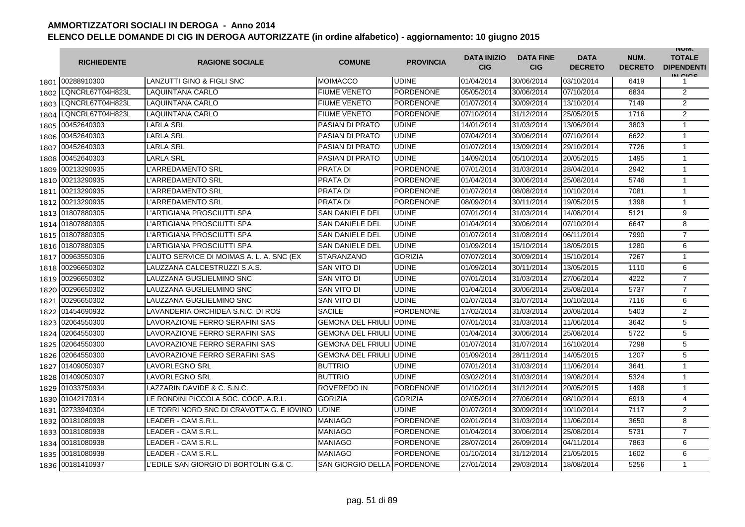# AMMORTIZZATORI SOCIALI IN DEROGA - Anno 2014

## ELENCO DELLE DOMANDE DI CIG IN DEROGA AUTORIZZATE (in ordine alfabetico) - aggiornamento: 10 giugno 2015

| | RICHIEDENTE | RAGIONE SOCIALE | COMUNE | PROVINCIA | DATA INIZIO CIG | DATA FINE CIG | DATA DECRETO | NUM. DECRETO | NUM. TOTALE DIPENDENTI IN CIGS |
|---|---|---|---|---|---|---|---|---|---|
| 1801 | 00288910300 | LANZUTTI GINO & FIGLI SNC | MOIMACCO | UDINE | 01/04/2014 | 30/06/2014 | 03/10/2014 | 6419 | 1 |
| 1802 | LQNCRL67T04H823L | LAQUINTANA CARLO | FIUME VENETO | PORDENONE | 05/05/2014 | 30/06/2014 | 07/10/2014 | 6834 | 2 |
| 1803 | LQNCRL67T04H823L | LAQUINTANA CARLO | FIUME VENETO | PORDENONE | 01/07/2014 | 30/09/2014 | 13/10/2014 | 7149 | 2 |
| 1804 | LQNCRL67T04H823L | LAQUINTANA CARLO | FIUME VENETO | PORDENONE | 07/10/2014 | 31/12/2014 | 25/05/2015 | 1716 | 2 |
| 1805 | 00452640303 | LARLA SRL | PASIAN DI PRATO | UDINE | 14/01/2014 | 31/03/2014 | 13/06/2014 | 3803 | 1 |
| 1806 | 00452640303 | LARLA SRL | PASIAN DI PRATO | UDINE | 07/04/2014 | 30/06/2014 | 07/10/2014 | 6622 | 1 |
| 1807 | 00452640303 | LARLA SRL | PASIAN DI PRATO | UDINE | 01/07/2014 | 13/09/2014 | 29/10/2014 | 7726 | 1 |
| 1808 | 00452640303 | LARLA SRL | PASIAN DI PRATO | UDINE | 14/09/2014 | 05/10/2014 | 20/05/2015 | 1495 | 1 |
| 1809 | 00213290935 | L'ARREDAMENTO SRL | PRATA DI | PORDENONE | 07/01/2014 | 31/03/2014 | 28/04/2014 | 2942 | 1 |
| 1810 | 00213290935 | L'ARREDAMENTO SRL | PRATA DI | PORDENONE | 01/04/2014 | 30/06/2014 | 25/08/2014 | 5746 | 1 |
| 1811 | 00213290935 | L'ARREDAMENTO SRL | PRATA DI | PORDENONE | 01/07/2014 | 08/08/2014 | 10/10/2014 | 7081 | 1 |
| 1812 | 00213290935 | L'ARREDAMENTO SRL | PRATA DI | PORDENONE | 08/09/2014 | 30/11/2014 | 19/05/2015 | 1398 | 1 |
| 1813 | 01807880305 | L'ARTIGIANA PROSCIUTTI SPA | SAN DANIELE DEL | UDINE | 07/01/2014 | 31/03/2014 | 14/08/2014 | 5121 | 9 |
| 1814 | 01807880305 | L'ARTIGIANA PROSCIUTTI SPA | SAN DANIELE DEL | UDINE | 01/04/2014 | 30/06/2014 | 07/10/2014 | 6647 | 8 |
| 1815 | 01807880305 | L'ARTIGIANA PROSCIUTTI SPA | SAN DANIELE DEL | UDINE | 01/07/2014 | 31/08/2014 | 06/11/2014 | 7990 | 7 |
| 1816 | 01807880305 | L'ARTIGIANA PROSCIUTTI SPA | SAN DANIELE DEL | UDINE | 01/09/2014 | 15/10/2014 | 18/05/2015 | 1280 | 6 |
| 1817 | 00963550306 | L'AUTO SERVICE DI MOIMAS A. L. A. SNC (EX | STARANZANO | GORIZIA | 07/07/2014 | 30/09/2014 | 15/10/2014 | 7267 | 1 |
| 1818 | 00296650302 | LAUZZANA CALCESTRUZZI S.A.S. | SAN VITO DI | UDINE | 01/09/2014 | 30/11/2014 | 13/05/2015 | 1110 | 6 |
| 1819 | 00296650302 | LAUZZANA GUGLIELMINO SNC | SAN VITO DI | UDINE | 07/01/2014 | 31/03/2014 | 27/06/2014 | 4222 | 7 |
| 1820 | 00296650302 | LAUZZANA GUGLIELMINO SNC | SAN VITO DI | UDINE | 01/04/2014 | 30/06/2014 | 25/08/2014 | 5737 | 7 |
| 1821 | 00296650302 | LAUZZANA GUGLIELMINO SNC | SAN VITO DI | UDINE | 01/07/2014 | 31/07/2014 | 10/10/2014 | 7116 | 6 |
| 1822 | 01454690932 | LAVANDERIA ORCHIDEA S.N.C. DI ROS | SACILE | PORDENONE | 17/02/2014 | 31/03/2014 | 20/08/2014 | 5403 | 2 |
| 1823 | 02064550300 | LAVORAZIONE FERRO SERAFINI SAS | GEMONA DEL FRIULI | UDINE | 07/01/2014 | 31/03/2014 | 11/06/2014 | 3642 | 5 |
| 1824 | 02064550300 | LAVORAZIONE FERRO SERAFINI SAS | GEMONA DEL FRIULI | UDINE | 01/04/2014 | 30/06/2014 | 25/08/2014 | 5722 | 5 |
| 1825 | 02064550300 | LAVORAZIONE FERRO SERAFINI SAS | GEMONA DEL FRIULI | UDINE | 01/07/2014 | 31/07/2014 | 16/10/2014 | 7298 | 5 |
| 1826 | 02064550300 | LAVORAZIONE FERRO SERAFINI SAS | GEMONA DEL FRIULI | UDINE | 01/09/2014 | 28/11/2014 | 14/05/2015 | 1207 | 5 |
| 1827 | 01409050307 | LAVORLEGNO SRL | BUTTRIO | UDINE | 07/01/2014 | 31/03/2014 | 11/06/2014 | 3641 | 1 |
| 1828 | 01409050307 | LAVORLEGNO SRL | BUTTRIO | UDINE | 03/02/2014 | 31/03/2014 | 19/08/2014 | 5324 | 1 |
| 1829 | 01033750934 | LAZZARIN DAVIDE & C. S.N.C. | ROVEREDO IN | PORDENONE | 01/10/2014 | 31/12/2014 | 20/05/2015 | 1498 | 1 |
| 1830 | 01042170314 | LE RONDINI PICCOLA SOC. COOP. A.R.L. | GORIZIA | GORIZIA | 02/05/2014 | 27/06/2014 | 08/10/2014 | 6919 | 4 |
| 1831 | 02733940304 | LE TORRI NORD SNC DI CRAVOTTA G. E IOVINO | UDINE | UDINE | 01/07/2014 | 30/09/2014 | 10/10/2014 | 7117 | 2 |
| 1832 | 00181080938 | LEADER - CAM S.R.L. | MANIAGO | PORDENONE | 02/01/2014 | 31/03/2014 | 11/06/2014 | 3650 | 8 |
| 1833 | 00181080938 | LEADER - CAM S.R.L. | MANIAGO | PORDENONE | 01/04/2014 | 30/06/2014 | 25/08/2014 | 5731 | 7 |
| 1834 | 00181080938 | LEADER - CAM S.R.L. | MANIAGO | PORDENONE | 28/07/2014 | 26/09/2014 | 04/11/2014 | 7863 | 6 |
| 1835 | 00181080938 | LEADER - CAM S.R.L. | MANIAGO | PORDENONE | 01/10/2014 | 31/12/2014 | 21/05/2015 | 1602 | 6 |
| 1836 | 00181410937 | L'EDILE SAN GIORGIO DI BORTOLIN G.& C. | SAN GIORGIO DELLA | PORDENONE | 27/01/2014 | 29/03/2014 | 18/08/2014 | 5256 | 1 |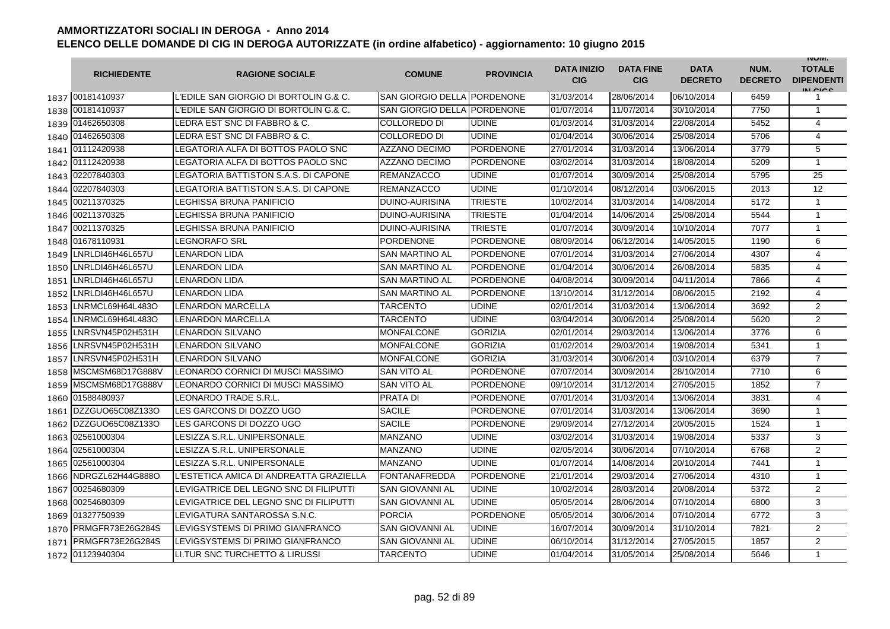# AMMORTIZZATORI SOCIALI IN DEROGA - Anno 2014

## ELENCO DELLE DOMANDE DI CIG IN DEROGA AUTORIZZATE (in ordine alfabetico) - aggiornamento: 10 giugno 2015

| | RICHIEDENTE | RAGIONE SOCIALE | COMUNE | PROVINCIA | DATA INIZIO CIG | DATA FINE CIG | DATA DECRETO | NUM. DECRETO | NUM. TOTALE DIPENDENTI IN CIGS |
|---|---|---|---|---|---|---|---|---|---|
| 1837 | 00181410937 | L'EDILE SAN GIORGIO DI BORTOLIN G.& C. | SAN GIORGIO DELLA | PORDENONE | 31/03/2014 | 28/06/2014 | 06/10/2014 | 6459 | 1 |
| 1838 | 00181410937 | L'EDILE SAN GIORGIO DI BORTOLIN G.& C. | SAN GIORGIO DELLA | PORDENONE | 01/07/2014 | 11/07/2014 | 30/10/2014 | 7750 | 1 |
| 1839 | 01462650308 | LEDRA EST SNC DI FABBRO & C. | COLLOREDO DI | UDINE | 01/03/2014 | 31/03/2014 | 22/08/2014 | 5452 | 4 |
| 1840 | 01462650308 | LEDRA EST SNC DI FABBRO & C. | COLLOREDO DI | UDINE | 01/04/2014 | 30/06/2014 | 25/08/2014 | 5706 | 4 |
| 1841 | 01112420938 | LEGATORIA ALFA DI BOTTOS PAOLO SNC | AZZANO DECIMO | PORDENONE | 27/01/2014 | 31/03/2014 | 13/06/2014 | 3779 | 5 |
| 1842 | 01112420938 | LEGATORIA ALFA DI BOTTOS PAOLO SNC | AZZANO DECIMO | PORDENONE | 03/02/2014 | 31/03/2014 | 18/08/2014 | 5209 | 1 |
| 1843 | 02207840303 | LEGATORIA BATTISTON S.A.S. DI CAPONE | REMANZACCO | UDINE | 01/07/2014 | 30/09/2014 | 25/08/2014 | 5795 | 25 |
| 1844 | 02207840303 | LEGATORIA BATTISTON S.A.S. DI CAPONE | REMANZACCO | UDINE | 01/10/2014 | 08/12/2014 | 03/06/2015 | 2013 | 12 |
| 1845 | 00211370325 | LEGHISSA BRUNA PANIFICIO | DUINO-AURISINA | TRIESTE | 10/02/2014 | 31/03/2014 | 14/08/2014 | 5172 | 1 |
| 1846 | 00211370325 | LEGHISSA BRUNA PANIFICIO | DUINO-AURISINA | TRIESTE | 01/04/2014 | 14/06/2014 | 25/08/2014 | 5544 | 1 |
| 1847 | 00211370325 | LEGHISSA BRUNA PANIFICIO | DUINO-AURISINA | TRIESTE | 01/07/2014 | 30/09/2014 | 10/10/2014 | 7077 | 1 |
| 1848 | 01678110931 | LEGNORAFO SRL | PORDENONE | PORDENONE | 08/09/2014 | 06/12/2014 | 14/05/2015 | 1190 | 6 |
| 1849 | LNRLDI46H46L657U | LENARDON LIDA | SAN MARTINO AL | PORDENONE | 07/01/2014 | 31/03/2014 | 27/06/2014 | 4307 | 4 |
| 1850 | LNRLDI46H46L657U | LENARDON LIDA | SAN MARTINO AL | PORDENONE | 01/04/2014 | 30/06/2014 | 26/08/2014 | 5835 | 4 |
| 1851 | LNRLDI46H46L657U | LENARDON LIDA | SAN MARTINO AL | PORDENONE | 04/08/2014 | 30/09/2014 | 04/11/2014 | 7866 | 4 |
| 1852 | LNRLDI46H46L657U | LENARDON LIDA | SAN MARTINO AL | PORDENONE | 13/10/2014 | 31/12/2014 | 08/06/2015 | 2192 | 4 |
| 1853 | LNRMCL69H64L483O | LENARDON MARCELLA | TARCENTO | UDINE | 02/01/2014 | 31/03/2014 | 13/06/2014 | 3692 | 2 |
| 1854 | LNRMCL69H64L483O | LENARDON MARCELLA | TARCENTO | UDINE | 03/04/2014 | 30/06/2014 | 25/08/2014 | 5620 | 2 |
| 1855 | LNRSVN45P02H531H | LENARDON SILVANO | MONFALCONE | GORIZIA | 02/01/2014 | 29/03/2014 | 13/06/2014 | 3776 | 6 |
| 1856 | LNRSVN45P02H531H | LENARDON SILVANO | MONFALCONE | GORIZIA | 01/02/2014 | 29/03/2014 | 19/08/2014 | 5341 | 1 |
| 1857 | LNRSVN45P02H531H | LENARDON SILVANO | MONFALCONE | GORIZIA | 31/03/2014 | 30/06/2014 | 03/10/2014 | 6379 | 7 |
| 1858 | MSCMSM68D17G888V | LEONARDO CORNICI DI MUSCI MASSIMO | SAN VITO AL | PORDENONE | 07/07/2014 | 30/09/2014 | 28/10/2014 | 7710 | 6 |
| 1859 | MSCMSM68D17G888V | LEONARDO CORNICI DI MUSCI MASSIMO | SAN VITO AL | PORDENONE | 09/10/2014 | 31/12/2014 | 27/05/2015 | 1852 | 7 |
| 1860 | 01588480937 | LEONARDO TRADE S.R.L. | PRATA DI | PORDENONE | 07/01/2014 | 31/03/2014 | 13/06/2014 | 3831 | 4 |
| 1861 | DZZGUO65C08Z133O | LES GARCONS DI DOZZO UGO | SACILE | PORDENONE | 07/01/2014 | 31/03/2014 | 13/06/2014 | 3690 | 1 |
| 1862 | DZZGUO65C08Z133O | LES GARCONS DI DOZZO UGO | SACILE | PORDENONE | 29/09/2014 | 27/12/2014 | 20/05/2015 | 1524 | 1 |
| 1863 | 02561000304 | LESIZZA S.R.L. UNIPERSONALE | MANZANO | UDINE | 03/02/2014 | 31/03/2014 | 19/08/2014 | 5337 | 3 |
| 1864 | 02561000304 | LESIZZA S.R.L. UNIPERSONALE | MANZANO | UDINE | 02/05/2014 | 30/06/2014 | 07/10/2014 | 6768 | 2 |
| 1865 | 02561000304 | LESIZZA S.R.L. UNIPERSONALE | MANZANO | UDINE | 01/07/2014 | 14/08/2014 | 20/10/2014 | 7441 | 1 |
| 1866 | NDRGZL62H44G888O | L'ESTETICA AMICA DI ANDREATTA GRAZIELLA | FONTANAFREDDA | PORDENONE | 21/01/2014 | 29/03/2014 | 27/06/2014 | 4310 | 1 |
| 1867 | 00254680309 | LEVIGATRICE DEL LEGNO SNC DI FILIPUTTI | SAN GIOVANNI AL | UDINE | 10/02/2014 | 28/03/2014 | 20/08/2014 | 5372 | 2 |
| 1868 | 00254680309 | LEVIGATRICE DEL LEGNO SNC DI FILIPUTTI | SAN GIOVANNI AL | UDINE | 05/05/2014 | 28/06/2014 | 07/10/2014 | 6800 | 3 |
| 1869 | 01327750939 | LEVIGATURA SANTAROSSA S.N.C. | PORCIA | PORDENONE | 05/05/2014 | 30/06/2014 | 07/10/2014 | 6772 | 3 |
| 1870 | PRMGFR73E26G284S | LEVIGSYSTEMS DI PRIMO GIANFRANCO | SAN GIOVANNI AL | UDINE | 16/07/2014 | 30/09/2014 | 31/10/2014 | 7821 | 2 |
| 1871 | PRMGFR73E26G284S | LEVIGSYSTEMS DI PRIMO GIANFRANCO | SAN GIOVANNI AL | UDINE | 06/10/2014 | 31/12/2014 | 27/05/2015 | 1857 | 2 |
| 1872 | 01123940304 | LI.TUR SNC TURCHETTO & LIRUSSI | TARCENTO | UDINE | 01/04/2014 | 31/05/2014 | 25/08/2014 | 5646 | 1 |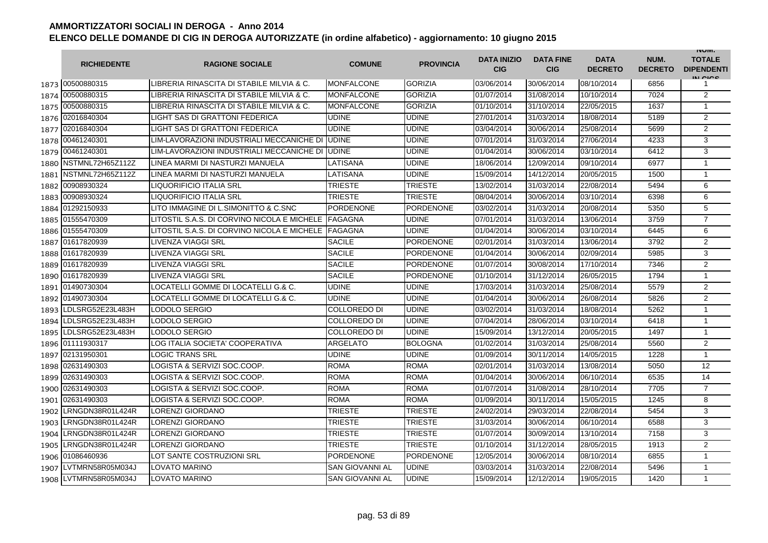# AMMORTIZZATORI SOCIALI IN DEROGA - Anno 2014

## ELENCO DELLE DOMANDE DI CIG IN DEROGA AUTORIZZATE (in ordine alfabetico) - aggiornamento: 10 giugno 2015

| | RICHIEDENTE | RAGIONE SOCIALE | COMUNE | PROVINCIA | DATA INIZIO CIG | DATA FINE CIG | DATA DECRETO | NUM. DECRETO | NUM. TOTALE DIPENDENTI IN CIGS |
|---|---|---|---|---|---|---|---|---|---|
| 1873 | 00500880315 | LIBRERIA RINASCITA DI STABILE MILVIA & C. | MONFALCONE | GORIZIA | 03/06/2014 | 30/06/2014 | 08/10/2014 | 6856 | 1 |
| 1874 | 00500880315 | LIBRERIA RINASCITA DI STABILE MILVIA & C. | MONFALCONE | GORIZIA | 01/07/2014 | 31/08/2014 | 10/10/2014 | 7024 | 2 |
| 1875 | 00500880315 | LIBRERIA RINASCITA DI STABILE MILVIA & C. | MONFALCONE | GORIZIA | 01/10/2014 | 31/10/2014 | 22/05/2015 | 1637 | 1 |
| 1876 | 02016840304 | LIGHT SAS DI GRATTONI FEDERICA | UDINE | UDINE | 27/01/2014 | 31/03/2014 | 18/08/2014 | 5189 | 2 |
| 1877 | 02016840304 | LIGHT SAS DI GRATTONI FEDERICA | UDINE | UDINE | 03/04/2014 | 30/06/2014 | 25/08/2014 | 5699 | 2 |
| 1878 | 00461240301 | LIM-LAVORAZIONI INDUSTRIALI MECCANICHE DI | UDINE | UDINE | 07/01/2014 | 31/03/2014 | 27/06/2014 | 4233 | 3 |
| 1879 | 00461240301 | LIM-LAVORAZIONI INDUSTRIALI MECCANICHE DI | UDINE | UDINE | 01/04/2014 | 30/06/2014 | 03/10/2014 | 6412 | 3 |
| 1880 | NSTMNL72H65Z112Z | LINEA MARMI DI NASTURZI MANUELA | LATISANA | UDINE | 18/06/2014 | 12/09/2014 | 09/10/2014 | 6977 | 1 |
| 1881 | NSTMNL72H65Z112Z | LINEA MARMI DI NASTURZI MANUELA | LATISANA | UDINE | 15/09/2014 | 14/12/2014 | 20/05/2015 | 1500 | 1 |
| 1882 | 00908930324 | LIQUORIFICIO ITALIA SRL | TRIESTE | TRIESTE | 13/02/2014 | 31/03/2014 | 22/08/2014 | 5494 | 6 |
| 1883 | 00908930324 | LIQUORIFICIO ITALIA SRL | TRIESTE | TRIESTE | 08/04/2014 | 30/06/2014 | 03/10/2014 | 6398 | 6 |
| 1884 | 01292150933 | LITO IMMAGINE DI L.SIMONITTO & C.SNC | PORDENONE | PORDENONE | 03/02/2014 | 31/03/2014 | 20/08/2014 | 5350 | 5 |
| 1885 | 01555470309 | LITOSTIL S.A.S. DI CORVINO NICOLA E MICHELE | FAGAGNA | UDINE | 07/01/2014 | 31/03/2014 | 13/06/2014 | 3759 | 7 |
| 1886 | 01555470309 | LITOSTIL S.A.S. DI CORVINO NICOLA E MICHELE | FAGAGNA | UDINE | 01/04/2014 | 30/06/2014 | 03/10/2014 | 6445 | 6 |
| 1887 | 01617820939 | LIVENZA VIAGGI SRL | SACILE | PORDENONE | 02/01/2014 | 31/03/2014 | 13/06/2014 | 3792 | 2 |
| 1888 | 01617820939 | LIVENZA VIAGGI SRL | SACILE | PORDENONE | 01/04/2014 | 30/06/2014 | 02/09/2014 | 5985 | 3 |
| 1889 | 01617820939 | LIVENZA VIAGGI SRL | SACILE | PORDENONE | 01/07/2014 | 30/08/2014 | 17/10/2014 | 7346 | 2 |
| 1890 | 01617820939 | LIVENZA VIAGGI SRL | SACILE | PORDENONE | 01/10/2014 | 31/12/2014 | 26/05/2015 | 1794 | 1 |
| 1891 | 01490730304 | LOCATELLI GOMME DI LOCATELLI G.& C. | UDINE | UDINE | 17/03/2014 | 31/03/2014 | 25/08/2014 | 5579 | 2 |
| 1892 | 01490730304 | LOCATELLI GOMME DI LOCATELLI G.& C. | UDINE | UDINE | 01/04/2014 | 30/06/2014 | 26/08/2014 | 5826 | 2 |
| 1893 | LDLSRG52E23L483H | LODOLO SERGIO | COLLOREDO DI | UDINE | 03/02/2014 | 31/03/2014 | 18/08/2014 | 5262 | 1 |
| 1894 | LDLSRG52E23L483H | LODOLO SERGIO | COLLOREDO DI | UDINE | 07/04/2014 | 28/06/2014 | 03/10/2014 | 6418 | 1 |
| 1895 | LDLSRG52E23L483H | LODOLO SERGIO | COLLOREDO DI | UDINE | 15/09/2014 | 13/12/2014 | 20/05/2015 | 1497 | 1 |
| 1896 | 01111930317 | LOG ITALIA SOCIETA' COOPERATIVA | ARGELATO | BOLOGNA | 01/02/2014 | 31/03/2014 | 25/08/2014 | 5560 | 2 |
| 1897 | 02131950301 | LOGIC TRANS SRL | UDINE | UDINE | 01/09/2014 | 30/11/2014 | 14/05/2015 | 1228 | 1 |
| 1898 | 02631490303 | LOGISTA & SERVIZI SOC.COOP. | ROMA | ROMA | 02/01/2014 | 31/03/2014 | 13/08/2014 | 5050 | 12 |
| 1899 | 02631490303 | LOGISTA & SERVIZI SOC.COOP. | ROMA | ROMA | 01/04/2014 | 30/06/2014 | 06/10/2014 | 6535 | 14 |
| 1900 | 02631490303 | LOGISTA & SERVIZI SOC.COOP. | ROMA | ROMA | 01/07/2014 | 31/08/2014 | 28/10/2014 | 7705 | 7 |
| 1901 | 02631490303 | LOGISTA & SERVIZI SOC.COOP. | ROMA | ROMA | 01/09/2014 | 30/11/2014 | 15/05/2015 | 1245 | 8 |
| 1902 | LRNGDN38R01L424R | LORENZI GIORDANO | TRIESTE | TRIESTE | 24/02/2014 | 29/03/2014 | 22/08/2014 | 5454 | 3 |
| 1903 | LRNGDN38R01L424R | LORENZI GIORDANO | TRIESTE | TRIESTE | 31/03/2014 | 30/06/2014 | 06/10/2014 | 6588 | 3 |
| 1904 | LRNGDN38R01L424R | LORENZI GIORDANO | TRIESTE | TRIESTE | 01/07/2014 | 30/09/2014 | 13/10/2014 | 7158 | 3 |
| 1905 | LRNGDN38R01L424R | LORENZI GIORDANO | TRIESTE | TRIESTE | 01/10/2014 | 31/12/2014 | 28/05/2015 | 1913 | 2 |
| 1906 | 01086460936 | LOT SANTE COSTRUZIONI SRL | PORDENONE | PORDENONE | 12/05/2014 | 30/06/2014 | 08/10/2014 | 6855 | 1 |
| 1907 | LVTMRN58R05M034J | LOVATO MARINO | SAN GIOVANNI AL | UDINE | 03/03/2014 | 31/03/2014 | 22/08/2014 | 5496 | 1 |
| 1908 | LVTMRN58R05M034J | LOVATO MARINO | SAN GIOVANNI AL | UDINE | 15/09/2014 | 12/12/2014 | 19/05/2015 | 1420 | 1 |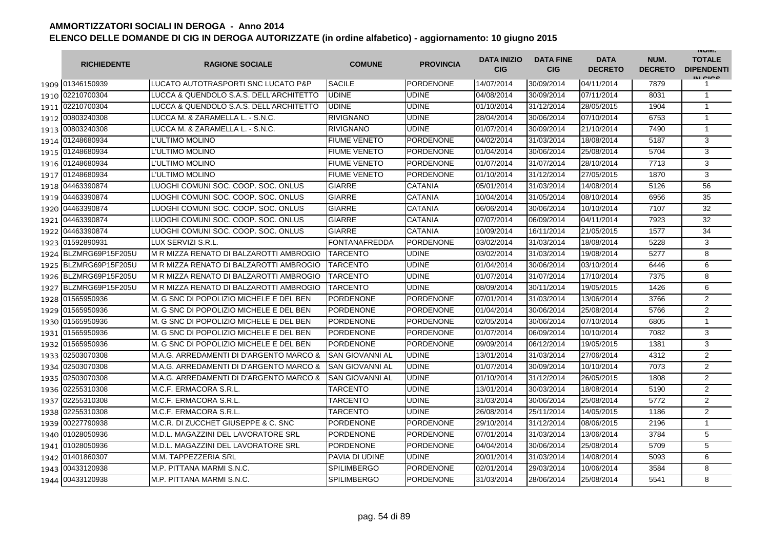# AMMORTIZZATORI SOCIALI IN DEROGA - Anno 2014

## ELENCO DELLE DOMANDE DI CIG IN DEROGA AUTORIZZATE (in ordine alfabetico) - aggiornamento: 10 giugno 2015

| | RICHIEDENTE | RAGIONE SOCIALE | COMUNE | PROVINCIA | DATA INIZIO CIG | DATA FINE CIG | DATA DECRETO | NUM. DECRETO | NUM. TOTALE DIPENDENTI IN CIGS |
|---|---|---|---|---|---|---|---|---|---|
| 1909 | 01346150939 | LUCATO AUTOTRASPORTI SNC LUCATO P&P | SACILE | PORDENONE | 14/07/2014 | 30/09/2014 | 04/11/2014 | 7879 | 1 |
| 1910 | 02210700304 | LUCCA & QUENDOLO S.A.S. DELL'ARCHITETTO | UDINE | UDINE | 04/08/2014 | 30/09/2014 | 07/11/2014 | 8031 | 1 |
| 1911 | 02210700304 | LUCCA & QUENDOLO S.A.S. DELL'ARCHITETTO | UDINE | UDINE | 01/10/2014 | 31/12/2014 | 28/05/2015 | 1904 | 1 |
| 1912 | 00803240308 | LUCCA M. & ZARAMELLA L. - S.N.C. | RIVIGNANO | UDINE | 28/04/2014 | 30/06/2014 | 07/10/2014 | 6753 | 1 |
| 1913 | 00803240308 | LUCCA M. & ZARAMELLA L. - S.N.C. | RIVIGNANO | UDINE | 01/07/2014 | 30/09/2014 | 21/10/2014 | 7490 | 1 |
| 1914 | 01248680934 | L'ULTIMO MOLINO | FIUME VENETO | PORDENONE | 04/02/2014 | 31/03/2014 | 18/08/2014 | 5187 | 3 |
| 1915 | 01248680934 | L'ULTIMO MOLINO | FIUME VENETO | PORDENONE | 01/04/2014 | 30/06/2014 | 25/08/2014 | 5704 | 3 |
| 1916 | 01248680934 | L'ULTIMO MOLINO | FIUME VENETO | PORDENONE | 01/07/2014 | 31/07/2014 | 28/10/2014 | 7713 | 3 |
| 1917 | 01248680934 | L'ULTIMO MOLINO | FIUME VENETO | PORDENONE | 01/10/2014 | 31/12/2014 | 27/05/2015 | 1870 | 3 |
| 1918 | 04463390874 | LUOGHI COMUNI SOC. COOP. SOC. ONLUS | GIARRE | CATANIA | 05/01/2014 | 31/03/2014 | 14/08/2014 | 5126 | 56 |
| 1919 | 04463390874 | LUOGHI COMUNI SOC. COOP. SOC. ONLUS | GIARRE | CATANIA | 10/04/2014 | 31/05/2014 | 08/10/2014 | 6956 | 35 |
| 1920 | 04463390874 | LUOGHI COMUNI SOC. COOP. SOC. ONLUS | GIARRE | CATANIA | 06/06/2014 | 30/06/2014 | 10/10/2014 | 7107 | 32 |
| 1921 | 04463390874 | LUOGHI COMUNI SOC. COOP. SOC. ONLUS | GIARRE | CATANIA | 07/07/2014 | 06/09/2014 | 04/11/2014 | 7923 | 32 |
| 1922 | 04463390874 | LUOGHI COMUNI SOC. COOP. SOC. ONLUS | GIARRE | CATANIA | 10/09/2014 | 16/11/2014 | 21/05/2015 | 1577 | 34 |
| 1923 | 01592890931 | LUX SERVIZI S.R.L. | FONTANAFREDDA | PORDENONE | 03/02/2014 | 31/03/2014 | 18/08/2014 | 5228 | 3 |
| 1924 | BLZMRG69P15F205U | M R MIZZA RENATO DI BALZAROTTI AMBROGIO | TARCENTO | UDINE | 03/02/2014 | 31/03/2014 | 19/08/2014 | 5277 | 8 |
| 1925 | BLZMRG69P15F205U | M R MIZZA RENATO DI BALZAROTTI AMBROGIO | TARCENTO | UDINE | 01/04/2014 | 30/06/2014 | 03/10/2014 | 6446 | 6 |
| 1926 | BLZMRG69P15F205U | M R MIZZA RENATO DI BALZAROTTI AMBROGIO | TARCENTO | UDINE | 01/07/2014 | 31/07/2014 | 17/10/2014 | 7375 | 8 |
| 1927 | BLZMRG69P15F205U | M R MIZZA RENATO DI BALZAROTTI AMBROGIO | TARCENTO | UDINE | 08/09/2014 | 30/11/2014 | 19/05/2015 | 1426 | 6 |
| 1928 | 01565950936 | M. G SNC DI POPOLIZIO MICHELE E DEL BEN | PORDENONE | PORDENONE | 07/01/2014 | 31/03/2014 | 13/06/2014 | 3766 | 2 |
| 1929 | 01565950936 | M. G SNC DI POPOLIZIO MICHELE E DEL BEN | PORDENONE | PORDENONE | 01/04/2014 | 30/06/2014 | 25/08/2014 | 5766 | 2 |
| 1930 | 01565950936 | M. G SNC DI POPOLIZIO MICHELE E DEL BEN | PORDENONE | PORDENONE | 02/05/2014 | 30/06/2014 | 07/10/2014 | 6805 | 1 |
| 1931 | 01565950936 | M. G SNC DI POPOLIZIO MICHELE E DEL BEN | PORDENONE | PORDENONE | 01/07/2014 | 06/09/2014 | 10/10/2014 | 7082 | 3 |
| 1932 | 01565950936 | M. G SNC DI POPOLIZIO MICHELE E DEL BEN | PORDENONE | PORDENONE | 09/09/2014 | 06/12/2014 | 19/05/2015 | 1381 | 3 |
| 1933 | 02503070308 | M.A.G. ARREDAMENTI DI D'ARGENTO MARCO & | SAN GIOVANNI AL | UDINE | 13/01/2014 | 31/03/2014 | 27/06/2014 | 4312 | 2 |
| 1934 | 02503070308 | M.A.G. ARREDAMENTI DI D'ARGENTO MARCO & | SAN GIOVANNI AL | UDINE | 01/07/2014 | 30/09/2014 | 10/10/2014 | 7073 | 2 |
| 1935 | 02503070308 | M.A.G. ARREDAMENTI DI D'ARGENTO MARCO & | SAN GIOVANNI AL | UDINE | 01/10/2014 | 31/12/2014 | 26/05/2015 | 1808 | 2 |
| 1936 | 02255310308 | M.C.F. ERMACORA S.R.L. | TARCENTO | UDINE | 13/01/2014 | 30/03/2014 | 18/08/2014 | 5190 | 2 |
| 1937 | 02255310308 | M.C.F. ERMACORA S.R.L. | TARCENTO | UDINE | 31/03/2014 | 30/06/2014 | 25/08/2014 | 5772 | 2 |
| 1938 | 02255310308 | M.C.F. ERMACORA S.R.L. | TARCENTO | UDINE | 26/08/2014 | 25/11/2014 | 14/05/2015 | 1186 | 2 |
| 1939 | 00227790938 | M.C.R. DI ZUCCHET GIUSEPPE & C. SNC | PORDENONE | PORDENONE | 29/10/2014 | 31/12/2014 | 08/06/2015 | 2196 | 1 |
| 1940 | 01028050936 | M.D.L. MAGAZZINI DEL LAVORATORE SRL | PORDENONE | PORDENONE | 07/01/2014 | 31/03/2014 | 13/06/2014 | 3784 | 5 |
| 1941 | 01028050936 | M.D.L. MAGAZZINI DEL LAVORATORE SRL | PORDENONE | PORDENONE | 04/04/2014 | 30/06/2014 | 25/08/2014 | 5709 | 5 |
| 1942 | 01401860307 | M.M. TAPPEZZERIA SRL | PAVIA DI UDINE | UDINE | 20/01/2014 | 31/03/2014 | 14/08/2014 | 5093 | 6 |
| 1943 | 00433120938 | M.P. PITTANA MARMI S.N.C. | SPILIMBERGO | PORDENONE | 02/01/2014 | 29/03/2014 | 10/06/2014 | 3584 | 8 |
| 1944 | 00433120938 | M.P. PITTANA MARMI S.N.C. | SPILIMBERGO | PORDENONE | 31/03/2014 | 28/06/2014 | 25/08/2014 | 5541 | 8 |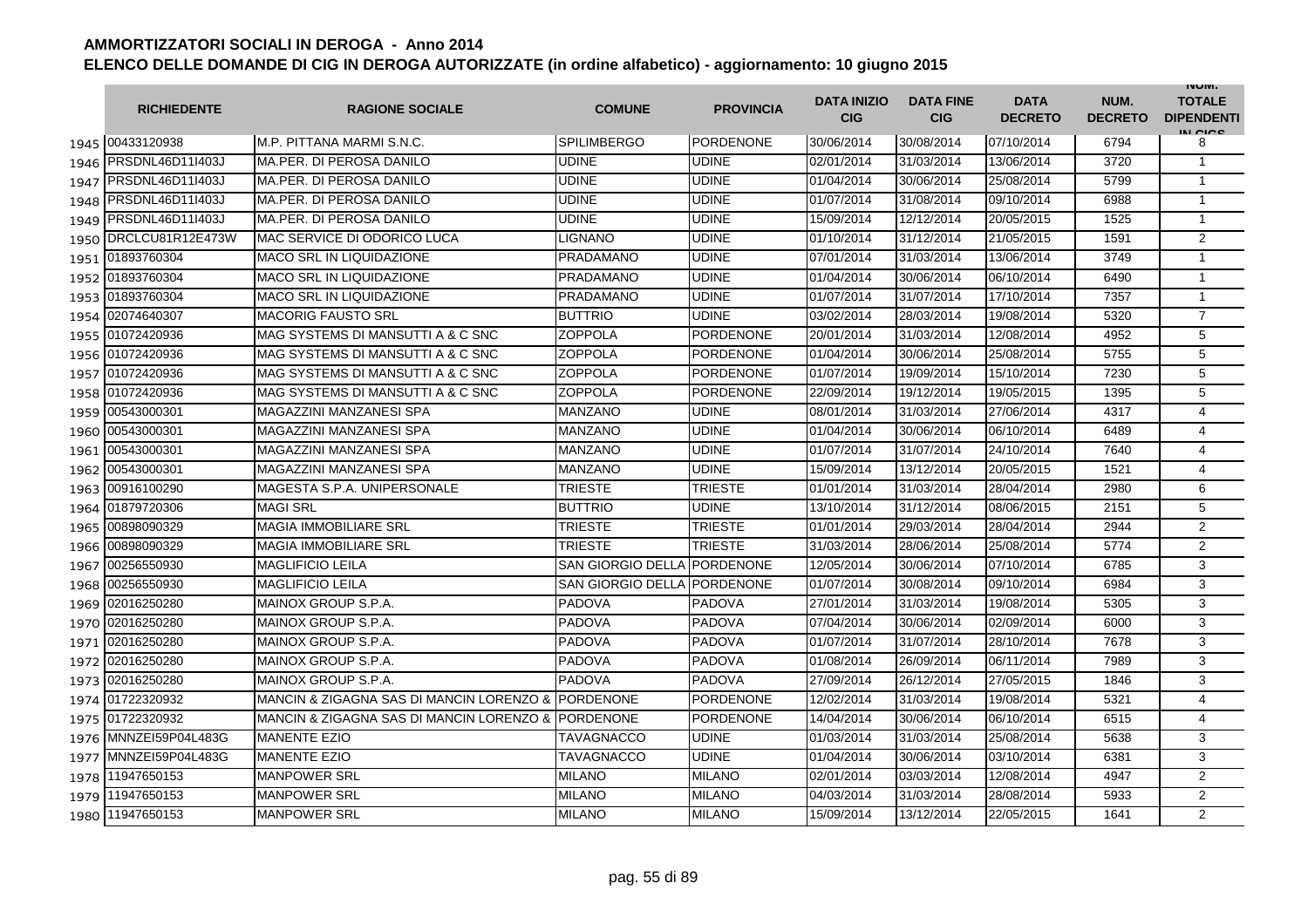# AMMORTIZZATORI SOCIALI IN DEROGA - Anno 2014

## ELENCO DELLE DOMANDE DI CIG IN DEROGA AUTORIZZATE (in ordine alfabetico) - aggiornamento: 10 giugno 2015

| | RICHIEDENTE | RAGIONE SOCIALE | COMUNE | PROVINCIA | DATA INIZIO CIG | DATA FINE CIG | DATA DECRETO | NUM. DECRETO | NUM. TOTALE DIPENDENTI IN CIGS |
|---|---|---|---|---|---|---|---|---|---|
| 1945 | 00433120938 | M.P. PITTANA MARMI S.N.C. | SPILIMBERGO | PORDENONE | 30/06/2014 | 30/08/2014 | 07/10/2014 | 6794 | 8 |
| 1946 | PRSDNL46D11I403J | MA.PER. DI PEROSA DANILO | UDINE | UDINE | 02/01/2014 | 31/03/2014 | 13/06/2014 | 3720 | 1 |
| 1947 | PRSDNL46D11I403J | MA.PER. DI PEROSA DANILO | UDINE | UDINE | 01/04/2014 | 30/06/2014 | 25/08/2014 | 5799 | 1 |
| 1948 | PRSDNL46D11I403J | MA.PER. DI PEROSA DANILO | UDINE | UDINE | 01/07/2014 | 31/08/2014 | 09/10/2014 | 6988 | 1 |
| 1949 | PRSDNL46D11I403J | MA.PER. DI PEROSA DANILO | UDINE | UDINE | 15/09/2014 | 12/12/2014 | 20/05/2015 | 1525 | 1 |
| 1950 | DRCLCU81R12E473W | MAC SERVICE DI ODORICO LUCA | LIGNANO | UDINE | 01/10/2014 | 31/12/2014 | 21/05/2015 | 1591 | 2 |
| 1951 | 01893760304 | MACO SRL IN LIQUIDAZIONE | PRADAMANO | UDINE | 07/01/2014 | 31/03/2014 | 13/06/2014 | 3749 | 1 |
| 1952 | 01893760304 | MACO SRL IN LIQUIDAZIONE | PRADAMANO | UDINE | 01/04/2014 | 30/06/2014 | 06/10/2014 | 6490 | 1 |
| 1953 | 01893760304 | MACO SRL IN LIQUIDAZIONE | PRADAMANO | UDINE | 01/07/2014 | 31/07/2014 | 17/10/2014 | 7357 | 1 |
| 1954 | 02074640307 | MACORIG FAUSTO SRL | BUTTRIO | UDINE | 03/02/2014 | 28/03/2014 | 19/08/2014 | 5320 | 7 |
| 1955 | 01072420936 | MAG SYSTEMS DI MANSUTTI A & C SNC | ZOPPOLA | PORDENONE | 20/01/2014 | 31/03/2014 | 12/08/2014 | 4952 | 5 |
| 1956 | 01072420936 | MAG SYSTEMS DI MANSUTTI A & C SNC | ZOPPOLA | PORDENONE | 01/04/2014 | 30/06/2014 | 25/08/2014 | 5755 | 5 |
| 1957 | 01072420936 | MAG SYSTEMS DI MANSUTTI A & C SNC | ZOPPOLA | PORDENONE | 01/07/2014 | 19/09/2014 | 15/10/2014 | 7230 | 5 |
| 1958 | 01072420936 | MAG SYSTEMS DI MANSUTTI A & C SNC | ZOPPOLA | PORDENONE | 22/09/2014 | 19/12/2014 | 19/05/2015 | 1395 | 5 |
| 1959 | 00543000301 | MAGAZZINI MANZANESI SPA | MANZANO | UDINE | 08/01/2014 | 31/03/2014 | 27/06/2014 | 4317 | 4 |
| 1960 | 00543000301 | MAGAZZINI MANZANESI SPA | MANZANO | UDINE | 01/04/2014 | 30/06/2014 | 06/10/2014 | 6489 | 4 |
| 1961 | 00543000301 | MAGAZZINI MANZANESI SPA | MANZANO | UDINE | 01/07/2014 | 31/07/2014 | 24/10/2014 | 7640 | 4 |
| 1962 | 00543000301 | MAGAZZINI MANZANESI SPA | MANZANO | UDINE | 15/09/2014 | 13/12/2014 | 20/05/2015 | 1521 | 4 |
| 1963 | 00916100290 | MAGESTA S.P.A. UNIPERSONALE | TRIESTE | TRIESTE | 01/01/2014 | 31/03/2014 | 28/04/2014 | 2980 | 6 |
| 1964 | 01879720306 | MAGI SRL | BUTTRIO | UDINE | 13/10/2014 | 31/12/2014 | 08/06/2015 | 2151 | 5 |
| 1965 | 00898090329 | MAGIA IMMOBILIARE SRL | TRIESTE | TRIESTE | 01/01/2014 | 29/03/2014 | 28/04/2014 | 2944 | 2 |
| 1966 | 00898090329 | MAGIA IMMOBILIARE SRL | TRIESTE | TRIESTE | 31/03/2014 | 28/06/2014 | 25/08/2014 | 5774 | 2 |
| 1967 | 00256550930 | MAGLIFICIO LEILA | SAN GIORGIO DELLA | PORDENONE | 12/05/2014 | 30/06/2014 | 07/10/2014 | 6785 | 3 |
| 1968 | 00256550930 | MAGLIFICIO LEILA | SAN GIORGIO DELLA | PORDENONE | 01/07/2014 | 30/08/2014 | 09/10/2014 | 6984 | 3 |
| 1969 | 02016250280 | MAINOX GROUP S.P.A. | PADOVA | PADOVA | 27/01/2014 | 31/03/2014 | 19/08/2014 | 5305 | 3 |
| 1970 | 02016250280 | MAINOX GROUP S.P.A. | PADOVA | PADOVA | 07/04/2014 | 30/06/2014 | 02/09/2014 | 6000 | 3 |
| 1971 | 02016250280 | MAINOX GROUP S.P.A. | PADOVA | PADOVA | 01/07/2014 | 31/07/2014 | 28/10/2014 | 7678 | 3 |
| 1972 | 02016250280 | MAINOX GROUP S.P.A. | PADOVA | PADOVA | 01/08/2014 | 26/09/2014 | 06/11/2014 | 7989 | 3 |
| 1973 | 02016250280 | MAINOX GROUP S.P.A. | PADOVA | PADOVA | 27/09/2014 | 26/12/2014 | 27/05/2015 | 1846 | 3 |
| 1974 | 01722320932 | MANCIN & ZIGAGNA SAS DI MANCIN LORENZO & | PORDENONE | PORDENONE | 12/02/2014 | 31/03/2014 | 19/08/2014 | 5321 | 4 |
| 1975 | 01722320932 | MANCIN & ZIGAGNA SAS DI MANCIN LORENZO & | PORDENONE | PORDENONE | 14/04/2014 | 30/06/2014 | 06/10/2014 | 6515 | 4 |
| 1976 | MNNZEI59P04L483G | MANENTE EZIO | TAVAGNACCO | UDINE | 01/03/2014 | 31/03/2014 | 25/08/2014 | 5638 | 3 |
| 1977 | MNNZEI59P04L483G | MANENTE EZIO | TAVAGNACCO | UDINE | 01/04/2014 | 30/06/2014 | 03/10/2014 | 6381 | 3 |
| 1978 | 11947650153 | MANPOWER SRL | MILANO | MILANO | 02/01/2014 | 03/03/2014 | 12/08/2014 | 4947 | 2 |
| 1979 | 11947650153 | MANPOWER SRL | MILANO | MILANO | 04/03/2014 | 31/03/2014 | 28/08/2014 | 5933 | 2 |
| 1980 | 11947650153 | MANPOWER SRL | MILANO | MILANO | 15/09/2014 | 13/12/2014 | 22/05/2015 | 1641 | 2 |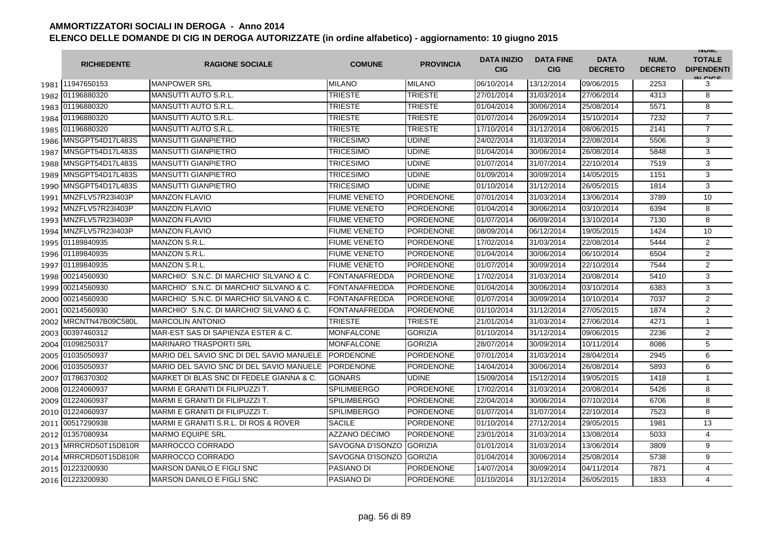# AMMORTIZZATORI SOCIALI IN DEROGA - Anno 2014

## ELENCO DELLE DOMANDE DI CIG IN DEROGA AUTORIZZATE (in ordine alfabetico) - aggiornamento: 10 giugno 2015

| | RICHIEDENTE | RAGIONE SOCIALE | COMUNE | PROVINCIA | DATA INIZIO CIG | DATA FINE CIG | DATA DECRETO | NUM. DECRETO | NUM. TOTALE DIPENDENTI IN CIGS |
|---|---|---|---|---|---|---|---|---|---|
| 1981 | 11947650153 | MANPOWER SRL | MILANO | MILANO | 06/10/2014 | 13/12/2014 | 09/06/2015 | 2253 | 3 |
| 1982 | 01196880320 | MANSUTTI AUTO S.R.L. | TRIESTE | TRIESTE | 27/01/2014 | 31/03/2014 | 27/06/2014 | 4313 | 8 |
| 1983 | 01196880320 | MANSUTTI AUTO S.R.L. | TRIESTE | TRIESTE | 01/04/2014 | 30/06/2014 | 25/08/2014 | 5571 | 8 |
| 1984 | 01196880320 | MANSUTTI AUTO S.R.L. | TRIESTE | TRIESTE | 01/07/2014 | 26/09/2014 | 15/10/2014 | 7232 | 7 |
| 1985 | 01196880320 | MANSUTTI AUTO S.R.L. | TRIESTE | TRIESTE | 17/10/2014 | 31/12/2014 | 08/06/2015 | 2141 | 7 |
| 1986 | MNSGPT54D17L483S | MANSUTTI GIANPIETRO | TRICESIMO | UDINE | 24/02/2014 | 31/03/2014 | 22/08/2014 | 5506 | 3 |
| 1987 | MNSGPT54D17L483S | MANSUTTI GIANPIETRO | TRICESIMO | UDINE | 01/04/2014 | 30/06/2014 | 26/08/2014 | 5848 | 3 |
| 1988 | MNSGPT54D17L483S | MANSUTTI GIANPIETRO | TRICESIMO | UDINE | 01/07/2014 | 31/07/2014 | 22/10/2014 | 7519 | 3 |
| 1989 | MNSGPT54D17L483S | MANSUTTI GIANPIETRO | TRICESIMO | UDINE | 01/09/2014 | 30/09/2014 | 14/05/2015 | 1151 | 3 |
| 1990 | MNSGPT54D17L483S | MANSUTTI GIANPIETRO | TRICESIMO | UDINE | 01/10/2014 | 31/12/2014 | 26/05/2015 | 1814 | 3 |
| 1991 | MNZFLV57R23I403P | MANZON FLAVIO | FIUME VENETO | PORDENONE | 07/01/2014 | 31/03/2014 | 13/06/2014 | 3789 | 10 |
| 1992 | MNZFLV57R23I403P | MANZON FLAVIO | FIUME VENETO | PORDENONE | 01/04/2014 | 30/06/2014 | 03/10/2014 | 6394 | 8 |
| 1993 | MNZFLV57R23I403P | MANZON FLAVIO | FIUME VENETO | PORDENONE | 01/07/2014 | 06/09/2014 | 13/10/2014 | 7130 | 8 |
| 1994 | MNZFLV57R23I403P | MANZON FLAVIO | FIUME VENETO | PORDENONE | 08/09/2014 | 06/12/2014 | 19/05/2015 | 1424 | 10 |
| 1995 | 01189840935 | MANZON S.R.L. | FIUME VENETO | PORDENONE | 17/02/2014 | 31/03/2014 | 22/08/2014 | 5444 | 2 |
| 1996 | 01189840935 | MANZON S.R.L. | FIUME VENETO | PORDENONE | 01/04/2014 | 30/06/2014 | 06/10/2014 | 6504 | 2 |
| 1997 | 01189840935 | MANZON S.R.L. | FIUME VENETO | PORDENONE | 01/07/2014 | 30/09/2014 | 22/10/2014 | 7544 | 2 |
| 1998 | 00214560930 | MARCHIO' S.N.C. DI MARCHIO' SILVANO & C. | FONTANAFREDDA | PORDENONE | 17/02/2014 | 31/03/2014 | 20/08/2014 | 5410 | 3 |
| 1999 | 00214560930 | MARCHIO' S.N.C. DI MARCHIO' SILVANO & C. | FONTANAFREDDA | PORDENONE | 01/04/2014 | 30/06/2014 | 03/10/2014 | 6383 | 3 |
| 2000 | 00214560930 | MARCHIO' S.N.C. DI MARCHIO' SILVANO & C. | FONTANAFREDDA | PORDENONE | 01/07/2014 | 30/09/2014 | 10/10/2014 | 7037 | 2 |
| 2001 | 00214560930 | MARCHIO' S.N.C. DI MARCHIO' SILVANO & C. | FONTANAFREDDA | PORDENONE | 01/10/2014 | 31/12/2014 | 27/05/2015 | 1874 | 2 |
| 2002 | MRCNTN47B09C580L | MARCOLIN ANTONIO | TRIESTE | TRIESTE | 21/01/2014 | 31/03/2014 | 27/06/2014 | 4271 | 1 |
| 2003 | 00397460312 | MAR-EST SAS DI SAPIENZA ESTER & C. | MONFALCONE | GORIZIA | 01/10/2014 | 31/12/2014 | 09/06/2015 | 2236 | 2 |
| 2004 | 01098250317 | MARINARO TRASPORTI SRL | MONFALCONE | GORIZIA | 28/07/2014 | 30/09/2014 | 10/11/2014 | 8086 | 5 |
| 2005 | 01035050937 | MARIO DEL SAVIO SNC DI DEL SAVIO MANUELE | PORDENONE | PORDENONE | 07/01/2014 | 31/03/2014 | 28/04/2014 | 2945 | 6 |
| 2006 | 01035050937 | MARIO DEL SAVIO SNC DI DEL SAVIO MANUELE | PORDENONE | PORDENONE | 14/04/2014 | 30/06/2014 | 26/08/2014 | 5893 | 6 |
| 2007 | 01786370302 | MARKET DI BLAS SNC DI FEDELE GIANNA & C. | GONARS | UDINE | 15/09/2014 | 15/12/2014 | 19/05/2015 | 1418 | 1 |
| 2008 | 01224060937 | MARMI E GRANITI DI FILIPUZZI T. | SPILIMBERGO | PORDENONE | 17/02/2014 | 31/03/2014 | 20/08/2014 | 5426 | 8 |
| 2009 | 01224060937 | MARMI E GRANITI DI FILIPUZZI T. | SPILIMBERGO | PORDENONE | 22/04/2014 | 30/06/2014 | 07/10/2014 | 6706 | 8 |
| 2010 | 01224060937 | MARMI E GRANITI DI FILIPUZZI T. | SPILIMBERGO | PORDENONE | 01/07/2014 | 31/07/2014 | 22/10/2014 | 7523 | 8 |
| 2011 | 00517290938 | MARMI E GRANITI S.R.L. DI ROS & ROVER | SACILE | PORDENONE | 01/10/2014 | 27/12/2014 | 29/05/2015 | 1981 | 13 |
| 2012 | 01357080934 | MARMO EQUIPE SRL | AZZANO DECIMO | PORDENONE | 23/01/2014 | 31/03/2014 | 13/08/2014 | 5033 | 4 |
| 2013 | MRRCRD50T15D810R | MARROCCO CORRADO | SAVOGNA D'ISONZO | GORIZIA | 01/01/2014 | 31/03/2014 | 13/06/2014 | 3809 | 9 |
| 2014 | MRRCRD50T15D810R | MARROCCO CORRADO | SAVOGNA D'ISONZO | GORIZIA | 01/04/2014 | 30/06/2014 | 25/08/2014 | 5738 | 9 |
| 2015 | 01223200930 | MARSON DANILO E FIGLI SNC | PASIANO DI | PORDENONE | 14/07/2014 | 30/09/2014 | 04/11/2014 | 7871 | 4 |
| 2016 | 01223200930 | MARSON DANILO E FIGLI SNC | PASIANO DI | PORDENONE | 01/10/2014 | 31/12/2014 | 26/05/2015 | 1833 | 4 |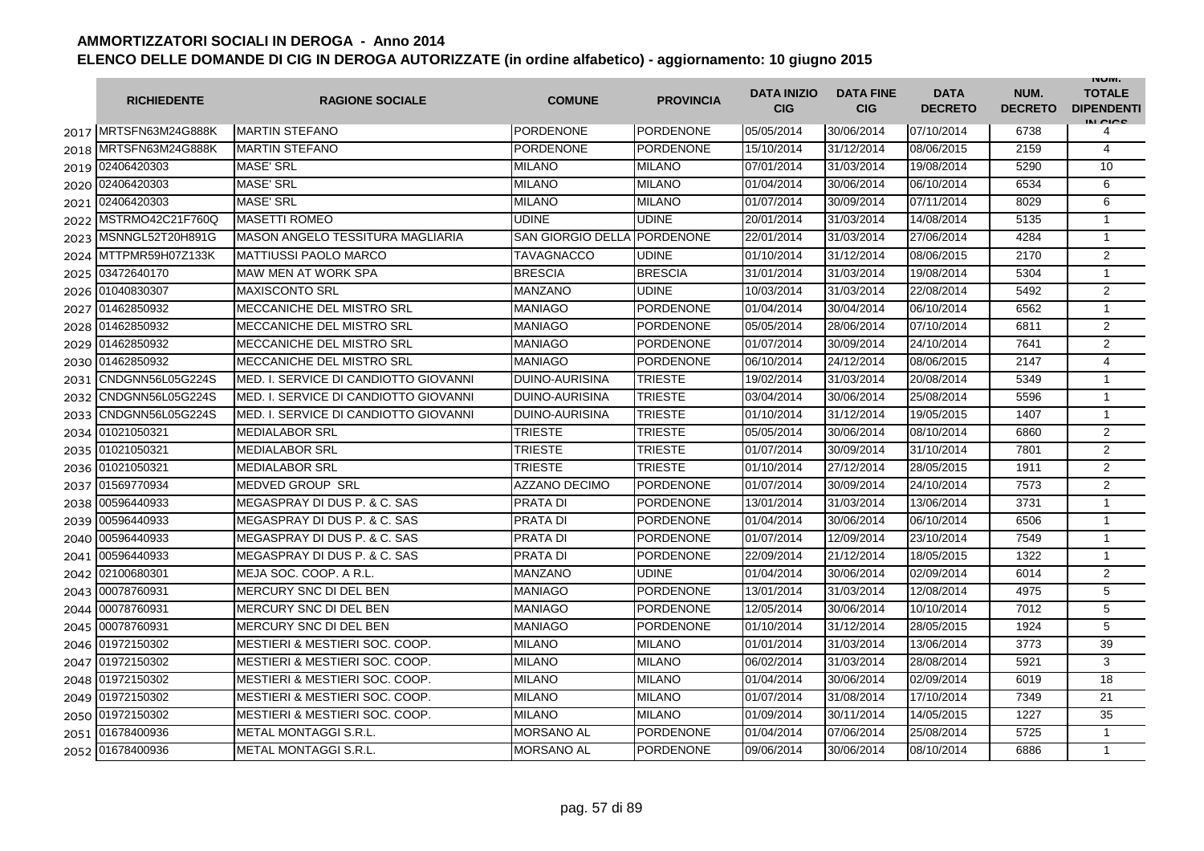## AMMORTIZZATORI SOCIALI IN DEROGA - Anno 2014
## ELENCO DELLE DOMANDE DI CIG IN DEROGA AUTORIZZATE (in ordine alfabetico) - aggiornamento: 10 giugno 2015

| | RICHIEDENTE | RAGIONE SOCIALE | COMUNE | PROVINCIA | DATA INIZIO CIG | DATA FINE CIG | DATA DECRETO | NUM. DECRETO | NUM. TOTALE DIPENDENTI IN CIGS |
|---|---|---|---|---|---|---|---|---|---|
| 2017 | MRTSFN63M24G888K | MARTIN STEFANO | PORDENONE | PORDENONE | 05/05/2014 | 30/06/2014 | 07/10/2014 | 6738 | 4 |
| 2018 | MRTSFN63M24G888K | MARTIN STEFANO | PORDENONE | PORDENONE | 15/10/2014 | 31/12/2014 | 08/06/2015 | 2159 | 4 |
| 2019 | 02406420303 | MASE' SRL | MILANO | MILANO | 07/01/2014 | 31/03/2014 | 19/08/2014 | 5290 | 10 |
| 2020 | 02406420303 | MASE' SRL | MILANO | MILANO | 01/04/2014 | 30/06/2014 | 06/10/2014 | 6534 | 6 |
| 2021 | 02406420303 | MASE' SRL | MILANO | MILANO | 01/07/2014 | 30/09/2014 | 07/11/2014 | 8029 | 6 |
| 2022 | MSTRMO42C21F760Q | MASETTI ROMEO | UDINE | UDINE | 20/01/2014 | 31/03/2014 | 14/08/2014 | 5135 | 1 |
| 2023 | MSNNGL52T20H891G | MASON ANGELO TESSITURA MAGLIARIA | SAN GIORGIO DELLA | PORDENONE | 22/01/2014 | 31/03/2014 | 27/06/2014 | 4284 | 1 |
| 2024 | MTTPMR59H07Z133K | MATTIUSSI PAOLO MARCO | TAVAGNACCO | UDINE | 01/10/2014 | 31/12/2014 | 08/06/2015 | 2170 | 2 |
| 2025 | 03472640170 | MAW MEN AT WORK SPA | BRESCIA | BRESCIA | 31/01/2014 | 31/03/2014 | 19/08/2014 | 5304 | 1 |
| 2026 | 01040830307 | MAXISCONTO SRL | MANZANO | UDINE | 10/03/2014 | 31/03/2014 | 22/08/2014 | 5492 | 2 |
| 2027 | 01462850932 | MECCANICHE DEL MISTRO SRL | MANIAGO | PORDENONE | 01/04/2014 | 30/04/2014 | 06/10/2014 | 6562 | 1 |
| 2028 | 01462850932 | MECCANICHE DEL MISTRO SRL | MANIAGO | PORDENONE | 05/05/2014 | 28/06/2014 | 07/10/2014 | 6811 | 2 |
| 2029 | 01462850932 | MECCANICHE DEL MISTRO SRL | MANIAGO | PORDENONE | 01/07/2014 | 30/09/2014 | 24/10/2014 | 7641 | 2 |
| 2030 | 01462850932 | MECCANICHE DEL MISTRO SRL | MANIAGO | PORDENONE | 06/10/2014 | 24/12/2014 | 08/06/2015 | 2147 | 4 |
| 2031 | CNDGNN56L05G224S | MED. I. SERVICE DI CANDIOTTO GIOVANNI | DUINO-AURISINA | TRIESTE | 19/02/2014 | 31/03/2014 | 20/08/2014 | 5349 | 1 |
| 2032 | CNDGNN56L05G224S | MED. I. SERVICE DI CANDIOTTO GIOVANNI | DUINO-AURISINA | TRIESTE | 03/04/2014 | 30/06/2014 | 25/08/2014 | 5596 | 1 |
| 2033 | CNDGNN56L05G224S | MED. I. SERVICE DI CANDIOTTO GIOVANNI | DUINO-AURISINA | TRIESTE | 01/10/2014 | 31/12/2014 | 19/05/2015 | 1407 | 1 |
| 2034 | 01021050321 | MEDIALABOR SRL | TRIESTE | TRIESTE | 05/05/2014 | 30/06/2014 | 08/10/2014 | 6860 | 2 |
| 2035 | 01021050321 | MEDIALABOR SRL | TRIESTE | TRIESTE | 01/07/2014 | 30/09/2014 | 31/10/2014 | 7801 | 2 |
| 2036 | 01021050321 | MEDIALABOR SRL | TRIESTE | TRIESTE | 01/10/2014 | 27/12/2014 | 28/05/2015 | 1911 | 2 |
| 2037 | 01569770934 | MEDVED GROUP SRL | AZZANO DECIMO | PORDENONE | 01/07/2014 | 30/09/2014 | 24/10/2014 | 7573 | 2 |
| 2038 | 00596440933 | MEGASPRAY DI DUS P. & C. SAS | PRATA DI | PORDENONE | 13/01/2014 | 31/03/2014 | 13/06/2014 | 3731 | 1 |
| 2039 | 00596440933 | MEGASPRAY DI DUS P. & C. SAS | PRATA DI | PORDENONE | 01/04/2014 | 30/06/2014 | 06/10/2014 | 6506 | 1 |
| 2040 | 00596440933 | MEGASPRAY DI DUS P. & C. SAS | PRATA DI | PORDENONE | 01/07/2014 | 12/09/2014 | 23/10/2014 | 7549 | 1 |
| 2041 | 00596440933 | MEGASPRAY DI DUS P. & C. SAS | PRATA DI | PORDENONE | 22/09/2014 | 21/12/2014 | 18/05/2015 | 1322 | 1 |
| 2042 | 02100680301 | MEJA SOC. COOP. A R.L. | MANZANO | UDINE | 01/04/2014 | 30/06/2014 | 02/09/2014 | 6014 | 2 |
| 2043 | 00078760931 | MERCURY SNC DI DEL BEN | MANIAGO | PORDENONE | 13/01/2014 | 31/03/2014 | 12/08/2014 | 4975 | 5 |
| 2044 | 00078760931 | MERCURY SNC DI DEL BEN | MANIAGO | PORDENONE | 12/05/2014 | 30/06/2014 | 10/10/2014 | 7012 | 5 |
| 2045 | 00078760931 | MERCURY SNC DI DEL BEN | MANIAGO | PORDENONE | 01/10/2014 | 31/12/2014 | 28/05/2015 | 1924 | 5 |
| 2046 | 01972150302 | MESTIERI & MESTIERI SOC. COOP. | MILANO | MILANO | 01/01/2014 | 31/03/2014 | 13/06/2014 | 3773 | 39 |
| 2047 | 01972150302 | MESTIERI & MESTIERI SOC. COOP. | MILANO | MILANO | 06/02/2014 | 31/03/2014 | 28/08/2014 | 5921 | 3 |
| 2048 | 01972150302 | MESTIERI & MESTIERI SOC. COOP. | MILANO | MILANO | 01/04/2014 | 30/06/2014 | 02/09/2014 | 6019 | 18 |
| 2049 | 01972150302 | MESTIERI & MESTIERI SOC. COOP. | MILANO | MILANO | 01/07/2014 | 31/08/2014 | 17/10/2014 | 7349 | 21 |
| 2050 | 01972150302 | MESTIERI & MESTIERI SOC. COOP. | MILANO | MILANO | 01/09/2014 | 30/11/2014 | 14/05/2015 | 1227 | 35 |
| 2051 | 01678400936 | METAL MONTAGGI S.R.L. | MORSANO AL | PORDENONE | 01/04/2014 | 07/06/2014 | 25/08/2014 | 5725 | 1 |
| 2052 | 01678400936 | METAL MONTAGGI S.R.L. | MORSANO AL | PORDENONE | 09/06/2014 | 30/06/2014 | 08/10/2014 | 6886 | 1 |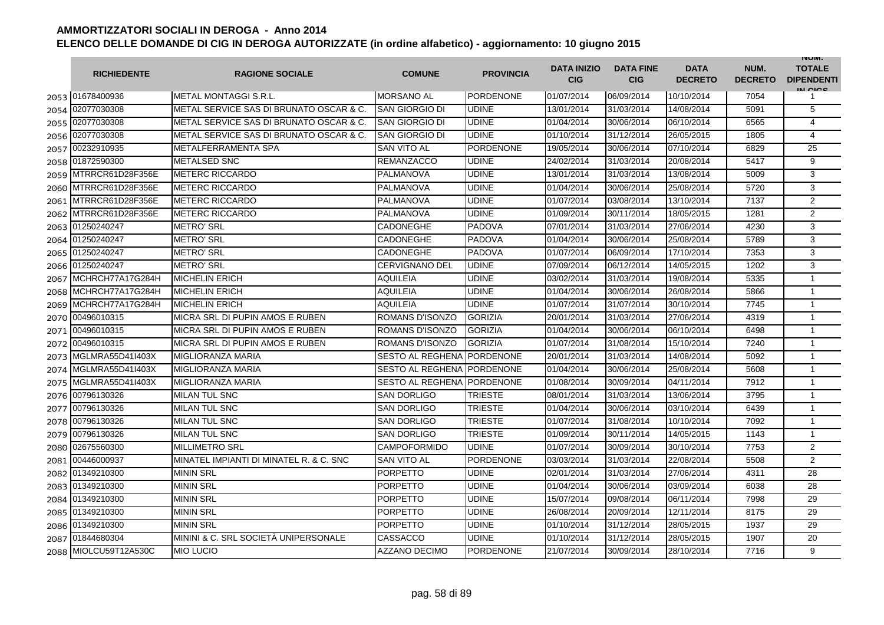# AMMORTIZZATORI SOCIALI IN DEROGA - Anno 2014

## ELENCO DELLE DOMANDE DI CIG IN DEROGA AUTORIZZATE (in ordine alfabetico) - aggiornamento: 10 giugno 2015

| | RICHIEDENTE | RAGIONE SOCIALE | COMUNE | PROVINCIA | DATA INIZIO CIG | DATA FINE CIG | DATA DECRETO | NUM. DECRETO | NUM. TOTALE DIPENDENTI IN CIGS |
|---|---|---|---|---|---|---|---|---|---|
| 2053 | 01678400936 | METAL MONTAGGI S.R.L. | MORSANO AL | PORDENONE | 01/07/2014 | 06/09/2014 | 10/10/2014 | 7054 | 1 |
| 2054 | 02077030308 | METAL SERVICE SAS DI BRUNATO OSCAR & C. | SAN GIORGIO DI | UDINE | 13/01/2014 | 31/03/2014 | 14/08/2014 | 5091 | 5 |
| 2055 | 02077030308 | METAL SERVICE SAS DI BRUNATO OSCAR & C. | SAN GIORGIO DI | UDINE | 01/04/2014 | 30/06/2014 | 06/10/2014 | 6565 | 4 |
| 2056 | 02077030308 | METAL SERVICE SAS DI BRUNATO OSCAR & C. | SAN GIORGIO DI | UDINE | 01/10/2014 | 31/12/2014 | 26/05/2015 | 1805 | 4 |
| 2057 | 00232910935 | METALFERRAMENTA SPA | SAN VITO AL | PORDENONE | 19/05/2014 | 30/06/2014 | 07/10/2014 | 6829 | 25 |
| 2058 | 01872590300 | METALSED SNC | REMANZACCO | UDINE | 24/02/2014 | 31/03/2014 | 20/08/2014 | 5417 | 9 |
| 2059 | MTRRCR61D28F356E | METERC RICCARDO | PALMANOVA | UDINE | 13/01/2014 | 31/03/2014 | 13/08/2014 | 5009 | 3 |
| 2060 | MTRRCR61D28F356E | METERC RICCARDO | PALMANOVA | UDINE | 01/04/2014 | 30/06/2014 | 25/08/2014 | 5720 | 3 |
| 2061 | MTRRCR61D28F356E | METERC RICCARDO | PALMANOVA | UDINE | 01/07/2014 | 03/08/2014 | 13/10/2014 | 7137 | 2 |
| 2062 | MTRRCR61D28F356E | METERC RICCARDO | PALMANOVA | UDINE | 01/09/2014 | 30/11/2014 | 18/05/2015 | 1281 | 2 |
| 2063 | 01250240247 | METRO' SRL | CADONEGHE | PADOVA | 07/01/2014 | 31/03/2014 | 27/06/2014 | 4230 | 3 |
| 2064 | 01250240247 | METRO' SRL | CADONEGHE | PADOVA | 01/04/2014 | 30/06/2014 | 25/08/2014 | 5789 | 3 |
| 2065 | 01250240247 | METRO' SRL | CADONEGHE | PADOVA | 01/07/2014 | 06/09/2014 | 17/10/2014 | 7353 | 3 |
| 2066 | 01250240247 | METRO' SRL | CERVIGNANO DEL | UDINE | 07/09/2014 | 06/12/2014 | 14/05/2015 | 1202 | 3 |
| 2067 | MCHRCH77A17G284H | MICHELIN ERICH | AQUILEIA | UDINE | 03/02/2014 | 31/03/2014 | 19/08/2014 | 5335 | 1 |
| 2068 | MCHRCH77A17G284H | MICHELIN ERICH | AQUILEIA | UDINE | 01/04/2014 | 30/06/2014 | 26/08/2014 | 5866 | 1 |
| 2069 | MCHRCH77A17G284H | MICHELIN ERICH | AQUILEIA | UDINE | 01/07/2014 | 31/07/2014 | 30/10/2014 | 7745 | 1 |
| 2070 | 00496010315 | MICRA SRL DI PUPIN AMOS E RUBEN | ROMANS D'ISONZO | GORIZIA | 20/01/2014 | 31/03/2014 | 27/06/2014 | 4319 | 1 |
| 2071 | 00496010315 | MICRA SRL DI PUPIN AMOS E RUBEN | ROMANS D'ISONZO | GORIZIA | 01/04/2014 | 30/06/2014 | 06/10/2014 | 6498 | 1 |
| 2072 | 00496010315 | MICRA SRL DI PUPIN AMOS E RUBEN | ROMANS D'ISONZO | GORIZIA | 01/07/2014 | 31/08/2014 | 15/10/2014 | 7240 | 1 |
| 2073 | MGLMRA55D41I403X | MIGLIORANZA MARIA | SESTO AL REGHENA | PORDENONE | 20/01/2014 | 31/03/2014 | 14/08/2014 | 5092 | 1 |
| 2074 | MGLMRA55D41I403X | MIGLIORANZA MARIA | SESTO AL REGHENA | PORDENONE | 01/04/2014 | 30/06/2014 | 25/08/2014 | 5608 | 1 |
| 2075 | MGLMRA55D41I403X | MIGLIORANZA MARIA | SESTO AL REGHENA | PORDENONE | 01/08/2014 | 30/09/2014 | 04/11/2014 | 7912 | 1 |
| 2076 | 00796130326 | MILAN TUL SNC | SAN DORLIGO | TRIESTE | 08/01/2014 | 31/03/2014 | 13/06/2014 | 3795 | 1 |
| 2077 | 00796130326 | MILAN TUL SNC | SAN DORLIGO | TRIESTE | 01/04/2014 | 30/06/2014 | 03/10/2014 | 6439 | 1 |
| 2078 | 00796130326 | MILAN TUL SNC | SAN DORLIGO | TRIESTE | 01/07/2014 | 31/08/2014 | 10/10/2014 | 7092 | 1 |
| 2079 | 00796130326 | MILAN TUL SNC | SAN DORLIGO | TRIESTE | 01/09/2014 | 30/11/2014 | 14/05/2015 | 1143 | 1 |
| 2080 | 02675560300 | MILLIMETRO SRL | CAMPOFORMIDO | UDINE | 01/07/2014 | 30/09/2014 | 30/10/2014 | 7753 | 2 |
| 2081 | 00446000937 | MINATEL IMPIANTI DI MINATEL R. & C. SNC | SAN VITO AL | PORDENONE | 03/03/2014 | 31/03/2014 | 22/08/2014 | 5508 | 2 |
| 2082 | 01349210300 | MININ SRL | PORPETTO | UDINE | 02/01/2014 | 31/03/2014 | 27/06/2014 | 4311 | 28 |
| 2083 | 01349210300 | MININ SRL | PORPETTO | UDINE | 01/04/2014 | 30/06/2014 | 03/09/2014 | 6038 | 28 |
| 2084 | 01349210300 | MININ SRL | PORPETTO | UDINE | 15/07/2014 | 09/08/2014 | 06/11/2014 | 7998 | 29 |
| 2085 | 01349210300 | MININ SRL | PORPETTO | UDINE | 26/08/2014 | 20/09/2014 | 12/11/2014 | 8175 | 29 |
| 2086 | 01349210300 | MININ SRL | PORPETTO | UDINE | 01/10/2014 | 31/12/2014 | 28/05/2015 | 1937 | 29 |
| 2087 | 01844680304 | MININI & C. SRL SOCIETÀ UNIPERSONALE | CASSACCO | UDINE | 01/10/2014 | 31/12/2014 | 28/05/2015 | 1907 | 20 |
| 2088 | MIOLCU59T12A530C | MIO LUCIO | AZZANO DECIMO | PORDENONE | 21/07/2014 | 30/09/2014 | 28/10/2014 | 7716 | 9 |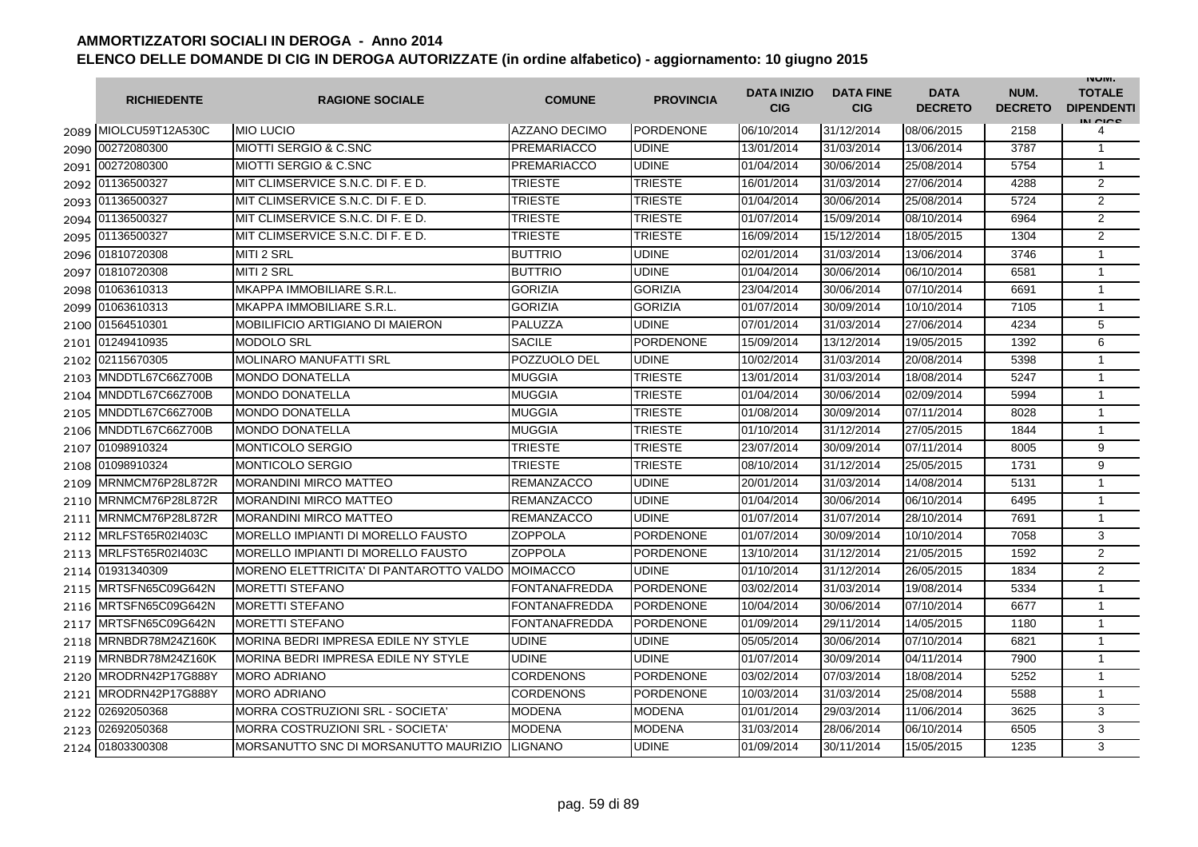# AMMORTIZZATORI SOCIALI IN DEROGA - Anno 2014
## ELENCO DELLE DOMANDE DI CIG IN DEROGA AUTORIZZATE (in ordine alfabetico) - aggiornamento: 10 giugno 2015

| | RICHIEDENTE | RAGIONE SOCIALE | COMUNE | PROVINCIA | DATA INIZIO CIG | DATA FINE CIG | DATA DECRETO | NUM. DECRETO | NUM. TOTALE DIPENDENTI IN CIGS |
|---|---|---|---|---|---|---|---|---|---|
| 2089 | MIOLCU59T12A530C | MIO LUCIO | AZZANO DECIMO | PORDENONE | 06/10/2014 | 31/12/2014 | 08/06/2015 | 2158 | 4 |
| 2090 | 00272080300 | MIOTTI SERGIO & C.SNC | PREMARIACCO | UDINE | 13/01/2014 | 31/03/2014 | 13/06/2014 | 3787 | 1 |
| 2091 | 00272080300 | MIOTTI SERGIO & C.SNC | PREMARIACCO | UDINE | 01/04/2014 | 30/06/2014 | 25/08/2014 | 5754 | 1 |
| 2092 | 01136500327 | MIT CLIMSERVICE S.N.C. DI F. E D. | TRIESTE | TRIESTE | 16/01/2014 | 31/03/2014 | 27/06/2014 | 4288 | 2 |
| 2093 | 01136500327 | MIT CLIMSERVICE S.N.C. DI F. E D. | TRIESTE | TRIESTE | 01/04/2014 | 30/06/2014 | 25/08/2014 | 5724 | 2 |
| 2094 | 01136500327 | MIT CLIMSERVICE S.N.C. DI F. E D. | TRIESTE | TRIESTE | 01/07/2014 | 15/09/2014 | 08/10/2014 | 6964 | 2 |
| 2095 | 01136500327 | MIT CLIMSERVICE S.N.C. DI F. E D. | TRIESTE | TRIESTE | 16/09/2014 | 15/12/2014 | 18/05/2015 | 1304 | 2 |
| 2096 | 01810720308 | MITI 2 SRL | BUTTRIO | UDINE | 02/01/2014 | 31/03/2014 | 13/06/2014 | 3746 | 1 |
| 2097 | 01810720308 | MITI 2 SRL | BUTTRIO | UDINE | 01/04/2014 | 30/06/2014 | 06/10/2014 | 6581 | 1 |
| 2098 | 01063610313 | MKAPPA IMMOBILIARE S.R.L. | GORIZIA | GORIZIA | 23/04/2014 | 30/06/2014 | 07/10/2014 | 6691 | 1 |
| 2099 | 01063610313 | MKAPPA IMMOBILIARE S.R.L. | GORIZIA | GORIZIA | 01/07/2014 | 30/09/2014 | 10/10/2014 | 7105 | 1 |
| 2100 | 01564510301 | MOBILIFICIO ARTIGIANO DI MAIERON | PALUZZA | UDINE | 07/01/2014 | 31/03/2014 | 27/06/2014 | 4234 | 5 |
| 2101 | 01249410935 | MODOLO SRL | SACILE | PORDENONE | 15/09/2014 | 13/12/2014 | 19/05/2015 | 1392 | 6 |
| 2102 | 02115670305 | MOLINARO MANUFATTI SRL | POZZUOLO DEL | UDINE | 10/02/2014 | 31/03/2014 | 20/08/2014 | 5398 | 1 |
| 2103 | MNDDTL67C66Z700B | MONDO DONATELLA | MUGGIA | TRIESTE | 13/01/2014 | 31/03/2014 | 18/08/2014 | 5247 | 1 |
| 2104 | MNDDTL67C66Z700B | MONDO DONATELLA | MUGGIA | TRIESTE | 01/04/2014 | 30/06/2014 | 02/09/2014 | 5994 | 1 |
| 2105 | MNDDTL67C66Z700B | MONDO DONATELLA | MUGGIA | TRIESTE | 01/08/2014 | 30/09/2014 | 07/11/2014 | 8028 | 1 |
| 2106 | MNDDTL67C66Z700B | MONDO DONATELLA | MUGGIA | TRIESTE | 01/10/2014 | 31/12/2014 | 27/05/2015 | 1844 | 1 |
| 2107 | 01098910324 | MONTICOLO SERGIO | TRIESTE | TRIESTE | 23/07/2014 | 30/09/2014 | 07/11/2014 | 8005 | 9 |
| 2108 | 01098910324 | MONTICOLO SERGIO | TRIESTE | TRIESTE | 08/10/2014 | 31/12/2014 | 25/05/2015 | 1731 | 9 |
| 2109 | MRNMCM76P28L872R | MORANDINI MIRCO MATTEO | REMANZACCO | UDINE | 20/01/2014 | 31/03/2014 | 14/08/2014 | 5131 | 1 |
| 2110 | MRNMCM76P28L872R | MORANDINI MIRCO MATTEO | REMANZACCO | UDINE | 01/04/2014 | 30/06/2014 | 06/10/2014 | 6495 | 1 |
| 2111 | MRNMCM76P28L872R | MORANDINI MIRCO MATTEO | REMANZACCO | UDINE | 01/07/2014 | 31/07/2014 | 28/10/2014 | 7691 | 1 |
| 2112 | MRLFST65R02I403C | MORELLO IMPIANTI DI MORELLO FAUSTO | ZOPPOLA | PORDENONE | 01/07/2014 | 30/09/2014 | 10/10/2014 | 7058 | 3 |
| 2113 | MRLFST65R02I403C | MORELLO IMPIANTI DI MORELLO FAUSTO | ZOPPOLA | PORDENONE | 13/10/2014 | 31/12/2014 | 21/05/2015 | 1592 | 2 |
| 2114 | 01931340309 | MORENO ELETTRICITA' DI PANTAROTTO VALDO | MOIMACCO | UDINE | 01/10/2014 | 31/12/2014 | 26/05/2015 | 1834 | 2 |
| 2115 | MRTSFN65C09G642N | MORETTI STEFANO | FONTANAFREDDA | PORDENONE | 03/02/2014 | 31/03/2014 | 19/08/2014 | 5334 | 1 |
| 2116 | MRTSFN65C09G642N | MORETTI STEFANO | FONTANAFREDDA | PORDENONE | 10/04/2014 | 30/06/2014 | 07/10/2014 | 6677 | 1 |
| 2117 | MRTSFN65C09G642N | MORETTI STEFANO | FONTANAFREDDA | PORDENONE | 01/09/2014 | 29/11/2014 | 14/05/2015 | 1180 | 1 |
| 2118 | MRNBDR78M24Z160K | MORINA BEDRI IMPRESA EDILE NY STYLE | UDINE | UDINE | 05/05/2014 | 30/06/2014 | 07/10/2014 | 6821 | 1 |
| 2119 | MRNBDR78M24Z160K | MORINA BEDRI IMPRESA EDILE NY STYLE | UDINE | UDINE | 01/07/2014 | 30/09/2014 | 04/11/2014 | 7900 | 1 |
| 2120 | MRODRN42P17G888Y | MORO ADRIANO | CORDENONS | PORDENONE | 03/02/2014 | 07/03/2014 | 18/08/2014 | 5252 | 1 |
| 2121 | MRODRN42P17G888Y | MORO ADRIANO | CORDENONS | PORDENONE | 10/03/2014 | 31/03/2014 | 25/08/2014 | 5588 | 1 |
| 2122 | 02692050368 | MORRA COSTRUZIONI SRL - SOCIETA' | MODENA | MODENA | 01/01/2014 | 29/03/2014 | 11/06/2014 | 3625 | 3 |
| 2123 | 02692050368 | MORRA COSTRUZIONI SRL - SOCIETA' | MODENA | MODENA | 31/03/2014 | 28/06/2014 | 06/10/2014 | 6505 | 3 |
| 2124 | 01803300308 | MORSANUTTO SNC DI MORSANUTTO MAURIZIO | LIGNANO | UDINE | 01/09/2014 | 30/11/2014 | 15/05/2015 | 1235 | 3 |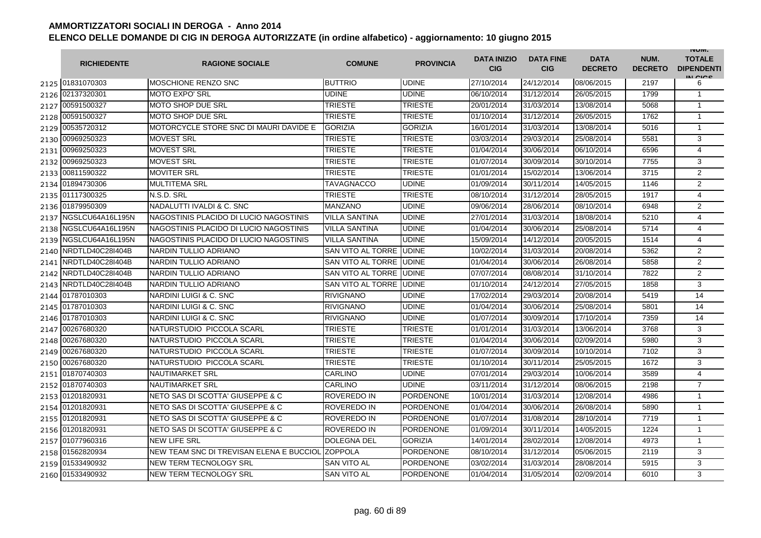# AMMORTIZZATORI SOCIALI IN DEROGA - Anno 2014

## ELENCO DELLE DOMANDE DI CIG IN DEROGA AUTORIZZATE (in ordine alfabetico) - aggiornamento: 10 giugno 2015

| | RICHIEDENTE | RAGIONE SOCIALE | COMUNE | PROVINCIA | DATA INIZIO CIG | DATA FINE CIG | DATA DECRETO | NUM. DECRETO | NUM. TOTALE DIPENDENTI IN CIGS |
|---|---|---|---|---|---|---|---|---|---|
| 2125 | 01831070303 | MOSCHIONE RENZO SNC | BUTTRIO | UDINE | 27/10/2014 | 24/12/2014 | 08/06/2015 | 2197 | 6 |
| 2126 | 02137320301 | MOTO EXPO' SRL | UDINE | UDINE | 06/10/2014 | 31/12/2014 | 26/05/2015 | 1799 | 1 |
| 2127 | 00591500327 | MOTO SHOP DUE SRL | TRIESTE | TRIESTE | 20/01/2014 | 31/03/2014 | 13/08/2014 | 5068 | 1 |
| 2128 | 00591500327 | MOTO SHOP DUE SRL | TRIESTE | TRIESTE | 01/10/2014 | 31/12/2014 | 26/05/2015 | 1762 | 1 |
| 2129 | 00535720312 | MOTORCYCLE STORE SNC DI MAURI DAVIDE E | GORIZIA | GORIZIA | 16/01/2014 | 31/03/2014 | 13/08/2014 | 5016 | 1 |
| 2130 | 00969250323 | MOVEST SRL | TRIESTE | TRIESTE | 03/03/2014 | 29/03/2014 | 25/08/2014 | 5581 | 3 |
| 2131 | 00969250323 | MOVEST SRL | TRIESTE | TRIESTE | 01/04/2014 | 30/06/2014 | 06/10/2014 | 6596 | 4 |
| 2132 | 00969250323 | MOVEST SRL | TRIESTE | TRIESTE | 01/07/2014 | 30/09/2014 | 30/10/2014 | 7755 | 3 |
| 2133 | 00811590322 | MOVITER SRL | TRIESTE | TRIESTE | 01/01/2014 | 15/02/2014 | 13/06/2014 | 3715 | 2 |
| 2134 | 01894730306 | MULTITEMA SRL | TAVAGNACCO | UDINE | 01/09/2014 | 30/11/2014 | 14/05/2015 | 1146 | 2 |
| 2135 | 01117300325 | N.S.D. SRL | TRIESTE | TRIESTE | 08/10/2014 | 31/12/2014 | 28/05/2015 | 1917 | 4 |
| 2136 | 01879950309 | NADALUTTI IVALDI & C. SNC | MANZANO | UDINE | 09/06/2014 | 28/06/2014 | 08/10/2014 | 6948 | 2 |
| 2137 | NGSLCU64A16L195N | NAGOSTINIS PLACIDO DI LUCIO NAGOSTINIS | VILLA SANTINA | UDINE | 27/01/2014 | 31/03/2014 | 18/08/2014 | 5210 | 4 |
| 2138 | NGSLCU64A16L195N | NAGOSTINIS PLACIDO DI LUCIO NAGOSTINIS | VILLA SANTINA | UDINE | 01/04/2014 | 30/06/2014 | 25/08/2014 | 5714 | 4 |
| 2139 | NGSLCU64A16L195N | NAGOSTINIS PLACIDO DI LUCIO NAGOSTINIS | VILLA SANTINA | UDINE | 15/09/2014 | 14/12/2014 | 20/05/2015 | 1514 | 4 |
| 2140 | NRDTLD40C28I404B | NARDIN TULLIO ADRIANO | SAN VITO AL TORRE | UDINE | 10/02/2014 | 31/03/2014 | 20/08/2014 | 5362 | 2 |
| 2141 | NRDTLD40C28I404B | NARDIN TULLIO ADRIANO | SAN VITO AL TORRE | UDINE | 01/04/2014 | 30/06/2014 | 26/08/2014 | 5858 | 2 |
| 2142 | NRDTLD40C28I404B | NARDIN TULLIO ADRIANO | SAN VITO AL TORRE | UDINE | 07/07/2014 | 08/08/2014 | 31/10/2014 | 7822 | 2 |
| 2143 | NRDTLD40C28I404B | NARDIN TULLIO ADRIANO | SAN VITO AL TORRE | UDINE | 01/10/2014 | 24/12/2014 | 27/05/2015 | 1858 | 3 |
| 2144 | 01787010303 | NARDINI LUIGI & C. SNC | RIVIGNANO | UDINE | 17/02/2014 | 29/03/2014 | 20/08/2014 | 5419 | 14 |
| 2145 | 01787010303 | NARDINI LUIGI & C. SNC | RIVIGNANO | UDINE | 01/04/2014 | 30/06/2014 | 25/08/2014 | 5801 | 14 |
| 2146 | 01787010303 | NARDINI LUIGI & C. SNC | RIVIGNANO | UDINE | 01/07/2014 | 30/09/2014 | 17/10/2014 | 7359 | 14 |
| 2147 | 00267680320 | NATURSTUDIO PICCOLA SCARL | TRIESTE | TRIESTE | 01/01/2014 | 31/03/2014 | 13/06/2014 | 3768 | 3 |
| 2148 | 00267680320 | NATURSTUDIO PICCOLA SCARL | TRIESTE | TRIESTE | 01/04/2014 | 30/06/2014 | 02/09/2014 | 5980 | 3 |
| 2149 | 00267680320 | NATURSTUDIO PICCOLA SCARL | TRIESTE | TRIESTE | 01/07/2014 | 30/09/2014 | 10/10/2014 | 7102 | 3 |
| 2150 | 00267680320 | NATURSTUDIO PICCOLA SCARL | TRIESTE | TRIESTE | 01/10/2014 | 30/11/2014 | 25/05/2015 | 1672 | 3 |
| 2151 | 01870740303 | NAUTIMARKET SRL | CARLINO | UDINE | 07/01/2014 | 29/03/2014 | 10/06/2014 | 3589 | 4 |
| 2152 | 01870740303 | NAUTIMARKET SRL | CARLINO | UDINE | 03/11/2014 | 31/12/2014 | 08/06/2015 | 2198 | 7 |
| 2153 | 01201820931 | NETO SAS DI SCOTTA' GIUSEPPE & C | ROVEREDO IN | PORDENONE | 10/01/2014 | 31/03/2014 | 12/08/2014 | 4986 | 1 |
| 2154 | 01201820931 | NETO SAS DI SCOTTA' GIUSEPPE & C | ROVEREDO IN | PORDENONE | 01/04/2014 | 30/06/2014 | 26/08/2014 | 5890 | 1 |
| 2155 | 01201820931 | NETO SAS DI SCOTTA' GIUSEPPE & C | ROVEREDO IN | PORDENONE | 01/07/2014 | 31/08/2014 | 28/10/2014 | 7719 | 1 |
| 2156 | 01201820931 | NETO SAS DI SCOTTA' GIUSEPPE & C | ROVEREDO IN | PORDENONE | 01/09/2014 | 30/11/2014 | 14/05/2015 | 1224 | 1 |
| 2157 | 01077960316 | NEW LIFE SRL | DOLEGNA DEL | GORIZIA | 14/01/2014 | 28/02/2014 | 12/08/2014 | 4973 | 1 |
| 2158 | 01562820934 | NEW TEAM SNC DI TREVISAN ELENA E BUCCIOL | ZOPPOLA | PORDENONE | 08/10/2014 | 31/12/2014 | 05/06/2015 | 2119 | 3 |
| 2159 | 01533490932 | NEW TERM TECNOLOGY SRL | SAN VITO AL | PORDENONE | 03/02/2014 | 31/03/2014 | 28/08/2014 | 5915 | 3 |
| 2160 | 01533490932 | NEW TERM TECNOLOGY SRL | SAN VITO AL | PORDENONE | 01/04/2014 | 31/05/2014 | 02/09/2014 | 6010 | 3 |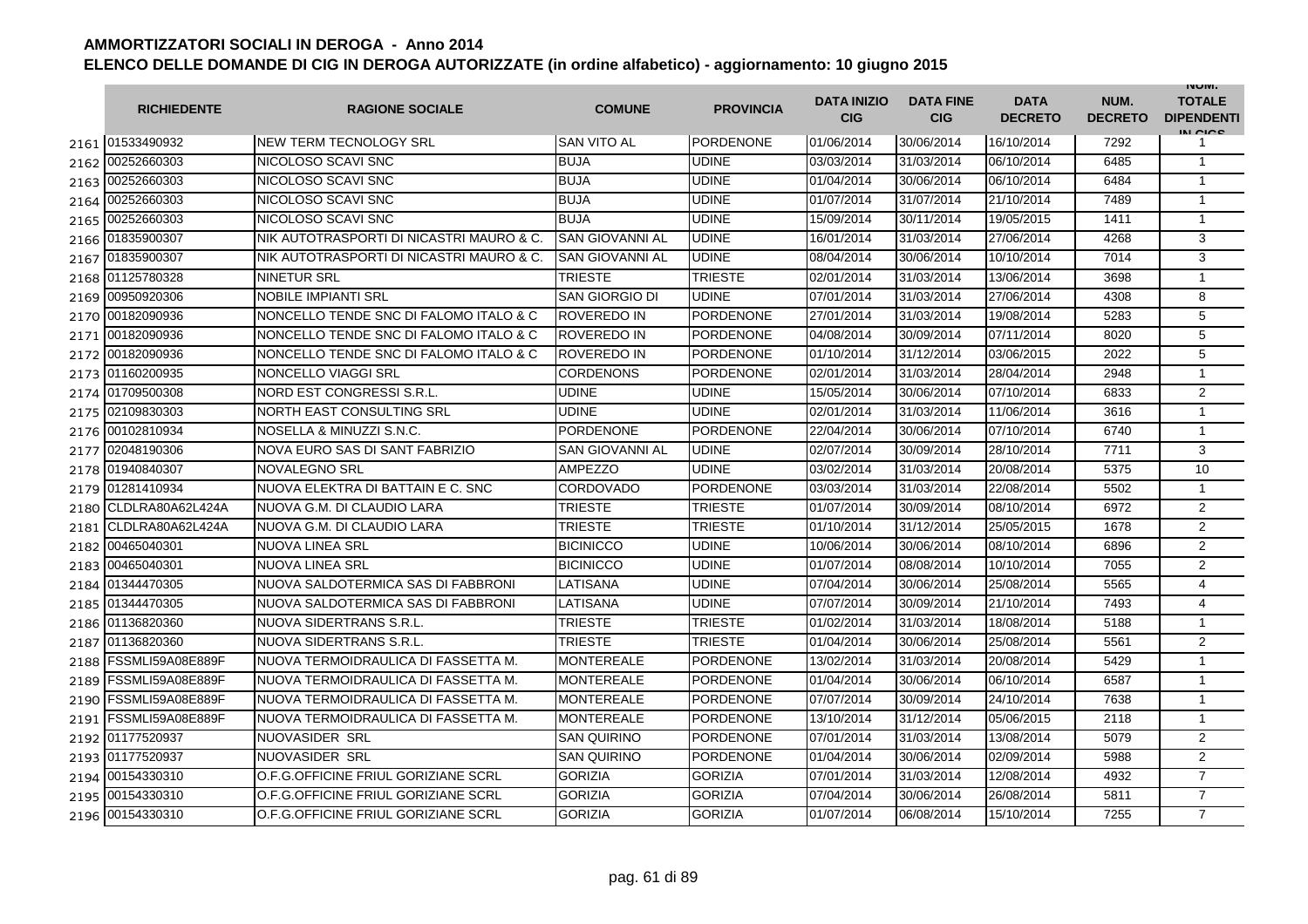# AMMORTIZZATORI SOCIALI IN DEROGA - Anno 2014

## ELENCO DELLE DOMANDE DI CIG IN DEROGA AUTORIZZATE (in ordine alfabetico) - aggiornamento: 10 giugno 2015

| | RICHIEDENTE | RAGIONE SOCIALE | COMUNE | PROVINCIA | DATA INIZIO CIG | DATA FINE CIG | DATA DECRETO | NUM. DECRETO | NUM. TOTALE DIPENDENTI IN CIGS |
|---|---|---|---|---|---|---|---|---|---|
| 2161 | 01533490932 | NEW TERM TECNOLOGY SRL | SAN VITO AL | PORDENONE | 01/06/2014 | 30/06/2014 | 16/10/2014 | 7292 | 1 |
| 2162 | 00252660303 | NICOLOSO SCAVI SNC | BUJA | UDINE | 03/03/2014 | 31/03/2014 | 06/10/2014 | 6485 | 1 |
| 2163 | 00252660303 | NICOLOSO SCAVI SNC | BUJA | UDINE | 01/04/2014 | 30/06/2014 | 06/10/2014 | 6484 | 1 |
| 2164 | 00252660303 | NICOLOSO SCAVI SNC | BUJA | UDINE | 01/07/2014 | 31/07/2014 | 21/10/2014 | 7489 | 1 |
| 2165 | 00252660303 | NICOLOSO SCAVI SNC | BUJA | UDINE | 15/09/2014 | 30/11/2014 | 19/05/2015 | 1411 | 1 |
| 2166 | 01835900307 | NIK AUTOTRASPORTI DI NICASTRI MAURO & C. | SAN GIOVANNI AL | UDINE | 16/01/2014 | 31/03/2014 | 27/06/2014 | 4268 | 3 |
| 2167 | 01835900307 | NIK AUTOTRASPORTI DI NICASTRI MAURO & C. | SAN GIOVANNI AL | UDINE | 08/04/2014 | 30/06/2014 | 10/10/2014 | 7014 | 3 |
| 2168 | 01125780328 | NINETUR SRL | TRIESTE | TRIESTE | 02/01/2014 | 31/03/2014 | 13/06/2014 | 3698 | 1 |
| 2169 | 00950920306 | NOBILE IMPIANTI SRL | SAN GIORGIO DI | UDINE | 07/01/2014 | 31/03/2014 | 27/06/2014 | 4308 | 8 |
| 2170 | 00182090936 | NONCELLO TENDE SNC DI FALOMO ITALO & C | ROVEREDO IN | PORDENONE | 27/01/2014 | 31/03/2014 | 19/08/2014 | 5283 | 5 |
| 2171 | 00182090936 | NONCELLO TENDE SNC DI FALOMO ITALO & C | ROVEREDO IN | PORDENONE | 04/08/2014 | 30/09/2014 | 07/11/2014 | 8020 | 5 |
| 2172 | 00182090936 | NONCELLO TENDE SNC DI FALOMO ITALO & C | ROVEREDO IN | PORDENONE | 01/10/2014 | 31/12/2014 | 03/06/2015 | 2022 | 5 |
| 2173 | 01160200935 | NONCELLO VIAGGI SRL | CORDENONS | PORDENONE | 02/01/2014 | 31/03/2014 | 28/04/2014 | 2948 | 1 |
| 2174 | 01709500308 | NORD EST CONGRESSI S.R.L. | UDINE | UDINE | 15/05/2014 | 30/06/2014 | 07/10/2014 | 6833 | 2 |
| 2175 | 02109830303 | NORTH EAST CONSULTING SRL | UDINE | UDINE | 02/01/2014 | 31/03/2014 | 11/06/2014 | 3616 | 1 |
| 2176 | 00102810934 | NOSELLA & MINUZZI S.N.C. | PORDENONE | PORDENONE | 22/04/2014 | 30/06/2014 | 07/10/2014 | 6740 | 1 |
| 2177 | 02048190306 | NOVA EURO SAS DI SANT FABRIZIO | SAN GIOVANNI AL | UDINE | 02/07/2014 | 30/09/2014 | 28/10/2014 | 7711 | 3 |
| 2178 | 01940840307 | NOVALEGNO SRL | AMPEZZO | UDINE | 03/02/2014 | 31/03/2014 | 20/08/2014 | 5375 | 10 |
| 2179 | 01281410934 | NUOVA ELEKTRA DI BATTAIN E C. SNC | CORDOVADO | PORDENONE | 03/03/2014 | 31/03/2014 | 22/08/2014 | 5502 | 1 |
| 2180 | CLDLRA80A62L424A | NUOVA G.M. DI CLAUDIO LARA | TRIESTE | TRIESTE | 01/07/2014 | 30/09/2014 | 08/10/2014 | 6972 | 2 |
| 2181 | CLDLRA80A62L424A | NUOVA G.M. DI CLAUDIO LARA | TRIESTE | TRIESTE | 01/10/2014 | 31/12/2014 | 25/05/2015 | 1678 | 2 |
| 2182 | 00465040301 | NUOVA LINEA SRL | BICINICCO | UDINE | 10/06/2014 | 30/06/2014 | 08/10/2014 | 6896 | 2 |
| 2183 | 00465040301 | NUOVA LINEA SRL | BICINICCO | UDINE | 01/07/2014 | 08/08/2014 | 10/10/2014 | 7055 | 2 |
| 2184 | 01344470305 | NUOVA SALDOTERMICA SAS DI FABBRONI | LATISANA | UDINE | 07/04/2014 | 30/06/2014 | 25/08/2014 | 5565 | 4 |
| 2185 | 01344470305 | NUOVA SALDOTERMICA SAS DI FABBRONI | LATISANA | UDINE | 07/07/2014 | 30/09/2014 | 21/10/2014 | 7493 | 4 |
| 2186 | 01136820360 | NUOVA SIDERTRANS S.R.L. | TRIESTE | TRIESTE | 01/02/2014 | 31/03/2014 | 18/08/2014 | 5188 | 1 |
| 2187 | 01136820360 | NUOVA SIDERTRANS S.R.L. | TRIESTE | TRIESTE | 01/04/2014 | 30/06/2014 | 25/08/2014 | 5561 | 2 |
| 2188 | FSSMLI59A08E889F | NUOVA TERMOIDRAULICA DI FASSETTA M. | MONTEREALE | PORDENONE | 13/02/2014 | 31/03/2014 | 20/08/2014 | 5429 | 1 |
| 2189 | FSSMLI59A08E889F | NUOVA TERMOIDRAULICA DI FASSETTA M. | MONTEREALE | PORDENONE | 01/04/2014 | 30/06/2014 | 06/10/2014 | 6587 | 1 |
| 2190 | FSSMLI59A08E889F | NUOVA TERMOIDRAULICA DI FASSETTA M. | MONTEREALE | PORDENONE | 07/07/2014 | 30/09/2014 | 24/10/2014 | 7638 | 1 |
| 2191 | FSSMLI59A08E889F | NUOVA TERMOIDRAULICA DI FASSETTA M. | MONTEREALE | PORDENONE | 13/10/2014 | 31/12/2014 | 05/06/2015 | 2118 | 1 |
| 2192 | 01177520937 | NUOVASIDER SRL | SAN QUIRINO | PORDENONE | 07/01/2014 | 31/03/2014 | 13/08/2014 | 5079 | 2 |
| 2193 | 01177520937 | NUOVASIDER SRL | SAN QUIRINO | PORDENONE | 01/04/2014 | 30/06/2014 | 02/09/2014 | 5988 | 2 |
| 2194 | 00154330310 | O.F.G.OFFICINE FRIUL GORIZIANE SCRL | GORIZIA | GORIZIA | 07/01/2014 | 31/03/2014 | 12/08/2014 | 4932 | 7 |
| 2195 | 00154330310 | O.F.G.OFFICINE FRIUL GORIZIANE SCRL | GORIZIA | GORIZIA | 07/04/2014 | 30/06/2014 | 26/08/2014 | 5811 | 7 |
| 2196 | 00154330310 | O.F.G.OFFICINE FRIUL GORIZIANE SCRL | GORIZIA | GORIZIA | 01/07/2014 | 06/08/2014 | 15/10/2014 | 7255 | 7 |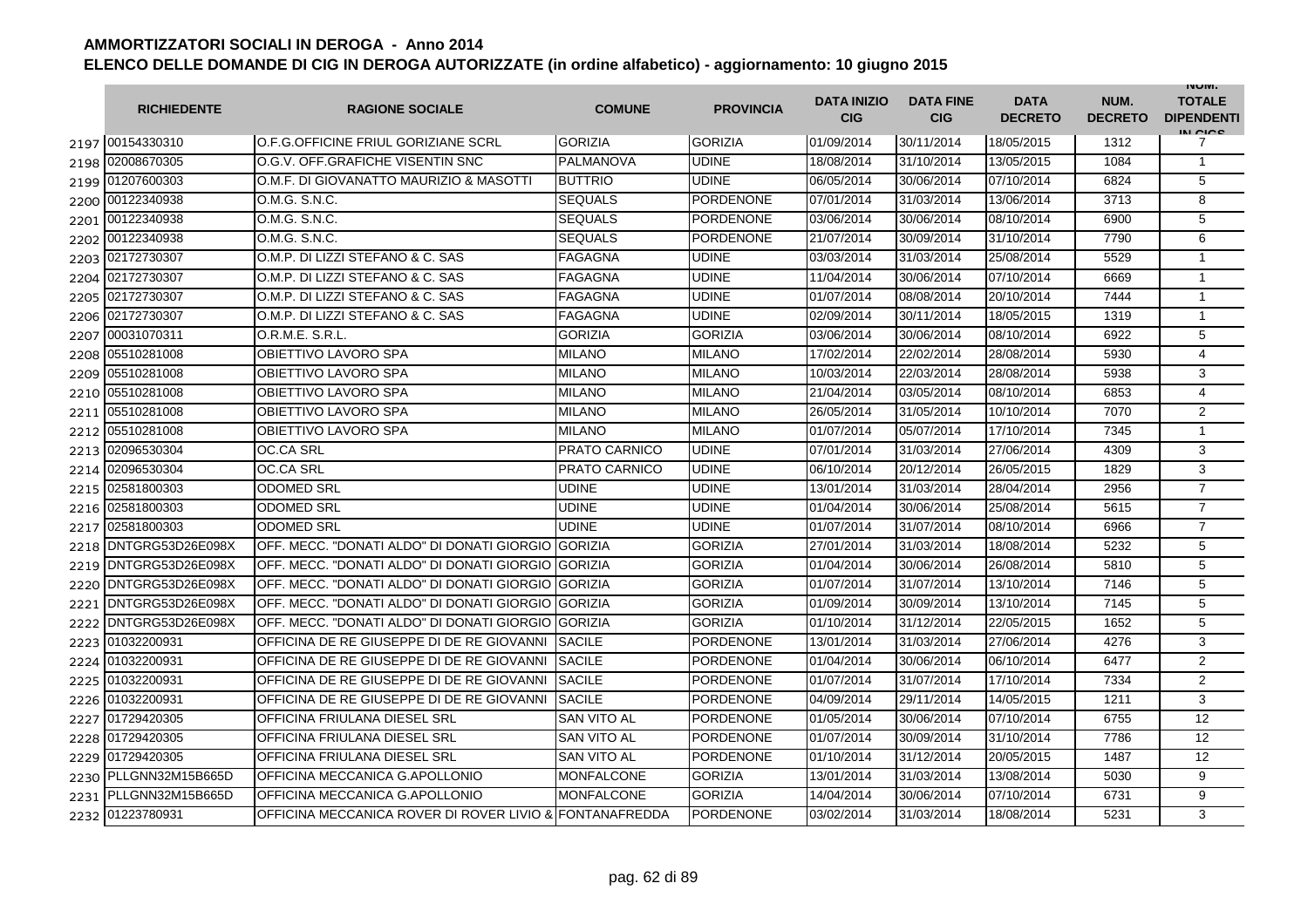# AMMORTIZZATORI SOCIALI IN DEROGA - Anno 2014

## ELENCO DELLE DOMANDE DI CIG IN DEROGA AUTORIZZATE (in ordine alfabetico) - aggiornamento: 10 giugno 2015

| | RICHIEDENTE | RAGIONE SOCIALE | COMUNE | PROVINCIA | DATA INIZIO CIG | DATA FINE CIG | DATA DECRETO | NUM. DECRETO | NUM. TOTALE DIPENDENTI IN CIGS |
|---|---|---|---|---|---|---|---|---|---|
| 2197 | 00154330310 | O.F.G.OFFICINE FRIUL GORIZIANE SCRL | GORIZIA | GORIZIA | 01/09/2014 | 30/11/2014 | 18/05/2015 | 1312 | 7 |
| 2198 | 02008670305 | O.G.V. OFF.GRAFICHE VISENTIN SNC | PALMANOVA | UDINE | 18/08/2014 | 31/10/2014 | 13/05/2015 | 1084 | 1 |
| 2199 | 01207600303 | O.M.F. DI GIOVANATTO MAURIZIO & MASOTTI | BUTTRIO | UDINE | 06/05/2014 | 30/06/2014 | 07/10/2014 | 6824 | 5 |
| 2200 | 00122340938 | O.M.G. S.N.C. | SEQUALS | PORDENONE | 07/01/2014 | 31/03/2014 | 13/06/2014 | 3713 | 8 |
| 2201 | 00122340938 | O.M.G. S.N.C. | SEQUALS | PORDENONE | 03/06/2014 | 30/06/2014 | 08/10/2014 | 6900 | 5 |
| 2202 | 00122340938 | O.M.G. S.N.C. | SEQUALS | PORDENONE | 21/07/2014 | 30/09/2014 | 31/10/2014 | 7790 | 6 |
| 2203 | 02172730307 | O.M.P. DI LIZZI STEFANO & C. SAS | FAGAGNA | UDINE | 03/03/2014 | 31/03/2014 | 25/08/2014 | 5529 | 1 |
| 2204 | 02172730307 | O.M.P. DI LIZZI STEFANO & C. SAS | FAGAGNA | UDINE | 11/04/2014 | 30/06/2014 | 07/10/2014 | 6669 | 1 |
| 2205 | 02172730307 | O.M.P. DI LIZZI STEFANO & C. SAS | FAGAGNA | UDINE | 01/07/2014 | 08/08/2014 | 20/10/2014 | 7444 | 1 |
| 2206 | 02172730307 | O.M.P. DI LIZZI STEFANO & C. SAS | FAGAGNA | UDINE | 02/09/2014 | 30/11/2014 | 18/05/2015 | 1319 | 1 |
| 2207 | 00031070311 | O.R.M.E. S.R.L. | GORIZIA | GORIZIA | 03/06/2014 | 30/06/2014 | 08/10/2014 | 6922 | 5 |
| 2208 | 05510281008 | OBIETTIVO LAVORO SPA | MILANO | MILANO | 17/02/2014 | 22/02/2014 | 28/08/2014 | 5930 | 4 |
| 2209 | 05510281008 | OBIETTIVO LAVORO SPA | MILANO | MILANO | 10/03/2014 | 22/03/2014 | 28/08/2014 | 5938 | 3 |
| 2210 | 05510281008 | OBIETTIVO LAVORO SPA | MILANO | MILANO | 21/04/2014 | 03/05/2014 | 08/10/2014 | 6853 | 4 |
| 2211 | 05510281008 | OBIETTIVO LAVORO SPA | MILANO | MILANO | 26/05/2014 | 31/05/2014 | 10/10/2014 | 7070 | 2 |
| 2212 | 05510281008 | OBIETTIVO LAVORO SPA | MILANO | MILANO | 01/07/2014 | 05/07/2014 | 17/10/2014 | 7345 | 1 |
| 2213 | 02096530304 | OC.CA SRL | PRATO CARNICO | UDINE | 07/01/2014 | 31/03/2014 | 27/06/2014 | 4309 | 3 |
| 2214 | 02096530304 | OC.CA SRL | PRATO CARNICO | UDINE | 06/10/2014 | 20/12/2014 | 26/05/2015 | 1829 | 3 |
| 2215 | 02581800303 | ODOMED SRL | UDINE | UDINE | 13/01/2014 | 31/03/2014 | 28/04/2014 | 2956 | 7 |
| 2216 | 02581800303 | ODOMED SRL | UDINE | UDINE | 01/04/2014 | 30/06/2014 | 25/08/2014 | 5615 | 7 |
| 2217 | 02581800303 | ODOMED SRL | UDINE | UDINE | 01/07/2014 | 31/07/2014 | 08/10/2014 | 6966 | 7 |
| 2218 | DNTGRG53D26E098X | OFF. MECC. "DONATI ALDO" DI DONATI GIORGIO | GORIZIA | GORIZIA | 27/01/2014 | 31/03/2014 | 18/08/2014 | 5232 | 5 |
| 2219 | DNTGRG53D26E098X | OFF. MECC. "DONATI ALDO" DI DONATI GIORGIO | GORIZIA | GORIZIA | 01/04/2014 | 30/06/2014 | 26/08/2014 | 5810 | 5 |
| 2220 | DNTGRG53D26E098X | OFF. MECC. "DONATI ALDO" DI DONATI GIORGIO | GORIZIA | GORIZIA | 01/07/2014 | 31/07/2014 | 13/10/2014 | 7146 | 5 |
| 2221 | DNTGRG53D26E098X | OFF. MECC. "DONATI ALDO" DI DONATI GIORGIO | GORIZIA | GORIZIA | 01/09/2014 | 30/09/2014 | 13/10/2014 | 7145 | 5 |
| 2222 | DNTGRG53D26E098X | OFF. MECC. "DONATI ALDO" DI DONATI GIORGIO | GORIZIA | GORIZIA | 01/10/2014 | 31/12/2014 | 22/05/2015 | 1652 | 5 |
| 2223 | 01032200931 | OFFICINA DE RE GIUSEPPE DI DE RE GIOVANNI | SACILE | PORDENONE | 13/01/2014 | 31/03/2014 | 27/06/2014 | 4276 | 3 |
| 2224 | 01032200931 | OFFICINA DE RE GIUSEPPE DI DE RE GIOVANNI | SACILE | PORDENONE | 01/04/2014 | 30/06/2014 | 06/10/2014 | 6477 | 2 |
| 2225 | 01032200931 | OFFICINA DE RE GIUSEPPE DI DE RE GIOVANNI | SACILE | PORDENONE | 01/07/2014 | 31/07/2014 | 17/10/2014 | 7334 | 2 |
| 2226 | 01032200931 | OFFICINA DE RE GIUSEPPE DI DE RE GIOVANNI | SACILE | PORDENONE | 04/09/2014 | 29/11/2014 | 14/05/2015 | 1211 | 3 |
| 2227 | 01729420305 | OFFICINA FRIULANA DIESEL SRL | SAN VITO AL | PORDENONE | 01/05/2014 | 30/06/2014 | 07/10/2014 | 6755 | 12 |
| 2228 | 01729420305 | OFFICINA FRIULANA DIESEL SRL | SAN VITO AL | PORDENONE | 01/07/2014 | 30/09/2014 | 31/10/2014 | 7786 | 12 |
| 2229 | 01729420305 | OFFICINA FRIULANA DIESEL SRL | SAN VITO AL | PORDENONE | 01/10/2014 | 31/12/2014 | 20/05/2015 | 1487 | 12 |
| 2230 | PLLGNN32M15B665D | OFFICINA MECCANICA G.APOLLONIO | MONFALCONE | GORIZIA | 13/01/2014 | 31/03/2014 | 13/08/2014 | 5030 | 9 |
| 2231 | PLLGNN32M15B665D | OFFICINA MECCANICA G.APOLLONIO | MONFALCONE | GORIZIA | 14/04/2014 | 30/06/2014 | 07/10/2014 | 6731 | 9 |
| 2232 | 01223780931 | OFFICINA MECCANICA ROVER DI ROVER LIVIO & | FONTANAFREDDA | PORDENONE | 03/02/2014 | 31/03/2014 | 18/08/2014 | 5231 | 3 |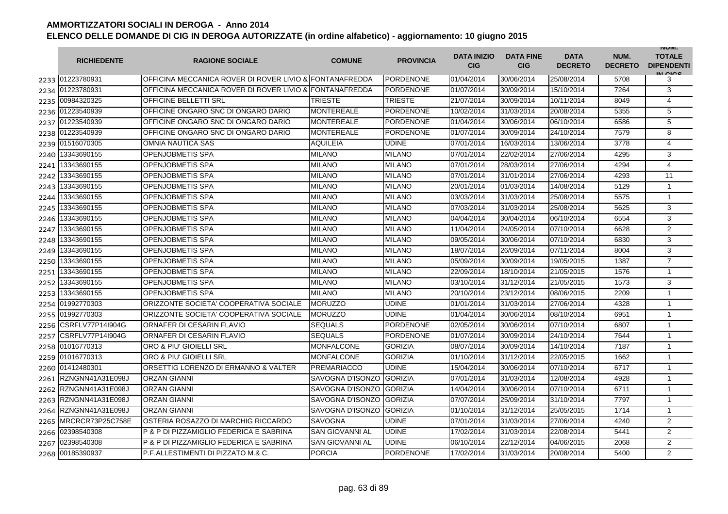## AMMORTIZZATORI SOCIALI IN DEROGA - Anno 2014

### ELENCO DELLE DOMANDE DI CIG IN DEROGA AUTORIZZATE (in ordine alfabetico) - aggiornamento: 10 giugno 2015

| | RICHIEDENTE | RAGIONE SOCIALE | COMUNE | PROVINCIA | DATA INIZIO CIG | DATA FINE CIG | DATA DECRETO | NUM. DECRETO | NUM. TOTALE DIPENDENTI IN CIGS |
|---|---|---|---|---|---|---|---|---|---|
| 2233 | 01223780931 | OFFICINA MECCANICA ROVER DI ROVER LIVIO & | FONTANAFREDDA | PORDENONE | 01/04/2014 | 30/06/2014 | 25/08/2014 | 5708 | 3 |
| 2234 | 01223780931 | OFFICINA MECCANICA ROVER DI ROVER LIVIO & | FONTANAFREDDA | PORDENONE | 01/07/2014 | 30/09/2014 | 15/10/2014 | 7264 | 3 |
| 2235 | 00984320325 | OFFICINE BELLETTI SRL | TRIESTE | TRIESTE | 21/07/2014 | 30/09/2014 | 10/11/2014 | 8049 | 4 |
| 2236 | 01223540939 | OFFICINE ONGARO SNC DI ONGARO DARIO | MONTEREALE | PORDENONE | 10/02/2014 | 31/03/2014 | 20/08/2014 | 5355 | 5 |
| 2237 | 01223540939 | OFFICINE ONGARO SNC DI ONGARO DARIO | MONTEREALE | PORDENONE | 01/04/2014 | 30/06/2014 | 06/10/2014 | 6586 | 5 |
| 2238 | 01223540939 | OFFICINE ONGARO SNC DI ONGARO DARIO | MONTEREALE | PORDENONE | 01/07/2014 | 30/09/2014 | 24/10/2014 | 7579 | 8 |
| 2239 | 01516070305 | OMNIA NAUTICA SAS | AQUILEIA | UDINE | 07/01/2014 | 16/03/2014 | 13/06/2014 | 3778 | 4 |
| 2240 | 13343690155 | OPENJOBMETIS SPA | MILANO | MILANO | 07/01/2014 | 22/02/2014 | 27/06/2014 | 4295 | 3 |
| 2241 | 13343690155 | OPENJOBMETIS SPA | MILANO | MILANO | 07/01/2014 | 28/03/2014 | 27/06/2014 | 4294 | 4 |
| 2242 | 13343690155 | OPENJOBMETIS SPA | MILANO | MILANO | 07/01/2014 | 31/01/2014 | 27/06/2014 | 4293 | 11 |
| 2243 | 13343690155 | OPENJOBMETIS SPA | MILANO | MILANO | 20/01/2014 | 01/03/2014 | 14/08/2014 | 5129 | 1 |
| 2244 | 13343690155 | OPENJOBMETIS SPA | MILANO | MILANO | 03/03/2014 | 31/03/2014 | 25/08/2014 | 5575 | 1 |
| 2245 | 13343690155 | OPENJOBMETIS SPA | MILANO | MILANO | 07/03/2014 | 31/03/2014 | 25/08/2014 | 5625 | 3 |
| 2246 | 13343690155 | OPENJOBMETIS SPA | MILANO | MILANO | 04/04/2014 | 30/04/2014 | 06/10/2014 | 6554 | 3 |
| 2247 | 13343690155 | OPENJOBMETIS SPA | MILANO | MILANO | 11/04/2014 | 24/05/2014 | 07/10/2014 | 6628 | 2 |
| 2248 | 13343690155 | OPENJOBMETIS SPA | MILANO | MILANO | 09/05/2014 | 30/06/2014 | 07/10/2014 | 6830 | 3 |
| 2249 | 13343690155 | OPENJOBMETIS SPA | MILANO | MILANO | 18/07/2014 | 26/09/2014 | 07/11/2014 | 8004 | 3 |
| 2250 | 13343690155 | OPENJOBMETIS SPA | MILANO | MILANO | 05/09/2014 | 30/09/2014 | 19/05/2015 | 1387 | 7 |
| 2251 | 13343690155 | OPENJOBMETIS SPA | MILANO | MILANO | 22/09/2014 | 18/10/2014 | 21/05/2015 | 1576 | 1 |
| 2252 | 13343690155 | OPENJOBMETIS SPA | MILANO | MILANO | 03/10/2014 | 31/12/2014 | 21/05/2015 | 1573 | 3 |
| 2253 | 13343690155 | OPENJOBMETIS SPA | MILANO | MILANO | 20/10/2014 | 23/12/2014 | 08/06/2015 | 2209 | 1 |
| 2254 | 01992770303 | ORIZZONTE SOCIETA' COOPERATIVA SOCIALE | MORUZZO | UDINE | 01/01/2014 | 31/03/2014 | 27/06/2014 | 4328 | 1 |
| 2255 | 01992770303 | ORIZZONTE SOCIETA' COOPERATIVA SOCIALE | MORUZZO | UDINE | 01/04/2014 | 30/06/2014 | 08/10/2014 | 6951 | 1 |
| 2256 | CSRFLV77P14I904G | ORNAFER DI CESARIN FLAVIO | SEQUALS | PORDENONE | 02/05/2014 | 30/06/2014 | 07/10/2014 | 6807 | 1 |
| 2257 | CSRFLV77P14I904G | ORNAFER DI CESARIN FLAVIO | SEQUALS | PORDENONE | 01/07/2014 | 30/09/2014 | 24/10/2014 | 7644 | 1 |
| 2258 | 01016770313 | ORO & PIU' GIOIELLI SRL | MONFALCONE | GORIZIA | 08/07/2014 | 30/09/2014 | 14/10/2014 | 7187 | 1 |
| 2259 | 01016770313 | ORO & PIU' GIOIELLI SRL | MONFALCONE | GORIZIA | 01/10/2014 | 31/12/2014 | 22/05/2015 | 1662 | 1 |
| 2260 | 01412480301 | ORSETTIG LORENZO DI ERMANNO & VALTER | PREMARIACCO | UDINE | 15/04/2014 | 30/06/2014 | 07/10/2014 | 6717 | 1 |
| 2261 | RZNGNN41A31E098J | ORZAN GIANNI | SAVOGNA D'ISONZO | GORIZIA | 07/01/2014 | 31/03/2014 | 12/08/2014 | 4928 | 1 |
| 2262 | RZNGNN41A31E098J | ORZAN GIANNI | SAVOGNA D'ISONZO | GORIZIA | 14/04/2014 | 30/06/2014 | 07/10/2014 | 6711 | 1 |
| 2263 | RZNGNN41A31E098J | ORZAN GIANNI | SAVOGNA D'ISONZO | GORIZIA | 07/07/2014 | 25/09/2014 | 31/10/2014 | 7797 | 1 |
| 2264 | RZNGNN41A31E098J | ORZAN GIANNI | SAVOGNA D'ISONZO | GORIZIA | 01/10/2014 | 31/12/2014 | 25/05/2015 | 1714 | 1 |
| 2265 | MRCRCR73P25C758E | OSTERIA ROSAZZO DI MARCHIG RICCARDO | SAVOGNA | UDINE | 07/01/2014 | 31/03/2014 | 27/06/2014 | 4240 | 2 |
| 2266 | 02398540308 | P & P DI PIZZAMIGLIO FEDERICA E SABRINA | SAN GIOVANNI AL | UDINE | 17/02/2014 | 31/03/2014 | 22/08/2014 | 5441 | 2 |
| 2267 | 02398540308 | P & P DI PIZZAMIGLIO FEDERICA E SABRINA | SAN GIOVANNI AL | UDINE | 06/10/2014 | 22/12/2014 | 04/06/2015 | 2068 | 2 |
| 2268 | 00185390937 | P.F.ALLESTIMENTI DI PIZZATO M.& C. | PORCIA | PORDENONE | 17/02/2014 | 31/03/2014 | 20/08/2014 | 5400 | 2 |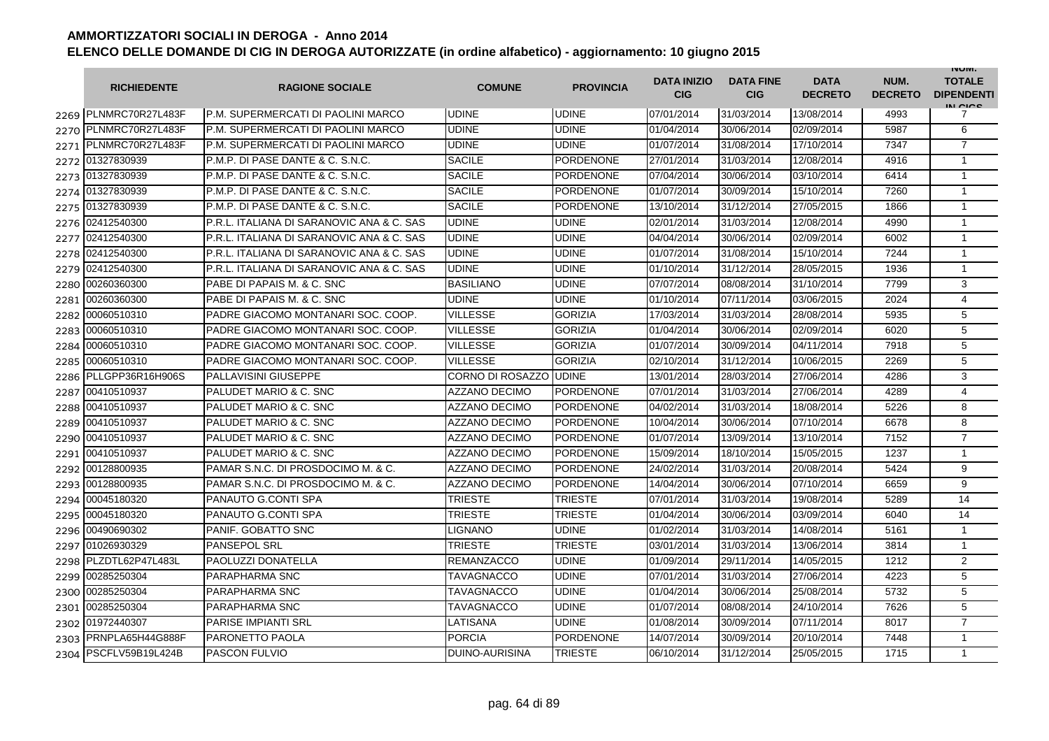# AMMORTIZZATORI SOCIALI IN DEROGA - Anno 2014

## ELENCO DELLE DOMANDE DI CIG IN DEROGA AUTORIZZATE (in ordine alfabetico) - aggiornamento: 10 giugno 2015

| | RICHIEDENTE | RAGIONE SOCIALE | COMUNE | PROVINCIA | DATA INIZIO CIG | DATA FINE CIG | DATA DECRETO | NUM. DECRETO | NUM. TOTALE DIPENDENTI IN CIGS |
|---|---|---|---|---|---|---|---|---|---|
| 2269 | PLNMRC70R27L483F | P.M. SUPERMERCATI DI PAOLINI MARCO | UDINE | UDINE | 07/01/2014 | 31/03/2014 | 13/08/2014 | 4993 | 7 |
| 2270 | PLNMRC70R27L483F | P.M. SUPERMERCATI DI PAOLINI MARCO | UDINE | UDINE | 01/04/2014 | 30/06/2014 | 02/09/2014 | 5987 | 6 |
| 2271 | PLNMRC70R27L483F | P.M. SUPERMERCATI DI PAOLINI MARCO | UDINE | UDINE | 01/07/2014 | 31/08/2014 | 17/10/2014 | 7347 | 7 |
| 2272 | 01327830939 | P.M.P. DI PASE DANTE & C. S.N.C. | SACILE | PORDENONE | 27/01/2014 | 31/03/2014 | 12/08/2014 | 4916 | 1 |
| 2273 | 01327830939 | P.M.P. DI PASE DANTE & C. S.N.C. | SACILE | PORDENONE | 07/04/2014 | 30/06/2014 | 03/10/2014 | 6414 | 1 |
| 2274 | 01327830939 | P.M.P. DI PASE DANTE & C. S.N.C. | SACILE | PORDENONE | 01/07/2014 | 30/09/2014 | 15/10/2014 | 7260 | 1 |
| 2275 | 01327830939 | P.M.P. DI PASE DANTE & C. S.N.C. | SACILE | PORDENONE | 13/10/2014 | 31/12/2014 | 27/05/2015 | 1866 | 1 |
| 2276 | 02412540300 | P.R.L. ITALIANA DI SARANOVIC ANA & C. SAS | UDINE | UDINE | 02/01/2014 | 31/03/2014 | 12/08/2014 | 4990 | 1 |
| 2277 | 02412540300 | P.R.L. ITALIANA DI SARANOVIC ANA & C. SAS | UDINE | UDINE | 04/04/2014 | 30/06/2014 | 02/09/2014 | 6002 | 1 |
| 2278 | 02412540300 | P.R.L. ITALIANA DI SARANOVIC ANA & C. SAS | UDINE | UDINE | 01/07/2014 | 31/08/2014 | 15/10/2014 | 7244 | 1 |
| 2279 | 02412540300 | P.R.L. ITALIANA DI SARANOVIC ANA & C. SAS | UDINE | UDINE | 01/10/2014 | 31/12/2014 | 28/05/2015 | 1936 | 1 |
| 2280 | 00260360300 | PABE DI PAPAIS M. & C. SNC | BASILIANO | UDINE | 07/07/2014 | 08/08/2014 | 31/10/2014 | 7799 | 3 |
| 2281 | 00260360300 | PABE DI PAPAIS M. & C. SNC | UDINE | UDINE | 01/10/2014 | 07/11/2014 | 03/06/2015 | 2024 | 4 |
| 2282 | 00060510310 | PADRE GIACOMO MONTANARI SOC. COOP. | VILLESSE | GORIZIA | 17/03/2014 | 31/03/2014 | 28/08/2014 | 5935 | 5 |
| 2283 | 00060510310 | PADRE GIACOMO MONTANARI SOC. COOP. | VILLESSE | GORIZIA | 01/04/2014 | 30/06/2014 | 02/09/2014 | 6020 | 5 |
| 2284 | 00060510310 | PADRE GIACOMO MONTANARI SOC. COOP. | VILLESSE | GORIZIA | 01/07/2014 | 30/09/2014 | 04/11/2014 | 7918 | 5 |
| 2285 | 00060510310 | PADRE GIACOMO MONTANARI SOC. COOP. | VILLESSE | GORIZIA | 02/10/2014 | 31/12/2014 | 10/06/2015 | 2269 | 5 |
| 2286 | PLLGPP36R16H906S | PALLAVISINI GIUSEPPE | CORNO DI ROSAZZO | UDINE | 13/01/2014 | 28/03/2014 | 27/06/2014 | 4286 | 3 |
| 2287 | 00410510937 | PALUDET MARIO & C. SNC | AZZANO DECIMO | PORDENONE | 07/01/2014 | 31/03/2014 | 27/06/2014 | 4289 | 4 |
| 2288 | 00410510937 | PALUDET MARIO & C. SNC | AZZANO DECIMO | PORDENONE | 04/02/2014 | 31/03/2014 | 18/08/2014 | 5226 | 8 |
| 2289 | 00410510937 | PALUDET MARIO & C. SNC | AZZANO DECIMO | PORDENONE | 10/04/2014 | 30/06/2014 | 07/10/2014 | 6678 | 8 |
| 2290 | 00410510937 | PALUDET MARIO & C. SNC | AZZANO DECIMO | PORDENONE | 01/07/2014 | 13/09/2014 | 13/10/2014 | 7152 | 7 |
| 2291 | 00410510937 | PALUDET MARIO & C. SNC | AZZANO DECIMO | PORDENONE | 15/09/2014 | 18/10/2014 | 15/05/2015 | 1237 | 1 |
| 2292 | 00128800935 | PAMAR S.N.C. DI PROSDOCIMO M. & C. | AZZANO DECIMO | PORDENONE | 24/02/2014 | 31/03/2014 | 20/08/2014 | 5424 | 9 |
| 2293 | 00128800935 | PAMAR S.N.C. DI PROSDOCIMO M. & C. | AZZANO DECIMO | PORDENONE | 14/04/2014 | 30/06/2014 | 07/10/2014 | 6659 | 9 |
| 2294 | 00045180320 | PANAUTO G.CONTI SPA | TRIESTE | TRIESTE | 07/01/2014 | 31/03/2014 | 19/08/2014 | 5289 | 14 |
| 2295 | 00045180320 | PANAUTO G.CONTI SPA | TRIESTE | TRIESTE | 01/04/2014 | 30/06/2014 | 03/09/2014 | 6040 | 14 |
| 2296 | 00490690302 | PANIF. GOBATTO SNC | LIGNANO | UDINE | 01/02/2014 | 31/03/2014 | 14/08/2014 | 5161 | 1 |
| 2297 | 01026930329 | PANSEPOL SRL | TRIESTE | TRIESTE | 03/01/2014 | 31/03/2014 | 13/06/2014 | 3814 | 1 |
| 2298 | PLZDTL62P47L483L | PAOLUZZI DONATELLA | REMANZACCO | UDINE | 01/09/2014 | 29/11/2014 | 14/05/2015 | 1212 | 2 |
| 2299 | 00285250304 | PARAPHARMA SNC | TAVAGNACCO | UDINE | 07/01/2014 | 31/03/2014 | 27/06/2014 | 4223 | 5 |
| 2300 | 00285250304 | PARAPHARMA SNC | TAVAGNACCO | UDINE | 01/04/2014 | 30/06/2014 | 25/08/2014 | 5732 | 5 |
| 2301 | 00285250304 | PARAPHARMA SNC | TAVAGNACCO | UDINE | 01/07/2014 | 08/08/2014 | 24/10/2014 | 7626 | 5 |
| 2302 | 01972440307 | PARISE IMPIANTI SRL | LATISANA | UDINE | 01/08/2014 | 30/09/2014 | 07/11/2014 | 8017 | 7 |
| 2303 | PRNPLA65H44G888F | PARONETTO PAOLA | PORCIA | PORDENONE | 14/07/2014 | 30/09/2014 | 20/10/2014 | 7448 | 1 |
| 2304 | PSCFLV59B19L424B | PASCON FULVIO | DUINO-AURISINA | TRIESTE | 06/10/2014 | 31/12/2014 | 25/05/2015 | 1715 | 1 |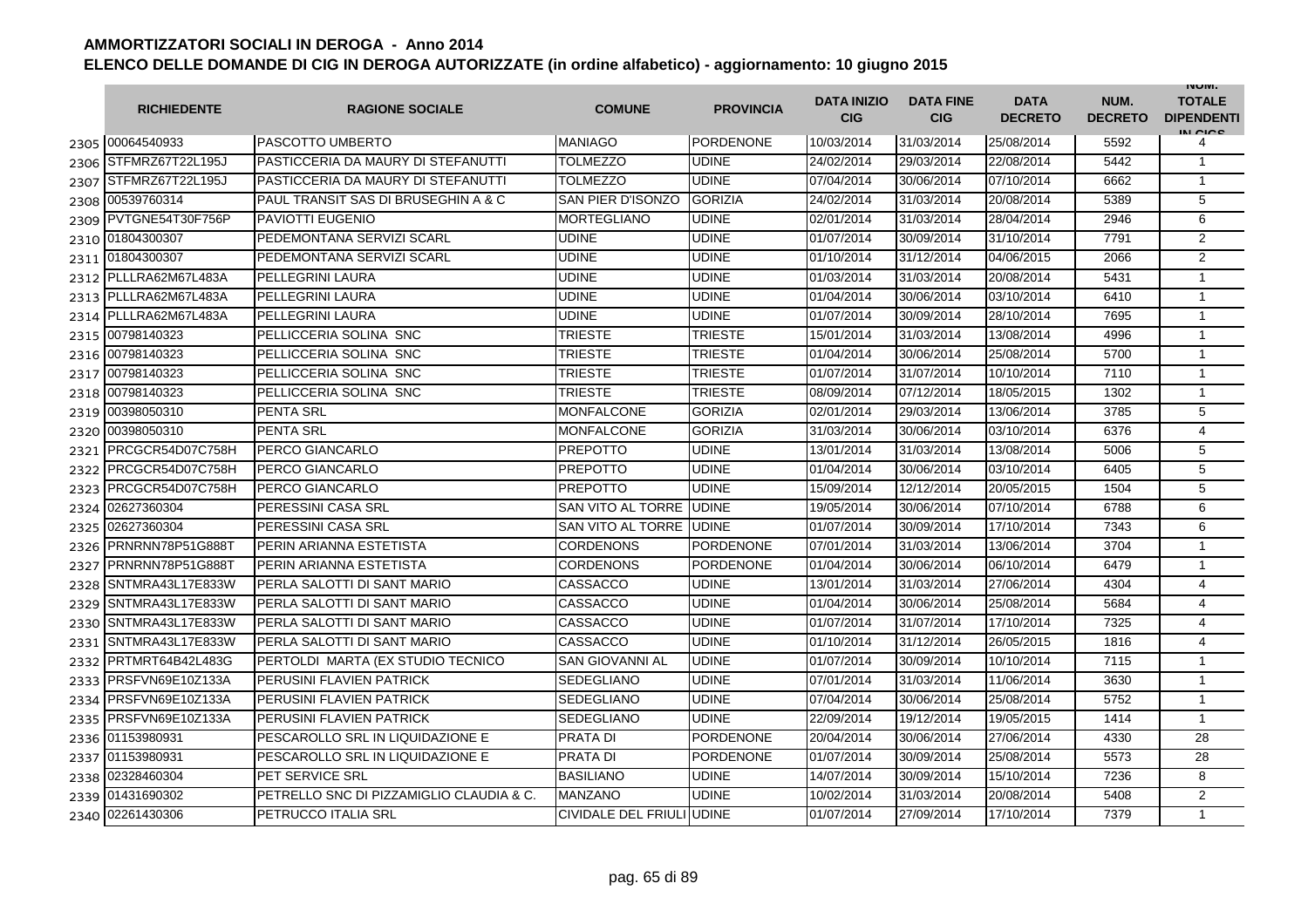# AMMORTIZZATORI SOCIALI IN DEROGA - Anno 2014

## ELENCO DELLE DOMANDE DI CIG IN DEROGA AUTORIZZATE (in ordine alfabetico) - aggiornamento: 10 giugno 2015

| | RICHIEDENTE | RAGIONE SOCIALE | COMUNE | PROVINCIA | DATA INIZIO CIG | DATA FINE CIG | DATA DECRETO | NUM. DECRETO | NUM. TOTALE DIPENDENTI IN CIGS |
|---|---|---|---|---|---|---|---|---|---|
| 2305 | 00064540933 | PASCOTTO UMBERTO | MANIAGO | PORDENONE | 10/03/2014 | 31/03/2014 | 25/08/2014 | 5592 | 4 |
| 2306 | STFMRZ67T22L195J | PASTICCERIA DA MAURY DI STEFANUTTI | TOLMEZZO | UDINE | 24/02/2014 | 29/03/2014 | 22/08/2014 | 5442 | 1 |
| 2307 | STFMRZ67T22L195J | PASTICCERIA DA MAURY DI STEFANUTTI | TOLMEZZO | UDINE | 07/04/2014 | 30/06/2014 | 07/10/2014 | 6662 | 1 |
| 2308 | 00539760314 | PAUL TRANSIT SAS DI BRUSEGHIN A & C | SAN PIER D'ISONZO | GORIZIA | 24/02/2014 | 31/03/2014 | 20/08/2014 | 5389 | 5 |
| 2309 | PVTGNE54T30F756P | PAVIOTTI EUGENIO | MORTEGLIANO | UDINE | 02/01/2014 | 31/03/2014 | 28/04/2014 | 2946 | 6 |
| 2310 | 01804300307 | PEDEMONTANA SERVIZI SCARL | UDINE | UDINE | 01/07/2014 | 30/09/2014 | 31/10/2014 | 7791 | 2 |
| 2311 | 01804300307 | PEDEMONTANA SERVIZI SCARL | UDINE | UDINE | 01/10/2014 | 31/12/2014 | 04/06/2015 | 2066 | 2 |
| 2312 | PLLLRA62M67L483A | PELLEGRINI LAURA | UDINE | UDINE | 01/03/2014 | 31/03/2014 | 20/08/2014 | 5431 | 1 |
| 2313 | PLLLRA62M67L483A | PELLEGRINI LAURA | UDINE | UDINE | 01/04/2014 | 30/06/2014 | 03/10/2014 | 6410 | 1 |
| 2314 | PLLLRA62M67L483A | PELLEGRINI LAURA | UDINE | UDINE | 01/07/2014 | 30/09/2014 | 28/10/2014 | 7695 | 1 |
| 2315 | 00798140323 | PELLICCERIA SOLINA SNC | TRIESTE | TRIESTE | 15/01/2014 | 31/03/2014 | 13/08/2014 | 4996 | 1 |
| 2316 | 00798140323 | PELLICCERIA SOLINA SNC | TRIESTE | TRIESTE | 01/04/2014 | 30/06/2014 | 25/08/2014 | 5700 | 1 |
| 2317 | 00798140323 | PELLICCERIA SOLINA SNC | TRIESTE | TRIESTE | 01/07/2014 | 31/07/2014 | 10/10/2014 | 7110 | 1 |
| 2318 | 00798140323 | PELLICCERIA SOLINA SNC | TRIESTE | TRIESTE | 08/09/2014 | 07/12/2014 | 18/05/2015 | 1302 | 1 |
| 2319 | 00398050310 | PENTA SRL | MONFALCONE | GORIZIA | 02/01/2014 | 29/03/2014 | 13/06/2014 | 3785 | 5 |
| 2320 | 00398050310 | PENTA SRL | MONFALCONE | GORIZIA | 31/03/2014 | 30/06/2014 | 03/10/2014 | 6376 | 4 |
| 2321 | PRCGCR54D07C758H | PERCO GIANCARLO | PREPOTTO | UDINE | 13/01/2014 | 31/03/2014 | 13/08/2014 | 5006 | 5 |
| 2322 | PRCGCR54D07C758H | PERCO GIANCARLO | PREPOTTO | UDINE | 01/04/2014 | 30/06/2014 | 03/10/2014 | 6405 | 5 |
| 2323 | PRCGCR54D07C758H | PERCO GIANCARLO | PREPOTTO | UDINE | 15/09/2014 | 12/12/2014 | 20/05/2015 | 1504 | 5 |
| 2324 | 02627360304 | PERESSINI CASA SRL | SAN VITO AL TORRE | UDINE | 19/05/2014 | 30/06/2014 | 07/10/2014 | 6788 | 6 |
| 2325 | 02627360304 | PERESSINI CASA SRL | SAN VITO AL TORRE | UDINE | 01/07/2014 | 30/09/2014 | 17/10/2014 | 7343 | 6 |
| 2326 | PRNRNN78P51G888T | PERIN ARIANNA ESTETISTA | CORDENONS | PORDENONE | 07/01/2014 | 31/03/2014 | 13/06/2014 | 3704 | 1 |
| 2327 | PRNRNN78P51G888T | PERIN ARIANNA ESTETISTA | CORDENONS | PORDENONE | 01/04/2014 | 30/06/2014 | 06/10/2014 | 6479 | 1 |
| 2328 | SNTMRA43L17E833W | PERLA SALOTTI DI SANT MARIO | CASSACCO | UDINE | 13/01/2014 | 31/03/2014 | 27/06/2014 | 4304 | 4 |
| 2329 | SNTMRA43L17E833W | PERLA SALOTTI DI SANT MARIO | CASSACCO | UDINE | 01/04/2014 | 30/06/2014 | 25/08/2014 | 5684 | 4 |
| 2330 | SNTMRA43L17E833W | PERLA SALOTTI DI SANT MARIO | CASSACCO | UDINE | 01/07/2014 | 31/07/2014 | 17/10/2014 | 7325 | 4 |
| 2331 | SNTMRA43L17E833W | PERLA SALOTTI DI SANT MARIO | CASSACCO | UDINE | 01/10/2014 | 31/12/2014 | 26/05/2015 | 1816 | 4 |
| 2332 | PRTMRT64B42L483G | PERTOLDI MARTA (EX STUDIO TECNICO | SAN GIOVANNI AL | UDINE | 01/07/2014 | 30/09/2014 | 10/10/2014 | 7115 | 1 |
| 2333 | PRSFVN69E10Z133A | PERUSINI FLAVIEN PATRICK | SEDEGLIANO | UDINE | 07/01/2014 | 31/03/2014 | 11/06/2014 | 3630 | 1 |
| 2334 | PRSFVN69E10Z133A | PERUSINI FLAVIEN PATRICK | SEDEGLIANO | UDINE | 07/04/2014 | 30/06/2014 | 25/08/2014 | 5752 | 1 |
| 2335 | PRSFVN69E10Z133A | PERUSINI FLAVIEN PATRICK | SEDEGLIANO | UDINE | 22/09/2014 | 19/12/2014 | 19/05/2015 | 1414 | 1 |
| 2336 | 01153980931 | PESCAROLLO SRL IN LIQUIDAZIONE E | PRATA DI | PORDENONE | 20/04/2014 | 30/06/2014 | 27/06/2014 | 4330 | 28 |
| 2337 | 01153980931 | PESCAROLLO SRL IN LIQUIDAZIONE E | PRATA DI | PORDENONE | 01/07/2014 | 30/09/2014 | 25/08/2014 | 5573 | 28 |
| 2338 | 02328460304 | PET SERVICE SRL | BASILIANO | UDINE | 14/07/2014 | 30/09/2014 | 15/10/2014 | 7236 | 8 |
| 2339 | 01431690302 | PETRELLO SNC DI PIZZAMIGLIO CLAUDIA & C. | MANZANO | UDINE | 10/02/2014 | 31/03/2014 | 20/08/2014 | 5408 | 2 |
| 2340 | 02261430306 | PETRUCCO ITALIA SRL | CIVIDALE DEL FRIULI | UDINE | 01/07/2014 | 27/09/2014 | 17/10/2014 | 7379 | 1 |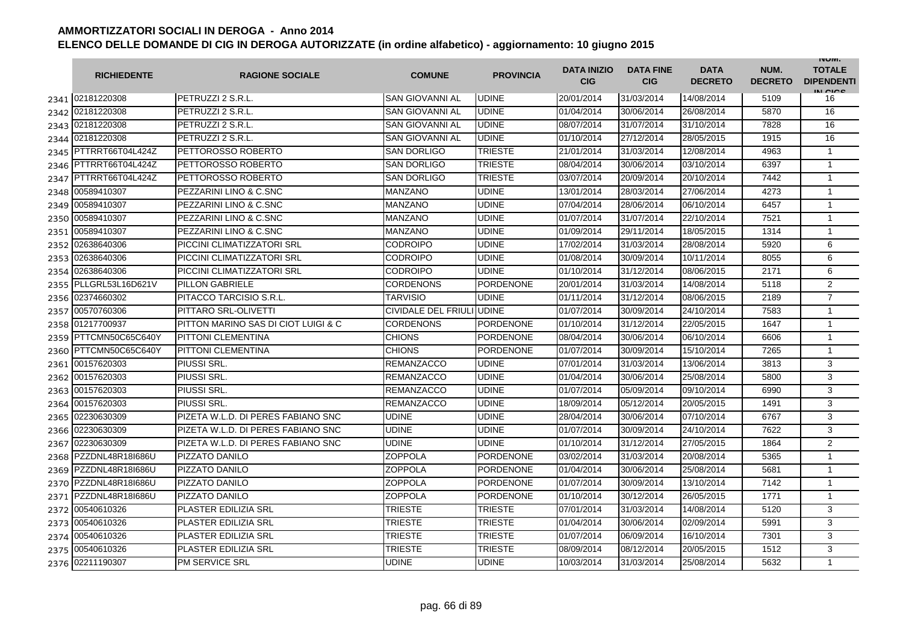**AMMORTIZZATORI SOCIALI IN DEROGA - Anno 2014**

**ELENCO DELLE DOMANDE DI CIG IN DEROGA AUTORIZZATE (in ordine alfabetico) - aggiornamento: 10 giugno 2015**

| | RICHIEDENTE | RAGIONE SOCIALE | COMUNE | PROVINCIA | DATA INIZIO CIG | DATA FINE CIG | DATA DECRETO | NUM. DECRETO | NUM. TOTALE DIPENDENTI IN CIGS |
|---|---|---|---|---|---|---|---|---|---|
| 2341 | 02181220308 | PETRUZZI 2 S.R.L. | SAN GIOVANNI AL | UDINE | 20/01/2014 | 31/03/2014 | 14/08/2014 | 5109 | 16 |
| 2342 | 02181220308 | PETRUZZI 2 S.R.L. | SAN GIOVANNI AL | UDINE | 01/04/2014 | 30/06/2014 | 26/08/2014 | 5870 | 16 |
| 2343 | 02181220308 | PETRUZZI 2 S.R.L. | SAN GIOVANNI AL | UDINE | 08/07/2014 | 31/07/2014 | 31/10/2014 | 7828 | 16 |
| 2344 | 02181220308 | PETRUZZI 2 S.R.L. | SAN GIOVANNI AL | UDINE | 01/10/2014 | 27/12/2014 | 28/05/2015 | 1915 | 16 |
| 2345 | PTTRRT66T04L424Z | PETTOROSSO ROBERTO | SAN DORLIGO | TRIESTE | 21/01/2014 | 31/03/2014 | 12/08/2014 | 4963 | 1 |
| 2346 | PTTRRT66T04L424Z | PETTOROSSO ROBERTO | SAN DORLIGO | TRIESTE | 08/04/2014 | 30/06/2014 | 03/10/2014 | 6397 | 1 |
| 2347 | PTTRRT66T04L424Z | PETTOROSSO ROBERTO | SAN DORLIGO | TRIESTE | 03/07/2014 | 20/09/2014 | 20/10/2014 | 7442 | 1 |
| 2348 | 00589410307 | PEZZARINI LINO & C.SNC | MANZANO | UDINE | 13/01/2014 | 28/03/2014 | 27/06/2014 | 4273 | 1 |
| 2349 | 00589410307 | PEZZARINI LINO & C.SNC | MANZANO | UDINE | 07/04/2014 | 28/06/2014 | 06/10/2014 | 6457 | 1 |
| 2350 | 00589410307 | PEZZARINI LINO & C.SNC | MANZANO | UDINE | 01/07/2014 | 31/07/2014 | 22/10/2014 | 7521 | 1 |
| 2351 | 00589410307 | PEZZARINI LINO & C.SNC | MANZANO | UDINE | 01/09/2014 | 29/11/2014 | 18/05/2015 | 1314 | 1 |
| 2352 | 02638640306 | PICCINI CLIMATIZZATORI SRL | CODROIPO | UDINE | 17/02/2014 | 31/03/2014 | 28/08/2014 | 5920 | 6 |
| 2353 | 02638640306 | PICCINI CLIMATIZZATORI SRL | CODROIPO | UDINE | 01/08/2014 | 30/09/2014 | 10/11/2014 | 8055 | 6 |
| 2354 | 02638640306 | PICCINI CLIMATIZZATORI SRL | CODROIPO | UDINE | 01/10/2014 | 31/12/2014 | 08/06/2015 | 2171 | 6 |
| 2355 | PLLGRL53L16D621V | PILLON GABRIELE | CORDENONS | PORDENONE | 20/01/2014 | 31/03/2014 | 14/08/2014 | 5118 | 2 |
| 2356 | 02374660302 | PITACCO TARCISIO S.R.L. | TARVISIO | UDINE | 01/11/2014 | 31/12/2014 | 08/06/2015 | 2189 | 7 |
| 2357 | 00570760306 | PITTARO SRL-OLIVETTI | CIVIDALE DEL FRIULI | UDINE | 01/07/2014 | 30/09/2014 | 24/10/2014 | 7583 | 1 |
| 2358 | 01217700937 | PITTON MARINO SAS DI CIOT LUIGI & C | CORDENONS | PORDENONE | 01/10/2014 | 31/12/2014 | 22/05/2015 | 1647 | 1 |
| 2359 | PTTCMN50C65C640Y | PITTONI CLEMENTINA | CHIONS | PORDENONE | 08/04/2014 | 30/06/2014 | 06/10/2014 | 6606 | 1 |
| 2360 | PTTCMN50C65C640Y | PITTONI CLEMENTINA | CHIONS | PORDENONE | 01/07/2014 | 30/09/2014 | 15/10/2014 | 7265 | 1 |
| 2361 | 00157620303 | PIUSSI SRL. | REMANZACCO | UDINE | 07/01/2014 | 31/03/2014 | 13/06/2014 | 3813 | 3 |
| 2362 | 00157620303 | PIUSSI SRL. | REMANZACCO | UDINE | 01/04/2014 | 30/06/2014 | 25/08/2014 | 5800 | 3 |
| 2363 | 00157620303 | PIUSSI SRL. | REMANZACCO | UDINE | 01/07/2014 | 05/09/2014 | 09/10/2014 | 6990 | 3 |
| 2364 | 00157620303 | PIUSSI SRL. | REMANZACCO | UDINE | 18/09/2014 | 05/12/2014 | 20/05/2015 | 1491 | 3 |
| 2365 | 02230630309 | PIZETA W.L.D. DI PERES FABIANO SNC | UDINE | UDINE | 28/04/2014 | 30/06/2014 | 07/10/2014 | 6767 | 3 |
| 2366 | 02230630309 | PIZETA W.L.D. DI PERES FABIANO SNC | UDINE | UDINE | 01/07/2014 | 30/09/2014 | 24/10/2014 | 7622 | 3 |
| 2367 | 02230630309 | PIZETA W.L.D. DI PERES FABIANO SNC | UDINE | UDINE | 01/10/2014 | 31/12/2014 | 27/05/2015 | 1864 | 2 |
| 2368 | PZZDNL48R18I686U | PIZZATO DANILO | ZOPPOLA | PORDENONE | 03/02/2014 | 31/03/2014 | 20/08/2014 | 5365 | 1 |
| 2369 | PZZDNL48R18I686U | PIZZATO DANILO | ZOPPOLA | PORDENONE | 01/04/2014 | 30/06/2014 | 25/08/2014 | 5681 | 1 |
| 2370 | PZZDNL48R18I686U | PIZZATO DANILO | ZOPPOLA | PORDENONE | 01/07/2014 | 30/09/2014 | 13/10/2014 | 7142 | 1 |
| 2371 | PZZDNL48R18I686U | PIZZATO DANILO | ZOPPOLA | PORDENONE | 01/10/2014 | 30/12/2014 | 26/05/2015 | 1771 | 1 |
| 2372 | 00540610326 | PLASTER EDILIZIA SRL | TRIESTE | TRIESTE | 07/01/2014 | 31/03/2014 | 14/08/2014 | 5120 | 3 |
| 2373 | 00540610326 | PLASTER EDILIZIA SRL | TRIESTE | TRIESTE | 01/04/2014 | 30/06/2014 | 02/09/2014 | 5991 | 3 |
| 2374 | 00540610326 | PLASTER EDILIZIA SRL | TRIESTE | TRIESTE | 01/07/2014 | 06/09/2014 | 16/10/2014 | 7301 | 3 |
| 2375 | 00540610326 | PLASTER EDILIZIA SRL | TRIESTE | TRIESTE | 08/09/2014 | 08/12/2014 | 20/05/2015 | 1512 | 3 |
| 2376 | 02211190307 | PM SERVICE SRL | UDINE | UDINE | 10/03/2014 | 31/03/2014 | 25/08/2014 | 5632 | 1 |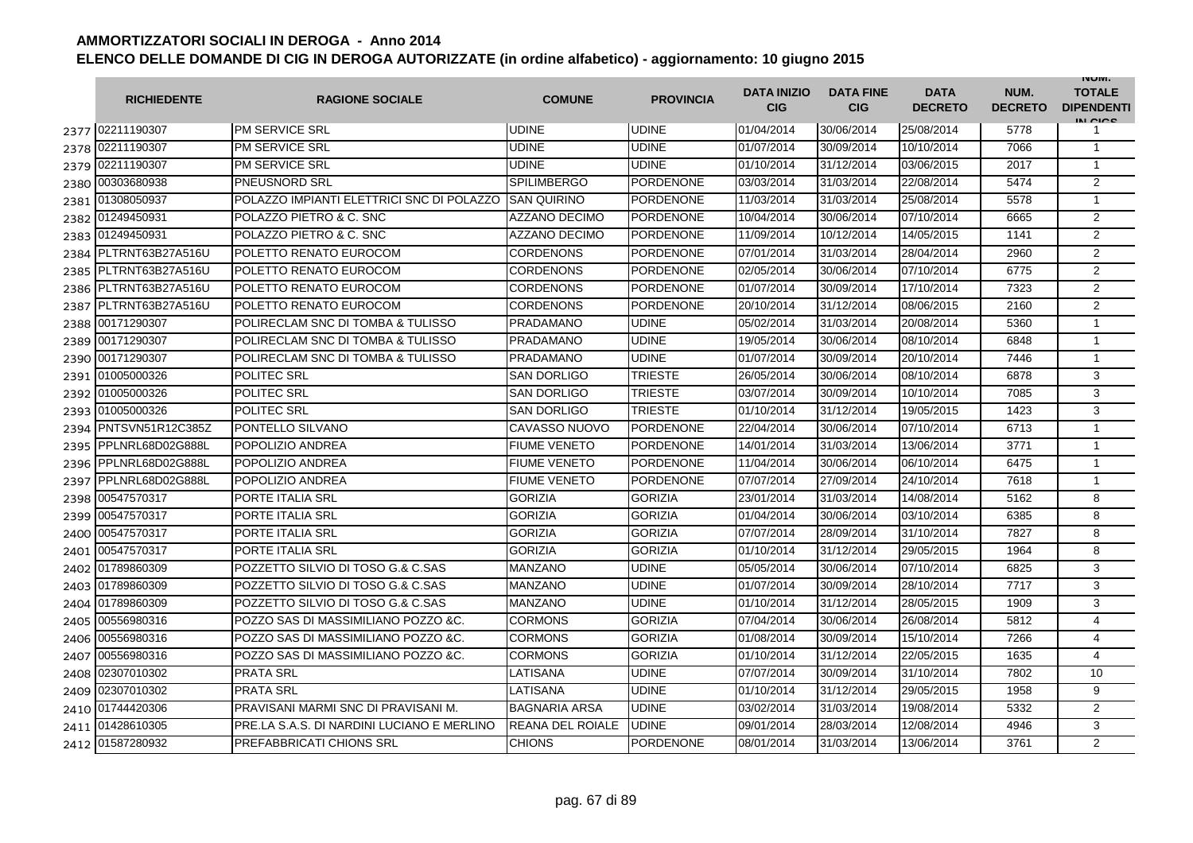# AMMORTIZZATORI SOCIALI IN DEROGA - Anno 2014

## ELENCO DELLE DOMANDE DI CIG IN DEROGA AUTORIZZATE (in ordine alfabetico) - aggiornamento: 10 giugno 2015

| | RICHIEDENTE | RAGIONE SOCIALE | COMUNE | PROVINCIA | DATA INIZIO CIG | DATA FINE CIG | DATA DECRETO | NUM. DECRETO | NUM. TOTALE DIPENDENTI IN CIGS |
|---|---|---|---|---|---|---|---|---|---|
| 2377 | 02211190307 | PM SERVICE SRL | UDINE | UDINE | 01/04/2014 | 30/06/2014 | 25/08/2014 | 5778 | 1 |
| 2378 | 02211190307 | PM SERVICE SRL | UDINE | UDINE | 01/07/2014 | 30/09/2014 | 10/10/2014 | 7066 | 1 |
| 2379 | 02211190307 | PM SERVICE SRL | UDINE | UDINE | 01/10/2014 | 31/12/2014 | 03/06/2015 | 2017 | 1 |
| 2380 | 00303680938 | PNEUSNORD SRL | SPILIMBERGO | PORDENONE | 03/03/2014 | 31/03/2014 | 22/08/2014 | 5474 | 2 |
| 2381 | 01308050937 | POLAZZO IMPIANTI ELETTRICI SNC DI POLAZZO | SAN QUIRINO | PORDENONE | 11/03/2014 | 31/03/2014 | 25/08/2014 | 5578 | 1 |
| 2382 | 01249450931 | POLAZZO PIETRO & C. SNC | AZZANO DECIMO | PORDENONE | 10/04/2014 | 30/06/2014 | 07/10/2014 | 6665 | 2 |
| 2383 | 01249450931 | POLAZZO PIETRO & C. SNC | AZZANO DECIMO | PORDENONE | 11/09/2014 | 10/12/2014 | 14/05/2015 | 1141 | 2 |
| 2384 | PLTRNT63B27A516U | POLETTO RENATO EUROCOM | CORDENONS | PORDENONE | 07/01/2014 | 31/03/2014 | 28/04/2014 | 2960 | 2 |
| 2385 | PLTRNT63B27A516U | POLETTO RENATO EUROCOM | CORDENONS | PORDENONE | 02/05/2014 | 30/06/2014 | 07/10/2014 | 6775 | 2 |
| 2386 | PLTRNT63B27A516U | POLETTO RENATO EUROCOM | CORDENONS | PORDENONE | 01/07/2014 | 30/09/2014 | 17/10/2014 | 7323 | 2 |
| 2387 | PLTRNT63B27A516U | POLETTO RENATO EUROCOM | CORDENONS | PORDENONE | 20/10/2014 | 31/12/2014 | 08/06/2015 | 2160 | 2 |
| 2388 | 00171290307 | POLIRECLAM SNC DI TOMBA & TULISSO | PRADAMANO | UDINE | 05/02/2014 | 31/03/2014 | 20/08/2014 | 5360 | 1 |
| 2389 | 00171290307 | POLIRECLAM SNC DI TOMBA & TULISSO | PRADAMANO | UDINE | 19/05/2014 | 30/06/2014 | 08/10/2014 | 6848 | 1 |
| 2390 | 00171290307 | POLIRECLAM SNC DI TOMBA & TULISSO | PRADAMANO | UDINE | 01/07/2014 | 30/09/2014 | 20/10/2014 | 7446 | 1 |
| 2391 | 01005000326 | POLITEC SRL | SAN DORLIGO | TRIESTE | 26/05/2014 | 30/06/2014 | 08/10/2014 | 6878 | 3 |
| 2392 | 01005000326 | POLITEC SRL | SAN DORLIGO | TRIESTE | 03/07/2014 | 30/09/2014 | 10/10/2014 | 7085 | 3 |
| 2393 | 01005000326 | POLITEC SRL | SAN DORLIGO | TRIESTE | 01/10/2014 | 31/12/2014 | 19/05/2015 | 1423 | 3 |
| 2394 | PNTSVN51R12C385Z | PONTELLO SILVANO | CAVASSO NUOVO | PORDENONE | 22/04/2014 | 30/06/2014 | 07/10/2014 | 6713 | 1 |
| 2395 | PPLNRL68D02G888L | POPOLIZIO ANDREA | FIUME VENETO | PORDENONE | 14/01/2014 | 31/03/2014 | 13/06/2014 | 3771 | 1 |
| 2396 | PPLNRL68D02G888L | POPOLIZIO ANDREA | FIUME VENETO | PORDENONE | 11/04/2014 | 30/06/2014 | 06/10/2014 | 6475 | 1 |
| 2397 | PPLNRL68D02G888L | POPOLIZIO ANDREA | FIUME VENETO | PORDENONE | 07/07/2014 | 27/09/2014 | 24/10/2014 | 7618 | 1 |
| 2398 | 00547570317 | PORTE ITALIA SRL | GORIZIA | GORIZIA | 23/01/2014 | 31/03/2014 | 14/08/2014 | 5162 | 8 |
| 2399 | 00547570317 | PORTE ITALIA SRL | GORIZIA | GORIZIA | 01/04/2014 | 30/06/2014 | 03/10/2014 | 6385 | 8 |
| 2400 | 00547570317 | PORTE ITALIA SRL | GORIZIA | GORIZIA | 07/07/2014 | 28/09/2014 | 31/10/2014 | 7827 | 8 |
| 2401 | 00547570317 | PORTE ITALIA SRL | GORIZIA | GORIZIA | 01/10/2014 | 31/12/2014 | 29/05/2015 | 1964 | 8 |
| 2402 | 01789860309 | POZZETTO SILVIO DI TOSO G.& C.SAS | MANZANO | UDINE | 05/05/2014 | 30/06/2014 | 07/10/2014 | 6825 | 3 |
| 2403 | 01789860309 | POZZETTO SILVIO DI TOSO G.& C.SAS | MANZANO | UDINE | 01/07/2014 | 30/09/2014 | 28/10/2014 | 7717 | 3 |
| 2404 | 01789860309 | POZZETTO SILVIO DI TOSO G.& C.SAS | MANZANO | UDINE | 01/10/2014 | 31/12/2014 | 28/05/2015 | 1909 | 3 |
| 2405 | 00556980316 | POZZO SAS DI MASSIMILIANO POZZO &C. | CORMONS | GORIZIA | 07/04/2014 | 30/06/2014 | 26/08/2014 | 5812 | 4 |
| 2406 | 00556980316 | POZZO SAS DI MASSIMILIANO POZZO &C. | CORMONS | GORIZIA | 01/08/2014 | 30/09/2014 | 15/10/2014 | 7266 | 4 |
| 2407 | 00556980316 | POZZO SAS DI MASSIMILIANO POZZO &C. | CORMONS | GORIZIA | 01/10/2014 | 31/12/2014 | 22/05/2015 | 1635 | 4 |
| 2408 | 02307010302 | PRATA SRL | LATISANA | UDINE | 07/07/2014 | 30/09/2014 | 31/10/2014 | 7802 | 10 |
| 2409 | 02307010302 | PRATA SRL | LATISANA | UDINE | 01/10/2014 | 31/12/2014 | 29/05/2015 | 1958 | 9 |
| 2410 | 01744420306 | PRAVISANI MARMI SNC DI PRAVISANI M. | BAGNARIA ARSA | UDINE | 03/02/2014 | 31/03/2014 | 19/08/2014 | 5332 | 2 |
| 2411 | 01428610305 | PRE.LA S.A.S. DI NARDINI LUCIANO E MERLINO | REANA DEL ROIALE | UDINE | 09/01/2014 | 28/03/2014 | 12/08/2014 | 4946 | 3 |
| 2412 | 01587280932 | PREFABBRICATI CHIONS SRL | CHIONS | PORDENONE | 08/01/2014 | 31/03/2014 | 13/06/2014 | 3761 | 2 |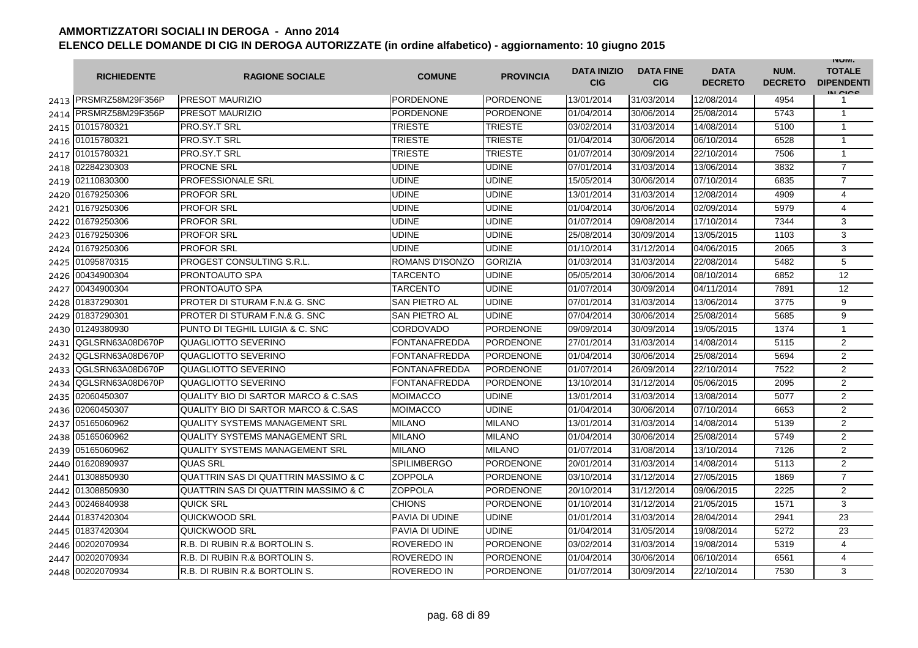# AMMORTIZZATORI SOCIALI IN DEROGA - Anno 2014

## ELENCO DELLE DOMANDE DI CIG IN DEROGA AUTORIZZATE (in ordine alfabetico) - aggiornamento: 10 giugno 2015

| | RICHIEDENTE | RAGIONE SOCIALE | COMUNE | PROVINCIA | DATA INIZIO CIG | DATA FINE CIG | DATA DECRETO | NUM. DECRETO | NUM. TOTALE DIPENDENTI IN CIGS |
|---|---|---|---|---|---|---|---|---|---|
| 2413 | PRSMRZ58M29F356P | PRESOT MAURIZIO | PORDENONE | PORDENONE | 13/01/2014 | 31/03/2014 | 12/08/2014 | 4954 | 1 |
| 2414 | PRSMRZ58M29F356P | PRESOT MAURIZIO | PORDENONE | PORDENONE | 01/04/2014 | 30/06/2014 | 25/08/2014 | 5743 | 1 |
| 2415 | 01015780321 | PRO.SY.T SRL | TRIESTE | TRIESTE | 03/02/2014 | 31/03/2014 | 14/08/2014 | 5100 | 1 |
| 2416 | 01015780321 | PRO.SY.T SRL | TRIESTE | TRIESTE | 01/04/2014 | 30/06/2014 | 06/10/2014 | 6528 | 1 |
| 2417 | 01015780321 | PRO.SY.T SRL | TRIESTE | TRIESTE | 01/07/2014 | 30/09/2014 | 22/10/2014 | 7506 | 1 |
| 2418 | 02284230303 | PROCNE SRL | UDINE | UDINE | 07/01/2014 | 31/03/2014 | 13/06/2014 | 3832 | 7 |
| 2419 | 02110830300 | PROFESSIONALE SRL | UDINE | UDINE | 15/05/2014 | 30/06/2014 | 07/10/2014 | 6835 | 7 |
| 2420 | 01679250306 | PROFOR SRL | UDINE | UDINE | 13/01/2014 | 31/03/2014 | 12/08/2014 | 4909 | 4 |
| 2421 | 01679250306 | PROFOR SRL | UDINE | UDINE | 01/04/2014 | 30/06/2014 | 02/09/2014 | 5979 | 4 |
| 2422 | 01679250306 | PROFOR SRL | UDINE | UDINE | 01/07/2014 | 09/08/2014 | 17/10/2014 | 7344 | 3 |
| 2423 | 01679250306 | PROFOR SRL | UDINE | UDINE | 25/08/2014 | 30/09/2014 | 13/05/2015 | 1103 | 3 |
| 2424 | 01679250306 | PROFOR SRL | UDINE | UDINE | 01/10/2014 | 31/12/2014 | 04/06/2015 | 2065 | 3 |
| 2425 | 01095870315 | PROGEST CONSULTING S.R.L. | ROMANS D'ISONZO | GORIZIA | 01/03/2014 | 31/03/2014 | 22/08/2014 | 5482 | 5 |
| 2426 | 00434900304 | PRONTOAUTO SPA | TARCENTO | UDINE | 05/05/2014 | 30/06/2014 | 08/10/2014 | 6852 | 12 |
| 2427 | 00434900304 | PRONTOAUTO SPA | TARCENTO | UDINE | 01/07/2014 | 30/09/2014 | 04/11/2014 | 7891 | 12 |
| 2428 | 01837290301 | PROTER DI STURAM F.N.& G. SNC | SAN PIETRO AL | UDINE | 07/01/2014 | 31/03/2014 | 13/06/2014 | 3775 | 9 |
| 2429 | 01837290301 | PROTER DI STURAM F.N.& G. SNC | SAN PIETRO AL | UDINE | 07/04/2014 | 30/06/2014 | 25/08/2014 | 5685 | 9 |
| 2430 | 01249380930 | PUNTO DI TEGHIL LUIGIA & C. SNC | CORDOVADO | PORDENONE | 09/09/2014 | 30/09/2014 | 19/05/2015 | 1374 | 1 |
| 2431 | QGLSRN63A08D670P | QUAGLIOTTO SEVERINO | FONTANAFREDDA | PORDENONE | 27/01/2014 | 31/03/2014 | 14/08/2014 | 5115 | 2 |
| 2432 | QGLSRN63A08D670P | QUAGLIOTTO SEVERINO | FONTANAFREDDA | PORDENONE | 01/04/2014 | 30/06/2014 | 25/08/2014 | 5694 | 2 |
| 2433 | QGLSRN63A08D670P | QUAGLIOTTO SEVERINO | FONTANAFREDDA | PORDENONE | 01/07/2014 | 26/09/2014 | 22/10/2014 | 7522 | 2 |
| 2434 | QGLSRN63A08D670P | QUAGLIOTTO SEVERINO | FONTANAFREDDA | PORDENONE | 13/10/2014 | 31/12/2014 | 05/06/2015 | 2095 | 2 |
| 2435 | 02060450307 | QUALITY BIO DI SARTOR MARCO & C.SAS | MOIMACCO | UDINE | 13/01/2014 | 31/03/2014 | 13/08/2014 | 5077 | 2 |
| 2436 | 02060450307 | QUALITY BIO DI SARTOR MARCO & C.SAS | MOIMACCO | UDINE | 01/04/2014 | 30/06/2014 | 07/10/2014 | 6653 | 2 |
| 2437 | 05165060962 | QUALITY SYSTEMS MANAGEMENT SRL | MILANO | MILANO | 13/01/2014 | 31/03/2014 | 14/08/2014 | 5139 | 2 |
| 2438 | 05165060962 | QUALITY SYSTEMS MANAGEMENT SRL | MILANO | MILANO | 01/04/2014 | 30/06/2014 | 25/08/2014 | 5749 | 2 |
| 2439 | 05165060962 | QUALITY SYSTEMS MANAGEMENT SRL | MILANO | MILANO | 01/07/2014 | 31/08/2014 | 13/10/2014 | 7126 | 2 |
| 2440 | 01620890937 | QUAS SRL | SPILIMBERGO | PORDENONE | 20/01/2014 | 31/03/2014 | 14/08/2014 | 5113 | 2 |
| 2441 | 01308850930 | QUATTRIN SAS DI QUATTRIN MASSIMO & C | ZOPPOLA | PORDENONE | 03/10/2014 | 31/12/2014 | 27/05/2015 | 1869 | 7 |
| 2442 | 01308850930 | QUATTRIN SAS DI QUATTRIN MASSIMO & C | ZOPPOLA | PORDENONE | 20/10/2014 | 31/12/2014 | 09/06/2015 | 2225 | 2 |
| 2443 | 00246840938 | QUICK SRL | CHIONS | PORDENONE | 01/10/2014 | 31/12/2014 | 21/05/2015 | 1571 | 3 |
| 2444 | 01837420304 | QUICKWOOD SRL | PAVIA DI UDINE | UDINE | 01/01/2014 | 31/03/2014 | 28/04/2014 | 2941 | 23 |
| 2445 | 01837420304 | QUICKWOOD SRL | PAVIA DI UDINE | UDINE | 01/04/2014 | 31/05/2014 | 19/08/2014 | 5272 | 23 |
| 2446 | 00202070934 | R.B. DI RUBIN R.& BORTOLIN S. | ROVEREDO IN | PORDENONE | 03/02/2014 | 31/03/2014 | 19/08/2014 | 5319 | 4 |
| 2447 | 00202070934 | R.B. DI RUBIN R.& BORTOLIN S. | ROVEREDO IN | PORDENONE | 01/04/2014 | 30/06/2014 | 06/10/2014 | 6561 | 4 |
| 2448 | 00202070934 | R.B. DI RUBIN R.& BORTOLIN S. | ROVEREDO IN | PORDENONE | 01/07/2014 | 30/09/2014 | 22/10/2014 | 7530 | 3 |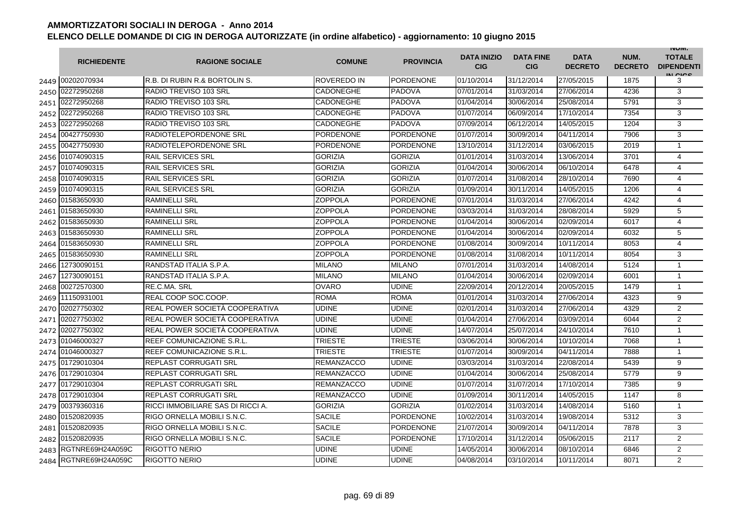# AMMORTIZZATORI SOCIALI IN DEROGA - Anno 2014

## ELENCO DELLE DOMANDE DI CIG IN DEROGA AUTORIZZATE (in ordine alfabetico) - aggiornamento: 10 giugno 2015

| | RICHIEDENTE | RAGIONE SOCIALE | COMUNE | PROVINCIA | DATA INIZIO CIG | DATA FINE CIG | DATA DECRETO | NUM. DECRETO | NUM. TOTALE DIPENDENTI IN CIGS |
|---|---|---|---|---|---|---|---|---|---|
| 2449 | 00202070934 | R.B. DI RUBIN R.& BORTOLIN S. | ROVEREDO IN | PORDENONE | 01/10/2014 | 31/12/2014 | 27/05/2015 | 1875 | 3 |
| 2450 | 02272950268 | RADIO TREVISO 103 SRL | CADONEGHE | PADOVA | 07/01/2014 | 31/03/2014 | 27/06/2014 | 4236 | 3 |
| 2451 | 02272950268 | RADIO TREVISO 103 SRL | CADONEGHE | PADOVA | 01/04/2014 | 30/06/2014 | 25/08/2014 | 5791 | 3 |
| 2452 | 02272950268 | RADIO TREVISO 103 SRL | CADONEGHE | PADOVA | 01/07/2014 | 06/09/2014 | 17/10/2014 | 7354 | 3 |
| 2453 | 02272950268 | RADIO TREVISO 103 SRL | CADONEGHE | PADOVA | 07/09/2014 | 06/12/2014 | 14/05/2015 | 1204 | 3 |
| 2454 | 00427750930 | RADIOTELEPORDENONE SRL | PORDENONE | PORDENONE | 01/07/2014 | 30/09/2014 | 04/11/2014 | 7906 | 3 |
| 2455 | 00427750930 | RADIOTELEPORDENONE SRL | PORDENONE | PORDENONE | 13/10/2014 | 31/12/2014 | 03/06/2015 | 2019 | 1 |
| 2456 | 01074090315 | RAIL SERVICES SRL | GORIZIA | GORIZIA | 01/01/2014 | 31/03/2014 | 13/06/2014 | 3701 | 4 |
| 2457 | 01074090315 | RAIL SERVICES SRL | GORIZIA | GORIZIA | 01/04/2014 | 30/06/2014 | 06/10/2014 | 6478 | 4 |
| 2458 | 01074090315 | RAIL SERVICES SRL | GORIZIA | GORIZIA | 01/07/2014 | 31/08/2014 | 28/10/2014 | 7690 | 4 |
| 2459 | 01074090315 | RAIL SERVICES SRL | GORIZIA | GORIZIA | 01/09/2014 | 30/11/2014 | 14/05/2015 | 1206 | 4 |
| 2460 | 01583650930 | RAMINELLI SRL | ZOPPOLA | PORDENONE | 07/01/2014 | 31/03/2014 | 27/06/2014 | 4242 | 4 |
| 2461 | 01583650930 | RAMINELLI SRL | ZOPPOLA | PORDENONE | 03/03/2014 | 31/03/2014 | 28/08/2014 | 5929 | 5 |
| 2462 | 01583650930 | RAMINELLI SRL | ZOPPOLA | PORDENONE | 01/04/2014 | 30/06/2014 | 02/09/2014 | 6017 | 4 |
| 2463 | 01583650930 | RAMINELLI SRL | ZOPPOLA | PORDENONE | 01/04/2014 | 30/06/2014 | 02/09/2014 | 6032 | 5 |
| 2464 | 01583650930 | RAMINELLI SRL | ZOPPOLA | PORDENONE | 01/08/2014 | 30/09/2014 | 10/11/2014 | 8053 | 4 |
| 2465 | 01583650930 | RAMINELLI SRL | ZOPPOLA | PORDENONE | 01/08/2014 | 31/08/2014 | 10/11/2014 | 8054 | 3 |
| 2466 | 12730090151 | RANDSTAD ITALIA S.P.A. | MILANO | MILANO | 07/01/2014 | 31/03/2014 | 14/08/2014 | 5124 | 1 |
| 2467 | 12730090151 | RANDSTAD ITALIA S.P.A. | MILANO | MILANO | 01/04/2014 | 30/06/2014 | 02/09/2014 | 6001 | 1 |
| 2468 | 00272570300 | RE.C.MA. SRL | OVARO | UDINE | 22/09/2014 | 20/12/2014 | 20/05/2015 | 1479 | 1 |
| 2469 | 11150931001 | REAL COOP SOC.COOP. | ROMA | ROMA | 01/01/2014 | 31/03/2014 | 27/06/2014 | 4323 | 9 |
| 2470 | 02027750302 | REAL POWER SOCIETÀ COOPERATIVA | UDINE | UDINE | 02/01/2014 | 31/03/2014 | 27/06/2014 | 4329 | 2 |
| 2471 | 02027750302 | REAL POWER SOCIETÀ COOPERATIVA | UDINE | UDINE | 01/04/2014 | 27/06/2014 | 03/09/2014 | 6044 | 2 |
| 2472 | 02027750302 | REAL POWER SOCIETÀ COOPERATIVA | UDINE | UDINE | 14/07/2014 | 25/07/2014 | 24/10/2014 | 7610 | 1 |
| 2473 | 01046000327 | REEF COMUNICAZIONE S.R.L. | TRIESTE | TRIESTE | 03/06/2014 | 30/06/2014 | 10/10/2014 | 7068 | 1 |
| 2474 | 01046000327 | REEF COMUNICAZIONE S.R.L. | TRIESTE | TRIESTE | 01/07/2014 | 30/09/2014 | 04/11/2014 | 7888 | 1 |
| 2475 | 01729010304 | REPLAST CORRUGATI SRL | REMANZACCO | UDINE | 03/03/2014 | 31/03/2014 | 22/08/2014 | 5439 | 9 |
| 2476 | 01729010304 | REPLAST CORRUGATI SRL | REMANZACCO | UDINE | 01/04/2014 | 30/06/2014 | 25/08/2014 | 5779 | 9 |
| 2477 | 01729010304 | REPLAST CORRUGATI SRL | REMANZACCO | UDINE | 01/07/2014 | 31/07/2014 | 17/10/2014 | 7385 | 9 |
| 2478 | 01729010304 | REPLAST CORRUGATI SRL | REMANZACCO | UDINE | 01/09/2014 | 30/11/2014 | 14/05/2015 | 1147 | 8 |
| 2479 | 00379360316 | RICCI IMMOBILIARE SAS DI RICCI A. | GORIZIA | GORIZIA | 01/02/2014 | 31/03/2014 | 14/08/2014 | 5160 | 1 |
| 2480 | 01520820935 | RIGO ORNELLA MOBILI S.N.C. | SACILE | PORDENONE | 10/02/2014 | 31/03/2014 | 19/08/2014 | 5312 | 3 |
| 2481 | 01520820935 | RIGO ORNELLA MOBILI S.N.C. | SACILE | PORDENONE | 21/07/2014 | 30/09/2014 | 04/11/2014 | 7878 | 3 |
| 2482 | 01520820935 | RIGO ORNELLA MOBILI S.N.C. | SACILE | PORDENONE | 17/10/2014 | 31/12/2014 | 05/06/2015 | 2117 | 2 |
| 2483 | RGTNRE69H24A059C | RIGOTTO NERIO | UDINE | UDINE | 14/05/2014 | 30/06/2014 | 08/10/2014 | 6846 | 2 |
| 2484 | RGTNRE69H24A059C | RIGOTTO NERIO | UDINE | UDINE | 04/08/2014 | 03/10/2014 | 10/11/2014 | 8071 | 2 |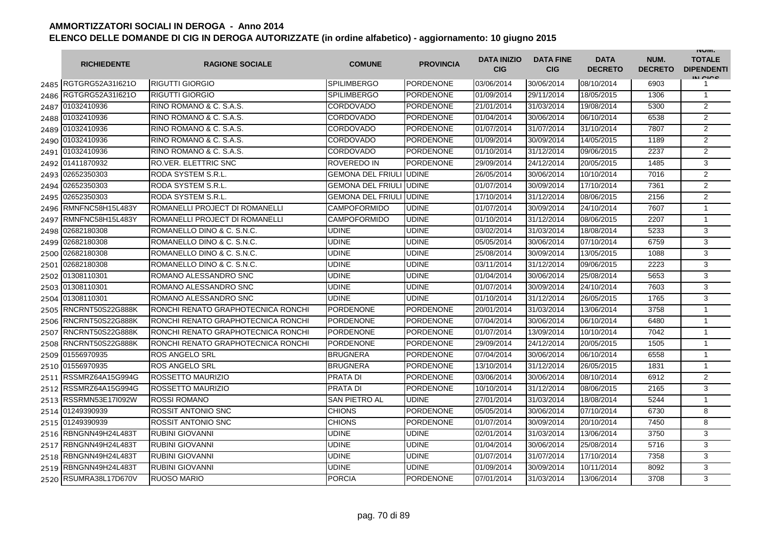# AMMORTIZZATORI SOCIALI IN DEROGA - Anno 2014

## ELENCO DELLE DOMANDE DI CIG IN DEROGA AUTORIZZATE (in ordine alfabetico) - aggiornamento: 10 giugno 2015

| | RICHIEDENTE | RAGIONE SOCIALE | COMUNE | PROVINCIA | DATA INIZIO CIG | DATA FINE CIG | DATA DECRETO | NUM. DECRETO | NUM. TOTALE DIPENDENTI IN CIGS |
|---|---|---|---|---|---|---|---|---|---|
| 2485 | RGTGRG52A31I621O | RIGUTTI GIORGIO | SPILIMBERGO | PORDENONE | 03/06/2014 | 30/06/2014 | 08/10/2014 | 6903 | 1 |
| 2486 | RGTGRG52A31I621O | RIGUTTI GIORGIO | SPILIMBERGO | PORDENONE | 01/09/2014 | 29/11/2014 | 18/05/2015 | 1306 | 1 |
| 2487 | 01032410936 | RINO ROMANO & C. S.A.S. | CORDOVADO | PORDENONE | 21/01/2014 | 31/03/2014 | 19/08/2014 | 5300 | 2 |
| 2488 | 01032410936 | RINO ROMANO & C. S.A.S. | CORDOVADO | PORDENONE | 01/04/2014 | 30/06/2014 | 06/10/2014 | 6538 | 2 |
| 2489 | 01032410936 | RINO ROMANO & C. S.A.S. | CORDOVADO | PORDENONE | 01/07/2014 | 31/07/2014 | 31/10/2014 | 7807 | 2 |
| 2490 | 01032410936 | RINO ROMANO & C. S.A.S. | CORDOVADO | PORDENONE | 01/09/2014 | 30/09/2014 | 14/05/2015 | 1189 | 2 |
| 2491 | 01032410936 | RINO ROMANO & C. S.A.S. | CORDOVADO | PORDENONE | 01/10/2014 | 31/12/2014 | 09/06/2015 | 2237 | 2 |
| 2492 | 01411870932 | RO.VER. ELETTRIC SNC | ROVEREDO IN | PORDENONE | 29/09/2014 | 24/12/2014 | 20/05/2015 | 1485 | 3 |
| 2493 | 02652350303 | RODA SYSTEM S.R.L. | GEMONA DEL FRIULI | UDINE | 26/05/2014 | 30/06/2014 | 10/10/2014 | 7016 | 2 |
| 2494 | 02652350303 | RODA SYSTEM S.R.L. | GEMONA DEL FRIULI | UDINE | 01/07/2014 | 30/09/2014 | 17/10/2014 | 7361 | 2 |
| 2495 | 02652350303 | RODA SYSTEM S.R.L. | GEMONA DEL FRIULI | UDINE | 17/10/2014 | 31/12/2014 | 08/06/2015 | 2156 | 2 |
| 2496 | RMNFNC58H15L483Y | ROMANELLI PROJECT DI ROMANELLI | CAMPOFORMIDO | UDINE | 01/07/2014 | 30/09/2014 | 24/10/2014 | 7607 | 1 |
| 2497 | RMNFNC58H15L483Y | ROMANELLI PROJECT DI ROMANELLI | CAMPOFORMIDO | UDINE | 01/10/2014 | 31/12/2014 | 08/06/2015 | 2207 | 1 |
| 2498 | 02682180308 | ROMANELLO DINO & C. S.N.C. | UDINE | UDINE | 03/02/2014 | 31/03/2014 | 18/08/2014 | 5233 | 3 |
| 2499 | 02682180308 | ROMANELLO DINO & C. S.N.C. | UDINE | UDINE | 05/05/2014 | 30/06/2014 | 07/10/2014 | 6759 | 3 |
| 2500 | 02682180308 | ROMANELLO DINO & C. S.N.C. | UDINE | UDINE | 25/08/2014 | 30/09/2014 | 13/05/2015 | 1088 | 3 |
| 2501 | 02682180308 | ROMANELLO DINO & C. S.N.C. | UDINE | UDINE | 03/11/2014 | 31/12/2014 | 09/06/2015 | 2223 | 3 |
| 2502 | 01308110301 | ROMANO ALESSANDRO SNC | UDINE | UDINE | 01/04/2014 | 30/06/2014 | 25/08/2014 | 5653 | 3 |
| 2503 | 01308110301 | ROMANO ALESSANDRO SNC | UDINE | UDINE | 01/07/2014 | 30/09/2014 | 24/10/2014 | 7603 | 3 |
| 2504 | 01308110301 | ROMANO ALESSANDRO SNC | UDINE | UDINE | 01/10/2014 | 31/12/2014 | 26/05/2015 | 1765 | 3 |
| 2505 | RNCRNT50S22G888K | RONCHI RENATO GRAPHOTECNICA RONCHI | PORDENONE | PORDENONE | 20/01/2014 | 31/03/2014 | 13/06/2014 | 3758 | 1 |
| 2506 | RNCRNT50S22G888K | RONCHI RENATO GRAPHOTECNICA RONCHI | PORDENONE | PORDENONE | 07/04/2014 | 30/06/2014 | 06/10/2014 | 6480 | 1 |
| 2507 | RNCRNT50S22G888K | RONCHI RENATO GRAPHOTECNICA RONCHI | PORDENONE | PORDENONE | 01/07/2014 | 13/09/2014 | 10/10/2014 | 7042 | 1 |
| 2508 | RNCRNT50S22G888K | RONCHI RENATO GRAPHOTECNICA RONCHI | PORDENONE | PORDENONE | 29/09/2014 | 24/12/2014 | 20/05/2015 | 1505 | 1 |
| 2509 | 01556970935 | ROS ANGELO SRL | BRUGNERA | PORDENONE | 07/04/2014 | 30/06/2014 | 06/10/2014 | 6558 | 1 |
| 2510 | 01556970935 | ROS ANGELO SRL | BRUGNERA | PORDENONE | 13/10/2014 | 31/12/2014 | 26/05/2015 | 1831 | 1 |
| 2511 | RSSMRZ64A15G994G | ROSSETTO MAURIZIO | PRATA DI | PORDENONE | 03/06/2014 | 30/06/2014 | 08/10/2014 | 6912 | 2 |
| 2512 | RSSMRZ64A15G994G | ROSSETTO MAURIZIO | PRATA DI | PORDENONE | 10/10/2014 | 31/12/2014 | 08/06/2015 | 2165 | 3 |
| 2513 | RSSRMN53E17I092W | ROSSI ROMANO | SAN PIETRO AL | UDINE | 27/01/2014 | 31/03/2014 | 18/08/2014 | 5244 | 1 |
| 2514 | 01249390939 | ROSSIT ANTONIO SNC | CHIONS | PORDENONE | 05/05/2014 | 30/06/2014 | 07/10/2014 | 6730 | 8 |
| 2515 | 01249390939 | ROSSIT ANTONIO SNC | CHIONS | PORDENONE | 01/07/2014 | 30/09/2014 | 20/10/2014 | 7450 | 8 |
| 2516 | RBNGNN49H24L483T | RUBINI GIOVANNI | UDINE | UDINE | 02/01/2014 | 31/03/2014 | 13/06/2014 | 3750 | 3 |
| 2517 | RBNGNN49H24L483T | RUBINI GIOVANNI | UDINE | UDINE | 01/04/2014 | 30/06/2014 | 25/08/2014 | 5716 | 3 |
| 2518 | RBNGNN49H24L483T | RUBINI GIOVANNI | UDINE | UDINE | 01/07/2014 | 31/07/2014 | 17/10/2014 | 7358 | 3 |
| 2519 | RBNGNN49H24L483T | RUBINI GIOVANNI | UDINE | UDINE | 01/09/2014 | 30/09/2014 | 10/11/2014 | 8092 | 3 |
| 2520 | RSUMRA38L17D670V | RUOSO MARIO | PORCIA | PORDENONE | 07/01/2014 | 31/03/2014 | 13/06/2014 | 3708 | 3 |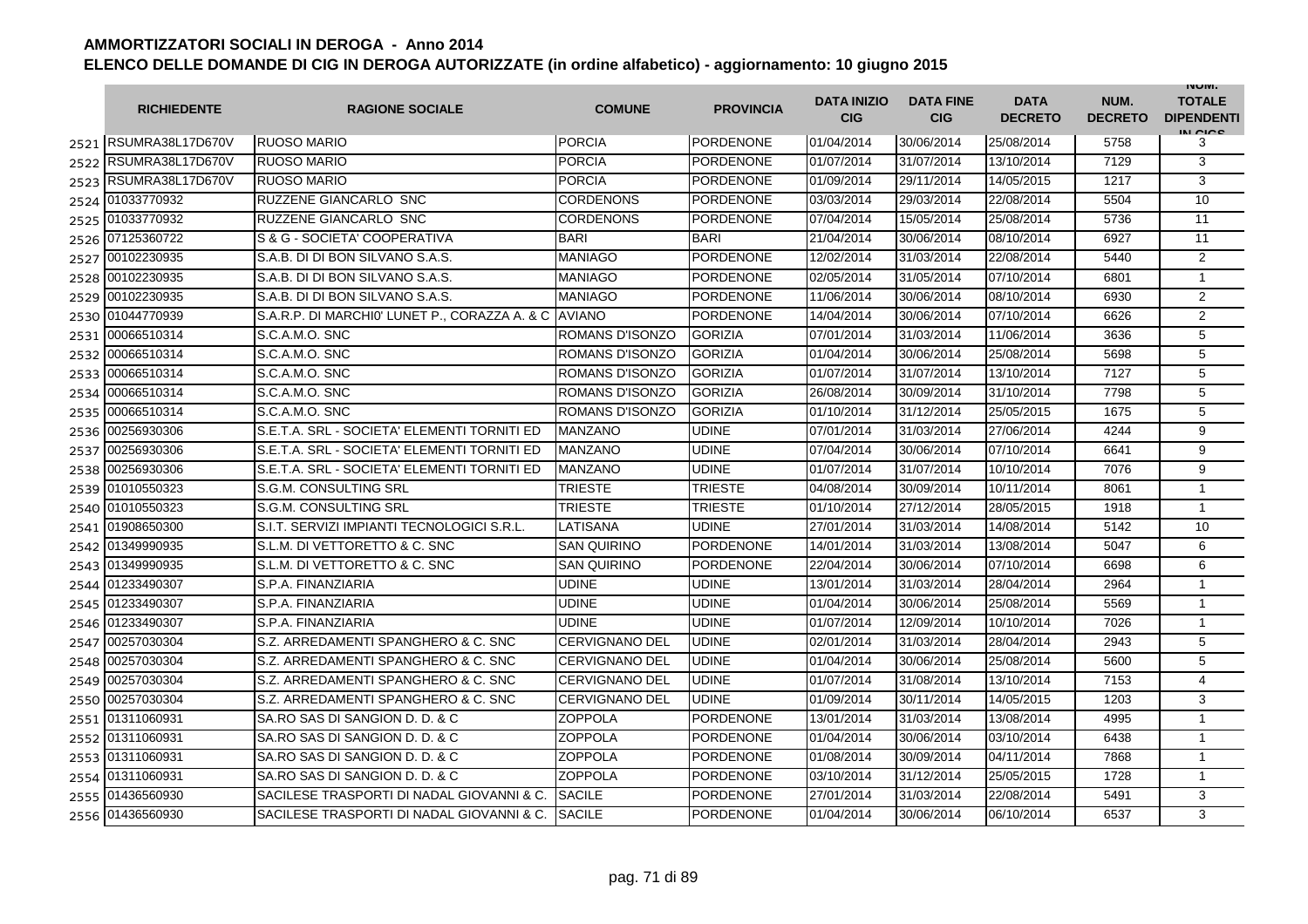# AMMORTIZZATORI SOCIALI IN DEROGA - Anno 2014

## ELENCO DELLE DOMANDE DI CIG IN DEROGA AUTORIZZATE (in ordine alfabetico) - aggiornamento: 10 giugno 2015

| | RICHIEDENTE | RAGIONE SOCIALE | COMUNE | PROVINCIA | DATA INIZIO CIG | DATA FINE CIG | DATA DECRETO | NUM. DECRETO | NUM. TOTALE DIPENDENTI IN CIGS |
|---|---|---|---|---|---|---|---|---|---|
| 2521 | RSUMRA38L17D670V | RUOSO MARIO | PORCIA | PORDENONE | 01/04/2014 | 30/06/2014 | 25/08/2014 | 5758 | 3 |
| 2522 | RSUMRA38L17D670V | RUOSO MARIO | PORCIA | PORDENONE | 01/07/2014 | 31/07/2014 | 13/10/2014 | 7129 | 3 |
| 2523 | RSUMRA38L17D670V | RUOSO MARIO | PORCIA | PORDENONE | 01/09/2014 | 29/11/2014 | 14/05/2015 | 1217 | 3 |
| 2524 | 01033770932 | RUZZENE GIANCARLO SNC | CORDENONS | PORDENONE | 03/03/2014 | 29/03/2014 | 22/08/2014 | 5504 | 10 |
| 2525 | 01033770932 | RUZZENE GIANCARLO SNC | CORDENONS | PORDENONE | 07/04/2014 | 15/05/2014 | 25/08/2014 | 5736 | 11 |
| 2526 | 07125360722 | S & G - SOCIETA' COOPERATIVA | BARI | BARI | 21/04/2014 | 30/06/2014 | 08/10/2014 | 6927 | 11 |
| 2527 | 00102230935 | S.A.B. DI DI BON SILVANO S.A.S. | MANIAGO | PORDENONE | 12/02/2014 | 31/03/2014 | 22/08/2014 | 5440 | 2 |
| 2528 | 00102230935 | S.A.B. DI DI BON SILVANO S.A.S. | MANIAGO | PORDENONE | 02/05/2014 | 31/05/2014 | 07/10/2014 | 6801 | 1 |
| 2529 | 00102230935 | S.A.B. DI DI BON SILVANO S.A.S. | MANIAGO | PORDENONE | 11/06/2014 | 30/06/2014 | 08/10/2014 | 6930 | 2 |
| 2530 | 01044770939 | S.A.R.P. DI MARCHI0' LUNET P., CORAZZA A. & C | AVIANO | PORDENONE | 14/04/2014 | 30/06/2014 | 07/10/2014 | 6626 | 2 |
| 2531 | 00066510314 | S.C.A.M.O. SNC | ROMANS D'ISONZO | GORIZIA | 07/01/2014 | 31/03/2014 | 11/06/2014 | 3636 | 5 |
| 2532 | 00066510314 | S.C.A.M.O. SNC | ROMANS D'ISONZO | GORIZIA | 01/04/2014 | 30/06/2014 | 25/08/2014 | 5698 | 5 |
| 2533 | 00066510314 | S.C.A.M.O. SNC | ROMANS D'ISONZO | GORIZIA | 01/07/2014 | 31/07/2014 | 13/10/2014 | 7127 | 5 |
| 2534 | 00066510314 | S.C.A.M.O. SNC | ROMANS D'ISONZO | GORIZIA | 26/08/2014 | 30/09/2014 | 31/10/2014 | 7798 | 5 |
| 2535 | 00066510314 | S.C.A.M.O. SNC | ROMANS D'ISONZO | GORIZIA | 01/10/2014 | 31/12/2014 | 25/05/2015 | 1675 | 5 |
| 2536 | 00256930306 | S.E.T.A. SRL - SOCIETA' ELEMENTI TORNITI ED | MANZANO | UDINE | 07/01/2014 | 31/03/2014 | 27/06/2014 | 4244 | 9 |
| 2537 | 00256930306 | S.E.T.A. SRL - SOCIETA' ELEMENTI TORNITI ED | MANZANO | UDINE | 07/04/2014 | 30/06/2014 | 07/10/2014 | 6641 | 9 |
| 2538 | 00256930306 | S.E.T.A. SRL - SOCIETA' ELEMENTI TORNITI ED | MANZANO | UDINE | 01/07/2014 | 31/07/2014 | 10/10/2014 | 7076 | 9 |
| 2539 | 01010550323 | S.G.M. CONSULTING SRL | TRIESTE | TRIESTE | 04/08/2014 | 30/09/2014 | 10/11/2014 | 8061 | 1 |
| 2540 | 01010550323 | S.G.M. CONSULTING SRL | TRIESTE | TRIESTE | 01/10/2014 | 27/12/2014 | 28/05/2015 | 1918 | 1 |
| 2541 | 01908650300 | S.I.T. SERVIZI IMPIANTI TECNOLOGICI S.R.L. | LATISANA | UDINE | 27/01/2014 | 31/03/2014 | 14/08/2014 | 5142 | 10 |
| 2542 | 01349990935 | S.L.M. DI VETTORETTO & C. SNC | SAN QUIRINO | PORDENONE | 14/01/2014 | 31/03/2014 | 13/08/2014 | 5047 | 6 |
| 2543 | 01349990935 | S.L.M. DI VETTORETTO & C. SNC | SAN QUIRINO | PORDENONE | 22/04/2014 | 30/06/2014 | 07/10/2014 | 6698 | 6 |
| 2544 | 01233490307 | S.P.A. FINANZIARIA | UDINE | UDINE | 13/01/2014 | 31/03/2014 | 28/04/2014 | 2964 | 1 |
| 2545 | 01233490307 | S.P.A. FINANZIARIA | UDINE | UDINE | 01/04/2014 | 30/06/2014 | 25/08/2014 | 5569 | 1 |
| 2546 | 01233490307 | S.P.A. FINANZIARIA | UDINE | UDINE | 01/07/2014 | 12/09/2014 | 10/10/2014 | 7026 | 1 |
| 2547 | 00257030304 | S.Z. ARREDAMENTI SPANGHERO & C. SNC | CERVIGNANO DEL | UDINE | 02/01/2014 | 31/03/2014 | 28/04/2014 | 2943 | 5 |
| 2548 | 00257030304 | S.Z. ARREDAMENTI SPANGHERO & C. SNC | CERVIGNANO DEL | UDINE | 01/04/2014 | 30/06/2014 | 25/08/2014 | 5600 | 5 |
| 2549 | 00257030304 | S.Z. ARREDAMENTI SPANGHERO & C. SNC | CERVIGNANO DEL | UDINE | 01/07/2014 | 31/08/2014 | 13/10/2014 | 7153 | 4 |
| 2550 | 00257030304 | S.Z. ARREDAMENTI SPANGHERO & C. SNC | CERVIGNANO DEL | UDINE | 01/09/2014 | 30/11/2014 | 14/05/2015 | 1203 | 3 |
| 2551 | 01311060931 | SA.RO SAS DI SANGION D. D. & C | ZOPPOLA | PORDENONE | 13/01/2014 | 31/03/2014 | 13/08/2014 | 4995 | 1 |
| 2552 | 01311060931 | SA.RO SAS DI SANGION D. D. & C | ZOPPOLA | PORDENONE | 01/04/2014 | 30/06/2014 | 03/10/2014 | 6438 | 1 |
| 2553 | 01311060931 | SA.RO SAS DI SANGION D. D. & C | ZOPPOLA | PORDENONE | 01/08/2014 | 30/09/2014 | 04/11/2014 | 7868 | 1 |
| 2554 | 01311060931 | SA.RO SAS DI SANGION D. D. & C | ZOPPOLA | PORDENONE | 03/10/2014 | 31/12/2014 | 25/05/2015 | 1728 | 1 |
| 2555 | 01436560930 | SACILESE TRASPORTI DI NADAL GIOVANNI & C. | SACILE | PORDENONE | 27/01/2014 | 31/03/2014 | 22/08/2014 | 5491 | 3 |
| 2556 | 01436560930 | SACILESE TRASPORTI DI NADAL GIOVANNI & C. | SACILE | PORDENONE | 01/04/2014 | 30/06/2014 | 06/10/2014 | 6537 | 3 |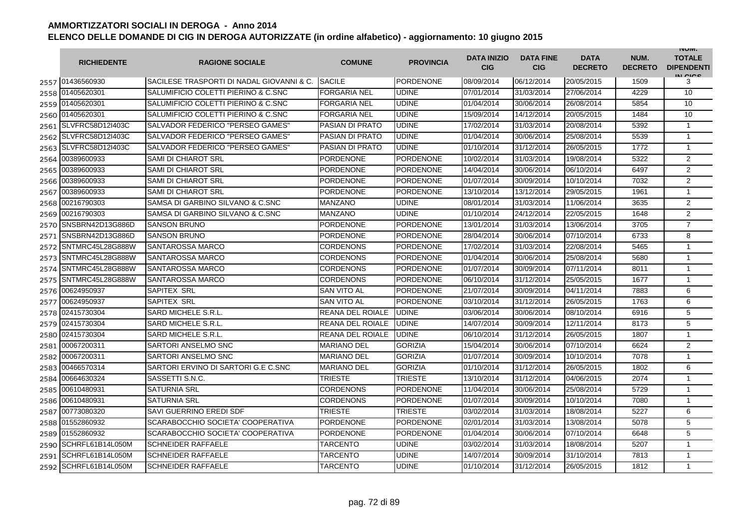# AMMORTIZZATORI SOCIALI IN DEROGA - Anno 2014

## ELENCO DELLE DOMANDE DI CIG IN DEROGA AUTORIZZATE (in ordine alfabetico) - aggiornamento: 10 giugno 2015

| | RICHIEDENTE | RAGIONE SOCIALE | COMUNE | PROVINCIA | DATA INIZIO CIG | DATA FINE CIG | DATA DECRETO | NUM. DECRETO | NUM. TOTALE DIPENDENTI IN CIGS |
|---|---|---|---|---|---|---|---|---|---|
| 2557 | 01436560930 | SACILESE TRASPORTI DI NADAL GIOVANNI & C. | SACILE | PORDENONE | 08/09/2014 | 06/12/2014 | 20/05/2015 | 1509 | 3 |
| 2558 | 01405620301 | SALUMIFICIO COLETTI PIERINO & C.SNC | FORGARIA NEL | UDINE | 07/01/2014 | 31/03/2014 | 27/06/2014 | 4229 | 10 |
| 2559 | 01405620301 | SALUMIFICIO COLETTI PIERINO & C.SNC | FORGARIA NEL | UDINE | 01/04/2014 | 30/06/2014 | 26/08/2014 | 5854 | 10 |
| 2560 | 01405620301 | SALUMIFICIO COLETTI PIERINO & C.SNC | FORGARIA NEL | UDINE | 15/09/2014 | 14/12/2014 | 20/05/2015 | 1484 | 10 |
| 2561 | SLVFRC58D12I403C | SALVADOR FEDERICO "PERSEO GAMES" | PASIAN DI PRATO | UDINE | 17/02/2014 | 31/03/2014 | 20/08/2014 | 5392 | 1 |
| 2562 | SLVFRC58D12I403C | SALVADOR FEDERICO "PERSEO GAMES" | PASIAN DI PRATO | UDINE | 01/04/2014 | 30/06/2014 | 25/08/2014 | 5539 | 1 |
| 2563 | SLVFRC58D12I403C | SALVADOR FEDERICO "PERSEO GAMES" | PASIAN DI PRATO | UDINE | 01/10/2014 | 31/12/2014 | 26/05/2015 | 1772 | 1 |
| 2564 | 00389600933 | SAMI DI CHIAROT SRL | PORDENONE | PORDENONE | 10/02/2014 | 31/03/2014 | 19/08/2014 | 5322 | 2 |
| 2565 | 00389600933 | SAMI DI CHIAROT SRL | PORDENONE | PORDENONE | 14/04/2014 | 30/06/2014 | 06/10/2014 | 6497 | 2 |
| 2566 | 00389600933 | SAMI DI CHIAROT SRL | PORDENONE | PORDENONE | 01/07/2014 | 30/09/2014 | 10/10/2014 | 7032 | 2 |
| 2567 | 00389600933 | SAMI DI CHIAROT SRL | PORDENONE | PORDENONE | 13/10/2014 | 13/12/2014 | 29/05/2015 | 1961 | 1 |
| 2568 | 00216790303 | SAMSA DI GARBINO SILVANO & C.SNC | MANZANO | UDINE | 08/01/2014 | 31/03/2014 | 11/06/2014 | 3635 | 2 |
| 2569 | 00216790303 | SAMSA DI GARBINO SILVANO & C.SNC | MANZANO | UDINE | 01/10/2014 | 24/12/2014 | 22/05/2015 | 1648 | 2 |
| 2570 | SNSBRN42D13G886D | SANSON BRUNO | PORDENONE | PORDENONE | 13/01/2014 | 31/03/2014 | 13/06/2014 | 3705 | 7 |
| 2571 | SNSBRN42D13G886D | SANSON BRUNO | PORDENONE | PORDENONE | 28/04/2014 | 30/06/2014 | 07/10/2014 | 6733 | 8 |
| 2572 | SNTMRC45L28G888W | SANTAROSSA MARCO | CORDENONS | PORDENONE | 17/02/2014 | 31/03/2014 | 22/08/2014 | 5465 | 1 |
| 2573 | SNTMRC45L28G888W | SANTAROSSA MARCO | CORDENONS | PORDENONE | 01/04/2014 | 30/06/2014 | 25/08/2014 | 5680 | 1 |
| 2574 | SNTMRC45L28G888W | SANTAROSSA MARCO | CORDENONS | PORDENONE | 01/07/2014 | 30/09/2014 | 07/11/2014 | 8011 | 1 |
| 2575 | SNTMRC45L28G888W | SANTAROSSA MARCO | CORDENONS | PORDENONE | 06/10/2014 | 31/12/2014 | 25/05/2015 | 1677 | 1 |
| 2576 | 00624950937 | SAPITEX SRL | SAN VITO AL | PORDENONE | 21/07/2014 | 30/09/2014 | 04/11/2014 | 7883 | 6 |
| 2577 | 00624950937 | SAPITEX SRL | SAN VITO AL | PORDENONE | 03/10/2014 | 31/12/2014 | 26/05/2015 | 1763 | 6 |
| 2578 | 02415730304 | SARD MICHELE S.R.L. | REANA DEL ROIALE | UDINE | 03/06/2014 | 30/06/2014 | 08/10/2014 | 6916 | 5 |
| 2579 | 02415730304 | SARD MICHELE S.R.L. | REANA DEL ROIALE | UDINE | 14/07/2014 | 30/09/2014 | 12/11/2014 | 8173 | 5 |
| 2580 | 02415730304 | SARD MICHELE S.R.L. | REANA DEL ROIALE | UDINE | 06/10/2014 | 31/12/2014 | 26/05/2015 | 1807 | 1 |
| 2581 | 00067200311 | SARTORI ANSELMO SNC | MARIANO DEL | GORIZIA | 15/04/2014 | 30/06/2014 | 07/10/2014 | 6624 | 2 |
| 2582 | 00067200311 | SARTORI ANSELMO SNC | MARIANO DEL | GORIZIA | 01/07/2014 | 30/09/2014 | 10/10/2014 | 7078 | 1 |
| 2583 | 00466570314 | SARTORI ERVINO DI SARTORI G.E C.SNC | MARIANO DEL | GORIZIA | 01/10/2014 | 31/12/2014 | 26/05/2015 | 1802 | 6 |
| 2584 | 00664630324 | SASSETTI S.N.C. | TRIESTE | TRIESTE | 13/10/2014 | 31/12/2014 | 04/06/2015 | 2074 | 1 |
| 2585 | 00610480931 | SATURNIA SRL | CORDENONS | PORDENONE | 11/04/2014 | 30/06/2014 | 25/08/2014 | 5729 | 1 |
| 2586 | 00610480931 | SATURNIA SRL | CORDENONS | PORDENONE | 01/07/2014 | 30/09/2014 | 10/10/2014 | 7080 | 1 |
| 2587 | 00773080320 | SAVI GUERRINO EREDI SDF | TRIESTE | TRIESTE | 03/02/2014 | 31/03/2014 | 18/08/2014 | 5227 | 6 |
| 2588 | 01552860932 | SCARABOCCHIO SOCIETA' COOPERATIVA | PORDENONE | PORDENONE | 02/01/2014 | 31/03/2014 | 13/08/2014 | 5078 | 5 |
| 2589 | 01552860932 | SCARABOCCHIO SOCIETA' COOPERATIVA | PORDENONE | PORDENONE | 01/04/2014 | 30/06/2014 | 07/10/2014 | 6648 | 5 |
| 2590 | SCHRFL61B14L050M | SCHNEIDER RAFFAELE | TARCENTO | UDINE | 03/02/2014 | 31/03/2014 | 18/08/2014 | 5207 | 1 |
| 2591 | SCHRFL61B14L050M | SCHNEIDER RAFFAELE | TARCENTO | UDINE | 14/07/2014 | 30/09/2014 | 31/10/2014 | 7813 | 1 |
| 2592 | SCHRFL61B14L050M | SCHNEIDER RAFFAELE | TARCENTO | UDINE | 01/10/2014 | 31/12/2014 | 26/05/2015 | 1812 | 1 |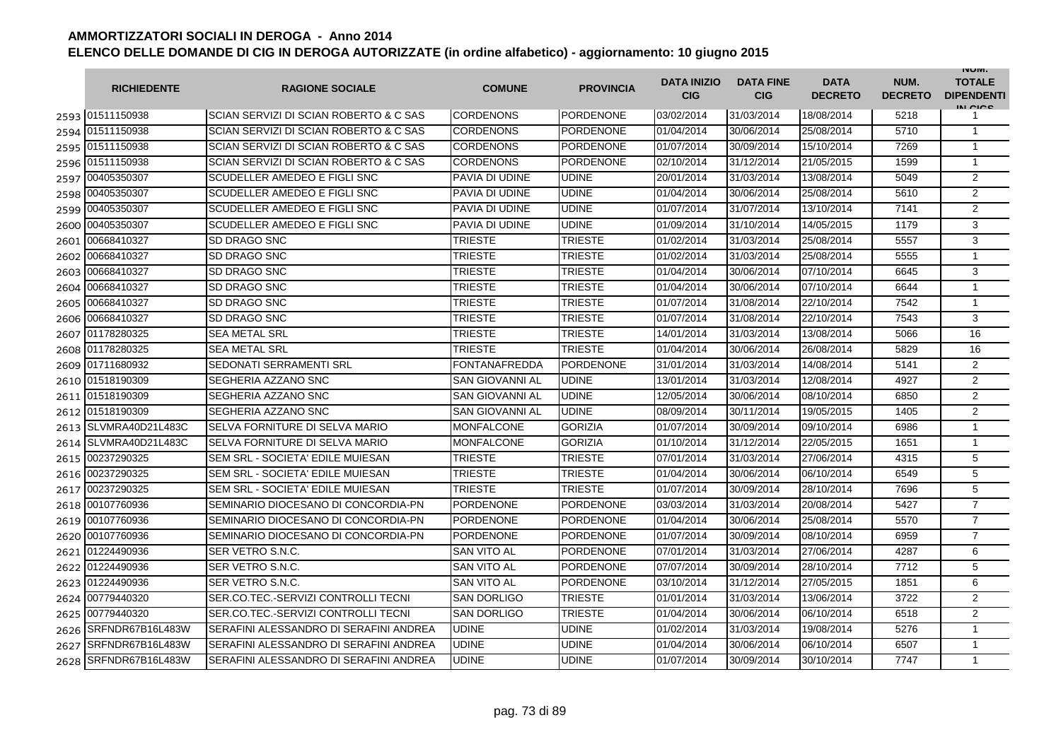# AMMORTIZZATORI SOCIALI IN DEROGA - Anno 2014

## ELENCO DELLE DOMANDE DI CIG IN DEROGA AUTORIZZATE (in ordine alfabetico) - aggiornamento: 10 giugno 2015

| | RICHIEDENTE | RAGIONE SOCIALE | COMUNE | PROVINCIA | DATA INIZIO CIG | DATA FINE CIG | DATA DECRETO | NUM. DECRETO | NUM. TOTALE DIPENDENTI IN CIGS |
|---|---|---|---|---|---|---|---|---|---|
| 2593 | 01511150938 | SCIAN SERVIZI DI SCIAN ROBERTO & C SAS | CORDENONS | PORDENONE | 03/02/2014 | 31/03/2014 | 18/08/2014 | 5218 | 1 |
| 2594 | 01511150938 | SCIAN SERVIZI DI SCIAN ROBERTO & C SAS | CORDENONS | PORDENONE | 01/04/2014 | 30/06/2014 | 25/08/2014 | 5710 | 1 |
| 2595 | 01511150938 | SCIAN SERVIZI DI SCIAN ROBERTO & C SAS | CORDENONS | PORDENONE | 01/07/2014 | 30/09/2014 | 15/10/2014 | 7269 | 1 |
| 2596 | 01511150938 | SCIAN SERVIZI DI SCIAN ROBERTO & C SAS | CORDENONS | PORDENONE | 02/10/2014 | 31/12/2014 | 21/05/2015 | 1599 | 1 |
| 2597 | 00405350307 | SCUDELLER AMEDEO E FIGLI SNC | PAVIA DI UDINE | UDINE | 20/01/2014 | 31/03/2014 | 13/08/2014 | 5049 | 2 |
| 2598 | 00405350307 | SCUDELLER AMEDEO E FIGLI SNC | PAVIA DI UDINE | UDINE | 01/04/2014 | 30/06/2014 | 25/08/2014 | 5610 | 2 |
| 2599 | 00405350307 | SCUDELLER AMEDEO E FIGLI SNC | PAVIA DI UDINE | UDINE | 01/07/2014 | 31/07/2014 | 13/10/2014 | 7141 | 2 |
| 2600 | 00405350307 | SCUDELLER AMEDEO E FIGLI SNC | PAVIA DI UDINE | UDINE | 01/09/2014 | 31/10/2014 | 14/05/2015 | 1179 | 3 |
| 2601 | 00668410327 | SD DRAGO SNC | TRIESTE | TRIESTE | 01/02/2014 | 31/03/2014 | 25/08/2014 | 5557 | 3 |
| 2602 | 00668410327 | SD DRAGO SNC | TRIESTE | TRIESTE | 01/02/2014 | 31/03/2014 | 25/08/2014 | 5555 | 1 |
| 2603 | 00668410327 | SD DRAGO SNC | TRIESTE | TRIESTE | 01/04/2014 | 30/06/2014 | 07/10/2014 | 6645 | 3 |
| 2604 | 00668410327 | SD DRAGO SNC | TRIESTE | TRIESTE | 01/04/2014 | 30/06/2014 | 07/10/2014 | 6644 | 1 |
| 2605 | 00668410327 | SD DRAGO SNC | TRIESTE | TRIESTE | 01/07/2014 | 31/08/2014 | 22/10/2014 | 7542 | 1 |
| 2606 | 00668410327 | SD DRAGO SNC | TRIESTE | TRIESTE | 01/07/2014 | 31/08/2014 | 22/10/2014 | 7543 | 3 |
| 2607 | 01178280325 | SEA METAL SRL | TRIESTE | TRIESTE | 14/01/2014 | 31/03/2014 | 13/08/2014 | 5066 | 16 |
| 2608 | 01178280325 | SEA METAL SRL | TRIESTE | TRIESTE | 01/04/2014 | 30/06/2014 | 26/08/2014 | 5829 | 16 |
| 2609 | 01711680932 | SEDONATI SERRAMENTI SRL | FONTANAFREDDA | PORDENONE | 31/01/2014 | 31/03/2014 | 14/08/2014 | 5141 | 2 |
| 2610 | 01518190309 | SEGHERIA AZZANO SNC | SAN GIOVANNI AL | UDINE | 13/01/2014 | 31/03/2014 | 12/08/2014 | 4927 | 2 |
| 2611 | 01518190309 | SEGHERIA AZZANO SNC | SAN GIOVANNI AL | UDINE | 12/05/2014 | 30/06/2014 | 08/10/2014 | 6850 | 2 |
| 2612 | 01518190309 | SEGHERIA AZZANO SNC | SAN GIOVANNI AL | UDINE | 08/09/2014 | 30/11/2014 | 19/05/2015 | 1405 | 2 |
| 2613 | SLVMRA40D21L483C | SELVA FORNITURE DI SELVA MARIO | MONFALCONE | GORIZIA | 01/07/2014 | 30/09/2014 | 09/10/2014 | 6986 | 1 |
| 2614 | SLVMRA40D21L483C | SELVA FORNITURE DI SELVA MARIO | MONFALCONE | GORIZIA | 01/10/2014 | 31/12/2014 | 22/05/2015 | 1651 | 1 |
| 2615 | 00237290325 | SEM SRL - SOCIETA' EDILE MUIESAN | TRIESTE | TRIESTE | 07/01/2014 | 31/03/2014 | 27/06/2014 | 4315 | 5 |
| 2616 | 00237290325 | SEM SRL - SOCIETA' EDILE MUIESAN | TRIESTE | TRIESTE | 01/04/2014 | 30/06/2014 | 06/10/2014 | 6549 | 5 |
| 2617 | 00237290325 | SEM SRL - SOCIETA' EDILE MUIESAN | TRIESTE | TRIESTE | 01/07/2014 | 30/09/2014 | 28/10/2014 | 7696 | 5 |
| 2618 | 00107760936 | SEMINARIO DIOCESANO DI CONCORDIA-PN | PORDENONE | PORDENONE | 03/03/2014 | 31/03/2014 | 20/08/2014 | 5427 | 7 |
| 2619 | 00107760936 | SEMINARIO DIOCESANO DI CONCORDIA-PN | PORDENONE | PORDENONE | 01/04/2014 | 30/06/2014 | 25/08/2014 | 5570 | 7 |
| 2620 | 00107760936 | SEMINARIO DIOCESANO DI CONCORDIA-PN | PORDENONE | PORDENONE | 01/07/2014 | 30/09/2014 | 08/10/2014 | 6959 | 7 |
| 2621 | 01224490936 | SER VETRO S.N.C. | SAN VITO AL | PORDENONE | 07/01/2014 | 31/03/2014 | 27/06/2014 | 4287 | 6 |
| 2622 | 01224490936 | SER VETRO S.N.C. | SAN VITO AL | PORDENONE | 07/07/2014 | 30/09/2014 | 28/10/2014 | 7712 | 5 |
| 2623 | 01224490936 | SER VETRO S.N.C. | SAN VITO AL | PORDENONE | 03/10/2014 | 31/12/2014 | 27/05/2015 | 1851 | 6 |
| 2624 | 00779440320 | SER.CO.TEC.-SERVIZI CONTROLLI TECNI | SAN DORLIGO | TRIESTE | 01/01/2014 | 31/03/2014 | 13/06/2014 | 3722 | 2 |
| 2625 | 00779440320 | SER.CO.TEC.-SERVIZI CONTROLLI TECNI | SAN DORLIGO | TRIESTE | 01/04/2014 | 30/06/2014 | 06/10/2014 | 6518 | 2 |
| 2626 | SRFNDR67B16L483W | SERAFINI ALESSANDRO DI SERAFINI ANDREA | UDINE | UDINE | 01/02/2014 | 31/03/2014 | 19/08/2014 | 5276 | 1 |
| 2627 | SRFNDR67B16L483W | SERAFINI ALESSANDRO DI SERAFINI ANDREA | UDINE | UDINE | 01/04/2014 | 30/06/2014 | 06/10/2014 | 6507 | 1 |
| 2628 | SRFNDR67B16L483W | SERAFINI ALESSANDRO DI SERAFINI ANDREA | UDINE | UDINE | 01/07/2014 | 30/09/2014 | 30/10/2014 | 7747 | 1 |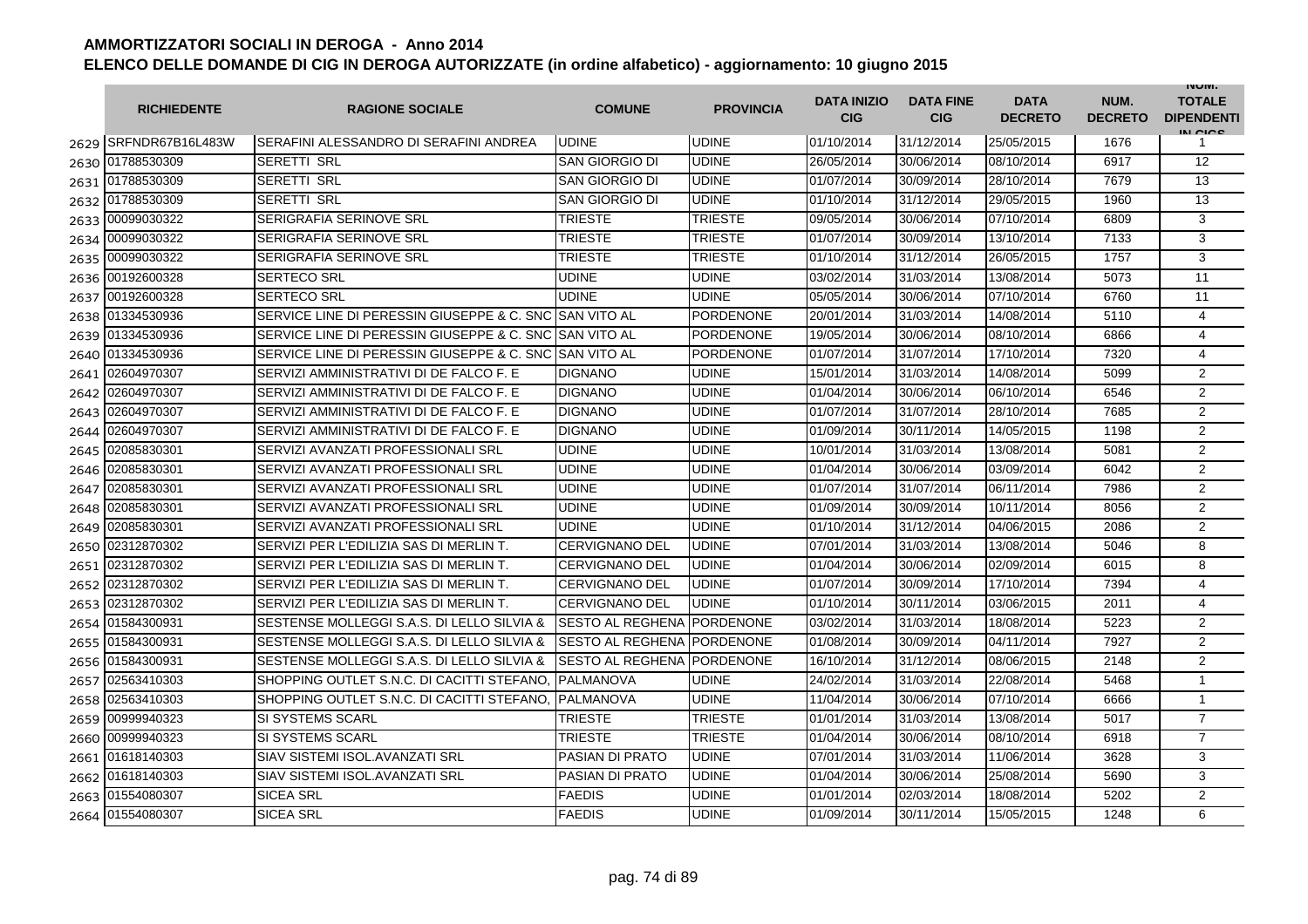# AMMORTIZZATORI SOCIALI IN DEROGA - Anno 2014

## ELENCO DELLE DOMANDE DI CIG IN DEROGA AUTORIZZATE (in ordine alfabetico) - aggiornamento: 10 giugno 2015

| | RICHIEDENTE | RAGIONE SOCIALE | COMUNE | PROVINCIA | DATA INIZIO CIG | DATA FINE CIG | DATA DECRETO | NUM. DECRETO | NUM. TOTALE DIPENDENTI IN CIGS |
|---|---|---|---|---|---|---|---|---|---|
| 2629 | SRFNDR67B16L483W | SERAFINI ALESSANDRO DI SERAFINI ANDREA | UDINE | UDINE | 01/10/2014 | 31/12/2014 | 25/05/2015 | 1676 | 1 |
| 2630 | 01788530309 | SERETTI SRL | SAN GIORGIO DI | UDINE | 26/05/2014 | 30/06/2014 | 08/10/2014 | 6917 | 12 |
| 2631 | 01788530309 | SERETTI SRL | SAN GIORGIO DI | UDINE | 01/07/2014 | 30/09/2014 | 28/10/2014 | 7679 | 13 |
| 2632 | 01788530309 | SERETTI SRL | SAN GIORGIO DI | UDINE | 01/10/2014 | 31/12/2014 | 29/05/2015 | 1960 | 13 |
| 2633 | 00099030322 | SERIGRAFIA SERINOVE SRL | TRIESTE | TRIESTE | 09/05/2014 | 30/06/2014 | 07/10/2014 | 6809 | 3 |
| 2634 | 00099030322 | SERIGRAFIA SERINOVE SRL | TRIESTE | TRIESTE | 01/07/2014 | 30/09/2014 | 13/10/2014 | 7133 | 3 |
| 2635 | 00099030322 | SERIGRAFIA SERINOVE SRL | TRIESTE | TRIESTE | 01/10/2014 | 31/12/2014 | 26/05/2015 | 1757 | 3 |
| 2636 | 00192600328 | SERTECO SRL | UDINE | UDINE | 03/02/2014 | 31/03/2014 | 13/08/2014 | 5073 | 11 |
| 2637 | 00192600328 | SERTECO SRL | UDINE | UDINE | 05/05/2014 | 30/06/2014 | 07/10/2014 | 6760 | 11 |
| 2638 | 01334530936 | SERVICE LINE DI PERESSIN GIUSEPPE & C. SNC | SAN VITO AL | PORDENONE | 20/01/2014 | 31/03/2014 | 14/08/2014 | 5110 | 4 |
| 2639 | 01334530936 | SERVICE LINE DI PERESSIN GIUSEPPE & C. SNC | SAN VITO AL | PORDENONE | 19/05/2014 | 30/06/2014 | 08/10/2014 | 6866 | 4 |
| 2640 | 01334530936 | SERVICE LINE DI PERESSIN GIUSEPPE & C. SNC | SAN VITO AL | PORDENONE | 01/07/2014 | 31/07/2014 | 17/10/2014 | 7320 | 4 |
| 2641 | 02604970307 | SERVIZI AMMINISTRATIVI DI DE FALCO F. E | DIGNANO | UDINE | 15/01/2014 | 31/03/2014 | 14/08/2014 | 5099 | 2 |
| 2642 | 02604970307 | SERVIZI AMMINISTRATIVI DI DE FALCO F. E | DIGNANO | UDINE | 01/04/2014 | 30/06/2014 | 06/10/2014 | 6546 | 2 |
| 2643 | 02604970307 | SERVIZI AMMINISTRATIVI DI DE FALCO F. E | DIGNANO | UDINE | 01/07/2014 | 31/07/2014 | 28/10/2014 | 7685 | 2 |
| 2644 | 02604970307 | SERVIZI AMMINISTRATIVI DI DE FALCO F. E | DIGNANO | UDINE | 01/09/2014 | 30/11/2014 | 14/05/2015 | 1198 | 2 |
| 2645 | 02085830301 | SERVIZI AVANZATI PROFESSIONALI SRL | UDINE | UDINE | 10/01/2014 | 31/03/2014 | 13/08/2014 | 5081 | 2 |
| 2646 | 02085830301 | SERVIZI AVANZATI PROFESSIONALI SRL | UDINE | UDINE | 01/04/2014 | 30/06/2014 | 03/09/2014 | 6042 | 2 |
| 2647 | 02085830301 | SERVIZI AVANZATI PROFESSIONALI SRL | UDINE | UDINE | 01/07/2014 | 31/07/2014 | 06/11/2014 | 7986 | 2 |
| 2648 | 02085830301 | SERVIZI AVANZATI PROFESSIONALI SRL | UDINE | UDINE | 01/09/2014 | 30/09/2014 | 10/11/2014 | 8056 | 2 |
| 2649 | 02085830301 | SERVIZI AVANZATI PROFESSIONALI SRL | UDINE | UDINE | 01/10/2014 | 31/12/2014 | 04/06/2015 | 2086 | 2 |
| 2650 | 02312870302 | SERVIZI PER L'EDILIZIA SAS DI MERLIN T. | CERVIGNANO DEL | UDINE | 07/01/2014 | 31/03/2014 | 13/08/2014 | 5046 | 8 |
| 2651 | 02312870302 | SERVIZI PER L'EDILIZIA SAS DI MERLIN T. | CERVIGNANO DEL | UDINE | 01/04/2014 | 30/06/2014 | 02/09/2014 | 6015 | 8 |
| 2652 | 02312870302 | SERVIZI PER L'EDILIZIA SAS DI MERLIN T. | CERVIGNANO DEL | UDINE | 01/07/2014 | 30/09/2014 | 17/10/2014 | 7394 | 4 |
| 2653 | 02312870302 | SERVIZI PER L'EDILIZIA SAS DI MERLIN T. | CERVIGNANO DEL | UDINE | 01/10/2014 | 30/11/2014 | 03/06/2015 | 2011 | 4 |
| 2654 | 01584300931 | SESTENSE MOLLEGGI S.A.S. DI LELLO SILVIA & | SESTO AL REGHENA | PORDENONE | 03/02/2014 | 31/03/2014 | 18/08/2014 | 5223 | 2 |
| 2655 | 01584300931 | SESTENSE MOLLEGGI S.A.S. DI LELLO SILVIA & | SESTO AL REGHENA | PORDENONE | 01/08/2014 | 30/09/2014 | 04/11/2014 | 7927 | 2 |
| 2656 | 01584300931 | SESTENSE MOLLEGGI S.A.S. DI LELLO SILVIA & | SESTO AL REGHENA | PORDENONE | 16/10/2014 | 31/12/2014 | 08/06/2015 | 2148 | 2 |
| 2657 | 02563410303 | SHOPPING OUTLET S.N.C. DI CACITTI STEFANO, | PALMANOVA | UDINE | 24/02/2014 | 31/03/2014 | 22/08/2014 | 5468 | 1 |
| 2658 | 02563410303 | SHOPPING OUTLET S.N.C. DI CACITTI STEFANO, | PALMANOVA | UDINE | 11/04/2014 | 30/06/2014 | 07/10/2014 | 6666 | 1 |
| 2659 | 00999940323 | SI SYSTEMS SCARL | TRIESTE | TRIESTE | 01/01/2014 | 31/03/2014 | 13/08/2014 | 5017 | 7 |
| 2660 | 00999940323 | SI SYSTEMS SCARL | TRIESTE | TRIESTE | 01/04/2014 | 30/06/2014 | 08/10/2014 | 6918 | 7 |
| 2661 | 01618140303 | SIAV SISTEMI ISOL.AVANZATI SRL | PASIAN DI PRATO | UDINE | 07/01/2014 | 31/03/2014 | 11/06/2014 | 3628 | 3 |
| 2662 | 01618140303 | SIAV SISTEMI ISOL.AVANZATI SRL | PASIAN DI PRATO | UDINE | 01/04/2014 | 30/06/2014 | 25/08/2014 | 5690 | 3 |
| 2663 | 01554080307 | SICEA SRL | FAEDIS | UDINE | 01/01/2014 | 02/03/2014 | 18/08/2014 | 5202 | 2 |
| 2664 | 01554080307 | SICEA SRL | FAEDIS | UDINE | 01/09/2014 | 30/11/2014 | 15/05/2015 | 1248 | 6 |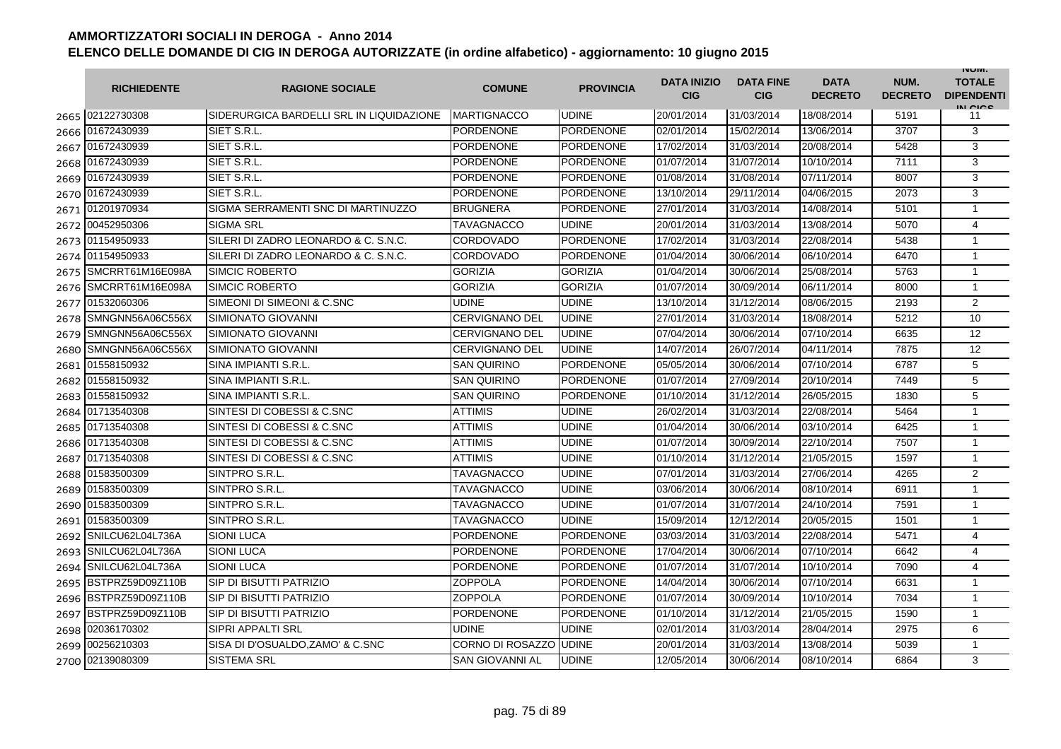# AMMORTIZZATORI SOCIALI IN DEROGA - Anno 2014

## ELENCO DELLE DOMANDE DI CIG IN DEROGA AUTORIZZATE (in ordine alfabetico) - aggiornamento: 10 giugno 2015

| | RICHIEDENTE | RAGIONE SOCIALE | COMUNE | PROVINCIA | DATA INIZIO CIG | DATA FINE CIG | DATA DECRETO | NUM. DECRETO | NUM. TOTALE DIPENDENTI IN CIGS |
|---|---|---|---|---|---|---|---|---|---|
| 2665 | 02122730308 | SIDERURGICA BARDELLI SRL IN LIQUIDAZIONE | MARTIGNACCO | UDINE | 20/01/2014 | 31/03/2014 | 18/08/2014 | 5191 | 11 |
| 2666 | 01672430939 | SIET S.R.L. | PORDENONE | PORDENONE | 02/01/2014 | 15/02/2014 | 13/06/2014 | 3707 | 3 |
| 2667 | 01672430939 | SIET S.R.L. | PORDENONE | PORDENONE | 17/02/2014 | 31/03/2014 | 20/08/2014 | 5428 | 3 |
| 2668 | 01672430939 | SIET S.R.L. | PORDENONE | PORDENONE | 01/07/2014 | 31/07/2014 | 10/10/2014 | 7111 | 3 |
| 2669 | 01672430939 | SIET S.R.L. | PORDENONE | PORDENONE | 01/08/2014 | 31/08/2014 | 07/11/2014 | 8007 | 3 |
| 2670 | 01672430939 | SIET S.R.L. | PORDENONE | PORDENONE | 13/10/2014 | 29/11/2014 | 04/06/2015 | 2073 | 3 |
| 2671 | 01201970934 | SIGMA SERRAMENTI SNC DI MARTINUZZO | BRUGNERA | PORDENONE | 27/01/2014 | 31/03/2014 | 14/08/2014 | 5101 | 1 |
| 2672 | 00452950306 | SIGMA SRL | TAVAGNACCO | UDINE | 20/01/2014 | 31/03/2014 | 13/08/2014 | 5070 | 4 |
| 2673 | 01154950933 | SILERI DI ZADRO LEONARDO & C. S.N.C. | CORDOVADO | PORDENONE | 17/02/2014 | 31/03/2014 | 22/08/2014 | 5438 | 1 |
| 2674 | 01154950933 | SILERI DI ZADRO LEONARDO & C. S.N.C. | CORDOVADO | PORDENONE | 01/04/2014 | 30/06/2014 | 06/10/2014 | 6470 | 1 |
| 2675 | SMCRRT61M16E098A | SIMCIC ROBERTO | GORIZIA | GORIZIA | 01/04/2014 | 30/06/2014 | 25/08/2014 | 5763 | 1 |
| 2676 | SMCRRT61M16E098A | SIMCIC ROBERTO | GORIZIA | GORIZIA | 01/07/2014 | 30/09/2014 | 06/11/2014 | 8000 | 1 |
| 2677 | 01532060306 | SIMEONI DI SIMEONI & C.SNC | UDINE | UDINE | 13/10/2014 | 31/12/2014 | 08/06/2015 | 2193 | 2 |
| 2678 | SMNGNN56A06C556X | SIMIONATO GIOVANNI | CERVIGNANO DEL | UDINE | 27/01/2014 | 31/03/2014 | 18/08/2014 | 5212 | 10 |
| 2679 | SMNGNN56A06C556X | SIMIONATO GIOVANNI | CERVIGNANO DEL | UDINE | 07/04/2014 | 30/06/2014 | 07/10/2014 | 6635 | 12 |
| 2680 | SMNGNN56A06C556X | SIMIONATO GIOVANNI | CERVIGNANO DEL | UDINE | 14/07/2014 | 26/07/2014 | 04/11/2014 | 7875 | 12 |
| 2681 | 01558150932 | SINA IMPIANTI S.R.L. | SAN QUIRINO | PORDENONE | 05/05/2014 | 30/06/2014 | 07/10/2014 | 6787 | 5 |
| 2682 | 01558150932 | SINA IMPIANTI S.R.L. | SAN QUIRINO | PORDENONE | 01/07/2014 | 27/09/2014 | 20/10/2014 | 7449 | 5 |
| 2683 | 01558150932 | SINA IMPIANTI S.R.L. | SAN QUIRINO | PORDENONE | 01/10/2014 | 31/12/2014 | 26/05/2015 | 1830 | 5 |
| 2684 | 01713540308 | SINTESI DI COBESSI & C.SNC | ATTIMIS | UDINE | 26/02/2014 | 31/03/2014 | 22/08/2014 | 5464 | 1 |
| 2685 | 01713540308 | SINTESI DI COBESSI & C.SNC | ATTIMIS | UDINE | 01/04/2014 | 30/06/2014 | 03/10/2014 | 6425 | 1 |
| 2686 | 01713540308 | SINTESI DI COBESSI & C.SNC | ATTIMIS | UDINE | 01/07/2014 | 30/09/2014 | 22/10/2014 | 7507 | 1 |
| 2687 | 01713540308 | SINTESI DI COBESSI & C.SNC | ATTIMIS | UDINE | 01/10/2014 | 31/12/2014 | 21/05/2015 | 1597 | 1 |
| 2688 | 01583500309 | SINTPRO S.R.L. | TAVAGNACCO | UDINE | 07/01/2014 | 31/03/2014 | 27/06/2014 | 4265 | 2 |
| 2689 | 01583500309 | SINTPRO S.R.L. | TAVAGNACCO | UDINE | 03/06/2014 | 30/06/2014 | 08/10/2014 | 6911 | 1 |
| 2690 | 01583500309 | SINTPRO S.R.L. | TAVAGNACCO | UDINE | 01/07/2014 | 31/07/2014 | 24/10/2014 | 7591 | 1 |
| 2691 | 01583500309 | SINTPRO S.R.L. | TAVAGNACCO | UDINE | 15/09/2014 | 12/12/2014 | 20/05/2015 | 1501 | 1 |
| 2692 | SNILCU62L04L736A | SIONI LUCA | PORDENONE | PORDENONE | 03/03/2014 | 31/03/2014 | 22/08/2014 | 5471 | 4 |
| 2693 | SNILCU62L04L736A | SIONI LUCA | PORDENONE | PORDENONE | 17/04/2014 | 30/06/2014 | 07/10/2014 | 6642 | 4 |
| 2694 | SNILCU62L04L736A | SIONI LUCA | PORDENONE | PORDENONE | 01/07/2014 | 31/07/2014 | 10/10/2014 | 7090 | 4 |
| 2695 | BSTPRZ59D09Z110B | SIP DI BISUTTI PATRIZIO | ZOPPOLA | PORDENONE | 14/04/2014 | 30/06/2014 | 07/10/2014 | 6631 | 1 |
| 2696 | BSTPRZ59D09Z110B | SIP DI BISUTTI PATRIZIO | ZOPPOLA | PORDENONE | 01/07/2014 | 30/09/2014 | 10/10/2014 | 7034 | 1 |
| 2697 | BSTPRZ59D09Z110B | SIP DI BISUTTI PATRIZIO | PORDENONE | PORDENONE | 01/10/2014 | 31/12/2014 | 21/05/2015 | 1590 | 1 |
| 2698 | 02036170302 | SIPRI APPALTI SRL | UDINE | UDINE | 02/01/2014 | 31/03/2014 | 28/04/2014 | 2975 | 6 |
| 2699 | 00256210303 | SISA DI D'OSUALDO,ZAMO' & C.SNC | CORNO DI ROSAZZO | UDINE | 20/01/2014 | 31/03/2014 | 13/08/2014 | 5039 | 1 |
| 2700 | 02139080309 | SISTEMA SRL | SAN GIOVANNI AL | UDINE | 12/05/2014 | 30/06/2014 | 08/10/2014 | 6864 | 3 |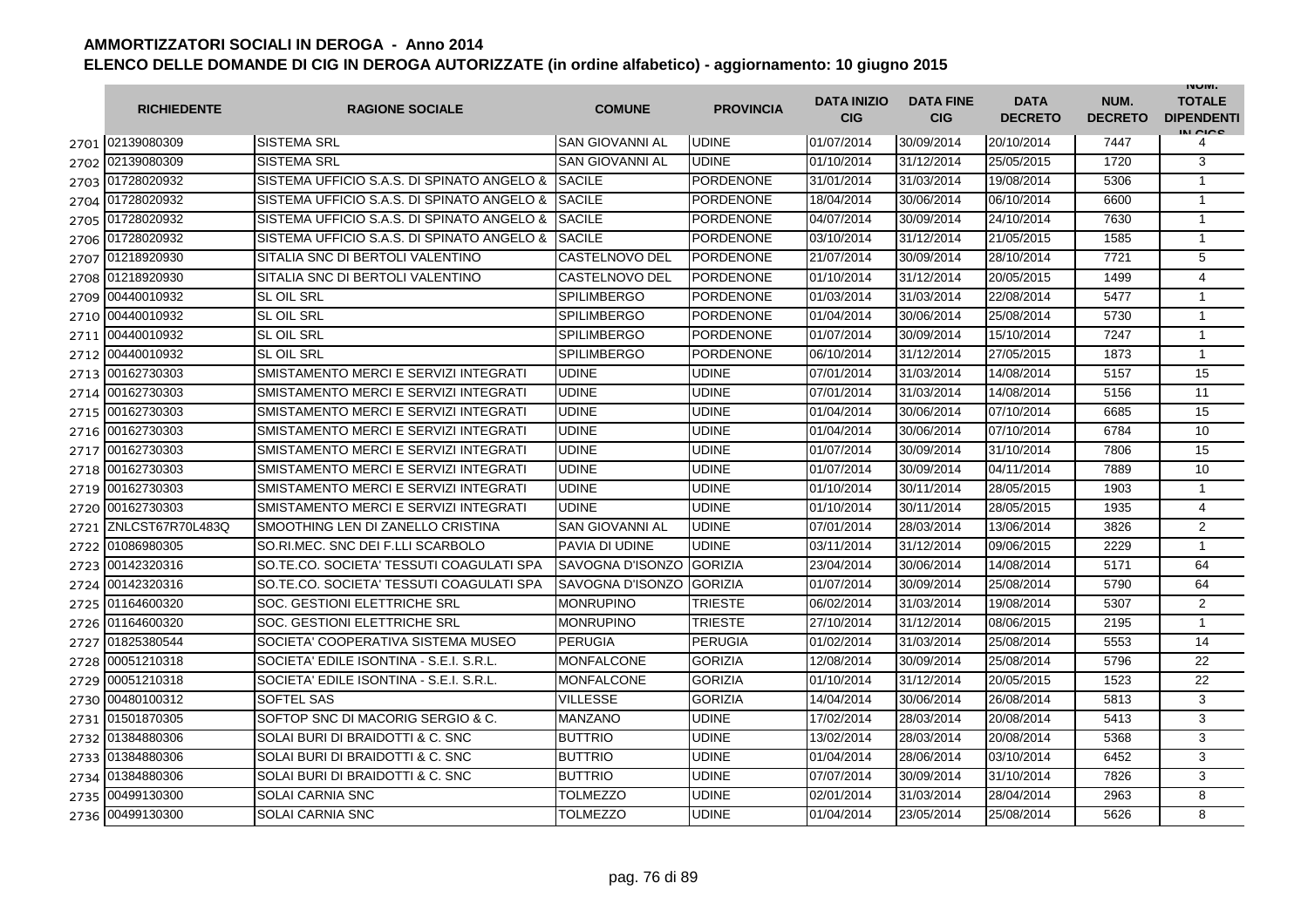## AMMORTIZZATORI SOCIALI IN DEROGA - Anno 2014

## ELENCO DELLE DOMANDE DI CIG IN DEROGA AUTORIZZATE (in ordine alfabetico) - aggiornamento: 10 giugno 2015

| | RICHIEDENTE | RAGIONE SOCIALE | COMUNE | PROVINCIA | DATA INIZIO CIG | DATA FINE CIG | DATA DECRETO | NUM. DECRETO | NUM. TOTALE DIPENDENTI IN CIGS |
|---|---|---|---|---|---|---|---|---|---|
| 2701 | 02139080309 | SISTEMA SRL | SAN GIOVANNI AL | UDINE | 01/07/2014 | 30/09/2014 | 20/10/2014 | 7447 | 4 |
| 2702 | 02139080309 | SISTEMA SRL | SAN GIOVANNI AL | UDINE | 01/10/2014 | 31/12/2014 | 25/05/2015 | 1720 | 3 |
| 2703 | 01728020932 | SISTEMA UFFICIO S.A.S. DI SPINATO ANGELO & | SACILE | PORDENONE | 31/01/2014 | 31/03/2014 | 19/08/2014 | 5306 | 1 |
| 2704 | 01728020932 | SISTEMA UFFICIO S.A.S. DI SPINATO ANGELO & | SACILE | PORDENONE | 18/04/2014 | 30/06/2014 | 06/10/2014 | 6600 | 1 |
| 2705 | 01728020932 | SISTEMA UFFICIO S.A.S. DI SPINATO ANGELO & | SACILE | PORDENONE | 04/07/2014 | 30/09/2014 | 24/10/2014 | 7630 | 1 |
| 2706 | 01728020932 | SISTEMA UFFICIO S.A.S. DI SPINATO ANGELO & | SACILE | PORDENONE | 03/10/2014 | 31/12/2014 | 21/05/2015 | 1585 | 1 |
| 2707 | 01218920930 | SITALIA SNC DI BERTOLI VALENTINO | CASTELNOVO DEL | PORDENONE | 21/07/2014 | 30/09/2014 | 28/10/2014 | 7721 | 5 |
| 2708 | 01218920930 | SITALIA SNC DI BERTOLI VALENTINO | CASTELNOVO DEL | PORDENONE | 01/10/2014 | 31/12/2014 | 20/05/2015 | 1499 | 4 |
| 2709 | 00440010932 | SL OIL SRL | SPILIMBERGO | PORDENONE | 01/03/2014 | 31/03/2014 | 22/08/2014 | 5477 | 1 |
| 2710 | 00440010932 | SL OIL SRL | SPILIMBERGO | PORDENONE | 01/04/2014 | 30/06/2014 | 25/08/2014 | 5730 | 1 |
| 2711 | 00440010932 | SL OIL SRL | SPILIMBERGO | PORDENONE | 01/07/2014 | 30/09/2014 | 15/10/2014 | 7247 | 1 |
| 2712 | 00440010932 | SL OIL SRL | SPILIMBERGO | PORDENONE | 06/10/2014 | 31/12/2014 | 27/05/2015 | 1873 | 1 |
| 2713 | 00162730303 | SMISTAMENTO MERCI E SERVIZI INTEGRATI | UDINE | UDINE | 07/01/2014 | 31/03/2014 | 14/08/2014 | 5157 | 15 |
| 2714 | 00162730303 | SMISTAMENTO MERCI E SERVIZI INTEGRATI | UDINE | UDINE | 07/01/2014 | 31/03/2014 | 14/08/2014 | 5156 | 11 |
| 2715 | 00162730303 | SMISTAMENTO MERCI E SERVIZI INTEGRATI | UDINE | UDINE | 01/04/2014 | 30/06/2014 | 07/10/2014 | 6685 | 15 |
| 2716 | 00162730303 | SMISTAMENTO MERCI E SERVIZI INTEGRATI | UDINE | UDINE | 01/04/2014 | 30/06/2014 | 07/10/2014 | 6784 | 10 |
| 2717 | 00162730303 | SMISTAMENTO MERCI E SERVIZI INTEGRATI | UDINE | UDINE | 01/07/2014 | 30/09/2014 | 31/10/2014 | 7806 | 15 |
| 2718 | 00162730303 | SMISTAMENTO MERCI E SERVIZI INTEGRATI | UDINE | UDINE | 01/07/2014 | 30/09/2014 | 04/11/2014 | 7889 | 10 |
| 2719 | 00162730303 | SMISTAMENTO MERCI E SERVIZI INTEGRATI | UDINE | UDINE | 01/10/2014 | 30/11/2014 | 28/05/2015 | 1903 | 1 |
| 2720 | 00162730303 | SMISTAMENTO MERCI E SERVIZI INTEGRATI | UDINE | UDINE | 01/10/2014 | 30/11/2014 | 28/05/2015 | 1935 | 4 |
| 2721 | ZNLCST67R70L483Q | SMOOTHING LEN DI ZANELLO CRISTINA | SAN GIOVANNI AL | UDINE | 07/01/2014 | 28/03/2014 | 13/06/2014 | 3826 | 2 |
| 2722 | 01086980305 | SO.RI.MEC. SNC DEI F.LLI SCARBOLO | PAVIA DI UDINE | UDINE | 03/11/2014 | 31/12/2014 | 09/06/2015 | 2229 | 1 |
| 2723 | 00142320316 | SO.TE.CO. SOCIETA' TESSUTI COAGULATI SPA | SAVOGNA D'ISONZO | GORIZIA | 23/04/2014 | 30/06/2014 | 14/08/2014 | 5171 | 64 |
| 2724 | 00142320316 | SO.TE.CO. SOCIETA' TESSUTI COAGULATI SPA | SAVOGNA D'ISONZO | GORIZIA | 01/07/2014 | 30/09/2014 | 25/08/2014 | 5790 | 64 |
| 2725 | 01164600320 | SOC. GESTIONI ELETTRICHE SRL | MONRUPINO | TRIESTE | 06/02/2014 | 31/03/2014 | 19/08/2014 | 5307 | 2 |
| 2726 | 01164600320 | SOC. GESTIONI ELETTRICHE SRL | MONRUPINO | TRIESTE | 27/10/2014 | 31/12/2014 | 08/06/2015 | 2195 | 1 |
| 2727 | 01825380544 | SOCIETA' COOPERATIVA SISTEMA MUSEO | PERUGIA | PERUGIA | 01/02/2014 | 31/03/2014 | 25/08/2014 | 5553 | 14 |
| 2728 | 00051210318 | SOCIETA' EDILE ISONTINA - S.E.I. S.R.L. | MONFALCONE | GORIZIA | 12/08/2014 | 30/09/2014 | 25/08/2014 | 5796 | 22 |
| 2729 | 00051210318 | SOCIETA' EDILE ISONTINA - S.E.I. S.R.L. | MONFALCONE | GORIZIA | 01/10/2014 | 31/12/2014 | 20/05/2015 | 1523 | 22 |
| 2730 | 00480100312 | SOFTEL SAS | VILLESSE | GORIZIA | 14/04/2014 | 30/06/2014 | 26/08/2014 | 5813 | 3 |
| 2731 | 01501870305 | SOFTOP SNC DI MACORIG SERGIO & C. | MANZANO | UDINE | 17/02/2014 | 28/03/2014 | 20/08/2014 | 5413 | 3 |
| 2732 | 01384880306 | SOLAI BURI DI BRAIDOTTI & C. SNC | BUTTRIO | UDINE | 13/02/2014 | 28/03/2014 | 20/08/2014 | 5368 | 3 |
| 2733 | 01384880306 | SOLAI BURI DI BRAIDOTTI & C. SNC | BUTTRIO | UDINE | 01/04/2014 | 28/06/2014 | 03/10/2014 | 6452 | 3 |
| 2734 | 01384880306 | SOLAI BURI DI BRAIDOTTI & C. SNC | BUTTRIO | UDINE | 07/07/2014 | 30/09/2014 | 31/10/2014 | 7826 | 3 |
| 2735 | 00499130300 | SOLAI CARNIA SNC | TOLMEZZO | UDINE | 02/01/2014 | 31/03/2014 | 28/04/2014 | 2963 | 8 |
| 2736 | 00499130300 | SOLAI CARNIA SNC | TOLMEZZO | UDINE | 01/04/2014 | 23/05/2014 | 25/08/2014 | 5626 | 8 |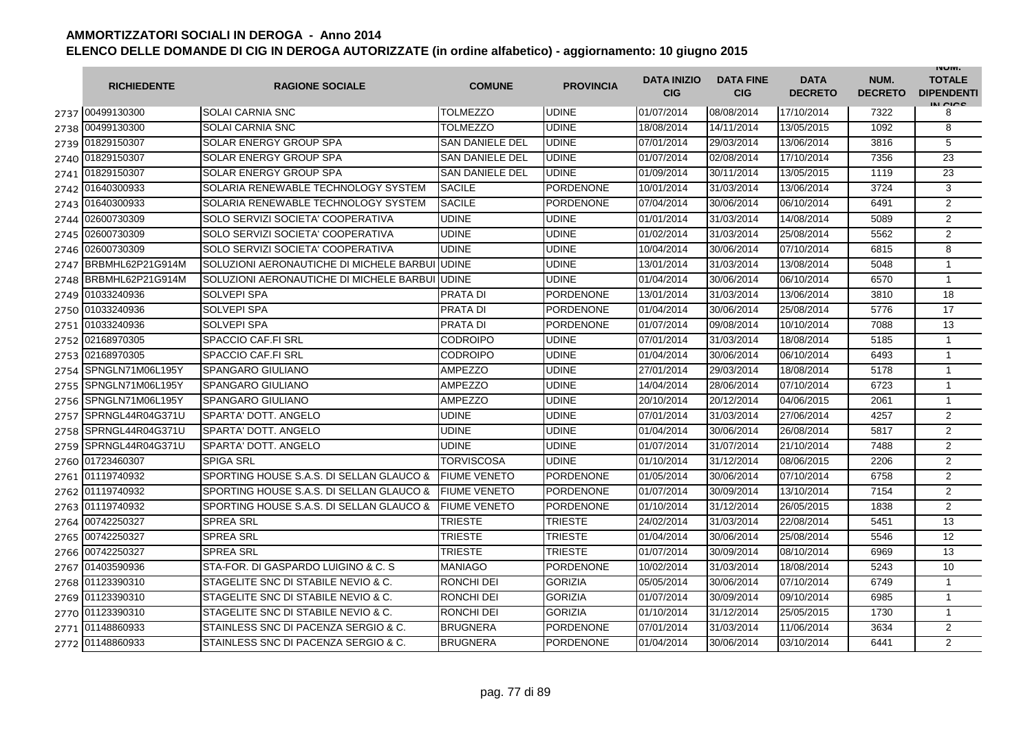# AMMORTIZZATORI SOCIALI IN DEROGA - Anno 2014

## ELENCO DELLE DOMANDE DI CIG IN DEROGA AUTORIZZATE (in ordine alfabetico) - aggiornamento: 10 giugno 2015

| | RICHIEDENTE | RAGIONE SOCIALE | COMUNE | PROVINCIA | DATA INIZIO CIG | DATA FINE CIG | DATA DECRETO | NUM. DECRETO | NUM. TOTALE DIPENDENTI IN CIGS |
|---|---|---|---|---|---|---|---|---|---|
| 2737 | 00499130300 | SOLAI CARNIA SNC | TOLMEZZO | UDINE | 01/07/2014 | 08/08/2014 | 17/10/2014 | 7322 | 8 |
| 2738 | 00499130300 | SOLAI CARNIA SNC | TOLMEZZO | UDINE | 18/08/2014 | 14/11/2014 | 13/05/2015 | 1092 | 8 |
| 2739 | 01829150307 | SOLAR ENERGY GROUP SPA | SAN DANIELE DEL | UDINE | 07/01/2014 | 29/03/2014 | 13/06/2014 | 3816 | 5 |
| 2740 | 01829150307 | SOLAR ENERGY GROUP SPA | SAN DANIELE DEL | UDINE | 01/07/2014 | 02/08/2014 | 17/10/2014 | 7356 | 23 |
| 2741 | 01829150307 | SOLAR ENERGY GROUP SPA | SAN DANIELE DEL | UDINE | 01/09/2014 | 30/11/2014 | 13/05/2015 | 1119 | 23 |
| 2742 | 01640300933 | SOLARIA RENEWABLE TECHNOLOGY SYSTEM | SACILE | PORDENONE | 10/01/2014 | 31/03/2014 | 13/06/2014 | 3724 | 3 |
| 2743 | 01640300933 | SOLARIA RENEWABLE TECHNOLOGY SYSTEM | SACILE | PORDENONE | 07/04/2014 | 30/06/2014 | 06/10/2014 | 6491 | 2 |
| 2744 | 02600730309 | SOLO SERVIZI SOCIETA' COOPERATIVA | UDINE | UDINE | 01/01/2014 | 31/03/2014 | 14/08/2014 | 5089 | 2 |
| 2745 | 02600730309 | SOLO SERVIZI SOCIETA' COOPERATIVA | UDINE | UDINE | 01/02/2014 | 31/03/2014 | 25/08/2014 | 5562 | 2 |
| 2746 | 02600730309 | SOLO SERVIZI SOCIETA' COOPERATIVA | UDINE | UDINE | 10/04/2014 | 30/06/2014 | 07/10/2014 | 6815 | 8 |
| 2747 | BRBMHL62P21G914M | SOLUZIONI AERONAUTICHE DI MICHELE BARBUI | UDINE | UDINE | 13/01/2014 | 31/03/2014 | 13/08/2014 | 5048 | 1 |
| 2748 | BRBMHL62P21G914M | SOLUZIONI AERONAUTICHE DI MICHELE BARBUI | UDINE | UDINE | 01/04/2014 | 30/06/2014 | 06/10/2014 | 6570 | 1 |
| 2749 | 01033240936 | SOLVEPI SPA | PRATA DI | PORDENONE | 13/01/2014 | 31/03/2014 | 13/06/2014 | 3810 | 18 |
| 2750 | 01033240936 | SOLVEPI SPA | PRATA DI | PORDENONE | 01/04/2014 | 30/06/2014 | 25/08/2014 | 5776 | 17 |
| 2751 | 01033240936 | SOLVEPI SPA | PRATA DI | PORDENONE | 01/07/2014 | 09/08/2014 | 10/10/2014 | 7088 | 13 |
| 2752 | 02168970305 | SPACCIO CAF.FI SRL | CODROIPO | UDINE | 07/01/2014 | 31/03/2014 | 18/08/2014 | 5185 | 1 |
| 2753 | 02168970305 | SPACCIO CAF.FI SRL | CODROIPO | UDINE | 01/04/2014 | 30/06/2014 | 06/10/2014 | 6493 | 1 |
| 2754 | SPNGLN71M06L195Y | SPANGARO GIULIANO | AMPEZZO | UDINE | 27/01/2014 | 29/03/2014 | 18/08/2014 | 5178 | 1 |
| 2755 | SPNGLN71M06L195Y | SPANGARO GIULIANO | AMPEZZO | UDINE | 14/04/2014 | 28/06/2014 | 07/10/2014 | 6723 | 1 |
| 2756 | SPNGLN71M06L195Y | SPANGARO GIULIANO | AMPEZZO | UDINE | 20/10/2014 | 20/12/2014 | 04/06/2015 | 2061 | 1 |
| 2757 | SPRNGL44R04G371U | SPARTA' DOTT. ANGELO | UDINE | UDINE | 07/01/2014 | 31/03/2014 | 27/06/2014 | 4257 | 2 |
| 2758 | SPRNGL44R04G371U | SPARTA' DOTT. ANGELO | UDINE | UDINE | 01/04/2014 | 30/06/2014 | 26/08/2014 | 5817 | 2 |
| 2759 | SPRNGL44R04G371U | SPARTA' DOTT. ANGELO | UDINE | UDINE | 01/07/2014 | 31/07/2014 | 21/10/2014 | 7488 | 2 |
| 2760 | 01723460307 | SPIGA SRL | TORVISCOSA | UDINE | 01/10/2014 | 31/12/2014 | 08/06/2015 | 2206 | 2 |
| 2761 | 01119740932 | SPORTING HOUSE S.A.S. DI SELLAN GLAUCO & | FIUME VENETO | PORDENONE | 01/05/2014 | 30/06/2014 | 07/10/2014 | 6758 | 2 |
| 2762 | 01119740932 | SPORTING HOUSE S.A.S. DI SELLAN GLAUCO & | FIUME VENETO | PORDENONE | 01/07/2014 | 30/09/2014 | 13/10/2014 | 7154 | 2 |
| 2763 | 01119740932 | SPORTING HOUSE S.A.S. DI SELLAN GLAUCO & | FIUME VENETO | PORDENONE | 01/10/2014 | 31/12/2014 | 26/05/2015 | 1838 | 2 |
| 2764 | 00742250327 | SPREA SRL | TRIESTE | TRIESTE | 24/02/2014 | 31/03/2014 | 22/08/2014 | 5451 | 13 |
| 2765 | 00742250327 | SPREA SRL | TRIESTE | TRIESTE | 01/04/2014 | 30/06/2014 | 25/08/2014 | 5546 | 12 |
| 2766 | 00742250327 | SPREA SRL | TRIESTE | TRIESTE | 01/07/2014 | 30/09/2014 | 08/10/2014 | 6969 | 13 |
| 2767 | 01403590936 | STA-FOR. DI GASPARDO LUIGINO & C. S | MANIAGO | PORDENONE | 10/02/2014 | 31/03/2014 | 18/08/2014 | 5243 | 10 |
| 2768 | 01123390310 | STAGELITE SNC DI STABILE NEVIO & C. | RONCHI DEI | GORIZIA | 05/05/2014 | 30/06/2014 | 07/10/2014 | 6749 | 1 |
| 2769 | 01123390310 | STAGELITE SNC DI STABILE NEVIO & C. | RONCHI DEI | GORIZIA | 01/07/2014 | 30/09/2014 | 09/10/2014 | 6985 | 1 |
| 2770 | 01123390310 | STAGELITE SNC DI STABILE NEVIO & C. | RONCHI DEI | GORIZIA | 01/10/2014 | 31/12/2014 | 25/05/2015 | 1730 | 1 |
| 2771 | 01148860933 | STAINLESS SNC DI PACENZA SERGIO & C. | BRUGNERA | PORDENONE | 07/01/2014 | 31/03/2014 | 11/06/2014 | 3634 | 2 |
| 2772 | 01148860933 | STAINLESS SNC DI PACENZA SERGIO & C. | BRUGNERA | PORDENONE | 01/04/2014 | 30/06/2014 | 03/10/2014 | 6441 | 2 |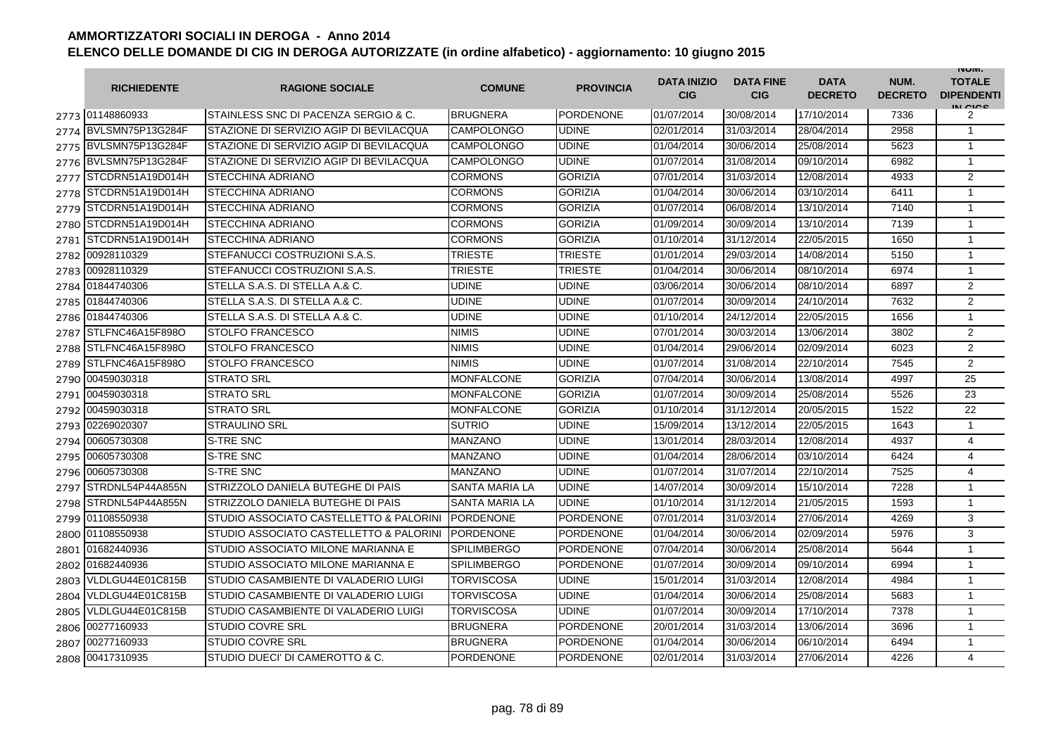# AMMORTIZZATORI SOCIALI IN DEROGA - Anno 2014

## ELENCO DELLE DOMANDE DI CIG IN DEROGA AUTORIZZATE (in ordine alfabetico) - aggiornamento: 10 giugno 2015

| | RICHIEDENTE | RAGIONE SOCIALE | COMUNE | PROVINCIA | DATA INIZIO CIG | DATA FINE CIG | DATA DECRETO | NUM. DECRETO | NUM. TOTALE DIPENDENTI IN CIGS |
|---|---|---|---|---|---|---|---|---|---|
| 2773 | 01148860933 | STAINLESS SNC DI PACENZA SERGIO & C. | BRUGNERA | PORDENONE | 01/07/2014 | 30/08/2014 | 17/10/2014 | 7336 | 2 |
| 2774 | BVLSMN75P13G284F | STAZIONE DI SERVIZIO AGIP DI BEVILACQUA | CAMPOLONGO | UDINE | 02/01/2014 | 31/03/2014 | 28/04/2014 | 2958 | 1 |
| 2775 | BVLSMN75P13G284F | STAZIONE DI SERVIZIO AGIP DI BEVILACQUA | CAMPOLONGO | UDINE | 01/04/2014 | 30/06/2014 | 25/08/2014 | 5623 | 1 |
| 2776 | BVLSMN75P13G284F | STAZIONE DI SERVIZIO AGIP DI BEVILACQUA | CAMPOLONGO | UDINE | 01/07/2014 | 31/08/2014 | 09/10/2014 | 6982 | 1 |
| 2777 | STCDRN51A19D014H | STECCHINA ADRIANO | CORMONS | GORIZIA | 07/01/2014 | 31/03/2014 | 12/08/2014 | 4933 | 2 |
| 2778 | STCDRN51A19D014H | STECCHINA ADRIANO | CORMONS | GORIZIA | 01/04/2014 | 30/06/2014 | 03/10/2014 | 6411 | 1 |
| 2779 | STCDRN51A19D014H | STECCHINA ADRIANO | CORMONS | GORIZIA | 01/07/2014 | 06/08/2014 | 13/10/2014 | 7140 | 1 |
| 2780 | STCDRN51A19D014H | STECCHINA ADRIANO | CORMONS | GORIZIA | 01/09/2014 | 30/09/2014 | 13/10/2014 | 7139 | 1 |
| 2781 | STCDRN51A19D014H | STECCHINA ADRIANO | CORMONS | GORIZIA | 01/10/2014 | 31/12/2014 | 22/05/2015 | 1650 | 1 |
| 2782 | 00928110329 | STEFANUCCI COSTRUZIONI S.A.S. | TRIESTE | TRIESTE | 01/01/2014 | 29/03/2014 | 14/08/2014 | 5150 | 1 |
| 2783 | 00928110329 | STEFANUCCI COSTRUZIONI S.A.S. | TRIESTE | TRIESTE | 01/04/2014 | 30/06/2014 | 08/10/2014 | 6974 | 1 |
| 2784 | 01844740306 | STELLA S.A.S. DI STELLA A.& C. | UDINE | UDINE | 03/06/2014 | 30/06/2014 | 08/10/2014 | 6897 | 2 |
| 2785 | 01844740306 | STELLA S.A.S. DI STELLA A.& C. | UDINE | UDINE | 01/07/2014 | 30/09/2014 | 24/10/2014 | 7632 | 2 |
| 2786 | 01844740306 | STELLA S.A.S. DI STELLA A.& C. | UDINE | UDINE | 01/10/2014 | 24/12/2014 | 22/05/2015 | 1656 | 1 |
| 2787 | STLFNC46A15F898O | STOLFO FRANCESCO | NIMIS | UDINE | 07/01/2014 | 30/03/2014 | 13/06/2014 | 3802 | 2 |
| 2788 | STLFNC46A15F898O | STOLFO FRANCESCO | NIMIS | UDINE | 01/04/2014 | 29/06/2014 | 02/09/2014 | 6023 | 2 |
| 2789 | STLFNC46A15F898O | STOLFO FRANCESCO | NIMIS | UDINE | 01/07/2014 | 31/08/2014 | 22/10/2014 | 7545 | 2 |
| 2790 | 00459030318 | STRATO SRL | MONFALCONE | GORIZIA | 07/04/2014 | 30/06/2014 | 13/08/2014 | 4997 | 25 |
| 2791 | 00459030318 | STRATO SRL | MONFALCONE | GORIZIA | 01/07/2014 | 30/09/2014 | 25/08/2014 | 5526 | 23 |
| 2792 | 00459030318 | STRATO SRL | MONFALCONE | GORIZIA | 01/10/2014 | 31/12/2014 | 20/05/2015 | 1522 | 22 |
| 2793 | 02269020307 | STRAULINO SRL | SUTRIO | UDINE | 15/09/2014 | 13/12/2014 | 22/05/2015 | 1643 | 1 |
| 2794 | 00605730308 | S-TRE SNC | MANZANO | UDINE | 13/01/2014 | 28/03/2014 | 12/08/2014 | 4937 | 4 |
| 2795 | 00605730308 | S-TRE SNC | MANZANO | UDINE | 01/04/2014 | 28/06/2014 | 03/10/2014 | 6424 | 4 |
| 2796 | 00605730308 | S-TRE SNC | MANZANO | UDINE | 01/07/2014 | 31/07/2014 | 22/10/2014 | 7525 | 4 |
| 2797 | STRDNL54P44A855N | STRIZZOLO DANIELA BUTEGHE DI PAIS | SANTA MARIA LA | UDINE | 14/07/2014 | 30/09/2014 | 15/10/2014 | 7228 | 1 |
| 2798 | STRDNL54P44A855N | STRIZZOLO DANIELA BUTEGHE DI PAIS | SANTA MARIA LA | UDINE | 01/10/2014 | 31/12/2014 | 21/05/2015 | 1593 | 1 |
| 2799 | 01108550938 | STUDIO ASSOCIATO CASTELLETTO & PALORINI | PORDENONE | PORDENONE | 07/01/2014 | 31/03/2014 | 27/06/2014 | 4269 | 3 |
| 2800 | 01108550938 | STUDIO ASSOCIATO CASTELLETTO & PALORINI | PORDENONE | PORDENONE | 01/04/2014 | 30/06/2014 | 02/09/2014 | 5976 | 3 |
| 2801 | 01682440936 | STUDIO ASSOCIATO MILONE MARIANNA E | SPILIMBERGO | PORDENONE | 07/04/2014 | 30/06/2014 | 25/08/2014 | 5644 | 1 |
| 2802 | 01682440936 | STUDIO ASSOCIATO MILONE MARIANNA E | SPILIMBERGO | PORDENONE | 01/07/2014 | 30/09/2014 | 09/10/2014 | 6994 | 1 |
| 2803 | VLDLGU44E01C815B | STUDIO CASAMBIENTE DI VALADERIO LUIGI | TORVISCOSA | UDINE | 15/01/2014 | 31/03/2014 | 12/08/2014 | 4984 | 1 |
| 2804 | VLDLGU44E01C815B | STUDIO CASAMBIENTE DI VALADERIO LUIGI | TORVISCOSA | UDINE | 01/04/2014 | 30/06/2014 | 25/08/2014 | 5683 | 1 |
| 2805 | VLDLGU44E01C815B | STUDIO CASAMBIENTE DI VALADERIO LUIGI | TORVISCOSA | UDINE | 01/07/2014 | 30/09/2014 | 17/10/2014 | 7378 | 1 |
| 2806 | 00277160933 | STUDIO COVRE SRL | BRUGNERA | PORDENONE | 20/01/2014 | 31/03/2014 | 13/06/2014 | 3696 | 1 |
| 2807 | 00277160933 | STUDIO COVRE SRL | BRUGNERA | PORDENONE | 01/04/2014 | 30/06/2014 | 06/10/2014 | 6494 | 1 |
| 2808 | 00417310935 | STUDIO DUECI' DI CAMEROTTO & C. | PORDENONE | PORDENONE | 02/01/2014 | 31/03/2014 | 27/06/2014 | 4226 | 4 |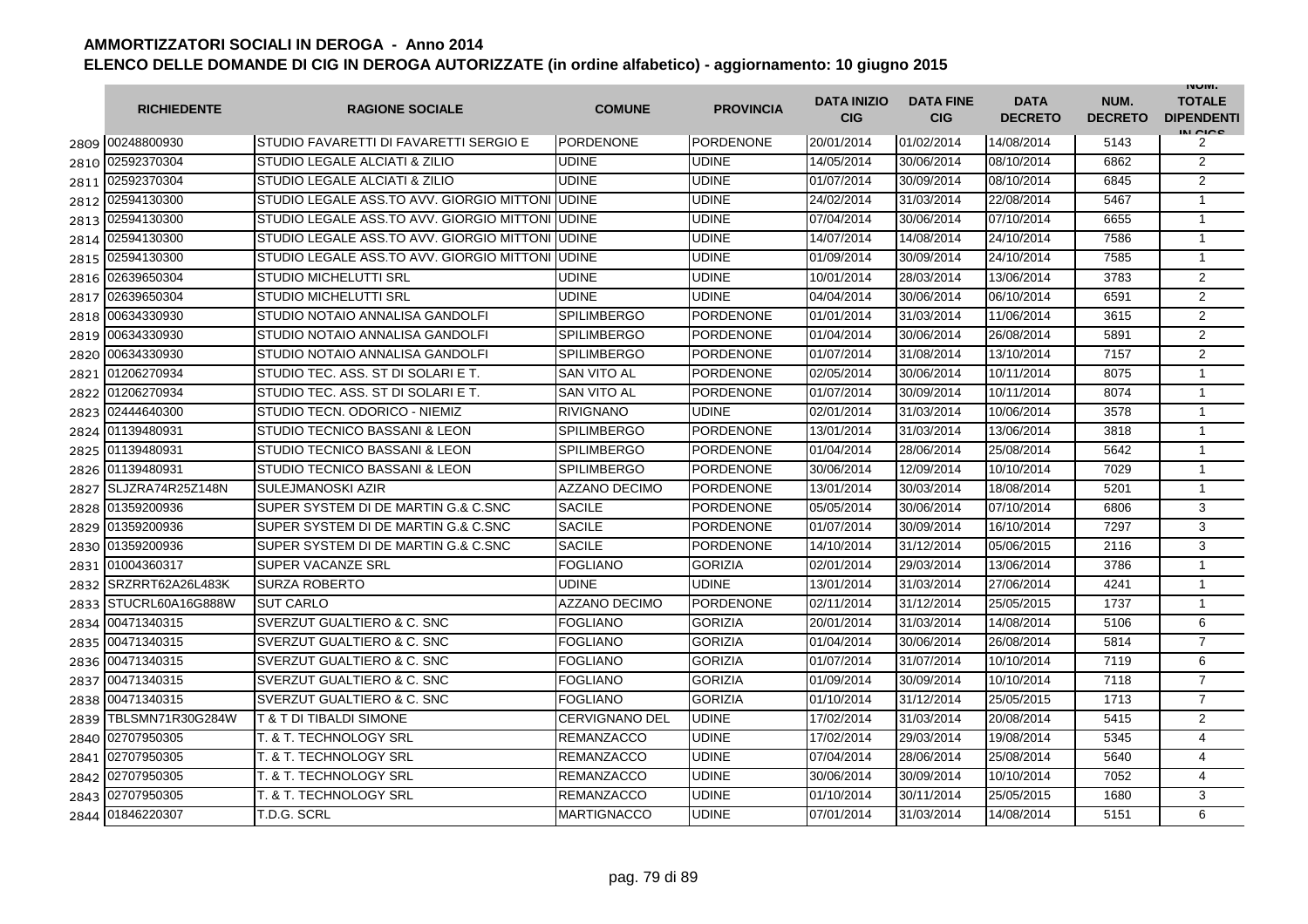# AMMORTIZZATORI SOCIALI IN DEROGA - Anno 2014

## ELENCO DELLE DOMANDE DI CIG IN DEROGA AUTORIZZATE (in ordine alfabetico) - aggiornamento: 10 giugno 2015

| | RICHIEDENTE | RAGIONE SOCIALE | COMUNE | PROVINCIA | DATA INIZIO CIG | DATA FINE CIG | DATA DECRETO | NUM. DECRETO | NUM. TOTALE DIPENDENTI IN CIGS |
|---|---|---|---|---|---|---|---|---|---|
| 2809 | 00248800930 | STUDIO FAVARETTI DI FAVARETTI SERGIO E | PORDENONE | PORDENONE | 20/01/2014 | 01/02/2014 | 14/08/2014 | 5143 | 2 |
| 2810 | 02592370304 | STUDIO LEGALE ALCIATI & ZILIO | UDINE | UDINE | 14/05/2014 | 30/06/2014 | 08/10/2014 | 6862 | 2 |
| 2811 | 02592370304 | STUDIO LEGALE ALCIATI & ZILIO | UDINE | UDINE | 01/07/2014 | 30/09/2014 | 08/10/2014 | 6845 | 2 |
| 2812 | 02594130300 | STUDIO LEGALE ASS.TO AVV. GIORGIO MITTONI | UDINE | UDINE | 24/02/2014 | 31/03/2014 | 22/08/2014 | 5467 | 1 |
| 2813 | 02594130300 | STUDIO LEGALE ASS.TO AVV. GIORGIO MITTONI | UDINE | UDINE | 07/04/2014 | 30/06/2014 | 07/10/2014 | 6655 | 1 |
| 2814 | 02594130300 | STUDIO LEGALE ASS.TO AVV. GIORGIO MITTONI | UDINE | UDINE | 14/07/2014 | 14/08/2014 | 24/10/2014 | 7586 | 1 |
| 2815 | 02594130300 | STUDIO LEGALE ASS.TO AVV. GIORGIO MITTONI | UDINE | UDINE | 01/09/2014 | 30/09/2014 | 24/10/2014 | 7585 | 1 |
| 2816 | 02639650304 | STUDIO MICHELUTTI SRL | UDINE | UDINE | 10/01/2014 | 28/03/2014 | 13/06/2014 | 3783 | 2 |
| 2817 | 02639650304 | STUDIO MICHELUTTI SRL | UDINE | UDINE | 04/04/2014 | 30/06/2014 | 06/10/2014 | 6591 | 2 |
| 2818 | 00634330930 | STUDIO NOTAIO ANNALISA GANDOLFI | SPILIMBERGO | PORDENONE | 01/01/2014 | 31/03/2014 | 11/06/2014 | 3615 | 2 |
| 2819 | 00634330930 | STUDIO NOTAIO ANNALISA GANDOLFI | SPILIMBERGO | PORDENONE | 01/04/2014 | 30/06/2014 | 26/08/2014 | 5891 | 2 |
| 2820 | 00634330930 | STUDIO NOTAIO ANNALISA GANDOLFI | SPILIMBERGO | PORDENONE | 01/07/2014 | 31/08/2014 | 13/10/2014 | 7157 | 2 |
| 2821 | 01206270934 | STUDIO TEC. ASS. ST DI SOLARI E T. | SAN VITO AL | PORDENONE | 02/05/2014 | 30/06/2014 | 10/11/2014 | 8075 | 1 |
| 2822 | 01206270934 | STUDIO TEC. ASS. ST DI SOLARI E T. | SAN VITO AL | PORDENONE | 01/07/2014 | 30/09/2014 | 10/11/2014 | 8074 | 1 |
| 2823 | 02444640300 | STUDIO TECN. ODORICO - NIEMIZ | RIVIGNANO | UDINE | 02/01/2014 | 31/03/2014 | 10/06/2014 | 3578 | 1 |
| 2824 | 01139480931 | STUDIO TECNICO BASSANI & LEON | SPILIMBERGO | PORDENONE | 13/01/2014 | 31/03/2014 | 13/06/2014 | 3818 | 1 |
| 2825 | 01139480931 | STUDIO TECNICO BASSANI & LEON | SPILIMBERGO | PORDENONE | 01/04/2014 | 28/06/2014 | 25/08/2014 | 5642 | 1 |
| 2826 | 01139480931 | STUDIO TECNICO BASSANI & LEON | SPILIMBERGO | PORDENONE | 30/06/2014 | 12/09/2014 | 10/10/2014 | 7029 | 1 |
| 2827 | SLJZRA74R25Z148N | SULEJMANOSKI AZIR | AZZANO DECIMO | PORDENONE | 13/01/2014 | 30/03/2014 | 18/08/2014 | 5201 | 1 |
| 2828 | 01359200936 | SUPER SYSTEM DI DE MARTIN G.& C.SNC | SACILE | PORDENONE | 05/05/2014 | 30/06/2014 | 07/10/2014 | 6806 | 3 |
| 2829 | 01359200936 | SUPER SYSTEM DI DE MARTIN G.& C.SNC | SACILE | PORDENONE | 01/07/2014 | 30/09/2014 | 16/10/2014 | 7297 | 3 |
| 2830 | 01359200936 | SUPER SYSTEM DI DE MARTIN G.& C.SNC | SACILE | PORDENONE | 14/10/2014 | 31/12/2014 | 05/06/2015 | 2116 | 3 |
| 2831 | 01004360317 | SUPER VACANZE SRL | FOGLIANO | GORIZIA | 02/01/2014 | 29/03/2014 | 13/06/2014 | 3786 | 1 |
| 2832 | SRZRRT62A26L483K | SURZA ROBERTO | UDINE | UDINE | 13/01/2014 | 31/03/2014 | 27/06/2014 | 4241 | 1 |
| 2833 | STUCRL60A16G888W | SUT CARLO | AZZANO DECIMO | PORDENONE | 02/11/2014 | 31/12/2014 | 25/05/2015 | 1737 | 1 |
| 2834 | 00471340315 | SVERZUT GUALTIERO & C. SNC | FOGLIANO | GORIZIA | 20/01/2014 | 31/03/2014 | 14/08/2014 | 5106 | 6 |
| 2835 | 00471340315 | SVERZUT GUALTIERO & C. SNC | FOGLIANO | GORIZIA | 01/04/2014 | 30/06/2014 | 26/08/2014 | 5814 | 7 |
| 2836 | 00471340315 | SVERZUT GUALTIERO & C. SNC | FOGLIANO | GORIZIA | 01/07/2014 | 31/07/2014 | 10/10/2014 | 7119 | 6 |
| 2837 | 00471340315 | SVERZUT GUALTIERO & C. SNC | FOGLIANO | GORIZIA | 01/09/2014 | 30/09/2014 | 10/10/2014 | 7118 | 7 |
| 2838 | 00471340315 | SVERZUT GUALTIERO & C. SNC | FOGLIANO | GORIZIA | 01/10/2014 | 31/12/2014 | 25/05/2015 | 1713 | 7 |
| 2839 | TBLSMN71R30G284W | T & T DI TIBALDI SIMONE | CERVIGNANO DEL | UDINE | 17/02/2014 | 31/03/2014 | 20/08/2014 | 5415 | 2 |
| 2840 | 02707950305 | T. & T. TECHNOLOGY SRL | REMANZACCO | UDINE | 17/02/2014 | 29/03/2014 | 19/08/2014 | 5345 | 4 |
| 2841 | 02707950305 | T. & T. TECHNOLOGY SRL | REMANZACCO | UDINE | 07/04/2014 | 28/06/2014 | 25/08/2014 | 5640 | 4 |
| 2842 | 02707950305 | T. & T. TECHNOLOGY SRL | REMANZACCO | UDINE | 30/06/2014 | 30/09/2014 | 10/10/2014 | 7052 | 4 |
| 2843 | 02707950305 | T. & T. TECHNOLOGY SRL | REMANZACCO | UDINE | 01/10/2014 | 30/11/2014 | 25/05/2015 | 1680 | 3 |
| 2844 | 01846220307 | T.D.G. SCRL | MARTIGNACCO | UDINE | 07/01/2014 | 31/03/2014 | 14/08/2014 | 5151 | 6 |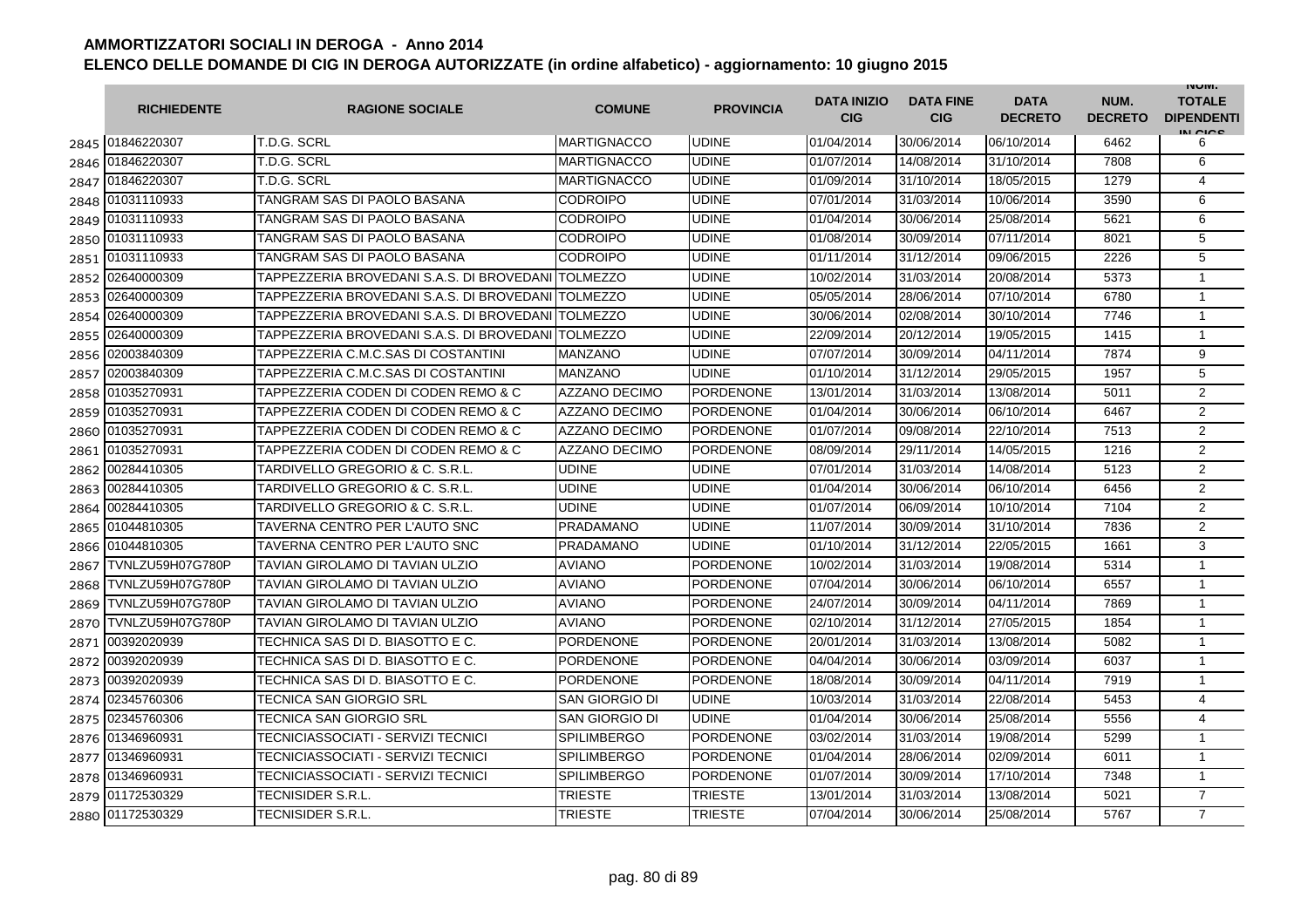# AMMORTIZZATORI SOCIALI IN DEROGA - Anno 2014

## ELENCO DELLE DOMANDE DI CIG IN DEROGA AUTORIZZATE (in ordine alfabetico) - aggiornamento: 10 giugno 2015

| | RICHIEDENTE | RAGIONE SOCIALE | COMUNE | PROVINCIA | DATA INIZIO CIG | DATA FINE CIG | DATA DECRETO | NUM. DECRETO | NUM. TOTALE DIPENDENTI IN CIGS |
|---|---|---|---|---|---|---|---|---|---|
| 2845 | 01846220307 | T.D.G. SCRL | MARTIGNACCO | UDINE | 01/04/2014 | 30/06/2014 | 06/10/2014 | 6462 | 6 |
| 2846 | 01846220307 | T.D.G. SCRL | MARTIGNACCO | UDINE | 01/07/2014 | 14/08/2014 | 31/10/2014 | 7808 | 6 |
| 2847 | 01846220307 | T.D.G. SCRL | MARTIGNACCO | UDINE | 01/09/2014 | 31/10/2014 | 18/05/2015 | 1279 | 4 |
| 2848 | 01031110933 | TANGRAM SAS DI PAOLO BASANA | CODROIPO | UDINE | 07/01/2014 | 31/03/2014 | 10/06/2014 | 3590 | 6 |
| 2849 | 01031110933 | TANGRAM SAS DI PAOLO BASANA | CODROIPO | UDINE | 01/04/2014 | 30/06/2014 | 25/08/2014 | 5621 | 6 |
| 2850 | 01031110933 | TANGRAM SAS DI PAOLO BASANA | CODROIPO | UDINE | 01/08/2014 | 30/09/2014 | 07/11/2014 | 8021 | 5 |
| 2851 | 01031110933 | TANGRAM SAS DI PAOLO BASANA | CODROIPO | UDINE | 01/11/2014 | 31/12/2014 | 09/06/2015 | 2226 | 5 |
| 2852 | 02640000309 | TAPPEZZERIA BROVEDANI S.A.S. DI BROVEDANI | TOLMEZZO | UDINE | 10/02/2014 | 31/03/2014 | 20/08/2014 | 5373 | 1 |
| 2853 | 02640000309 | TAPPEZZERIA BROVEDANI S.A.S. DI BROVEDANI | TOLMEZZO | UDINE | 05/05/2014 | 28/06/2014 | 07/10/2014 | 6780 | 1 |
| 2854 | 02640000309 | TAPPEZZERIA BROVEDANI S.A.S. DI BROVEDANI | TOLMEZZO | UDINE | 30/06/2014 | 02/08/2014 | 30/10/2014 | 7746 | 1 |
| 2855 | 02640000309 | TAPPEZZERIA BROVEDANI S.A.S. DI BROVEDANI | TOLMEZZO | UDINE | 22/09/2014 | 20/12/2014 | 19/05/2015 | 1415 | 1 |
| 2856 | 02003840309 | TAPPEZZERIA C.M.C.SAS DI COSTANTINI | MANZANO | UDINE | 07/07/2014 | 30/09/2014 | 04/11/2014 | 7874 | 9 |
| 2857 | 02003840309 | TAPPEZZERIA C.M.C.SAS DI COSTANTINI | MANZANO | UDINE | 01/10/2014 | 31/12/2014 | 29/05/2015 | 1957 | 5 |
| 2858 | 01035270931 | TAPPEZZERIA CODEN DI CODEN REMO & C | AZZANO DECIMO | PORDENONE | 13/01/2014 | 31/03/2014 | 13/08/2014 | 5011 | 2 |
| 2859 | 01035270931 | TAPPEZZERIA CODEN DI CODEN REMO & C | AZZANO DECIMO | PORDENONE | 01/04/2014 | 30/06/2014 | 06/10/2014 | 6467 | 2 |
| 2860 | 01035270931 | TAPPEZZERIA CODEN DI CODEN REMO & C | AZZANO DECIMO | PORDENONE | 01/07/2014 | 09/08/2014 | 22/10/2014 | 7513 | 2 |
| 2861 | 01035270931 | TAPPEZZERIA CODEN DI CODEN REMO & C | AZZANO DECIMO | PORDENONE | 08/09/2014 | 29/11/2014 | 14/05/2015 | 1216 | 2 |
| 2862 | 00284410305 | TARDIVELLO GREGORIO & C. S.R.L. | UDINE | UDINE | 07/01/2014 | 31/03/2014 | 14/08/2014 | 5123 | 2 |
| 2863 | 00284410305 | TARDIVELLO GREGORIO & C. S.R.L. | UDINE | UDINE | 01/04/2014 | 30/06/2014 | 06/10/2014 | 6456 | 2 |
| 2864 | 00284410305 | TARDIVELLO GREGORIO & C. S.R.L. | UDINE | UDINE | 01/07/2014 | 06/09/2014 | 10/10/2014 | 7104 | 2 |
| 2865 | 01044810305 | TAVERNA CENTRO PER L'AUTO SNC | PRADAMANO | UDINE | 11/07/2014 | 30/09/2014 | 31/10/2014 | 7836 | 2 |
| 2866 | 01044810305 | TAVERNA CENTRO PER L'AUTO SNC | PRADAMANO | UDINE | 01/10/2014 | 31/12/2014 | 22/05/2015 | 1661 | 3 |
| 2867 | TVNLZU59H07G780P | TAVIAN GIROLAMO DI TAVIAN ULZIO | AVIANO | PORDENONE | 10/02/2014 | 31/03/2014 | 19/08/2014 | 5314 | 1 |
| 2868 | TVNLZU59H07G780P | TAVIAN GIROLAMO DI TAVIAN ULZIO | AVIANO | PORDENONE | 07/04/2014 | 30/06/2014 | 06/10/2014 | 6557 | 1 |
| 2869 | TVNLZU59H07G780P | TAVIAN GIROLAMO DI TAVIAN ULZIO | AVIANO | PORDENONE | 24/07/2014 | 30/09/2014 | 04/11/2014 | 7869 | 1 |
| 2870 | TVNLZU59H07G780P | TAVIAN GIROLAMO DI TAVIAN ULZIO | AVIANO | PORDENONE | 02/10/2014 | 31/12/2014 | 27/05/2015 | 1854 | 1 |
| 2871 | 00392020939 | TECHNICA SAS DI D. BIASOTTO E C. | PORDENONE | PORDENONE | 20/01/2014 | 31/03/2014 | 13/08/2014 | 5082 | 1 |
| 2872 | 00392020939 | TECHNICA SAS DI D. BIASOTTO E C. | PORDENONE | PORDENONE | 04/04/2014 | 30/06/2014 | 03/09/2014 | 6037 | 1 |
| 2873 | 00392020939 | TECHNICA SAS DI D. BIASOTTO E C. | PORDENONE | PORDENONE | 18/08/2014 | 30/09/2014 | 04/11/2014 | 7919 | 1 |
| 2874 | 02345760306 | TECNICA SAN GIORGIO SRL | SAN GIORGIO DI | UDINE | 10/03/2014 | 31/03/2014 | 22/08/2014 | 5453 | 4 |
| 2875 | 02345760306 | TECNICA SAN GIORGIO SRL | SAN GIORGIO DI | UDINE | 01/04/2014 | 30/06/2014 | 25/08/2014 | 5556 | 4 |
| 2876 | 01346960931 | TECNICIASSOCIATI - SERVIZI TECNICI | SPILIMBERGO | PORDENONE | 03/02/2014 | 31/03/2014 | 19/08/2014 | 5299 | 1 |
| 2877 | 01346960931 | TECNICIASSOCIATI - SERVIZI TECNICI | SPILIMBERGO | PORDENONE | 01/04/2014 | 28/06/2014 | 02/09/2014 | 6011 | 1 |
| 2878 | 01346960931 | TECNICIASSOCIATI - SERVIZI TECNICI | SPILIMBERGO | PORDENONE | 01/07/2014 | 30/09/2014 | 17/10/2014 | 7348 | 1 |
| 2879 | 01172530329 | TECNISIDER S.R.L. | TRIESTE | TRIESTE | 13/01/2014 | 31/03/2014 | 13/08/2014 | 5021 | 7 |
| 2880 | 01172530329 | TECNISIDER S.R.L. | TRIESTE | TRIESTE | 07/04/2014 | 30/06/2014 | 25/08/2014 | 5767 | 7 |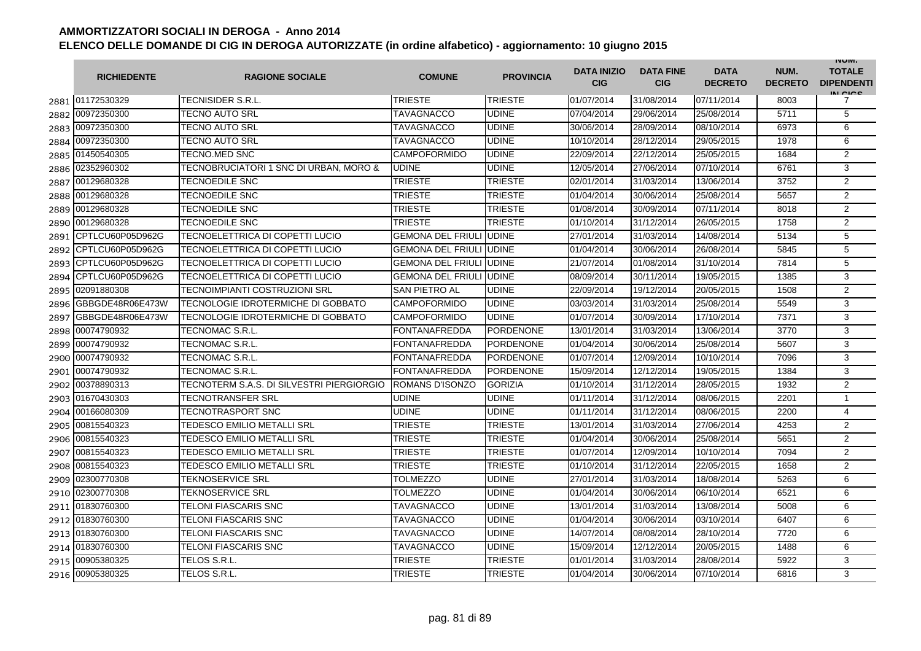# AMMORTIZZATORI SOCIALI IN DEROGA - Anno 2014

## ELENCO DELLE DOMANDE DI CIG IN DEROGA AUTORIZZATE (in ordine alfabetico) - aggiornamento: 10 giugno 2015

| | RICHIEDENTE | RAGIONE SOCIALE | COMUNE | PROVINCIA | DATA INIZIO CIG | DATA FINE CIG | DATA DECRETO | NUM. DECRETO | NUM. TOTALE DIPENDENTI IN CIGS |
|---|---|---|---|---|---|---|---|---|---|
| 2881 | 01172530329 | TECNISIDER S.R.L. | TRIESTE | TRIESTE | 01/07/2014 | 31/08/2014 | 07/11/2014 | 8003 | 7 |
| 2882 | 00972350300 | TECNO AUTO SRL | TAVAGNACCO | UDINE | 07/04/2014 | 29/06/2014 | 25/08/2014 | 5711 | 5 |
| 2883 | 00972350300 | TECNO AUTO SRL | TAVAGNACCO | UDINE | 30/06/2014 | 28/09/2014 | 08/10/2014 | 6973 | 6 |
| 2884 | 00972350300 | TECNO AUTO SRL | TAVAGNACCO | UDINE | 10/10/2014 | 28/12/2014 | 29/05/2015 | 1978 | 6 |
| 2885 | 01450540305 | TECNO.MED SNC | CAMPOFORMIDO | UDINE | 22/09/2014 | 22/12/2014 | 25/05/2015 | 1684 | 2 |
| 2886 | 02352960302 | TECNOBRUCIATORI 1 SNC DI URBAN, MORO & | UDINE | UDINE | 12/05/2014 | 27/06/2014 | 07/10/2014 | 6761 | 3 |
| 2887 | 00129680328 | TECNOEDILE SNC | TRIESTE | TRIESTE | 02/01/2014 | 31/03/2014 | 13/06/2014 | 3752 | 2 |
| 2888 | 00129680328 | TECNOEDILE SNC | TRIESTE | TRIESTE | 01/04/2014 | 30/06/2014 | 25/08/2014 | 5657 | 2 |
| 2889 | 00129680328 | TECNOEDILE SNC | TRIESTE | TRIESTE | 01/08/2014 | 30/09/2014 | 07/11/2014 | 8018 | 2 |
| 2890 | 00129680328 | TECNOEDILE SNC | TRIESTE | TRIESTE | 01/10/2014 | 31/12/2014 | 26/05/2015 | 1758 | 2 |
| 2891 | CPTLCU60P05D962G | TECNOELETTRICA DI COPETTI LUCIO | GEMONA DEL FRIULI | UDINE | 27/01/2014 | 31/03/2014 | 14/08/2014 | 5134 | 5 |
| 2892 | CPTLCU60P05D962G | TECNOELETTRICA DI COPETTI LUCIO | GEMONA DEL FRIULI | UDINE | 01/04/2014 | 30/06/2014 | 26/08/2014 | 5845 | 5 |
| 2893 | CPTLCU60P05D962G | TECNOELETTRICA DI COPETTI LUCIO | GEMONA DEL FRIULI | UDINE | 21/07/2014 | 01/08/2014 | 31/10/2014 | 7814 | 5 |
| 2894 | CPTLCU60P05D962G | TECNOELETTRICA DI COPETTI LUCIO | GEMONA DEL FRIULI | UDINE | 08/09/2014 | 30/11/2014 | 19/05/2015 | 1385 | 3 |
| 2895 | 02091880308 | TECNOIMPIANTI COSTRUZIONI SRL | SAN PIETRO AL | UDINE | 22/09/2014 | 19/12/2014 | 20/05/2015 | 1508 | 2 |
| 2896 | GBBGDE48R06E473W | TECNOLOGIE IDROTERMICHE DI GOBBATO | CAMPOFORMIDO | UDINE | 03/03/2014 | 31/03/2014 | 25/08/2014 | 5549 | 3 |
| 2897 | GBBGDE48R06E473W | TECNOLOGIE IDROTERMICHE DI GOBBATO | CAMPOFORMIDO | UDINE | 01/07/2014 | 30/09/2014 | 17/10/2014 | 7371 | 3 |
| 2898 | 00074790932 | TECNOMAC S.R.L. | FONTANAFREDDA | PORDENONE | 13/01/2014 | 31/03/2014 | 13/06/2014 | 3770 | 3 |
| 2899 | 00074790932 | TECNOMAC S.R.L. | FONTANAFREDDA | PORDENONE | 01/04/2014 | 30/06/2014 | 25/08/2014 | 5607 | 3 |
| 2900 | 00074790932 | TECNOMAC S.R.L. | FONTANAFREDDA | PORDENONE | 01/07/2014 | 12/09/2014 | 10/10/2014 | 7096 | 3 |
| 2901 | 00074790932 | TECNOMAC S.R.L. | FONTANAFREDDA | PORDENONE | 15/09/2014 | 12/12/2014 | 19/05/2015 | 1384 | 3 |
| 2902 | 00378890313 | TECNOTERM S.A.S. DI SILVESTRI PIERGIORGIO | ROMANS D'ISONZO | GORIZIA | 01/10/2014 | 31/12/2014 | 28/05/2015 | 1932 | 2 |
| 2903 | 01670430303 | TECNOTRANSFER SRL | UDINE | UDINE | 01/11/2014 | 31/12/2014 | 08/06/2015 | 2201 | 1 |
| 2904 | 00166080309 | TECNOTRASPORT SNC | UDINE | UDINE | 01/11/2014 | 31/12/2014 | 08/06/2015 | 2200 | 4 |
| 2905 | 00815540323 | TEDESCO EMILIO METALLI SRL | TRIESTE | TRIESTE | 13/01/2014 | 31/03/2014 | 27/06/2014 | 4253 | 2 |
| 2906 | 00815540323 | TEDESCO EMILIO METALLI SRL | TRIESTE | TRIESTE | 01/04/2014 | 30/06/2014 | 25/08/2014 | 5651 | 2 |
| 2907 | 00815540323 | TEDESCO EMILIO METALLI SRL | TRIESTE | TRIESTE | 01/07/2014 | 12/09/2014 | 10/10/2014 | 7094 | 2 |
| 2908 | 00815540323 | TEDESCO EMILIO METALLI SRL | TRIESTE | TRIESTE | 01/10/2014 | 31/12/2014 | 22/05/2015 | 1658 | 2 |
| 2909 | 02300770308 | TEKNOSERVICE SRL | TOLMEZZO | UDINE | 27/01/2014 | 31/03/2014 | 18/08/2014 | 5263 | 6 |
| 2910 | 02300770308 | TEKNOSERVICE SRL | TOLMEZZO | UDINE | 01/04/2014 | 30/06/2014 | 06/10/2014 | 6521 | 6 |
| 2911 | 01830760300 | TELONI FIASCARIS SNC | TAVAGNACCO | UDINE | 13/01/2014 | 31/03/2014 | 13/08/2014 | 5008 | 6 |
| 2912 | 01830760300 | TELONI FIASCARIS SNC | TAVAGNACCO | UDINE | 01/04/2014 | 30/06/2014 | 03/10/2014 | 6407 | 6 |
| 2913 | 01830760300 | TELONI FIASCARIS SNC | TAVAGNACCO | UDINE | 14/07/2014 | 08/08/2014 | 28/10/2014 | 7720 | 6 |
| 2914 | 01830760300 | TELONI FIASCARIS SNC | TAVAGNACCO | UDINE | 15/09/2014 | 12/12/2014 | 20/05/2015 | 1488 | 6 |
| 2915 | 00905380325 | TELOS S.R.L. | TRIESTE | TRIESTE | 01/01/2014 | 31/03/2014 | 28/08/2014 | 5922 | 3 |
| 2916 | 00905380325 | TELOS S.R.L. | TRIESTE | TRIESTE | 01/04/2014 | 30/06/2014 | 07/10/2014 | 6816 | 3 |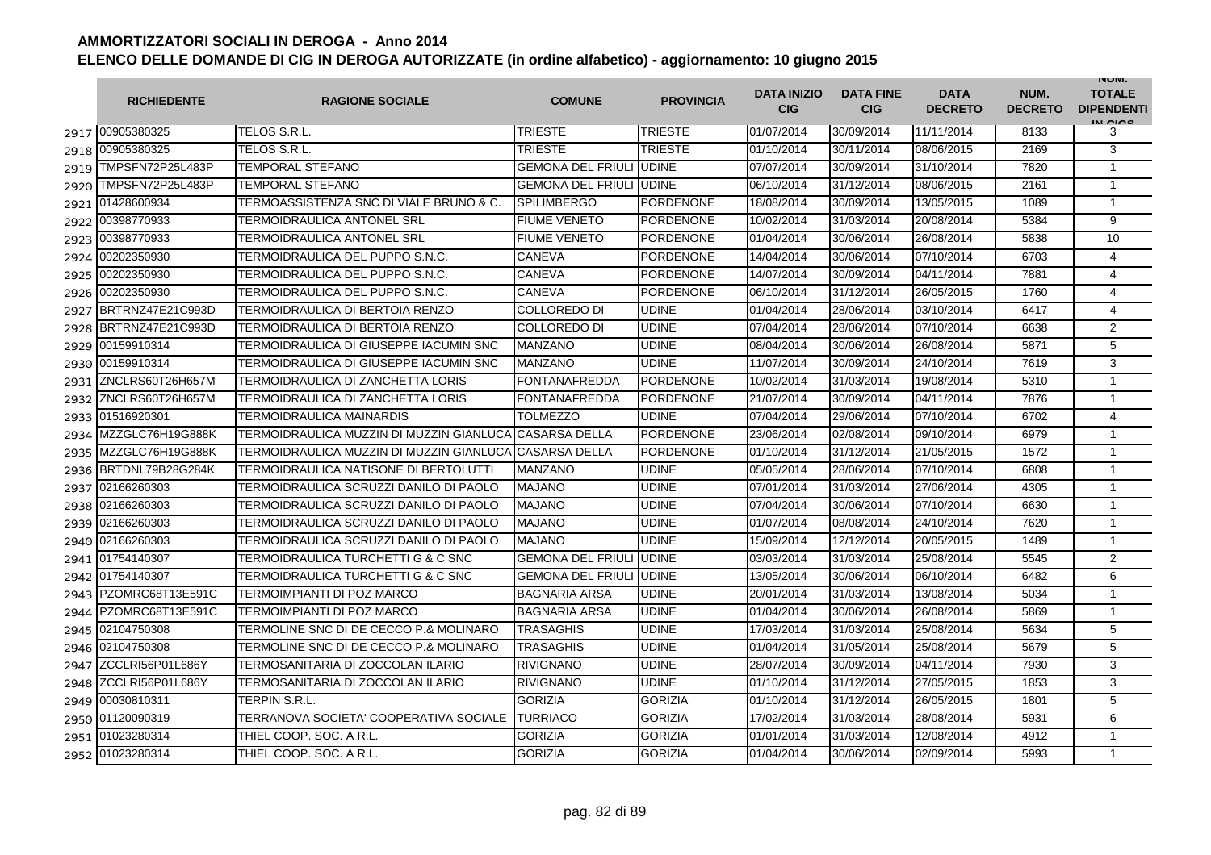# AMMORTIZZATORI SOCIALI IN DEROGA - Anno 2014

## ELENCO DELLE DOMANDE DI CIG IN DEROGA AUTORIZZATE (in ordine alfabetico) - aggiornamento: 10 giugno 2015

| | RICHIEDENTE | RAGIONE SOCIALE | COMUNE | PROVINCIA | DATA INIZIO CIG | DATA FINE CIG | DATA DECRETO | NUM. DECRETO | NUM. TOTALE DIPENDENTI IN CIGS |
|---|---|---|---|---|---|---|---|---|---|
| 2917 | 00905380325 | TELOS S.R.L. | TRIESTE | TRIESTE | 01/07/2014 | 30/09/2014 | 11/11/2014 | 8133 | 3 |
| 2918 | 00905380325 | TELOS S.R.L. | TRIESTE | TRIESTE | 01/10/2014 | 30/11/2014 | 08/06/2015 | 2169 | 3 |
| 2919 | TMPSFN72P25L483P | TEMPORAL STEFANO | GEMONA DEL FRIULI | UDINE | 07/07/2014 | 30/09/2014 | 31/10/2014 | 7820 | 1 |
| 2920 | TMPSFN72P25L483P | TEMPORAL STEFANO | GEMONA DEL FRIULI | UDINE | 06/10/2014 | 31/12/2014 | 08/06/2015 | 2161 | 1 |
| 2921 | 01428600934 | TERMOASSISTENZA SNC DI VIALE BRUNO & C. | SPILIMBERGO | PORDENONE | 18/08/2014 | 30/09/2014 | 13/05/2015 | 1089 | 1 |
| 2922 | 00398770933 | TERMOIDRAULICA ANTONEL SRL | FIUME VENETO | PORDENONE | 10/02/2014 | 31/03/2014 | 20/08/2014 | 5384 | 9 |
| 2923 | 00398770933 | TERMOIDRAULICA ANTONEL SRL | FIUME VENETO | PORDENONE | 01/04/2014 | 30/06/2014 | 26/08/2014 | 5838 | 10 |
| 2924 | 00202350930 | TERMOIDRAULICA DEL PUPPO S.N.C. | CANEVA | PORDENONE | 14/04/2014 | 30/06/2014 | 07/10/2014 | 6703 | 4 |
| 2925 | 00202350930 | TERMOIDRAULICA DEL PUPPO S.N.C. | CANEVA | PORDENONE | 14/07/2014 | 30/09/2014 | 04/11/2014 | 7881 | 4 |
| 2926 | 00202350930 | TERMOIDRAULICA DEL PUPPO S.N.C. | CANEVA | PORDENONE | 06/10/2014 | 31/12/2014 | 26/05/2015 | 1760 | 4 |
| 2927 | BRTRNZ47E21C993D | TERMOIDRAULICA DI BERTOIA RENZO | COLLOREDO DI | UDINE | 01/04/2014 | 28/06/2014 | 03/10/2014 | 6417 | 4 |
| 2928 | BRTRNZ47E21C993D | TERMOIDRAULICA DI BERTOIA RENZO | COLLOREDO DI | UDINE | 07/04/2014 | 28/06/2014 | 07/10/2014 | 6638 | 2 |
| 2929 | 00159910314 | TERMOIDRAULICA DI GIUSEPPE IACUMIN SNC | MANZANO | UDINE | 08/04/2014 | 30/06/2014 | 26/08/2014 | 5871 | 5 |
| 2930 | 00159910314 | TERMOIDRAULICA DI GIUSEPPE IACUMIN SNC | MANZANO | UDINE | 11/07/2014 | 30/09/2014 | 24/10/2014 | 7619 | 3 |
| 2931 | ZNCLRS60T26H657M | TERMOIDRAULICA DI ZANCHETTA LORIS | FONTANAFREDDA | PORDENONE | 10/02/2014 | 31/03/2014 | 19/08/2014 | 5310 | 1 |
| 2932 | ZNCLRS60T26H657M | TERMOIDRAULICA DI ZANCHETTA LORIS | FONTANAFREDDA | PORDENONE | 21/07/2014 | 30/09/2014 | 04/11/2014 | 7876 | 1 |
| 2933 | 01516920301 | TERMOIDRAULICA MAINARDIS | TOLMEZZO | UDINE | 07/04/2014 | 29/06/2014 | 07/10/2014 | 6702 | 4 |
| 2934 | MZZGLC76H19G888K | TERMOIDRAULICA MUZZIN DI MUZZIN GIANLUCA | CASARSA DELLA | PORDENONE | 23/06/2014 | 02/08/2014 | 09/10/2014 | 6979 | 1 |
| 2935 | MZZGLC76H19G888K | TERMOIDRAULICA MUZZIN DI MUZZIN GIANLUCA | CASARSA DELLA | PORDENONE | 01/10/2014 | 31/12/2014 | 21/05/2015 | 1572 | 1 |
| 2936 | BRTDNL79B28G284K | TERMOIDRAULICA NATISONE DI BERTOLUTTI | MANZANO | UDINE | 05/05/2014 | 28/06/2014 | 07/10/2014 | 6808 | 1 |
| 2937 | 02166260303 | TERMOIDRAULICA SCRUZZI DANILO DI PAOLO | MAJANO | UDINE | 07/01/2014 | 31/03/2014 | 27/06/2014 | 4305 | 1 |
| 2938 | 02166260303 | TERMOIDRAULICA SCRUZZI DANILO DI PAOLO | MAJANO | UDINE | 07/04/2014 | 30/06/2014 | 07/10/2014 | 6630 | 1 |
| 2939 | 02166260303 | TERMOIDRAULICA SCRUZZI DANILO DI PAOLO | MAJANO | UDINE | 01/07/2014 | 08/08/2014 | 24/10/2014 | 7620 | 1 |
| 2940 | 02166260303 | TERMOIDRAULICA SCRUZZI DANILO DI PAOLO | MAJANO | UDINE | 15/09/2014 | 12/12/2014 | 20/05/2015 | 1489 | 1 |
| 2941 | 01754140307 | TERMOIDRAULICA TURCHETTI G & C SNC | GEMONA DEL FRIULI | UDINE | 03/03/2014 | 31/03/2014 | 25/08/2014 | 5545 | 2 |
| 2942 | 01754140307 | TERMOIDRAULICA TURCHETTI G & C SNC | GEMONA DEL FRIULI | UDINE | 13/05/2014 | 30/06/2014 | 06/10/2014 | 6482 | 6 |
| 2943 | PZOMRC68T13E591C | TERMOIMPIANTI DI POZ MARCO | BAGNARIA ARSA | UDINE | 20/01/2014 | 31/03/2014 | 13/08/2014 | 5034 | 1 |
| 2944 | PZOMRC68T13E591C | TERMOIMPIANTI DI POZ MARCO | BAGNARIA ARSA | UDINE | 01/04/2014 | 30/06/2014 | 26/08/2014 | 5869 | 1 |
| 2945 | 02104750308 | TERMOLINE SNC DI DE CECCO P.& MOLINARO | TRASAGHIS | UDINE | 17/03/2014 | 31/03/2014 | 25/08/2014 | 5634 | 5 |
| 2946 | 02104750308 | TERMOLINE SNC DI DE CECCO P.& MOLINARO | TRASAGHIS | UDINE | 01/04/2014 | 31/05/2014 | 25/08/2014 | 5679 | 5 |
| 2947 | ZCCLRI56P01L686Y | TERMOSANITARIA DI ZOCCOLAN ILARIO | RIVIGNANO | UDINE | 28/07/2014 | 30/09/2014 | 04/11/2014 | 7930 | 3 |
| 2948 | ZCCLRI56P01L686Y | TERMOSANITARIA DI ZOCCOLAN ILARIO | RIVIGNANO | UDINE | 01/10/2014 | 31/12/2014 | 27/05/2015 | 1853 | 3 |
| 2949 | 00030810311 | TERPIN S.R.L. | GORIZIA | GORIZIA | 01/10/2014 | 31/12/2014 | 26/05/2015 | 1801 | 5 |
| 2950 | 01120090319 | TERRANOVA SOCIETA' COOPERATIVA SOCIALE | TURRIACO | GORIZIA | 17/02/2014 | 31/03/2014 | 28/08/2014 | 5931 | 6 |
| 2951 | 01023280314 | THIEL COOP. SOC. A R.L. | GORIZIA | GORIZIA | 01/01/2014 | 31/03/2014 | 12/08/2014 | 4912 | 1 |
| 2952 | 01023280314 | THIEL COOP. SOC. A R.L. | GORIZIA | GORIZIA | 01/04/2014 | 30/06/2014 | 02/09/2014 | 5993 | 1 |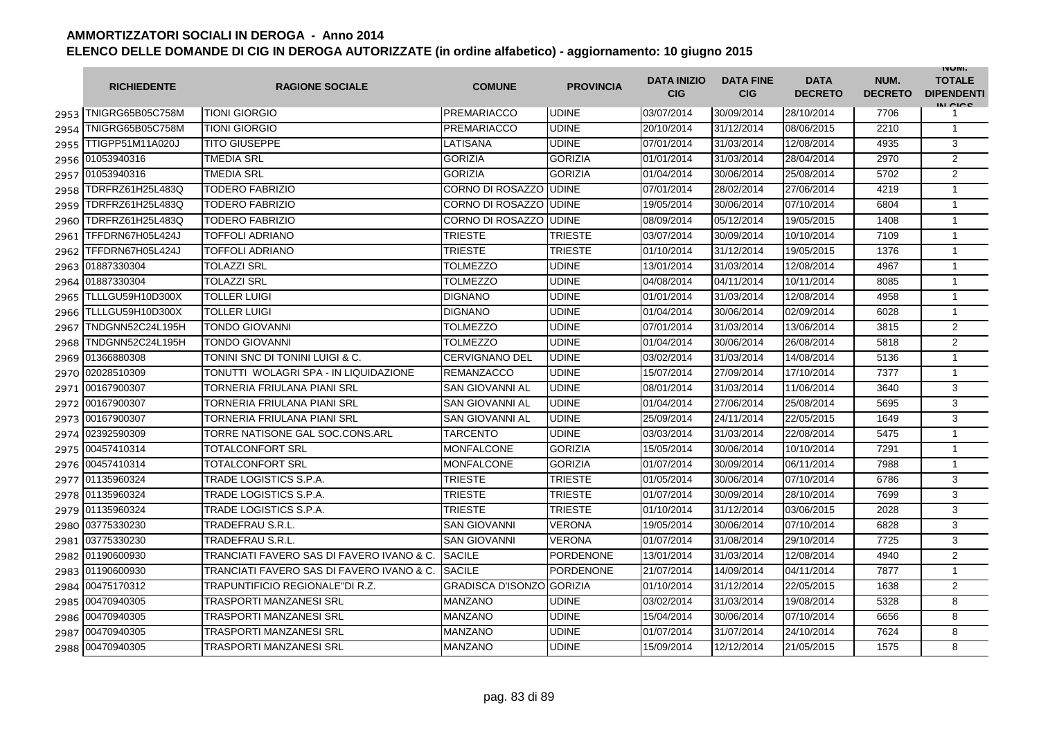# AMMORTIZZATORI SOCIALI IN DEROGA - Anno 2014

## ELENCO DELLE DOMANDE DI CIG IN DEROGA AUTORIZZATE (in ordine alfabetico) - aggiornamento: 10 giugno 2015

| | RICHIEDENTE | RAGIONE SOCIALE | COMUNE | PROVINCIA | DATA INIZIO CIG | DATA FINE CIG | DATA DECRETO | NUM. DECRETO | NUM. TOTALE DIPENDENTI IN CIGS |
|---|---|---|---|---|---|---|---|---|---|
| 2953 | TNIGRG65B05C758M | TIONI GIORGIO | PREMARIACCO | UDINE | 03/07/2014 | 30/09/2014 | 28/10/2014 | 7706 | 1 |
| 2954 | TNIGRG65B05C758M | TIONI GIORGIO | PREMARIACCO | UDINE | 20/10/2014 | 31/12/2014 | 08/06/2015 | 2210 | 1 |
| 2955 | TTIGPP51M11A020J | TITO GIUSEPPE | LATISANA | UDINE | 07/01/2014 | 31/03/2014 | 12/08/2014 | 4935 | 3 |
| 2956 | 01053940316 | TMEDIA SRL | GORIZIA | GORIZIA | 01/01/2014 | 31/03/2014 | 28/04/2014 | 2970 | 2 |
| 2957 | 01053940316 | TMEDIA SRL | GORIZIA | GORIZIA | 01/04/2014 | 30/06/2014 | 25/08/2014 | 5702 | 2 |
| 2958 | TDRFRZ61H25L483Q | TODERO FABRIZIO | CORNO DI ROSAZZO | UDINE | 07/01/2014 | 28/02/2014 | 27/06/2014 | 4219 | 1 |
| 2959 | TDRFRZ61H25L483Q | TODERO FABRIZIO | CORNO DI ROSAZZO | UDINE | 19/05/2014 | 30/06/2014 | 07/10/2014 | 6804 | 1 |
| 2960 | TDRFRZ61H25L483Q | TODERO FABRIZIO | CORNO DI ROSAZZO | UDINE | 08/09/2014 | 05/12/2014 | 19/05/2015 | 1408 | 1 |
| 2961 | TFFDRN67H05L424J | TOFFOLI ADRIANO | TRIESTE | TRIESTE | 03/07/2014 | 30/09/2014 | 10/10/2014 | 7109 | 1 |
| 2962 | TFFDRN67H05L424J | TOFFOLI ADRIANO | TRIESTE | TRIESTE | 01/10/2014 | 31/12/2014 | 19/05/2015 | 1376 | 1 |
| 2963 | 01887330304 | TOLAZZI SRL | TOLMEZZO | UDINE | 13/01/2014 | 31/03/2014 | 12/08/2014 | 4967 | 1 |
| 2964 | 01887330304 | TOLAZZI SRL | TOLMEZZO | UDINE | 04/08/2014 | 04/11/2014 | 10/11/2014 | 8085 | 1 |
| 2965 | TLLLGU59H10D300X | TOLLER LUIGI | DIGNANO | UDINE | 01/01/2014 | 31/03/2014 | 12/08/2014 | 4958 | 1 |
| 2966 | TLLLGU59H10D300X | TOLLER LUIGI | DIGNANO | UDINE | 01/04/2014 | 30/06/2014 | 02/09/2014 | 6028 | 1 |
| 2967 | TNDGNN52C24L195H | TONDO GIOVANNI | TOLMEZZO | UDINE | 07/01/2014 | 31/03/2014 | 13/06/2014 | 3815 | 2 |
| 2968 | TNDGNN52C24L195H | TONDO GIOVANNI | TOLMEZZO | UDINE | 01/04/2014 | 30/06/2014 | 26/08/2014 | 5818 | 2 |
| 2969 | 01366880308 | TONINI SNC DI TONINI LUIGI & C. | CERVIGNANO DEL | UDINE | 03/02/2014 | 31/03/2014 | 14/08/2014 | 5136 | 1 |
| 2970 | 02028510309 | TONUTTI WOLAGRI SPA - IN LIQUIDAZIONE | REMANZACCO | UDINE | 15/07/2014 | 27/09/2014 | 17/10/2014 | 7377 | 1 |
| 2971 | 00167900307 | TORNERIA FRIULANA PIANI SRL | SAN GIOVANNI AL | UDINE | 08/01/2014 | 31/03/2014 | 11/06/2014 | 3640 | 3 |
| 2972 | 00167900307 | TORNERIA FRIULANA PIANI SRL | SAN GIOVANNI AL | UDINE | 01/04/2014 | 27/06/2014 | 25/08/2014 | 5695 | 3 |
| 2973 | 00167900307 | TORNERIA FRIULANA PIANI SRL | SAN GIOVANNI AL | UDINE | 25/09/2014 | 24/11/2014 | 22/05/2015 | 1649 | 3 |
| 2974 | 02392590309 | TORRE NATISONE GAL SOC.CONS.ARL | TARCENTO | UDINE | 03/03/2014 | 31/03/2014 | 22/08/2014 | 5475 | 1 |
| 2975 | 00457410314 | TOTALCONFORT SRL | MONFALCONE | GORIZIA | 15/05/2014 | 30/06/2014 | 10/10/2014 | 7291 | 1 |
| 2976 | 00457410314 | TOTALCONFORT SRL | MONFALCONE | GORIZIA | 01/07/2014 | 30/09/2014 | 06/11/2014 | 7988 | 1 |
| 2977 | 01135960324 | TRADE LOGISTICS S.P.A. | TRIESTE | TRIESTE | 01/05/2014 | 30/06/2014 | 07/10/2014 | 6786 | 3 |
| 2978 | 01135960324 | TRADE LOGISTICS S.P.A. | TRIESTE | TRIESTE | 01/07/2014 | 30/09/2014 | 28/10/2014 | 7699 | 3 |
| 2979 | 01135960324 | TRADE LOGISTICS S.P.A. | TRIESTE | TRIESTE | 01/10/2014 | 31/12/2014 | 03/06/2015 | 2028 | 3 |
| 2980 | 03775330230 | TRADEFRAU S.R.L. | SAN GIOVANNI | VERONA | 19/05/2014 | 30/06/2014 | 07/10/2014 | 6828 | 3 |
| 2981 | 03775330230 | TRADEFRAU S.R.L. | SAN GIOVANNI | VERONA | 01/07/2014 | 31/08/2014 | 29/10/2014 | 7725 | 3 |
| 2982 | 01190600930 | TRANCIATI FAVERO SAS DI FAVERO IVANO & C. | SACILE | PORDENONE | 13/01/2014 | 31/03/2014 | 12/08/2014 | 4940 | 2 |
| 2983 | 01190600930 | TRANCIATI FAVERO SAS DI FAVERO IVANO & C. | SACILE | PORDENONE | 21/07/2014 | 14/09/2014 | 04/11/2014 | 7877 | 1 |
| 2984 | 00475170312 | TRAPUNTIFICIO REGIONALE"DI R.Z. | GRADISCA D'ISONZO | GORIZIA | 01/10/2014 | 31/12/2014 | 22/05/2015 | 1638 | 2 |
| 2985 | 00470940305 | TRASPORTI MANZANESI SRL | MANZANO | UDINE | 03/02/2014 | 31/03/2014 | 19/08/2014 | 5328 | 8 |
| 2986 | 00470940305 | TRASPORTI MANZANESI SRL | MANZANO | UDINE | 15/04/2014 | 30/06/2014 | 07/10/2014 | 6656 | 8 |
| 2987 | 00470940305 | TRASPORTI MANZANESI SRL | MANZANO | UDINE | 01/07/2014 | 31/07/2014 | 24/10/2014 | 7624 | 8 |
| 2988 | 00470940305 | TRASPORTI MANZANESI SRL | MANZANO | UDINE | 15/09/2014 | 12/12/2014 | 21/05/2015 | 1575 | 8 |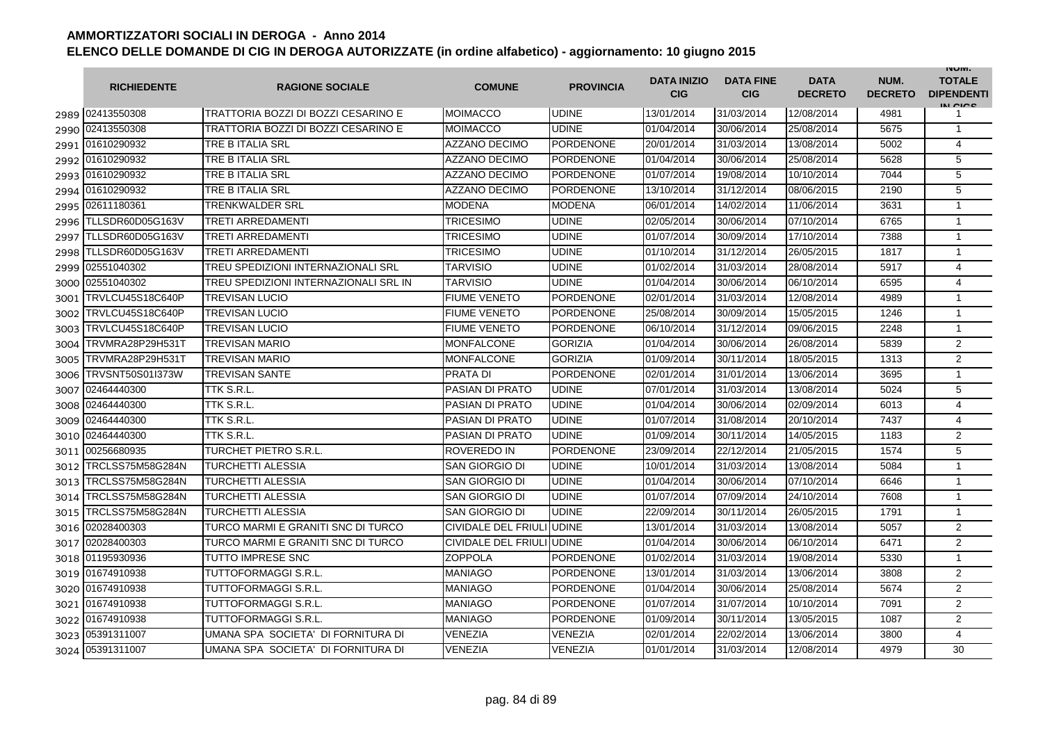# AMMORTIZZATORI SOCIALI IN DEROGA - Anno 2014

## ELENCO DELLE DOMANDE DI CIG IN DEROGA AUTORIZZATE (in ordine alfabetico) - aggiornamento: 10 giugno 2015

| | RICHIEDENTE | RAGIONE SOCIALE | COMUNE | PROVINCIA | DATA INIZIO CIG | DATA FINE CIG | DATA DECRETO | NUM. DECRETO | NUM. TOTALE DIPENDENTI IN CIGS |
|---|---|---|---|---|---|---|---|---|---|
| 2989 | 02413550308 | TRATTORIA BOZZI DI BOZZI CESARINO E | MOIMACCO | UDINE | 13/01/2014 | 31/03/2014 | 12/08/2014 | 4981 | 1 |
| 2990 | 02413550308 | TRATTORIA BOZZI DI BOZZI CESARINO E | MOIMACCO | UDINE | 01/04/2014 | 30/06/2014 | 25/08/2014 | 5675 | 1 |
| 2991 | 01610290932 | TRE B ITALIA SRL | AZZANO DECIMO | PORDENONE | 20/01/2014 | 31/03/2014 | 13/08/2014 | 5002 | 4 |
| 2992 | 01610290932 | TRE B ITALIA SRL | AZZANO DECIMO | PORDENONE | 01/04/2014 | 30/06/2014 | 25/08/2014 | 5628 | 5 |
| 2993 | 01610290932 | TRE B ITALIA SRL | AZZANO DECIMO | PORDENONE | 01/07/2014 | 19/08/2014 | 10/10/2014 | 7044 | 5 |
| 2994 | 01610290932 | TRE B ITALIA SRL | AZZANO DECIMO | PORDENONE | 13/10/2014 | 31/12/2014 | 08/06/2015 | 2190 | 5 |
| 2995 | 02611180361 | TRENKWALDER SRL | MODENA | MODENA | 06/01/2014 | 14/02/2014 | 11/06/2014 | 3631 | 1 |
| 2996 | TLLSDR60D05G163V | TRETI ARREDAMENTI | TRICESIMO | UDINE | 02/05/2014 | 30/06/2014 | 07/10/2014 | 6765 | 1 |
| 2997 | TLLSDR60D05G163V | TRETI ARREDAMENTI | TRICESIMO | UDINE | 01/07/2014 | 30/09/2014 | 17/10/2014 | 7388 | 1 |
| 2998 | TLLSDR60D05G163V | TRETI ARREDAMENTI | TRICESIMO | UDINE | 01/10/2014 | 31/12/2014 | 26/05/2015 | 1817 | 1 |
| 2999 | 02551040302 | TREU SPEDIZIONI INTERNAZIONALI SRL | TARVISIO | UDINE | 01/02/2014 | 31/03/2014 | 28/08/2014 | 5917 | 4 |
| 3000 | 02551040302 | TREU SPEDIZIONI INTERNAZIONALI SRL IN | TARVISIO | UDINE | 01/04/2014 | 30/06/2014 | 06/10/2014 | 6595 | 4 |
| 3001 | TRVLCU45S18C640P | TREVISAN LUCIO | FIUME VENETO | PORDENONE | 02/01/2014 | 31/03/2014 | 12/08/2014 | 4989 | 1 |
| 3002 | TRVLCU45S18C640P | TREVISAN LUCIO | FIUME VENETO | PORDENONE | 25/08/2014 | 30/09/2014 | 15/05/2015 | 1246 | 1 |
| 3003 | TRVLCU45S18C640P | TREVISAN LUCIO | FIUME VENETO | PORDENONE | 06/10/2014 | 31/12/2014 | 09/06/2015 | 2248 | 1 |
| 3004 | TRVMRA28P29H531T | TREVISAN MARIO | MONFALCONE | GORIZIA | 01/04/2014 | 30/06/2014 | 26/08/2014 | 5839 | 2 |
| 3005 | TRVMRA28P29H531T | TREVISAN MARIO | MONFALCONE | GORIZIA | 01/09/2014 | 30/11/2014 | 18/05/2015 | 1313 | 2 |
| 3006 | TRVSNT50S01I373W | TREVISAN SANTE | PRATA DI | PORDENONE | 02/01/2014 | 31/01/2014 | 13/06/2014 | 3695 | 1 |
| 3007 | 02464440300 | TTK S.R.L. | PASIAN DI PRATO | UDINE | 07/01/2014 | 31/03/2014 | 13/08/2014 | 5024 | 5 |
| 3008 | 02464440300 | TTK S.R.L. | PASIAN DI PRATO | UDINE | 01/04/2014 | 30/06/2014 | 02/09/2014 | 6013 | 4 |
| 3009 | 02464440300 | TTK S.R.L. | PASIAN DI PRATO | UDINE | 01/07/2014 | 31/08/2014 | 20/10/2014 | 7437 | 4 |
| 3010 | 02464440300 | TTK S.R.L. | PASIAN DI PRATO | UDINE | 01/09/2014 | 30/11/2014 | 14/05/2015 | 1183 | 2 |
| 3011 | 00256680935 | TURCHET PIETRO S.R.L. | ROVEREDO IN | PORDENONE | 23/09/2014 | 22/12/2014 | 21/05/2015 | 1574 | 5 |
| 3012 | TRCLSS75M58G284N | TURCHETTI ALESSIA | SAN GIORGIO DI | UDINE | 10/01/2014 | 31/03/2014 | 13/08/2014 | 5084 | 1 |
| 3013 | TRCLSS75M58G284N | TURCHETTI ALESSIA | SAN GIORGIO DI | UDINE | 01/04/2014 | 30/06/2014 | 07/10/2014 | 6646 | 1 |
| 3014 | TRCLSS75M58G284N | TURCHETTI ALESSIA | SAN GIORGIO DI | UDINE | 01/07/2014 | 07/09/2014 | 24/10/2014 | 7608 | 1 |
| 3015 | TRCLSS75M58G284N | TURCHETTI ALESSIA | SAN GIORGIO DI | UDINE | 22/09/2014 | 30/11/2014 | 26/05/2015 | 1791 | 1 |
| 3016 | 02028400303 | TURCO MARMI E GRANITI SNC DI TURCO | CIVIDALE DEL FRIULI | UDINE | 13/01/2014 | 31/03/2014 | 13/08/2014 | 5057 | 2 |
| 3017 | 02028400303 | TURCO MARMI E GRANITI SNC DI TURCO | CIVIDALE DEL FRIULI | UDINE | 01/04/2014 | 30/06/2014 | 06/10/2014 | 6471 | 2 |
| 3018 | 01195930936 | TUTTO IMPRESE SNC | ZOPPOLA | PORDENONE | 01/02/2014 | 31/03/2014 | 19/08/2014 | 5330 | 1 |
| 3019 | 01674910938 | TUTTOFORMAGGI S.R.L. | MANIAGO | PORDENONE | 13/01/2014 | 31/03/2014 | 13/06/2014 | 3808 | 2 |
| 3020 | 01674910938 | TUTTOFORMAGGI S.R.L. | MANIAGO | PORDENONE | 01/04/2014 | 30/06/2014 | 25/08/2014 | 5674 | 2 |
| 3021 | 01674910938 | TUTTOFORMAGGI S.R.L. | MANIAGO | PORDENONE | 01/07/2014 | 31/07/2014 | 10/10/2014 | 7091 | 2 |
| 3022 | 01674910938 | TUTTOFORMAGGI S.R.L. | MANIAGO | PORDENONE | 01/09/2014 | 30/11/2014 | 13/05/2015 | 1087 | 2 |
| 3023 | 05391311007 | UMANA SPA SOCIETA' DI FORNITURA DI | VENEZIA | VENEZIA | 02/01/2014 | 22/02/2014 | 13/06/2014 | 3800 | 4 |
| 3024 | 05391311007 | UMANA SPA SOCIETA' DI FORNITURA DI | VENEZIA | VENEZIA | 01/01/2014 | 31/03/2014 | 12/08/2014 | 4979 | 30 |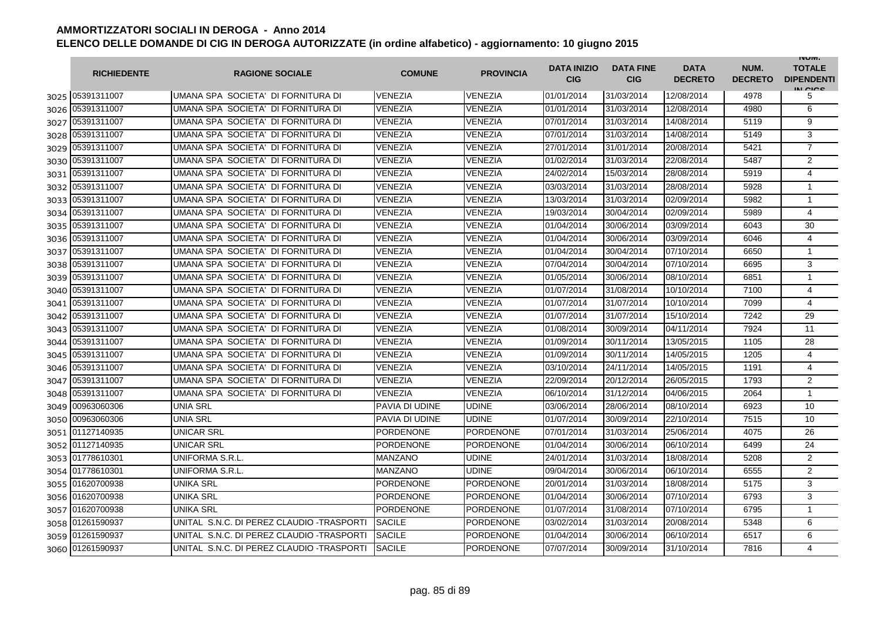# AMMORTIZZATORI SOCIALI IN DEROGA - Anno 2014

## ELENCO DELLE DOMANDE DI CIG IN DEROGA AUTORIZZATE (in ordine alfabetico) - aggiornamento: 10 giugno 2015

| | RICHIEDENTE | RAGIONE SOCIALE | COMUNE | PROVINCIA | DATA INIZIO CIG | DATA FINE CIG | DATA DECRETO | NUM. DECRETO | NUM. TOTALE DIPENDENTI IN CIGS |
|---|---|---|---|---|---|---|---|---|---|
| 3025 | 05391311007 | UMANA SPA SOCIETA' DI FORNITURA DI | VENEZIA | VENEZIA | 01/01/2014 | 31/03/2014 | 12/08/2014 | 4978 | 5 |
| 3026 | 05391311007 | UMANA SPA SOCIETA' DI FORNITURA DI | VENEZIA | VENEZIA | 01/01/2014 | 31/03/2014 | 12/08/2014 | 4980 | 6 |
| 3027 | 05391311007 | UMANA SPA SOCIETA' DI FORNITURA DI | VENEZIA | VENEZIA | 07/01/2014 | 31/03/2014 | 14/08/2014 | 5119 | 9 |
| 3028 | 05391311007 | UMANA SPA SOCIETA' DI FORNITURA DI | VENEZIA | VENEZIA | 07/01/2014 | 31/03/2014 | 14/08/2014 | 5149 | 3 |
| 3029 | 05391311007 | UMANA SPA SOCIETA' DI FORNITURA DI | VENEZIA | VENEZIA | 27/01/2014 | 31/01/2014 | 20/08/2014 | 5421 | 7 |
| 3030 | 05391311007 | UMANA SPA SOCIETA' DI FORNITURA DI | VENEZIA | VENEZIA | 01/02/2014 | 31/03/2014 | 22/08/2014 | 5487 | 2 |
| 3031 | 05391311007 | UMANA SPA SOCIETA' DI FORNITURA DI | VENEZIA | VENEZIA | 24/02/2014 | 15/03/2014 | 28/08/2014 | 5919 | 4 |
| 3032 | 05391311007 | UMANA SPA SOCIETA' DI FORNITURA DI | VENEZIA | VENEZIA | 03/03/2014 | 31/03/2014 | 28/08/2014 | 5928 | 1 |
| 3033 | 05391311007 | UMANA SPA SOCIETA' DI FORNITURA DI | VENEZIA | VENEZIA | 13/03/2014 | 31/03/2014 | 02/09/2014 | 5982 | 1 |
| 3034 | 05391311007 | UMANA SPA SOCIETA' DI FORNITURA DI | VENEZIA | VENEZIA | 19/03/2014 | 30/04/2014 | 02/09/2014 | 5989 | 4 |
| 3035 | 05391311007 | UMANA SPA SOCIETA' DI FORNITURA DI | VENEZIA | VENEZIA | 01/04/2014 | 30/06/2014 | 03/09/2014 | 6043 | 30 |
| 3036 | 05391311007 | UMANA SPA SOCIETA' DI FORNITURA DI | VENEZIA | VENEZIA | 01/04/2014 | 30/06/2014 | 03/09/2014 | 6046 | 4 |
| 3037 | 05391311007 | UMANA SPA SOCIETA' DI FORNITURA DI | VENEZIA | VENEZIA | 01/04/2014 | 30/04/2014 | 07/10/2014 | 6650 | 1 |
| 3038 | 05391311007 | UMANA SPA SOCIETA' DI FORNITURA DI | VENEZIA | VENEZIA | 07/04/2014 | 30/04/2014 | 07/10/2014 | 6695 | 3 |
| 3039 | 05391311007 | UMANA SPA SOCIETA' DI FORNITURA DI | VENEZIA | VENEZIA | 01/05/2014 | 30/06/2014 | 08/10/2014 | 6851 | 1 |
| 3040 | 05391311007 | UMANA SPA SOCIETA' DI FORNITURA DI | VENEZIA | VENEZIA | 01/07/2014 | 31/08/2014 | 10/10/2014 | 7100 | 4 |
| 3041 | 05391311007 | UMANA SPA SOCIETA' DI FORNITURA DI | VENEZIA | VENEZIA | 01/07/2014 | 31/07/2014 | 10/10/2014 | 7099 | 4 |
| 3042 | 05391311007 | UMANA SPA SOCIETA' DI FORNITURA DI | VENEZIA | VENEZIA | 01/07/2014 | 31/07/2014 | 15/10/2014 | 7242 | 29 |
| 3043 | 05391311007 | UMANA SPA SOCIETA' DI FORNITURA DI | VENEZIA | VENEZIA | 01/08/2014 | 30/09/2014 | 04/11/2014 | 7924 | 11 |
| 3044 | 05391311007 | UMANA SPA SOCIETA' DI FORNITURA DI | VENEZIA | VENEZIA | 01/09/2014 | 30/11/2014 | 13/05/2015 | 1105 | 28 |
| 3045 | 05391311007 | UMANA SPA SOCIETA' DI FORNITURA DI | VENEZIA | VENEZIA | 01/09/2014 | 30/11/2014 | 14/05/2015 | 1205 | 4 |
| 3046 | 05391311007 | UMANA SPA SOCIETA' DI FORNITURA DI | VENEZIA | VENEZIA | 03/10/2014 | 24/11/2014 | 14/05/2015 | 1191 | 4 |
| 3047 | 05391311007 | UMANA SPA SOCIETA' DI FORNITURA DI | VENEZIA | VENEZIA | 22/09/2014 | 20/12/2014 | 26/05/2015 | 1793 | 2 |
| 3048 | 05391311007 | UMANA SPA SOCIETA' DI FORNITURA DI | VENEZIA | VENEZIA | 06/10/2014 | 31/12/2014 | 04/06/2015 | 2064 | 1 |
| 3049 | 00963060306 | UNIA SRL | PAVIA DI UDINE | UDINE | 03/06/2014 | 28/06/2014 | 08/10/2014 | 6923 | 10 |
| 3050 | 00963060306 | UNIA SRL | PAVIA DI UDINE | UDINE | 01/07/2014 | 30/09/2014 | 22/10/2014 | 7515 | 10 |
| 3051 | 01127140935 | UNICAR SRL | PORDENONE | PORDENONE | 07/01/2014 | 31/03/2014 | 25/06/2014 | 4075 | 26 |
| 3052 | 01127140935 | UNICAR SRL | PORDENONE | PORDENONE | 01/04/2014 | 30/06/2014 | 06/10/2014 | 6499 | 24 |
| 3053 | 01778610301 | UNIFORMA S.R.L. | MANZANO | UDINE | 24/01/2014 | 31/03/2014 | 18/08/2014 | 5208 | 2 |
| 3054 | 01778610301 | UNIFORMA S.R.L. | MANZANO | UDINE | 09/04/2014 | 30/06/2014 | 06/10/2014 | 6555 | 2 |
| 3055 | 01620700938 | UNIKA SRL | PORDENONE | PORDENONE | 20/01/2014 | 31/03/2014 | 18/08/2014 | 5175 | 3 |
| 3056 | 01620700938 | UNIKA SRL | PORDENONE | PORDENONE | 01/04/2014 | 30/06/2014 | 07/10/2014 | 6793 | 3 |
| 3057 | 01620700938 | UNIKA SRL | PORDENONE | PORDENONE | 01/07/2014 | 31/08/2014 | 07/10/2014 | 6795 | 1 |
| 3058 | 01261590937 | UNITAL S.N.C. DI PEREZ CLAUDIO -TRASPORTI | SACILE | PORDENONE | 03/02/2014 | 31/03/2014 | 20/08/2014 | 5348 | 6 |
| 3059 | 01261590937 | UNITAL S.N.C. DI PEREZ CLAUDIO -TRASPORTI | SACILE | PORDENONE | 01/04/2014 | 30/06/2014 | 06/10/2014 | 6517 | 6 |
| 3060 | 01261590937 | UNITAL S.N.C. DI PEREZ CLAUDIO -TRASPORTI | SACILE | PORDENONE | 07/07/2014 | 30/09/2014 | 31/10/2014 | 7816 | 4 |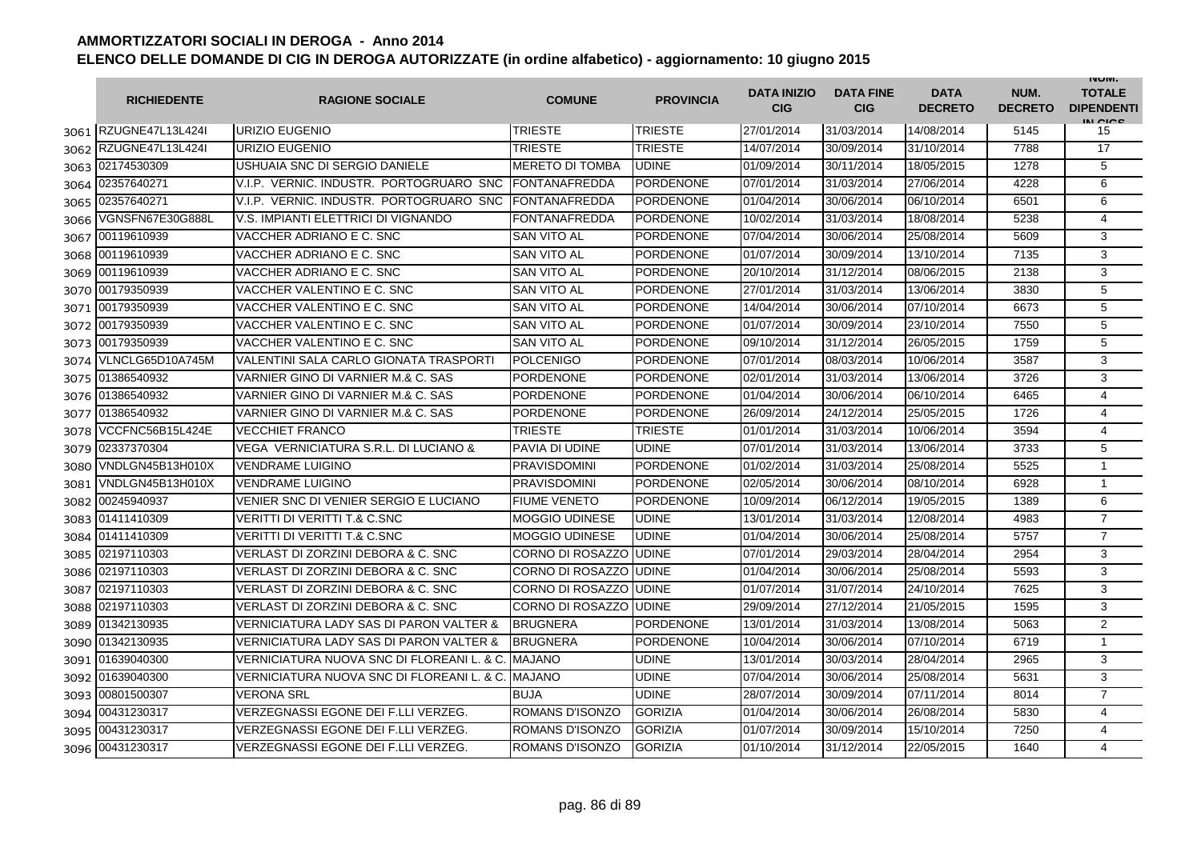# AMMORTIZZATORI SOCIALI IN DEROGA - Anno 2014

## ELENCO DELLE DOMANDE DI CIG IN DEROGA AUTORIZZATE (in ordine alfabetico) - aggiornamento: 10 giugno 2015

| | RICHIEDENTE | RAGIONE SOCIALE | COMUNE | PROVINCIA | DATA INIZIO CIG | DATA FINE CIG | DATA DECRETO | NUM. DECRETO | NUM. TOTALE DIPENDENTI IN CIGS |
|---|---|---|---|---|---|---|---|---|---|
| 3061 | RZUGNE47L13L424I | URIZIO EUGENIO | TRIESTE | TRIESTE | 27/01/2014 | 31/03/2014 | 14/08/2014 | 5145 | 15 |
| 3062 | RZUGNE47L13L424I | URIZIO EUGENIO | TRIESTE | TRIESTE | 14/07/2014 | 30/09/2014 | 31/10/2014 | 7788 | 17 |
| 3063 | 02174530309 | USHUAIA SNC DI SERGIO DANIELE | MERETO DI TOMBA | UDINE | 01/09/2014 | 30/11/2014 | 18/05/2015 | 1278 | 5 |
| 3064 | 02357640271 | V.I.P. VERNIC. INDUSTR. PORTOGRUARO SNC | FONTANAFREDDA | PORDENONE | 07/01/2014 | 31/03/2014 | 27/06/2014 | 4228 | 6 |
| 3065 | 02357640271 | V.I.P. VERNIC. INDUSTR. PORTOGRUARO SNC | FONTANAFREDDA | PORDENONE | 01/04/2014 | 30/06/2014 | 06/10/2014 | 6501 | 6 |
| 3066 | VGNSFN67E30G888L | V.S. IMPIANTI ELETTRICI DI VIGNANDO | FONTANAFREDDA | PORDENONE | 10/02/2014 | 31/03/2014 | 18/08/2014 | 5238 | 4 |
| 3067 | 00119610939 | VACCHER ADRIANO E C. SNC | SAN VITO AL | PORDENONE | 07/04/2014 | 30/06/2014 | 25/08/2014 | 5609 | 3 |
| 3068 | 00119610939 | VACCHER ADRIANO E C. SNC | SAN VITO AL | PORDENONE | 01/07/2014 | 30/09/2014 | 13/10/2014 | 7135 | 3 |
| 3069 | 00119610939 | VACCHER ADRIANO E C. SNC | SAN VITO AL | PORDENONE | 20/10/2014 | 31/12/2014 | 08/06/2015 | 2138 | 3 |
| 3070 | 00179350939 | VACCHER VALENTINO E C. SNC | SAN VITO AL | PORDENONE | 27/01/2014 | 31/03/2014 | 13/06/2014 | 3830 | 5 |
| 3071 | 00179350939 | VACCHER VALENTINO E C. SNC | SAN VITO AL | PORDENONE | 14/04/2014 | 30/06/2014 | 07/10/2014 | 6673 | 5 |
| 3072 | 00179350939 | VACCHER VALENTINO E C. SNC | SAN VITO AL | PORDENONE | 01/07/2014 | 30/09/2014 | 23/10/2014 | 7550 | 5 |
| 3073 | 00179350939 | VACCHER VALENTINO E C. SNC | SAN VITO AL | PORDENONE | 09/10/2014 | 31/12/2014 | 26/05/2015 | 1759 | 5 |
| 3074 | VLNCLG65D10A745M | VALENTINI SALA CARLO GIONATA TRASPORTI | POLCENIGO | PORDENONE | 07/01/2014 | 08/03/2014 | 10/06/2014 | 3587 | 3 |
| 3075 | 01386540932 | VARNIER GINO DI VARNIER M.& C. SAS | PORDENONE | PORDENONE | 02/01/2014 | 31/03/2014 | 13/06/2014 | 3726 | 3 |
| 3076 | 01386540932 | VARNIER GINO DI VARNIER M.& C. SAS | PORDENONE | PORDENONE | 01/04/2014 | 30/06/2014 | 06/10/2014 | 6465 | 4 |
| 3077 | 01386540932 | VARNIER GINO DI VARNIER M.& C. SAS | PORDENONE | PORDENONE | 26/09/2014 | 24/12/2014 | 25/05/2015 | 1726 | 4 |
| 3078 | VCCFNC56B15L424E | VECCHIET FRANCO | TRIESTE | TRIESTE | 01/01/2014 | 31/03/2014 | 10/06/2014 | 3594 | 4 |
| 3079 | 02337370304 | VEGA VERNICIATURA S.R.L. DI LUCIANO & | PAVIA DI UDINE | UDINE | 07/01/2014 | 31/03/2014 | 13/06/2014 | 3733 | 5 |
| 3080 | VNDLGN45B13H010X | VENDRAME LUIGINO | PRAVISDOMINI | PORDENONE | 01/02/2014 | 31/03/2014 | 25/08/2014 | 5525 | 1 |
| 3081 | VNDLGN45B13H010X | VENDRAME LUIGINO | PRAVISDOMINI | PORDENONE | 02/05/2014 | 30/06/2014 | 08/10/2014 | 6928 | 1 |
| 3082 | 00245940937 | VENIER SNC DI VENIER SERGIO E LUCIANO | FIUME VENETO | PORDENONE | 10/09/2014 | 06/12/2014 | 19/05/2015 | 1389 | 6 |
| 3083 | 01411410309 | VERITTI DI VERITTI T.& C.SNC | MOGGIO UDINESE | UDINE | 13/01/2014 | 31/03/2014 | 12/08/2014 | 4983 | 7 |
| 3084 | 01411410309 | VERITTI DI VERITTI T.& C.SNC | MOGGIO UDINESE | UDINE | 01/04/2014 | 30/06/2014 | 25/08/2014 | 5757 | 7 |
| 3085 | 02197110303 | VERLAST DI ZORZINI DEBORA & C. SNC | CORNO DI ROSAZZO | UDINE | 07/01/2014 | 29/03/2014 | 28/04/2014 | 2954 | 3 |
| 3086 | 02197110303 | VERLAST DI ZORZINI DEBORA & C. SNC | CORNO DI ROSAZZO | UDINE | 01/04/2014 | 30/06/2014 | 25/08/2014 | 5593 | 3 |
| 3087 | 02197110303 | VERLAST DI ZORZINI DEBORA & C. SNC | CORNO DI ROSAZZO | UDINE | 01/07/2014 | 31/07/2014 | 24/10/2014 | 7625 | 3 |
| 3088 | 02197110303 | VERLAST DI ZORZINI DEBORA & C. SNC | CORNO DI ROSAZZO | UDINE | 29/09/2014 | 27/12/2014 | 21/05/2015 | 1595 | 3 |
| 3089 | 01342130935 | VERNICIATURA LADY SAS DI PARON VALTER & | BRUGNERA | PORDENONE | 13/01/2014 | 31/03/2014 | 13/08/2014 | 5063 | 2 |
| 3090 | 01342130935 | VERNICIATURA LADY SAS DI PARON VALTER & | BRUGNERA | PORDENONE | 10/04/2014 | 30/06/2014 | 07/10/2014 | 6719 | 1 |
| 3091 | 01639040300 | VERNICIATURA NUOVA SNC DI FLOREANI L. & C. | MAJANO | UDINE | 13/01/2014 | 30/03/2014 | 28/04/2014 | 2965 | 3 |
| 3092 | 01639040300 | VERNICIATURA NUOVA SNC DI FLOREANI L. & C. | MAJANO | UDINE | 07/04/2014 | 30/06/2014 | 25/08/2014 | 5631 | 3 |
| 3093 | 00801500307 | VERONA SRL | BUJA | UDINE | 28/07/2014 | 30/09/2014 | 07/11/2014 | 8014 | 7 |
| 3094 | 00431230317 | VERZEGNASSI EGONE DEI F.LLI VERZEG. | ROMANS D'ISONZO | GORIZIA | 01/04/2014 | 30/06/2014 | 26/08/2014 | 5830 | 4 |
| 3095 | 00431230317 | VERZEGNASSI EGONE DEI F.LLI VERZEG. | ROMANS D'ISONZO | GORIZIA | 01/07/2014 | 30/09/2014 | 15/10/2014 | 7250 | 4 |
| 3096 | 00431230317 | VERZEGNASSI EGONE DEI F.LLI VERZEG. | ROMANS D'ISONZO | GORIZIA | 01/10/2014 | 31/12/2014 | 22/05/2015 | 1640 | 4 |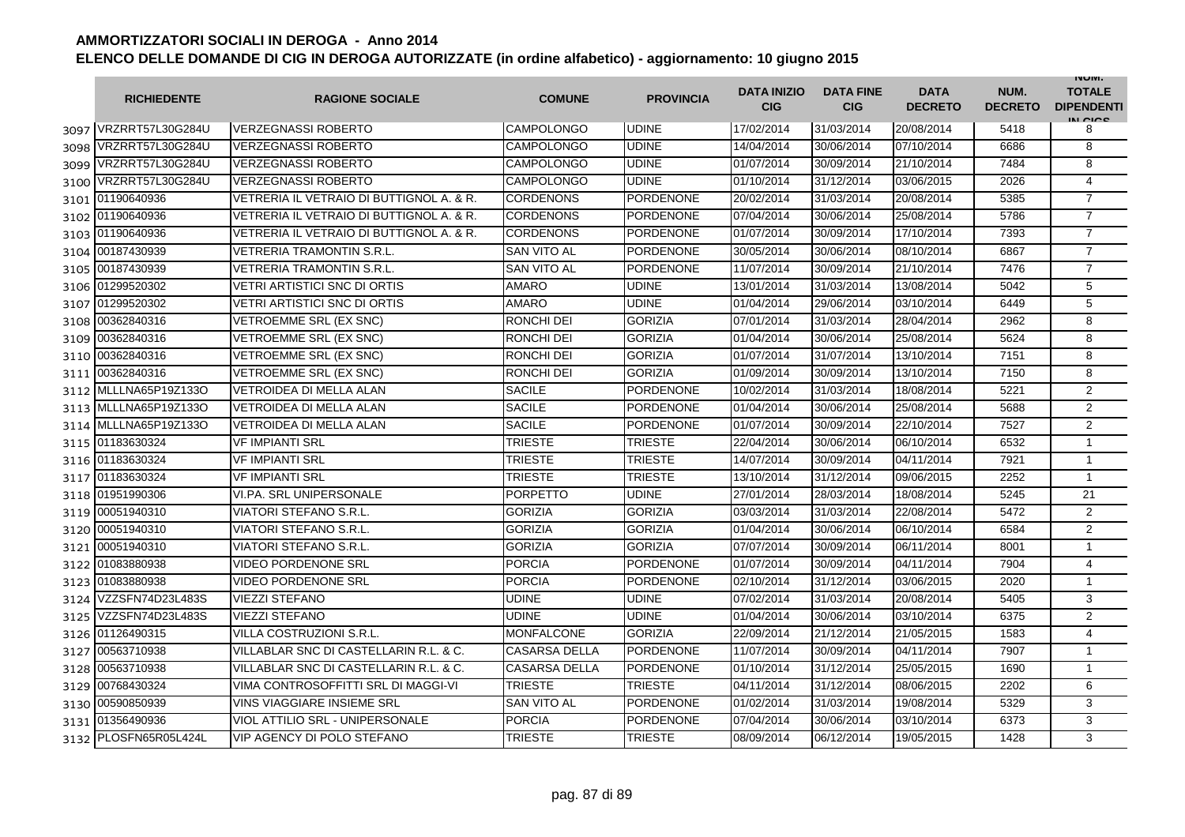# AMMORTIZZATORI SOCIALI IN DEROGA - Anno 2014

## ELENCO DELLE DOMANDE DI CIG IN DEROGA AUTORIZZATE (in ordine alfabetico) - aggiornamento: 10 giugno 2015

| | RICHIEDENTE | RAGIONE SOCIALE | COMUNE | PROVINCIA | DATA INIZIO CIG | DATA FINE CIG | DATA DECRETO | NUM. DECRETO | NUM. TOTALE DIPENDENTI IN CIGS |
|---|---|---|---|---|---|---|---|---|---|
| 3097 | VRZRRT57L30G284U | VERZEGNASSI ROBERTO | CAMPOLONGO | UDINE | 17/02/2014 | 31/03/2014 | 20/08/2014 | 5418 | 8 |
| 3098 | VRZRRT57L30G284U | VERZEGNASSI ROBERTO | CAMPOLONGO | UDINE | 14/04/2014 | 30/06/2014 | 07/10/2014 | 6686 | 8 |
| 3099 | VRZRRT57L30G284U | VERZEGNASSI ROBERTO | CAMPOLONGO | UDINE | 01/07/2014 | 30/09/2014 | 21/10/2014 | 7484 | 8 |
| 3100 | VRZRRT57L30G284U | VERZEGNASSI ROBERTO | CAMPOLONGO | UDINE | 01/10/2014 | 31/12/2014 | 03/06/2015 | 2026 | 4 |
| 3101 | 01190640936 | VETRERIA IL VETRAIO DI BUTTIGNOL A. & R. | CORDENONS | PORDENONE | 20/02/2014 | 31/03/2014 | 20/08/2014 | 5385 | 7 |
| 3102 | 01190640936 | VETRERIA IL VETRAIO DI BUTTIGNOL A. & R. | CORDENONS | PORDENONE | 07/04/2014 | 30/06/2014 | 25/08/2014 | 5786 | 7 |
| 3103 | 01190640936 | VETRERIA IL VETRAIO DI BUTTIGNOL A. & R. | CORDENONS | PORDENONE | 01/07/2014 | 30/09/2014 | 17/10/2014 | 7393 | 7 |
| 3104 | 001874309​39 | VETRERIA TRAMONTIN S.R.L. | SAN VITO AL | PORDENONE | 30/05/2014 | 30/06/2014 | 08/10/2014 | 6867 | 7 |
| 3105 | 00187430939 | VETRERIA TRAMONTIN S.R.L. | SAN VITO AL | PORDENONE | 11/07/2014 | 30/09/2014 | 21/10/2014 | 7476 | 7 |
| 3106 | 01299520302 | VETRI ARTISTICI SNC DI ORTIS | AMARO | UDINE | 13/01/2014 | 31/03/2014 | 13/08/2014 | 5042 | 5 |
| 3107 | 01299520302 | VETRI ARTISTICI SNC DI ORTIS | AMARO | UDINE | 01/04/2014 | 29/06/2014 | 03/10/2014 | 6449 | 5 |
| 3108 | 00362840316 | VETROEMME SRL (EX SNC) | RONCHI DEI | GORIZIA | 07/01/2014 | 31/03/2014 | 28/04/2014 | 2962 | 8 |
| 3109 | 00362840316 | VETROEMME SRL (EX SNC) | RONCHI DEI | GORIZIA | 01/04/2014 | 30/06/2014 | 25/08/2014 | 5624 | 8 |
| 3110 | 00362840316 | VETROEMME SRL (EX SNC) | RONCHI DEI | GORIZIA | 01/07/2014 | 31/07/2014 | 13/10/2014 | 7151 | 8 |
| 3111 | 00362840316 | VETROEMME SRL (EX SNC) | RONCHI DEI | GORIZIA | 01/09/2014 | 30/09/2014 | 13/10/2014 | 7150 | 8 |
| 3112 | MLLLNA65P19Z133O | VETROIDEA DI MELLA ALAN | SACILE | PORDENONE | 10/02/2014 | 31/03/2014 | 18/08/2014 | 5221 | 2 |
| 3113 | MLLLNA65P19Z133O | VETROIDEA DI MELLA ALAN | SACILE | PORDENONE | 01/04/2014 | 30/06/2014 | 25/08/2014 | 5688 | 2 |
| 3114 | MLLLNA65P19Z133O | VETROIDEA DI MELLA ALAN | SACILE | PORDENONE | 01/07/2014 | 30/09/2014 | 22/10/2014 | 7527 | 2 |
| 3115 | 01183630324 | VF IMPIANTI SRL | TRIESTE | TRIESTE | 22/04/2014 | 30/06/2014 | 06/10/2014 | 6532 | 1 |
| 3116 | 01183630324 | VF IMPIANTI SRL | TRIESTE | TRIESTE | 14/07/2014 | 30/09/2014 | 04/11/2014 | 7921 | 1 |
| 3117 | 01183630324 | VF IMPIANTI SRL | TRIESTE | TRIESTE | 13/10/2014 | 31/12/2014 | 09/06/2015 | 2252 | 1 |
| 3118 | 01951990306 | VI.PA. SRL UNIPERSONALE | PORPETTO | UDINE | 27/01/2014 | 28/03/2014 | 18/08/2014 | 5245 | 21 |
| 3119 | 00051940310 | VIATORI STEFANO S.R.L. | GORIZIA | GORIZIA | 03/03/2014 | 31/03/2014 | 22/08/2014 | 5472 | 2 |
| 3120 | 00051940310 | VIATORI STEFANO S.R.L. | GORIZIA | GORIZIA | 01/04/2014 | 30/06/2014 | 06/10/2014 | 6584 | 2 |
| 3121 | 00051940310 | VIATORI STEFANO S.R.L. | GORIZIA | GORIZIA | 07/07/2014 | 30/09/2014 | 06/11/2014 | 8001 | 1 |
| 3122 | 01083880938 | VIDEO PORDENONE SRL | PORCIA | PORDENONE | 01/07/2014 | 30/09/2014 | 04/11/2014 | 7904 | 4 |
| 3123 | 01083880938 | VIDEO PORDENONE SRL | PORCIA | PORDENONE | 02/10/2014 | 31/12/2014 | 03/06/2015 | 2020 | 1 |
| 3124 | VZZSFN74D23L483S | VIEZZI STEFANO | UDINE | UDINE | 07/02/2014 | 31/03/2014 | 20/08/2014 | 5405 | 3 |
| 3125 | VZZSFN74D23L483S | VIEZZI STEFANO | UDINE | UDINE | 01/04/2014 | 30/06/2014 | 03/10/2014 | 6375 | 2 |
| 3126 | 01126490315 | VILLA COSTRUZIONI S.R.L. | MONFALCONE | GORIZIA | 22/09/2014 | 21/12/2014 | 21/05/2015 | 1583 | 4 |
| 3127 | 00563710938 | VILLABLAR SNC DI CASTELLARIN R.L. & C. | CASARSA DELLA | PORDENONE | 11/07/2014 | 30/09/2014 | 04/11/2014 | 7907 | 1 |
| 3128 | 00563710938 | VILLABLAR SNC DI CASTELLARIN R.L. & C. | CASARSA DELLA | PORDENONE | 01/10/2014 | 31/12/2014 | 25/05/2015 | 1690 | 1 |
| 3129 | 00768430324 | VIMA CONTROSOFFITTI SRL DI MAGGI-VI | TRIESTE | TRIESTE | 04/11/2014 | 31/12/2014 | 08/06/2015 | 2202 | 6 |
| 3130 | 00590850939 | VINS VIAGGIARE INSIEME SRL | SAN VITO AL | PORDENONE | 01/02/2014 | 31/03/2014 | 19/08/2014 | 5329 | 3 |
| 3131 | 01356490936 | VIOL ATTILIO SRL - UNIPERSONALE | PORCIA | PORDENONE | 07/04/2014 | 30/06/2014 | 03/10/2014 | 6373 | 3 |
| 3132 | PLOSFN65R05L424L | VIP AGENCY DI POLO STEFANO | TRIESTE | TRIESTE | 08/09/2014 | 06/12/2014 | 19/05/2015 | 1428 | 3 |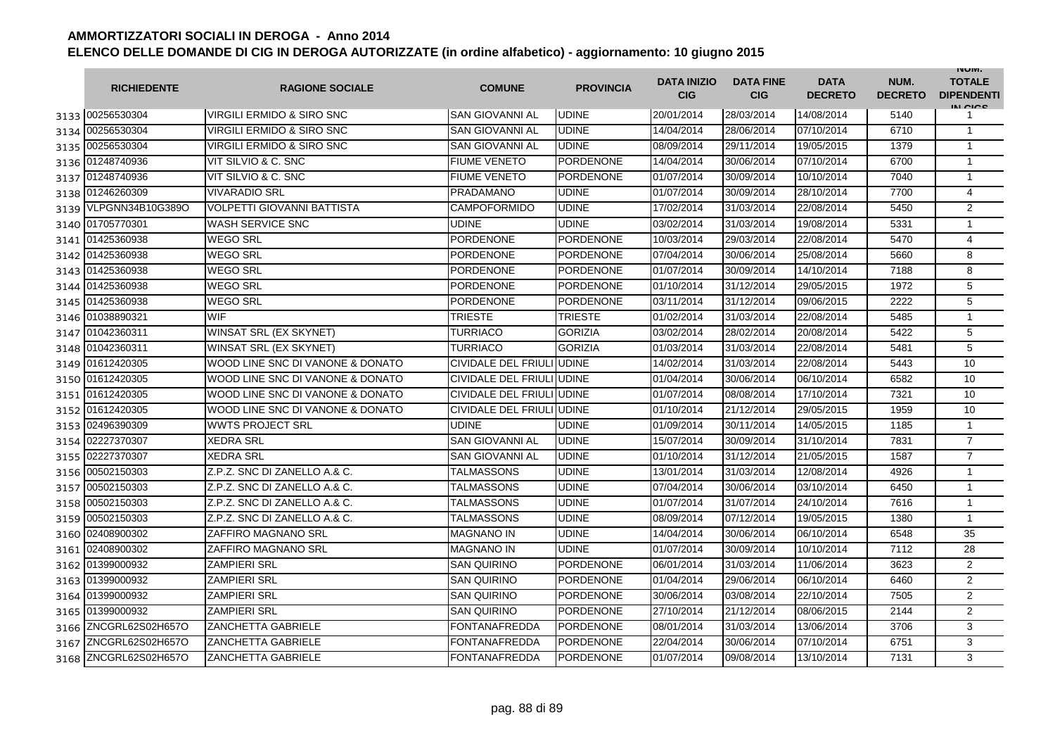# AMMORTIZZATORI SOCIALI IN DEROGA - Anno 2014
## ELENCO DELLE DOMANDE DI CIG IN DEROGA AUTORIZZATE (in ordine alfabetico) - aggiornamento: 10 giugno 2015

| | RICHIEDENTE | RAGIONE SOCIALE | COMUNE | PROVINCIA | DATA INIZIO CIG | DATA FINE CIG | DATA DECRETO | NUM. DECRETO | NUM. TOTALE DIPENDENTI IN CIGS |
|---|---|---|---|---|---|---|---|---|---|
| 3133 | 00256530304 | VIRGILI ERMIDO & SIRO SNC | SAN GIOVANNI AL | UDINE | 20/01/2014 | 28/03/2014 | 14/08/2014 | 5140 | 1 |
| 3134 | 00256530304 | VIRGILI ERMIDO & SIRO SNC | SAN GIOVANNI AL | UDINE | 14/04/2014 | 28/06/2014 | 07/10/2014 | 6710 | 1 |
| 3135 | 00256530304 | VIRGILI ERMIDO & SIRO SNC | SAN GIOVANNI AL | UDINE | 08/09/2014 | 29/11/2014 | 19/05/2015 | 1379 | 1 |
| 3136 | 01248740936 | VIT SILVIO & C. SNC | FIUME VENETO | PORDENONE | 14/04/2014 | 30/06/2014 | 07/10/2014 | 6700 | 1 |
| 3137 | 01248740936 | VIT SILVIO & C. SNC | FIUME VENETO | PORDENONE | 01/07/2014 | 30/09/2014 | 10/10/2014 | 7040 | 1 |
| 3138 | 01246260309 | VIVARADIO SRL | PRADAMANO | UDINE | 01/07/2014 | 30/09/2014 | 28/10/2014 | 7700 | 4 |
| 3139 | VLPGNN34B10G389O | VOLPETTI GIOVANNI BATTISTA | CAMPOFORMIDO | UDINE | 17/02/2014 | 31/03/2014 | 22/08/2014 | 5450 | 2 |
| 3140 | 01705770301 | WASH SERVICE SNC | UDINE | UDINE | 03/02/2014 | 31/03/2014 | 19/08/2014 | 5331 | 1 |
| 3141 | 01425360938 | WEGO SRL | PORDENONE | PORDENONE | 10/03/2014 | 29/03/2014 | 22/08/2014 | 5470 | 4 |
| 3142 | 01425360938 | WEGO SRL | PORDENONE | PORDENONE | 07/04/2014 | 30/06/2014 | 25/08/2014 | 5660 | 8 |
| 3143 | 01425360938 | WEGO SRL | PORDENONE | PORDENONE | 01/07/2014 | 30/09/2014 | 14/10/2014 | 7188 | 8 |
| 3144 | 01425360938 | WEGO SRL | PORDENONE | PORDENONE | 01/10/2014 | 31/12/2014 | 29/05/2015 | 1972 | 5 |
| 3145 | 01425360938 | WEGO SRL | PORDENONE | PORDENONE | 03/11/2014 | 31/12/2014 | 09/06/2015 | 2222 | 5 |
| 3146 | 01038890321 | WIF | TRIESTE | TRIESTE | 01/02/2014 | 31/03/2014 | 22/08/2014 | 5485 | 1 |
| 3147 | 01042360311 | WINSAT SRL (EX SKYNET) | TURRIACO | GORIZIA | 03/02/2014 | 28/02/2014 | 20/08/2014 | 5422 | 5 |
| 3148 | 01042360311 | WINSAT SRL (EX SKYNET) | TURRIACO | GORIZIA | 01/03/2014 | 31/03/2014 | 22/08/2014 | 5481 | 5 |
| 3149 | 01612420305 | WOOD LINE SNC DI VANONE & DONATO | CIVIDALE DEL FRIULI | UDINE | 14/02/2014 | 31/03/2014 | 22/08/2014 | 5443 | 10 |
| 3150 | 01612420305 | WOOD LINE SNC DI VANONE & DONATO | CIVIDALE DEL FRIULI | UDINE | 01/04/2014 | 30/06/2014 | 06/10/2014 | 6582 | 10 |
| 3151 | 01612420305 | WOOD LINE SNC DI VANONE & DONATO | CIVIDALE DEL FRIULI | UDINE | 01/07/2014 | 08/08/2014 | 17/10/2014 | 7321 | 10 |
| 3152 | 01612420305 | WOOD LINE SNC DI VANONE & DONATO | CIVIDALE DEL FRIULI | UDINE | 01/10/2014 | 21/12/2014 | 29/05/2015 | 1959 | 10 |
| 3153 | 02496390309 | WWTS PROJECT SRL | UDINE | UDINE | 01/09/2014 | 30/11/2014 | 14/05/2015 | 1185 | 1 |
| 3154 | 02227370307 | XEDRA SRL | SAN GIOVANNI AL | UDINE | 15/07/2014 | 30/09/2014 | 31/10/2014 | 7831 | 7 |
| 3155 | 02227370307 | XEDRA SRL | SAN GIOVANNI AL | UDINE | 01/10/2014 | 31/12/2014 | 21/05/2015 | 1587 | 7 |
| 3156 | 00502150303 | Z.P.Z. SNC DI ZANELLO A.& C. | TALMASSONS | UDINE | 13/01/2014 | 31/03/2014 | 12/08/2014 | 4926 | 1 |
| 3157 | 00502150303 | Z.P.Z. SNC DI ZANELLO A.& C. | TALMASSONS | UDINE | 07/04/2014 | 30/06/2014 | 03/10/2014 | 6450 | 1 |
| 3158 | 00502150303 | Z.P.Z. SNC DI ZANELLO A.& C. | TALMASSONS | UDINE | 01/07/2014 | 31/07/2014 | 24/10/2014 | 7616 | 1 |
| 3159 | 00502150303 | Z.P.Z. SNC DI ZANELLO A.& C. | TALMASSONS | UDINE | 08/09/2014 | 07/12/2014 | 19/05/2015 | 1380 | 1 |
| 3160 | 02408900302 | ZAFFIRO MAGNANO SRL | MAGNANO IN | UDINE | 14/04/2014 | 30/06/2014 | 06/10/2014 | 6548 | 35 |
| 3161 | 02408900302 | ZAFFIRO MAGNANO SRL | MAGNANO IN | UDINE | 01/07/2014 | 30/09/2014 | 10/10/2014 | 7112 | 28 |
| 3162 | 01399000932 | ZAMPIERI SRL | SAN QUIRINO | PORDENONE | 06/01/2014 | 31/03/2014 | 11/06/2014 | 3623 | 2 |
| 3163 | 01399000932 | ZAMPIERI SRL | SAN QUIRINO | PORDENONE | 01/04/2014 | 29/06/2014 | 06/10/2014 | 6460 | 2 |
| 3164 | 01399000932 | ZAMPIERI SRL | SAN QUIRINO | PORDENONE | 30/06/2014 | 03/08/2014 | 22/10/2014 | 7505 | 2 |
| 3165 | 01399000932 | ZAMPIERI SRL | SAN QUIRINO | PORDENONE | 27/10/2014 | 21/12/2014 | 08/06/2015 | 2144 | 2 |
| 3166 | ZNCGRL62S02H657O | ZANCHETTA GABRIELE | FONTANAFREDDA | PORDENONE | 08/01/2014 | 31/03/2014 | 13/06/2014 | 3706 | 3 |
| 3167 | ZNCGRL62S02H657O | ZANCHETTA GABRIELE | FONTANAFREDDA | PORDENONE | 22/04/2014 | 30/06/2014 | 07/10/2014 | 6751 | 3 |
| 3168 | ZNCGRL62S02H657O | ZANCHETTA GABRIELE | FONTANAFREDDA | PORDENONE | 01/07/2014 | 09/08/2014 | 13/10/2014 | 7131 | 3 |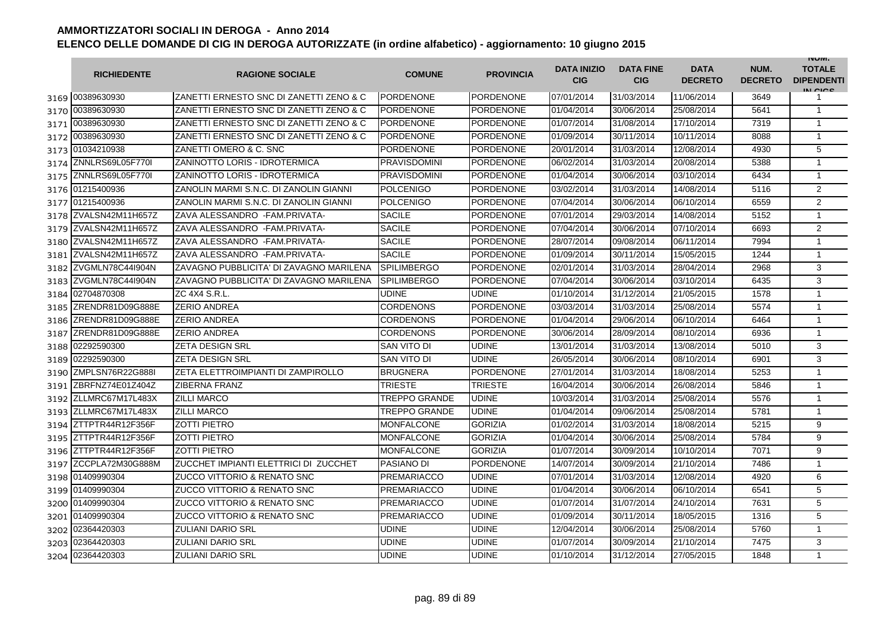# AMMORTIZZATORI SOCIALI IN DEROGA - Anno 2014

## ELENCO DELLE DOMANDE DI CIG IN DEROGA AUTORIZZATE (in ordine alfabetico) - aggiornamento: 10 giugno 2015

| | RICHIEDENTE | RAGIONE SOCIALE | COMUNE | PROVINCIA | DATA INIZIO CIG | DATA FINE CIG | DATA DECRETO | NUM. DECRETO | NUM. TOTALE DIPENDENTI IN CIGS |
|---|---|---|---|---|---|---|---|---|---|
| 3169 | 00389630930 | ZANETTI ERNESTO SNC DI ZANETTI ZENO & C | PORDENONE | PORDENONE | 07/01/2014 | 31/03/2014 | 11/06/2014 | 3649 | 1 |
| 3170 | 00389630930 | ZANETTI ERNESTO SNC DI ZANETTI ZENO & C | PORDENONE | PORDENONE | 01/04/2014 | 30/06/2014 | 25/08/2014 | 5641 | 1 |
| 3171 | 00389630930 | ZANETTI ERNESTO SNC DI ZANETTI ZENO & C | PORDENONE | PORDENONE | 01/07/2014 | 31/08/2014 | 17/10/2014 | 7319 | 1 |
| 3172 | 00389630930 | ZANETTI ERNESTO SNC DI ZANETTI ZENO & C | PORDENONE | PORDENONE | 01/09/2014 | 30/11/2014 | 10/11/2014 | 8088 | 1 |
| 3173 | 01034210938 | ZANETTI OMERO & C. SNC | PORDENONE | PORDENONE | 20/01/2014 | 31/03/2014 | 12/08/2014 | 4930 | 5 |
| 3174 | ZNNLRS69L05F770I | ZANINOTTO LORIS - IDROTERMICA | PRAVISDOMINI | PORDENONE | 06/02/2014 | 31/03/2014 | 20/08/2014 | 5388 | 1 |
| 3175 | ZNNLRS69L05F770I | ZANINOTTO LORIS - IDROTERMICA | PRAVISDOMINI | PORDENONE | 01/04/2014 | 30/06/2014 | 03/10/2014 | 6434 | 1 |
| 3176 | 01215400936 | ZANOLIN MARMI S.N.C. DI ZANOLIN GIANNI | POLCENIGO | PORDENONE | 03/02/2014 | 31/03/2014 | 14/08/2014 | 5116 | 2 |
| 3177 | 01215400936 | ZANOLIN MARMI S.N.C. DI ZANOLIN GIANNI | POLCENIGO | PORDENONE | 07/04/2014 | 30/06/2014 | 06/10/2014 | 6559 | 2 |
| 3178 | ZVALSN42M11H657Z | ZAVA ALESSANDRO -FAM.PRIVATA- | SACILE | PORDENONE | 07/01/2014 | 29/03/2014 | 14/08/2014 | 5152 | 1 |
| 3179 | ZVALSN42M11H657Z | ZAVA ALESSANDRO -FAM.PRIVATA- | SACILE | PORDENONE | 07/04/2014 | 30/06/2014 | 07/10/2014 | 6693 | 2 |
| 3180 | ZVALSN42M11H657Z | ZAVA ALESSANDRO -FAM.PRIVATA- | SACILE | PORDENONE | 28/07/2014 | 09/08/2014 | 06/11/2014 | 7994 | 1 |
| 3181 | ZVALSN42M11H657Z | ZAVA ALESSANDRO -FAM.PRIVATA- | SACILE | PORDENONE | 01/09/2014 | 30/11/2014 | 15/05/2015 | 1244 | 1 |
| 3182 | ZVGMLN78C44I904N | ZAVAGNO PUBBLICITA' DI ZAVAGNO MARILENA | SPILIMBERGO | PORDENONE | 02/01/2014 | 31/03/2014 | 28/04/2014 | 2968 | 3 |
| 3183 | ZVGMLN78C44I904N | ZAVAGNO PUBBLICITA' DI ZAVAGNO MARILENA | SPILIMBERGO | PORDENONE | 07/04/2014 | 30/06/2014 | 03/10/2014 | 6435 | 3 |
| 3184 | 02704870308 | ZC 4X4 S.R.L. | UDINE | UDINE | 01/10/2014 | 31/12/2014 | 21/05/2015 | 1578 | 1 |
| 3185 | ZRENDR81D09G888E | ZERIO ANDREA | CORDENONS | PORDENONE | 03/03/2014 | 31/03/2014 | 25/08/2014 | 5574 | 1 |
| 3186 | ZRENDR81D09G888E | ZERIO ANDREA | CORDENONS | PORDENONE | 01/04/2014 | 29/06/2014 | 06/10/2014 | 6464 | 1 |
| 3187 | ZRENDR81D09G888E | ZERIO ANDREA | CORDENONS | PORDENONE | 30/06/2014 | 28/09/2014 | 08/10/2014 | 6936 | 1 |
| 3188 | 02292590300 | ZETA DESIGN SRL | SAN VITO DI | UDINE | 13/01/2014 | 31/03/2014 | 13/08/2014 | 5010 | 3 |
| 3189 | 02292590300 | ZETA DESIGN SRL | SAN VITO DI | UDINE | 26/05/2014 | 30/06/2014 | 08/10/2014 | 6901 | 3 |
| 3190 | ZMPLSN76R22G888I | ZETA ELETTROIMPIANTI DI ZAMPIROLLO | BRUGNERA | PORDENONE | 27/01/2014 | 31/03/2014 | 18/08/2014 | 5253 | 1 |
| 3191 | ZBRFNZ74E01Z404Z | ZIBERNA FRANZ | TRIESTE | TRIESTE | 16/04/2014 | 30/06/2014 | 26/08/2014 | 5846 | 1 |
| 3192 | ZLLMRC67M17L483X | ZILLI MARCO | TREPPO GRANDE | UDINE | 10/03/2014 | 31/03/2014 | 25/08/2014 | 5576 | 1 |
| 3193 | ZLLMRC67M17L483X | ZILLI MARCO | TREPPO GRANDE | UDINE | 01/04/2014 | 09/06/2014 | 25/08/2014 | 5781 | 1 |
| 3194 | ZTTPTR44R12F356F | ZOTTI PIETRO | MONFALCONE | GORIZIA | 01/02/2014 | 31/03/2014 | 18/08/2014 | 5215 | 9 |
| 3195 | ZTTPTR44R12F356F | ZOTTI PIETRO | MONFALCONE | GORIZIA | 01/04/2014 | 30/06/2014 | 25/08/2014 | 5784 | 9 |
| 3196 | ZTTPTR44R12F356F | ZOTTI PIETRO | MONFALCONE | GORIZIA | 01/07/2014 | 30/09/2014 | 10/10/2014 | 7071 | 9 |
| 3197 | ZCCPLA72M30G888M | ZUCCHET IMPIANTI ELETTRICI DI ZUCCHET | PASIANO DI | PORDENONE | 14/07/2014 | 30/09/2014 | 21/10/2014 | 7486 | 1 |
| 3198 | 01409990304 | ZUCCO VITTORIO & RENATO SNC | PREMARIACCO | UDINE | 07/01/2014 | 31/03/2014 | 12/08/2014 | 4920 | 6 |
| 3199 | 01409990304 | ZUCCO VITTORIO & RENATO SNC | PREMARIACCO | UDINE | 01/04/2014 | 30/06/2014 | 06/10/2014 | 6541 | 5 |
| 3200 | 01409990304 | ZUCCO VITTORIO & RENATO SNC | PREMARIACCO | UDINE | 01/07/2014 | 31/07/2014 | 24/10/2014 | 7631 | 5 |
| 3201 | 01409990304 | ZUCCO VITTORIO & RENATO SNC | PREMARIACCO | UDINE | 01/09/2014 | 30/11/2014 | 18/05/2015 | 1316 | 5 |
| 3202 | 02364420303 | ZULIANI DARIO SRL | UDINE | UDINE | 12/04/2014 | 30/06/2014 | 25/08/2014 | 5760 | 1 |
| 3203 | 02364420303 | ZULIANI DARIO SRL | UDINE | UDINE | 01/07/2014 | 30/09/2014 | 21/10/2014 | 7475 | 3 |
| 3204 | 02364420303 | ZULIANI DARIO SRL | UDINE | UDINE | 01/10/2014 | 31/12/2014 | 27/05/2015 | 1848 | 1 |